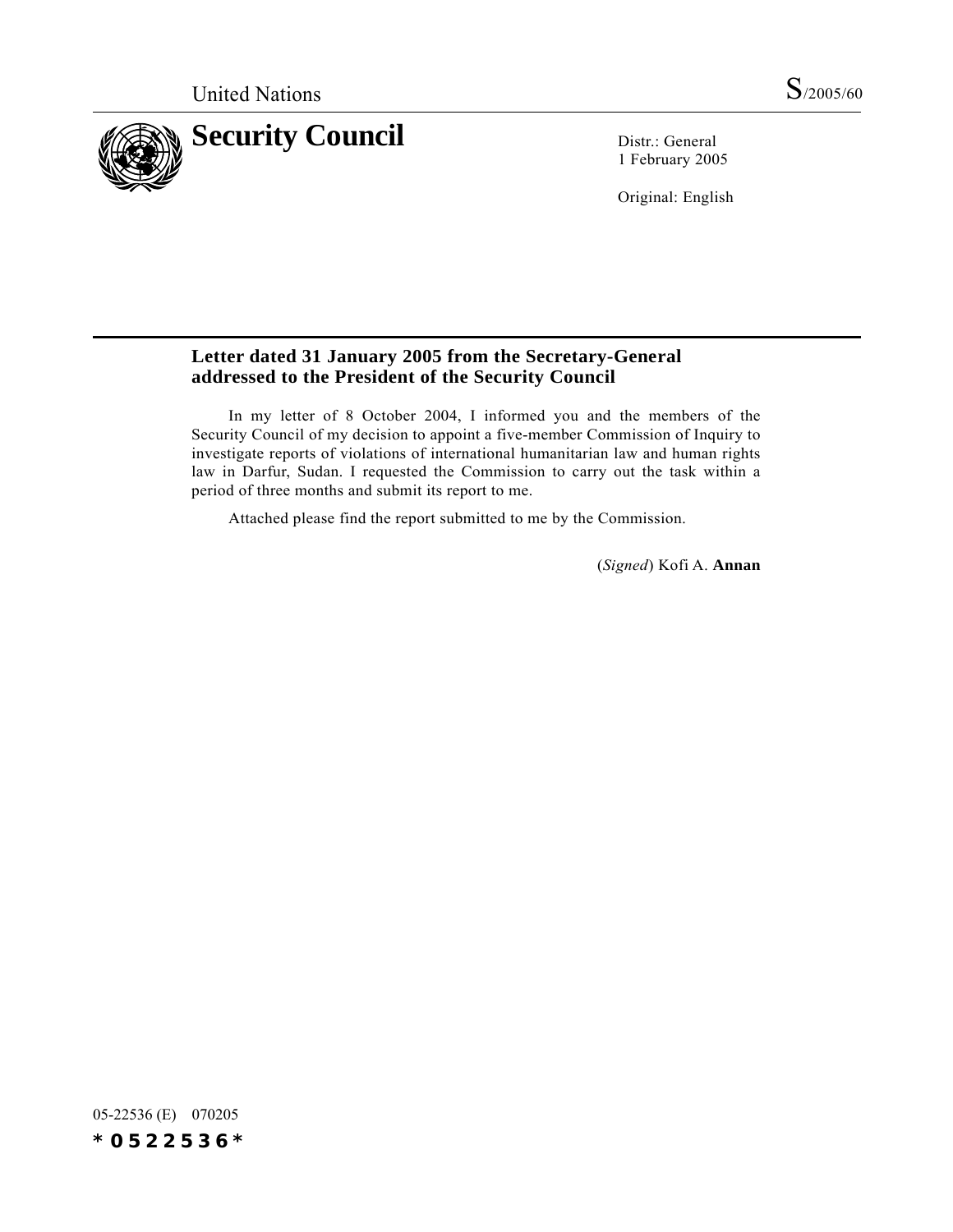United Nations S/2005/60

# Security Council

Distr.: General
1 February 2005

Original: English

## Letter dated 31 January 2005 from the Secretary-General addressed to the President of the Security Council

In my letter of 8 October 2004, I informed you and the members of the Security Council of my decision to appoint a five-member Commission of Inquiry to investigate reports of violations of international humanitarian law and human rights law in Darfur, Sudan. I requested the Commission to carry out the task within a period of three months and submit its report to me.

Attached please find the report submitted to me by the Commission.

(*Signed*) Kofi A. **Annan**

05-22536 (E) 070205

*0522536*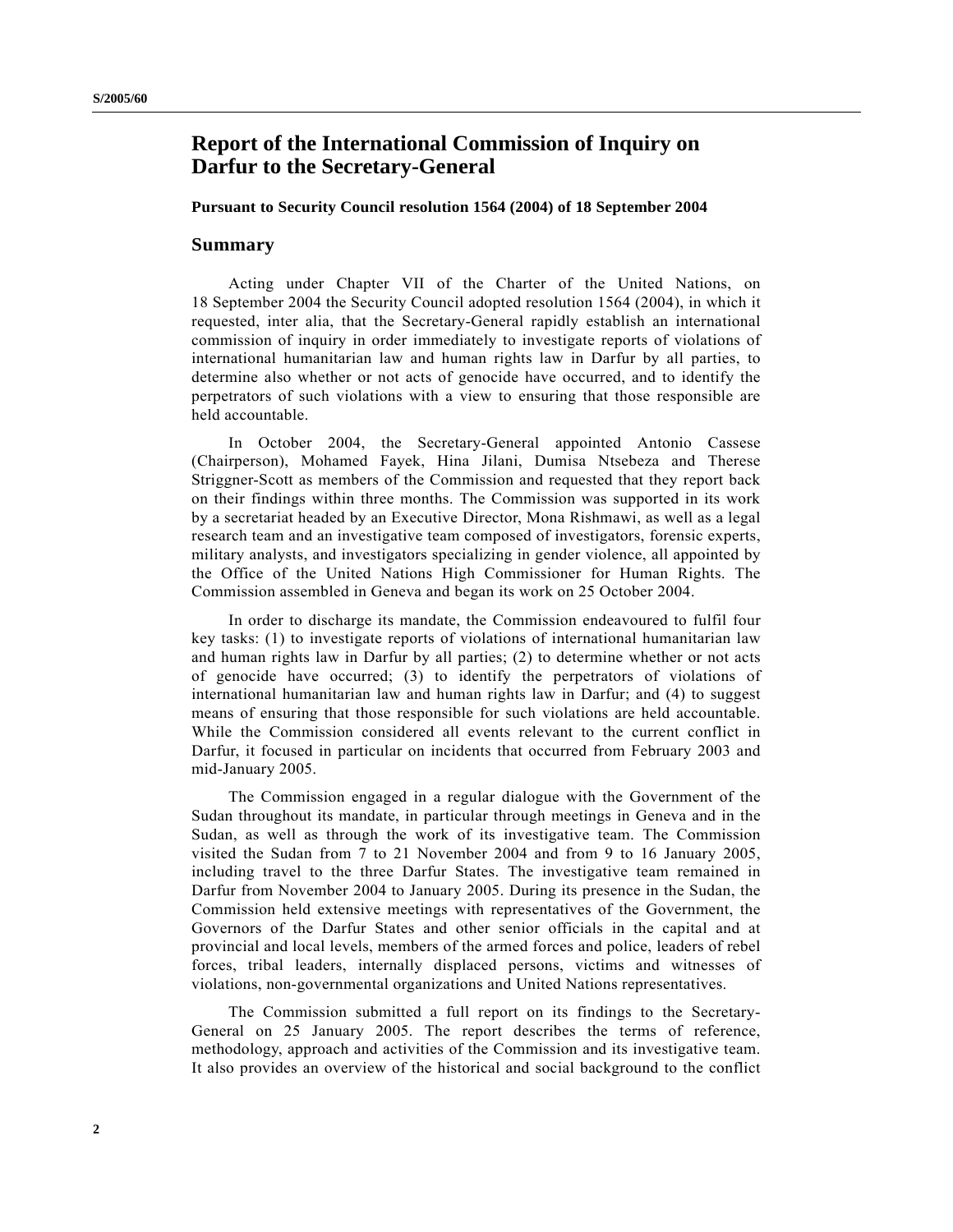# Report of the International Commission of Inquiry on Darfur to the Secretary-General

**Pursuant to Security Council resolution 1564 (2004) of 18 September 2004**

## Summary

Acting under Chapter VII of the Charter of the United Nations, on 18 September 2004 the Security Council adopted resolution 1564 (2004), in which it requested, inter alia, that the Secretary-General rapidly establish an international commission of inquiry in order immediately to investigate reports of violations of international humanitarian law and human rights law in Darfur by all parties, to determine also whether or not acts of genocide have occurred, and to identify the perpetrators of such violations with a view to ensuring that those responsible are held accountable.

In October 2004, the Secretary-General appointed Antonio Cassese (Chairperson), Mohamed Fayek, Hina Jilani, Dumisa Ntsebeza and Therese Striggner-Scott as members of the Commission and requested that they report back on their findings within three months. The Commission was supported in its work by a secretariat headed by an Executive Director, Mona Rishmawi, as well as a legal research team and an investigative team composed of investigators, forensic experts, military analysts, and investigators specializing in gender violence, all appointed by the Office of the United Nations High Commissioner for Human Rights. The Commission assembled in Geneva and began its work on 25 October 2004.

In order to discharge its mandate, the Commission endeavoured to fulfil four key tasks: (1) to investigate reports of violations of international humanitarian law and human rights law in Darfur by all parties; (2) to determine whether or not acts of genocide have occurred; (3) to identify the perpetrators of violations of international humanitarian law and human rights law in Darfur; and (4) to suggest means of ensuring that those responsible for such violations are held accountable. While the Commission considered all events relevant to the current conflict in Darfur, it focused in particular on incidents that occurred from February 2003 and mid-January 2005.

The Commission engaged in a regular dialogue with the Government of the Sudan throughout its mandate, in particular through meetings in Geneva and in the Sudan, as well as through the work of its investigative team. The Commission visited the Sudan from 7 to 21 November 2004 and from 9 to 16 January 2005, including travel to the three Darfur States. The investigative team remained in Darfur from November 2004 to January 2005. During its presence in the Sudan, the Commission held extensive meetings with representatives of the Government, the Governors of the Darfur States and other senior officials in the capital and at provincial and local levels, members of the armed forces and police, leaders of rebel forces, tribal leaders, internally displaced persons, victims and witnesses of violations, non-governmental organizations and United Nations representatives.

The Commission submitted a full report on its findings to the Secretary-General on 25 January 2005. The report describes the terms of reference, methodology, approach and activities of the Commission and its investigative team. It also provides an overview of the historical and social background to the conflict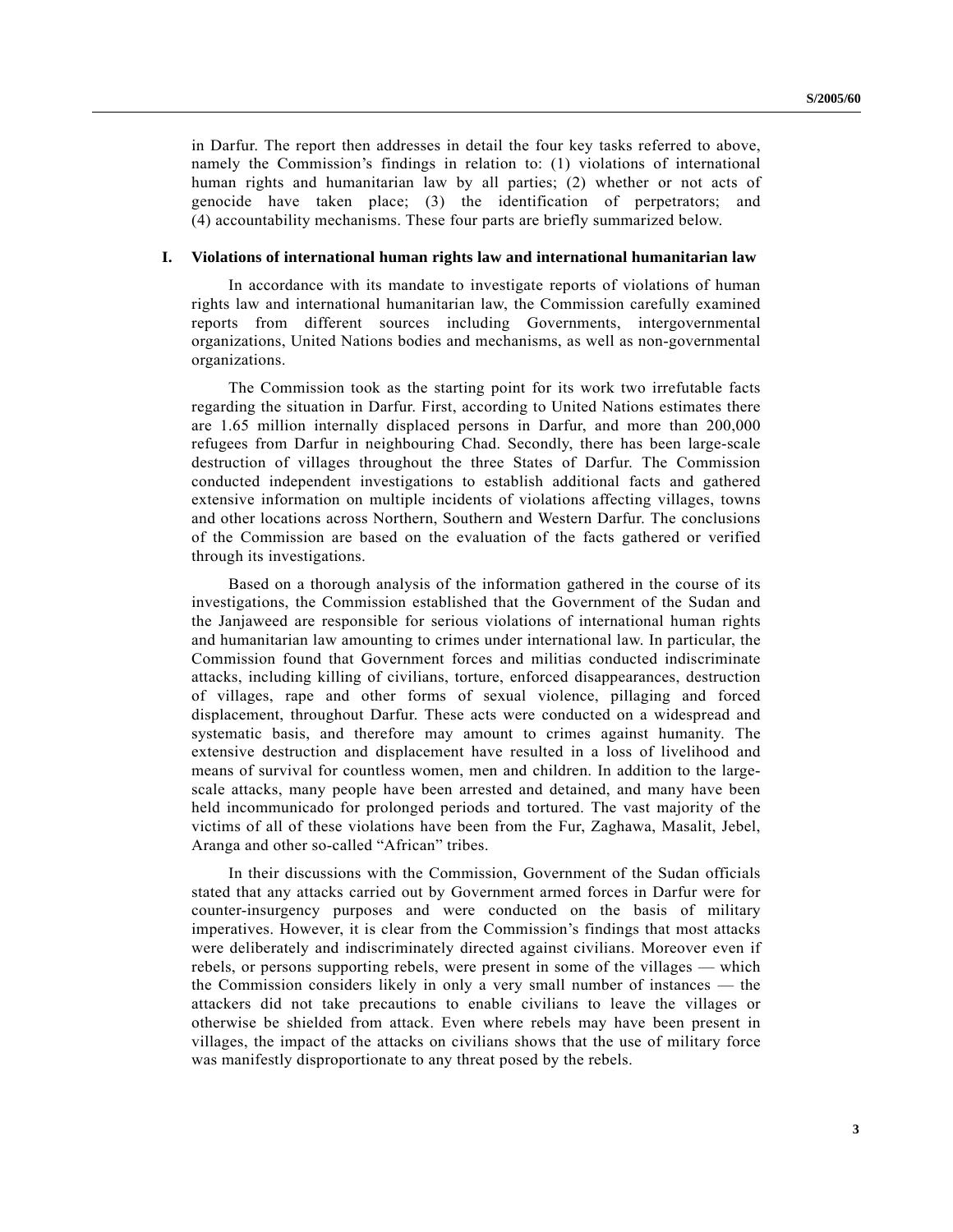in Darfur. The report then addresses in detail the four key tasks referred to above, namely the Commission's findings in relation to: (1) violations of international human rights and humanitarian law by all parties; (2) whether or not acts of genocide have taken place; (3) the identification of perpetrators; and (4) accountability mechanisms. These four parts are briefly summarized below.

## I. Violations of international human rights law and international humanitarian law

In accordance with its mandate to investigate reports of violations of human rights law and international humanitarian law, the Commission carefully examined reports from different sources including Governments, intergovernmental organizations, United Nations bodies and mechanisms, as well as non-governmental organizations.

The Commission took as the starting point for its work two irrefutable facts regarding the situation in Darfur. First, according to United Nations estimates there are 1.65 million internally displaced persons in Darfur, and more than 200,000 refugees from Darfur in neighbouring Chad. Secondly, there has been large-scale destruction of villages throughout the three States of Darfur. The Commission conducted independent investigations to establish additional facts and gathered extensive information on multiple incidents of violations affecting villages, towns and other locations across Northern, Southern and Western Darfur. The conclusions of the Commission are based on the evaluation of the facts gathered or verified through its investigations.

Based on a thorough analysis of the information gathered in the course of its investigations, the Commission established that the Government of the Sudan and the Janjaweed are responsible for serious violations of international human rights and humanitarian law amounting to crimes under international law. In particular, the Commission found that Government forces and militias conducted indiscriminate attacks, including killing of civilians, torture, enforced disappearances, destruction of villages, rape and other forms of sexual violence, pillaging and forced displacement, throughout Darfur. These acts were conducted on a widespread and systematic basis, and therefore may amount to crimes against humanity. The extensive destruction and displacement have resulted in a loss of livelihood and means of survival for countless women, men and children. In addition to the large-scale attacks, many people have been arrested and detained, and many have been held incommunicado for prolonged periods and tortured. The vast majority of the victims of all of these violations have been from the Fur, Zaghawa, Masalit, Jebel, Aranga and other so-called "African" tribes.

In their discussions with the Commission, Government of the Sudan officials stated that any attacks carried out by Government armed forces in Darfur were for counter-insurgency purposes and were conducted on the basis of military imperatives. However, it is clear from the Commission's findings that most attacks were deliberately and indiscriminately directed against civilians. Moreover even if rebels, or persons supporting rebels, were present in some of the villages — which the Commission considers likely in only a very small number of instances — the attackers did not take precautions to enable civilians to leave the villages or otherwise be shielded from attack. Even where rebels may have been present in villages, the impact of the attacks on civilians shows that the use of military force was manifestly disproportionate to any threat posed by the rebels.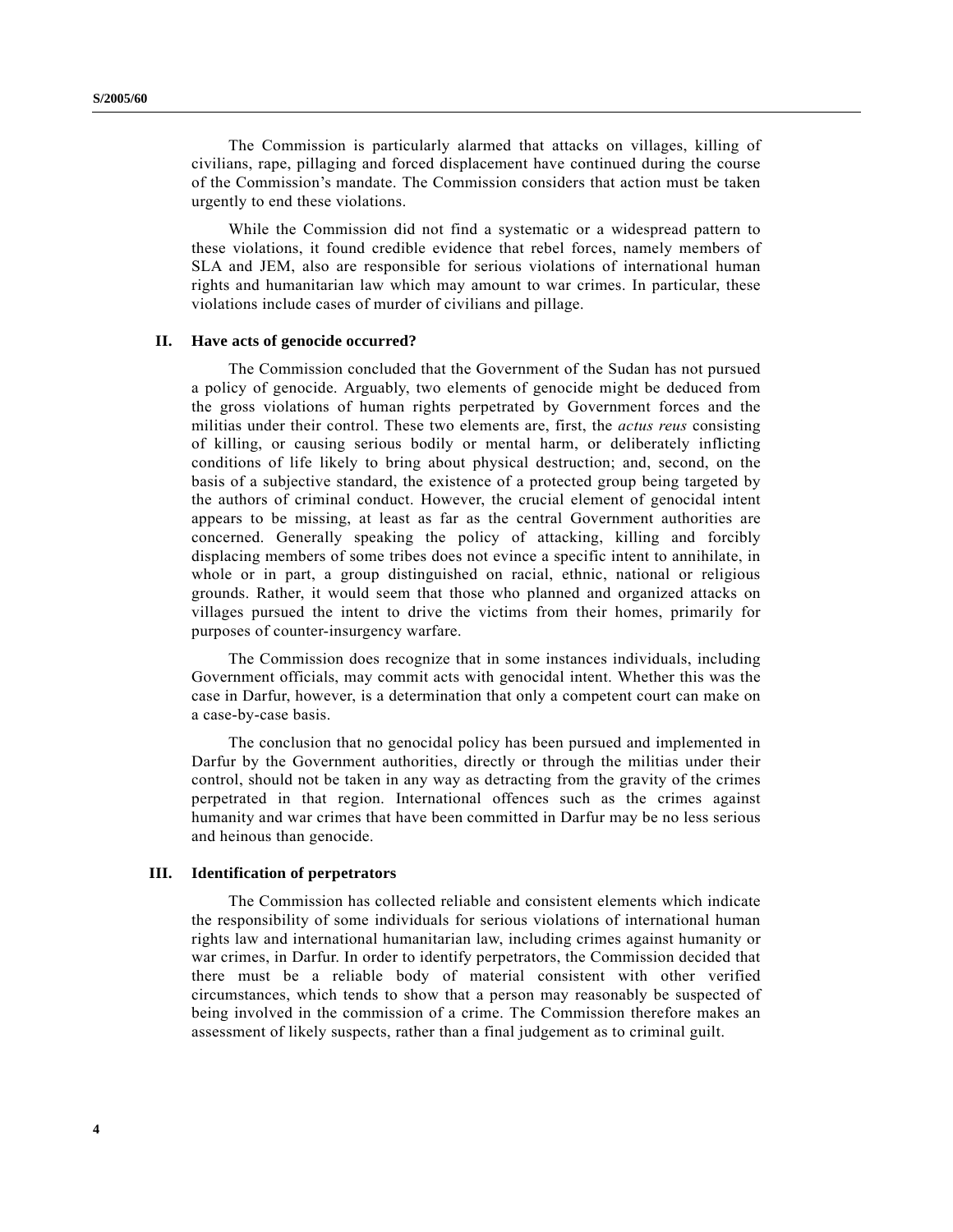The Commission is particularly alarmed that attacks on villages, killing of civilians, rape, pillaging and forced displacement have continued during the course of the Commission's mandate. The Commission considers that action must be taken urgently to end these violations.

While the Commission did not find a systematic or a widespread pattern to these violations, it found credible evidence that rebel forces, namely members of SLA and JEM, also are responsible for serious violations of international human rights and humanitarian law which may amount to war crimes. In particular, these violations include cases of murder of civilians and pillage.

## II. Have acts of genocide occurred?

The Commission concluded that the Government of the Sudan has not pursued a policy of genocide. Arguably, two elements of genocide might be deduced from the gross violations of human rights perpetrated by Government forces and the militias under their control. These two elements are, first, the *actus reus* consisting of killing, or causing serious bodily or mental harm, or deliberately inflicting conditions of life likely to bring about physical destruction; and, second, on the basis of a subjective standard, the existence of a protected group being targeted by the authors of criminal conduct. However, the crucial element of genocidal intent appears to be missing, at least as far as the central Government authorities are concerned. Generally speaking the policy of attacking, killing and forcibly displacing members of some tribes does not evince a specific intent to annihilate, in whole or in part, a group distinguished on racial, ethnic, national or religious grounds. Rather, it would seem that those who planned and organized attacks on villages pursued the intent to drive the victims from their homes, primarily for purposes of counter-insurgency warfare.

The Commission does recognize that in some instances individuals, including Government officials, may commit acts with genocidal intent. Whether this was the case in Darfur, however, is a determination that only a competent court can make on a case-by-case basis.

The conclusion that no genocidal policy has been pursued and implemented in Darfur by the Government authorities, directly or through the militias under their control, should not be taken in any way as detracting from the gravity of the crimes perpetrated in that region. International offences such as the crimes against humanity and war crimes that have been committed in Darfur may be no less serious and heinous than genocide.

## III. Identification of perpetrators

The Commission has collected reliable and consistent elements which indicate the responsibility of some individuals for serious violations of international human rights law and international humanitarian law, including crimes against humanity or war crimes, in Darfur. In order to identify perpetrators, the Commission decided that there must be a reliable body of material consistent with other verified circumstances, which tends to show that a person may reasonably be suspected of being involved in the commission of a crime. The Commission therefore makes an assessment of likely suspects, rather than a final judgement as to criminal guilt.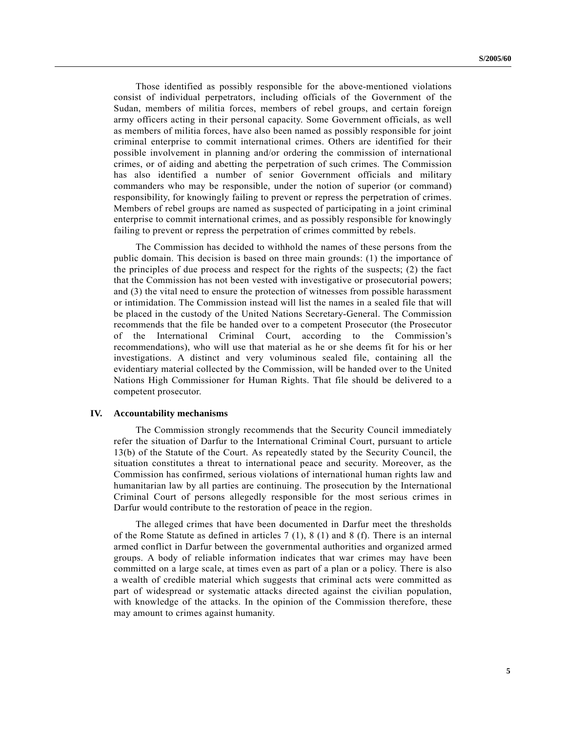Those identified as possibly responsible for the above-mentioned violations consist of individual perpetrators, including officials of the Government of the Sudan, members of militia forces, members of rebel groups, and certain foreign army officers acting in their personal capacity. Some Government officials, as well as members of militia forces, have also been named as possibly responsible for joint criminal enterprise to commit international crimes. Others are identified for their possible involvement in planning and/or ordering the commission of international crimes, or of aiding and abetting the perpetration of such crimes. The Commission has also identified a number of senior Government officials and military commanders who may be responsible, under the notion of superior (or command) responsibility, for knowingly failing to prevent or repress the perpetration of crimes. Members of rebel groups are named as suspected of participating in a joint criminal enterprise to commit international crimes, and as possibly responsible for knowingly failing to prevent or repress the perpetration of crimes committed by rebels.

The Commission has decided to withhold the names of these persons from the public domain. This decision is based on three main grounds: (1) the importance of the principles of due process and respect for the rights of the suspects; (2) the fact that the Commission has not been vested with investigative or prosecutorial powers; and (3) the vital need to ensure the protection of witnesses from possible harassment or intimidation. The Commission instead will list the names in a sealed file that will be placed in the custody of the United Nations Secretary-General. The Commission recommends that the file be handed over to a competent Prosecutor (the Prosecutor of the International Criminal Court, according to the Commission's recommendations), who will use that material as he or she deems fit for his or her investigations. A distinct and very voluminous sealed file, containing all the evidentiary material collected by the Commission, will be handed over to the United Nations High Commissioner for Human Rights. That file should be delivered to a competent prosecutor.

## IV. Accountability mechanisms

The Commission strongly recommends that the Security Council immediately refer the situation of Darfur to the International Criminal Court, pursuant to article 13(b) of the Statute of the Court. As repeatedly stated by the Security Council, the situation constitutes a threat to international peace and security. Moreover, as the Commission has confirmed, serious violations of international human rights law and humanitarian law by all parties are continuing. The prosecution by the International Criminal Court of persons allegedly responsible for the most serious crimes in Darfur would contribute to the restoration of peace in the region.

The alleged crimes that have been documented in Darfur meet the thresholds of the Rome Statute as defined in articles 7 (1), 8 (1) and 8 (f). There is an internal armed conflict in Darfur between the governmental authorities and organized armed groups. A body of reliable information indicates that war crimes may have been committed on a large scale, at times even as part of a plan or a policy. There is also a wealth of credible material which suggests that criminal acts were committed as part of widespread or systematic attacks directed against the civilian population, with knowledge of the attacks. In the opinion of the Commission therefore, these may amount to crimes against humanity.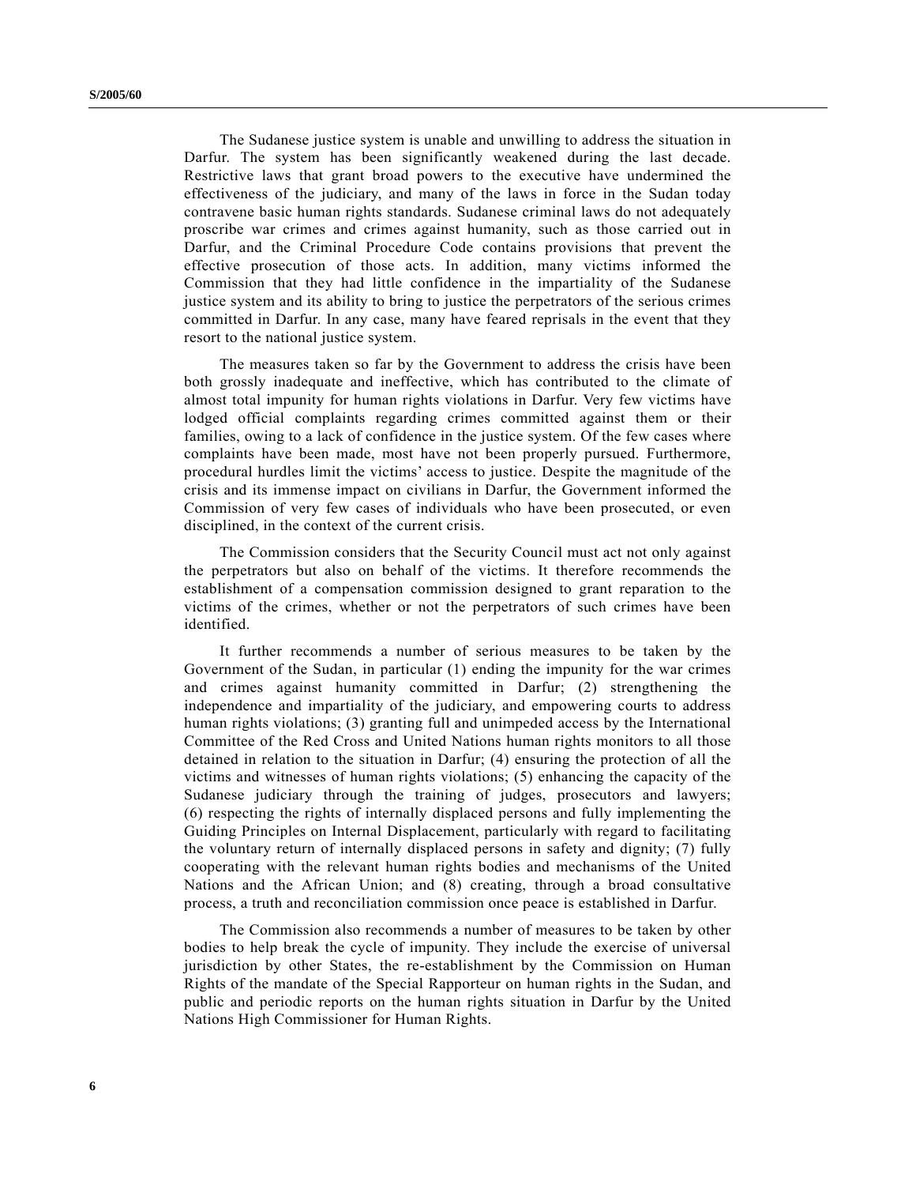The Sudanese justice system is unable and unwilling to address the situation in Darfur. The system has been significantly weakened during the last decade. Restrictive laws that grant broad powers to the executive have undermined the effectiveness of the judiciary, and many of the laws in force in the Sudan today contravene basic human rights standards. Sudanese criminal laws do not adequately proscribe war crimes and crimes against humanity, such as those carried out in Darfur, and the Criminal Procedure Code contains provisions that prevent the effective prosecution of those acts. In addition, many victims informed the Commission that they had little confidence in the impartiality of the Sudanese justice system and its ability to bring to justice the perpetrators of the serious crimes committed in Darfur. In any case, many have feared reprisals in the event that they resort to the national justice system.

The measures taken so far by the Government to address the crisis have been both grossly inadequate and ineffective, which has contributed to the climate of almost total impunity for human rights violations in Darfur. Very few victims have lodged official complaints regarding crimes committed against them or their families, owing to a lack of confidence in the justice system. Of the few cases where complaints have been made, most have not been properly pursued. Furthermore, procedural hurdles limit the victims' access to justice. Despite the magnitude of the crisis and its immense impact on civilians in Darfur, the Government informed the Commission of very few cases of individuals who have been prosecuted, or even disciplined, in the context of the current crisis.

The Commission considers that the Security Council must act not only against the perpetrators but also on behalf of the victims. It therefore recommends the establishment of a compensation commission designed to grant reparation to the victims of the crimes, whether or not the perpetrators of such crimes have been identified.

It further recommends a number of serious measures to be taken by the Government of the Sudan, in particular (1) ending the impunity for the war crimes and crimes against humanity committed in Darfur; (2) strengthening the independence and impartiality of the judiciary, and empowering courts to address human rights violations; (3) granting full and unimpeded access by the International Committee of the Red Cross and United Nations human rights monitors to all those detained in relation to the situation in Darfur; (4) ensuring the protection of all the victims and witnesses of human rights violations; (5) enhancing the capacity of the Sudanese judiciary through the training of judges, prosecutors and lawyers; (6) respecting the rights of internally displaced persons and fully implementing the Guiding Principles on Internal Displacement, particularly with regard to facilitating the voluntary return of internally displaced persons in safety and dignity; (7) fully cooperating with the relevant human rights bodies and mechanisms of the United Nations and the African Union; and (8) creating, through a broad consultative process, a truth and reconciliation commission once peace is established in Darfur.

The Commission also recommends a number of measures to be taken by other bodies to help break the cycle of impunity. They include the exercise of universal jurisdiction by other States, the re-establishment by the Commission on Human Rights of the mandate of the Special Rapporteur on human rights in the Sudan, and public and periodic reports on the human rights situation in Darfur by the United Nations High Commissioner for Human Rights.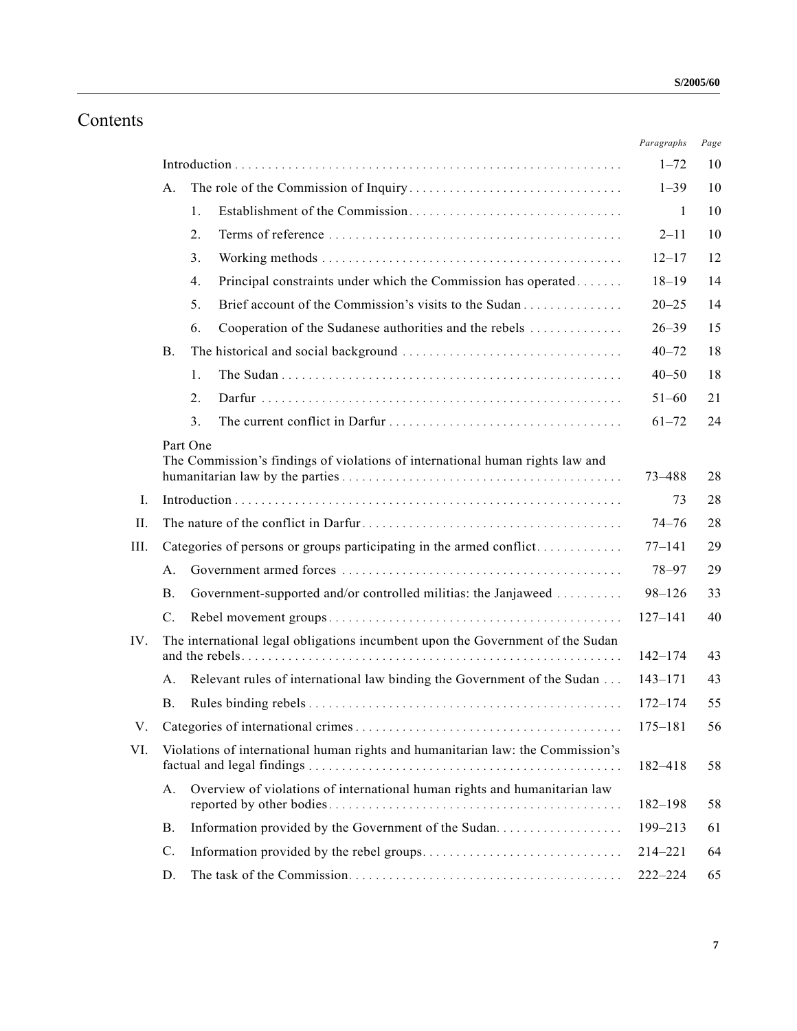# Contents

| | | | Paragraphs | Page |
|---|---|---|---|---|
| | Introduction | | 1–72 | 10 |
| | A. | The role of the Commission of Inquiry | 1–39 | 10 |
| | | 1. Establishment of the Commission | 1 | 10 |
| | | 2. Terms of reference | 2–11 | 10 |
| | | 3. Working methods | 12–17 | 12 |
| | | 4. Principal constraints under which the Commission has operated | 18–19 | 14 |
| | | 5. Brief account of the Commission's visits to the Sudan | 20–25 | 14 |
| | | 6. Cooperation of the Sudanese authorities and the rebels | 26–39 | 15 |
| | B. | The historical and social background | 40–72 | 18 |
| | | 1. The Sudan | 40–50 | 18 |
| | | 2. Darfur | 51–60 | 21 |
| | | 3. The current conflict in Darfur | 61–72 | 24 |
| | Part One<br>The Commission's findings of violations of international human rights law and humanitarian law by the parties | | 73–488 | 28 |
| I. | Introduction | | 73 | 28 |
| II. | The nature of the conflict in Darfur | | 74–76 | 28 |
| III. | Categories of persons or groups participating in the armed conflict | | 77–141 | 29 |
| | A. | Government armed forces | 78–97 | 29 |
| | B. | Government-supported and/or controlled militias: the Janjaweed | 98–126 | 33 |
| | C. | Rebel movement groups | 127–141 | 40 |
| IV. | The international legal obligations incumbent upon the Government of the Sudan and the rebels | | 142–174 | 43 |
| | A. | Relevant rules of international law binding the Government of the Sudan | 143–171 | 43 |
| | B. | Rules binding rebels | 172–174 | 55 |
| V. | Categories of international crimes | | 175–181 | 56 |
| VI. | Violations of international human rights and humanitarian law: the Commission's factual and legal findings | | 182–418 | 58 |
| | A. | Overview of violations of international human rights and humanitarian law reported by other bodies | 182–198 | 58 |
| | B. | Information provided by the Government of the Sudan | 199–213 | 61 |
| | C. | Information provided by the rebel groups | 214–221 | 64 |
| | D. | The task of the Commission | 222–224 | 65 |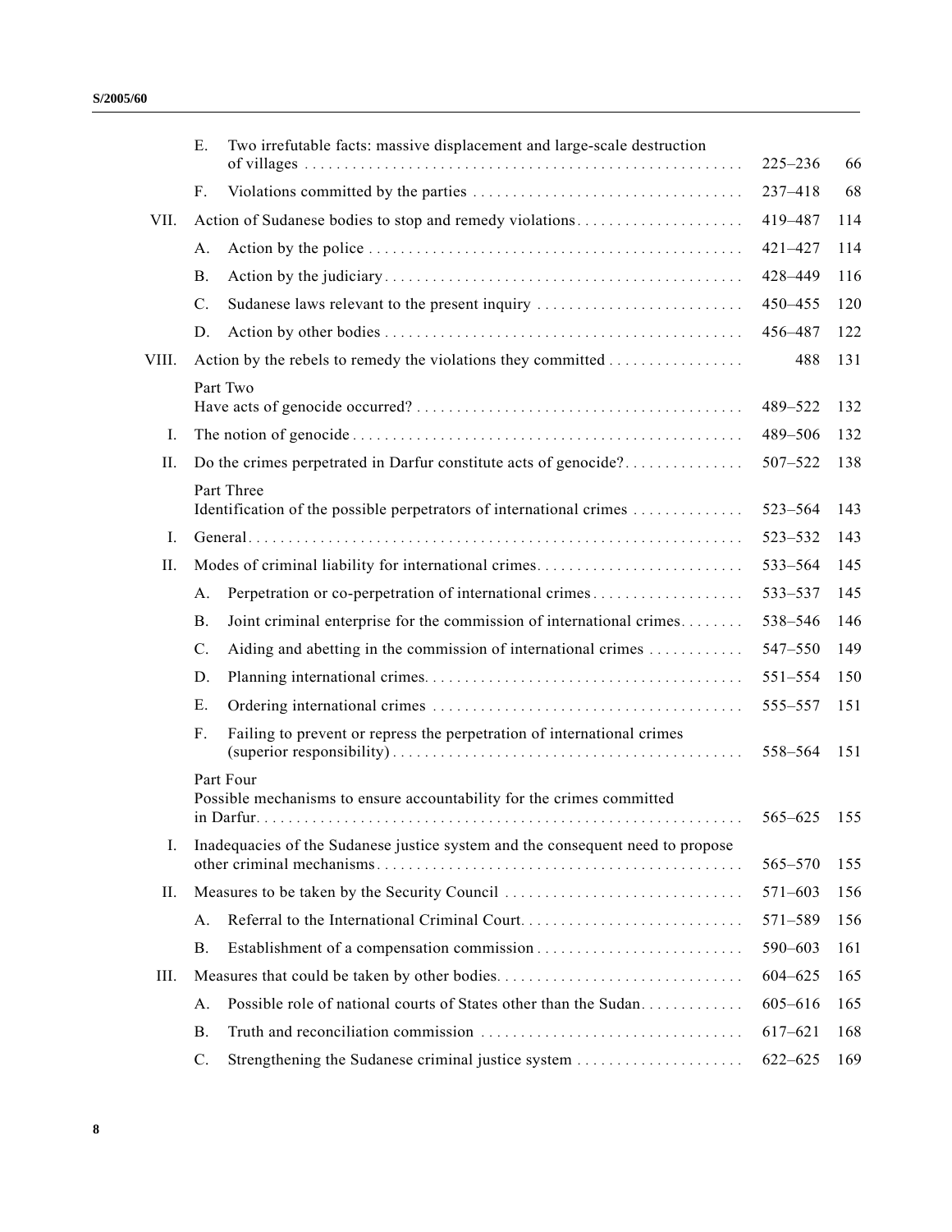| | | | Paragraphs | Page |
|---|---|---|---|---|
| | E. | Two irrefutable facts: massive displacement and large-scale destruction of villages | 225–236 | 66 |
| | F. | Violations committed by the parties | 237–418 | 68 |
| VII. | Action of Sudanese bodies to stop and remedy violations | | 419–487 | 114 |
| | A. | Action by the police | 421–427 | 114 |
| | B. | Action by the judiciary | 428–449 | 116 |
| | C. | Sudanese laws relevant to the present inquiry | 450–455 | 120 |
| | D. | Action by other bodies | 456–487 | 122 |
| VIII. | Action by the rebels to remedy the violations they committed | | 488 | 131 |
| | Part Two<br>Have acts of genocide occurred? | | 489–522 | 132 |
| I. | The notion of genocide | | 489–506 | 132 |
| II. | Do the crimes perpetrated in Darfur constitute acts of genocide? | | 507–522 | 138 |
| | Part Three<br>Identification of the possible perpetrators of international crimes | | 523–564 | 143 |
| I. | General | | 523–532 | 143 |
| II. | Modes of criminal liability for international crimes | | 533–564 | 145 |
| | A. | Perpetration or co-perpetration of international crimes | 533–537 | 145 |
| | B. | Joint criminal enterprise for the commission of international crimes | 538–546 | 146 |
| | C. | Aiding and abetting in the commission of international crimes | 547–550 | 149 |
| | D. | Planning international crimes | 551–554 | 150 |
| | E. | Ordering international crimes | 555–557 | 151 |
| | F. | Failing to prevent or repress the perpetration of international crimes (superior responsibility) | 558–564 | 151 |
| | Part Four<br>Possible mechanisms to ensure accountability for the crimes committed in Darfur | | 565–625 | 155 |
| I. | Inadequacies of the Sudanese justice system and the consequent need to propose other criminal mechanisms | | 565–570 | 155 |
| II. | Measures to be taken by the Security Council | | 571–603 | 156 |
| | A. | Referral to the International Criminal Court | 571–589 | 156 |
| | B. | Establishment of a compensation commission | 590–603 | 161 |
| III. | Measures that could be taken by other bodies | | 604–625 | 165 |
| | A. | Possible role of national courts of States other than the Sudan | 605–616 | 165 |
| | B. | Truth and reconciliation commission | 617–621 | 168 |
| | C. | Strengthening the Sudanese criminal justice system | 622–625 | 169 |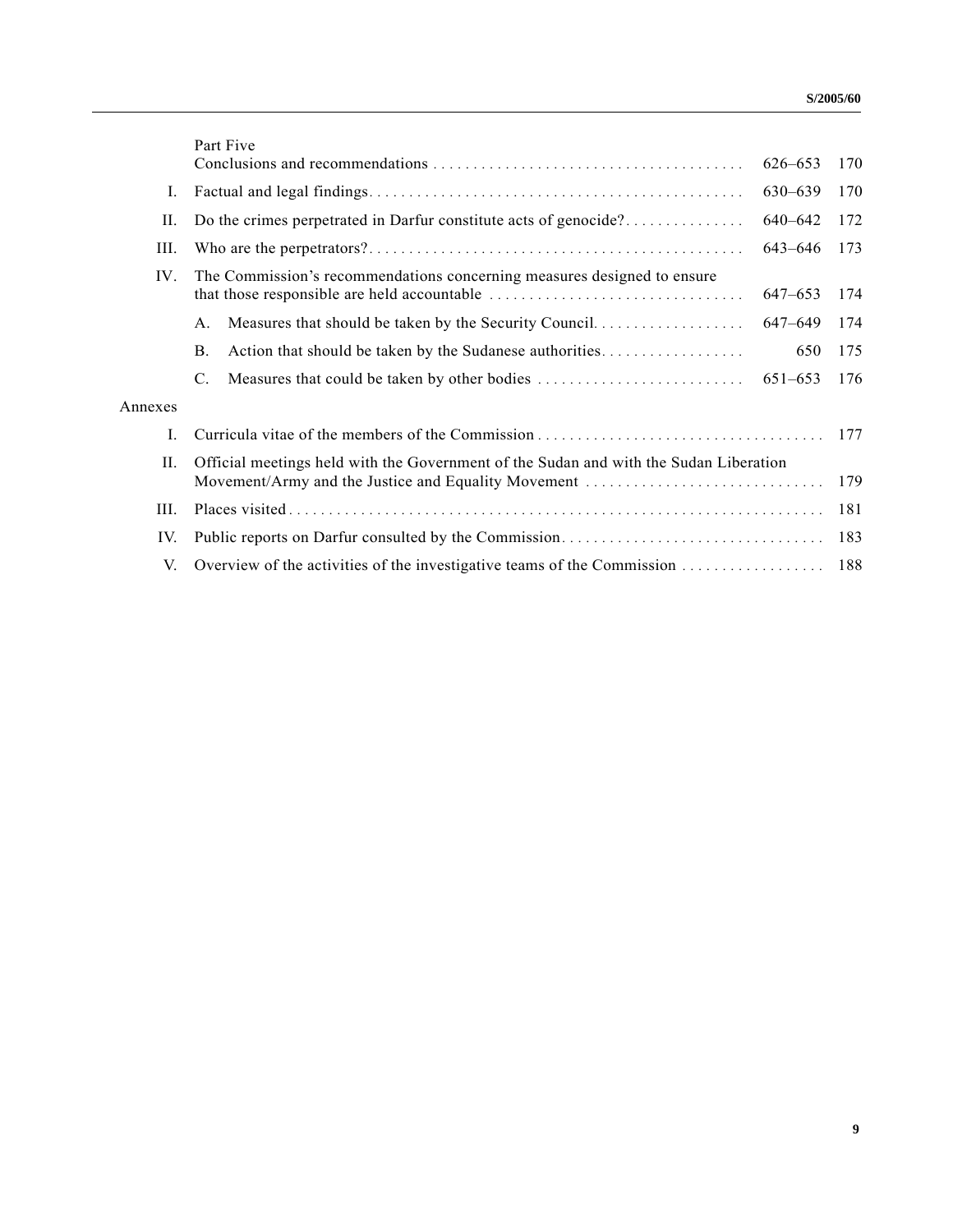| | | Paragraphs | Page |
|---|---|---|---|
| | Part Five<br>Conclusions and recommendations | 626–653 | 170 |
| I. | Factual and legal findings | 630–639 | 170 |
| II. | Do the crimes perpetrated in Darfur constitute acts of genocide? | 640–642 | 172 |
| III. | Who are the perpetrators? | 643–646 | 173 |
| IV. | The Commission's recommendations concerning measures designed to ensure that those responsible are held accountable | 647–653 | 174 |
| | A. Measures that should be taken by the Security Council | 647–649 | 174 |
| | B. Action that should be taken by the Sudanese authorities | 650 | 175 |
| | C. Measures that could be taken by other bodies | 651–653 | 176 |
| Annexes | | | |
| I. | Curricula vitae of the members of the Commission | | 177 |
| II. | Official meetings held with the Government of the Sudan and with the Sudan Liberation Movement/Army and the Justice and Equality Movement | | 179 |
| III. | Places visited | | 181 |
| IV. | Public reports on Darfur consulted by the Commission | | 183 |
| V. | Overview of the activities of the investigative teams of the Commission | | 188 |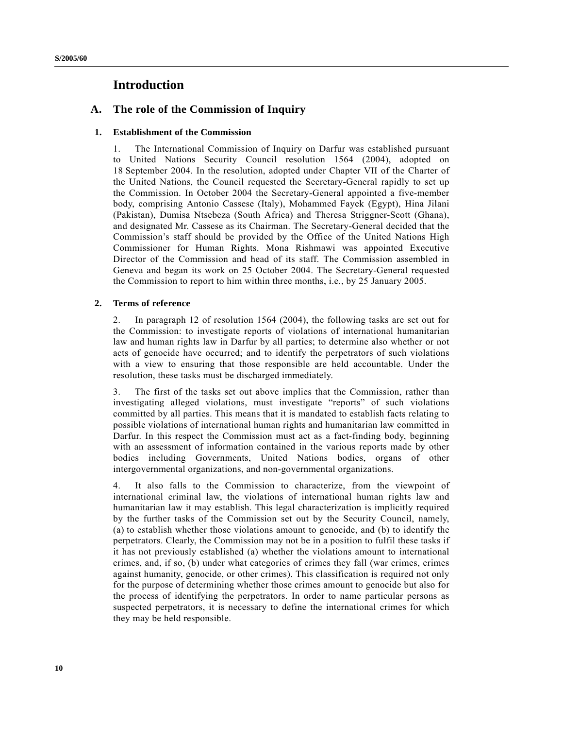# Introduction

## A. The role of the Commission of Inquiry

### 1. Establishment of the Commission

1. The International Commission of Inquiry on Darfur was established pursuant to United Nations Security Council resolution 1564 (2004), adopted on 18 September 2004. In the resolution, adopted under Chapter VII of the Charter of the United Nations, the Council requested the Secretary-General rapidly to set up the Commission. In October 2004 the Secretary-General appointed a five-member body, comprising Antonio Cassese (Italy), Mohammed Fayek (Egypt), Hina Jilani (Pakistan), Dumisa Ntsebeza (South Africa) and Theresa Striggner-Scott (Ghana), and designated Mr. Cassese as its Chairman. The Secretary-General decided that the Commission's staff should be provided by the Office of the United Nations High Commissioner for Human Rights. Mona Rishmawi was appointed Executive Director of the Commission and head of its staff. The Commission assembled in Geneva and began its work on 25 October 2004. The Secretary-General requested the Commission to report to him within three months, i.e., by 25 January 2005.

### 2. Terms of reference

2. In paragraph 12 of resolution 1564 (2004), the following tasks are set out for the Commission: to investigate reports of violations of international humanitarian law and human rights law in Darfur by all parties; to determine also whether or not acts of genocide have occurred; and to identify the perpetrators of such violations with a view to ensuring that those responsible are held accountable. Under the resolution, these tasks must be discharged immediately.

3. The first of the tasks set out above implies that the Commission, rather than investigating alleged violations, must investigate "reports" of such violations committed by all parties. This means that it is mandated to establish facts relating to possible violations of international human rights and humanitarian law committed in Darfur. In this respect the Commission must act as a fact-finding body, beginning with an assessment of information contained in the various reports made by other bodies including Governments, United Nations bodies, organs of other intergovernmental organizations, and non-governmental organizations.

4. It also falls to the Commission to characterize, from the viewpoint of international criminal law, the violations of international human rights law and humanitarian law it may establish. This legal characterization is implicitly required by the further tasks of the Commission set out by the Security Council, namely, (a) to establish whether those violations amount to genocide, and (b) to identify the perpetrators. Clearly, the Commission may not be in a position to fulfil these tasks if it has not previously established (a) whether the violations amount to international crimes, and, if so, (b) under what categories of crimes they fall (war crimes, crimes against humanity, genocide, or other crimes). This classification is required not only for the purpose of determining whether those crimes amount to genocide but also for the process of identifying the perpetrators. In order to name particular persons as suspected perpetrators, it is necessary to define the international crimes for which they may be held responsible.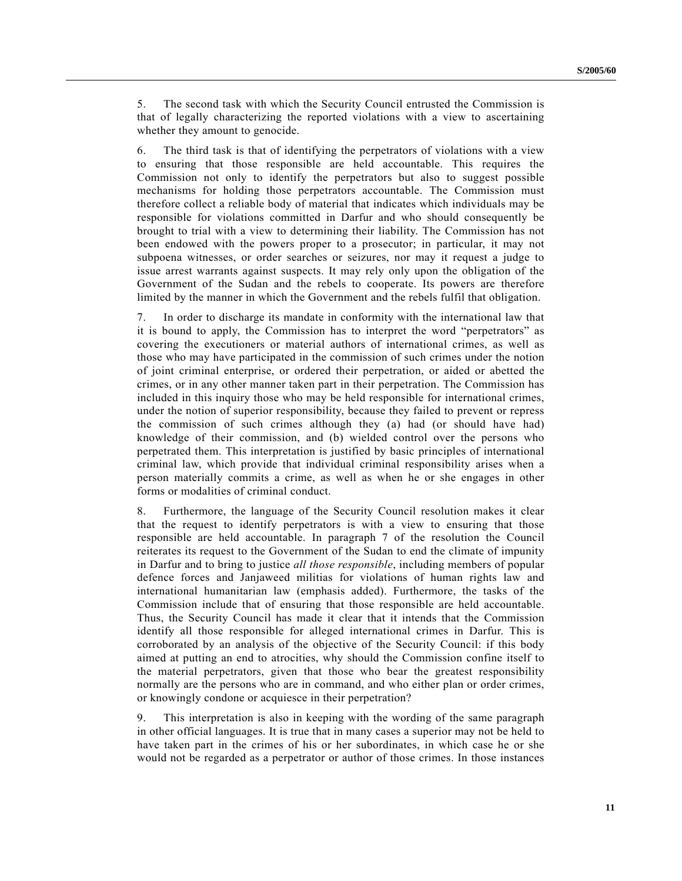5. The second task with which the Security Council entrusted the Commission is that of legally characterizing the reported violations with a view to ascertaining whether they amount to genocide.

6. The third task is that of identifying the perpetrators of violations with a view to ensuring that those responsible are held accountable. This requires the Commission not only to identify the perpetrators but also to suggest possible mechanisms for holding those perpetrators accountable. The Commission must therefore collect a reliable body of material that indicates which individuals may be responsible for violations committed in Darfur and who should consequently be brought to trial with a view to determining their liability. The Commission has not been endowed with the powers proper to a prosecutor; in particular, it may not subpoena witnesses, or order searches or seizures, nor may it request a judge to issue arrest warrants against suspects. It may rely only upon the obligation of the Government of the Sudan and the rebels to cooperate. Its powers are therefore limited by the manner in which the Government and the rebels fulfil that obligation.

7. In order to discharge its mandate in conformity with the international law that it is bound to apply, the Commission has to interpret the word "perpetrators" as covering the executioners or material authors of international crimes, as well as those who may have participated in the commission of such crimes under the notion of joint criminal enterprise, or ordered their perpetration, or aided or abetted the crimes, or in any other manner taken part in their perpetration. The Commission has included in this inquiry those who may be held responsible for international crimes, under the notion of superior responsibility, because they failed to prevent or repress the commission of such crimes although they (a) had (or should have had) knowledge of their commission, and (b) wielded control over the persons who perpetrated them. This interpretation is justified by basic principles of international criminal law, which provide that individual criminal responsibility arises when a person materially commits a crime, as well as when he or she engages in other forms or modalities of criminal conduct.

8. Furthermore, the language of the Security Council resolution makes it clear that the request to identify perpetrators is with a view to ensuring that those responsible are held accountable. In paragraph 7 of the resolution the Council reiterates its request to the Government of the Sudan to end the climate of impunity in Darfur and to bring to justice *all those responsible*, including members of popular defence forces and Janjaweed militias for violations of human rights law and international humanitarian law (emphasis added). Furthermore, the tasks of the Commission include that of ensuring that those responsible are held accountable. Thus, the Security Council has made it clear that it intends that the Commission identify all those responsible for alleged international crimes in Darfur. This is corroborated by an analysis of the objective of the Security Council: if this body aimed at putting an end to atrocities, why should the Commission confine itself to the material perpetrators, given that those who bear the greatest responsibility normally are the persons who are in command, and who either plan or order crimes, or knowingly condone or acquiesce in their perpetration?

9. This interpretation is also in keeping with the wording of the same paragraph in other official languages. It is true that in many cases a superior may not be held to have taken part in the crimes of his or her subordinates, in which case he or she would not be regarded as a perpetrator or author of those crimes. In those instances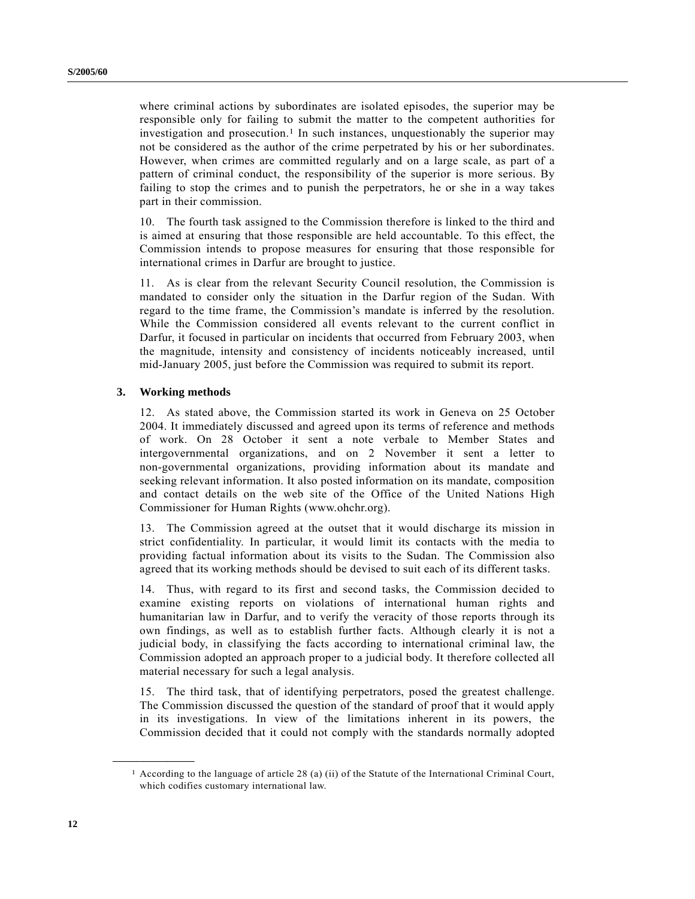where criminal actions by subordinates are isolated episodes, the superior may be responsible only for failing to submit the matter to the competent authorities for investigation and prosecution.[1] In such instances, unquestionably the superior may not be considered as the author of the crime perpetrated by his or her subordinates. However, when crimes are committed regularly and on a large scale, as part of a pattern of criminal conduct, the responsibility of the superior is more serious. By failing to stop the crimes and to punish the perpetrators, he or she in a way takes part in their commission.

10. The fourth task assigned to the Commission therefore is linked to the third and is aimed at ensuring that those responsible are held accountable. To this effect, the Commission intends to propose measures for ensuring that those responsible for international crimes in Darfur are brought to justice.

11. As is clear from the relevant Security Council resolution, the Commission is mandated to consider only the situation in the Darfur region of the Sudan. With regard to the time frame, the Commission's mandate is inferred by the resolution. While the Commission considered all events relevant to the current conflict in Darfur, it focused in particular on incidents that occurred from February 2003, when the magnitude, intensity and consistency of incidents noticeably increased, until mid-January 2005, just before the Commission was required to submit its report.

### 3. Working methods

12. As stated above, the Commission started its work in Geneva on 25 October 2004. It immediately discussed and agreed upon its terms of reference and methods of work. On 28 October it sent a note verbale to Member States and intergovernmental organizations, and on 2 November it sent a letter to non-governmental organizations, providing information about its mandate and seeking relevant information. It also posted information on its mandate, composition and contact details on the web site of the Office of the United Nations High Commissioner for Human Rights (www.ohchr.org).

13. The Commission agreed at the outset that it would discharge its mission in strict confidentiality. In particular, it would limit its contacts with the media to providing factual information about its visits to the Sudan. The Commission also agreed that its working methods should be devised to suit each of its different tasks.

14. Thus, with regard to its first and second tasks, the Commission decided to examine existing reports on violations of international human rights and humanitarian law in Darfur, and to verify the veracity of those reports through its own findings, as well as to establish further facts. Although clearly it is not a judicial body, in classifying the facts according to international criminal law, the Commission adopted an approach proper to a judicial body. It therefore collected all material necessary for such a legal analysis.

15. The third task, that of identifying perpetrators, posed the greatest challenge. The Commission discussed the question of the standard of proof that it would apply in its investigations. In view of the limitations inherent in its powers, the Commission decided that it could not comply with the standards normally adopted

---

[1] According to the language of article 28 (a) (ii) of the Statute of the International Criminal Court, which codifies customary international law.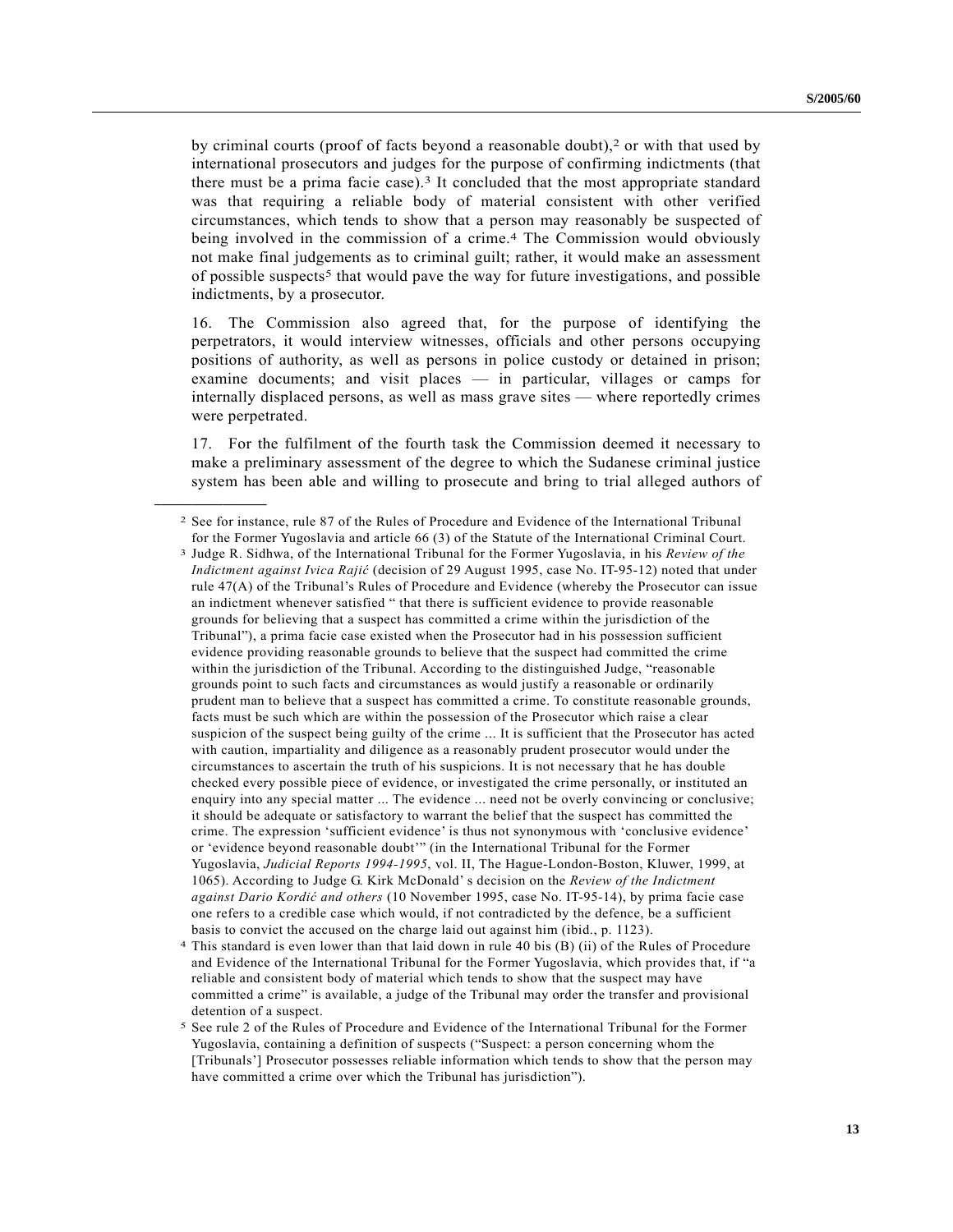by criminal courts (proof of facts beyond a reasonable doubt),[2] or with that used by international prosecutors and judges for the purpose of confirming indictments (that there must be a prima facie case).[3] It concluded that the most appropriate standard was that requiring a reliable body of material consistent with other verified circumstances, which tends to show that a person may reasonably be suspected of being involved in the commission of a crime.[4] The Commission would obviously not make final judgements as to criminal guilt; rather, it would make an assessment of possible suspects[5] that would pave the way for future investigations, and possible indictments, by a prosecutor.

16. The Commission also agreed that, for the purpose of identifying the perpetrators, it would interview witnesses, officials and other persons occupying positions of authority, as well as persons in police custody or detained in prison; examine documents; and visit places — in particular, villages or camps for internally displaced persons, as well as mass grave sites — where reportedly crimes were perpetrated.

17. For the fulfilment of the fourth task the Commission deemed it necessary to make a preliminary assessment of the degree to which the Sudanese criminal justice system has been able and willing to prosecute and bring to trial alleged authors of

---

[2] See for instance, rule 87 of the Rules of Procedure and Evidence of the International Tribunal for the Former Yugoslavia and article 66 (3) of the Statute of the International Criminal Court.

[3] Judge R. Sidhwa, of the International Tribunal for the Former Yugoslavia, in his *Review of the Indictment against Ivica Rajić* (decision of 29 August 1995, case No. IT-95-12) noted that under rule 47(A) of the Tribunal's Rules of Procedure and Evidence (whereby the Prosecutor can issue an indictment whenever satisfied " that there is sufficient evidence to provide reasonable grounds for believing that a suspect has committed a crime within the jurisdiction of the Tribunal"), a prima facie case existed when the Prosecutor had in his possession sufficient evidence providing reasonable grounds to believe that the suspect had committed the crime within the jurisdiction of the Tribunal. According to the distinguished Judge, "reasonable grounds point to such facts and circumstances as would justify a reasonable or ordinarily prudent man to believe that a suspect has committed a crime. To constitute reasonable grounds, facts must be such which are within the possession of the Prosecutor which raise a clear suspicion of the suspect being guilty of the crime ... It is sufficient that the Prosecutor has acted with caution, impartiality and diligence as a reasonably prudent prosecutor would under the circumstances to ascertain the truth of his suspicions. It is not necessary that he has double checked every possible piece of evidence, or investigated the crime personally, or instituted an enquiry into any special matter ... The evidence ... need not be overly convincing or conclusive; it should be adequate or satisfactory to warrant the belief that the suspect has committed the crime. The expression 'sufficient evidence' is thus not synonymous with 'conclusive evidence' or 'evidence beyond reasonable doubt'" (in the International Tribunal for the Former Yugoslavia, *Judicial Reports 1994-1995*, vol. II, The Hague-London-Boston, Kluwer, 1999, at 1065). According to Judge G. Kirk McDonald' s decision on the *Review of the Indictment against Dario Kordić and others* (10 November 1995, case No. IT-95-14), by prima facie case one refers to a credible case which would, if not contradicted by the defence, be a sufficient basis to convict the accused on the charge laid out against him (ibid., p. 1123).

[4] This standard is even lower than that laid down in rule 40 bis (B) (ii) of the Rules of Procedure and Evidence of the International Tribunal for the Former Yugoslavia, which provides that, if "a reliable and consistent body of material which tends to show that the suspect may have committed a crime" is available, a judge of the Tribunal may order the transfer and provisional detention of a suspect.

[5] See rule 2 of the Rules of Procedure and Evidence of the International Tribunal for the Former Yugoslavia, containing a definition of suspects ("Suspect: a person concerning whom the [Tribunals'] Prosecutor possesses reliable information which tends to show that the person may have committed a crime over which the Tribunal has jurisdiction").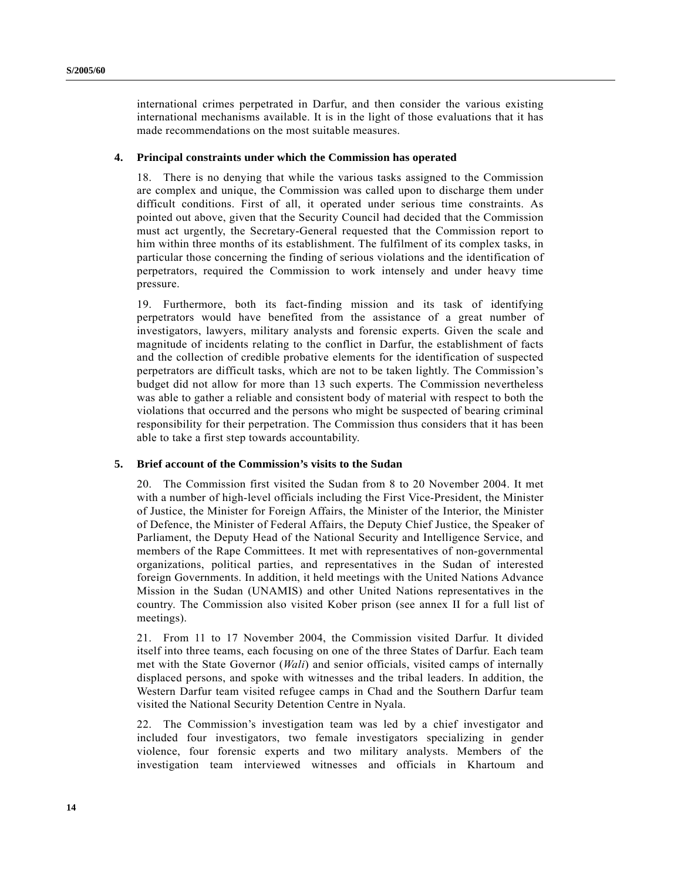international crimes perpetrated in Darfur, and then consider the various existing international mechanisms available. It is in the light of those evaluations that it has made recommendations on the most suitable measures.

### 4. Principal constraints under which the Commission has operated

18. There is no denying that while the various tasks assigned to the Commission are complex and unique, the Commission was called upon to discharge them under difficult conditions. First of all, it operated under serious time constraints. As pointed out above, given that the Security Council had decided that the Commission must act urgently, the Secretary-General requested that the Commission report to him within three months of its establishment. The fulfilment of its complex tasks, in particular those concerning the finding of serious violations and the identification of perpetrators, required the Commission to work intensely and under heavy time pressure.

19. Furthermore, both its fact-finding mission and its task of identifying perpetrators would have benefited from the assistance of a great number of investigators, lawyers, military analysts and forensic experts. Given the scale and magnitude of incidents relating to the conflict in Darfur, the establishment of facts and the collection of credible probative elements for the identification of suspected perpetrators are difficult tasks, which are not to be taken lightly. The Commission's budget did not allow for more than 13 such experts. The Commission nevertheless was able to gather a reliable and consistent body of material with respect to both the violations that occurred and the persons who might be suspected of bearing criminal responsibility for their perpetration. The Commission thus considers that it has been able to take a first step towards accountability.

### 5. Brief account of the Commission's visits to the Sudan

20. The Commission first visited the Sudan from 8 to 20 November 2004. It met with a number of high-level officials including the First Vice-President, the Minister of Justice, the Minister for Foreign Affairs, the Minister of the Interior, the Minister of Defence, the Minister of Federal Affairs, the Deputy Chief Justice, the Speaker of Parliament, the Deputy Head of the National Security and Intelligence Service, and members of the Rape Committees. It met with representatives of non-governmental organizations, political parties, and representatives in the Sudan of interested foreign Governments. In addition, it held meetings with the United Nations Advance Mission in the Sudan (UNAMIS) and other United Nations representatives in the country. The Commission also visited Kober prison (see annex II for a full list of meetings).

21. From 11 to 17 November 2004, the Commission visited Darfur. It divided itself into three teams, each focusing on one of the three States of Darfur. Each team met with the State Governor (*Wali*) and senior officials, visited camps of internally displaced persons, and spoke with witnesses and the tribal leaders. In addition, the Western Darfur team visited refugee camps in Chad and the Southern Darfur team visited the National Security Detention Centre in Nyala.

22. The Commission's investigation team was led by a chief investigator and included four investigators, two female investigators specializing in gender violence, four forensic experts and two military analysts. Members of the investigation team interviewed witnesses and officials in Khartoum and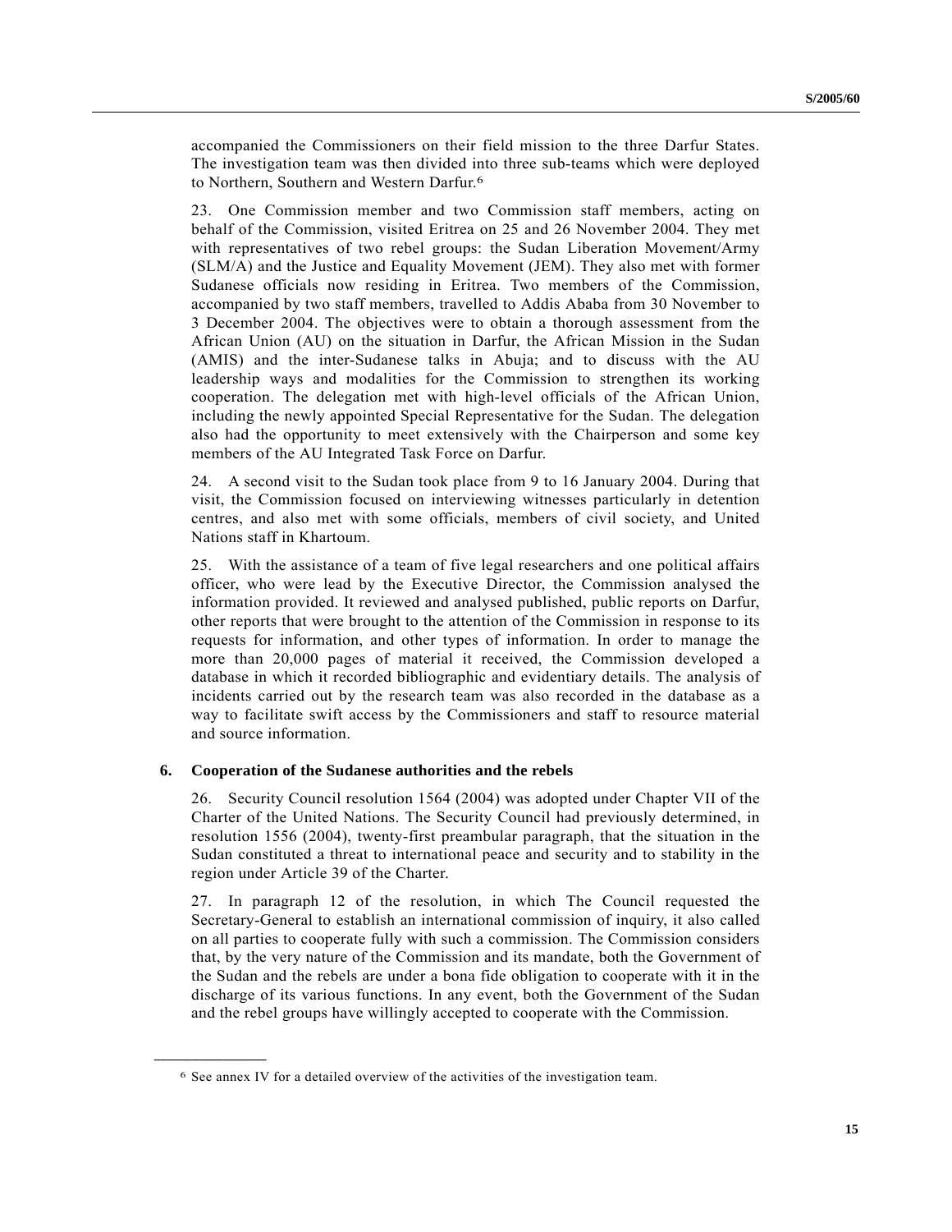accompanied the Commissioners on their field mission to the three Darfur States. The investigation team was then divided into three sub-teams which were deployed to Northern, Southern and Western Darfur.[6]

23. One Commission member and two Commission staff members, acting on behalf of the Commission, visited Eritrea on 25 and 26 November 2004. They met with representatives of two rebel groups: the Sudan Liberation Movement/Army (SLM/A) and the Justice and Equality Movement (JEM). They also met with former Sudanese officials now residing in Eritrea. Two members of the Commission, accompanied by two staff members, travelled to Addis Ababa from 30 November to 3 December 2004. The objectives were to obtain a thorough assessment from the African Union (AU) on the situation in Darfur, the African Mission in the Sudan (AMIS) and the inter-Sudanese talks in Abuja; and to discuss with the AU leadership ways and modalities for the Commission to strengthen its working cooperation. The delegation met with high-level officials of the African Union, including the newly appointed Special Representative for the Sudan. The delegation also had the opportunity to meet extensively with the Chairperson and some key members of the AU Integrated Task Force on Darfur.

24. A second visit to the Sudan took place from 9 to 16 January 2004. During that visit, the Commission focused on interviewing witnesses particularly in detention centres, and also met with some officials, members of civil society, and United Nations staff in Khartoum.

25. With the assistance of a team of five legal researchers and one political affairs officer, who were lead by the Executive Director, the Commission analysed the information provided. It reviewed and analysed published, public reports on Darfur, other reports that were brought to the attention of the Commission in response to its requests for information, and other types of information. In order to manage the more than 20,000 pages of material it received, the Commission developed a database in which it recorded bibliographic and evidentiary details. The analysis of incidents carried out by the research team was also recorded in the database as a way to facilitate swift access by the Commissioners and staff to resource material and source information.

### 6. Cooperation of the Sudanese authorities and the rebels

26. Security Council resolution 1564 (2004) was adopted under Chapter VII of the Charter of the United Nations. The Security Council had previously determined, in resolution 1556 (2004), twenty-first preambular paragraph, that the situation in the Sudan constituted a threat to international peace and security and to stability in the region under Article 39 of the Charter.

27. In paragraph 12 of the resolution, in which The Council requested the Secretary-General to establish an international commission of inquiry, it also called on all parties to cooperate fully with such a commission. The Commission considers that, by the very nature of the Commission and its mandate, both the Government of the Sudan and the rebels are under a bona fide obligation to cooperate with it in the discharge of its various functions. In any event, both the Government of the Sudan and the rebel groups have willingly accepted to cooperate with the Commission.

---

[6] See annex IV for a detailed overview of the activities of the investigation team.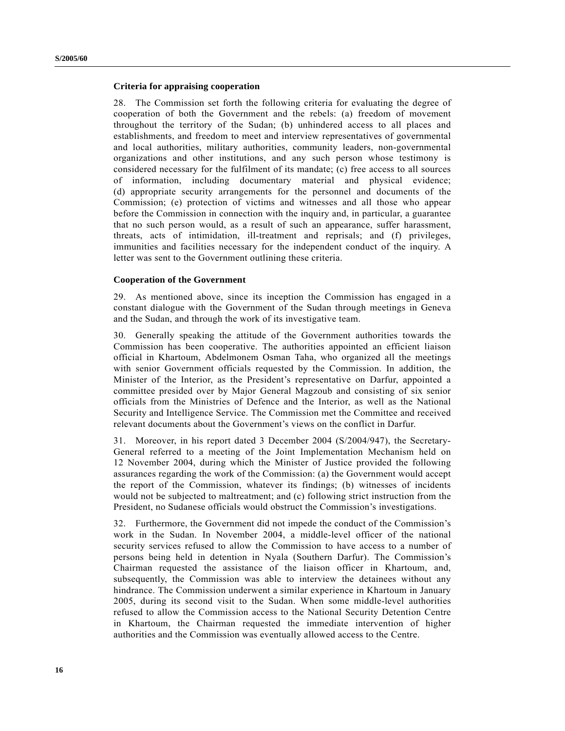### Criteria for appraising cooperation

28. The Commission set forth the following criteria for evaluating the degree of cooperation of both the Government and the rebels: (a) freedom of movement throughout the territory of the Sudan; (b) unhindered access to all places and establishments, and freedom to meet and interview representatives of governmental and local authorities, military authorities, community leaders, non-governmental organizations and other institutions, and any such person whose testimony is considered necessary for the fulfilment of its mandate; (c) free access to all sources of information, including documentary material and physical evidence; (d) appropriate security arrangements for the personnel and documents of the Commission; (e) protection of victims and witnesses and all those who appear before the Commission in connection with the inquiry and, in particular, a guarantee that no such person would, as a result of such an appearance, suffer harassment, threats, acts of intimidation, ill-treatment and reprisals; and (f) privileges, immunities and facilities necessary for the independent conduct of the inquiry. A letter was sent to the Government outlining these criteria.

### Cooperation of the Government

29. As mentioned above, since its inception the Commission has engaged in a constant dialogue with the Government of the Sudan through meetings in Geneva and the Sudan, and through the work of its investigative team.

30. Generally speaking the attitude of the Government authorities towards the Commission has been cooperative. The authorities appointed an efficient liaison official in Khartoum, Abdelmonem Osman Taha, who organized all the meetings with senior Government officials requested by the Commission. In addition, the Minister of the Interior, as the President's representative on Darfur, appointed a committee presided over by Major General Magzoub and consisting of six senior officials from the Ministries of Defence and the Interior, as well as the National Security and Intelligence Service. The Commission met the Committee and received relevant documents about the Government's views on the conflict in Darfur.

31. Moreover, in his report dated 3 December 2004 (S/2004/947), the Secretary-General referred to a meeting of the Joint Implementation Mechanism held on 12 November 2004, during which the Minister of Justice provided the following assurances regarding the work of the Commission: (a) the Government would accept the report of the Commission, whatever its findings; (b) witnesses of incidents would not be subjected to maltreatment; and (c) following strict instruction from the President, no Sudanese officials would obstruct the Commission's investigations.

32. Furthermore, the Government did not impede the conduct of the Commission's work in the Sudan. In November 2004, a middle-level officer of the national security services refused to allow the Commission to have access to a number of persons being held in detention in Nyala (Southern Darfur). The Commission's Chairman requested the assistance of the liaison officer in Khartoum, and, subsequently, the Commission was able to interview the detainees without any hindrance. The Commission underwent a similar experience in Khartoum in January 2005, during its second visit to the Sudan. When some middle-level authorities refused to allow the Commission access to the National Security Detention Centre in Khartoum, the Chairman requested the immediate intervention of higher authorities and the Commission was eventually allowed access to the Centre.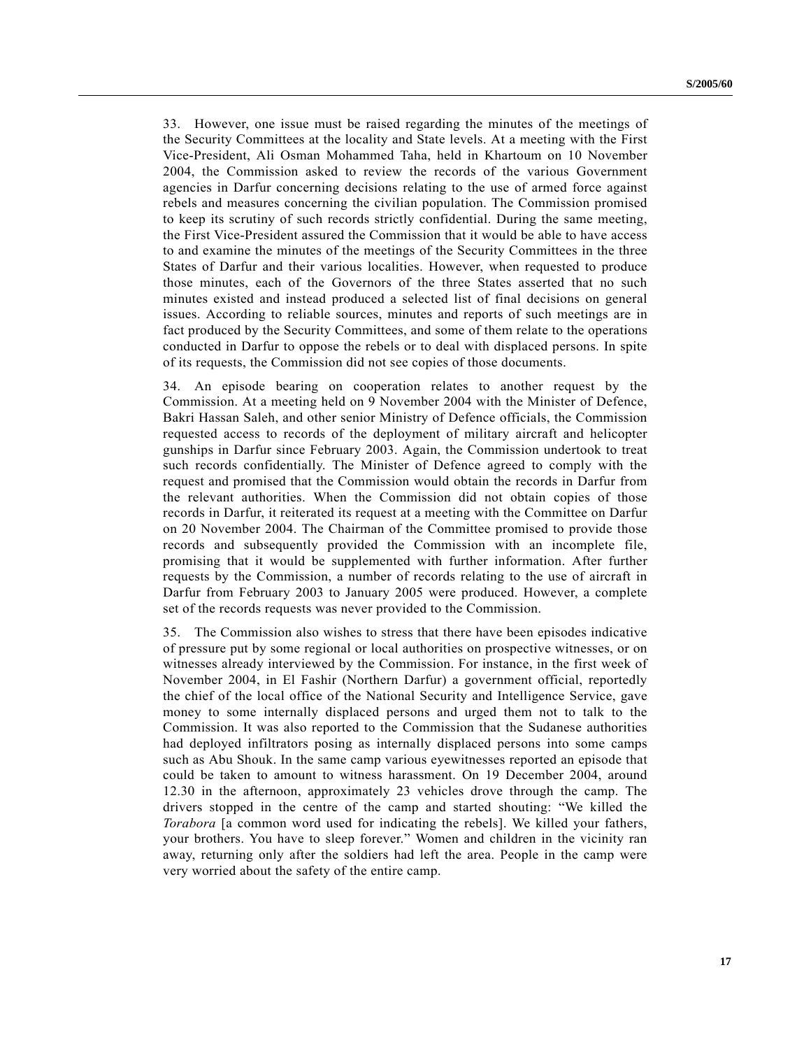33. However, one issue must be raised regarding the minutes of the meetings of the Security Committees at the locality and State levels. At a meeting with the First Vice-President, Ali Osman Mohammed Taha, held in Khartoum on 10 November 2004, the Commission asked to review the records of the various Government agencies in Darfur concerning decisions relating to the use of armed force against rebels and measures concerning the civilian population. The Commission promised to keep its scrutiny of such records strictly confidential. During the same meeting, the First Vice-President assured the Commission that it would be able to have access to and examine the minutes of the meetings of the Security Committees in the three States of Darfur and their various localities. However, when requested to produce those minutes, each of the Governors of the three States asserted that no such minutes existed and instead produced a selected list of final decisions on general issues. According to reliable sources, minutes and reports of such meetings are in fact produced by the Security Committees, and some of them relate to the operations conducted in Darfur to oppose the rebels or to deal with displaced persons. In spite of its requests, the Commission did not see copies of those documents.

34. An episode bearing on cooperation relates to another request by the Commission. At a meeting held on 9 November 2004 with the Minister of Defence, Bakri Hassan Saleh, and other senior Ministry of Defence officials, the Commission requested access to records of the deployment of military aircraft and helicopter gunships in Darfur since February 2003. Again, the Commission undertook to treat such records confidentially. The Minister of Defence agreed to comply with the request and promised that the Commission would obtain the records in Darfur from the relevant authorities. When the Commission did not obtain copies of those records in Darfur, it reiterated its request at a meeting with the Committee on Darfur on 20 November 2004. The Chairman of the Committee promised to provide those records and subsequently provided the Commission with an incomplete file, promising that it would be supplemented with further information. After further requests by the Commission, a number of records relating to the use of aircraft in Darfur from February 2003 to January 2005 were produced. However, a complete set of the records requests was never provided to the Commission.

35. The Commission also wishes to stress that there have been episodes indicative of pressure put by some regional or local authorities on prospective witnesses, or on witnesses already interviewed by the Commission. For instance, in the first week of November 2004, in El Fashir (Northern Darfur) a government official, reportedly the chief of the local office of the National Security and Intelligence Service, gave money to some internally displaced persons and urged them not to talk to the Commission. It was also reported to the Commission that the Sudanese authorities had deployed infiltrators posing as internally displaced persons into some camps such as Abu Shouk. In the same camp various eyewitnesses reported an episode that could be taken to amount to witness harassment. On 19 December 2004, around 12.30 in the afternoon, approximately 23 vehicles drove through the camp. The drivers stopped in the centre of the camp and started shouting: "We killed the *Torabora* [a common word used for indicating the rebels]. We killed your fathers, your brothers. You have to sleep forever." Women and children in the vicinity ran away, returning only after the soldiers had left the area. People in the camp were very worried about the safety of the entire camp.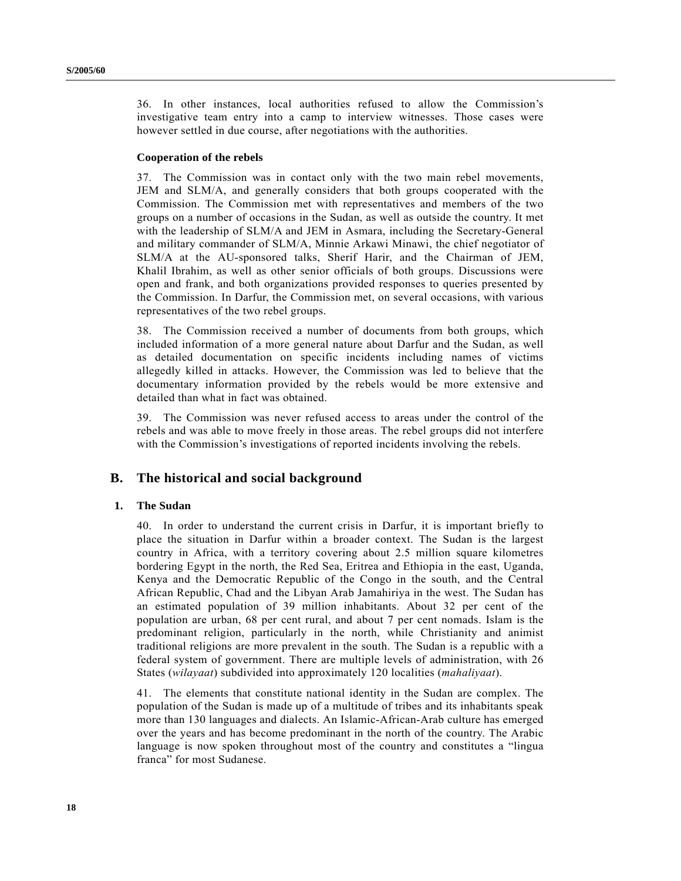36. In other instances, local authorities refused to allow the Commission's investigative team entry into a camp to interview witnesses. Those cases were however settled in due course, after negotiations with the authorities.

**Cooperation of the rebels**

37. The Commission was in contact only with the two main rebel movements, JEM and SLM/A, and generally considers that both groups cooperated with the Commission. The Commission met with representatives and members of the two groups on a number of occasions in the Sudan, as well as outside the country. It met with the leadership of SLM/A and JEM in Asmara, including the Secretary-General and military commander of SLM/A, Minnie Arkawi Minawi, the chief negotiator of SLM/A at the AU-sponsored talks, Sherif Harir, and the Chairman of JEM, Khalil Ibrahim, as well as other senior officials of both groups. Discussions were open and frank, and both organizations provided responses to queries presented by the Commission. In Darfur, the Commission met, on several occasions, with various representatives of the two rebel groups.

38. The Commission received a number of documents from both groups, which included information of a more general nature about Darfur and the Sudan, as well as detailed documentation on specific incidents including names of victims allegedly killed in attacks. However, the Commission was led to believe that the documentary information provided by the rebels would be more extensive and detailed than what in fact was obtained.

39. The Commission was never refused access to areas under the control of the rebels and was able to move freely in those areas. The rebel groups did not interfere with the Commission's investigations of reported incidents involving the rebels.

## B. The historical and social background

### 1. The Sudan

40. In order to understand the current crisis in Darfur, it is important briefly to place the situation in Darfur within a broader context. The Sudan is the largest country in Africa, with a territory covering about 2.5 million square kilometres bordering Egypt in the north, the Red Sea, Eritrea and Ethiopia in the east, Uganda, Kenya and the Democratic Republic of the Congo in the south, and the Central African Republic, Chad and the Libyan Arab Jamahiriya in the west. The Sudan has an estimated population of 39 million inhabitants. About 32 per cent of the population are urban, 68 per cent rural, and about 7 per cent nomads. Islam is the predominant religion, particularly in the north, while Christianity and animist traditional religions are more prevalent in the south. The Sudan is a republic with a federal system of government. There are multiple levels of administration, with 26 States (*wilayaat*) subdivided into approximately 120 localities (*mahaliyaat*).

41. The elements that constitute national identity in the Sudan are complex. The population of the Sudan is made up of a multitude of tribes and its inhabitants speak more than 130 languages and dialects. An Islamic-African-Arab culture has emerged over the years and has become predominant in the north of the country. The Arabic language is now spoken throughout most of the country and constitutes a "lingua franca" for most Sudanese.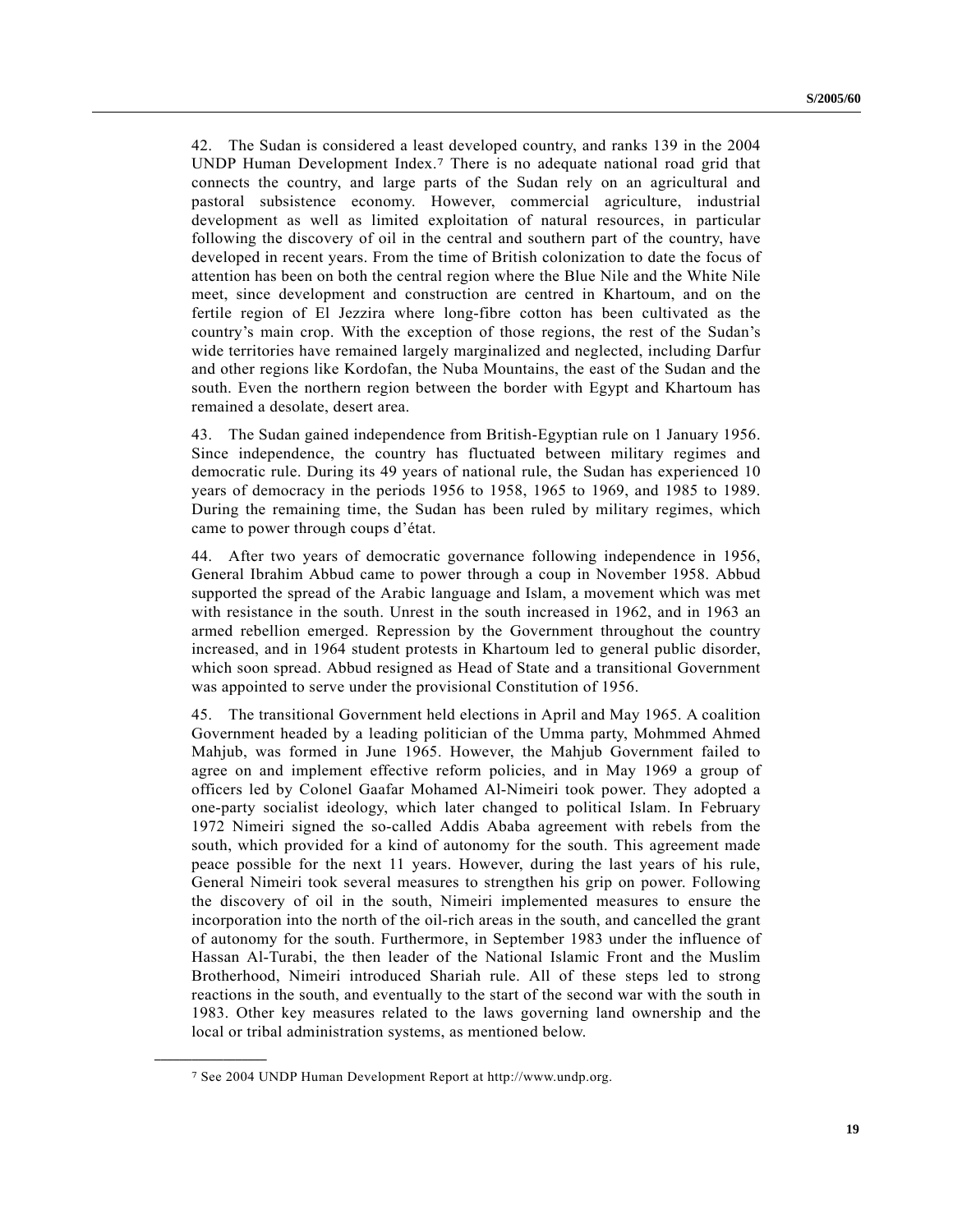42. The Sudan is considered a least developed country, and ranks 139 in the 2004 UNDP Human Development Index.[7] There is no adequate national road grid that connects the country, and large parts of the Sudan rely on an agricultural and pastoral subsistence economy. However, commercial agriculture, industrial development as well as limited exploitation of natural resources, in particular following the discovery of oil in the central and southern part of the country, have developed in recent years. From the time of British colonization to date the focus of attention has been on both the central region where the Blue Nile and the White Nile meet, since development and construction are centred in Khartoum, and on the fertile region of El Jezzira where long-fibre cotton has been cultivated as the country's main crop. With the exception of those regions, the rest of the Sudan's wide territories have remained largely marginalized and neglected, including Darfur and other regions like Kordofan, the Nuba Mountains, the east of the Sudan and the south. Even the northern region between the border with Egypt and Khartoum has remained a desolate, desert area.

43. The Sudan gained independence from British-Egyptian rule on 1 January 1956. Since independence, the country has fluctuated between military regimes and democratic rule. During its 49 years of national rule, the Sudan has experienced 10 years of democracy in the periods 1956 to 1958, 1965 to 1969, and 1985 to 1989. During the remaining time, the Sudan has been ruled by military regimes, which came to power through coups d'état.

44. After two years of democratic governance following independence in 1956, General Ibrahim Abbud came to power through a coup in November 1958. Abbud supported the spread of the Arabic language and Islam, a movement which was met with resistance in the south. Unrest in the south increased in 1962, and in 1963 an armed rebellion emerged. Repression by the Government throughout the country increased, and in 1964 student protests in Khartoum led to general public disorder, which soon spread. Abbud resigned as Head of State and a transitional Government was appointed to serve under the provisional Constitution of 1956.

45. The transitional Government held elections in April and May 1965. A coalition Government headed by a leading politician of the Umma party, Mohmmed Ahmed Mahjub, was formed in June 1965. However, the Mahjub Government failed to agree on and implement effective reform policies, and in May 1969 a group of officers led by Colonel Gaafar Mohamed Al-Nimeiri took power. They adopted a one-party socialist ideology, which later changed to political Islam. In February 1972 Nimeiri signed the so-called Addis Ababa agreement with rebels from the south, which provided for a kind of autonomy for the south. This agreement made peace possible for the next 11 years. However, during the last years of his rule, General Nimeiri took several measures to strengthen his grip on power. Following the discovery of oil in the south, Nimeiri implemented measures to ensure the incorporation into the north of the oil-rich areas in the south, and cancelled the grant of autonomy for the south. Furthermore, in September 1983 under the influence of Hassan Al-Turabi, the then leader of the National Islamic Front and the Muslim Brotherhood, Nimeiri introduced Shariah rule. All of these steps led to strong reactions in the south, and eventually to the start of the second war with the south in 1983. Other key measures related to the laws governing land ownership and the local or tribal administration systems, as mentioned below.

---

[7] See 2004 UNDP Human Development Report at http://www.undp.org.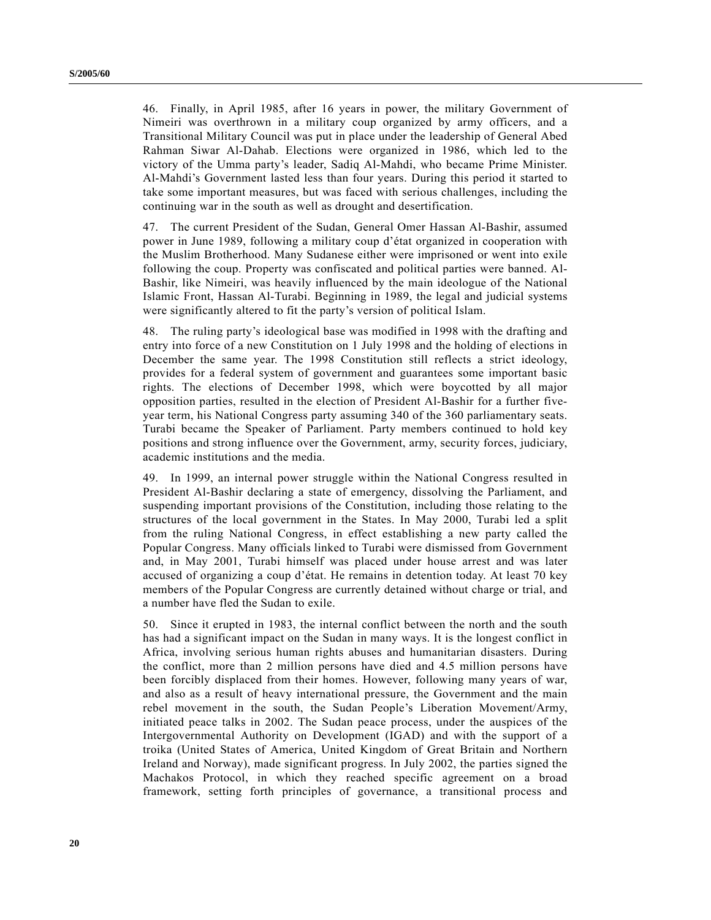46. Finally, in April 1985, after 16 years in power, the military Government of Nimeiri was overthrown in a military coup organized by army officers, and a Transitional Military Council was put in place under the leadership of General Abed Rahman Siwar Al-Dahab. Elections were organized in 1986, which led to the victory of the Umma party's leader, Sadiq Al-Mahdi, who became Prime Minister. Al-Mahdi's Government lasted less than four years. During this period it started to take some important measures, but was faced with serious challenges, including the continuing war in the south as well as drought and desertification.

47. The current President of the Sudan, General Omer Hassan Al-Bashir, assumed power in June 1989, following a military coup d'état organized in cooperation with the Muslim Brotherhood. Many Sudanese either were imprisoned or went into exile following the coup. Property was confiscated and political parties were banned. Al-Bashir, like Nimeiri, was heavily influenced by the main ideologue of the National Islamic Front, Hassan Al-Turabi. Beginning in 1989, the legal and judicial systems were significantly altered to fit the party's version of political Islam.

48. The ruling party's ideological base was modified in 1998 with the drafting and entry into force of a new Constitution on 1 July 1998 and the holding of elections in December the same year. The 1998 Constitution still reflects a strict ideology, provides for a federal system of government and guarantees some important basic rights. The elections of December 1998, which were boycotted by all major opposition parties, resulted in the election of President Al-Bashir for a further five-year term, his National Congress party assuming 340 of the 360 parliamentary seats. Turabi became the Speaker of Parliament. Party members continued to hold key positions and strong influence over the Government, army, security forces, judiciary, academic institutions and the media.

49. In 1999, an internal power struggle within the National Congress resulted in President Al-Bashir declaring a state of emergency, dissolving the Parliament, and suspending important provisions of the Constitution, including those relating to the structures of the local government in the States. In May 2000, Turabi led a split from the ruling National Congress, in effect establishing a new party called the Popular Congress. Many officials linked to Turabi were dismissed from Government and, in May 2001, Turabi himself was placed under house arrest and was later accused of organizing a coup d'état. He remains in detention today. At least 70 key members of the Popular Congress are currently detained without charge or trial, and a number have fled the Sudan to exile.

50. Since it erupted in 1983, the internal conflict between the north and the south has had a significant impact on the Sudan in many ways. It is the longest conflict in Africa, involving serious human rights abuses and humanitarian disasters. During the conflict, more than 2 million persons have died and 4.5 million persons have been forcibly displaced from their homes. However, following many years of war, and also as a result of heavy international pressure, the Government and the main rebel movement in the south, the Sudan People's Liberation Movement/Army, initiated peace talks in 2002. The Sudan peace process, under the auspices of the Intergovernmental Authority on Development (IGAD) and with the support of a troika (United States of America, United Kingdom of Great Britain and Northern Ireland and Norway), made significant progress. In July 2002, the parties signed the Machakos Protocol, in which they reached specific agreement on a broad framework, setting forth principles of governance, a transitional process and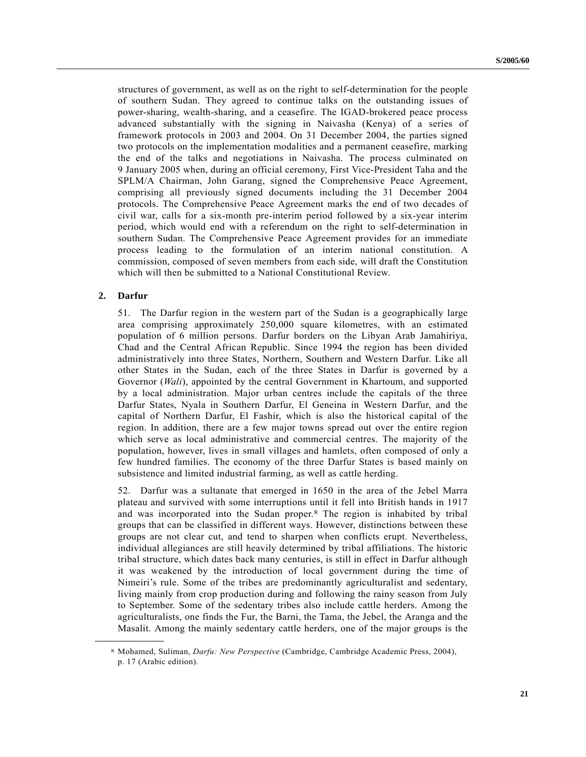structures of government, as well as on the right to self-determination for the people of southern Sudan. They agreed to continue talks on the outstanding issues of power-sharing, wealth-sharing, and a ceasefire. The IGAD-brokered peace process advanced substantially with the signing in Naivasha (Kenya) of a series of framework protocols in 2003 and 2004. On 31 December 2004, the parties signed two protocols on the implementation modalities and a permanent ceasefire, marking the end of the talks and negotiations in Naivasha. The process culminated on 9 January 2005 when, during an official ceremony, First Vice-President Taha and the SPLM/A Chairman, John Garang, signed the Comprehensive Peace Agreement, comprising all previously signed documents including the 31 December 2004 protocols. The Comprehensive Peace Agreement marks the end of two decades of civil war, calls for a six-month pre-interim period followed by a six-year interim period, which would end with a referendum on the right to self-determination in southern Sudan. The Comprehensive Peace Agreement provides for an immediate process leading to the formulation of an interim national constitution. A commission, composed of seven members from each side, will draft the Constitution which will then be submitted to a National Constitutional Review.

## 2. Darfur

51. The Darfur region in the western part of the Sudan is a geographically large area comprising approximately 250,000 square kilometres, with an estimated population of 6 million persons. Darfur borders on the Libyan Arab Jamahiriya, Chad and the Central African Republic. Since 1994 the region has been divided administratively into three States, Northern, Southern and Western Darfur. Like all other States in the Sudan, each of the three States in Darfur is governed by a Governor (*Wali*), appointed by the central Government in Khartoum, and supported by a local administration. Major urban centres include the capitals of the three Darfur States, Nyala in Southern Darfur, El Geneina in Western Darfur, and the capital of Northern Darfur, El Fashir, which is also the historical capital of the region. In addition, there are a few major towns spread out over the entire region which serve as local administrative and commercial centres. The majority of the population, however, lives in small villages and hamlets, often composed of only a few hundred families. The economy of the three Darfur States is based mainly on subsistence and limited industrial farming, as well as cattle herding.

52. Darfur was a sultanate that emerged in 1650 in the area of the Jebel Marra plateau and survived with some interruptions until it fell into British hands in 1917 and was incorporated into the Sudan proper.[8] The region is inhabited by tribal groups that can be classified in different ways. However, distinctions between these groups are not clear cut, and tend to sharpen when conflicts erupt. Nevertheless, individual allegiances are still heavily determined by tribal affiliations. The historic tribal structure, which dates back many centuries, is still in effect in Darfur although it was weakened by the introduction of local government during the time of Nimeiri's rule. Some of the tribes are predominantly agriculturalist and sedentary, living mainly from crop production during and following the rainy season from July to September. Some of the sedentary tribes also include cattle herders. Among the agriculturalists, one finds the Fur, the Barni, the Tama, the Jebel, the Aranga and the Masalit. Among the mainly sedentary cattle herders, one of the major groups is the

---

[8] Mohamed, Suliman, *Darfu: New Perspective* (Cambridge, Cambridge Academic Press, 2004), p. 17 (Arabic edition).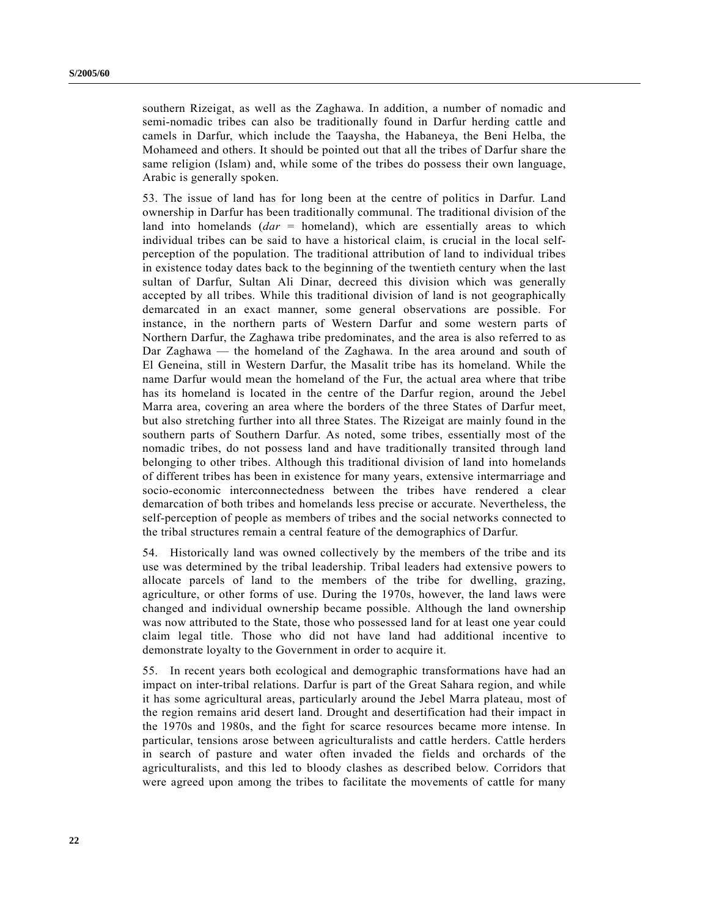southern Rizeigat, as well as the Zaghawa. In addition, a number of nomadic and semi-nomadic tribes can also be traditionally found in Darfur herding cattle and camels in Darfur, which include the Taaysha, the Habaneya, the Beni Helba, the Mohameed and others. It should be pointed out that all the tribes of Darfur share the same religion (Islam) and, while some of the tribes do possess their own language, Arabic is generally spoken.

53. The issue of land has for long been at the centre of politics in Darfur. Land ownership in Darfur has been traditionally communal. The traditional division of the land into homelands (*dar* = homeland), which are essentially areas to which individual tribes can be said to have a historical claim, is crucial in the local self-perception of the population. The traditional attribution of land to individual tribes in existence today dates back to the beginning of the twentieth century when the last sultan of Darfur, Sultan Ali Dinar, decreed this division which was generally accepted by all tribes. While this traditional division of land is not geographically demarcated in an exact manner, some general observations are possible. For instance, in the northern parts of Western Darfur and some western parts of Northern Darfur, the Zaghawa tribe predominates, and the area is also referred to as Dar Zaghawa — the homeland of the Zaghawa. In the area around and south of El Geneina, still in Western Darfur, the Masalit tribe has its homeland. While the name Darfur would mean the homeland of the Fur, the actual area where that tribe has its homeland is located in the centre of the Darfur region, around the Jebel Marra area, covering an area where the borders of the three States of Darfur meet, but also stretching further into all three States. The Rizeigat are mainly found in the southern parts of Southern Darfur. As noted, some tribes, essentially most of the nomadic tribes, do not possess land and have traditionally transited through land belonging to other tribes. Although this traditional division of land into homelands of different tribes has been in existence for many years, extensive intermarriage and socio-economic interconnectedness between the tribes have rendered a clear demarcation of both tribes and homelands less precise or accurate. Nevertheless, the self-perception of people as members of tribes and the social networks connected to the tribal structures remain a central feature of the demographics of Darfur.

54. Historically land was owned collectively by the members of the tribe and its use was determined by the tribal leadership. Tribal leaders had extensive powers to allocate parcels of land to the members of the tribe for dwelling, grazing, agriculture, or other forms of use. During the 1970s, however, the land laws were changed and individual ownership became possible. Although the land ownership was now attributed to the State, those who possessed land for at least one year could claim legal title. Those who did not have land had additional incentive to demonstrate loyalty to the Government in order to acquire it.

55. In recent years both ecological and demographic transformations have had an impact on inter-tribal relations. Darfur is part of the Great Sahara region, and while it has some agricultural areas, particularly around the Jebel Marra plateau, most of the region remains arid desert land. Drought and desertification had their impact in the 1970s and 1980s, and the fight for scarce resources became more intense. In particular, tensions arose between agriculturalists and cattle herders. Cattle herders in search of pasture and water often invaded the fields and orchards of the agriculturalists, and this led to bloody clashes as described below. Corridors that were agreed upon among the tribes to facilitate the movements of cattle for many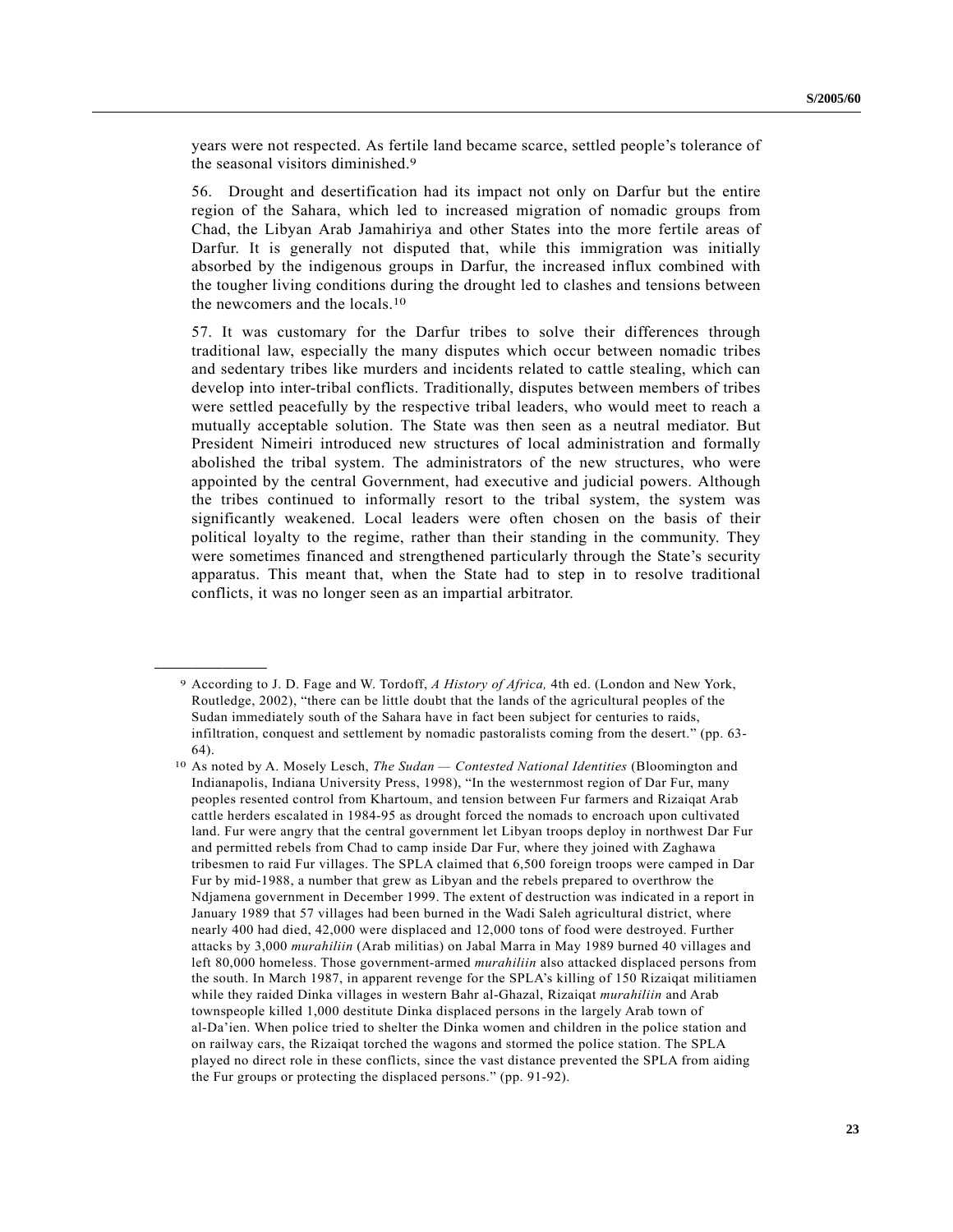years were not respected. As fertile land became scarce, settled people's tolerance of the seasonal visitors diminished.[9]

56. Drought and desertification had its impact not only on Darfur but the entire region of the Sahara, which led to increased migration of nomadic groups from Chad, the Libyan Arab Jamahiriya and other States into the more fertile areas of Darfur. It is generally not disputed that, while this immigration was initially absorbed by the indigenous groups in Darfur, the increased influx combined with the tougher living conditions during the drought led to clashes and tensions between the newcomers and the locals.[10]

57. It was customary for the Darfur tribes to solve their differences through traditional law, especially the many disputes which occur between nomadic tribes and sedentary tribes like murders and incidents related to cattle stealing, which can develop into inter-tribal conflicts. Traditionally, disputes between members of tribes were settled peacefully by the respective tribal leaders, who would meet to reach a mutually acceptable solution. The State was then seen as a neutral mediator. But President Nimeiri introduced new structures of local administration and formally abolished the tribal system. The administrators of the new structures, who were appointed by the central Government, had executive and judicial powers. Although the tribes continued to informally resort to the tribal system, the system was significantly weakened. Local leaders were often chosen on the basis of their political loyalty to the regime, rather than their standing in the community. They were sometimes financed and strengthened particularly through the State's security apparatus. This meant that, when the State had to step in to resolve traditional conflicts, it was no longer seen as an impartial arbitrator.

---

[9] According to J. D. Fage and W. Tordoff, *A History of Africa,* 4th ed. (London and New York, Routledge, 2002), "there can be little doubt that the lands of the agricultural peoples of the Sudan immediately south of the Sahara have in fact been subject for centuries to raids, infiltration, conquest and settlement by nomadic pastoralists coming from the desert." (pp. 63-64).

[10] As noted by A. Mosely Lesch, *The Sudan — Contested National Identities* (Bloomington and Indianapolis, Indiana University Press, 1998), "In the westernmost region of Dar Fur, many peoples resented control from Khartoum, and tension between Fur farmers and Rizaiqat Arab cattle herders escalated in 1984-95 as drought forced the nomads to encroach upon cultivated land. Fur were angry that the central government let Libyan troops deploy in northwest Dar Fur and permitted rebels from Chad to camp inside Dar Fur, where they joined with Zaghawa tribesmen to raid Fur villages. The SPLA claimed that 6,500 foreign troops were camped in Dar Fur by mid-1988, a number that grew as Libyan and the rebels prepared to overthrow the Ndjamena government in December 1999. The extent of destruction was indicated in a report in January 1989 that 57 villages had been burned in the Wadi Saleh agricultural district, where nearly 400 had died, 42,000 were displaced and 12,000 tons of food were destroyed. Further attacks by 3,000 *murahiliin* (Arab militias) on Jabal Marra in May 1989 burned 40 villages and left 80,000 homeless. Those government-armed *murahiliin* also attacked displaced persons from the south. In March 1987, in apparent revenge for the SPLA's killing of 150 Rizaiqat militiamen while they raided Dinka villages in western Bahr al-Ghazal, Rizaiqat *murahiliin* and Arab townspeople killed 1,000 destitute Dinka displaced persons in the largely Arab town of al-Da'ien. When police tried to shelter the Dinka women and children in the police station and on railway cars, the Rizaiqat torched the wagons and stormed the police station. The SPLA played no direct role in these conflicts, since the vast distance prevented the SPLA from aiding the Fur groups or protecting the displaced persons." (pp. 91-92).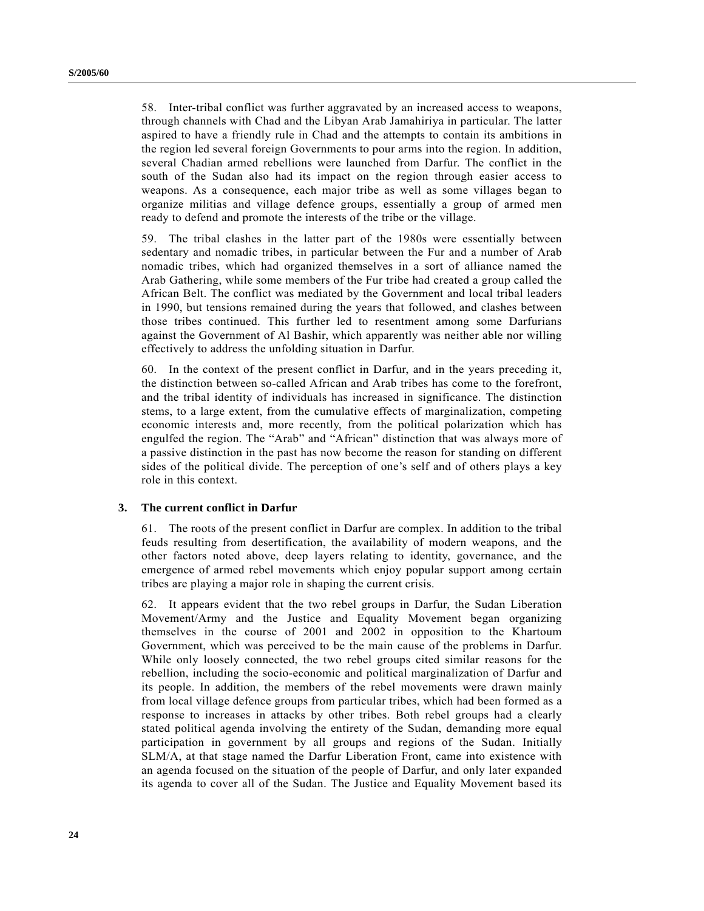58. Inter-tribal conflict was further aggravated by an increased access to weapons, through channels with Chad and the Libyan Arab Jamahiriya in particular. The latter aspired to have a friendly rule in Chad and the attempts to contain its ambitions in the region led several foreign Governments to pour arms into the region. In addition, several Chadian armed rebellions were launched from Darfur. The conflict in the south of the Sudan also had its impact on the region through easier access to weapons. As a consequence, each major tribe as well as some villages began to organize militias and village defence groups, essentially a group of armed men ready to defend and promote the interests of the tribe or the village.

59. The tribal clashes in the latter part of the 1980s were essentially between sedentary and nomadic tribes, in particular between the Fur and a number of Arab nomadic tribes, which had organized themselves in a sort of alliance named the Arab Gathering, while some members of the Fur tribe had created a group called the African Belt. The conflict was mediated by the Government and local tribal leaders in 1990, but tensions remained during the years that followed, and clashes between those tribes continued. This further led to resentment among some Darfurians against the Government of Al Bashir, which apparently was neither able nor willing effectively to address the unfolding situation in Darfur.

60. In the context of the present conflict in Darfur, and in the years preceding it, the distinction between so-called African and Arab tribes has come to the forefront, and the tribal identity of individuals has increased in significance. The distinction stems, to a large extent, from the cumulative effects of marginalization, competing economic interests and, more recently, from the political polarization which has engulfed the region. The "Arab" and "African" distinction that was always more of a passive distinction in the past has now become the reason for standing on different sides of the political divide. The perception of one's self and of others plays a key role in this context.

### 3. The current conflict in Darfur

61. The roots of the present conflict in Darfur are complex. In addition to the tribal feuds resulting from desertification, the availability of modern weapons, and the other factors noted above, deep layers relating to identity, governance, and the emergence of armed rebel movements which enjoy popular support among certain tribes are playing a major role in shaping the current crisis.

62. It appears evident that the two rebel groups in Darfur, the Sudan Liberation Movement/Army and the Justice and Equality Movement began organizing themselves in the course of 2001 and 2002 in opposition to the Khartoum Government, which was perceived to be the main cause of the problems in Darfur. While only loosely connected, the two rebel groups cited similar reasons for the rebellion, including the socio-economic and political marginalization of Darfur and its people. In addition, the members of the rebel movements were drawn mainly from local village defence groups from particular tribes, which had been formed as a response to increases in attacks by other tribes. Both rebel groups had a clearly stated political agenda involving the entirety of the Sudan, demanding more equal participation in government by all groups and regions of the Sudan. Initially SLM/A, at that stage named the Darfur Liberation Front, came into existence with an agenda focused on the situation of the people of Darfur, and only later expanded its agenda to cover all of the Sudan. The Justice and Equality Movement based its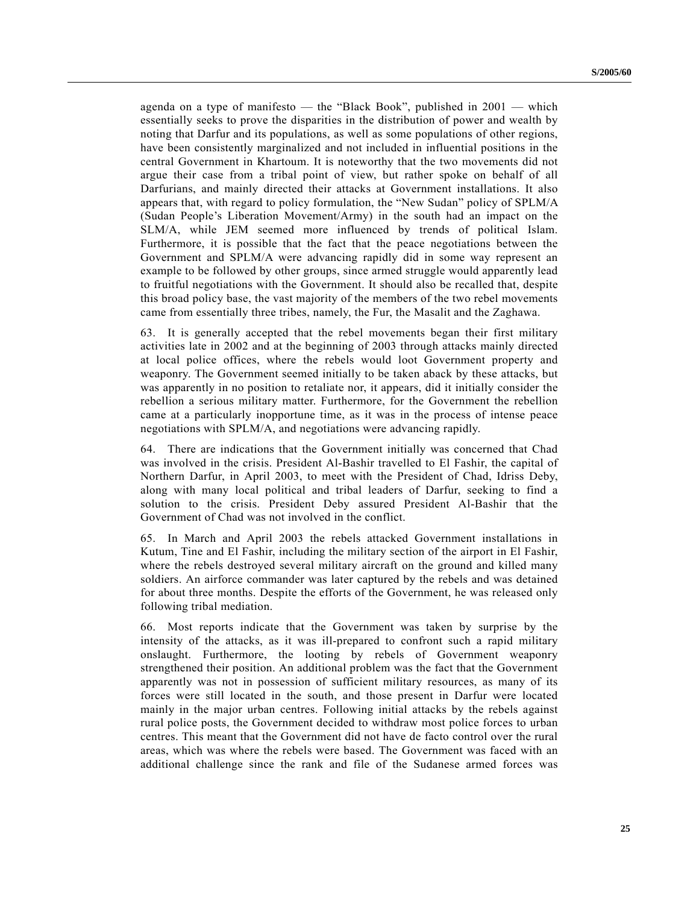agenda on a type of manifesto — the "Black Book", published in 2001 — which essentially seeks to prove the disparities in the distribution of power and wealth by noting that Darfur and its populations, as well as some populations of other regions, have been consistently marginalized and not included in influential positions in the central Government in Khartoum. It is noteworthy that the two movements did not argue their case from a tribal point of view, but rather spoke on behalf of all Darfurians, and mainly directed their attacks at Government installations. It also appears that, with regard to policy formulation, the "New Sudan" policy of SPLM/A (Sudan People's Liberation Movement/Army) in the south had an impact on the SLM/A, while JEM seemed more influenced by trends of political Islam. Furthermore, it is possible that the fact that the peace negotiations between the Government and SPLM/A were advancing rapidly did in some way represent an example to be followed by other groups, since armed struggle would apparently lead to fruitful negotiations with the Government. It should also be recalled that, despite this broad policy base, the vast majority of the members of the two rebel movements came from essentially three tribes, namely, the Fur, the Masalit and the Zaghawa.

63. It is generally accepted that the rebel movements began their first military activities late in 2002 and at the beginning of 2003 through attacks mainly directed at local police offices, where the rebels would loot Government property and weaponry. The Government seemed initially to be taken aback by these attacks, but was apparently in no position to retaliate nor, it appears, did it initially consider the rebellion a serious military matter. Furthermore, for the Government the rebellion came at a particularly inopportune time, as it was in the process of intense peace negotiations with SPLM/A, and negotiations were advancing rapidly.

64. There are indications that the Government initially was concerned that Chad was involved in the crisis. President Al-Bashir travelled to El Fashir, the capital of Northern Darfur, in April 2003, to meet with the President of Chad, Idriss Deby, along with many local political and tribal leaders of Darfur, seeking to find a solution to the crisis. President Deby assured President Al-Bashir that the Government of Chad was not involved in the conflict.

65. In March and April 2003 the rebels attacked Government installations in Kutum, Tine and El Fashir, including the military section of the airport in El Fashir, where the rebels destroyed several military aircraft on the ground and killed many soldiers. An airforce commander was later captured by the rebels and was detained for about three months. Despite the efforts of the Government, he was released only following tribal mediation.

66. Most reports indicate that the Government was taken by surprise by the intensity of the attacks, as it was ill-prepared to confront such a rapid military onslaught. Furthermore, the looting by rebels of Government weaponry strengthened their position. An additional problem was the fact that the Government apparently was not in possession of sufficient military resources, as many of its forces were still located in the south, and those present in Darfur were located mainly in the major urban centres. Following initial attacks by the rebels against rural police posts, the Government decided to withdraw most police forces to urban centres. This meant that the Government did not have de facto control over the rural areas, which was where the rebels were based. The Government was faced with an additional challenge since the rank and file of the Sudanese armed forces was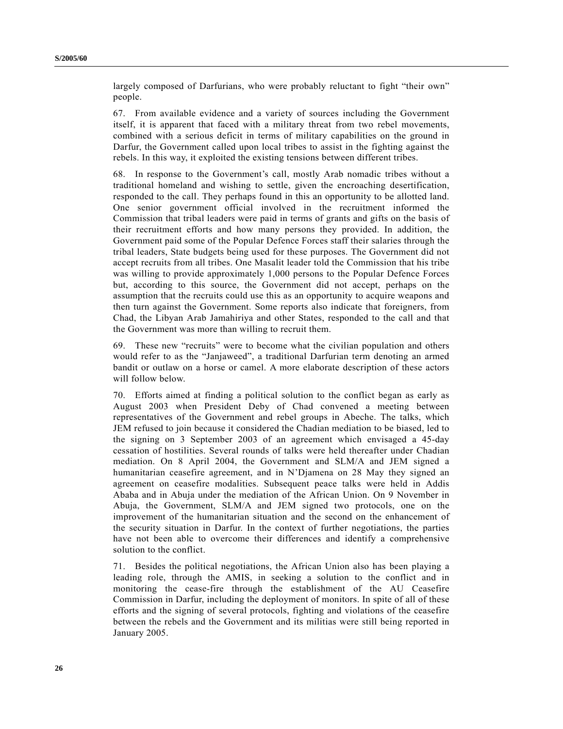largely composed of Darfurians, who were probably reluctant to fight "their own" people.

67. From available evidence and a variety of sources including the Government itself, it is apparent that faced with a military threat from two rebel movements, combined with a serious deficit in terms of military capabilities on the ground in Darfur, the Government called upon local tribes to assist in the fighting against the rebels. In this way, it exploited the existing tensions between different tribes.

68. In response to the Government's call, mostly Arab nomadic tribes without a traditional homeland and wishing to settle, given the encroaching desertification, responded to the call. They perhaps found in this an opportunity to be allotted land. One senior government official involved in the recruitment informed the Commission that tribal leaders were paid in terms of grants and gifts on the basis of their recruitment efforts and how many persons they provided. In addition, the Government paid some of the Popular Defence Forces staff their salaries through the tribal leaders, State budgets being used for these purposes. The Government did not accept recruits from all tribes. One Masalit leader told the Commission that his tribe was willing to provide approximately 1,000 persons to the Popular Defence Forces but, according to this source, the Government did not accept, perhaps on the assumption that the recruits could use this as an opportunity to acquire weapons and then turn against the Government. Some reports also indicate that foreigners, from Chad, the Libyan Arab Jamahiriya and other States, responded to the call and that the Government was more than willing to recruit them.

69. These new "recruits" were to become what the civilian population and others would refer to as the "Janjaweed", a traditional Darfurian term denoting an armed bandit or outlaw on a horse or camel. A more elaborate description of these actors will follow below.

70. Efforts aimed at finding a political solution to the conflict began as early as August 2003 when President Deby of Chad convened a meeting between representatives of the Government and rebel groups in Abeche. The talks, which JEM refused to join because it considered the Chadian mediation to be biased, led to the signing on 3 September 2003 of an agreement which envisaged a 45-day cessation of hostilities. Several rounds of talks were held thereafter under Chadian mediation. On 8 April 2004, the Government and SLM/A and JEM signed a humanitarian ceasefire agreement, and in N'Djamena on 28 May they signed an agreement on ceasefire modalities. Subsequent peace talks were held in Addis Ababa and in Abuja under the mediation of the African Union. On 9 November in Abuja, the Government, SLM/A and JEM signed two protocols, one on the improvement of the humanitarian situation and the second on the enhancement of the security situation in Darfur. In the context of further negotiations, the parties have not been able to overcome their differences and identify a comprehensive solution to the conflict.

71. Besides the political negotiations, the African Union also has been playing a leading role, through the AMIS, in seeking a solution to the conflict and in monitoring the cease-fire through the establishment of the AU Ceasefire Commission in Darfur, including the deployment of monitors. In spite of all of these efforts and the signing of several protocols, fighting and violations of the ceasefire between the rebels and the Government and its militias were still being reported in January 2005.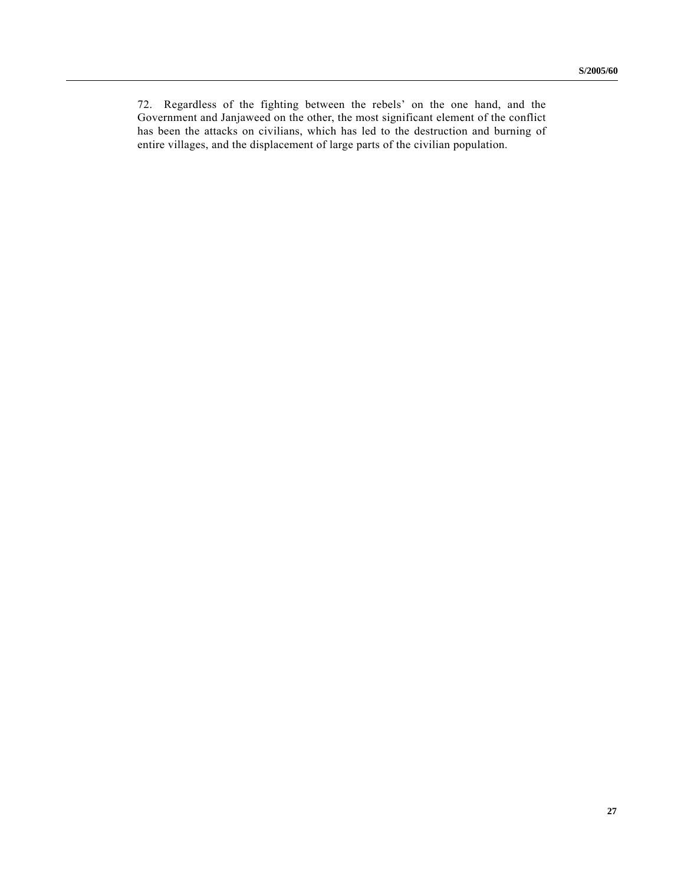72. Regardless of the fighting between the rebels' on the one hand, and the Government and Janjaweed on the other, the most significant element of the conflict has been the attacks on civilians, which has led to the destruction and burning of entire villages, and the displacement of large parts of the civilian population.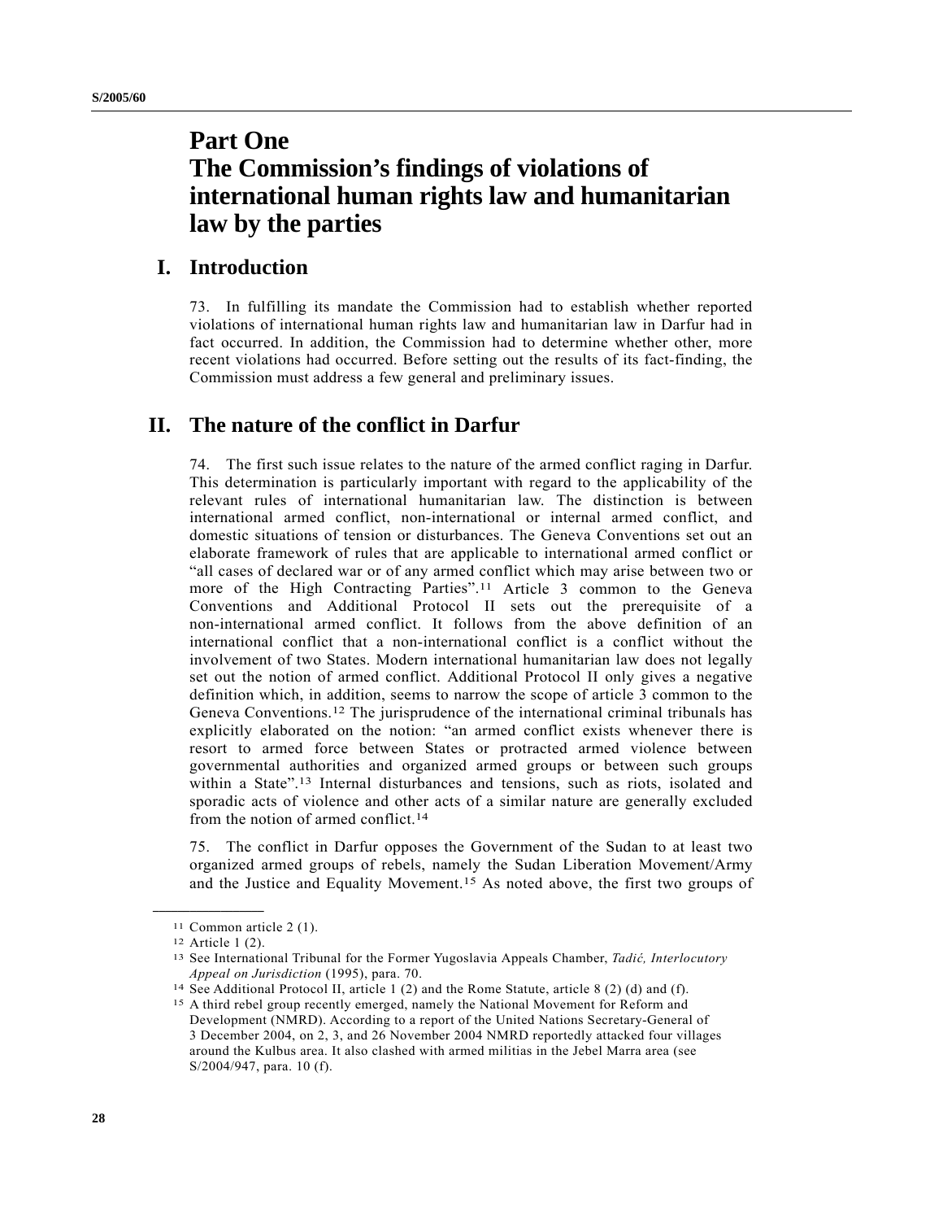# Part One
# The Commission's findings of violations of international human rights law and humanitarian law by the parties

## I. Introduction

73. In fulfilling its mandate the Commission had to establish whether reported violations of international human rights law and humanitarian law in Darfur had in fact occurred. In addition, the Commission had to determine whether other, more recent violations had occurred. Before setting out the results of its fact-finding, the Commission must address a few general and preliminary issues.

## II. The nature of the conflict in Darfur

74. The first such issue relates to the nature of the armed conflict raging in Darfur. This determination is particularly important with regard to the applicability of the relevant rules of international humanitarian law. The distinction is between international armed conflict, non-international or internal armed conflict, and domestic situations of tension or disturbances. The Geneva Conventions set out an elaborate framework of rules that are applicable to international armed conflict or "all cases of declared war or of any armed conflict which may arise between two or more of the High Contracting Parties".[11] Article 3 common to the Geneva Conventions and Additional Protocol II sets out the prerequisite of a non-international armed conflict. It follows from the above definition of an international conflict that a non-international conflict is a conflict without the involvement of two States. Modern international humanitarian law does not legally set out the notion of armed conflict. Additional Protocol II only gives a negative definition which, in addition, seems to narrow the scope of article 3 common to the Geneva Conventions.[12] The jurisprudence of the international criminal tribunals has explicitly elaborated on the notion: "an armed conflict exists whenever there is resort to armed force between States or protracted armed violence between governmental authorities and organized armed groups or between such groups within a State".[13] Internal disturbances and tensions, such as riots, isolated and sporadic acts of violence and other acts of a similar nature are generally excluded from the notion of armed conflict.[14]

75. The conflict in Darfur opposes the Government of the Sudan to at least two organized armed groups of rebels, namely the Sudan Liberation Movement/Army and the Justice and Equality Movement.[15] As noted above, the first two groups of

---

[11] Common article 2 (1).

[12] Article 1 (2).

[13] See International Tribunal for the Former Yugoslavia Appeals Chamber, *Tadić, Interlocutory Appeal on Jurisdiction* (1995), para. 70.

[14] See Additional Protocol II, article 1 (2) and the Rome Statute, article 8 (2) (d) and (f).

[15] A third rebel group recently emerged, namely the National Movement for Reform and Development (NMRD). According to a report of the United Nations Secretary-General of 3 December 2004, on 2, 3, and 26 November 2004 NMRD reportedly attacked four villages around the Kulbus area. It also clashed with armed militias in the Jebel Marra area (see S/2004/947, para. 10 (f).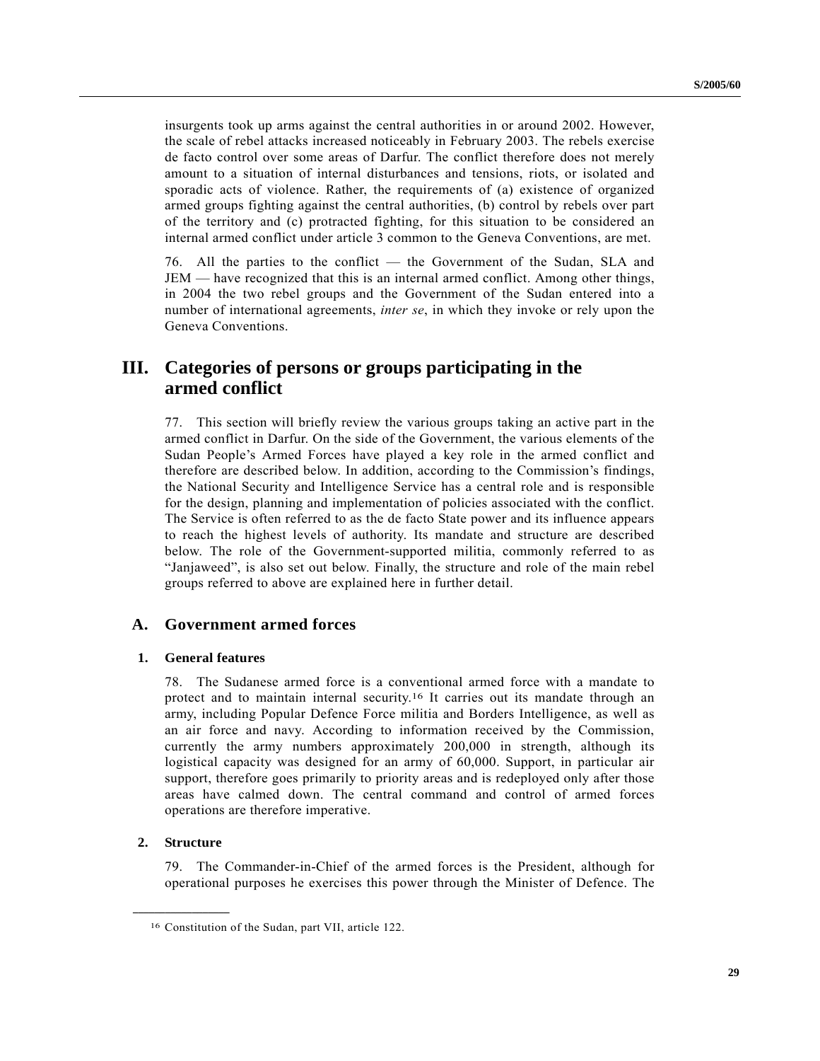insurgents took up arms against the central authorities in or around 2002. However, the scale of rebel attacks increased noticeably in February 2003. The rebels exercise de facto control over some areas of Darfur. The conflict therefore does not merely amount to a situation of internal disturbances and tensions, riots, or isolated and sporadic acts of violence. Rather, the requirements of (a) existence of organized armed groups fighting against the central authorities, (b) control by rebels over part of the territory and (c) protracted fighting, for this situation to be considered an internal armed conflict under article 3 common to the Geneva Conventions, are met.

76. All the parties to the conflict — the Government of the Sudan, SLA and JEM — have recognized that this is an internal armed conflict. Among other things, in 2004 the two rebel groups and the Government of the Sudan entered into a number of international agreements, *inter se*, in which they invoke or rely upon the Geneva Conventions.

# III. Categories of persons or groups participating in the armed conflict

77. This section will briefly review the various groups taking an active part in the armed conflict in Darfur. On the side of the Government, the various elements of the Sudan People's Armed Forces have played a key role in the armed conflict and therefore are described below. In addition, according to the Commission's findings, the National Security and Intelligence Service has a central role and is responsible for the design, planning and implementation of policies associated with the conflict. The Service is often referred to as the de facto State power and its influence appears to reach the highest levels of authority. Its mandate and structure are described below. The role of the Government-supported militia, commonly referred to as "Janjaweed", is also set out below. Finally, the structure and role of the main rebel groups referred to above are explained here in further detail.

## A. Government armed forces

### 1. General features

78. The Sudanese armed force is a conventional armed force with a mandate to protect and to maintain internal security.[16] It carries out its mandate through an army, including Popular Defence Force militia and Borders Intelligence, as well as an air force and navy. According to information received by the Commission, currently the army numbers approximately 200,000 in strength, although its logistical capacity was designed for an army of 60,000. Support, in particular air support, therefore goes primarily to priority areas and is redeployed only after those areas have calmed down. The central command and control of armed forces operations are therefore imperative.

### 2. Structure

79. The Commander-in-Chief of the armed forces is the President, although for operational purposes he exercises this power through the Minister of Defence. The

[16] Constitution of the Sudan, part VII, article 122.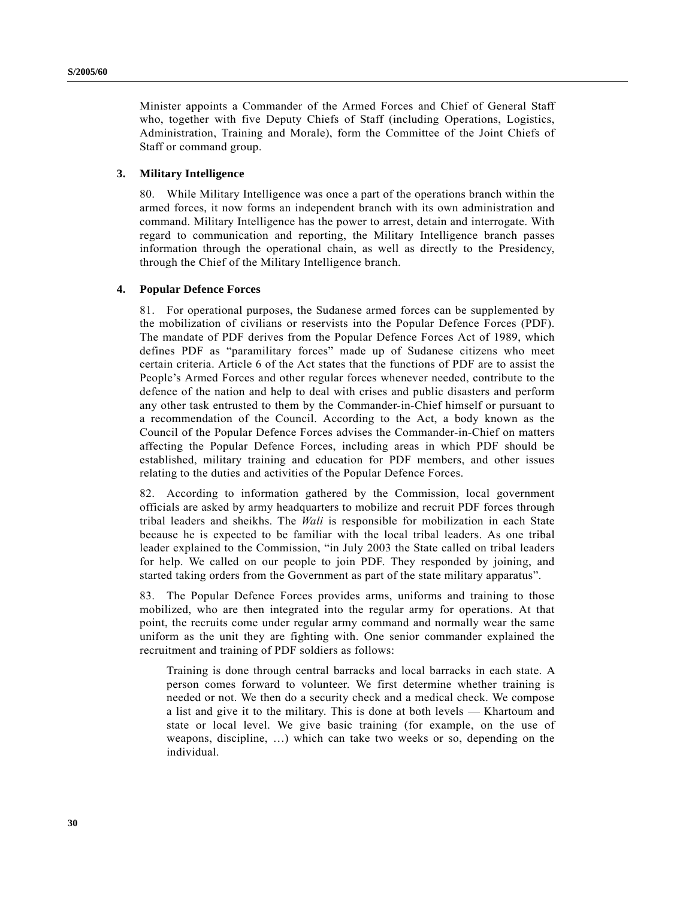Minister appoints a Commander of the Armed Forces and Chief of General Staff who, together with five Deputy Chiefs of Staff (including Operations, Logistics, Administration, Training and Morale), form the Committee of the Joint Chiefs of Staff or command group.

### 3. Military Intelligence

80. While Military Intelligence was once a part of the operations branch within the armed forces, it now forms an independent branch with its own administration and command. Military Intelligence has the power to arrest, detain and interrogate. With regard to communication and reporting, the Military Intelligence branch passes information through the operational chain, as well as directly to the Presidency, through the Chief of the Military Intelligence branch.

### 4. Popular Defence Forces

81. For operational purposes, the Sudanese armed forces can be supplemented by the mobilization of civilians or reservists into the Popular Defence Forces (PDF). The mandate of PDF derives from the Popular Defence Forces Act of 1989, which defines PDF as "paramilitary forces" made up of Sudanese citizens who meet certain criteria. Article 6 of the Act states that the functions of PDF are to assist the People's Armed Forces and other regular forces whenever needed, contribute to the defence of the nation and help to deal with crises and public disasters and perform any other task entrusted to them by the Commander-in-Chief himself or pursuant to a recommendation of the Council. According to the Act, a body known as the Council of the Popular Defence Forces advises the Commander-in-Chief on matters affecting the Popular Defence Forces, including areas in which PDF should be established, military training and education for PDF members, and other issues relating to the duties and activities of the Popular Defence Forces.

82. According to information gathered by the Commission, local government officials are asked by army headquarters to mobilize and recruit PDF forces through tribal leaders and sheikhs. The *Wali* is responsible for mobilization in each State because he is expected to be familiar with the local tribal leaders. As one tribal leader explained to the Commission, "in July 2003 the State called on tribal leaders for help. We called on our people to join PDF. They responded by joining, and started taking orders from the Government as part of the state military apparatus".

83. The Popular Defence Forces provides arms, uniforms and training to those mobilized, who are then integrated into the regular army for operations. At that point, the recruits come under regular army command and normally wear the same uniform as the unit they are fighting with. One senior commander explained the recruitment and training of PDF soldiers as follows:

> Training is done through central barracks and local barracks in each state. A person comes forward to volunteer. We first determine whether training is needed or not. We then do a security check and a medical check. We compose a list and give it to the military. This is done at both levels — Khartoum and state or local level. We give basic training (for example, on the use of weapons, discipline, …) which can take two weeks or so, depending on the individual.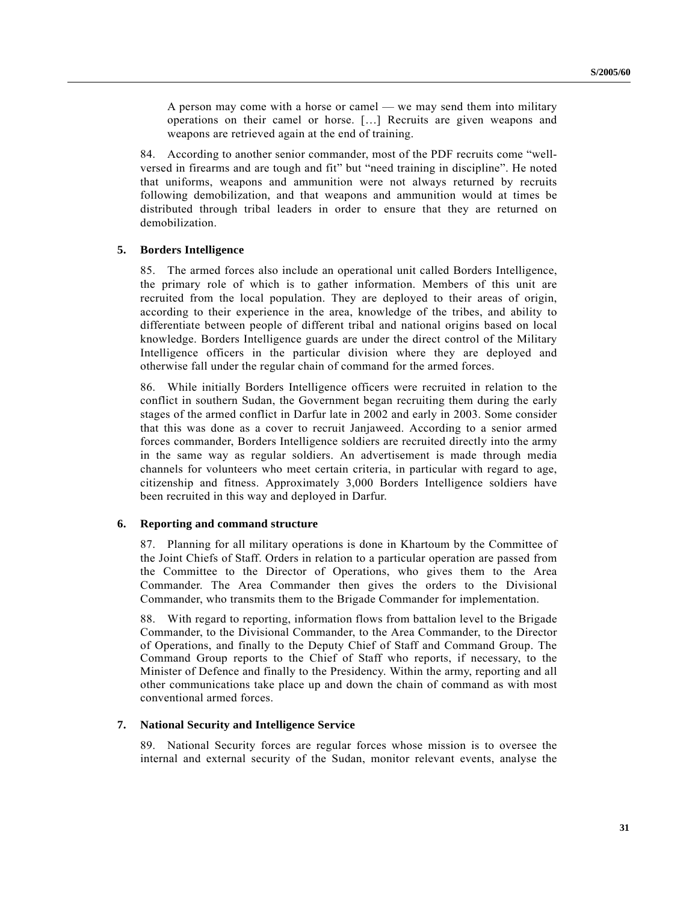> A person may come with a horse or camel — we may send them into military operations on their camel or horse. […] Recruits are given weapons and weapons are retrieved again at the end of training.

84. According to another senior commander, most of the PDF recruits come "well-versed in firearms and are tough and fit" but "need training in discipline". He noted that uniforms, weapons and ammunition were not always returned by recruits following demobilization, and that weapons and ammunition would at times be distributed through tribal leaders in order to ensure that they are returned on demobilization.

### 5. Borders Intelligence

85. The armed forces also include an operational unit called Borders Intelligence, the primary role of which is to gather information. Members of this unit are recruited from the local population. They are deployed to their areas of origin, according to their experience in the area, knowledge of the tribes, and ability to differentiate between people of different tribal and national origins based on local knowledge. Borders Intelligence guards are under the direct control of the Military Intelligence officers in the particular division where they are deployed and otherwise fall under the regular chain of command for the armed forces.

86. While initially Borders Intelligence officers were recruited in relation to the conflict in southern Sudan, the Government began recruiting them during the early stages of the armed conflict in Darfur late in 2002 and early in 2003. Some consider that this was done as a cover to recruit Janjaweed. According to a senior armed forces commander, Borders Intelligence soldiers are recruited directly into the army in the same way as regular soldiers. An advertisement is made through media channels for volunteers who meet certain criteria, in particular with regard to age, citizenship and fitness. Approximately 3,000 Borders Intelligence soldiers have been recruited in this way and deployed in Darfur.

### 6. Reporting and command structure

87. Planning for all military operations is done in Khartoum by the Committee of the Joint Chiefs of Staff. Orders in relation to a particular operation are passed from the Committee to the Director of Operations, who gives them to the Area Commander. The Area Commander then gives the orders to the Divisional Commander, who transmits them to the Brigade Commander for implementation.

88. With regard to reporting, information flows from battalion level to the Brigade Commander, to the Divisional Commander, to the Area Commander, to the Director of Operations, and finally to the Deputy Chief of Staff and Command Group. The Command Group reports to the Chief of Staff who reports, if necessary, to the Minister of Defence and finally to the Presidency. Within the army, reporting and all other communications take place up and down the chain of command as with most conventional armed forces.

### 7. National Security and Intelligence Service

89. National Security forces are regular forces whose mission is to oversee the internal and external security of the Sudan, monitor relevant events, analyse the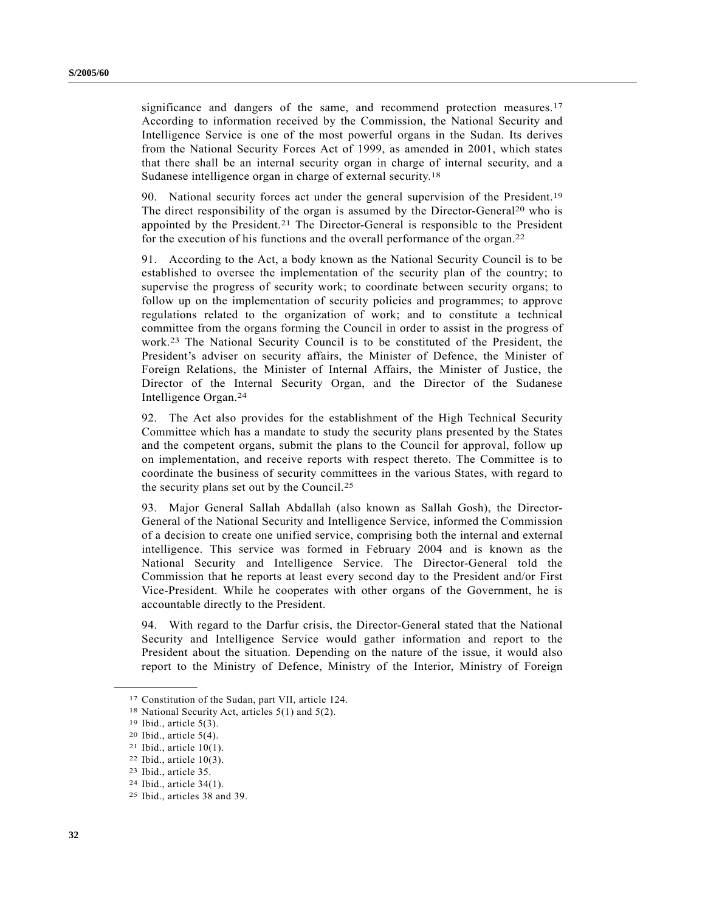significance and dangers of the same, and recommend protection measures.[17] According to information received by the Commission, the National Security and Intelligence Service is one of the most powerful organs in the Sudan. Its derives from the National Security Forces Act of 1999, as amended in 2001, which states that there shall be an internal security organ in charge of internal security, and a Sudanese intelligence organ in charge of external security.[18]

90. National security forces act under the general supervision of the President.[19] The direct responsibility of the organ is assumed by the Director-General[20] who is appointed by the President.[21] The Director-General is responsible to the President for the execution of his functions and the overall performance of the organ.[22]

91. According to the Act, a body known as the National Security Council is to be established to oversee the implementation of the security plan of the country; to supervise the progress of security work; to coordinate between security organs; to follow up on the implementation of security policies and programmes; to approve regulations related to the organization of work; and to constitute a technical committee from the organs forming the Council in order to assist in the progress of work.[23] The National Security Council is to be constituted of the President, the President's adviser on security affairs, the Minister of Defence, the Minister of Foreign Relations, the Minister of Internal Affairs, the Minister of Justice, the Director of the Internal Security Organ, and the Director of the Sudanese Intelligence Organ.[24]

92. The Act also provides for the establishment of the High Technical Security Committee which has a mandate to study the security plans presented by the States and the competent organs, submit the plans to the Council for approval, follow up on implementation, and receive reports with respect thereto. The Committee is to coordinate the business of security committees in the various States, with regard to the security plans set out by the Council.[25]

93. Major General Sallah Abdallah (also known as Sallah Gosh), the Director-General of the National Security and Intelligence Service, informed the Commission of a decision to create one unified service, comprising both the internal and external intelligence. This service was formed in February 2004 and is known as the National Security and Intelligence Service. The Director-General told the Commission that he reports at least every second day to the President and/or First Vice-President. While he cooperates with other organs of the Government, he is accountable directly to the President.

94. With regard to the Darfur crisis, the Director-General stated that the National Security and Intelligence Service would gather information and report to the President about the situation. Depending on the nature of the issue, it would also report to the Ministry of Defence, Ministry of the Interior, Ministry of Foreign

---

[17] Constitution of the Sudan, part VII, article 124.

[18] National Security Act, articles 5(1) and 5(2).

[19] Ibid., article 5(3).

[20] Ibid., article 5(4).

[21] Ibid., article 10(1).

[22] Ibid., article 10(3).

[23] Ibid., article 35.

[24] Ibid., article 34(1).

[25] Ibid., articles 38 and 39.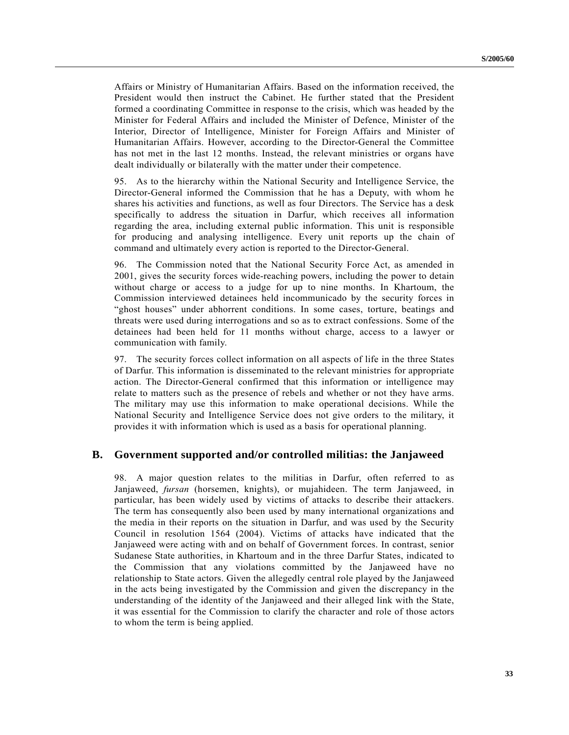Affairs or Ministry of Humanitarian Affairs. Based on the information received, the President would then instruct the Cabinet. He further stated that the President formed a coordinating Committee in response to the crisis, which was headed by the Minister for Federal Affairs and included the Minister of Defence, Minister of the Interior, Director of Intelligence, Minister for Foreign Affairs and Minister of Humanitarian Affairs. However, according to the Director-General the Committee has not met in the last 12 months. Instead, the relevant ministries or organs have dealt individually or bilaterally with the matter under their competence.

95. As to the hierarchy within the National Security and Intelligence Service, the Director-General informed the Commission that he has a Deputy, with whom he shares his activities and functions, as well as four Directors. The Service has a desk specifically to address the situation in Darfur, which receives all information regarding the area, including external public information. This unit is responsible for producing and analysing intelligence. Every unit reports up the chain of command and ultimately every action is reported to the Director-General.

96. The Commission noted that the National Security Force Act, as amended in 2001, gives the security forces wide-reaching powers, including the power to detain without charge or access to a judge for up to nine months. In Khartoum, the Commission interviewed detainees held incommunicado by the security forces in "ghost houses" under abhorrent conditions. In some cases, torture, beatings and threats were used during interrogations and so as to extract confessions. Some of the detainees had been held for 11 months without charge, access to a lawyer or communication with family.

97. The security forces collect information on all aspects of life in the three States of Darfur. This information is disseminated to the relevant ministries for appropriate action. The Director-General confirmed that this information or intelligence may relate to matters such as the presence of rebels and whether or not they have arms. The military may use this information to make operational decisions. While the National Security and Intelligence Service does not give orders to the military, it provides it with information which is used as a basis for operational planning.

## B. Government supported and/or controlled militias: the Janjaweed

98. A major question relates to the militias in Darfur, often referred to as Janjaweed, *fursan* (horsemen, knights), or mujahideen. The term Janjaweed, in particular, has been widely used by victims of attacks to describe their attackers. The term has consequently also been used by many international organizations and the media in their reports on the situation in Darfur, and was used by the Security Council in resolution 1564 (2004). Victims of attacks have indicated that the Janjaweed were acting with and on behalf of Government forces. In contrast, senior Sudanese State authorities, in Khartoum and in the three Darfur States, indicated to the Commission that any violations committed by the Janjaweed have no relationship to State actors. Given the allegedly central role played by the Janjaweed in the acts being investigated by the Commission and given the discrepancy in the understanding of the identity of the Janjaweed and their alleged link with the State, it was essential for the Commission to clarify the character and role of those actors to whom the term is being applied.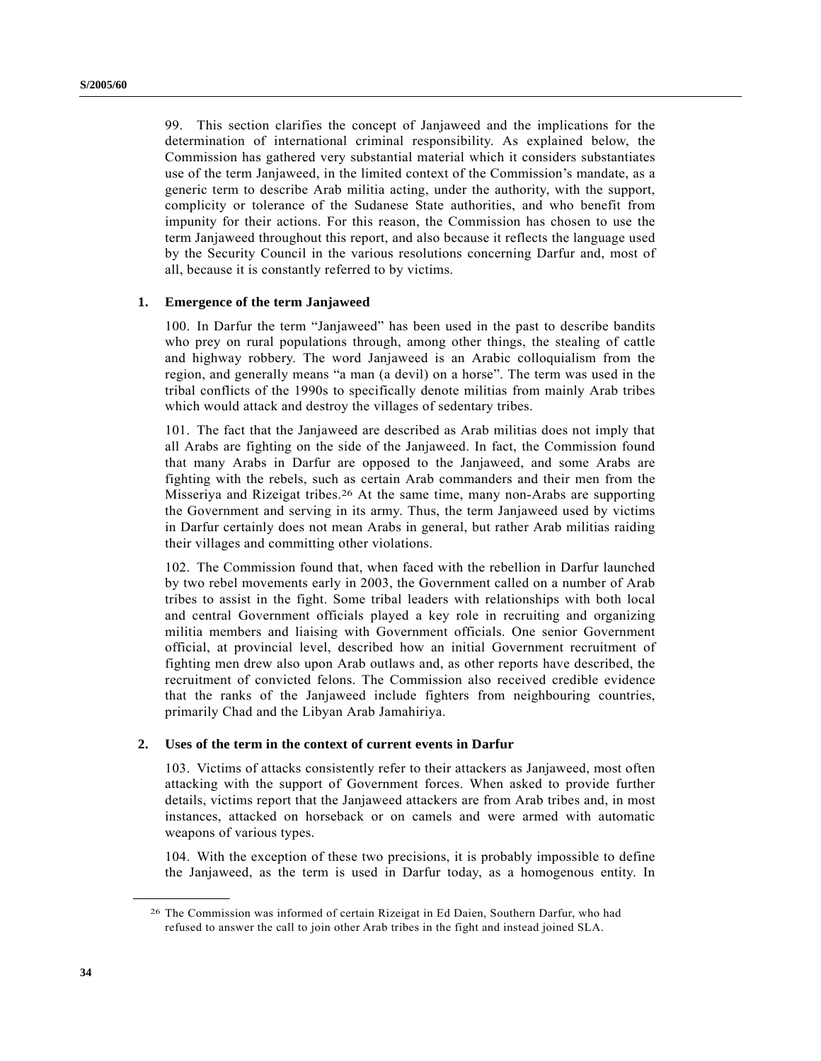99. This section clarifies the concept of Janjaweed and the implications for the determination of international criminal responsibility. As explained below, the Commission has gathered very substantial material which it considers substantiates use of the term Janjaweed, in the limited context of the Commission's mandate, as a generic term to describe Arab militia acting, under the authority, with the support, complicity or tolerance of the Sudanese State authorities, and who benefit from impunity for their actions. For this reason, the Commission has chosen to use the term Janjaweed throughout this report, and also because it reflects the language used by the Security Council in the various resolutions concerning Darfur and, most of all, because it is constantly referred to by victims.

### 1. Emergence of the term Janjaweed

100. In Darfur the term "Janjaweed" has been used in the past to describe bandits who prey on rural populations through, among other things, the stealing of cattle and highway robbery. The word Janjaweed is an Arabic colloquialism from the region, and generally means "a man (a devil) on a horse". The term was used in the tribal conflicts of the 1990s to specifically denote militias from mainly Arab tribes which would attack and destroy the villages of sedentary tribes.

101. The fact that the Janjaweed are described as Arab militias does not imply that all Arabs are fighting on the side of the Janjaweed. In fact, the Commission found that many Arabs in Darfur are opposed to the Janjaweed, and some Arabs are fighting with the rebels, such as certain Arab commanders and their men from the Misseriya and Rizeigat tribes.[26] At the same time, many non-Arabs are supporting the Government and serving in its army. Thus, the term Janjaweed used by victims in Darfur certainly does not mean Arabs in general, but rather Arab militias raiding their villages and committing other violations.

102. The Commission found that, when faced with the rebellion in Darfur launched by two rebel movements early in 2003, the Government called on a number of Arab tribes to assist in the fight. Some tribal leaders with relationships with both local and central Government officials played a key role in recruiting and organizing militia members and liaising with Government officials. One senior Government official, at provincial level, described how an initial Government recruitment of fighting men drew also upon Arab outlaws and, as other reports have described, the recruitment of convicted felons. The Commission also received credible evidence that the ranks of the Janjaweed include fighters from neighbouring countries, primarily Chad and the Libyan Arab Jamahiriya.

### 2. Uses of the term in the context of current events in Darfur

103. Victims of attacks consistently refer to their attackers as Janjaweed, most often attacking with the support of Government forces. When asked to provide further details, victims report that the Janjaweed attackers are from Arab tribes and, in most instances, attacked on horseback or on camels and were armed with automatic weapons of various types.

104. With the exception of these two precisions, it is probably impossible to define the Janjaweed, as the term is used in Darfur today, as a homogenous entity. In

---

[26] The Commission was informed of certain Rizeigat in Ed Daien, Southern Darfur, who had refused to answer the call to join other Arab tribes in the fight and instead joined SLA.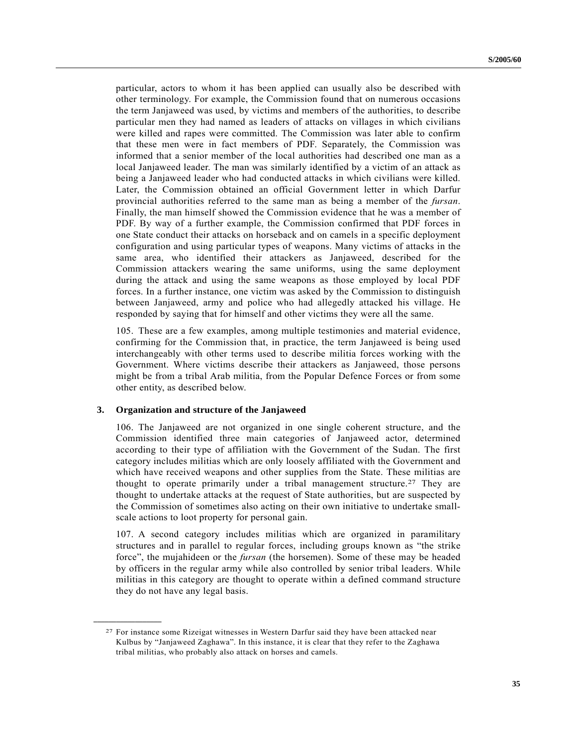particular, actors to whom it has been applied can usually also be described with other terminology. For example, the Commission found that on numerous occasions the term Janjaweed was used, by victims and members of the authorities, to describe particular men they had named as leaders of attacks on villages in which civilians were killed and rapes were committed. The Commission was later able to confirm that these men were in fact members of PDF. Separately, the Commission was informed that a senior member of the local authorities had described one man as a local Janjaweed leader. The man was similarly identified by a victim of an attack as being a Janjaweed leader who had conducted attacks in which civilians were killed. Later, the Commission obtained an official Government letter in which Darfur provincial authorities referred to the same man as being a member of the *fursan*. Finally, the man himself showed the Commission evidence that he was a member of PDF. By way of a further example, the Commission confirmed that PDF forces in one State conduct their attacks on horseback and on camels in a specific deployment configuration and using particular types of weapons. Many victims of attacks in the same area, who identified their attackers as Janjaweed, described for the Commission attackers wearing the same uniforms, using the same deployment during the attack and using the same weapons as those employed by local PDF forces. In a further instance, one victim was asked by the Commission to distinguish between Janjaweed, army and police who had allegedly attacked his village. He responded by saying that for himself and other victims they were all the same.

105. These are a few examples, among multiple testimonies and material evidence, confirming for the Commission that, in practice, the term Janjaweed is being used interchangeably with other terms used to describe militia forces working with the Government. Where victims describe their attackers as Janjaweed, those persons might be from a tribal Arab militia, from the Popular Defence Forces or from some other entity, as described below.

### 3. Organization and structure of the Janjaweed

106. The Janjaweed are not organized in one single coherent structure, and the Commission identified three main categories of Janjaweed actor, determined according to their type of affiliation with the Government of the Sudan. The first category includes militias which are only loosely affiliated with the Government and which have received weapons and other supplies from the State. These militias are thought to operate primarily under a tribal management structure.[27] They are thought to undertake attacks at the request of State authorities, but are suspected by the Commission of sometimes also acting on their own initiative to undertake small-scale actions to loot property for personal gain.

107. A second category includes militias which are organized in paramilitary structures and in parallel to regular forces, including groups known as "the strike force", the mujahideen or the *fursan* (the horsemen). Some of these may be headed by officers in the regular army while also controlled by senior tribal leaders. While militias in this category are thought to operate within a defined command structure they do not have any legal basis.

---

[27] For instance some Rizeigat witnesses in Western Darfur said they have been attacked near Kulbus by "Janjaweed Zaghawa". In this instance, it is clear that they refer to the Zaghawa tribal militias, who probably also attack on horses and camels.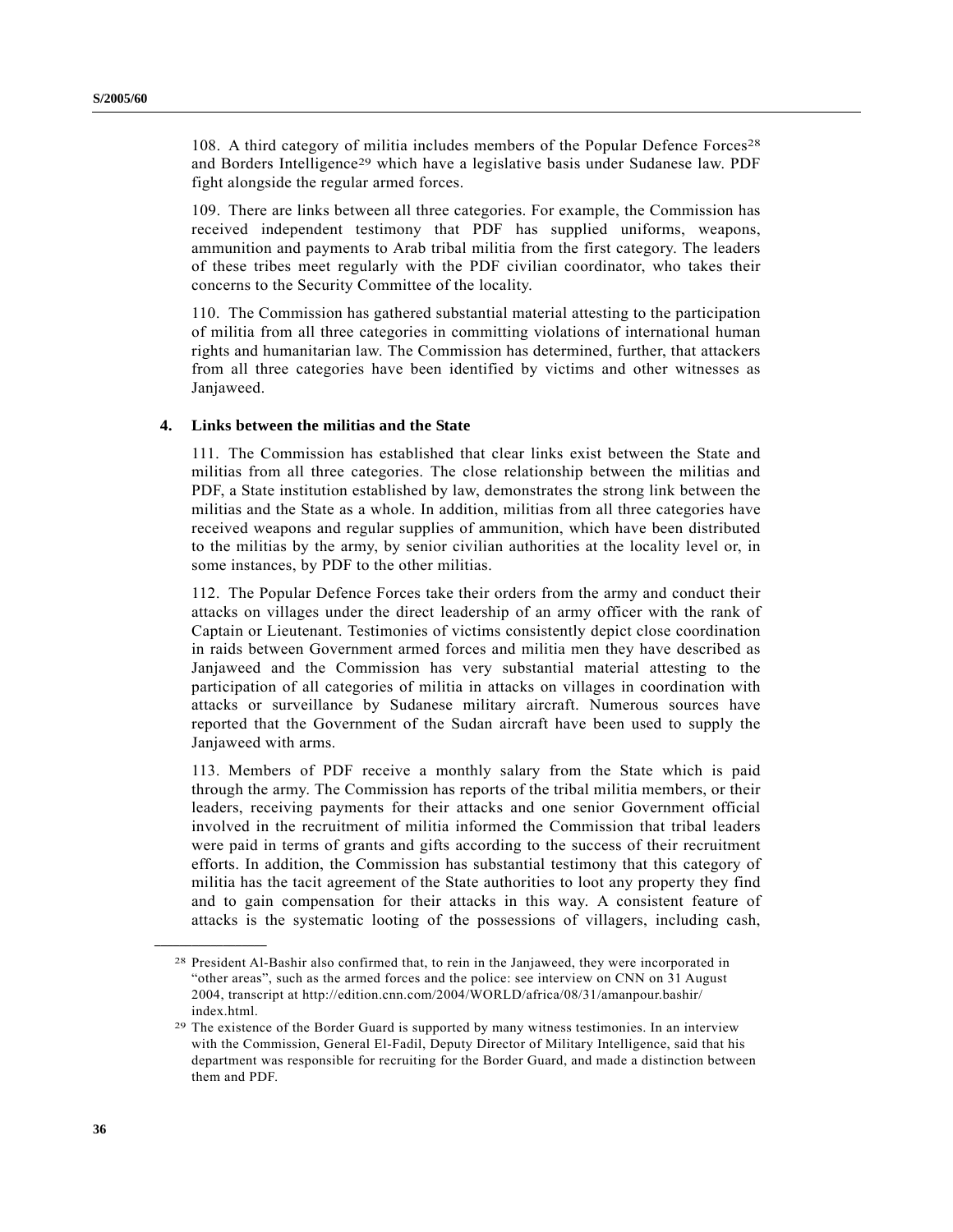108. A third category of militia includes members of the Popular Defence Forces[28] and Borders Intelligence[29] which have a legislative basis under Sudanese law. PDF fight alongside the regular armed forces.

109. There are links between all three categories. For example, the Commission has received independent testimony that PDF has supplied uniforms, weapons, ammunition and payments to Arab tribal militia from the first category. The leaders of these tribes meet regularly with the PDF civilian coordinator, who takes their concerns to the Security Committee of the locality.

110. The Commission has gathered substantial material attesting to the participation of militia from all three categories in committing violations of international human rights and humanitarian law. The Commission has determined, further, that attackers from all three categories have been identified by victims and other witnesses as Janjaweed.

### 4. Links between the militias and the State

111. The Commission has established that clear links exist between the State and militias from all three categories. The close relationship between the militias and PDF, a State institution established by law, demonstrates the strong link between the militias and the State as a whole. In addition, militias from all three categories have received weapons and regular supplies of ammunition, which have been distributed to the militias by the army, by senior civilian authorities at the locality level or, in some instances, by PDF to the other militias.

112. The Popular Defence Forces take their orders from the army and conduct their attacks on villages under the direct leadership of an army officer with the rank of Captain or Lieutenant. Testimonies of victims consistently depict close coordination in raids between Government armed forces and militia men they have described as Janjaweed and the Commission has very substantial material attesting to the participation of all categories of militia in attacks on villages in coordination with attacks or surveillance by Sudanese military aircraft. Numerous sources have reported that the Government of the Sudan aircraft have been used to supply the Janjaweed with arms.

113. Members of PDF receive a monthly salary from the State which is paid through the army. The Commission has reports of the tribal militia members, or their leaders, receiving payments for their attacks and one senior Government official involved in the recruitment of militia informed the Commission that tribal leaders were paid in terms of grants and gifts according to the success of their recruitment efforts. In addition, the Commission has substantial testimony that this category of militia has the tacit agreement of the State authorities to loot any property they find and to gain compensation for their attacks in this way. A consistent feature of attacks is the systematic looting of the possessions of villagers, including cash,

---

[28] President Al-Bashir also confirmed that, to rein in the Janjaweed, they were incorporated in "other areas", such as the armed forces and the police: see interview on CNN on 31 August 2004, transcript at http://edition.cnn.com/2004/WORLD/africa/08/31/amanpour.bashir/index.html.

[29] The existence of the Border Guard is supported by many witness testimonies. In an interview with the Commission, General El-Fadil, Deputy Director of Military Intelligence, said that his department was responsible for recruiting for the Border Guard, and made a distinction between them and PDF.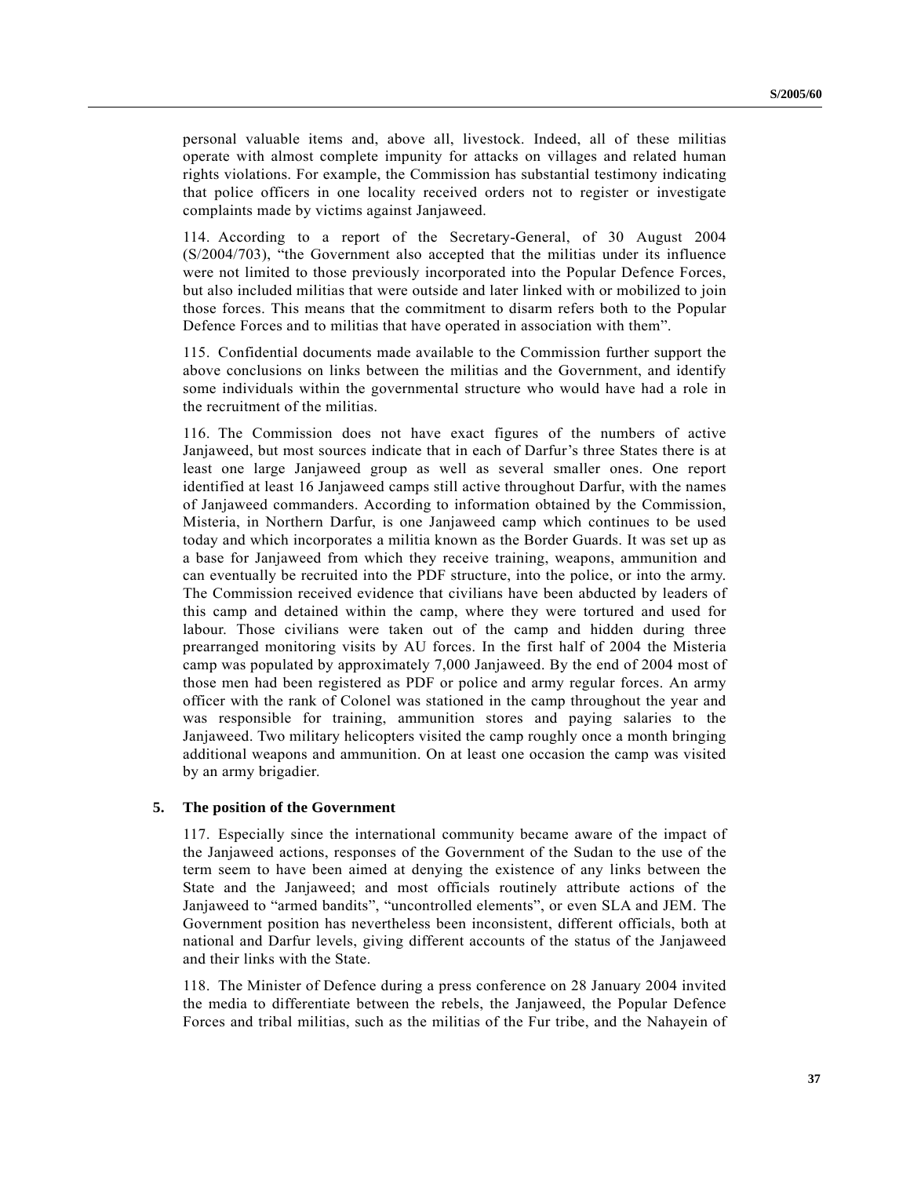personal valuable items and, above all, livestock. Indeed, all of these militias operate with almost complete impunity for attacks on villages and related human rights violations. For example, the Commission has substantial testimony indicating that police officers in one locality received orders not to register or investigate complaints made by victims against Janjaweed.

114. According to a report of the Secretary-General, of 30 August 2004 (S/2004/703), "the Government also accepted that the militias under its influence were not limited to those previously incorporated into the Popular Defence Forces, but also included militias that were outside and later linked with or mobilized to join those forces. This means that the commitment to disarm refers both to the Popular Defence Forces and to militias that have operated in association with them".

115. Confidential documents made available to the Commission further support the above conclusions on links between the militias and the Government, and identify some individuals within the governmental structure who would have had a role in the recruitment of the militias.

116. The Commission does not have exact figures of the numbers of active Janjaweed, but most sources indicate that in each of Darfur's three States there is at least one large Janjaweed group as well as several smaller ones. One report identified at least 16 Janjaweed camps still active throughout Darfur, with the names of Janjaweed commanders. According to information obtained by the Commission, Misteria, in Northern Darfur, is one Janjaweed camp which continues to be used today and which incorporates a militia known as the Border Guards. It was set up as a base for Janjaweed from which they receive training, weapons, ammunition and can eventually be recruited into the PDF structure, into the police, or into the army. The Commission received evidence that civilians have been abducted by leaders of this camp and detained within the camp, where they were tortured and used for labour. Those civilians were taken out of the camp and hidden during three prearranged monitoring visits by AU forces. In the first half of 2004 the Misteria camp was populated by approximately 7,000 Janjaweed. By the end of 2004 most of those men had been registered as PDF or police and army regular forces. An army officer with the rank of Colonel was stationed in the camp throughout the year and was responsible for training, ammunition stores and paying salaries to the Janjaweed. Two military helicopters visited the camp roughly once a month bringing additional weapons and ammunition. On at least one occasion the camp was visited by an army brigadier.

### 5. The position of the Government

117. Especially since the international community became aware of the impact of the Janjaweed actions, responses of the Government of the Sudan to the use of the term seem to have been aimed at denying the existence of any links between the State and the Janjaweed; and most officials routinely attribute actions of the Janjaweed to "armed bandits", "uncontrolled elements", or even SLA and JEM. The Government position has nevertheless been inconsistent, different officials, both at national and Darfur levels, giving different accounts of the status of the Janjaweed and their links with the State.

118. The Minister of Defence during a press conference on 28 January 2004 invited the media to differentiate between the rebels, the Janjaweed, the Popular Defence Forces and tribal militias, such as the militias of the Fur tribe, and the Nahayein of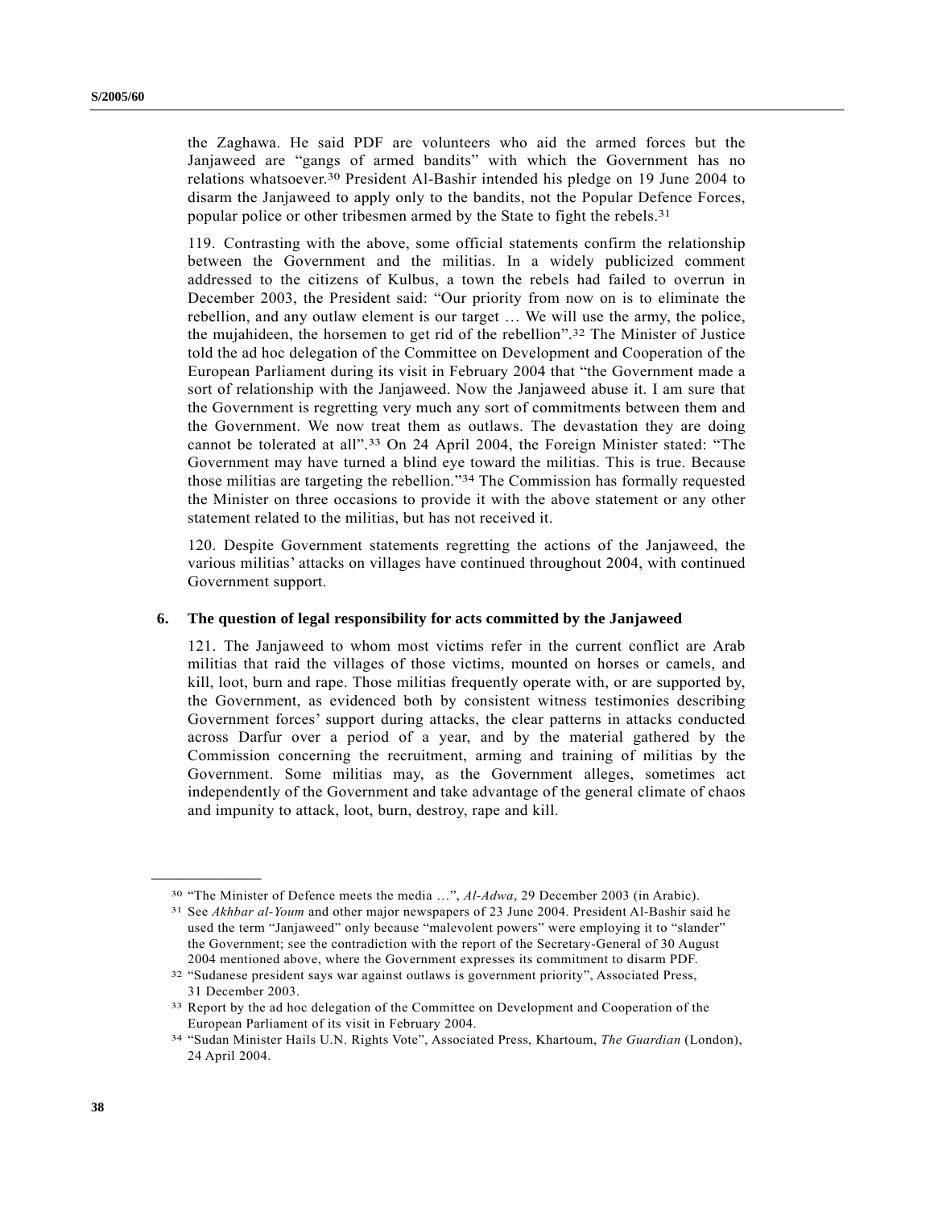the Zaghawa. He said PDF are volunteers who aid the armed forces but the Janjaweed are "gangs of armed bandits" with which the Government has no relations whatsoever.[30] President Al-Bashir intended his pledge on 19 June 2004 to disarm the Janjaweed to apply only to the bandits, not the Popular Defence Forces, popular police or other tribesmen armed by the State to fight the rebels.[31]

119. Contrasting with the above, some official statements confirm the relationship between the Government and the militias. In a widely publicized comment addressed to the citizens of Kulbus, a town the rebels had failed to overrun in December 2003, the President said: "Our priority from now on is to eliminate the rebellion, and any outlaw element is our target … We will use the army, the police, the mujahideen, the horsemen to get rid of the rebellion".[32] The Minister of Justice told the ad hoc delegation of the Committee on Development and Cooperation of the European Parliament during its visit in February 2004 that "the Government made a sort of relationship with the Janjaweed. Now the Janjaweed abuse it. I am sure that the Government is regretting very much any sort of commitments between them and the Government. We now treat them as outlaws. The devastation they are doing cannot be tolerated at all".[33] On 24 April 2004, the Foreign Minister stated: "The Government may have turned a blind eye toward the militias. This is true. Because those militias are targeting the rebellion."[34] The Commission has formally requested the Minister on three occasions to provide it with the above statement or any other statement related to the militias, but has not received it.

120. Despite Government statements regretting the actions of the Janjaweed, the various militias' attacks on villages have continued throughout 2004, with continued Government support.

### 6. The question of legal responsibility for acts committed by the Janjaweed

121. The Janjaweed to whom most victims refer in the current conflict are Arab militias that raid the villages of those victims, mounted on horses or camels, and kill, loot, burn and rape. Those militias frequently operate with, or are supported by, the Government, as evidenced both by consistent witness testimonies describing Government forces' support during attacks, the clear patterns in attacks conducted across Darfur over a period of a year, and by the material gathered by the Commission concerning the recruitment, arming and training of militias by the Government. Some militias may, as the Government alleges, sometimes act independently of the Government and take advantage of the general climate of chaos and impunity to attack, loot, burn, destroy, rape and kill.

---

[30] "The Minister of Defence meets the media …", *Al-Adwa*, 29 December 2003 (in Arabic).

[31] See *Akhbar al-Youm* and other major newspapers of 23 June 2004. President Al-Bashir said he used the term "Janjaweed" only because "malevolent powers" were employing it to "slander" the Government; see the contradiction with the report of the Secretary-General of 30 August 2004 mentioned above, where the Government expresses its commitment to disarm PDF.

[32] "Sudanese president says war against outlaws is government priority", Associated Press, 31 December 2003.

[33] Report by the ad hoc delegation of the Committee on Development and Cooperation of the European Parliament of its visit in February 2004.

[34] "Sudan Minister Hails U.N. Rights Vote", Associated Press, Khartoum, *The Guardian* (London), 24 April 2004.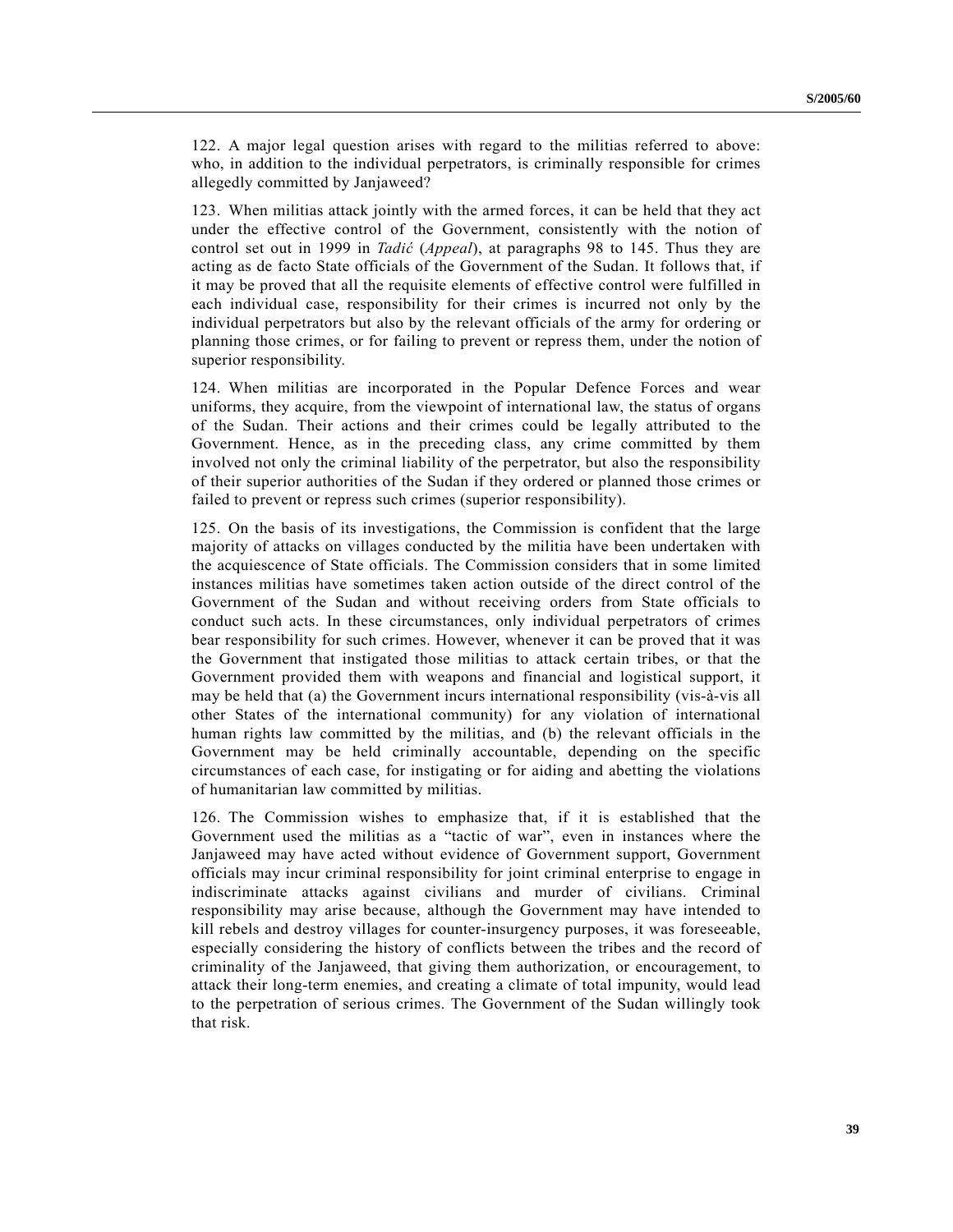122. A major legal question arises with regard to the militias referred to above: who, in addition to the individual perpetrators, is criminally responsible for crimes allegedly committed by Janjaweed?

123. When militias attack jointly with the armed forces, it can be held that they act under the effective control of the Government, consistently with the notion of control set out in 1999 in *Tadić* (*Appeal*), at paragraphs 98 to 145. Thus they are acting as de facto State officials of the Government of the Sudan. It follows that, if it may be proved that all the requisite elements of effective control were fulfilled in each individual case, responsibility for their crimes is incurred not only by the individual perpetrators but also by the relevant officials of the army for ordering or planning those crimes, or for failing to prevent or repress them, under the notion of superior responsibility.

124. When militias are incorporated in the Popular Defence Forces and wear uniforms, they acquire, from the viewpoint of international law, the status of organs of the Sudan. Their actions and their crimes could be legally attributed to the Government. Hence, as in the preceding class, any crime committed by them involved not only the criminal liability of the perpetrator, but also the responsibility of their superior authorities of the Sudan if they ordered or planned those crimes or failed to prevent or repress such crimes (superior responsibility).

125. On the basis of its investigations, the Commission is confident that the large majority of attacks on villages conducted by the militia have been undertaken with the acquiescence of State officials. The Commission considers that in some limited instances militias have sometimes taken action outside of the direct control of the Government of the Sudan and without receiving orders from State officials to conduct such acts. In these circumstances, only individual perpetrators of crimes bear responsibility for such crimes. However, whenever it can be proved that it was the Government that instigated those militias to attack certain tribes, or that the Government provided them with weapons and financial and logistical support, it may be held that (a) the Government incurs international responsibility (vis-à-vis all other States of the international community) for any violation of international human rights law committed by the militias, and (b) the relevant officials in the Government may be held criminally accountable, depending on the specific circumstances of each case, for instigating or for aiding and abetting the violations of humanitarian law committed by militias.

126. The Commission wishes to emphasize that, if it is established that the Government used the militias as a "tactic of war", even in instances where the Janjaweed may have acted without evidence of Government support, Government officials may incur criminal responsibility for joint criminal enterprise to engage in indiscriminate attacks against civilians and murder of civilians. Criminal responsibility may arise because, although the Government may have intended to kill rebels and destroy villages for counter-insurgency purposes, it was foreseeable, especially considering the history of conflicts between the tribes and the record of criminality of the Janjaweed, that giving them authorization, or encouragement, to attack their long-term enemies, and creating a climate of total impunity, would lead to the perpetration of serious crimes. The Government of the Sudan willingly took that risk.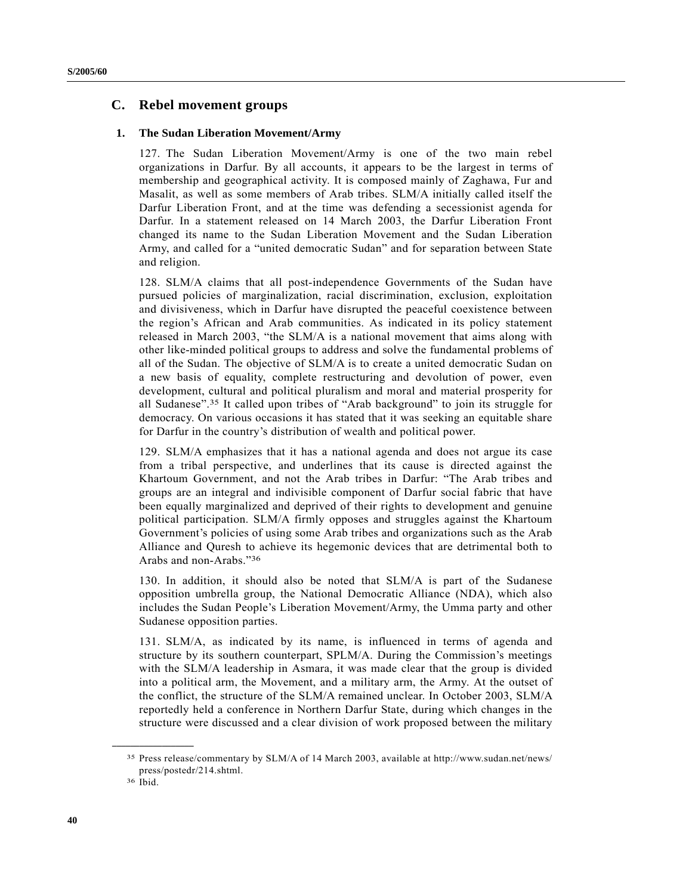## C. Rebel movement groups

### 1. The Sudan Liberation Movement/Army

127. The Sudan Liberation Movement/Army is one of the two main rebel organizations in Darfur. By all accounts, it appears to be the largest in terms of membership and geographical activity. It is composed mainly of Zaghawa, Fur and Masalit, as well as some members of Arab tribes. SLM/A initially called itself the Darfur Liberation Front, and at the time was defending a secessionist agenda for Darfur. In a statement released on 14 March 2003, the Darfur Liberation Front changed its name to the Sudan Liberation Movement and the Sudan Liberation Army, and called for a "united democratic Sudan" and for separation between State and religion.

128. SLM/A claims that all post-independence Governments of the Sudan have pursued policies of marginalization, racial discrimination, exclusion, exploitation and divisiveness, which in Darfur have disrupted the peaceful coexistence between the region's African and Arab communities. As indicated in its policy statement released in March 2003, "the SLM/A is a national movement that aims along with other like-minded political groups to address and solve the fundamental problems of all of the Sudan. The objective of SLM/A is to create a united democratic Sudan on a new basis of equality, complete restructuring and devolution of power, even development, cultural and political pluralism and moral and material prosperity for all Sudanese".[35] It called upon tribes of "Arab background" to join its struggle for democracy. On various occasions it has stated that it was seeking an equitable share for Darfur in the country's distribution of wealth and political power.

129. SLM/A emphasizes that it has a national agenda and does not argue its case from a tribal perspective, and underlines that its cause is directed against the Khartoum Government, and not the Arab tribes in Darfur: "The Arab tribes and groups are an integral and indivisible component of Darfur social fabric that have been equally marginalized and deprived of their rights to development and genuine political participation. SLM/A firmly opposes and struggles against the Khartoum Government's policies of using some Arab tribes and organizations such as the Arab Alliance and Quresh to achieve its hegemonic devices that are detrimental both to Arabs and non-Arabs."[36]

130. In addition, it should also be noted that SLM/A is part of the Sudanese opposition umbrella group, the National Democratic Alliance (NDA), which also includes the Sudan People's Liberation Movement/Army, the Umma party and other Sudanese opposition parties.

131. SLM/A, as indicated by its name, is influenced in terms of agenda and structure by its southern counterpart, SPLM/A. During the Commission's meetings with the SLM/A leadership in Asmara, it was made clear that the group is divided into a political arm, the Movement, and a military arm, the Army. At the outset of the conflict, the structure of the SLM/A remained unclear. In October 2003, SLM/A reportedly held a conference in Northern Darfur State, during which changes in the structure were discussed and a clear division of work proposed between the military

---

[35] Press release/commentary by SLM/A of 14 March 2003, available at http://www.sudan.net/news/press/postedr/214.shtml.

[36] Ibid.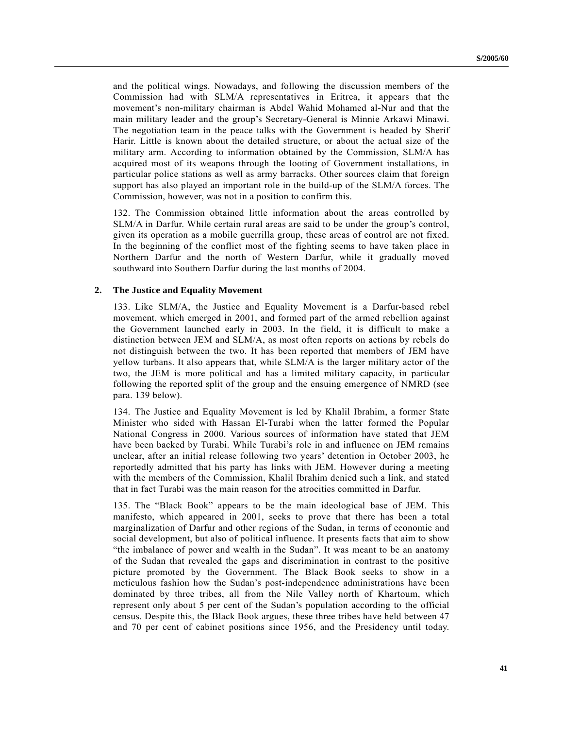and the political wings. Nowadays, and following the discussion members of the Commission had with SLM/A representatives in Eritrea, it appears that the movement's non-military chairman is Abdel Wahid Mohamed al-Nur and that the main military leader and the group's Secretary-General is Minnie Arkawi Minawi. The negotiation team in the peace talks with the Government is headed by Sherif Harir. Little is known about the detailed structure, or about the actual size of the military arm. According to information obtained by the Commission, SLM/A has acquired most of its weapons through the looting of Government installations, in particular police stations as well as army barracks. Other sources claim that foreign support has also played an important role in the build-up of the SLM/A forces. The Commission, however, was not in a position to confirm this.

132. The Commission obtained little information about the areas controlled by SLM/A in Darfur. While certain rural areas are said to be under the group's control, given its operation as a mobile guerrilla group, these areas of control are not fixed. In the beginning of the conflict most of the fighting seems to have taken place in Northern Darfur and the north of Western Darfur, while it gradually moved southward into Southern Darfur during the last months of 2004.

### 2. The Justice and Equality Movement

133. Like SLM/A, the Justice and Equality Movement is a Darfur-based rebel movement, which emerged in 2001, and formed part of the armed rebellion against the Government launched early in 2003. In the field, it is difficult to make a distinction between JEM and SLM/A, as most often reports on actions by rebels do not distinguish between the two. It has been reported that members of JEM have yellow turbans. It also appears that, while SLM/A is the larger military actor of the two, the JEM is more political and has a limited military capacity, in particular following the reported split of the group and the ensuing emergence of NMRD (see para. 139 below).

134. The Justice and Equality Movement is led by Khalil Ibrahim, a former State Minister who sided with Hassan El-Turabi when the latter formed the Popular National Congress in 2000. Various sources of information have stated that JEM have been backed by Turabi. While Turabi's role in and influence on JEM remains unclear, after an initial release following two years' detention in October 2003, he reportedly admitted that his party has links with JEM. However during a meeting with the members of the Commission, Khalil Ibrahim denied such a link, and stated that in fact Turabi was the main reason for the atrocities committed in Darfur.

135. The "Black Book" appears to be the main ideological base of JEM. This manifesto, which appeared in 2001, seeks to prove that there has been a total marginalization of Darfur and other regions of the Sudan, in terms of economic and social development, but also of political influence. It presents facts that aim to show "the imbalance of power and wealth in the Sudan". It was meant to be an anatomy of the Sudan that revealed the gaps and discrimination in contrast to the positive picture promoted by the Government. The Black Book seeks to show in a meticulous fashion how the Sudan's post-independence administrations have been dominated by three tribes, all from the Nile Valley north of Khartoum, which represent only about 5 per cent of the Sudan's population according to the official census. Despite this, the Black Book argues, these three tribes have held between 47 and 70 per cent of cabinet positions since 1956, and the Presidency until today.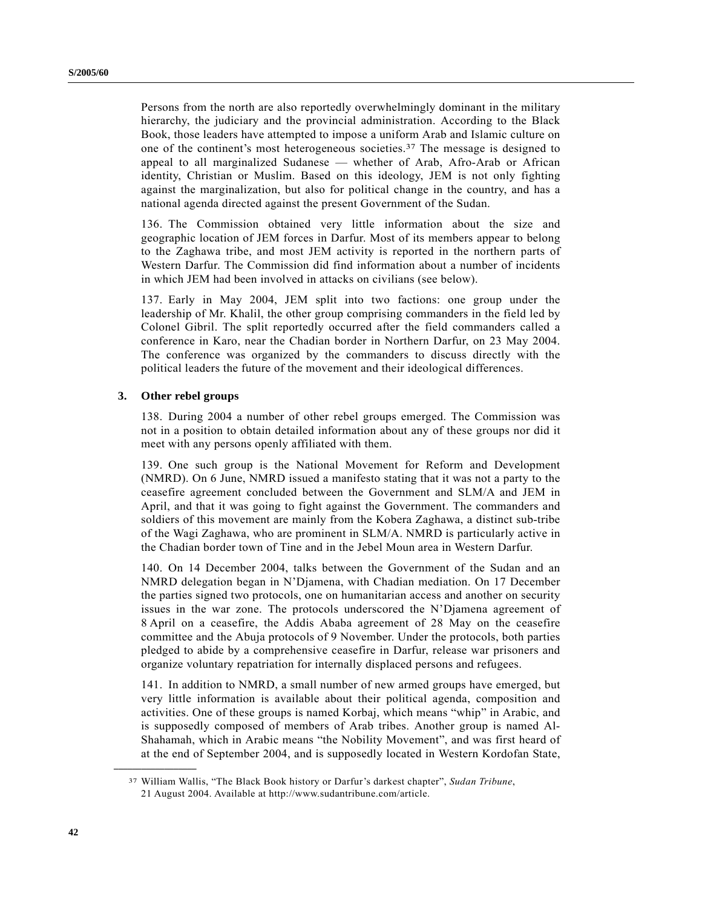Persons from the north are also reportedly overwhelmingly dominant in the military hierarchy, the judiciary and the provincial administration. According to the Black Book, those leaders have attempted to impose a uniform Arab and Islamic culture on one of the continent's most heterogeneous societies.[37] The message is designed to appeal to all marginalized Sudanese — whether of Arab, Afro-Arab or African identity, Christian or Muslim. Based on this ideology, JEM is not only fighting against the marginalization, but also for political change in the country, and has a national agenda directed against the present Government of the Sudan.

136. The Commission obtained very little information about the size and geographic location of JEM forces in Darfur. Most of its members appear to belong to the Zaghawa tribe, and most JEM activity is reported in the northern parts of Western Darfur. The Commission did find information about a number of incidents in which JEM had been involved in attacks on civilians (see below).

137. Early in May 2004, JEM split into two factions: one group under the leadership of Mr. Khalil, the other group comprising commanders in the field led by Colonel Gibril. The split reportedly occurred after the field commanders called a conference in Karo, near the Chadian border in Northern Darfur, on 23 May 2004. The conference was organized by the commanders to discuss directly with the political leaders the future of the movement and their ideological differences.

### 3. Other rebel groups

138. During 2004 a number of other rebel groups emerged. The Commission was not in a position to obtain detailed information about any of these groups nor did it meet with any persons openly affiliated with them.

139. One such group is the National Movement for Reform and Development (NMRD). On 6 June, NMRD issued a manifesto stating that it was not a party to the ceasefire agreement concluded between the Government and SLM/A and JEM in April, and that it was going to fight against the Government. The commanders and soldiers of this movement are mainly from the Kobera Zaghawa, a distinct sub-tribe of the Wagi Zaghawa, who are prominent in SLM/A. NMRD is particularly active in the Chadian border town of Tine and in the Jebel Moun area in Western Darfur.

140. On 14 December 2004, talks between the Government of the Sudan and an NMRD delegation began in N'Djamena, with Chadian mediation. On 17 December the parties signed two protocols, one on humanitarian access and another on security issues in the war zone. The protocols underscored the N'Djamena agreement of 8 April on a ceasefire, the Addis Ababa agreement of 28 May on the ceasefire committee and the Abuja protocols of 9 November. Under the protocols, both parties pledged to abide by a comprehensive ceasefire in Darfur, release war prisoners and organize voluntary repatriation for internally displaced persons and refugees.

141. In addition to NMRD, a small number of new armed groups have emerged, but very little information is available about their political agenda, composition and activities. One of these groups is named Korbaj, which means "whip" in Arabic, and is supposedly composed of members of Arab tribes. Another group is named Al-Shahamah, which in Arabic means "the Nobility Movement", and was first heard of at the end of September 2004, and is supposedly located in Western Kordofan State,

---

[37] William Wallis, "The Black Book history or Darfur's darkest chapter", *Sudan Tribune*, 21 August 2004. Available at http://www.sudantribune.com/article.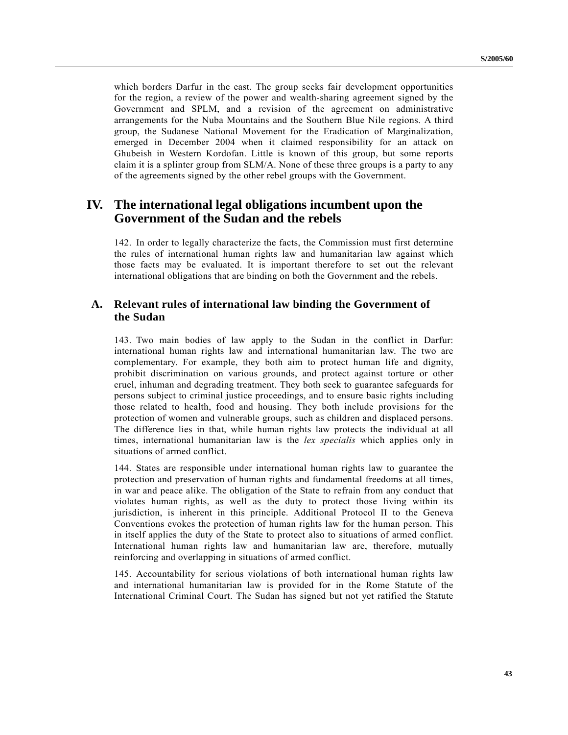which borders Darfur in the east. The group seeks fair development opportunities for the region, a review of the power and wealth-sharing agreement signed by the Government and SPLM, and a revision of the agreement on administrative arrangements for the Nuba Mountains and the Southern Blue Nile regions. A third group, the Sudanese National Movement for the Eradication of Marginalization, emerged in December 2004 when it claimed responsibility for an attack on Ghubeish in Western Kordofan. Little is known of this group, but some reports claim it is a splinter group from SLM/A. None of these three groups is a party to any of the agreements signed by the other rebel groups with the Government.

# IV. The international legal obligations incumbent upon the Government of the Sudan and the rebels

142. In order to legally characterize the facts, the Commission must first determine the rules of international human rights law and humanitarian law against which those facts may be evaluated. It is important therefore to set out the relevant international obligations that are binding on both the Government and the rebels.

## A. Relevant rules of international law binding the Government of the Sudan

143. Two main bodies of law apply to the Sudan in the conflict in Darfur: international human rights law and international humanitarian law. The two are complementary. For example, they both aim to protect human life and dignity, prohibit discrimination on various grounds, and protect against torture or other cruel, inhuman and degrading treatment. They both seek to guarantee safeguards for persons subject to criminal justice proceedings, and to ensure basic rights including those related to health, food and housing. They both include provisions for the protection of women and vulnerable groups, such as children and displaced persons. The difference lies in that, while human rights law protects the individual at all times, international humanitarian law is the *lex specialis* which applies only in situations of armed conflict.

144. States are responsible under international human rights law to guarantee the protection and preservation of human rights and fundamental freedoms at all times, in war and peace alike. The obligation of the State to refrain from any conduct that violates human rights, as well as the duty to protect those living within its jurisdiction, is inherent in this principle. Additional Protocol II to the Geneva Conventions evokes the protection of human rights law for the human person. This in itself applies the duty of the State to protect also to situations of armed conflict. International human rights law and humanitarian law are, therefore, mutually reinforcing and overlapping in situations of armed conflict.

145. Accountability for serious violations of both international human rights law and international humanitarian law is provided for in the Rome Statute of the International Criminal Court. The Sudan has signed but not yet ratified the Statute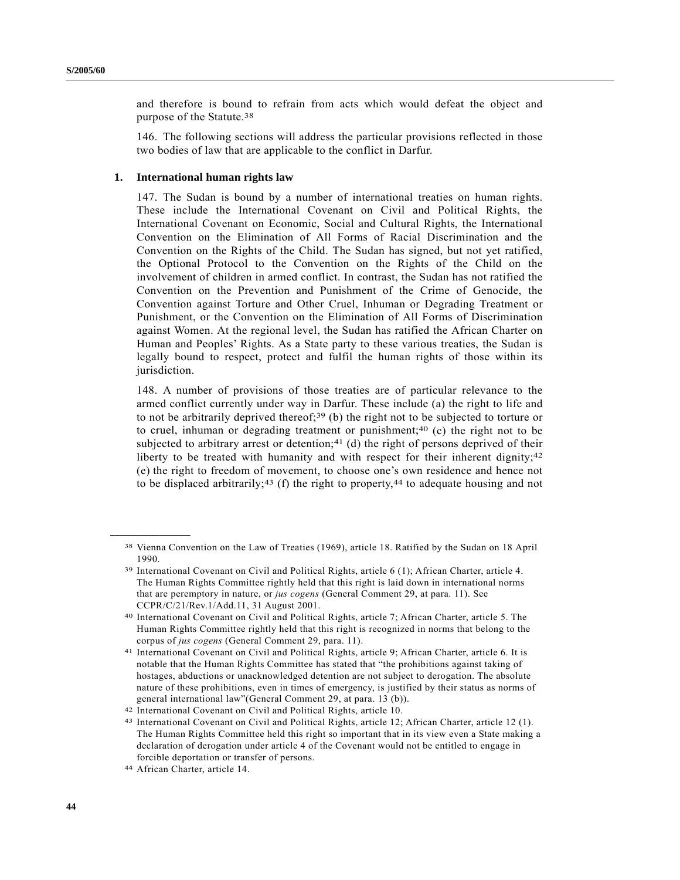and therefore is bound to refrain from acts which would defeat the object and purpose of the Statute.[38]

146. The following sections will address the particular provisions reflected in those two bodies of law that are applicable to the conflict in Darfur.

### 1. International human rights law

147. The Sudan is bound by a number of international treaties on human rights. These include the International Covenant on Civil and Political Rights, the International Covenant on Economic, Social and Cultural Rights, the International Convention on the Elimination of All Forms of Racial Discrimination and the Convention on the Rights of the Child. The Sudan has signed, but not yet ratified, the Optional Protocol to the Convention on the Rights of the Child on the involvement of children in armed conflict. In contrast, the Sudan has not ratified the Convention on the Prevention and Punishment of the Crime of Genocide, the Convention against Torture and Other Cruel, Inhuman or Degrading Treatment or Punishment, or the Convention on the Elimination of All Forms of Discrimination against Women. At the regional level, the Sudan has ratified the African Charter on Human and Peoples' Rights. As a State party to these various treaties, the Sudan is legally bound to respect, protect and fulfil the human rights of those within its jurisdiction.

148. A number of provisions of those treaties are of particular relevance to the armed conflict currently under way in Darfur. These include (a) the right to life and to not be arbitrarily deprived thereof;[39] (b) the right not to be subjected to torture or to cruel, inhuman or degrading treatment or punishment;[40] (c) the right not to be subjected to arbitrary arrest or detention;[41] (d) the right of persons deprived of their liberty to be treated with humanity and with respect for their inherent dignity;[42] (e) the right to freedom of movement, to choose one's own residence and hence not to be displaced arbitrarily;[43] (f) the right to property,[44] to adequate housing and not

---

[38] Vienna Convention on the Law of Treaties (1969), article 18. Ratified by the Sudan on 18 April 1990.

[39] International Covenant on Civil and Political Rights, article 6 (1); African Charter, article 4. The Human Rights Committee rightly held that this right is laid down in international norms that are peremptory in nature, or *jus cogens* (General Comment 29, at para. 11). See CCPR/C/21/Rev.1/Add.11, 31 August 2001.

[40] International Covenant on Civil and Political Rights, article 7; African Charter, article 5. The Human Rights Committee rightly held that this right is recognized in norms that belong to the corpus of *jus cogens* (General Comment 29, para. 11).

[41] International Covenant on Civil and Political Rights, article 9; African Charter, article 6. It is notable that the Human Rights Committee has stated that "the prohibitions against taking of hostages, abductions or unacknowledged detention are not subject to derogation. The absolute nature of these prohibitions, even in times of emergency, is justified by their status as norms of general international law"(General Comment 29, at para. 13 (b)).

[42] International Covenant on Civil and Political Rights, article 10.

[43] International Covenant on Civil and Political Rights, article 12; African Charter, article 12 (1). The Human Rights Committee held this right so important that in its view even a State making a declaration of derogation under article 4 of the Covenant would not be entitled to engage in forcible deportation or transfer of persons.

[44] African Charter, article 14.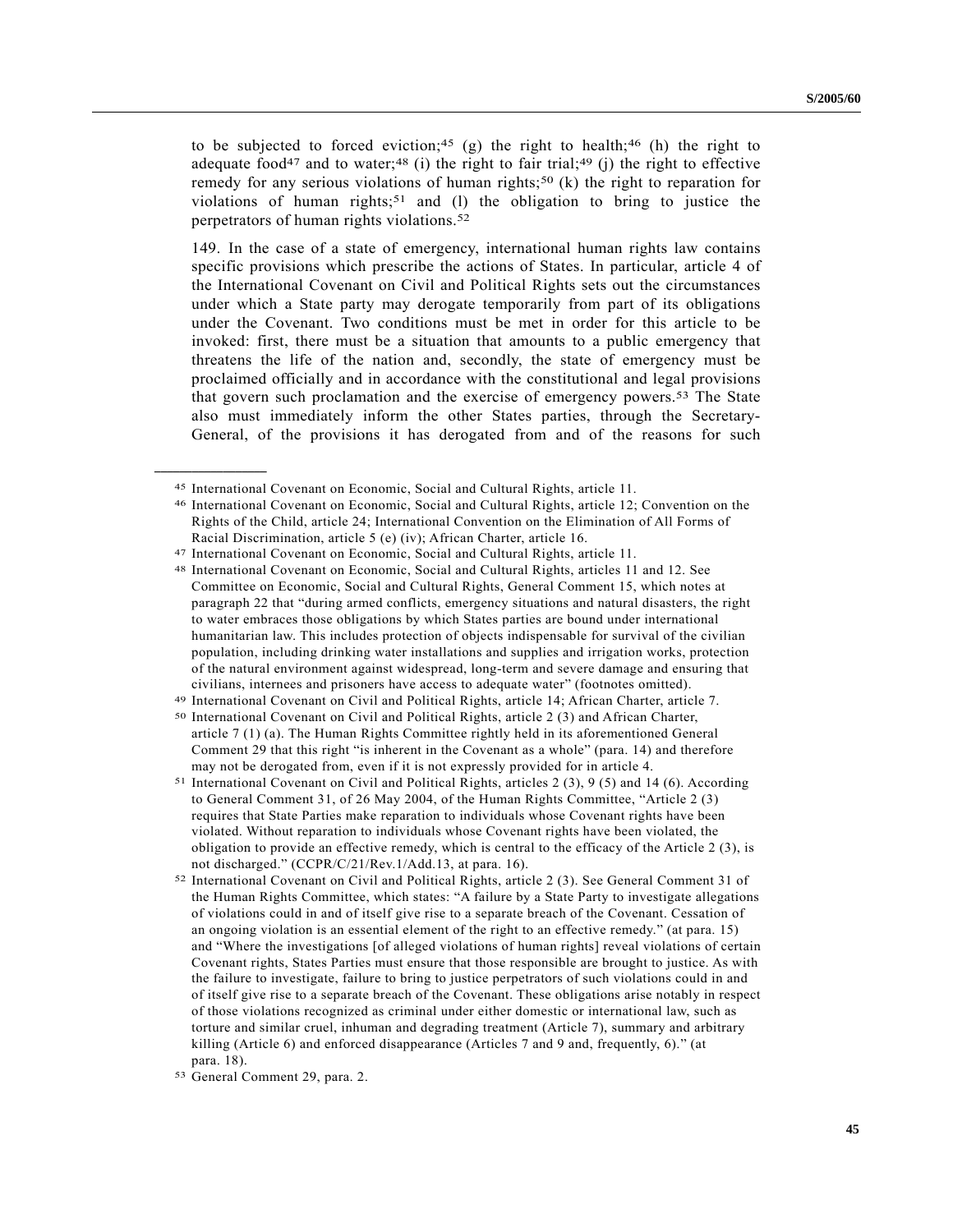to be subjected to forced eviction;[45] (g) the right to health;[46] (h) the right to adequate food[47] and to water;[48] (i) the right to fair trial;[49] (j) the right to effective remedy for any serious violations of human rights;[50] (k) the right to reparation for violations of human rights;[51] and (l) the obligation to bring to justice the perpetrators of human rights violations.[52]

149. In the case of a state of emergency, international human rights law contains specific provisions which prescribe the actions of States. In particular, article 4 of the International Covenant on Civil and Political Rights sets out the circumstances under which a State party may derogate temporarily from part of its obligations under the Covenant. Two conditions must be met in order for this article to be invoked: first, there must be a situation that amounts to a public emergency that threatens the life of the nation and, secondly, the state of emergency must be proclaimed officially and in accordance with the constitutional and legal provisions that govern such proclamation and the exercise of emergency powers.[53] The State also must immediately inform the other States parties, through the Secretary-General, of the provisions it has derogated from and of the reasons for such

---

[45] International Covenant on Economic, Social and Cultural Rights, article 11.

[46] International Covenant on Economic, Social and Cultural Rights, article 12; Convention on the Rights of the Child, article 24; International Convention on the Elimination of All Forms of Racial Discrimination, article 5 (e) (iv); African Charter, article 16.

[47] International Covenant on Economic, Social and Cultural Rights, article 11.

[48] International Covenant on Economic, Social and Cultural Rights, articles 11 and 12. See Committee on Economic, Social and Cultural Rights, General Comment 15, which notes at paragraph 22 that "during armed conflicts, emergency situations and natural disasters, the right to water embraces those obligations by which States parties are bound under international humanitarian law. This includes protection of objects indispensable for survival of the civilian population, including drinking water installations and supplies and irrigation works, protection of the natural environment against widespread, long-term and severe damage and ensuring that civilians, internees and prisoners have access to adequate water" (footnotes omitted).

[49] International Covenant on Civil and Political Rights, article 14; African Charter, article 7.

[50] International Covenant on Civil and Political Rights, article 2 (3) and African Charter, article 7 (1) (a). The Human Rights Committee rightly held in its aforementioned General Comment 29 that this right "is inherent in the Covenant as a whole" (para. 14) and therefore may not be derogated from, even if it is not expressly provided for in article 4.

[51] International Covenant on Civil and Political Rights, articles 2 (3), 9 (5) and 14 (6). According to General Comment 31, of 26 May 2004, of the Human Rights Committee, "Article 2 (3) requires that State Parties make reparation to individuals whose Covenant rights have been violated. Without reparation to individuals whose Covenant rights have been violated, the obligation to provide an effective remedy, which is central to the efficacy of the Article 2 (3), is not discharged." (CCPR/C/21/Rev.1/Add.13, at para. 16).

[52] International Covenant on Civil and Political Rights, article 2 (3). See General Comment 31 of the Human Rights Committee, which states: "A failure by a State Party to investigate allegations of violations could in and of itself give rise to a separate breach of the Covenant. Cessation of an ongoing violation is an essential element of the right to an effective remedy." (at para. 15) and "Where the investigations [of alleged violations of human rights] reveal violations of certain Covenant rights, States Parties must ensure that those responsible are brought to justice. As with the failure to investigate, failure to bring to justice perpetrators of such violations could in and of itself give rise to a separate breach of the Covenant. These obligations arise notably in respect of those violations recognized as criminal under either domestic or international law, such as torture and similar cruel, inhuman and degrading treatment (Article 7), summary and arbitrary killing (Article 6) and enforced disappearance (Articles 7 and 9 and, frequently, 6)." (at para. 18).

[53] General Comment 29, para. 2.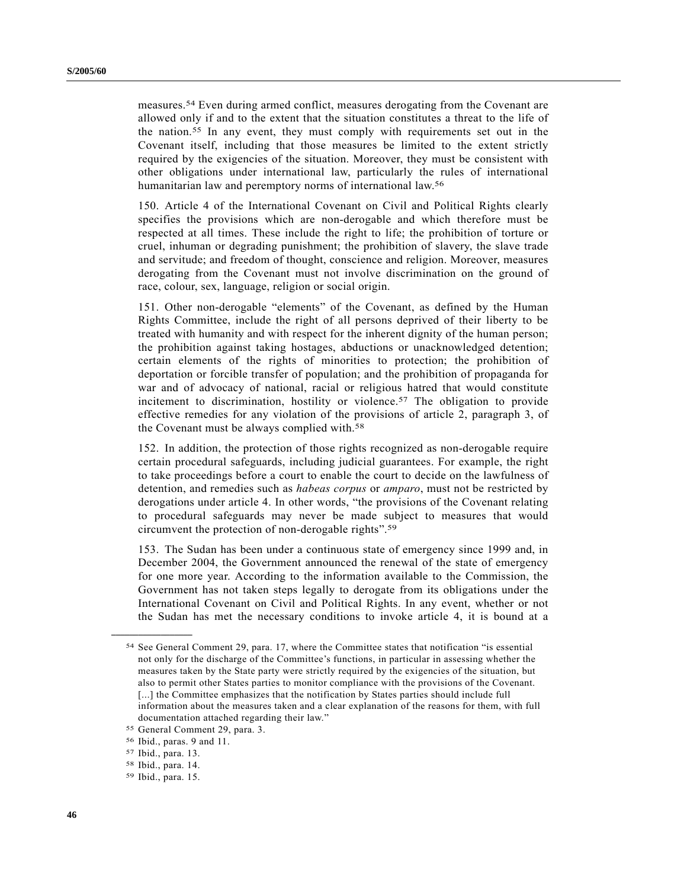measures.[54] Even during armed conflict, measures derogating from the Covenant are allowed only if and to the extent that the situation constitutes a threat to the life of the nation.[55] In any event, they must comply with requirements set out in the Covenant itself, including that those measures be limited to the extent strictly required by the exigencies of the situation. Moreover, they must be consistent with other obligations under international law, particularly the rules of international humanitarian law and peremptory norms of international law.[56]

150. Article 4 of the International Covenant on Civil and Political Rights clearly specifies the provisions which are non-derogable and which therefore must be respected at all times. These include the right to life; the prohibition of torture or cruel, inhuman or degrading punishment; the prohibition of slavery, the slave trade and servitude; and freedom of thought, conscience and religion. Moreover, measures derogating from the Covenant must not involve discrimination on the ground of race, colour, sex, language, religion or social origin.

151. Other non-derogable "elements" of the Covenant, as defined by the Human Rights Committee, include the right of all persons deprived of their liberty to be treated with humanity and with respect for the inherent dignity of the human person; the prohibition against taking hostages, abductions or unacknowledged detention; certain elements of the rights of minorities to protection; the prohibition of deportation or forcible transfer of population; and the prohibition of propaganda for war and of advocacy of national, racial or religious hatred that would constitute incitement to discrimination, hostility or violence.[57] The obligation to provide effective remedies for any violation of the provisions of article 2, paragraph 3, of the Covenant must be always complied with.[58]

152. In addition, the protection of those rights recognized as non-derogable require certain procedural safeguards, including judicial guarantees. For example, the right to take proceedings before a court to enable the court to decide on the lawfulness of detention, and remedies such as *habeas corpus* or *amparo*, must not be restricted by derogations under article 4. In other words, "the provisions of the Covenant relating to procedural safeguards may never be made subject to measures that would circumvent the protection of non-derogable rights".[59]

153. The Sudan has been under a continuous state of emergency since 1999 and, in December 2004, the Government announced the renewal of the state of emergency for one more year. According to the information available to the Commission, the Government has not taken steps legally to derogate from its obligations under the International Covenant on Civil and Political Rights. In any event, whether or not the Sudan has met the necessary conditions to invoke article 4, it is bound at a

---

[54] See General Comment 29, para. 17, where the Committee states that notification "is essential not only for the discharge of the Committee's functions, in particular in assessing whether the measures taken by the State party were strictly required by the exigencies of the situation, but also to permit other States parties to monitor compliance with the provisions of the Covenant. [...] the Committee emphasizes that the notification by States parties should include full information about the measures taken and a clear explanation of the reasons for them, with full documentation attached regarding their law."

[55] General Comment 29, para. 3.

[56] Ibid., paras. 9 and 11.

[57] Ibid., para. 13.

[58] Ibid., para. 14.

[59] Ibid., para. 15.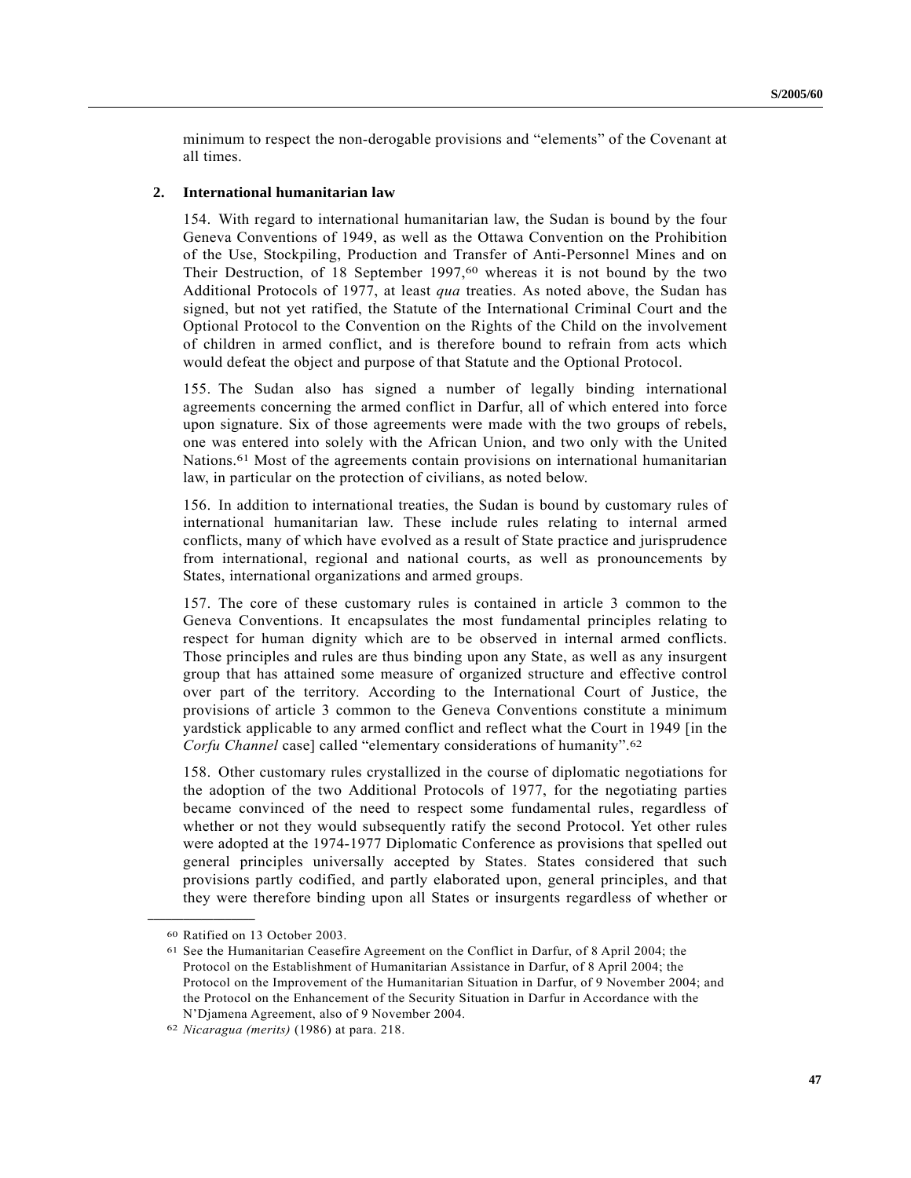minimum to respect the non-derogable provisions and "elements" of the Covenant at all times.

### 2. International humanitarian law

154. With regard to international humanitarian law, the Sudan is bound by the four Geneva Conventions of 1949, as well as the Ottawa Convention on the Prohibition of the Use, Stockpiling, Production and Transfer of Anti-Personnel Mines and on Their Destruction, of 18 September 1997,[60] whereas it is not bound by the two Additional Protocols of 1977, at least *qua* treaties. As noted above, the Sudan has signed, but not yet ratified, the Statute of the International Criminal Court and the Optional Protocol to the Convention on the Rights of the Child on the involvement of children in armed conflict, and is therefore bound to refrain from acts which would defeat the object and purpose of that Statute and the Optional Protocol.

155. The Sudan also has signed a number of legally binding international agreements concerning the armed conflict in Darfur, all of which entered into force upon signature. Six of those agreements were made with the two groups of rebels, one was entered into solely with the African Union, and two only with the United Nations.[61] Most of the agreements contain provisions on international humanitarian law, in particular on the protection of civilians, as noted below.

156. In addition to international treaties, the Sudan is bound by customary rules of international humanitarian law. These include rules relating to internal armed conflicts, many of which have evolved as a result of State practice and jurisprudence from international, regional and national courts, as well as pronouncements by States, international organizations and armed groups.

157. The core of these customary rules is contained in article 3 common to the Geneva Conventions. It encapsulates the most fundamental principles relating to respect for human dignity which are to be observed in internal armed conflicts. Those principles and rules are thus binding upon any State, as well as any insurgent group that has attained some measure of organized structure and effective control over part of the territory. According to the International Court of Justice, the provisions of article 3 common to the Geneva Conventions constitute a minimum yardstick applicable to any armed conflict and reflect what the Court in 1949 [in the *Corfu Channel* case] called "elementary considerations of humanity".[62]

158. Other customary rules crystallized in the course of diplomatic negotiations for the adoption of the two Additional Protocols of 1977, for the negotiating parties became convinced of the need to respect some fundamental rules, regardless of whether or not they would subsequently ratify the second Protocol. Yet other rules were adopted at the 1974-1977 Diplomatic Conference as provisions that spelled out general principles universally accepted by States. States considered that such provisions partly codified, and partly elaborated upon, general principles, and that they were therefore binding upon all States or insurgents regardless of whether or

---

[60] Ratified on 13 October 2003.

[61] See the Humanitarian Ceasefire Agreement on the Conflict in Darfur, of 8 April 2004; the Protocol on the Establishment of Humanitarian Assistance in Darfur, of 8 April 2004; the Protocol on the Improvement of the Humanitarian Situation in Darfur, of 9 November 2004; and the Protocol on the Enhancement of the Security Situation in Darfur in Accordance with the N'Djamena Agreement, also of 9 November 2004.

[62] *Nicaragua (merits)* (1986) at para. 218.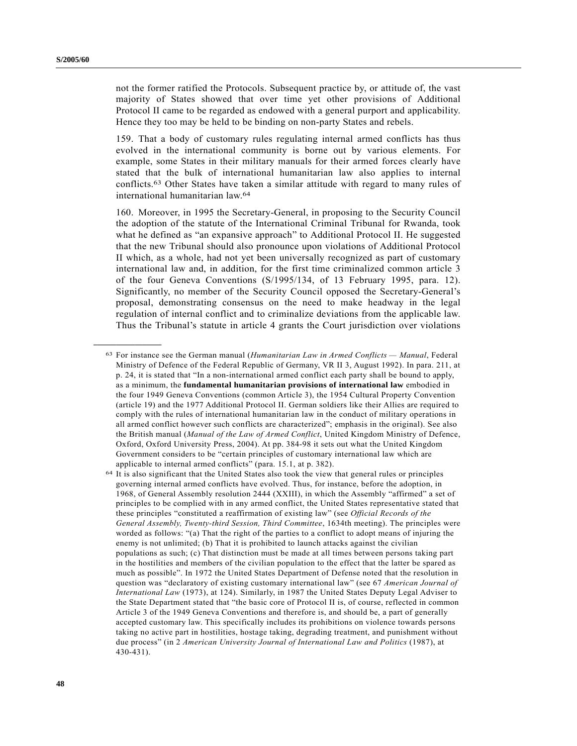not the former ratified the Protocols. Subsequent practice by, or attitude of, the vast majority of States showed that over time yet other provisions of Additional Protocol II came to be regarded as endowed with a general purport and applicability. Hence they too may be held to be binding on non-party States and rebels.

159. That a body of customary rules regulating internal armed conflicts has thus evolved in the international community is borne out by various elements. For example, some States in their military manuals for their armed forces clearly have stated that the bulk of international humanitarian law also applies to internal conflicts.[63] Other States have taken a similar attitude with regard to many rules of international humanitarian law.[64]

160. Moreover, in 1995 the Secretary-General, in proposing to the Security Council the adoption of the statute of the International Criminal Tribunal for Rwanda, took what he defined as "an expansive approach" to Additional Protocol II. He suggested that the new Tribunal should also pronounce upon violations of Additional Protocol II which, as a whole, had not yet been universally recognized as part of customary international law and, in addition, for the first time criminalized common article 3 of the four Geneva Conventions (S/1995/134, of 13 February 1995, para. 12). Significantly, no member of the Security Council opposed the Secretary-General's proposal, demonstrating consensus on the need to make headway in the legal regulation of internal conflict and to criminalize deviations from the applicable law. Thus the Tribunal's statute in article 4 grants the Court jurisdiction over violations

---

[63] For instance see the German manual (*Humanitarian Law in Armed Conflicts — Manual*, Federal Ministry of Defence of the Federal Republic of Germany, VR II 3, August 1992). In para. 211, at p. 24, it is stated that "In a non-international armed conflict each party shall be bound to apply, as a minimum, the **fundamental humanitarian provisions of international law** embodied in the four 1949 Geneva Conventions (common Article 3), the 1954 Cultural Property Convention (article 19) and the 1977 Additional Protocol II. German soldiers like their Allies are required to comply with the rules of international humanitarian law in the conduct of military operations in all armed conflict however such conflicts are characterized"; emphasis in the original). See also the British manual (*Manual of the Law of Armed Conflict*, United Kingdom Ministry of Defence, Oxford, Oxford University Press, 2004). At pp. 384-98 it sets out what the United Kingdom Government considers to be "certain principles of customary international law which are applicable to internal armed conflicts" (para. 15.1, at p. 382).

[64] It is also significant that the United States also took the view that general rules or principles governing internal armed conflicts have evolved. Thus, for instance, before the adoption, in 1968, of General Assembly resolution 2444 (XXIII), in which the Assembly "affirmed" a set of principles to be complied with in any armed conflict, the United States representative stated that these principles "constituted a reaffirmation of existing law" (see *Official Records of the General Assembly, Twenty-third Session, Third Committee*, 1634th meeting). The principles were worded as follows: "(a) That the right of the parties to a conflict to adopt means of injuring the enemy is not unlimited; (b) That it is prohibited to launch attacks against the civilian populations as such; (c) That distinction must be made at all times between persons taking part in the hostilities and members of the civilian population to the effect that the latter be spared as much as possible". In 1972 the United States Department of Defense noted that the resolution in question was "declaratory of existing customary international law" (see 67 *American Journal of International Law* (1973), at 124). Similarly, in 1987 the United States Deputy Legal Adviser to the State Department stated that "the basic core of Protocol II is, of course, reflected in common Article 3 of the 1949 Geneva Conventions and therefore is, and should be, a part of generally accepted customary law. This specifically includes its prohibitions on violence towards persons taking no active part in hostilities, hostage taking, degrading treatment, and punishment without due process" (in 2 *American University Journal of International Law and Politics* (1987), at 430-431).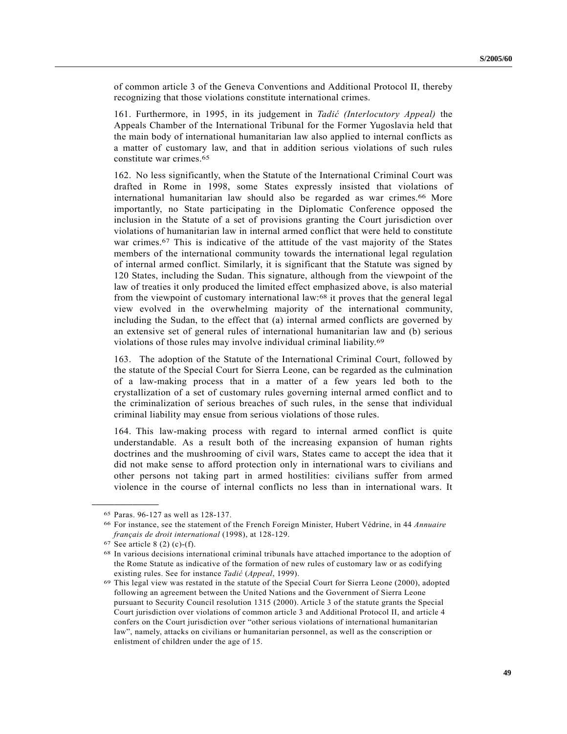of common article 3 of the Geneva Conventions and Additional Protocol II, thereby recognizing that those violations constitute international crimes.

161. Furthermore, in 1995, in its judgement in *Tadić (Interlocutory Appeal)* the Appeals Chamber of the International Tribunal for the Former Yugoslavia held that the main body of international humanitarian law also applied to internal conflicts as a matter of customary law, and that in addition serious violations of such rules constitute war crimes.[65]

162. No less significantly, when the Statute of the International Criminal Court was drafted in Rome in 1998, some States expressly insisted that violations of international humanitarian law should also be regarded as war crimes.[66] More importantly, no State participating in the Diplomatic Conference opposed the inclusion in the Statute of a set of provisions granting the Court jurisdiction over violations of humanitarian law in internal armed conflict that were held to constitute war crimes.[67] This is indicative of the attitude of the vast majority of the States members of the international community towards the international legal regulation of internal armed conflict. Similarly, it is significant that the Statute was signed by 120 States, including the Sudan. This signature, although from the viewpoint of the law of treaties it only produced the limited effect emphasized above, is also material from the viewpoint of customary international law:[68] it proves that the general legal view evolved in the overwhelming majority of the international community, including the Sudan, to the effect that (a) internal armed conflicts are governed by an extensive set of general rules of international humanitarian law and (b) serious violations of those rules may involve individual criminal liability.[69]

163. The adoption of the Statute of the International Criminal Court, followed by the statute of the Special Court for Sierra Leone, can be regarded as the culmination of a law-making process that in a matter of a few years led both to the crystallization of a set of customary rules governing internal armed conflict and to the criminalization of serious breaches of such rules, in the sense that individual criminal liability may ensue from serious violations of those rules.

164. This law-making process with regard to internal armed conflict is quite understandable. As a result both of the increasing expansion of human rights doctrines and the mushrooming of civil wars, States came to accept the idea that it did not make sense to afford protection only in international wars to civilians and other persons not taking part in armed hostilities: civilians suffer from armed violence in the course of internal conflicts no less than in international wars. It

---

[65] Paras. 96-127 as well as 128-137.

[66] For instance, see the statement of the French Foreign Minister, Hubert Védrine, in 44 *Annuaire français de droit international* (1998), at 128-129.

[67] See article 8 (2) (c)-(f).

[68] In various decisions international criminal tribunals have attached importance to the adoption of the Rome Statute as indicative of the formation of new rules of customary law or as codifying existing rules. See for instance *Tadić* (*Appeal*, 1999).

[69] This legal view was restated in the statute of the Special Court for Sierra Leone (2000), adopted following an agreement between the United Nations and the Government of Sierra Leone pursuant to Security Council resolution 1315 (2000). Article 3 of the statute grants the Special Court jurisdiction over violations of common article 3 and Additional Protocol II, and article 4 confers on the Court jurisdiction over "other serious violations of international humanitarian law", namely, attacks on civilians or humanitarian personnel, as well as the conscription or enlistment of children under the age of 15.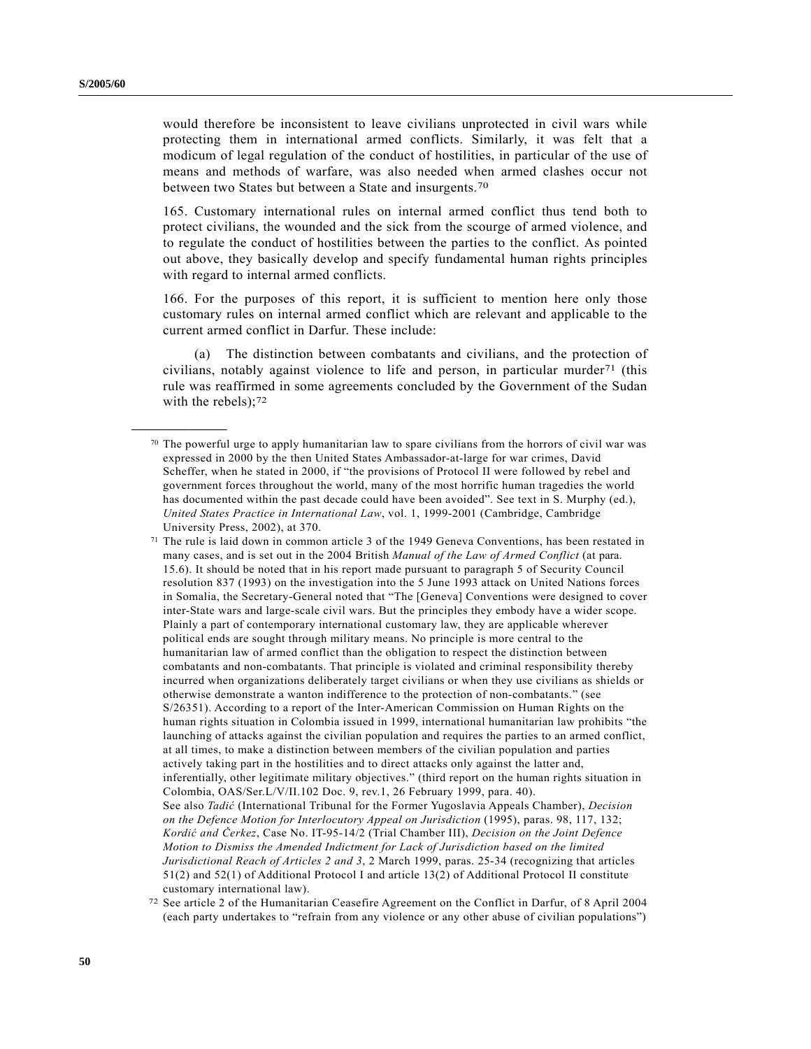would therefore be inconsistent to leave civilians unprotected in civil wars while protecting them in international armed conflicts. Similarly, it was felt that a modicum of legal regulation of the conduct of hostilities, in particular of the use of means and methods of warfare, was also needed when armed clashes occur not between two States but between a State and insurgents.[70]

165. Customary international rules on internal armed conflict thus tend both to protect civilians, the wounded and the sick from the scourge of armed violence, and to regulate the conduct of hostilities between the parties to the conflict. As pointed out above, they basically develop and specify fundamental human rights principles with regard to internal armed conflicts.

166. For the purposes of this report, it is sufficient to mention here only those customary rules on internal armed conflict which are relevant and applicable to the current armed conflict in Darfur. These include:

(a) The distinction between combatants and civilians, and the protection of civilians, notably against violence to life and person, in particular murder[71] (this rule was reaffirmed in some agreements concluded by the Government of the Sudan with the rebels);[72]

---

[70] The powerful urge to apply humanitarian law to spare civilians from the horrors of civil war was expressed in 2000 by the then United States Ambassador-at-large for war crimes, David Scheffer, when he stated in 2000, if "the provisions of Protocol II were followed by rebel and government forces throughout the world, many of the most horrific human tragedies the world has documented within the past decade could have been avoided". See text in S. Murphy (ed.), *United States Practice in International Law*, vol. 1, 1999-2001 (Cambridge, Cambridge University Press, 2002), at 370.

[71] The rule is laid down in common article 3 of the 1949 Geneva Conventions, has been restated in many cases, and is set out in the 2004 British *Manual of the Law of Armed Conflict* (at para. 15.6). It should be noted that in his report made pursuant to paragraph 5 of Security Council resolution 837 (1993) on the investigation into the 5 June 1993 attack on United Nations forces in Somalia, the Secretary-General noted that "The [Geneva] Conventions were designed to cover inter-State wars and large-scale civil wars. But the principles they embody have a wider scope. Plainly a part of contemporary international customary law, they are applicable wherever political ends are sought through military means. No principle is more central to the humanitarian law of armed conflict than the obligation to respect the distinction between combatants and non-combatants. That principle is violated and criminal responsibility thereby incurred when organizations deliberately target civilians or when they use civilians as shields or otherwise demonstrate a wanton indifference to the protection of non-combatants." (see S/26351). According to a report of the Inter-American Commission on Human Rights on the human rights situation in Colombia issued in 1999, international humanitarian law prohibits "the launching of attacks against the civilian population and requires the parties to an armed conflict, at all times, to make a distinction between members of the civilian population and parties actively taking part in the hostilities and to direct attacks only against the latter and, inferentially, other legitimate military objectives." (third report on the human rights situation in Colombia, OAS/Ser.L/V/II.102 Doc. 9, rev.1, 26 February 1999, para. 40). See also *Tadić* (International Tribunal for the Former Yugoslavia Appeals Chamber), *Decision on the Defence Motion for Interlocutory Appeal on Jurisdiction* (1995), paras. 98, 117, 132; *Kordić and Čerkez*, Case No. IT-95-14/2 (Trial Chamber III), *Decision on the Joint Defence Motion to Dismiss the Amended Indictment for Lack of Jurisdiction based on the limited Jurisdictional Reach of Articles 2 and 3*, 2 March 1999, paras. 25-34 (recognizing that articles 51(2) and 52(1) of Additional Protocol I and article 13(2) of Additional Protocol II constitute customary international law).

[72] See article 2 of the Humanitarian Ceasefire Agreement on the Conflict in Darfur, of 8 April 2004 (each party undertakes to "refrain from any violence or any other abuse of civilian populations")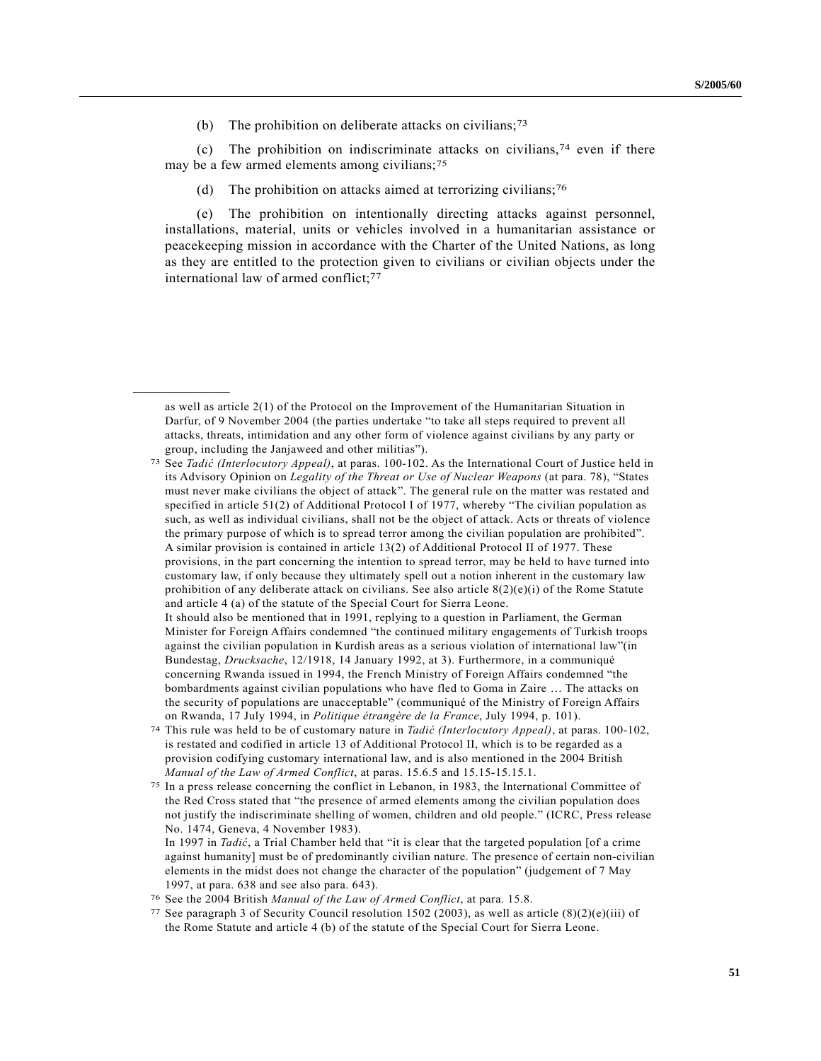(b) The prohibition on deliberate attacks on civilians;[73]

(c) The prohibition on indiscriminate attacks on civilians,[74] even if there may be a few armed elements among civilians;[75]

(d) The prohibition on attacks aimed at terrorizing civilians;[76]

(e) The prohibition on intentionally directing attacks against personnel, installations, material, units or vehicles involved in a humanitarian assistance or peacekeeping mission in accordance with the Charter of the United Nations, as long as they are entitled to the protection given to civilians or civilian objects under the international law of armed conflict;[77]

---

as well as article 2(1) of the Protocol on the Improvement of the Humanitarian Situation in Darfur, of 9 November 2004 (the parties undertake "to take all steps required to prevent all attacks, threats, intimidation and any other form of violence against civilians by any party or group, including the Janjaweed and other militias").

[73] See *Tadić (Interlocutory Appeal)*, at paras. 100-102. As the International Court of Justice held in its Advisory Opinion on *Legality of the Threat or Use of Nuclear Weapons* (at para. 78), "States must never make civilians the object of attack". The general rule on the matter was restated and specified in article 51(2) of Additional Protocol I of 1977, whereby "The civilian population as such, as well as individual civilians, shall not be the object of attack. Acts or threats of violence the primary purpose of which is to spread terror among the civilian population are prohibited". A similar provision is contained in article 13(2) of Additional Protocol II of 1977. These provisions, in the part concerning the intention to spread terror, may be held to have turned into customary law, if only because they ultimately spell out a notion inherent in the customary law prohibition of any deliberate attack on civilians. See also article 8(2)(e)(i) of the Rome Statute and article 4 (a) of the statute of the Special Court for Sierra Leone.
It should also be mentioned that in 1991, replying to a question in Parliament, the German Minister for Foreign Affairs condemned "the continued military engagements of Turkish troops against the civilian population in Kurdish areas as a serious violation of international law"(in Bundestag, *Drucksache*, 12/1918, 14 January 1992, at 3). Furthermore, in a communiqué concerning Rwanda issued in 1994, the French Ministry of Foreign Affairs condemned "the bombardments against civilian populations who have fled to Goma in Zaire … The attacks on the security of populations are unacceptable" (communiqué of the Ministry of Foreign Affairs on Rwanda, 17 July 1994, in *Politique étrangère de la France*, July 1994, p. 101).

[74] This rule was held to be of customary nature in *Tadić (Interlocutory Appeal)*, at paras. 100-102, is restated and codified in article 13 of Additional Protocol II, which is to be regarded as a provision codifying customary international law, and is also mentioned in the 2004 British *Manual of the Law of Armed Conflict*, at paras. 15.6.5 and 15.15-15.15.1.

[75] In a press release concerning the conflict in Lebanon, in 1983, the International Committee of the Red Cross stated that "the presence of armed elements among the civilian population does not justify the indiscriminate shelling of women, children and old people." (ICRC, Press release No. 1474, Geneva, 4 November 1983).
In 1997 in *Tadić*, a Trial Chamber held that "it is clear that the targeted population [of a crime against humanity] must be of predominantly civilian nature. The presence of certain non-civilian elements in the midst does not change the character of the population" (judgement of 7 May 1997, at para. 638 and see also para. 643).

[76] See the 2004 British *Manual of the Law of Armed Conflict*, at para. 15.8.

[77] See paragraph 3 of Security Council resolution 1502 (2003), as well as article (8)(2)(e)(iii) of the Rome Statute and article 4 (b) of the statute of the Special Court for Sierra Leone.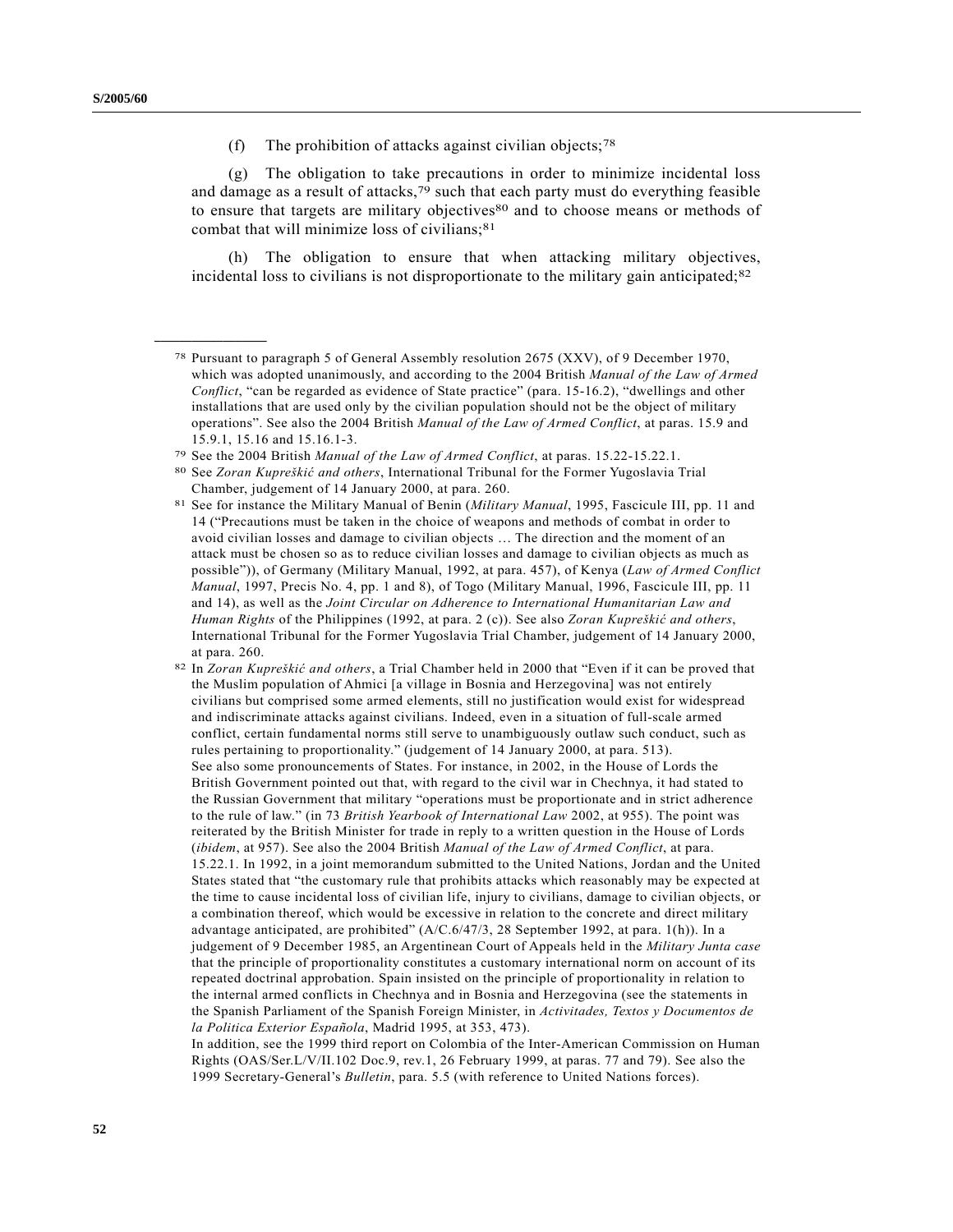(f) The prohibition of attacks against civilian objects;[78]

(g) The obligation to take precautions in order to minimize incidental loss and damage as a result of attacks,[79] such that each party must do everything feasible to ensure that targets are military objectives[80] and to choose means or methods of combat that will minimize loss of civilians;[81]

(h) The obligation to ensure that when attacking military objectives, incidental loss to civilians is not disproportionate to the military gain anticipated;[82]

---

[78] Pursuant to paragraph 5 of General Assembly resolution 2675 (XXV), of 9 December 1970, which was adopted unanimously, and according to the 2004 British *Manual of the Law of Armed Conflict*, "can be regarded as evidence of State practice" (para. 15-16.2), "dwellings and other installations that are used only by the civilian population should not be the object of military operations". See also the 2004 British *Manual of the Law of Armed Conflict*, at paras. 15.9 and 15.9.1, 15.16 and 15.16.1-3.

[79] See the 2004 British *Manual of the Law of Armed Conflict*, at paras. 15.22-15.22.1.

[80] See *Zoran Kupreškić and others*, International Tribunal for the Former Yugoslavia Trial Chamber, judgement of 14 January 2000, at para. 260.

[81] See for instance the Military Manual of Benin (*Military Manual*, 1995, Fascicule III, pp. 11 and 14 ("Precautions must be taken in the choice of weapons and methods of combat in order to avoid civilian losses and damage to civilian objects … The direction and the moment of an attack must be chosen so as to reduce civilian losses and damage to civilian objects as much as possible")), of Germany (Military Manual, 1992, at para. 457), of Kenya (*Law of Armed Conflict Manual*, 1997, Precis No. 4, pp. 1 and 8), of Togo (Military Manual, 1996, Fascicule III, pp. 11 and 14), as well as the *Joint Circular on Adherence to International Humanitarian Law and Human Rights* of the Philippines (1992, at para. 2 (c)). See also *Zoran Kupreškić and others*, International Tribunal for the Former Yugoslavia Trial Chamber, judgement of 14 January 2000, at para. 260.

[82] In *Zoran Kupreškić and others*, a Trial Chamber held in 2000 that "Even if it can be proved that the Muslim population of Ahmici [a village in Bosnia and Herzegovina] was not entirely civilians but comprised some armed elements, still no justification would exist for widespread and indiscriminate attacks against civilians. Indeed, even in a situation of full-scale armed conflict, certain fundamental norms still serve to unambiguously outlaw such conduct, such as rules pertaining to proportionality." (judgement of 14 January 2000, at para. 513).
See also some pronouncements of States. For instance, in 2002, in the House of Lords the British Government pointed out that, with regard to the civil war in Chechnya, it had stated to the Russian Government that military "operations must be proportionate and in strict adherence to the rule of law." (in 73 *British Yearbook of International Law* 2002, at 955). The point was reiterated by the British Minister for trade in reply to a written question in the House of Lords (*ibidem*, at 957). See also the 2004 British *Manual of the Law of Armed Conflict*, at para. 15.22.1. In 1992, in a joint memorandum submitted to the United Nations, Jordan and the United States stated that "the customary rule that prohibits attacks which reasonably may be expected at the time to cause incidental loss of civilian life, injury to civilians, damage to civilian objects, or a combination thereof, which would be excessive in relation to the concrete and direct military advantage anticipated, are prohibited" (A/C.6/47/3, 28 September 1992, at para. 1(h)). In a judgement of 9 December 1985, an Argentinean Court of Appeals held in the *Military Junta case* that the principle of proportionality constitutes a customary international norm on account of its repeated doctrinal approbation. Spain insisted on the principle of proportionality in relation to the internal armed conflicts in Chechnya and in Bosnia and Herzegovina (see the statements in the Spanish Parliament of the Spanish Foreign Minister, in *Activitades, Textos y Documentos de la Politica Exterior Española*, Madrid 1995, at 353, 473).
In addition, see the 1999 third report on Colombia of the Inter-American Commission on Human Rights (OAS/Ser.L/V/II.102 Doc.9, rev.1, 26 February 1999, at paras. 77 and 79). See also the 1999 Secretary-General's *Bulletin*, para. 5.5 (with reference to United Nations forces).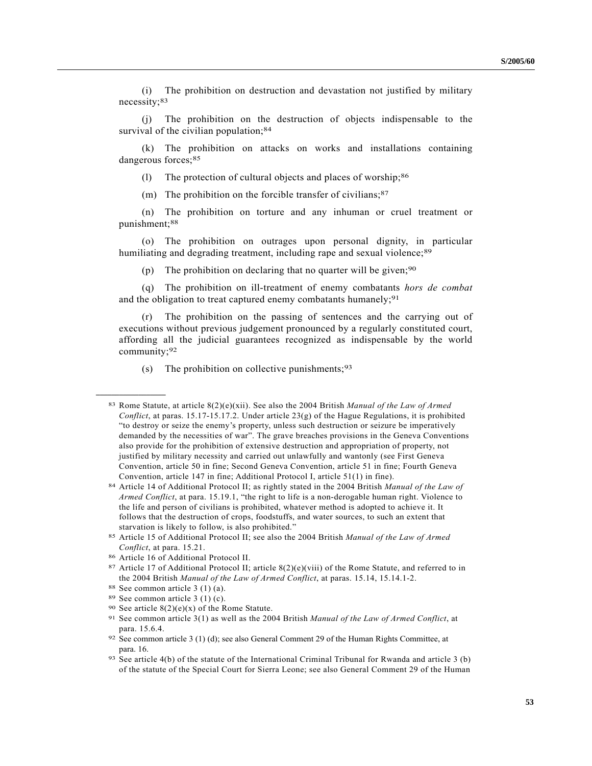(i) The prohibition on destruction and devastation not justified by military necessity;[83]

(j) The prohibition on the destruction of objects indispensable to the survival of the civilian population;[84]

(k) The prohibition on attacks on works and installations containing dangerous forces;[85]

(l) The protection of cultural objects and places of worship;[86]

(m) The prohibition on the forcible transfer of civilians;[87]

(n) The prohibition on torture and any inhuman or cruel treatment or punishment;[88]

(o) The prohibition on outrages upon personal dignity, in particular humiliating and degrading treatment, including rape and sexual violence;[89]

(p) The prohibition on declaring that no quarter will be given;[90]

(q) The prohibition on ill-treatment of enemy combatants *hors de combat* and the obligation to treat captured enemy combatants humanely;[91]

(r) The prohibition on the passing of sentences and the carrying out of executions without previous judgement pronounced by a regularly constituted court, affording all the judicial guarantees recognized as indispensable by the world community;[92]

(s) The prohibition on collective punishments;[93]

---

[83] Rome Statute, at article 8(2)(e)(xii). See also the 2004 British *Manual of the Law of Armed Conflict*, at paras. 15.17-15.17.2. Under article 23(g) of the Hague Regulations, it is prohibited "to destroy or seize the enemy's property, unless such destruction or seizure be imperatively demanded by the necessities of war". The grave breaches provisions in the Geneva Conventions also provide for the prohibition of extensive destruction and appropriation of property, not justified by military necessity and carried out unlawfully and wantonly (see First Geneva Convention, article 50 in fine; Second Geneva Convention, article 51 in fine; Fourth Geneva Convention, article 147 in fine; Additional Protocol I, article 51(1) in fine).

[84] Article 14 of Additional Protocol II; as rightly stated in the 2004 British *Manual of the Law of Armed Conflict*, at para. 15.19.1, "the right to life is a non-derogable human right. Violence to the life and person of civilians is prohibited, whatever method is adopted to achieve it. It follows that the destruction of crops, foodstuffs, and water sources, to such an extent that starvation is likely to follow, is also prohibited."

[85] Article 15 of Additional Protocol II; see also the 2004 British *Manual of the Law of Armed Conflict*, at para. 15.21.

[86] Article 16 of Additional Protocol II.

[87] Article 17 of Additional Protocol II; article 8(2)(e)(viii) of the Rome Statute, and referred to in the 2004 British *Manual of the Law of Armed Conflict*, at paras. 15.14, 15.14.1-2.

[88] See common article 3 (1) (a).

[89] See common article 3 (1) (c).

[90] See article 8(2)(e)(x) of the Rome Statute.

[91] See common article 3(1) as well as the 2004 British *Manual of the Law of Armed Conflict*, at para. 15.6.4.

[92] See common article 3 (1) (d); see also General Comment 29 of the Human Rights Committee, at para. 16.

[93] See article 4(b) of the statute of the International Criminal Tribunal for Rwanda and article 3 (b) of the statute of the Special Court for Sierra Leone; see also General Comment 29 of the Human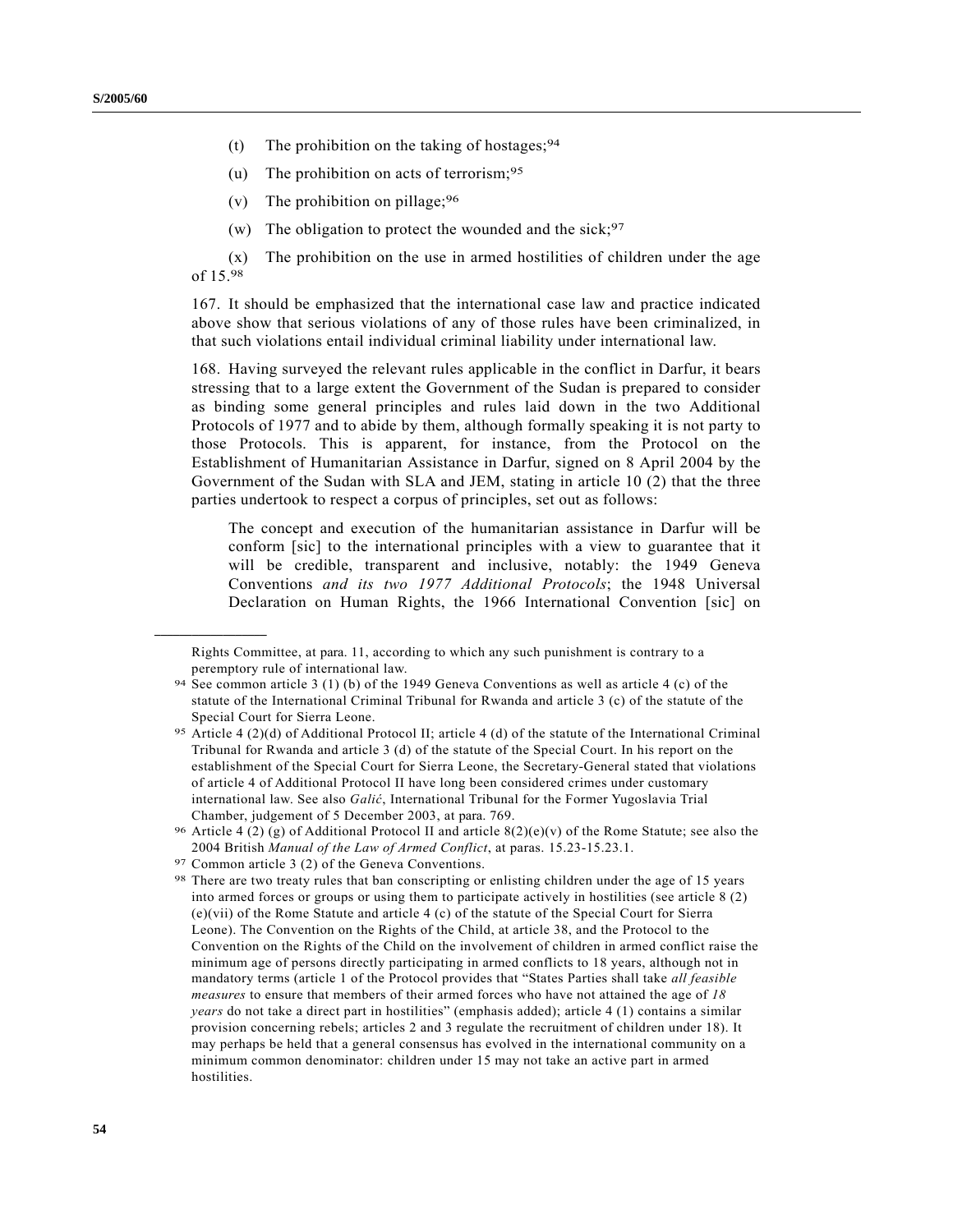(t) The prohibition on the taking of hostages;[94]

(u) The prohibition on acts of terrorism;[95]

(v) The prohibition on pillage;[96]

(w) The obligation to protect the wounded and the sick;[97]

(x) The prohibition on the use in armed hostilities of children under the age of 15.[98]

167. It should be emphasized that the international case law and practice indicated above show that serious violations of any of those rules have been criminalized, in that such violations entail individual criminal liability under international law.

168. Having surveyed the relevant rules applicable in the conflict in Darfur, it bears stressing that to a large extent the Government of the Sudan is prepared to consider as binding some general principles and rules laid down in the two Additional Protocols of 1977 and to abide by them, although formally speaking it is not party to those Protocols. This is apparent, for instance, from the Protocol on the Establishment of Humanitarian Assistance in Darfur, signed on 8 April 2004 by the Government of the Sudan with SLA and JEM, stating in article 10 (2) that the three parties undertook to respect a corpus of principles, set out as follows:

> The concept and execution of the humanitarian assistance in Darfur will be conform [sic] to the international principles with a view to guarantee that it will be credible, transparent and inclusive, notably: the 1949 Geneva Conventions *and its two 1977 Additional Protocols*; the 1948 Universal Declaration on Human Rights, the 1966 International Convention [sic] on

---

Rights Committee, at para. 11, according to which any such punishment is contrary to a peremptory rule of international law.

[94] See common article 3 (1) (b) of the 1949 Geneva Conventions as well as article 4 (c) of the statute of the International Criminal Tribunal for Rwanda and article 3 (c) of the statute of the Special Court for Sierra Leone.

[95] Article 4 (2)(d) of Additional Protocol II; article 4 (d) of the statute of the International Criminal Tribunal for Rwanda and article 3 (d) of the statute of the Special Court. In his report on the establishment of the Special Court for Sierra Leone, the Secretary-General stated that violations of article 4 of Additional Protocol II have long been considered crimes under customary international law. See also *Galić*, International Tribunal for the Former Yugoslavia Trial Chamber, judgement of 5 December 2003, at para. 769.

[96] Article 4 (2) (g) of Additional Protocol II and article 8(2)(e)(v) of the Rome Statute; see also the 2004 British *Manual of the Law of Armed Conflict*, at paras. 15.23-15.23.1.

[97] Common article 3 (2) of the Geneva Conventions.

[98] There are two treaty rules that ban conscripting or enlisting children under the age of 15 years into armed forces or groups or using them to participate actively in hostilities (see article 8 (2) (e)(vii) of the Rome Statute and article 4 (c) of the statute of the Special Court for Sierra Leone). The Convention on the Rights of the Child, at article 38, and the Protocol to the Convention on the Rights of the Child on the involvement of children in armed conflict raise the minimum age of persons directly participating in armed conflicts to 18 years, although not in mandatory terms (article 1 of the Protocol provides that "States Parties shall take *all feasible measures* to ensure that members of their armed forces who have not attained the age of *18 years* do not take a direct part in hostilities" (emphasis added); article 4 (1) contains a similar provision concerning rebels; articles 2 and 3 regulate the recruitment of children under 18). It may perhaps be held that a general consensus has evolved in the international community on a minimum common denominator: children under 15 may not take an active part in armed hostilities.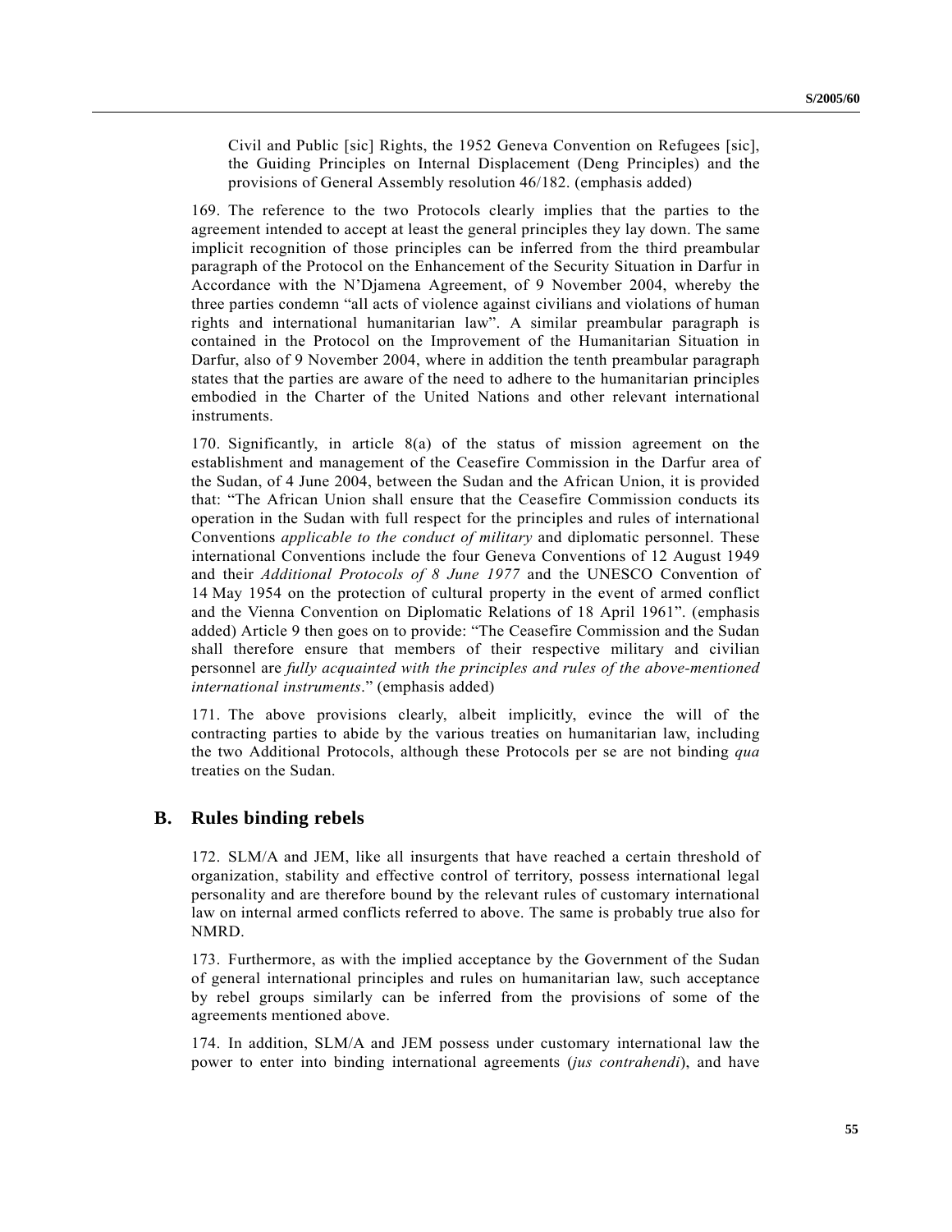> Civil and Public [sic] Rights, the 1952 Geneva Convention on Refugees [sic], the Guiding Principles on Internal Displacement (Deng Principles) and the provisions of General Assembly resolution 46/182. (emphasis added)

169. The reference to the two Protocols clearly implies that the parties to the agreement intended to accept at least the general principles they lay down. The same implicit recognition of those principles can be inferred from the third preambular paragraph of the Protocol on the Enhancement of the Security Situation in Darfur in Accordance with the N'Djamena Agreement, of 9 November 2004, whereby the three parties condemn "all acts of violence against civilians and violations of human rights and international humanitarian law". A similar preambular paragraph is contained in the Protocol on the Improvement of the Humanitarian Situation in Darfur, also of 9 November 2004, where in addition the tenth preambular paragraph states that the parties are aware of the need to adhere to the humanitarian principles embodied in the Charter of the United Nations and other relevant international instruments.

170. Significantly, in article 8(a) of the status of mission agreement on the establishment and management of the Ceasefire Commission in the Darfur area of the Sudan, of 4 June 2004, between the Sudan and the African Union, it is provided that: "The African Union shall ensure that the Ceasefire Commission conducts its operation in the Sudan with full respect for the principles and rules of international Conventions *applicable to the conduct of military* and diplomatic personnel. These international Conventions include the four Geneva Conventions of 12 August 1949 and their *Additional Protocols of 8 June 1977* and the UNESCO Convention of 14 May 1954 on the protection of cultural property in the event of armed conflict and the Vienna Convention on Diplomatic Relations of 18 April 1961". (emphasis added) Article 9 then goes on to provide: "The Ceasefire Commission and the Sudan shall therefore ensure that members of their respective military and civilian personnel are *fully acquainted with the principles and rules of the above-mentioned international instruments*." (emphasis added)

171. The above provisions clearly, albeit implicitly, evince the will of the contracting parties to abide by the various treaties on humanitarian law, including the two Additional Protocols, although these Protocols per se are not binding *qua* treaties on the Sudan.

## B. Rules binding rebels

172. SLM/A and JEM, like all insurgents that have reached a certain threshold of organization, stability and effective control of territory, possess international legal personality and are therefore bound by the relevant rules of customary international law on internal armed conflicts referred to above. The same is probably true also for NMRD.

173. Furthermore, as with the implied acceptance by the Government of the Sudan of general international principles and rules on humanitarian law, such acceptance by rebel groups similarly can be inferred from the provisions of some of the agreements mentioned above.

174. In addition, SLM/A and JEM possess under customary international law the power to enter into binding international agreements (*jus contrahendi*), and have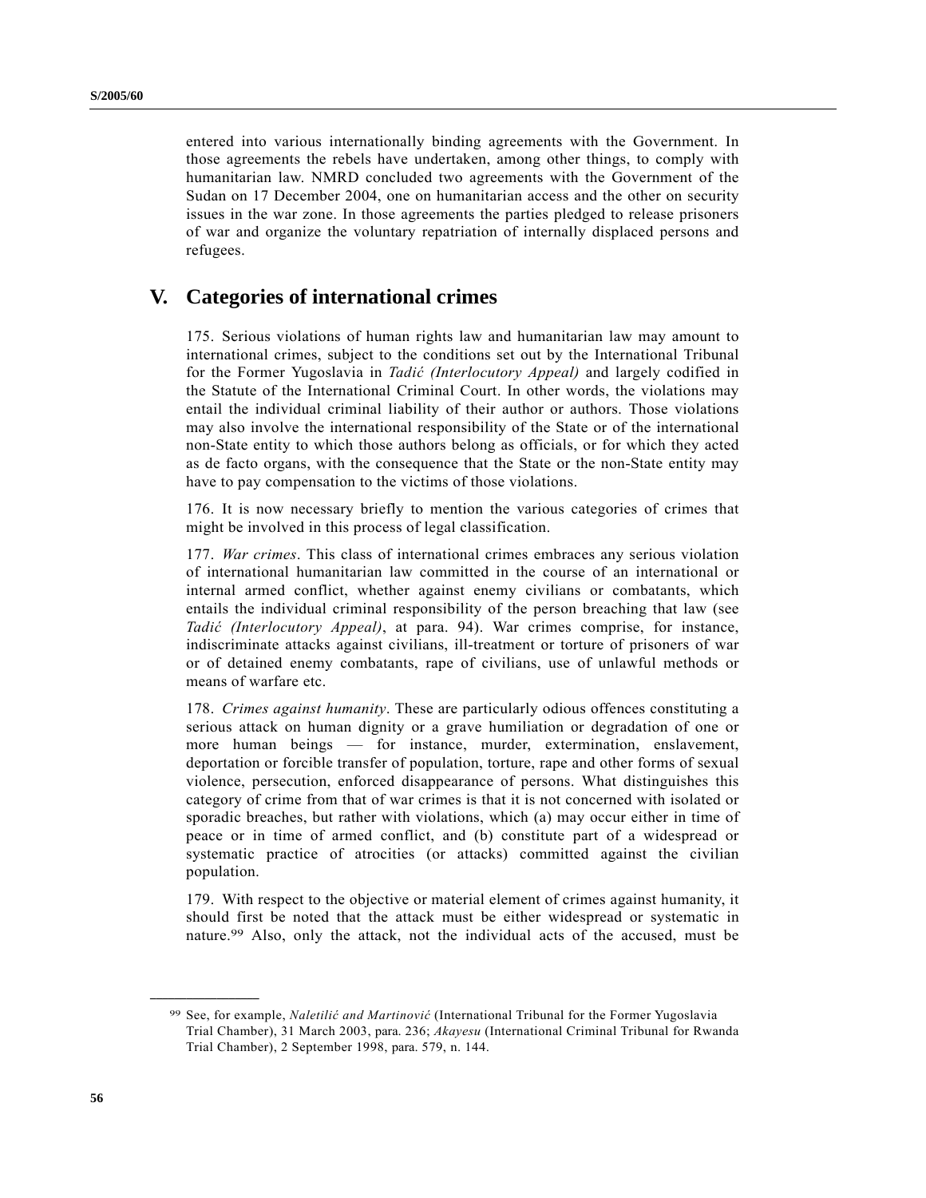entered into various internationally binding agreements with the Government. In those agreements the rebels have undertaken, among other things, to comply with humanitarian law. NMRD concluded two agreements with the Government of the Sudan on 17 December 2004, one on humanitarian access and the other on security issues in the war zone. In those agreements the parties pledged to release prisoners of war and organize the voluntary repatriation of internally displaced persons and refugees.

# V. Categories of international crimes

175. Serious violations of human rights law and humanitarian law may amount to international crimes, subject to the conditions set out by the International Tribunal for the Former Yugoslavia in *Tadić (Interlocutory Appeal)* and largely codified in the Statute of the International Criminal Court. In other words, the violations may entail the individual criminal liability of their author or authors. Those violations may also involve the international responsibility of the State or of the international non-State entity to which those authors belong as officials, or for which they acted as de facto organs, with the consequence that the State or the non-State entity may have to pay compensation to the victims of those violations.

176. It is now necessary briefly to mention the various categories of crimes that might be involved in this process of legal classification.

177. *War crimes*. This class of international crimes embraces any serious violation of international humanitarian law committed in the course of an international or internal armed conflict, whether against enemy civilians or combatants, which entails the individual criminal responsibility of the person breaching that law (see *Tadić (Interlocutory Appeal)*, at para. 94). War crimes comprise, for instance, indiscriminate attacks against civilians, ill-treatment or torture of prisoners of war or of detained enemy combatants, rape of civilians, use of unlawful methods or means of warfare etc.

178. *Crimes against humanity*. These are particularly odious offences constituting a serious attack on human dignity or a grave humiliation or degradation of one or more human beings — for instance, murder, extermination, enslavement, deportation or forcible transfer of population, torture, rape and other forms of sexual violence, persecution, enforced disappearance of persons. What distinguishes this category of crime from that of war crimes is that it is not concerned with isolated or sporadic breaches, but rather with violations, which (a) may occur either in time of peace or in time of armed conflict, and (b) constitute part of a widespread or systematic practice of atrocities (or attacks) committed against the civilian population.

179. With respect to the objective or material element of crimes against humanity, it should first be noted that the attack must be either widespread or systematic in nature.[99] Also, only the attack, not the individual acts of the accused, must be

---

[99] See, for example, *Naletilić and Martinović* (International Tribunal for the Former Yugoslavia Trial Chamber), 31 March 2003, para. 236; *Akayesu* (International Criminal Tribunal for Rwanda Trial Chamber), 2 September 1998, para. 579, n. 144.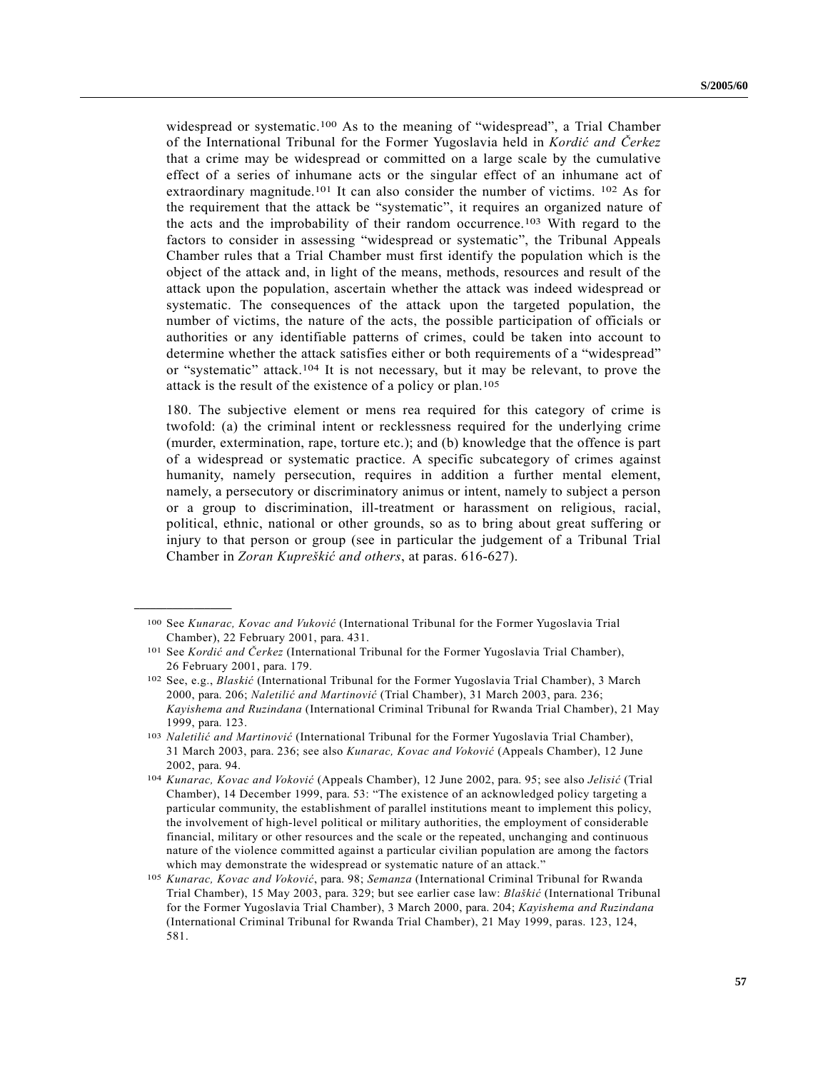widespread or systematic.[100] As to the meaning of "widespread", a Trial Chamber of the International Tribunal for the Former Yugoslavia held in *Kordić and Čerkez* that a crime may be widespread or committed on a large scale by the cumulative effect of a series of inhumane acts or the singular effect of an inhumane act of extraordinary magnitude.[101] It can also consider the number of victims. [102] As for the requirement that the attack be "systematic", it requires an organized nature of the acts and the improbability of their random occurrence.[103] With regard to the factors to consider in assessing "widespread or systematic", the Tribunal Appeals Chamber rules that a Trial Chamber must first identify the population which is the object of the attack and, in light of the means, methods, resources and result of the attack upon the population, ascertain whether the attack was indeed widespread or systematic. The consequences of the attack upon the targeted population, the number of victims, the nature of the acts, the possible participation of officials or authorities or any identifiable patterns of crimes, could be taken into account to determine whether the attack satisfies either or both requirements of a "widespread" or "systematic" attack.[104] It is not necessary, but it may be relevant, to prove the attack is the result of the existence of a policy or plan.[105]

180. The subjective element or mens rea required for this category of crime is twofold: (a) the criminal intent or recklessness required for the underlying crime (murder, extermination, rape, torture etc.); and (b) knowledge that the offence is part of a widespread or systematic practice. A specific subcategory of crimes against humanity, namely persecution, requires in addition a further mental element, namely, a persecutory or discriminatory animus or intent, namely to subject a person or a group to discrimination, ill-treatment or harassment on religious, racial, political, ethnic, national or other grounds, so as to bring about great suffering or injury to that person or group (see in particular the judgement of a Tribunal Trial Chamber in *Zoran Kupreškić and others*, at paras. 616-627).

---

[100] See *Kunarac, Kovac and Vuković* (International Tribunal for the Former Yugoslavia Trial Chamber), 22 February 2001, para. 431.

[101] See *Kordić and Čerkez* (International Tribunal for the Former Yugoslavia Trial Chamber), 26 February 2001, para. 179.

[102] See, e.g., *Blaskić* (International Tribunal for the Former Yugoslavia Trial Chamber), 3 March 2000, para. 206; *Naletilić and Martinović* (Trial Chamber), 31 March 2003, para. 236; *Kayishema and Ruzindana* (International Criminal Tribunal for Rwanda Trial Chamber), 21 May 1999, para. 123.

[103] *Naletilić and Martinović* (International Tribunal for the Former Yugoslavia Trial Chamber), 31 March 2003, para. 236; see also *Kunarac, Kovac and Voković* (Appeals Chamber), 12 June 2002, para. 94.

[104] *Kunarac, Kovac and Voković* (Appeals Chamber), 12 June 2002, para. 95; see also *Jelisić* (Trial Chamber), 14 December 1999, para. 53: "The existence of an acknowledged policy targeting a particular community, the establishment of parallel institutions meant to implement this policy, the involvement of high-level political or military authorities, the employment of considerable financial, military or other resources and the scale or the repeated, unchanging and continuous nature of the violence committed against a particular civilian population are among the factors which may demonstrate the widespread or systematic nature of an attack."

[105] *Kunarac, Kovac and Voković*, para. 98; *Semanza* (International Criminal Tribunal for Rwanda Trial Chamber), 15 May 2003, para. 329; but see earlier case law: *Blaškić* (International Tribunal for the Former Yugoslavia Trial Chamber), 3 March 2000, para. 204; *Kayishema and Ruzindana* (International Criminal Tribunal for Rwanda Trial Chamber), 21 May 1999, paras. 123, 124, 581.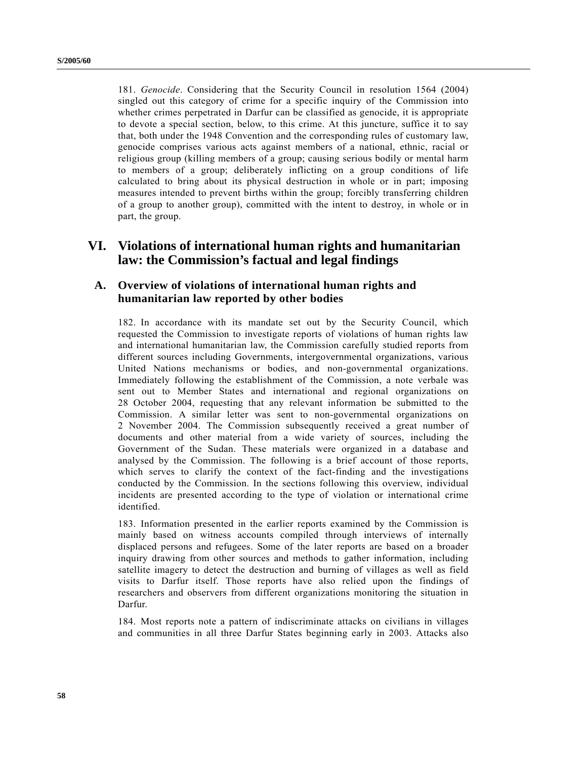181. *Genocide*. Considering that the Security Council in resolution 1564 (2004) singled out this category of crime for a specific inquiry of the Commission into whether crimes perpetrated in Darfur can be classified as genocide, it is appropriate to devote a special section, below, to this crime. At this juncture, suffice it to say that, both under the 1948 Convention and the corresponding rules of customary law, genocide comprises various acts against members of a national, ethnic, racial or religious group (killing members of a group; causing serious bodily or mental harm to members of a group; deliberately inflicting on a group conditions of life calculated to bring about its physical destruction in whole or in part; imposing measures intended to prevent births within the group; forcibly transferring children of a group to another group), committed with the intent to destroy, in whole or in part, the group.

# VI. Violations of international human rights and humanitarian law: the Commission's factual and legal findings

## A. Overview of violations of international human rights and humanitarian law reported by other bodies

182. In accordance with its mandate set out by the Security Council, which requested the Commission to investigate reports of violations of human rights law and international humanitarian law, the Commission carefully studied reports from different sources including Governments, intergovernmental organizations, various United Nations mechanisms or bodies, and non-governmental organizations. Immediately following the establishment of the Commission, a note verbale was sent out to Member States and international and regional organizations on 28 October 2004, requesting that any relevant information be submitted to the Commission. A similar letter was sent to non-governmental organizations on 2 November 2004. The Commission subsequently received a great number of documents and other material from a wide variety of sources, including the Government of the Sudan. These materials were organized in a database and analysed by the Commission. The following is a brief account of those reports, which serves to clarify the context of the fact-finding and the investigations conducted by the Commission. In the sections following this overview, individual incidents are presented according to the type of violation or international crime identified.

183. Information presented in the earlier reports examined by the Commission is mainly based on witness accounts compiled through interviews of internally displaced persons and refugees. Some of the later reports are based on a broader inquiry drawing from other sources and methods to gather information, including satellite imagery to detect the destruction and burning of villages as well as field visits to Darfur itself. Those reports have also relied upon the findings of researchers and observers from different organizations monitoring the situation in Darfur.

184. Most reports note a pattern of indiscriminate attacks on civilians in villages and communities in all three Darfur States beginning early in 2003. Attacks also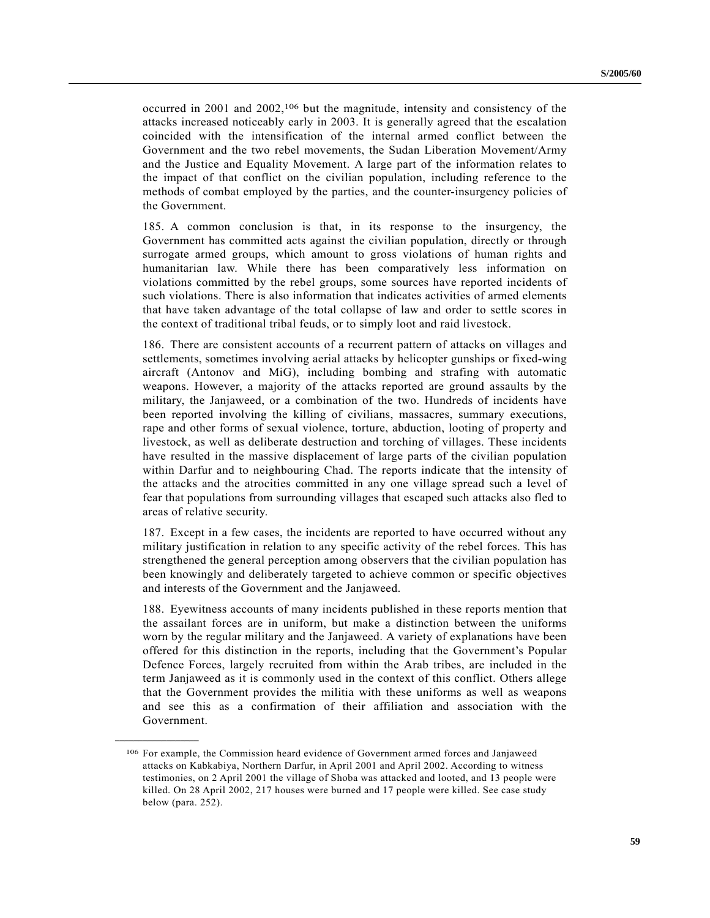occurred in 2001 and 2002,[106] but the magnitude, intensity and consistency of the attacks increased noticeably early in 2003. It is generally agreed that the escalation coincided with the intensification of the internal armed conflict between the Government and the two rebel movements, the Sudan Liberation Movement/Army and the Justice and Equality Movement. A large part of the information relates to the impact of that conflict on the civilian population, including reference to the methods of combat employed by the parties, and the counter-insurgency policies of the Government.

185. A common conclusion is that, in its response to the insurgency, the Government has committed acts against the civilian population, directly or through surrogate armed groups, which amount to gross violations of human rights and humanitarian law. While there has been comparatively less information on violations committed by the rebel groups, some sources have reported incidents of such violations. There is also information that indicates activities of armed elements that have taken advantage of the total collapse of law and order to settle scores in the context of traditional tribal feuds, or to simply loot and raid livestock.

186. There are consistent accounts of a recurrent pattern of attacks on villages and settlements, sometimes involving aerial attacks by helicopter gunships or fixed-wing aircraft (Antonov and MiG), including bombing and strafing with automatic weapons. However, a majority of the attacks reported are ground assaults by the military, the Janjaweed, or a combination of the two. Hundreds of incidents have been reported involving the killing of civilians, massacres, summary executions, rape and other forms of sexual violence, torture, abduction, looting of property and livestock, as well as deliberate destruction and torching of villages. These incidents have resulted in the massive displacement of large parts of the civilian population within Darfur and to neighbouring Chad. The reports indicate that the intensity of the attacks and the atrocities committed in any one village spread such a level of fear that populations from surrounding villages that escaped such attacks also fled to areas of relative security.

187. Except in a few cases, the incidents are reported to have occurred without any military justification in relation to any specific activity of the rebel forces. This has strengthened the general perception among observers that the civilian population has been knowingly and deliberately targeted to achieve common or specific objectives and interests of the Government and the Janjaweed.

188. Eyewitness accounts of many incidents published in these reports mention that the assailant forces are in uniform, but make a distinction between the uniforms worn by the regular military and the Janjaweed. A variety of explanations have been offered for this distinction in the reports, including that the Government's Popular Defence Forces, largely recruited from within the Arab tribes, are included in the term Janjaweed as it is commonly used in the context of this conflict. Others allege that the Government provides the militia with these uniforms as well as weapons and see this as a confirmation of their affiliation and association with the Government.

---

[106] For example, the Commission heard evidence of Government armed forces and Janjaweed attacks on Kabkabiya, Northern Darfur, in April 2001 and April 2002. According to witness testimonies, on 2 April 2001 the village of Shoba was attacked and looted, and 13 people were killed. On 28 April 2002, 217 houses were burned and 17 people were killed. See case study below (para. 252).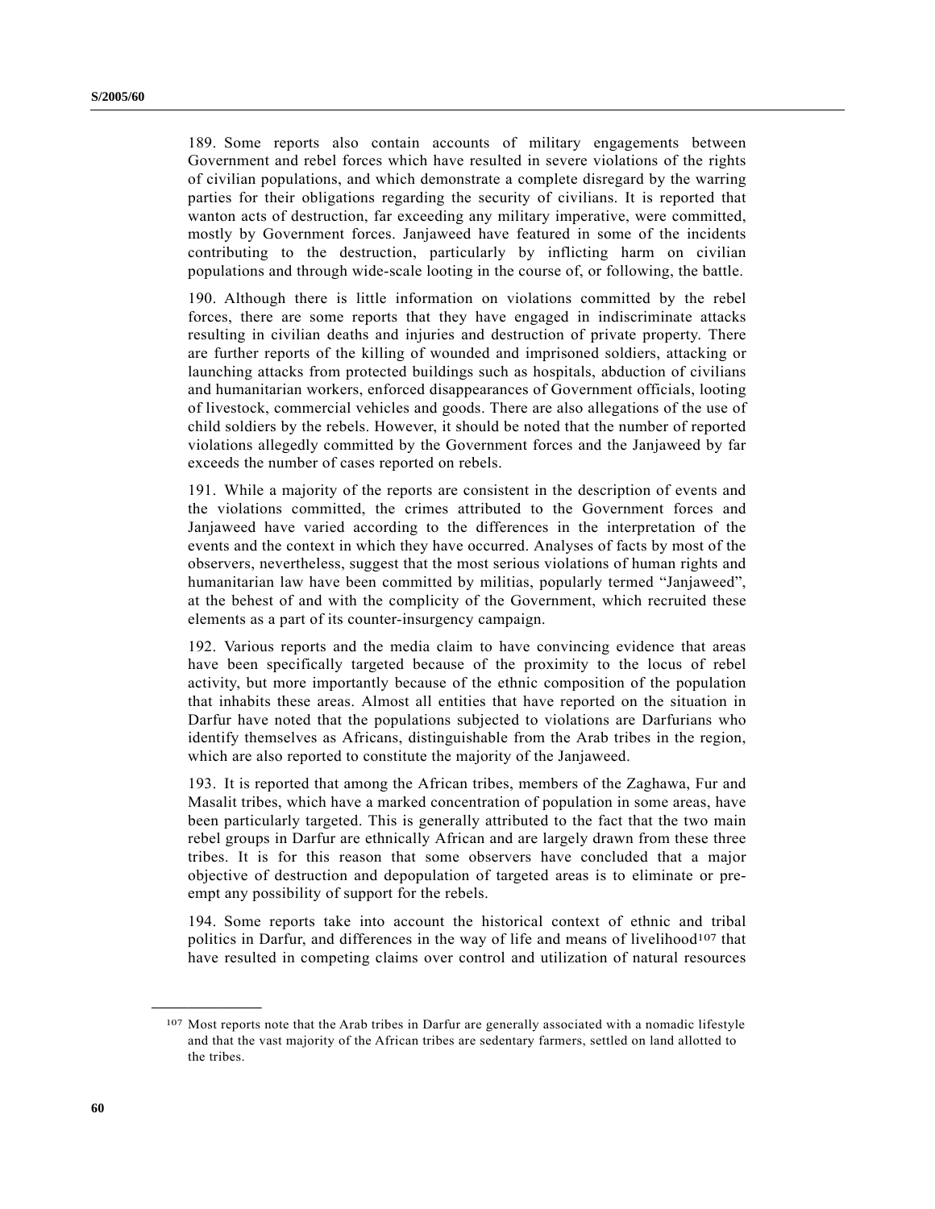189. Some reports also contain accounts of military engagements between Government and rebel forces which have resulted in severe violations of the rights of civilian populations, and which demonstrate a complete disregard by the warring parties for their obligations regarding the security of civilians. It is reported that wanton acts of destruction, far exceeding any military imperative, were committed, mostly by Government forces. Janjaweed have featured in some of the incidents contributing to the destruction, particularly by inflicting harm on civilian populations and through wide-scale looting in the course of, or following, the battle.

190. Although there is little information on violations committed by the rebel forces, there are some reports that they have engaged in indiscriminate attacks resulting in civilian deaths and injuries and destruction of private property. There are further reports of the killing of wounded and imprisoned soldiers, attacking or launching attacks from protected buildings such as hospitals, abduction of civilians and humanitarian workers, enforced disappearances of Government officials, looting of livestock, commercial vehicles and goods. There are also allegations of the use of child soldiers by the rebels. However, it should be noted that the number of reported violations allegedly committed by the Government forces and the Janjaweed by far exceeds the number of cases reported on rebels.

191. While a majority of the reports are consistent in the description of events and the violations committed, the crimes attributed to the Government forces and Janjaweed have varied according to the differences in the interpretation of the events and the context in which they have occurred. Analyses of facts by most of the observers, nevertheless, suggest that the most serious violations of human rights and humanitarian law have been committed by militias, popularly termed "Janjaweed", at the behest of and with the complicity of the Government, which recruited these elements as a part of its counter-insurgency campaign.

192. Various reports and the media claim to have convincing evidence that areas have been specifically targeted because of the proximity to the locus of rebel activity, but more importantly because of the ethnic composition of the population that inhabits these areas. Almost all entities that have reported on the situation in Darfur have noted that the populations subjected to violations are Darfurians who identify themselves as Africans, distinguishable from the Arab tribes in the region, which are also reported to constitute the majority of the Janjaweed.

193. It is reported that among the African tribes, members of the Zaghawa, Fur and Masalit tribes, which have a marked concentration of population in some areas, have been particularly targeted. This is generally attributed to the fact that the two main rebel groups in Darfur are ethnically African and are largely drawn from these three tribes. It is for this reason that some observers have concluded that a major objective of destruction and depopulation of targeted areas is to eliminate or pre-empt any possibility of support for the rebels.

194. Some reports take into account the historical context of ethnic and tribal politics in Darfur, and differences in the way of life and means of livelihood[107] that have resulted in competing claims over control and utilization of natural resources

---

[107] Most reports note that the Arab tribes in Darfur are generally associated with a nomadic lifestyle and that the vast majority of the African tribes are sedentary farmers, settled on land allotted to the tribes.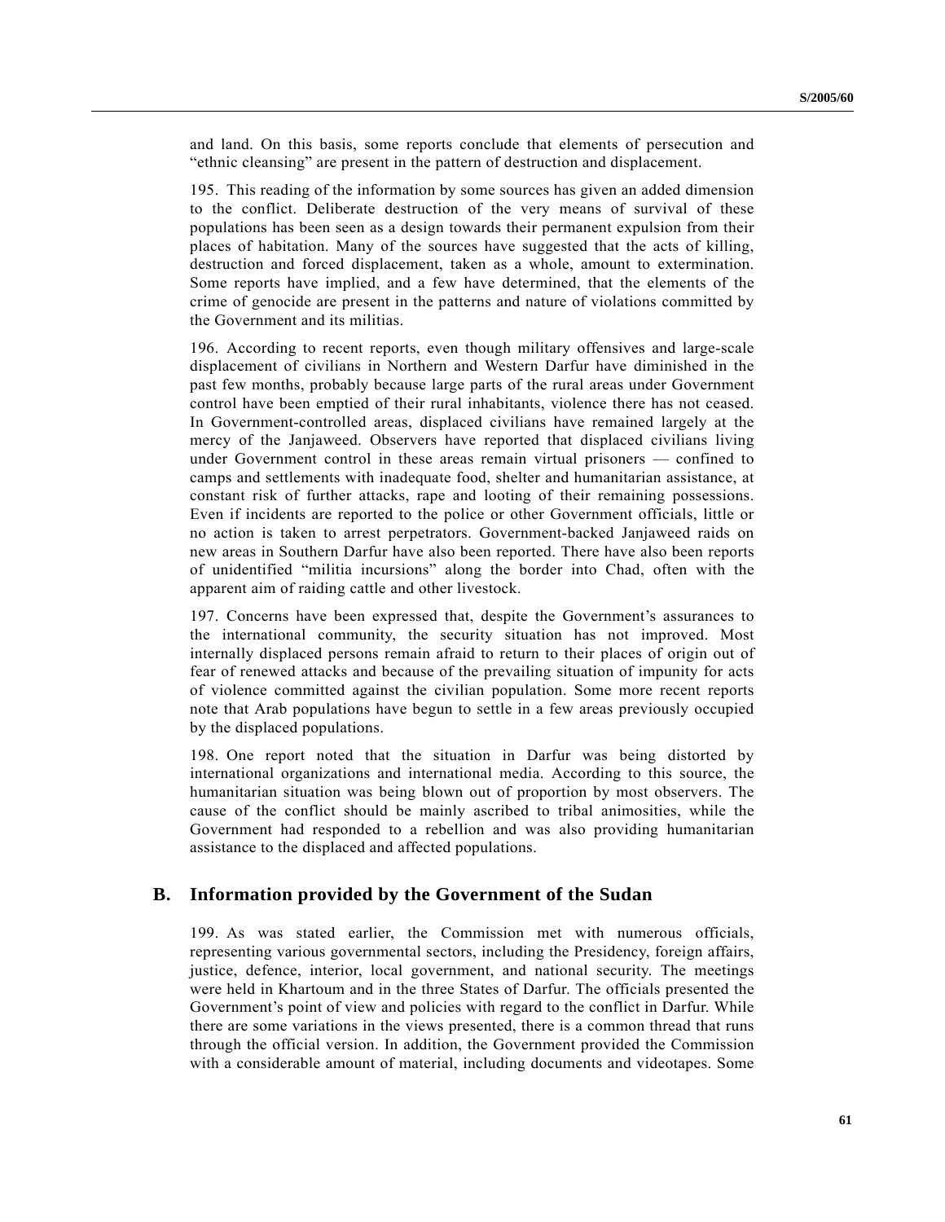and land. On this basis, some reports conclude that elements of persecution and "ethnic cleansing" are present in the pattern of destruction and displacement.

195. This reading of the information by some sources has given an added dimension to the conflict. Deliberate destruction of the very means of survival of these populations has been seen as a design towards their permanent expulsion from their places of habitation. Many of the sources have suggested that the acts of killing, destruction and forced displacement, taken as a whole, amount to extermination. Some reports have implied, and a few have determined, that the elements of the crime of genocide are present in the patterns and nature of violations committed by the Government and its militias.

196. According to recent reports, even though military offensives and large-scale displacement of civilians in Northern and Western Darfur have diminished in the past few months, probably because large parts of the rural areas under Government control have been emptied of their rural inhabitants, violence there has not ceased. In Government-controlled areas, displaced civilians have remained largely at the mercy of the Janjaweed. Observers have reported that displaced civilians living under Government control in these areas remain virtual prisoners — confined to camps and settlements with inadequate food, shelter and humanitarian assistance, at constant risk of further attacks, rape and looting of their remaining possessions. Even if incidents are reported to the police or other Government officials, little or no action is taken to arrest perpetrators. Government-backed Janjaweed raids on new areas in Southern Darfur have also been reported. There have also been reports of unidentified "militia incursions" along the border into Chad, often with the apparent aim of raiding cattle and other livestock.

197. Concerns have been expressed that, despite the Government's assurances to the international community, the security situation has not improved. Most internally displaced persons remain afraid to return to their places of origin out of fear of renewed attacks and because of the prevailing situation of impunity for acts of violence committed against the civilian population. Some more recent reports note that Arab populations have begun to settle in a few areas previously occupied by the displaced populations.

198. One report noted that the situation in Darfur was being distorted by international organizations and international media. According to this source, the humanitarian situation was being blown out of proportion by most observers. The cause of the conflict should be mainly ascribed to tribal animosities, while the Government had responded to a rebellion and was also providing humanitarian assistance to the displaced and affected populations.

## B. Information provided by the Government of the Sudan

199. As was stated earlier, the Commission met with numerous officials, representing various governmental sectors, including the Presidency, foreign affairs, justice, defence, interior, local government, and national security. The meetings were held in Khartoum and in the three States of Darfur. The officials presented the Government's point of view and policies with regard to the conflict in Darfur. While there are some variations in the views presented, there is a common thread that runs through the official version. In addition, the Government provided the Commission with a considerable amount of material, including documents and videotapes. Some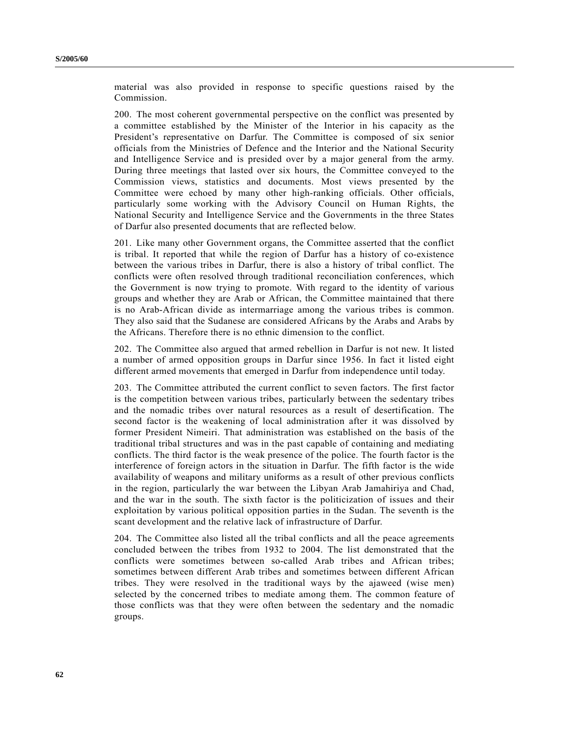material was also provided in response to specific questions raised by the Commission.

200. The most coherent governmental perspective on the conflict was presented by a committee established by the Minister of the Interior in his capacity as the President's representative on Darfur. The Committee is composed of six senior officials from the Ministries of Defence and the Interior and the National Security and Intelligence Service and is presided over by a major general from the army. During three meetings that lasted over six hours, the Committee conveyed to the Commission views, statistics and documents. Most views presented by the Committee were echoed by many other high-ranking officials. Other officials, particularly some working with the Advisory Council on Human Rights, the National Security and Intelligence Service and the Governments in the three States of Darfur also presented documents that are reflected below.

201. Like many other Government organs, the Committee asserted that the conflict is tribal. It reported that while the region of Darfur has a history of co-existence between the various tribes in Darfur, there is also a history of tribal conflict. The conflicts were often resolved through traditional reconciliation conferences, which the Government is now trying to promote. With regard to the identity of various groups and whether they are Arab or African, the Committee maintained that there is no Arab-African divide as intermarriage among the various tribes is common. They also said that the Sudanese are considered Africans by the Arabs and Arabs by the Africans. Therefore there is no ethnic dimension to the conflict.

202. The Committee also argued that armed rebellion in Darfur is not new. It listed a number of armed opposition groups in Darfur since 1956. In fact it listed eight different armed movements that emerged in Darfur from independence until today.

203. The Committee attributed the current conflict to seven factors. The first factor is the competition between various tribes, particularly between the sedentary tribes and the nomadic tribes over natural resources as a result of desertification. The second factor is the weakening of local administration after it was dissolved by former President Nimeiri. That administration was established on the basis of the traditional tribal structures and was in the past capable of containing and mediating conflicts. The third factor is the weak presence of the police. The fourth factor is the interference of foreign actors in the situation in Darfur. The fifth factor is the wide availability of weapons and military uniforms as a result of other previous conflicts in the region, particularly the war between the Libyan Arab Jamahiriya and Chad, and the war in the south. The sixth factor is the politicization of issues and their exploitation by various political opposition parties in the Sudan. The seventh is the scant development and the relative lack of infrastructure of Darfur.

204. The Committee also listed all the tribal conflicts and all the peace agreements concluded between the tribes from 1932 to 2004. The list demonstrated that the conflicts were sometimes between so-called Arab tribes and African tribes; sometimes between different Arab tribes and sometimes between different African tribes. They were resolved in the traditional ways by the ajaweed (wise men) selected by the concerned tribes to mediate among them. The common feature of those conflicts was that they were often between the sedentary and the nomadic groups.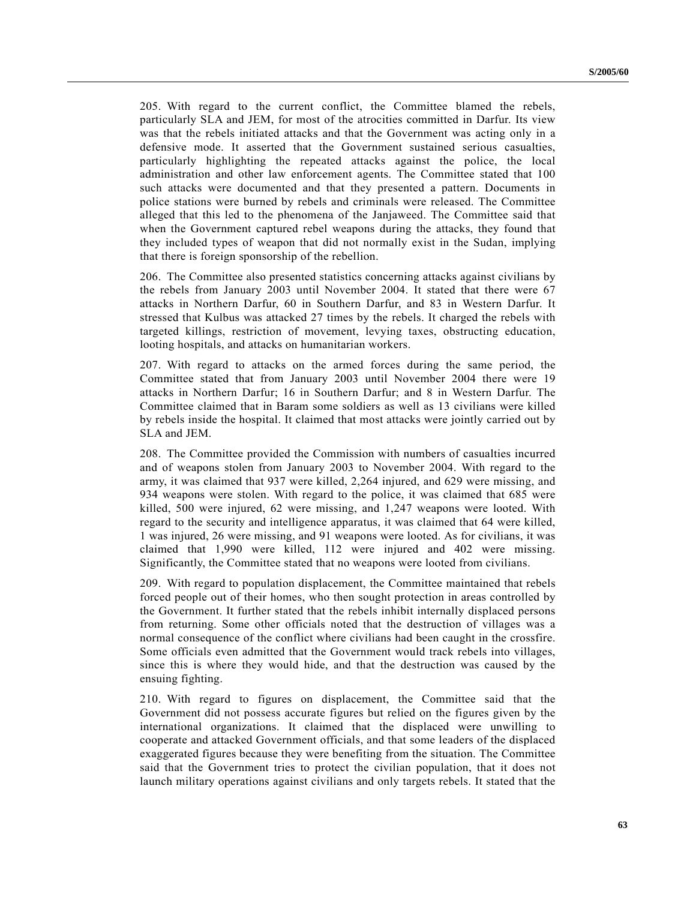205. With regard to the current conflict, the Committee blamed the rebels, particularly SLA and JEM, for most of the atrocities committed in Darfur. Its view was that the rebels initiated attacks and that the Government was acting only in a defensive mode. It asserted that the Government sustained serious casualties, particularly highlighting the repeated attacks against the police, the local administration and other law enforcement agents. The Committee stated that 100 such attacks were documented and that they presented a pattern. Documents in police stations were burned by rebels and criminals were released. The Committee alleged that this led to the phenomena of the Janjaweed. The Committee said that when the Government captured rebel weapons during the attacks, they found that they included types of weapon that did not normally exist in the Sudan, implying that there is foreign sponsorship of the rebellion.

206. The Committee also presented statistics concerning attacks against civilians by the rebels from January 2003 until November 2004. It stated that there were 67 attacks in Northern Darfur, 60 in Southern Darfur, and 83 in Western Darfur. It stressed that Kulbus was attacked 27 times by the rebels. It charged the rebels with targeted killings, restriction of movement, levying taxes, obstructing education, looting hospitals, and attacks on humanitarian workers.

207. With regard to attacks on the armed forces during the same period, the Committee stated that from January 2003 until November 2004 there were 19 attacks in Northern Darfur; 16 in Southern Darfur; and 8 in Western Darfur. The Committee claimed that in Baram some soldiers as well as 13 civilians were killed by rebels inside the hospital. It claimed that most attacks were jointly carried out by SLA and JEM.

208. The Committee provided the Commission with numbers of casualties incurred and of weapons stolen from January 2003 to November 2004. With regard to the army, it was claimed that 937 were killed, 2,264 injured, and 629 were missing, and 934 weapons were stolen. With regard to the police, it was claimed that 685 were killed, 500 were injured, 62 were missing, and 1,247 weapons were looted. With regard to the security and intelligence apparatus, it was claimed that 64 were killed, 1 was injured, 26 were missing, and 91 weapons were looted. As for civilians, it was claimed that 1,990 were killed, 112 were injured and 402 were missing. Significantly, the Committee stated that no weapons were looted from civilians.

209. With regard to population displacement, the Committee maintained that rebels forced people out of their homes, who then sought protection in areas controlled by the Government. It further stated that the rebels inhibit internally displaced persons from returning. Some other officials noted that the destruction of villages was a normal consequence of the conflict where civilians had been caught in the crossfire. Some officials even admitted that the Government would track rebels into villages, since this is where they would hide, and that the destruction was caused by the ensuing fighting.

210. With regard to figures on displacement, the Committee said that the Government did not possess accurate figures but relied on the figures given by the international organizations. It claimed that the displaced were unwilling to cooperate and attacked Government officials, and that some leaders of the displaced exaggerated figures because they were benefiting from the situation. The Committee said that the Government tries to protect the civilian population, that it does not launch military operations against civilians and only targets rebels. It stated that the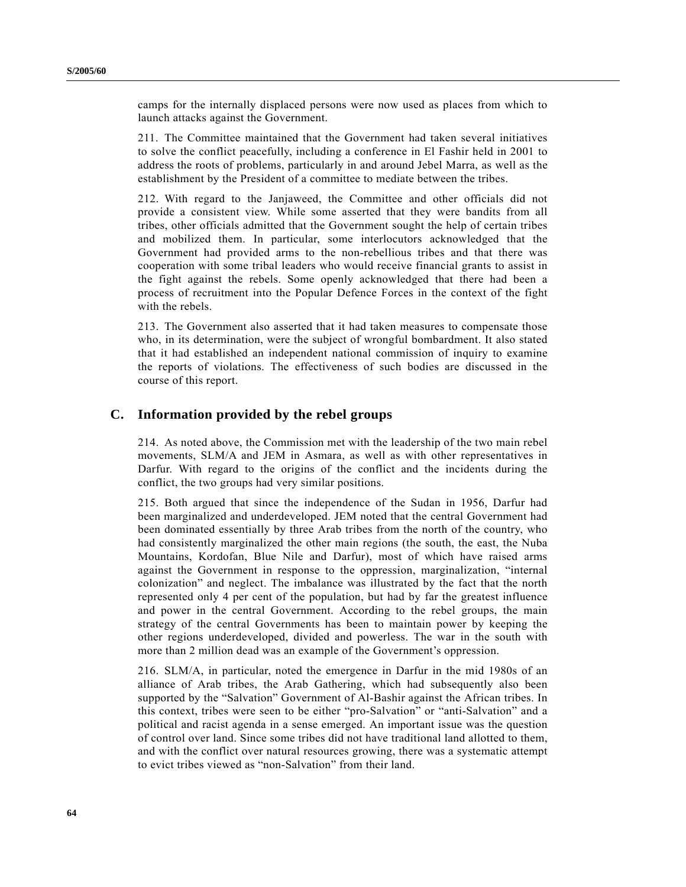camps for the internally displaced persons were now used as places from which to launch attacks against the Government.

211. The Committee maintained that the Government had taken several initiatives to solve the conflict peacefully, including a conference in El Fashir held in 2001 to address the roots of problems, particularly in and around Jebel Marra, as well as the establishment by the President of a committee to mediate between the tribes.

212. With regard to the Janjaweed, the Committee and other officials did not provide a consistent view. While some asserted that they were bandits from all tribes, other officials admitted that the Government sought the help of certain tribes and mobilized them. In particular, some interlocutors acknowledged that the Government had provided arms to the non-rebellious tribes and that there was cooperation with some tribal leaders who would receive financial grants to assist in the fight against the rebels. Some openly acknowledged that there had been a process of recruitment into the Popular Defence Forces in the context of the fight with the rebels.

213. The Government also asserted that it had taken measures to compensate those who, in its determination, were the subject of wrongful bombardment. It also stated that it had established an independent national commission of inquiry to examine the reports of violations. The effectiveness of such bodies are discussed in the course of this report.

## C. Information provided by the rebel groups

214. As noted above, the Commission met with the leadership of the two main rebel movements, SLM/A and JEM in Asmara, as well as with other representatives in Darfur. With regard to the origins of the conflict and the incidents during the conflict, the two groups had very similar positions.

215. Both argued that since the independence of the Sudan in 1956, Darfur had been marginalized and underdeveloped. JEM noted that the central Government had been dominated essentially by three Arab tribes from the north of the country, who had consistently marginalized the other main regions (the south, the east, the Nuba Mountains, Kordofan, Blue Nile and Darfur), most of which have raised arms against the Government in response to the oppression, marginalization, "internal colonization" and neglect. The imbalance was illustrated by the fact that the north represented only 4 per cent of the population, but had by far the greatest influence and power in the central Government. According to the rebel groups, the main strategy of the central Governments has been to maintain power by keeping the other regions underdeveloped, divided and powerless. The war in the south with more than 2 million dead was an example of the Government's oppression.

216. SLM/A, in particular, noted the emergence in Darfur in the mid 1980s of an alliance of Arab tribes, the Arab Gathering, which had subsequently also been supported by the "Salvation" Government of Al-Bashir against the African tribes. In this context, tribes were seen to be either "pro-Salvation" or "anti-Salvation" and a political and racist agenda in a sense emerged. An important issue was the question of control over land. Since some tribes did not have traditional land allotted to them, and with the conflict over natural resources growing, there was a systematic attempt to evict tribes viewed as "non-Salvation" from their land.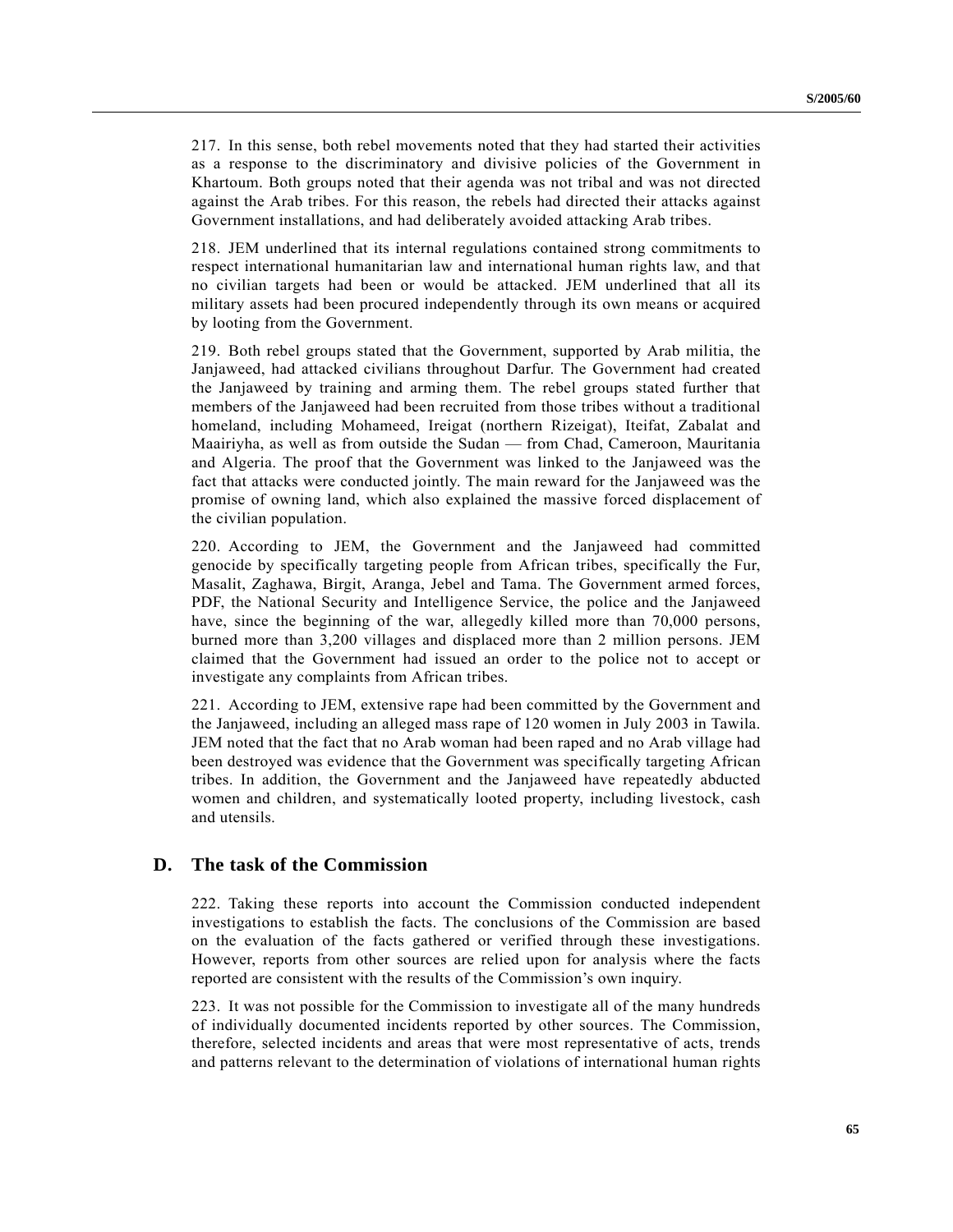217. In this sense, both rebel movements noted that they had started their activities as a response to the discriminatory and divisive policies of the Government in Khartoum. Both groups noted that their agenda was not tribal and was not directed against the Arab tribes. For this reason, the rebels had directed their attacks against Government installations, and had deliberately avoided attacking Arab tribes.

218. JEM underlined that its internal regulations contained strong commitments to respect international humanitarian law and international human rights law, and that no civilian targets had been or would be attacked. JEM underlined that all its military assets had been procured independently through its own means or acquired by looting from the Government.

219. Both rebel groups stated that the Government, supported by Arab militia, the Janjaweed, had attacked civilians throughout Darfur. The Government had created the Janjaweed by training and arming them. The rebel groups stated further that members of the Janjaweed had been recruited from those tribes without a traditional homeland, including Mohameed, Ireigat (northern Rizeigat), Iteifat, Zabalat and Maairiyha, as well as from outside the Sudan — from Chad, Cameroon, Mauritania and Algeria. The proof that the Government was linked to the Janjaweed was the fact that attacks were conducted jointly. The main reward for the Janjaweed was the promise of owning land, which also explained the massive forced displacement of the civilian population.

220. According to JEM, the Government and the Janjaweed had committed genocide by specifically targeting people from African tribes, specifically the Fur, Masalit, Zaghawa, Birgit, Aranga, Jebel and Tama. The Government armed forces, PDF, the National Security and Intelligence Service, the police and the Janjaweed have, since the beginning of the war, allegedly killed more than 70,000 persons, burned more than 3,200 villages and displaced more than 2 million persons. JEM claimed that the Government had issued an order to the police not to accept or investigate any complaints from African tribes.

221. According to JEM, extensive rape had been committed by the Government and the Janjaweed, including an alleged mass rape of 120 women in July 2003 in Tawila. JEM noted that the fact that no Arab woman had been raped and no Arab village had been destroyed was evidence that the Government was specifically targeting African tribes. In addition, the Government and the Janjaweed have repeatedly abducted women and children, and systematically looted property, including livestock, cash and utensils.

## D. The task of the Commission

222. Taking these reports into account the Commission conducted independent investigations to establish the facts. The conclusions of the Commission are based on the evaluation of the facts gathered or verified through these investigations. However, reports from other sources are relied upon for analysis where the facts reported are consistent with the results of the Commission's own inquiry.

223. It was not possible for the Commission to investigate all of the many hundreds of individually documented incidents reported by other sources. The Commission, therefore, selected incidents and areas that were most representative of acts, trends and patterns relevant to the determination of violations of international human rights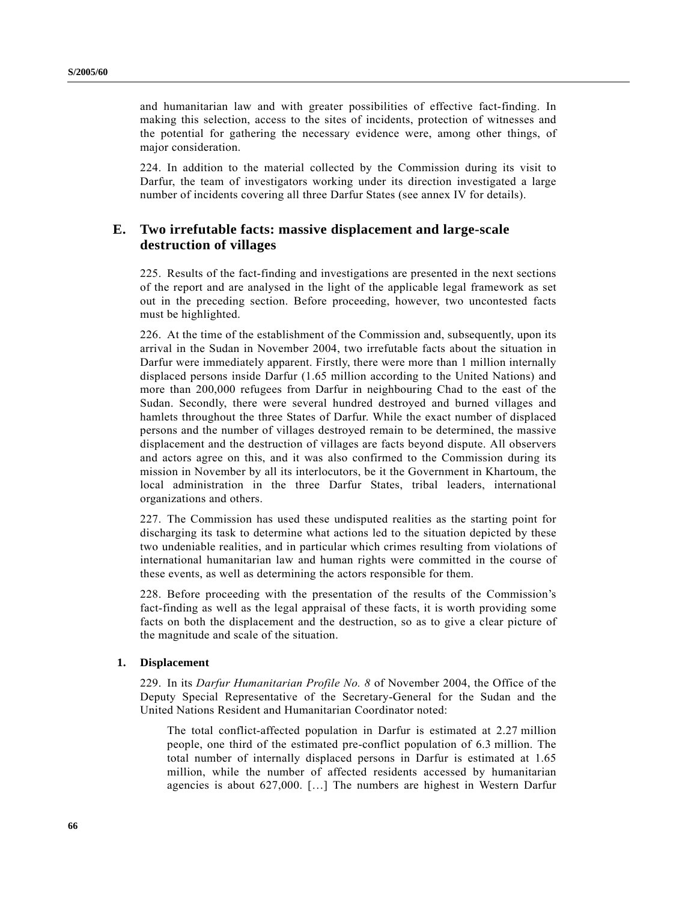and humanitarian law and with greater possibilities of effective fact-finding. In making this selection, access to the sites of incidents, protection of witnesses and the potential for gathering the necessary evidence were, among other things, of major consideration.

224. In addition to the material collected by the Commission during its visit to Darfur, the team of investigators working under its direction investigated a large number of incidents covering all three Darfur States (see annex IV for details).

## E. Two irrefutable facts: massive displacement and large-scale destruction of villages

225. Results of the fact-finding and investigations are presented in the next sections of the report and are analysed in the light of the applicable legal framework as set out in the preceding section. Before proceeding, however, two uncontested facts must be highlighted.

226. At the time of the establishment of the Commission and, subsequently, upon its arrival in the Sudan in November 2004, two irrefutable facts about the situation in Darfur were immediately apparent. Firstly, there were more than 1 million internally displaced persons inside Darfur (1.65 million according to the United Nations) and more than 200,000 refugees from Darfur in neighbouring Chad to the east of the Sudan. Secondly, there were several hundred destroyed and burned villages and hamlets throughout the three States of Darfur. While the exact number of displaced persons and the number of villages destroyed remain to be determined, the massive displacement and the destruction of villages are facts beyond dispute. All observers and actors agree on this, and it was also confirmed to the Commission during its mission in November by all its interlocutors, be it the Government in Khartoum, the local administration in the three Darfur States, tribal leaders, international organizations and others.

227. The Commission has used these undisputed realities as the starting point for discharging its task to determine what actions led to the situation depicted by these two undeniable realities, and in particular which crimes resulting from violations of international humanitarian law and human rights were committed in the course of these events, as well as determining the actors responsible for them.

228. Before proceeding with the presentation of the results of the Commission's fact-finding as well as the legal appraisal of these facts, it is worth providing some facts on both the displacement and the destruction, so as to give a clear picture of the magnitude and scale of the situation.

### 1. Displacement

229. In its *Darfur Humanitarian Profile No. 8* of November 2004, the Office of the Deputy Special Representative of the Secretary-General for the Sudan and the United Nations Resident and Humanitarian Coordinator noted:

> The total conflict-affected population in Darfur is estimated at 2.27 million people, one third of the estimated pre-conflict population of 6.3 million. The total number of internally displaced persons in Darfur is estimated at 1.65 million, while the number of affected residents accessed by humanitarian agencies is about 627,000. […] The numbers are highest in Western Darfur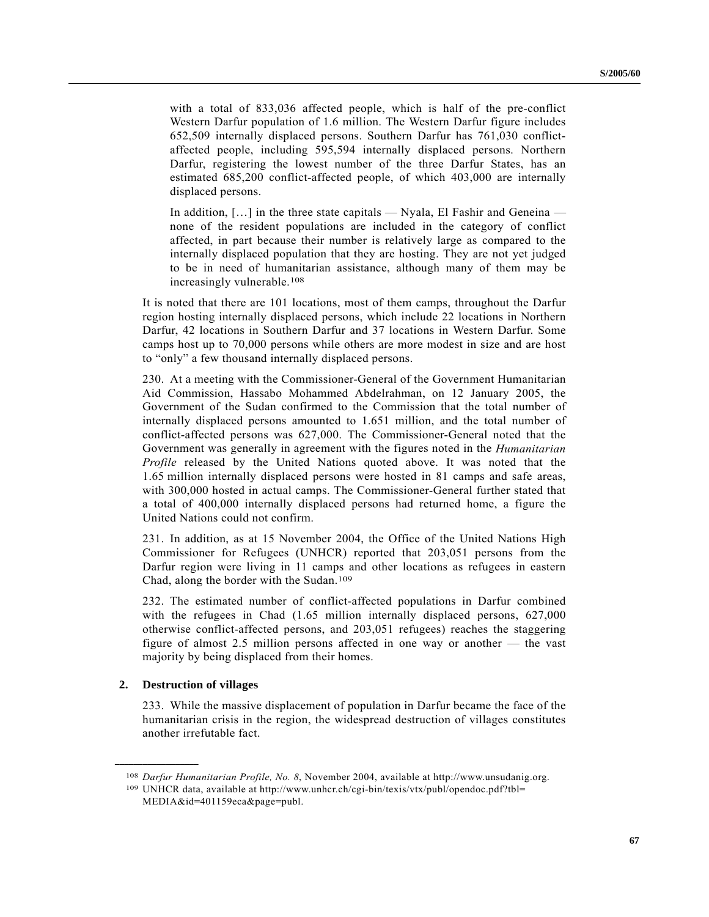with a total of 833,036 affected people, which is half of the pre-conflict Western Darfur population of 1.6 million. The Western Darfur figure includes 652,509 internally displaced persons. Southern Darfur has 761,030 conflict-affected people, including 595,594 internally displaced persons. Northern Darfur, registering the lowest number of the three Darfur States, has an estimated 685,200 conflict-affected people, of which 403,000 are internally displaced persons.

> In addition, […] in the three state capitals — Nyala, El Fashir and Geneina — none of the resident populations are included in the category of conflict affected, in part because their number is relatively large as compared to the internally displaced population that they are hosting. They are not yet judged to be in need of humanitarian assistance, although many of them may be increasingly vulnerable.[108]

It is noted that there are 101 locations, most of them camps, throughout the Darfur region hosting internally displaced persons, which include 22 locations in Northern Darfur, 42 locations in Southern Darfur and 37 locations in Western Darfur. Some camps host up to 70,000 persons while others are more modest in size and are host to "only" a few thousand internally displaced persons.

230. At a meeting with the Commissioner-General of the Government Humanitarian Aid Commission, Hassabo Mohammed Abdelrahman, on 12 January 2005, the Government of the Sudan confirmed to the Commission that the total number of internally displaced persons amounted to 1.651 million, and the total number of conflict-affected persons was 627,000. The Commissioner-General noted that the Government was generally in agreement with the figures noted in the *Humanitarian Profile* released by the United Nations quoted above. It was noted that the 1.65 million internally displaced persons were hosted in 81 camps and safe areas, with 300,000 hosted in actual camps. The Commissioner-General further stated that a total of 400,000 internally displaced persons had returned home, a figure the United Nations could not confirm.

231. In addition, as at 15 November 2004, the Office of the United Nations High Commissioner for Refugees (UNHCR) reported that 203,051 persons from the Darfur region were living in 11 camps and other locations as refugees in eastern Chad, along the border with the Sudan.[109]

232. The estimated number of conflict-affected populations in Darfur combined with the refugees in Chad (1.65 million internally displaced persons, 627,000 otherwise conflict-affected persons, and 203,051 refugees) reaches the staggering figure of almost 2.5 million persons affected in one way or another — the vast majority by being displaced from their homes.

### 2. Destruction of villages

233. While the massive displacement of population in Darfur became the face of the humanitarian crisis in the region, the widespread destruction of villages constitutes another irrefutable fact.

---

[108] *Darfur Humanitarian Profile, No. 8*, November 2004, available at http://www.unsudanig.org.

[109] UNHCR data, available at http://www.unhcr.ch/cgi-bin/texis/vtx/publ/opendoc.pdf?tbl=MEDIA&id=401159eca&page=publ.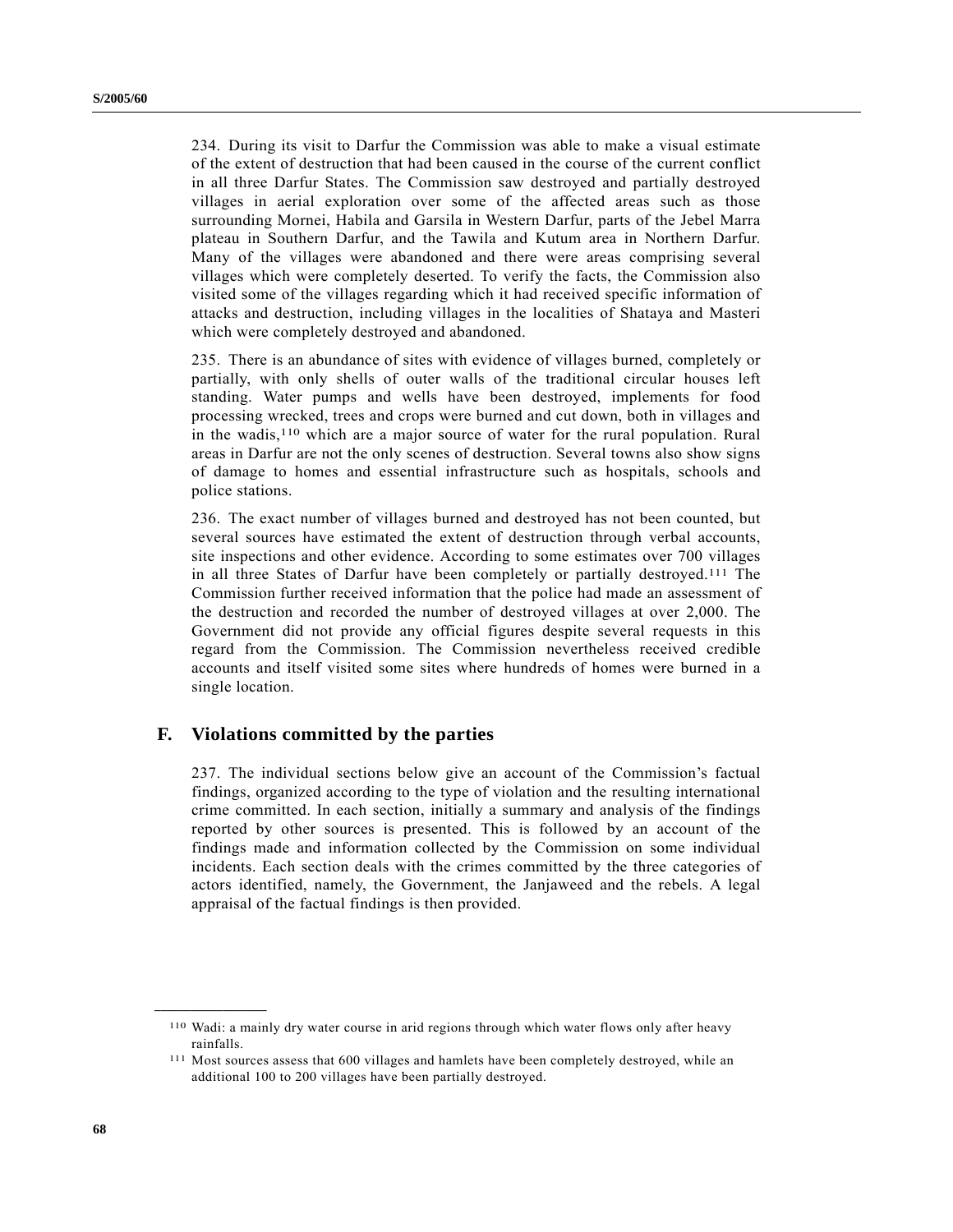234. During its visit to Darfur the Commission was able to make a visual estimate of the extent of destruction that had been caused in the course of the current conflict in all three Darfur States. The Commission saw destroyed and partially destroyed villages in aerial exploration over some of the affected areas such as those surrounding Mornei, Habila and Garsila in Western Darfur, parts of the Jebel Marra plateau in Southern Darfur, and the Tawila and Kutum area in Northern Darfur. Many of the villages were abandoned and there were areas comprising several villages which were completely deserted. To verify the facts, the Commission also visited some of the villages regarding which it had received specific information of attacks and destruction, including villages in the localities of Shataya and Masteri which were completely destroyed and abandoned.

235. There is an abundance of sites with evidence of villages burned, completely or partially, with only shells of outer walls of the traditional circular houses left standing. Water pumps and wells have been destroyed, implements for food processing wrecked, trees and crops were burned and cut down, both in villages and in the wadis,[110] which are a major source of water for the rural population. Rural areas in Darfur are not the only scenes of destruction. Several towns also show signs of damage to homes and essential infrastructure such as hospitals, schools and police stations.

236. The exact number of villages burned and destroyed has not been counted, but several sources have estimated the extent of destruction through verbal accounts, site inspections and other evidence. According to some estimates over 700 villages in all three States of Darfur have been completely or partially destroyed.[111] The Commission further received information that the police had made an assessment of the destruction and recorded the number of destroyed villages at over 2,000. The Government did not provide any official figures despite several requests in this regard from the Commission. The Commission nevertheless received credible accounts and itself visited some sites where hundreds of homes were burned in a single location.

## F. Violations committed by the parties

237. The individual sections below give an account of the Commission's factual findings, organized according to the type of violation and the resulting international crime committed. In each section, initially a summary and analysis of the findings reported by other sources is presented. This is followed by an account of the findings made and information collected by the Commission on some individual incidents. Each section deals with the crimes committed by the three categories of actors identified, namely, the Government, the Janjaweed and the rebels. A legal appraisal of the factual findings is then provided.

---

[110] Wadi: a mainly dry water course in arid regions through which water flows only after heavy rainfalls.

[111] Most sources assess that 600 villages and hamlets have been completely destroyed, while an additional 100 to 200 villages have been partially destroyed.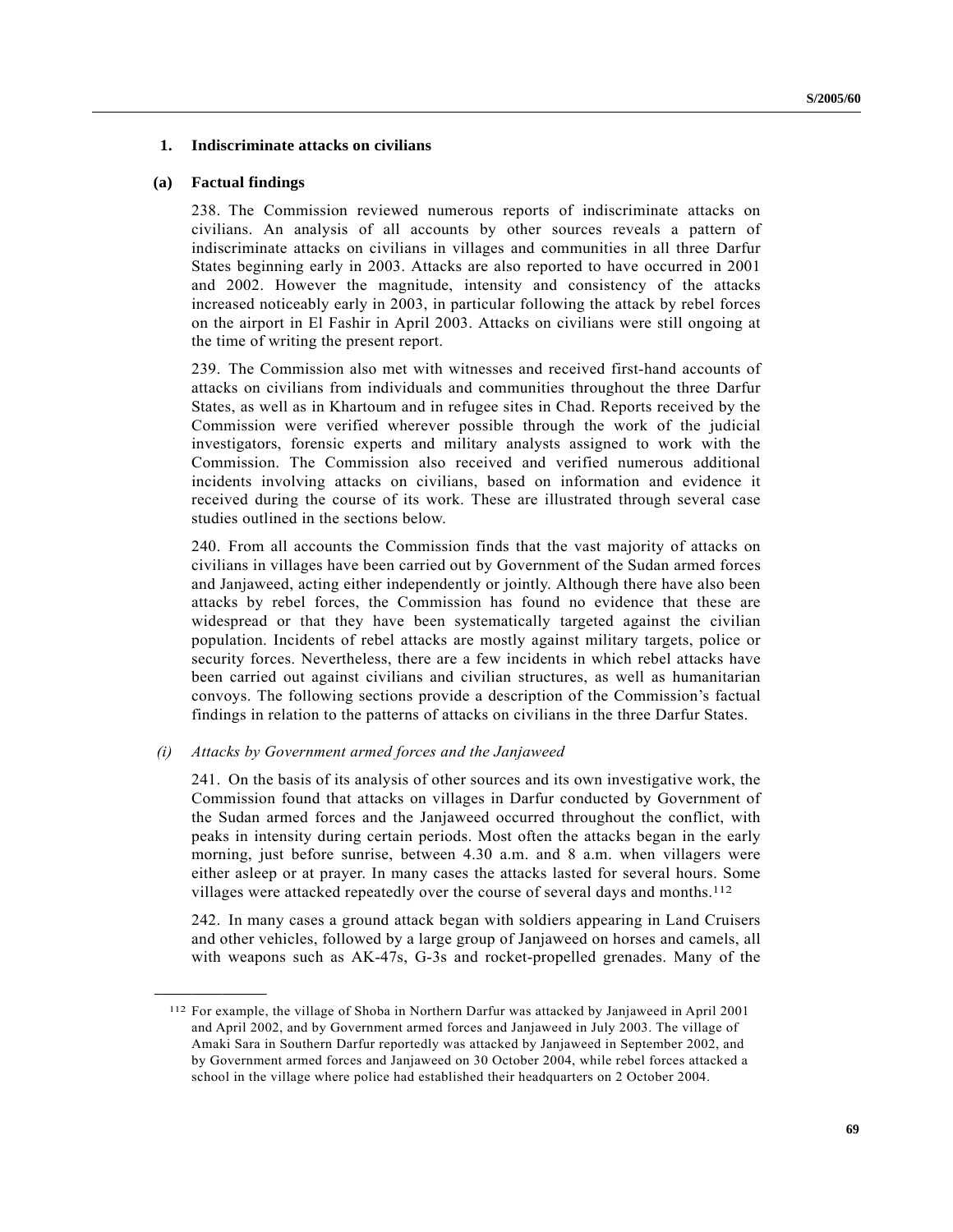### 1. Indiscriminate attacks on civilians

#### (a) Factual findings

238. The Commission reviewed numerous reports of indiscriminate attacks on civilians. An analysis of all accounts by other sources reveals a pattern of indiscriminate attacks on civilians in villages and communities in all three Darfur States beginning early in 2003. Attacks are also reported to have occurred in 2001 and 2002. However the magnitude, intensity and consistency of the attacks increased noticeably early in 2003, in particular following the attack by rebel forces on the airport in El Fashir in April 2003. Attacks on civilians were still ongoing at the time of writing the present report.

239. The Commission also met with witnesses and received first-hand accounts of attacks on civilians from individuals and communities throughout the three Darfur States, as well as in Khartoum and in refugee sites in Chad. Reports received by the Commission were verified wherever possible through the work of the judicial investigators, forensic experts and military analysts assigned to work with the Commission. The Commission also received and verified numerous additional incidents involving attacks on civilians, based on information and evidence it received during the course of its work. These are illustrated through several case studies outlined in the sections below.

240. From all accounts the Commission finds that the vast majority of attacks on civilians in villages have been carried out by Government of the Sudan armed forces and Janjaweed, acting either independently or jointly. Although there have also been attacks by rebel forces, the Commission has found no evidence that these are widespread or that they have been systematically targeted against the civilian population. Incidents of rebel attacks are mostly against military targets, police or security forces. Nevertheless, there are a few incidents in which rebel attacks have been carried out against civilians and civilian structures, as well as humanitarian convoys. The following sections provide a description of the Commission's factual findings in relation to the patterns of attacks on civilians in the three Darfur States.

*(i) Attacks by Government armed forces and the Janjaweed*

241. On the basis of its analysis of other sources and its own investigative work, the Commission found that attacks on villages in Darfur conducted by Government of the Sudan armed forces and the Janjaweed occurred throughout the conflict, with peaks in intensity during certain periods. Most often the attacks began in the early morning, just before sunrise, between 4.30 a.m. and 8 a.m. when villagers were either asleep or at prayer. In many cases the attacks lasted for several hours. Some villages were attacked repeatedly over the course of several days and months.[112]

242. In many cases a ground attack began with soldiers appearing in Land Cruisers and other vehicles, followed by a large group of Janjaweed on horses and camels, all with weapons such as AK-47s, G-3s and rocket-propelled grenades. Many of the

---

[112] For example, the village of Shoba in Northern Darfur was attacked by Janjaweed in April 2001 and April 2002, and by Government armed forces and Janjaweed in July 2003. The village of Amaki Sara in Southern Darfur reportedly was attacked by Janjaweed in September 2002, and by Government armed forces and Janjaweed on 30 October 2004, while rebel forces attacked a school in the village where police had established their headquarters on 2 October 2004.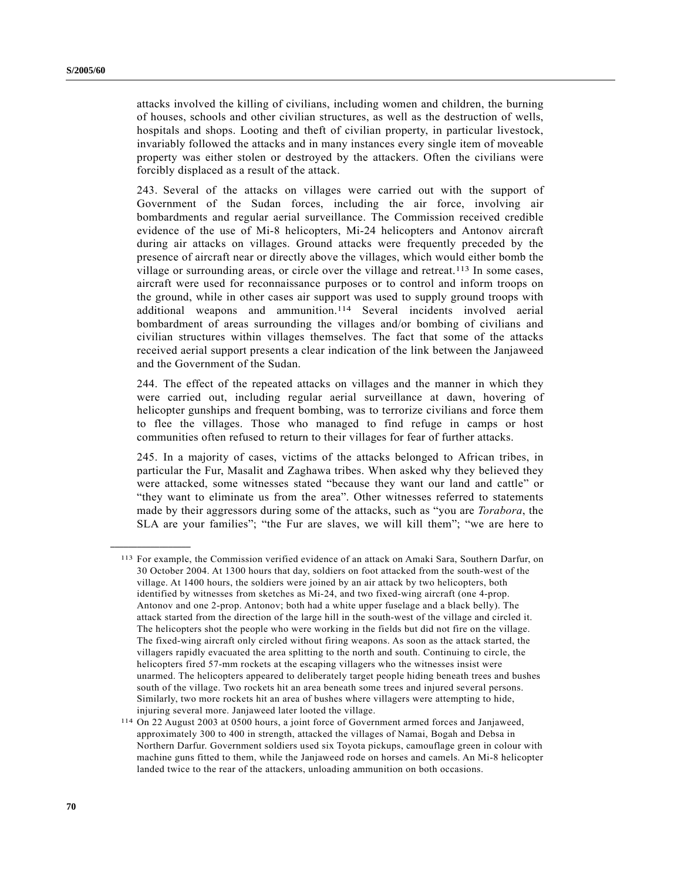attacks involved the killing of civilians, including women and children, the burning of houses, schools and other civilian structures, as well as the destruction of wells, hospitals and shops. Looting and theft of civilian property, in particular livestock, invariably followed the attacks and in many instances every single item of moveable property was either stolen or destroyed by the attackers. Often the civilians were forcibly displaced as a result of the attack.

243. Several of the attacks on villages were carried out with the support of Government of the Sudan forces, including the air force, involving air bombardments and regular aerial surveillance. The Commission received credible evidence of the use of Mi-8 helicopters, Mi-24 helicopters and Antonov aircraft during air attacks on villages. Ground attacks were frequently preceded by the presence of aircraft near or directly above the villages, which would either bomb the village or surrounding areas, or circle over the village and retreat.[113] In some cases, aircraft were used for reconnaissance purposes or to control and inform troops on the ground, while in other cases air support was used to supply ground troops with additional weapons and ammunition.[114] Several incidents involved aerial bombardment of areas surrounding the villages and/or bombing of civilians and civilian structures within villages themselves. The fact that some of the attacks received aerial support presents a clear indication of the link between the Janjaweed and the Government of the Sudan.

244. The effect of the repeated attacks on villages and the manner in which they were carried out, including regular aerial surveillance at dawn, hovering of helicopter gunships and frequent bombing, was to terrorize civilians and force them to flee the villages. Those who managed to find refuge in camps or host communities often refused to return to their villages for fear of further attacks.

245. In a majority of cases, victims of the attacks belonged to African tribes, in particular the Fur, Masalit and Zaghawa tribes. When asked why they believed they were attacked, some witnesses stated "because they want our land and cattle" or "they want to eliminate us from the area". Other witnesses referred to statements made by their aggressors during some of the attacks, such as "you are *Torabora*, the SLA are your families"; "the Fur are slaves, we will kill them"; "we are here to

---

[113] For example, the Commission verified evidence of an attack on Amaki Sara, Southern Darfur, on 30 October 2004. At 1300 hours that day, soldiers on foot attacked from the south-west of the village. At 1400 hours, the soldiers were joined by an air attack by two helicopters, both identified by witnesses from sketches as Mi-24, and two fixed-wing aircraft (one 4-prop. Antonov and one 2-prop. Antonov; both had a white upper fuselage and a black belly). The attack started from the direction of the large hill in the south-west of the village and circled it. The helicopters shot the people who were working in the fields but did not fire on the village. The fixed-wing aircraft only circled without firing weapons. As soon as the attack started, the villagers rapidly evacuated the area splitting to the north and south. Continuing to circle, the helicopters fired 57-mm rockets at the escaping villagers who the witnesses insist were unarmed. The helicopters appeared to deliberately target people hiding beneath trees and bushes south of the village. Two rockets hit an area beneath some trees and injured several persons. Similarly, two more rockets hit an area of bushes where villagers were attempting to hide, injuring several more. Janjaweed later looted the village.

[114] On 22 August 2003 at 0500 hours, a joint force of Government armed forces and Janjaweed, approximately 300 to 400 in strength, attacked the villages of Namai, Bogah and Debsa in Northern Darfur. Government soldiers used six Toyota pickups, camouflage green in colour with machine guns fitted to them, while the Janjaweed rode on horses and camels. An Mi-8 helicopter landed twice to the rear of the attackers, unloading ammunition on both occasions.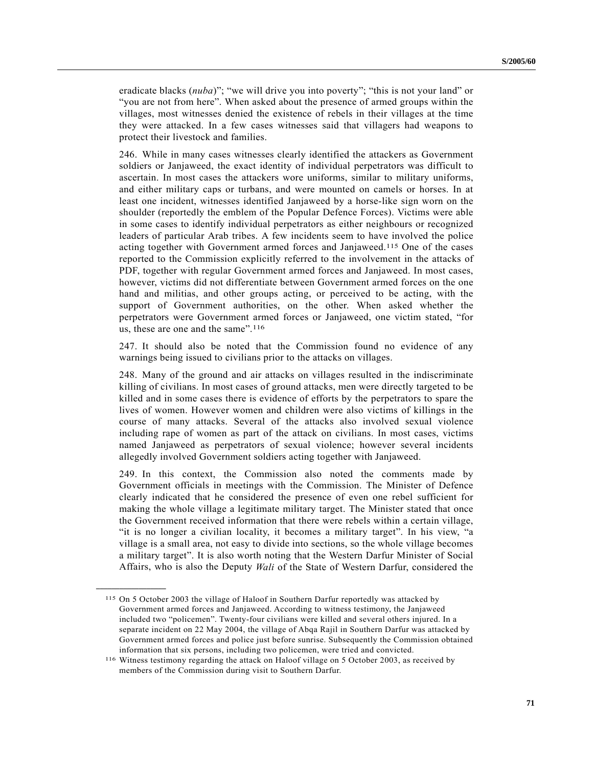eradicate blacks (*nuba*)"; "we will drive you into poverty"; "this is not your land" or "you are not from here". When asked about the presence of armed groups within the villages, most witnesses denied the existence of rebels in their villages at the time they were attacked. In a few cases witnesses said that villagers had weapons to protect their livestock and families.

246. While in many cases witnesses clearly identified the attackers as Government soldiers or Janjaweed, the exact identity of individual perpetrators was difficult to ascertain. In most cases the attackers wore uniforms, similar to military uniforms, and either military caps or turbans, and were mounted on camels or horses. In at least one incident, witnesses identified Janjaweed by a horse-like sign worn on the shoulder (reportedly the emblem of the Popular Defence Forces). Victims were able in some cases to identify individual perpetrators as either neighbours or recognized leaders of particular Arab tribes. A few incidents seem to have involved the police acting together with Government armed forces and Janjaweed.[115] One of the cases reported to the Commission explicitly referred to the involvement in the attacks of PDF, together with regular Government armed forces and Janjaweed. In most cases, however, victims did not differentiate between Government armed forces on the one hand and militias, and other groups acting, or perceived to be acting, with the support of Government authorities, on the other. When asked whether the perpetrators were Government armed forces or Janjaweed, one victim stated, "for us, these are one and the same".[116]

247. It should also be noted that the Commission found no evidence of any warnings being issued to civilians prior to the attacks on villages.

248. Many of the ground and air attacks on villages resulted in the indiscriminate killing of civilians. In most cases of ground attacks, men were directly targeted to be killed and in some cases there is evidence of efforts by the perpetrators to spare the lives of women. However women and children were also victims of killings in the course of many attacks. Several of the attacks also involved sexual violence including rape of women as part of the attack on civilians. In most cases, victims named Janjaweed as perpetrators of sexual violence; however several incidents allegedly involved Government soldiers acting together with Janjaweed.

249. In this context, the Commission also noted the comments made by Government officials in meetings with the Commission. The Minister of Defence clearly indicated that he considered the presence of even one rebel sufficient for making the whole village a legitimate military target. The Minister stated that once the Government received information that there were rebels within a certain village, "it is no longer a civilian locality, it becomes a military target". In his view, "a village is a small area, not easy to divide into sections, so the whole village becomes a military target". It is also worth noting that the Western Darfur Minister of Social Affairs, who is also the Deputy *Wali* of the State of Western Darfur, considered the

---

[115] On 5 October 2003 the village of Haloof in Southern Darfur reportedly was attacked by Government armed forces and Janjaweed. According to witness testimony, the Janjaweed included two "policemen". Twenty-four civilians were killed and several others injured. In a separate incident on 22 May 2004, the village of Abqa Rajil in Southern Darfur was attacked by Government armed forces and police just before sunrise. Subsequently the Commission obtained information that six persons, including two policemen, were tried and convicted.

[116] Witness testimony regarding the attack on Haloof village on 5 October 2003, as received by members of the Commission during visit to Southern Darfur.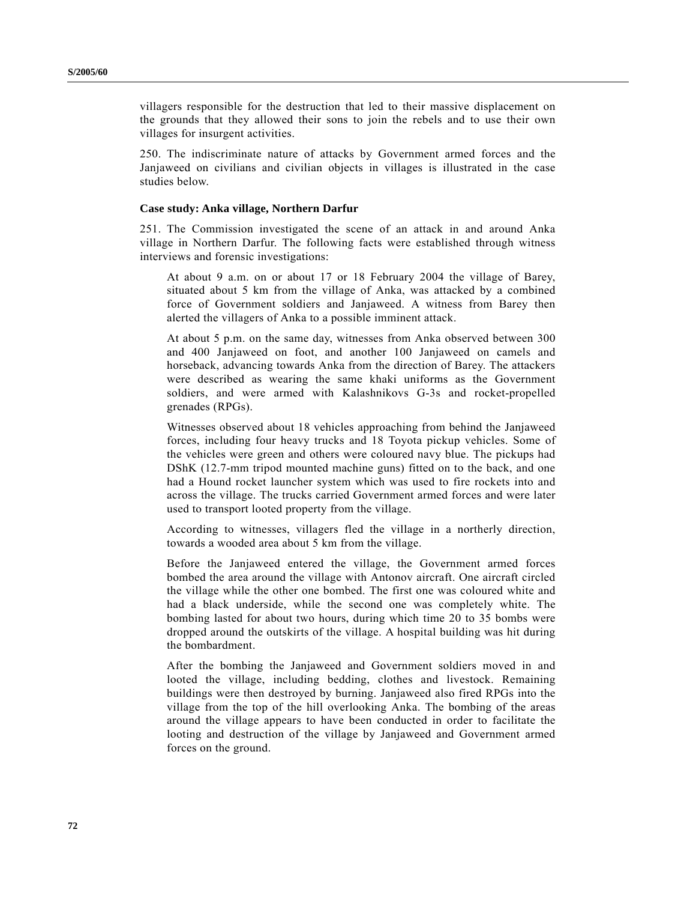villagers responsible for the destruction that led to their massive displacement on the grounds that they allowed their sons to join the rebels and to use their own villages for insurgent activities.

250. The indiscriminate nature of attacks by Government armed forces and the Janjaweed on civilians and civilian objects in villages is illustrated in the case studies below.

**Case study: Anka village, Northern Darfur**

251. The Commission investigated the scene of an attack in and around Anka village in Northern Darfur. The following facts were established through witness interviews and forensic investigations:

> At about 9 a.m. on or about 17 or 18 February 2004 the village of Barey, situated about 5 km from the village of Anka, was attacked by a combined force of Government soldiers and Janjaweed. A witness from Barey then alerted the villagers of Anka to a possible imminent attack.
>
> At about 5 p.m. on the same day, witnesses from Anka observed between 300 and 400 Janjaweed on foot, and another 100 Janjaweed on camels and horseback, advancing towards Anka from the direction of Barey. The attackers were described as wearing the same khaki uniforms as the Government soldiers, and were armed with Kalashnikovs G-3s and rocket-propelled grenades (RPGs).
>
> Witnesses observed about 18 vehicles approaching from behind the Janjaweed forces, including four heavy trucks and 18 Toyota pickup vehicles. Some of the vehicles were green and others were coloured navy blue. The pickups had DShK (12.7-mm tripod mounted machine guns) fitted on to the back, and one had a Hound rocket launcher system which was used to fire rockets into and across the village. The trucks carried Government armed forces and were later used to transport looted property from the village.
>
> According to witnesses, villagers fled the village in a northerly direction, towards a wooded area about 5 km from the village.
>
> Before the Janjaweed entered the village, the Government armed forces bombed the area around the village with Antonov aircraft. One aircraft circled the village while the other one bombed. The first one was coloured white and had a black underside, while the second one was completely white. The bombing lasted for about two hours, during which time 20 to 35 bombs were dropped around the outskirts of the village. A hospital building was hit during the bombardment.
>
> After the bombing the Janjaweed and Government soldiers moved in and looted the village, including bedding, clothes and livestock. Remaining buildings were then destroyed by burning. Janjaweed also fired RPGs into the village from the top of the hill overlooking Anka. The bombing of the areas around the village appears to have been conducted in order to facilitate the looting and destruction of the village by Janjaweed and Government armed forces on the ground.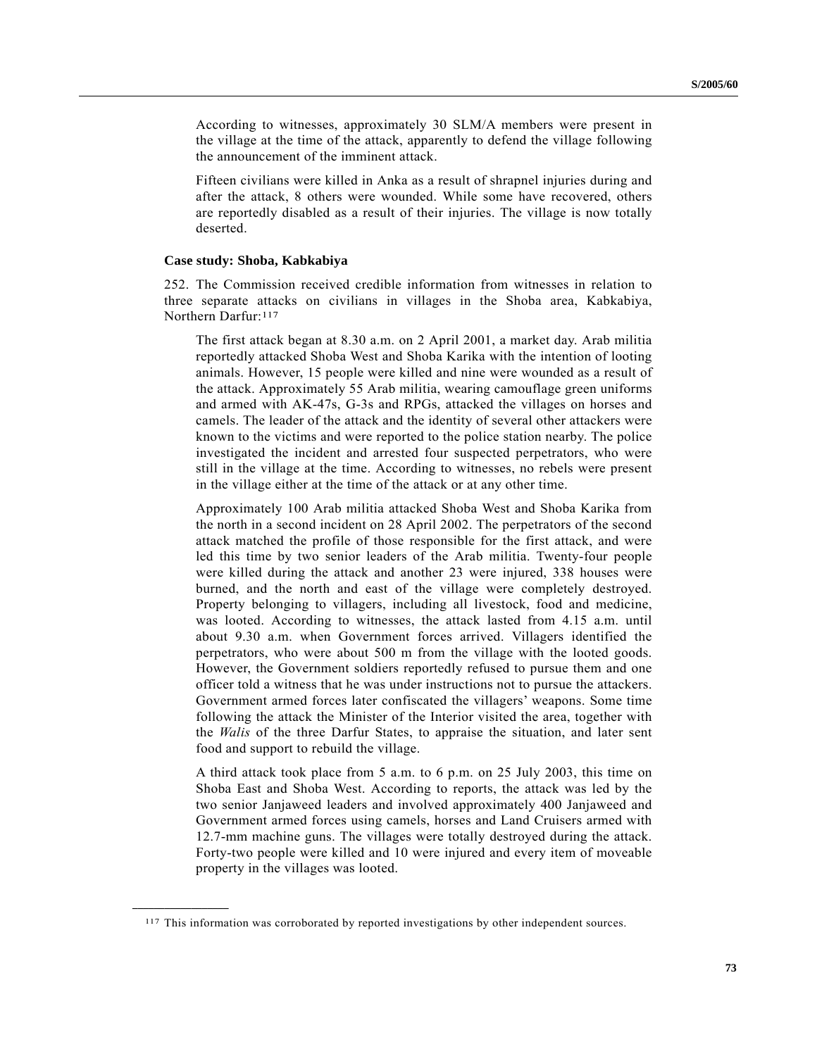According to witnesses, approximately 30 SLM/A members were present in the village at the time of the attack, apparently to defend the village following the announcement of the imminent attack.

Fifteen civilians were killed in Anka as a result of shrapnel injuries during and after the attack, 8 others were wounded. While some have recovered, others are reportedly disabled as a result of their injuries. The village is now totally deserted.

**Case study: Shoba, Kabkabiya**

252. The Commission received credible information from witnesses in relation to three separate attacks on civilians in villages in the Shoba area, Kabkabiya, Northern Darfur:[117]

The first attack began at 8.30 a.m. on 2 April 2001, a market day. Arab militia reportedly attacked Shoba West and Shoba Karika with the intention of looting animals. However, 15 people were killed and nine were wounded as a result of the attack. Approximately 55 Arab militia, wearing camouflage green uniforms and armed with AK-47s, G-3s and RPGs, attacked the villages on horses and camels. The leader of the attack and the identity of several other attackers were known to the victims and were reported to the police station nearby. The police investigated the incident and arrested four suspected perpetrators, who were still in the village at the time. According to witnesses, no rebels were present in the village either at the time of the attack or at any other time.

Approximately 100 Arab militia attacked Shoba West and Shoba Karika from the north in a second incident on 28 April 2002. The perpetrators of the second attack matched the profile of those responsible for the first attack, and were led this time by two senior leaders of the Arab militia. Twenty-four people were killed during the attack and another 23 were injured, 338 houses were burned, and the north and east of the village were completely destroyed. Property belonging to villagers, including all livestock, food and medicine, was looted. According to witnesses, the attack lasted from 4.15 a.m. until about 9.30 a.m. when Government forces arrived. Villagers identified the perpetrators, who were about 500 m from the village with the looted goods. However, the Government soldiers reportedly refused to pursue them and one officer told a witness that he was under instructions not to pursue the attackers. Government armed forces later confiscated the villagers' weapons. Some time following the attack the Minister of the Interior visited the area, together with the *Walis* of the three Darfur States, to appraise the situation, and later sent food and support to rebuild the village.

A third attack took place from 5 a.m. to 6 p.m. on 25 July 2003, this time on Shoba East and Shoba West. According to reports, the attack was led by the two senior Janjaweed leaders and involved approximately 400 Janjaweed and Government armed forces using camels, horses and Land Cruisers armed with 12.7-mm machine guns. The villages were totally destroyed during the attack. Forty-two people were killed and 10 were injured and every item of moveable property in the villages was looted.

---

[117] This information was corroborated by reported investigations by other independent sources.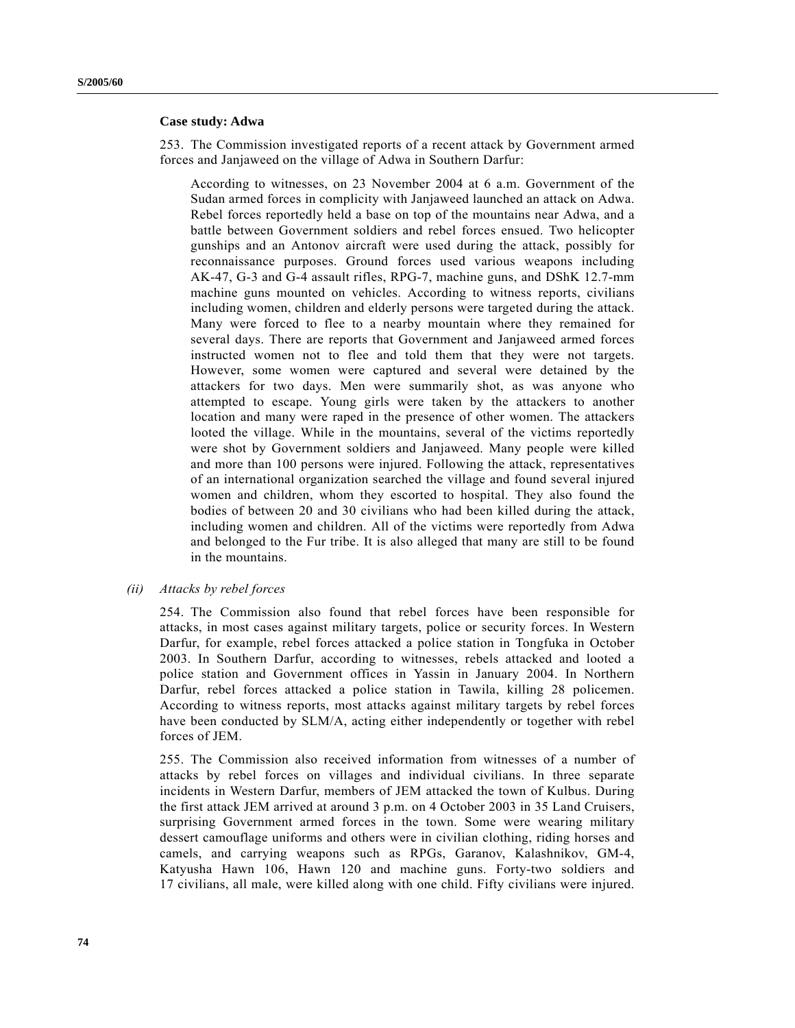**Case study: Adwa**

253. The Commission investigated reports of a recent attack by Government armed forces and Janjaweed on the village of Adwa in Southern Darfur:

> According to witnesses, on 23 November 2004 at 6 a.m. Government of the Sudan armed forces in complicity with Janjaweed launched an attack on Adwa. Rebel forces reportedly held a base on top of the mountains near Adwa, and a battle between Government soldiers and rebel forces ensued. Two helicopter gunships and an Antonov aircraft were used during the attack, possibly for reconnaissance purposes. Ground forces used various weapons including AK-47, G-3 and G-4 assault rifles, RPG-7, machine guns, and DShK 12.7-mm machine guns mounted on vehicles. According to witness reports, civilians including women, children and elderly persons were targeted during the attack. Many were forced to flee to a nearby mountain where they remained for several days. There are reports that Government and Janjaweed armed forces instructed women not to flee and told them that they were not targets. However, some women were captured and several were detained by the attackers for two days. Men were summarily shot, as was anyone who attempted to escape. Young girls were taken by the attackers to another location and many were raped in the presence of other women. The attackers looted the village. While in the mountains, several of the victims reportedly were shot by Government soldiers and Janjaweed. Many people were killed and more than 100 persons were injured. Following the attack, representatives of an international organization searched the village and found several injured women and children, whom they escorted to hospital. They also found the bodies of between 20 and 30 civilians who had been killed during the attack, including women and children. All of the victims were reportedly from Adwa and belonged to the Fur tribe. It is also alleged that many are still to be found in the mountains.

*(ii) Attacks by rebel forces*

254. The Commission also found that rebel forces have been responsible for attacks, in most cases against military targets, police or security forces. In Western Darfur, for example, rebel forces attacked a police station in Tongfuka in October 2003. In Southern Darfur, according to witnesses, rebels attacked and looted a police station and Government offices in Yassin in January 2004. In Northern Darfur, rebel forces attacked a police station in Tawila, killing 28 policemen. According to witness reports, most attacks against military targets by rebel forces have been conducted by SLM/A, acting either independently or together with rebel forces of JEM.

255. The Commission also received information from witnesses of a number of attacks by rebel forces on villages and individual civilians. In three separate incidents in Western Darfur, members of JEM attacked the town of Kulbus. During the first attack JEM arrived at around 3 p.m. on 4 October 2003 in 35 Land Cruisers, surprising Government armed forces in the town. Some were wearing military dessert camouflage uniforms and others were in civilian clothing, riding horses and camels, and carrying weapons such as RPGs, Garanov, Kalashnikov, GM-4, Katyusha Hawn 106, Hawn 120 and machine guns. Forty-two soldiers and 17 civilians, all male, were killed along with one child. Fifty civilians were injured.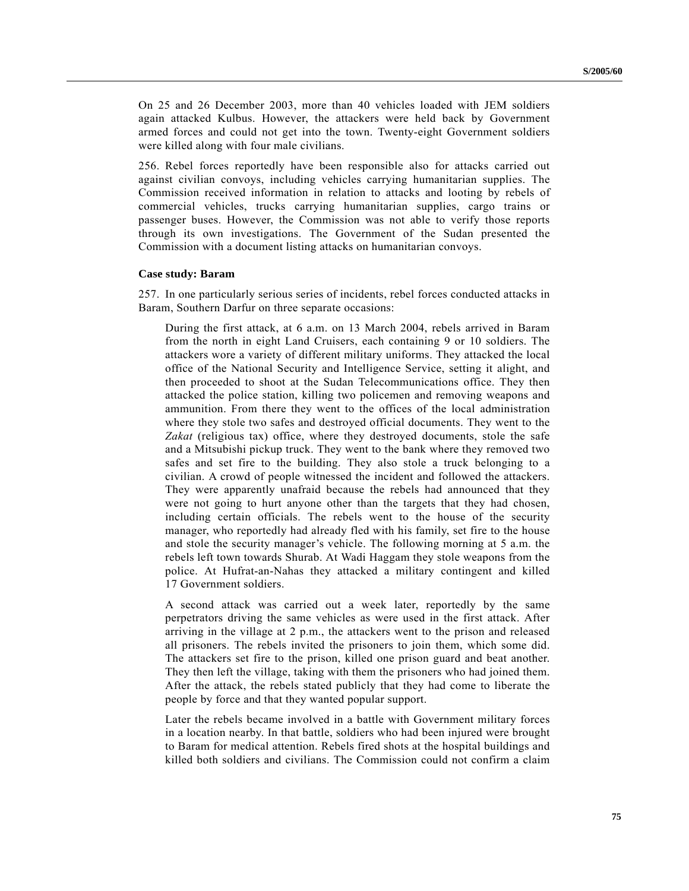On 25 and 26 December 2003, more than 40 vehicles loaded with JEM soldiers again attacked Kulbus. However, the attackers were held back by Government armed forces and could not get into the town. Twenty-eight Government soldiers were killed along with four male civilians.

256. Rebel forces reportedly have been responsible also for attacks carried out against civilian convoys, including vehicles carrying humanitarian supplies. The Commission received information in relation to attacks and looting by rebels of commercial vehicles, trucks carrying humanitarian supplies, cargo trains or passenger buses. However, the Commission was not able to verify those reports through its own investigations. The Government of the Sudan presented the Commission with a document listing attacks on humanitarian convoys.

**Case study: Baram**

257. In one particularly serious series of incidents, rebel forces conducted attacks in Baram, Southern Darfur on three separate occasions:

> During the first attack, at 6 a.m. on 13 March 2004, rebels arrived in Baram from the north in eight Land Cruisers, each containing 9 or 10 soldiers. The attackers wore a variety of different military uniforms. They attacked the local office of the National Security and Intelligence Service, setting it alight, and then proceeded to shoot at the Sudan Telecommunications office. They then attacked the police station, killing two policemen and removing weapons and ammunition. From there they went to the offices of the local administration where they stole two safes and destroyed official documents. They went to the *Zakat* (religious tax) office, where they destroyed documents, stole the safe and a Mitsubishi pickup truck. They went to the bank where they removed two safes and set fire to the building. They also stole a truck belonging to a civilian. A crowd of people witnessed the incident and followed the attackers. They were apparently unafraid because the rebels had announced that they were not going to hurt anyone other than the targets that they had chosen, including certain officials. The rebels went to the house of the security manager, who reportedly had already fled with his family, set fire to the house and stole the security manager's vehicle. The following morning at 5 a.m. the rebels left town towards Shurab. At Wadi Haggam they stole weapons from the police. At Hufrat-an-Nahas they attacked a military contingent and killed 17 Government soldiers.
>
> A second attack was carried out a week later, reportedly by the same perpetrators driving the same vehicles as were used in the first attack. After arriving in the village at 2 p.m., the attackers went to the prison and released all prisoners. The rebels invited the prisoners to join them, which some did. The attackers set fire to the prison, killed one prison guard and beat another. They then left the village, taking with them the prisoners who had joined them. After the attack, the rebels stated publicly that they had come to liberate the people by force and that they wanted popular support.
>
> Later the rebels became involved in a battle with Government military forces in a location nearby. In that battle, soldiers who had been injured were brought to Baram for medical attention. Rebels fired shots at the hospital buildings and killed both soldiers and civilians. The Commission could not confirm a claim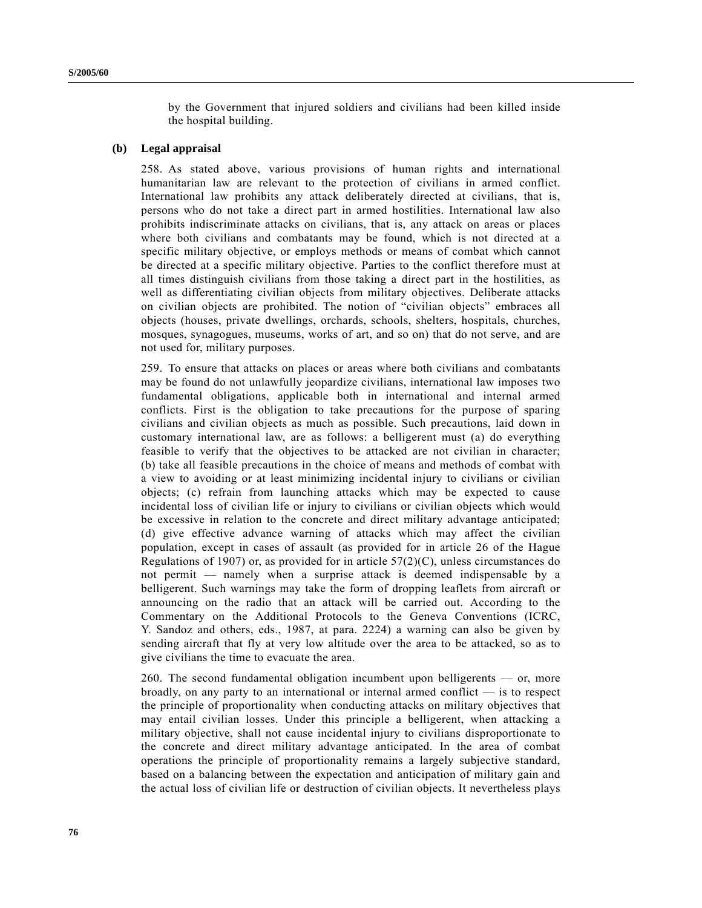by the Government that injured soldiers and civilians had been killed inside the hospital building.

### (b) Legal appraisal

258. As stated above, various provisions of human rights and international humanitarian law are relevant to the protection of civilians in armed conflict. International law prohibits any attack deliberately directed at civilians, that is, persons who do not take a direct part in armed hostilities. International law also prohibits indiscriminate attacks on civilians, that is, any attack on areas or places where both civilians and combatants may be found, which is not directed at a specific military objective, or employs methods or means of combat which cannot be directed at a specific military objective. Parties to the conflict therefore must at all times distinguish civilians from those taking a direct part in the hostilities, as well as differentiating civilian objects from military objectives. Deliberate attacks on civilian objects are prohibited. The notion of "civilian objects" embraces all objects (houses, private dwellings, orchards, schools, shelters, hospitals, churches, mosques, synagogues, museums, works of art, and so on) that do not serve, and are not used for, military purposes.

259. To ensure that attacks on places or areas where both civilians and combatants may be found do not unlawfully jeopardize civilians, international law imposes two fundamental obligations, applicable both in international and internal armed conflicts. First is the obligation to take precautions for the purpose of sparing civilians and civilian objects as much as possible. Such precautions, laid down in customary international law, are as follows: a belligerent must (a) do everything feasible to verify that the objectives to be attacked are not civilian in character; (b) take all feasible precautions in the choice of means and methods of combat with a view to avoiding or at least minimizing incidental injury to civilians or civilian objects; (c) refrain from launching attacks which may be expected to cause incidental loss of civilian life or injury to civilians or civilian objects which would be excessive in relation to the concrete and direct military advantage anticipated; (d) give effective advance warning of attacks which may affect the civilian population, except in cases of assault (as provided for in article 26 of the Hague Regulations of 1907) or, as provided for in article 57(2)(C), unless circumstances do not permit — namely when a surprise attack is deemed indispensable by a belligerent. Such warnings may take the form of dropping leaflets from aircraft or announcing on the radio that an attack will be carried out. According to the Commentary on the Additional Protocols to the Geneva Conventions (ICRC, Y. Sandoz and others, eds., 1987, at para. 2224) a warning can also be given by sending aircraft that fly at very low altitude over the area to be attacked, so as to give civilians the time to evacuate the area.

260. The second fundamental obligation incumbent upon belligerents — or, more broadly, on any party to an international or internal armed conflict — is to respect the principle of proportionality when conducting attacks on military objectives that may entail civilian losses. Under this principle a belligerent, when attacking a military objective, shall not cause incidental injury to civilians disproportionate to the concrete and direct military advantage anticipated. In the area of combat operations the principle of proportionality remains a largely subjective standard, based on a balancing between the expectation and anticipation of military gain and the actual loss of civilian life or destruction of civilian objects. It nevertheless plays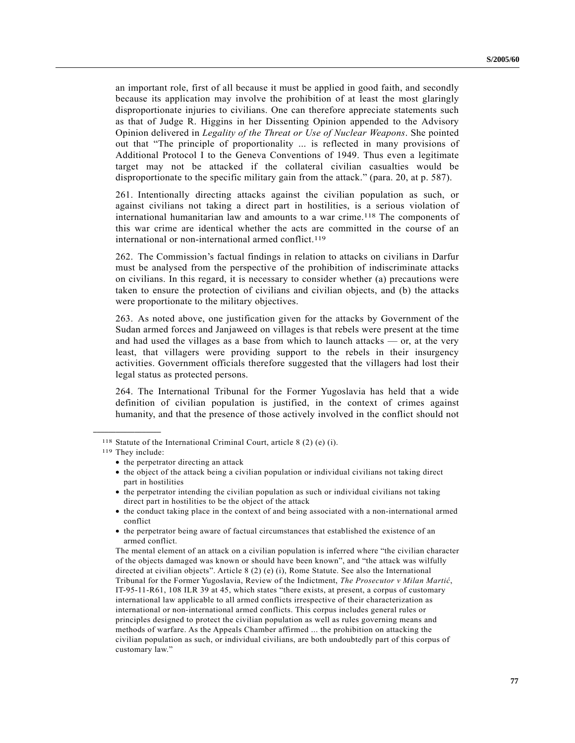an important role, first of all because it must be applied in good faith, and secondly because its application may involve the prohibition of at least the most glaringly disproportionate injuries to civilians. One can therefore appreciate statements such as that of Judge R. Higgins in her Dissenting Opinion appended to the Advisory Opinion delivered in *Legality of the Threat or Use of Nuclear Weapons*. She pointed out that "The principle of proportionality ... is reflected in many provisions of Additional Protocol I to the Geneva Conventions of 1949. Thus even a legitimate target may not be attacked if the collateral civilian casualties would be disproportionate to the specific military gain from the attack." (para. 20, at p. 587).

261. Intentionally directing attacks against the civilian population as such, or against civilians not taking a direct part in hostilities, is a serious violation of international humanitarian law and amounts to a war crime.[118] The components of this war crime are identical whether the acts are committed in the course of an international or non-international armed conflict.[119]

262. The Commission's factual findings in relation to attacks on civilians in Darfur must be analysed from the perspective of the prohibition of indiscriminate attacks on civilians. In this regard, it is necessary to consider whether (a) precautions were taken to ensure the protection of civilians and civilian objects, and (b) the attacks were proportionate to the military objectives.

263. As noted above, one justification given for the attacks by Government of the Sudan armed forces and Janjaweed on villages is that rebels were present at the time and had used the villages as a base from which to launch attacks — or, at the very least, that villagers were providing support to the rebels in their insurgency activities. Government officials therefore suggested that the villagers had lost their legal status as protected persons.

264. The International Tribunal for the Former Yugoslavia has held that a wide definition of civilian population is justified, in the context of crimes against humanity, and that the presence of those actively involved in the conflict should not

---

[118] Statute of the International Criminal Court, article 8 (2) (e) (i).

[119] They include:

- the perpetrator directing an attack
- the object of the attack being a civilian population or individual civilians not taking direct part in hostilities
- the perpetrator intending the civilian population as such or individual civilians not taking direct part in hostilities to be the object of the attack
- the conduct taking place in the context of and being associated with a non-international armed conflict
- the perpetrator being aware of factual circumstances that established the existence of an armed conflict.

The mental element of an attack on a civilian population is inferred where "the civilian character of the objects damaged was known or should have been known", and "the attack was wilfully directed at civilian objects". Article 8 (2) (e) (i), Rome Statute. See also the International Tribunal for the Former Yugoslavia, Review of the Indictment, *The Prosecutor v Milan Martić*, IT-95-11-R61, 108 ILR 39 at 45, which states "there exists, at present, a corpus of customary international law applicable to all armed conflicts irrespective of their characterization as international or non-international armed conflicts. This corpus includes general rules or principles designed to protect the civilian population as well as rules governing means and methods of warfare. As the Appeals Chamber affirmed ... the prohibition on attacking the civilian population as such, or individual civilians, are both undoubtedly part of this corpus of customary law."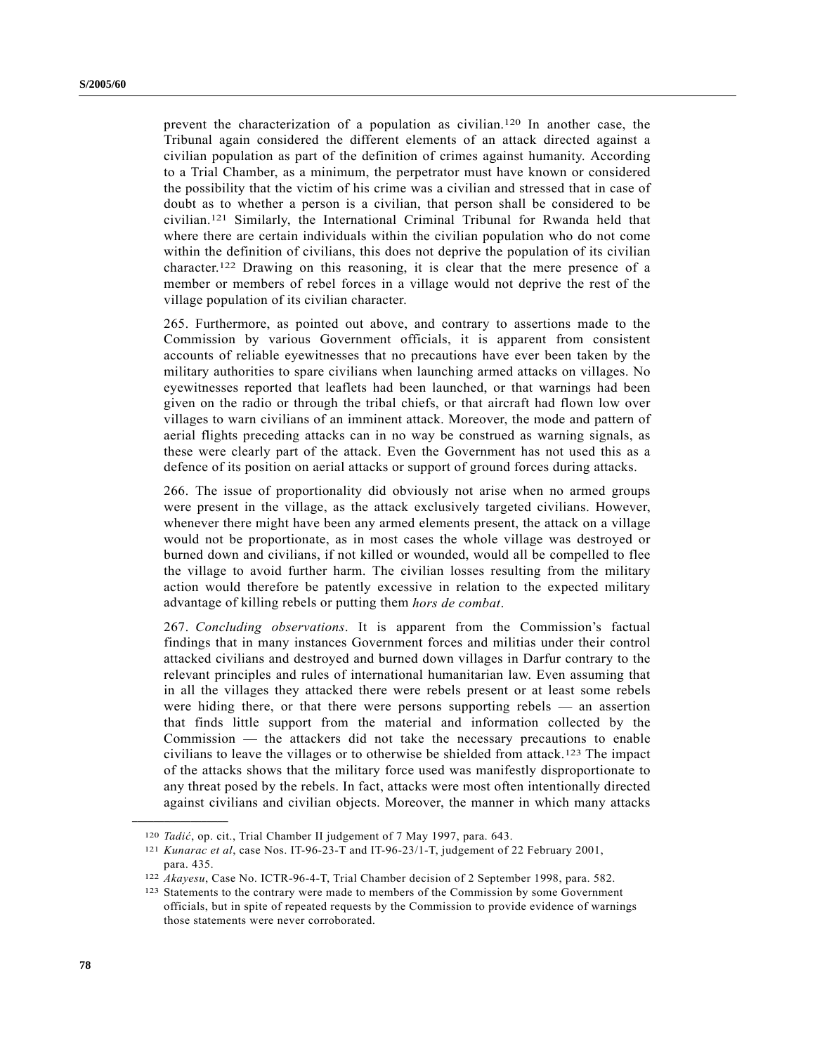prevent the characterization of a population as civilian.[120] In another case, the Tribunal again considered the different elements of an attack directed against a civilian population as part of the definition of crimes against humanity. According to a Trial Chamber, as a minimum, the perpetrator must have known or considered the possibility that the victim of his crime was a civilian and stressed that in case of doubt as to whether a person is a civilian, that person shall be considered to be civilian.[121] Similarly, the International Criminal Tribunal for Rwanda held that where there are certain individuals within the civilian population who do not come within the definition of civilians, this does not deprive the population of its civilian character.[122] Drawing on this reasoning, it is clear that the mere presence of a member or members of rebel forces in a village would not deprive the rest of the village population of its civilian character.

265. Furthermore, as pointed out above, and contrary to assertions made to the Commission by various Government officials, it is apparent from consistent accounts of reliable eyewitnesses that no precautions have ever been taken by the military authorities to spare civilians when launching armed attacks on villages. No eyewitnesses reported that leaflets had been launched, or that warnings had been given on the radio or through the tribal chiefs, or that aircraft had flown low over villages to warn civilians of an imminent attack. Moreover, the mode and pattern of aerial flights preceding attacks can in no way be construed as warning signals, as these were clearly part of the attack. Even the Government has not used this as a defence of its position on aerial attacks or support of ground forces during attacks.

266. The issue of proportionality did obviously not arise when no armed groups were present in the village, as the attack exclusively targeted civilians. However, whenever there might have been any armed elements present, the attack on a village would not be proportionate, as in most cases the whole village was destroyed or burned down and civilians, if not killed or wounded, would all be compelled to flee the village to avoid further harm. The civilian losses resulting from the military action would therefore be patently excessive in relation to the expected military advantage of killing rebels or putting them *hors de combat*.

267. *Concluding observations*. It is apparent from the Commission's factual findings that in many instances Government forces and militias under their control attacked civilians and destroyed and burned down villages in Darfur contrary to the relevant principles and rules of international humanitarian law. Even assuming that in all the villages they attacked there were rebels present or at least some rebels were hiding there, or that there were persons supporting rebels — an assertion that finds little support from the material and information collected by the Commission — the attackers did not take the necessary precautions to enable civilians to leave the villages or to otherwise be shielded from attack.[123] The impact of the attacks shows that the military force used was manifestly disproportionate to any threat posed by the rebels. In fact, attacks were most often intentionally directed against civilians and civilian objects. Moreover, the manner in which many attacks

---

[120] *Tadić*, op. cit., Trial Chamber II judgement of 7 May 1997, para. 643.

[121] *Kunarac et al*, case Nos. IT-96-23-T and IT-96-23/1-T, judgement of 22 February 2001, para. 435.

[122] *Akayesu*, Case No. ICTR-96-4-T, Trial Chamber decision of 2 September 1998, para. 582.

[123] Statements to the contrary were made to members of the Commission by some Government officials, but in spite of repeated requests by the Commission to provide evidence of warnings those statements were never corroborated.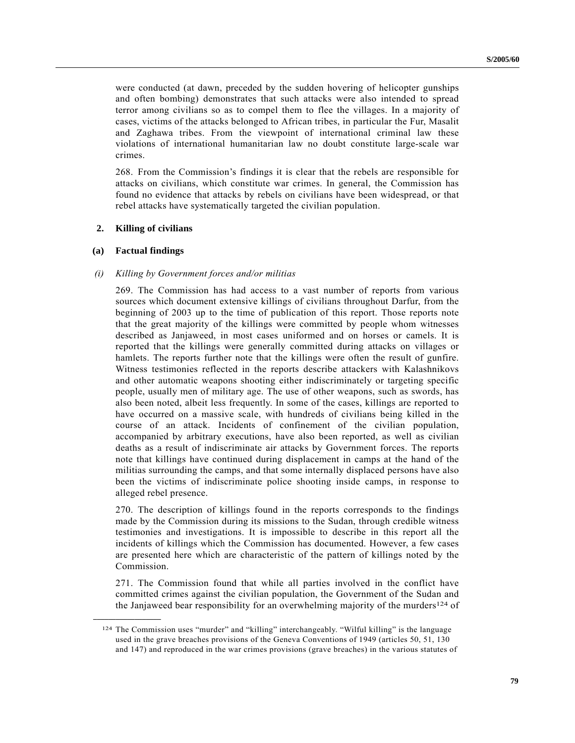were conducted (at dawn, preceded by the sudden hovering of helicopter gunships and often bombing) demonstrates that such attacks were also intended to spread terror among civilians so as to compel them to flee the villages. In a majority of cases, victims of the attacks belonged to African tribes, in particular the Fur, Masalit and Zaghawa tribes. From the viewpoint of international criminal law these violations of international humanitarian law no doubt constitute large-scale war crimes.

268. From the Commission's findings it is clear that the rebels are responsible for attacks on civilians, which constitute war crimes. In general, the Commission has found no evidence that attacks by rebels on civilians have been widespread, or that rebel attacks have systematically targeted the civilian population.

### 2. Killing of civilians

#### (a) Factual findings

##### (i) *Killing by Government forces and/or militias*

269. The Commission has had access to a vast number of reports from various sources which document extensive killings of civilians throughout Darfur, from the beginning of 2003 up to the time of publication of this report. Those reports note that the great majority of the killings were committed by people whom witnesses described as Janjaweed, in most cases uniformed and on horses or camels. It is reported that the killings were generally committed during attacks on villages or hamlets. The reports further note that the killings were often the result of gunfire. Witness testimonies reflected in the reports describe attackers with Kalashnikovs and other automatic weapons shooting either indiscriminately or targeting specific people, usually men of military age. The use of other weapons, such as swords, has also been noted, albeit less frequently. In some of the cases, killings are reported to have occurred on a massive scale, with hundreds of civilians being killed in the course of an attack. Incidents of confinement of the civilian population, accompanied by arbitrary executions, have also been reported, as well as civilian deaths as a result of indiscriminate air attacks by Government forces. The reports note that killings have continued during displacement in camps at the hand of the militias surrounding the camps, and that some internally displaced persons have also been the victims of indiscriminate police shooting inside camps, in response to alleged rebel presence.

270. The description of killings found in the reports corresponds to the findings made by the Commission during its missions to the Sudan, through credible witness testimonies and investigations. It is impossible to describe in this report all the incidents of killings which the Commission has documented. However, a few cases are presented here which are characteristic of the pattern of killings noted by the Commission.

271. The Commission found that while all parties involved in the conflict have committed crimes against the civilian population, the Government of the Sudan and the Janjaweed bear responsibility for an overwhelming majority of the murders[124] of

---

[124] The Commission uses "murder" and "killing" interchangeably. "Wilful killing" is the language used in the grave breaches provisions of the Geneva Conventions of 1949 (articles 50, 51, 130 and 147) and reproduced in the war crimes provisions (grave breaches) in the various statutes of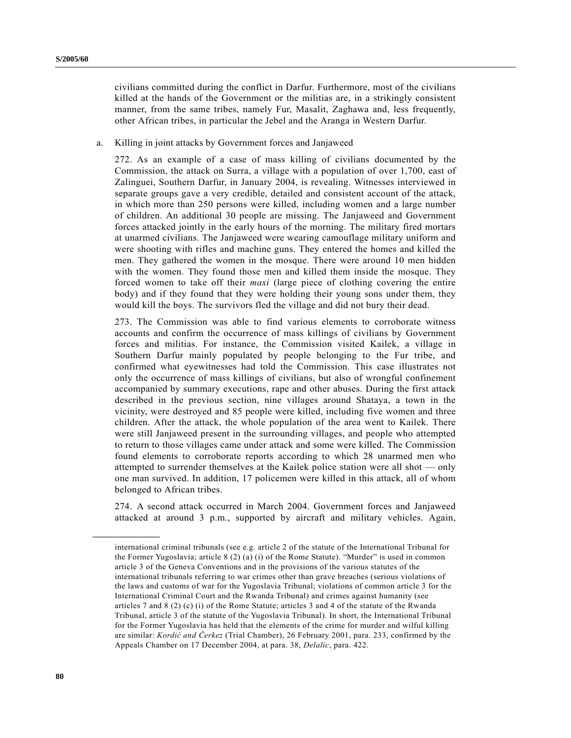civilians committed during the conflict in Darfur. Furthermore, most of the civilians killed at the hands of the Government or the militias are, in a strikingly consistent manner, from the same tribes, namely Fur, Masalit, Zaghawa and, less frequently, other African tribes, in particular the Jebel and the Aranga in Western Darfur.

a. Killing in joint attacks by Government forces and Janjaweed

272. As an example of a case of mass killing of civilians documented by the Commission, the attack on Surra, a village with a population of over 1,700, east of Zalinguei, Southern Darfur, in January 2004, is revealing. Witnesses interviewed in separate groups gave a very credible, detailed and consistent account of the attack, in which more than 250 persons were killed, including women and a large number of children. An additional 30 people are missing. The Janjaweed and Government forces attacked jointly in the early hours of the morning. The military fired mortars at unarmed civilians. The Janjaweed were wearing camouflage military uniform and were shooting with rifles and machine guns. They entered the homes and killed the men. They gathered the women in the mosque. There were around 10 men hidden with the women. They found those men and killed them inside the mosque. They forced women to take off their *maxi* (large piece of clothing covering the entire body) and if they found that they were holding their young sons under them, they would kill the boys. The survivors fled the village and did not bury their dead.

273. The Commission was able to find various elements to corroborate witness accounts and confirm the occurrence of mass killings of civilians by Government forces and militias. For instance, the Commission visited Kailek, a village in Southern Darfur mainly populated by people belonging to the Fur tribe, and confirmed what eyewitnesses had told the Commission. This case illustrates not only the occurrence of mass killings of civilians, but also of wrongful confinement accompanied by summary executions, rape and other abuses. During the first attack described in the previous section, nine villages around Shataya, a town in the vicinity, were destroyed and 85 people were killed, including five women and three children. After the attack, the whole population of the area went to Kailek. There were still Janjaweed present in the surrounding villages, and people who attempted to return to those villages came under attack and some were killed. The Commission found elements to corroborate reports according to which 28 unarmed men who attempted to surrender themselves at the Kailek police station were all shot — only one man survived. In addition, 17 policemen were killed in this attack, all of whom belonged to African tribes.

274. A second attack occurred in March 2004. Government forces and Janjaweed attacked at around 3 p.m., supported by aircraft and military vehicles. Again,

---

international criminal tribunals (see e.g. article 2 of the statute of the International Tribunal for the Former Yugoslavia; article 8 (2) (a) (i) of the Rome Statute). "Murder" is used in common article 3 of the Geneva Conventions and in the provisions of the various statutes of the international tribunals referring to war crimes other than grave breaches (serious violations of the laws and customs of war for the Yugoslavia Tribunal; violations of common article 3 for the International Criminal Court and the Rwanda Tribunal) and crimes against humanity (see articles 7 and 8 (2) (c) (i) of the Rome Statute; articles 3 and 4 of the statute of the Rwanda Tribunal, article 3 of the statute of the Yugoslavia Tribunal). In short, the International Tribunal for the Former Yugoslavia has held that the elements of the crime for murder and wilful killing are similar: *Kordić and Čerkez* (Trial Chamber), 26 February 2001, para. 233, confirmed by the Appeals Chamber on 17 December 2004, at para. 38, *Delalic*, para. 422.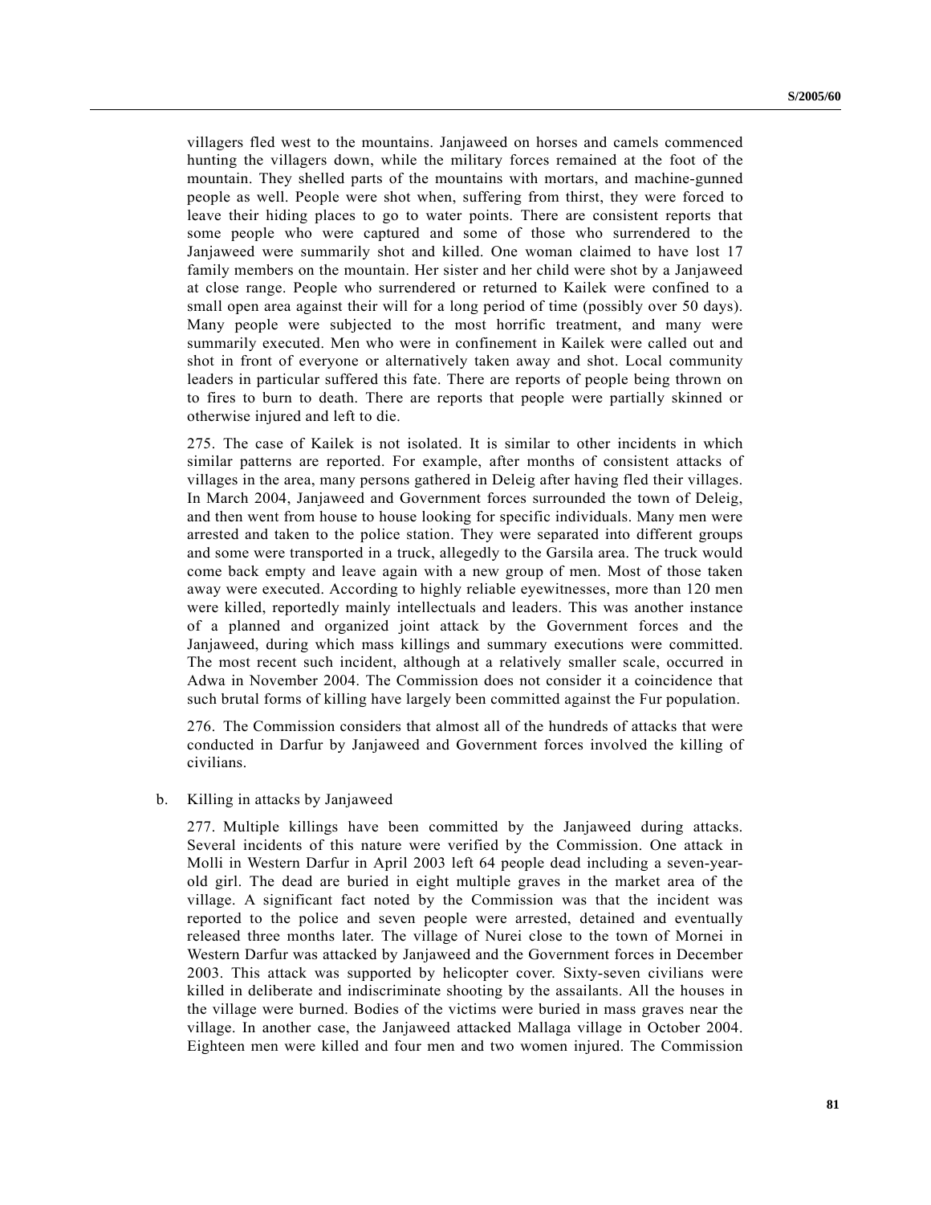villagers fled west to the mountains. Janjaweed on horses and camels commenced hunting the villagers down, while the military forces remained at the foot of the mountain. They shelled parts of the mountains with mortars, and machine-gunned people as well. People were shot when, suffering from thirst, they were forced to leave their hiding places to go to water points. There are consistent reports that some people who were captured and some of those who surrendered to the Janjaweed were summarily shot and killed. One woman claimed to have lost 17 family members on the mountain. Her sister and her child were shot by a Janjaweed at close range. People who surrendered or returned to Kailek were confined to a small open area against their will for a long period of time (possibly over 50 days). Many people were subjected to the most horrific treatment, and many were summarily executed. Men who were in confinement in Kailek were called out and shot in front of everyone or alternatively taken away and shot. Local community leaders in particular suffered this fate. There are reports of people being thrown on to fires to burn to death. There are reports that people were partially skinned or otherwise injured and left to die.

275. The case of Kailek is not isolated. It is similar to other incidents in which similar patterns are reported. For example, after months of consistent attacks of villages in the area, many persons gathered in Deleig after having fled their villages. In March 2004, Janjaweed and Government forces surrounded the town of Deleig, and then went from house to house looking for specific individuals. Many men were arrested and taken to the police station. They were separated into different groups and some were transported in a truck, allegedly to the Garsila area. The truck would come back empty and leave again with a new group of men. Most of those taken away were executed. According to highly reliable eyewitnesses, more than 120 men were killed, reportedly mainly intellectuals and leaders. This was another instance of a planned and organized joint attack by the Government forces and the Janjaweed, during which mass killings and summary executions were committed. The most recent such incident, although at a relatively smaller scale, occurred in Adwa in November 2004. The Commission does not consider it a coincidence that such brutal forms of killing have largely been committed against the Fur population.

276. The Commission considers that almost all of the hundreds of attacks that were conducted in Darfur by Janjaweed and Government forces involved the killing of civilians.

b. Killing in attacks by Janjaweed

277. Multiple killings have been committed by the Janjaweed during attacks. Several incidents of this nature were verified by the Commission. One attack in Molli in Western Darfur in April 2003 left 64 people dead including a seven-year-old girl. The dead are buried in eight multiple graves in the market area of the village. A significant fact noted by the Commission was that the incident was reported to the police and seven people were arrested, detained and eventually released three months later. The village of Nurei close to the town of Mornei in Western Darfur was attacked by Janjaweed and the Government forces in December 2003. This attack was supported by helicopter cover. Sixty-seven civilians were killed in deliberate and indiscriminate shooting by the assailants. All the houses in the village were burned. Bodies of the victims were buried in mass graves near the village. In another case, the Janjaweed attacked Mallaga village in October 2004. Eighteen men were killed and four men and two women injured. The Commission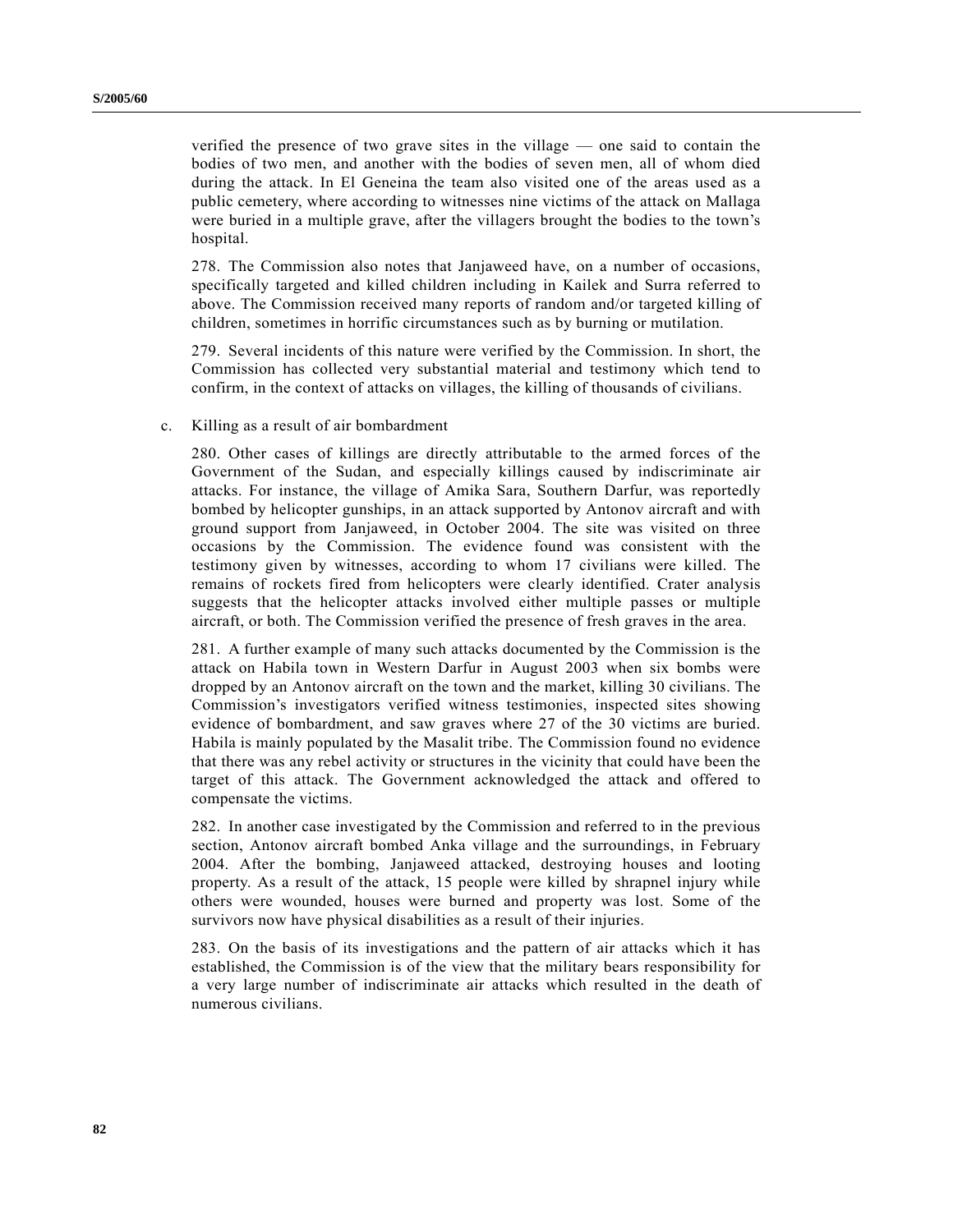verified the presence of two grave sites in the village — one said to contain the bodies of two men, and another with the bodies of seven men, all of whom died during the attack. In El Geneina the team also visited one of the areas used as a public cemetery, where according to witnesses nine victims of the attack on Mallaga were buried in a multiple grave, after the villagers brought the bodies to the town's hospital.

278. The Commission also notes that Janjaweed have, on a number of occasions, specifically targeted and killed children including in Kailek and Surra referred to above. The Commission received many reports of random and/or targeted killing of children, sometimes in horrific circumstances such as by burning or mutilation.

279. Several incidents of this nature were verified by the Commission. In short, the Commission has collected very substantial material and testimony which tend to confirm, in the context of attacks on villages, the killing of thousands of civilians.

c. Killing as a result of air bombardment

280. Other cases of killings are directly attributable to the armed forces of the Government of the Sudan, and especially killings caused by indiscriminate air attacks. For instance, the village of Amika Sara, Southern Darfur, was reportedly bombed by helicopter gunships, in an attack supported by Antonov aircraft and with ground support from Janjaweed, in October 2004. The site was visited on three occasions by the Commission. The evidence found was consistent with the testimony given by witnesses, according to whom 17 civilians were killed. The remains of rockets fired from helicopters were clearly identified. Crater analysis suggests that the helicopter attacks involved either multiple passes or multiple aircraft, or both. The Commission verified the presence of fresh graves in the area.

281. A further example of many such attacks documented by the Commission is the attack on Habila town in Western Darfur in August 2003 when six bombs were dropped by an Antonov aircraft on the town and the market, killing 30 civilians. The Commission's investigators verified witness testimonies, inspected sites showing evidence of bombardment, and saw graves where 27 of the 30 victims are buried. Habila is mainly populated by the Masalit tribe. The Commission found no evidence that there was any rebel activity or structures in the vicinity that could have been the target of this attack. The Government acknowledged the attack and offered to compensate the victims.

282. In another case investigated by the Commission and referred to in the previous section, Antonov aircraft bombed Anka village and the surroundings, in February 2004. After the bombing, Janjaweed attacked, destroying houses and looting property. As a result of the attack, 15 people were killed by shrapnel injury while others were wounded, houses were burned and property was lost. Some of the survivors now have physical disabilities as a result of their injuries.

283. On the basis of its investigations and the pattern of air attacks which it has established, the Commission is of the view that the military bears responsibility for a very large number of indiscriminate air attacks which resulted in the death of numerous civilians.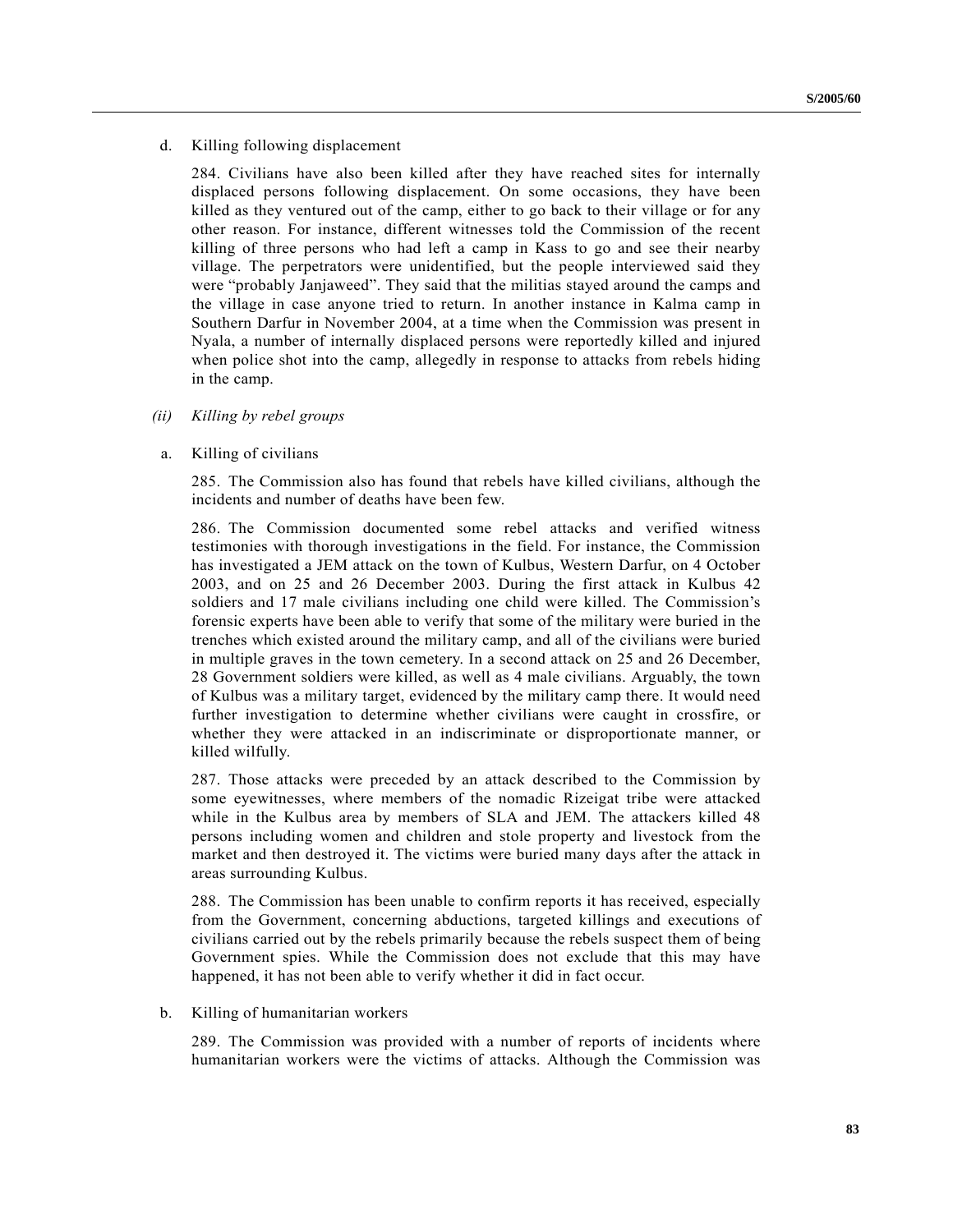d. Killing following displacement

284. Civilians have also been killed after they have reached sites for internally displaced persons following displacement. On some occasions, they have been killed as they ventured out of the camp, either to go back to their village or for any other reason. For instance, different witnesses told the Commission of the recent killing of three persons who had left a camp in Kass to go and see their nearby village. The perpetrators were unidentified, but the people interviewed said they were "probably Janjaweed". They said that the militias stayed around the camps and the village in case anyone tried to return. In another instance in Kalma camp in Southern Darfur in November 2004, at a time when the Commission was present in Nyala, a number of internally displaced persons were reportedly killed and injured when police shot into the camp, allegedly in response to attacks from rebels hiding in the camp.

*(ii) Killing by rebel groups*

a. Killing of civilians

285. The Commission also has found that rebels have killed civilians, although the incidents and number of deaths have been few.

286. The Commission documented some rebel attacks and verified witness testimonies with thorough investigations in the field. For instance, the Commission has investigated a JEM attack on the town of Kulbus, Western Darfur, on 4 October 2003, and on 25 and 26 December 2003. During the first attack in Kulbus 42 soldiers and 17 male civilians including one child were killed. The Commission's forensic experts have been able to verify that some of the military were buried in the trenches which existed around the military camp, and all of the civilians were buried in multiple graves in the town cemetery. In a second attack on 25 and 26 December, 28 Government soldiers were killed, as well as 4 male civilians. Arguably, the town of Kulbus was a military target, evidenced by the military camp there. It would need further investigation to determine whether civilians were caught in crossfire, or whether they were attacked in an indiscriminate or disproportionate manner, or killed wilfully.

287. Those attacks were preceded by an attack described to the Commission by some eyewitnesses, where members of the nomadic Rizeigat tribe were attacked while in the Kulbus area by members of SLA and JEM. The attackers killed 48 persons including women and children and stole property and livestock from the market and then destroyed it. The victims were buried many days after the attack in areas surrounding Kulbus.

288. The Commission has been unable to confirm reports it has received, especially from the Government, concerning abductions, targeted killings and executions of civilians carried out by the rebels primarily because the rebels suspect them of being Government spies. While the Commission does not exclude that this may have happened, it has not been able to verify whether it did in fact occur.

b. Killing of humanitarian workers

289. The Commission was provided with a number of reports of incidents where humanitarian workers were the victims of attacks. Although the Commission was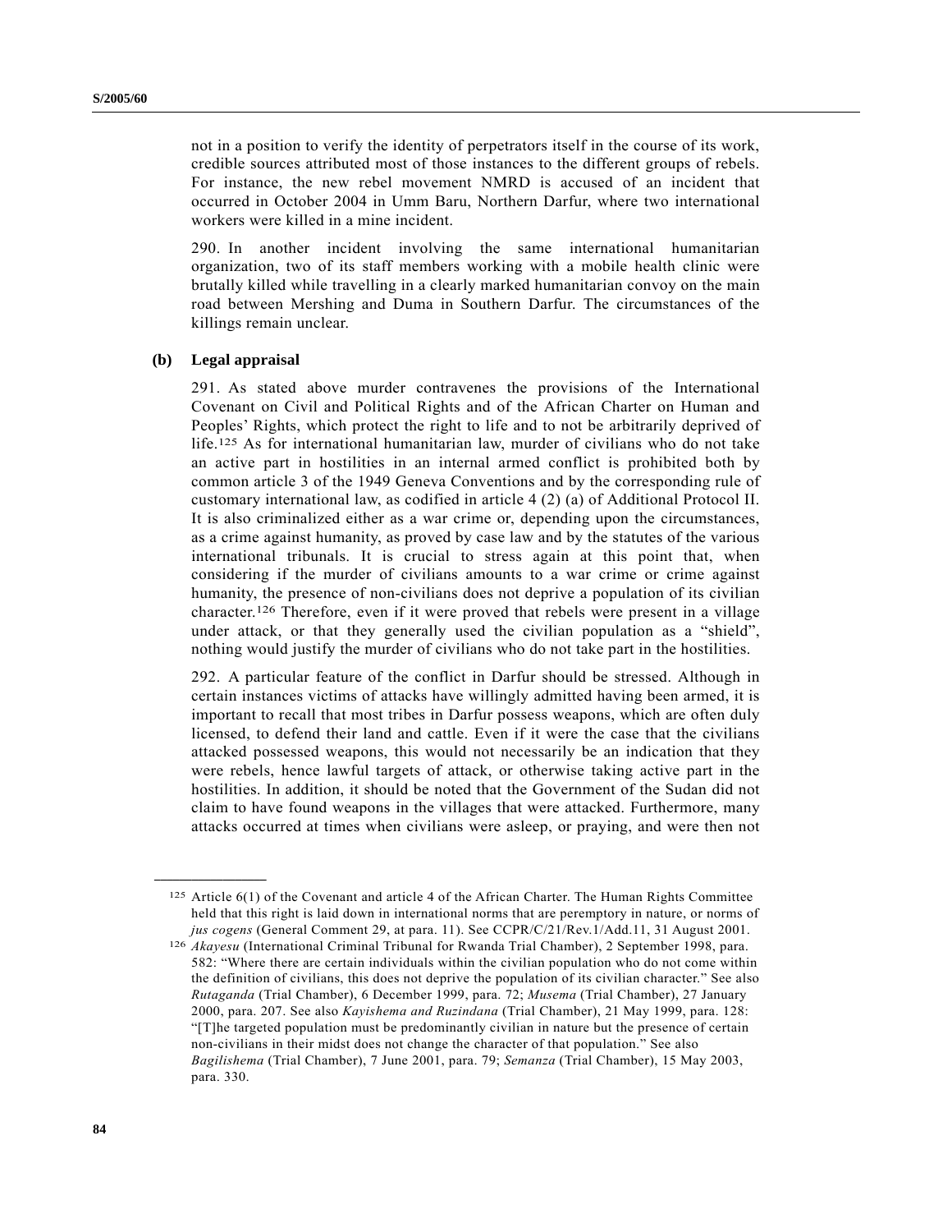not in a position to verify the identity of perpetrators itself in the course of its work, credible sources attributed most of those instances to the different groups of rebels. For instance, the new rebel movement NMRD is accused of an incident that occurred in October 2004 in Umm Baru, Northern Darfur, where two international workers were killed in a mine incident.

290. In another incident involving the same international humanitarian organization, two of its staff members working with a mobile health clinic were brutally killed while travelling in a clearly marked humanitarian convoy on the main road between Mershing and Duma in Southern Darfur. The circumstances of the killings remain unclear.

**(b) Legal appraisal**

291. As stated above murder contravenes the provisions of the International Covenant on Civil and Political Rights and of the African Charter on Human and Peoples' Rights, which protect the right to life and to not be arbitrarily deprived of life.[125] As for international humanitarian law, murder of civilians who do not take an active part in hostilities in an internal armed conflict is prohibited both by common article 3 of the 1949 Geneva Conventions and by the corresponding rule of customary international law, as codified in article 4 (2) (a) of Additional Protocol II. It is also criminalized either as a war crime or, depending upon the circumstances, as a crime against humanity, as proved by case law and by the statutes of the various international tribunals. It is crucial to stress again at this point that, when considering if the murder of civilians amounts to a war crime or crime against humanity, the presence of non-civilians does not deprive a population of its civilian character.[126] Therefore, even if it were proved that rebels were present in a village under attack, or that they generally used the civilian population as a "shield", nothing would justify the murder of civilians who do not take part in the hostilities.

292. A particular feature of the conflict in Darfur should be stressed. Although in certain instances victims of attacks have willingly admitted having been armed, it is important to recall that most tribes in Darfur possess weapons, which are often duly licensed, to defend their land and cattle. Even if it were the case that the civilians attacked possessed weapons, this would not necessarily be an indication that they were rebels, hence lawful targets of attack, or otherwise taking active part in the hostilities. In addition, it should be noted that the Government of the Sudan did not claim to have found weapons in the villages that were attacked. Furthermore, many attacks occurred at times when civilians were asleep, or praying, and were then not

---

[125] Article 6(1) of the Covenant and article 4 of the African Charter. The Human Rights Committee held that this right is laid down in international norms that are peremptory in nature, or norms of *jus cogens* (General Comment 29, at para. 11). See CCPR/C/21/Rev.1/Add.11, 31 August 2001.

[126] *Akayesu* (International Criminal Tribunal for Rwanda Trial Chamber), 2 September 1998, para. 582: "Where there are certain individuals within the civilian population who do not come within the definition of civilians, this does not deprive the population of its civilian character." See also *Rutaganda* (Trial Chamber), 6 December 1999, para. 72; *Musema* (Trial Chamber), 27 January 2000, para. 207. See also *Kayishema and Ruzindana* (Trial Chamber), 21 May 1999, para. 128: "[T]he targeted population must be predominantly civilian in nature but the presence of certain non-civilians in their midst does not change the character of that population." See also *Bagilishema* (Trial Chamber), 7 June 2001, para. 79; *Semanza* (Trial Chamber), 15 May 2003, para. 330.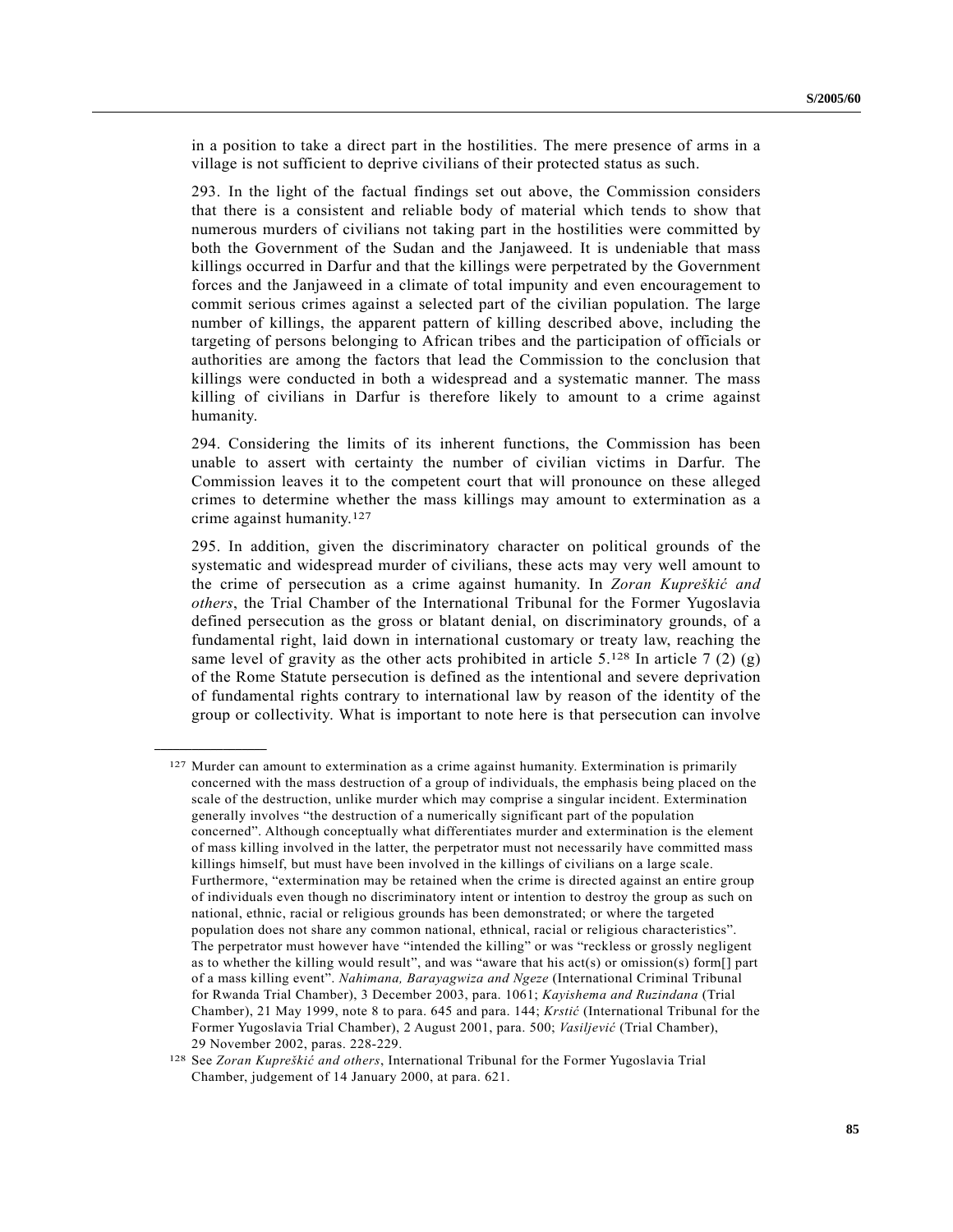in a position to take a direct part in the hostilities. The mere presence of arms in a village is not sufficient to deprive civilians of their protected status as such.

293. In the light of the factual findings set out above, the Commission considers that there is a consistent and reliable body of material which tends to show that numerous murders of civilians not taking part in the hostilities were committed by both the Government of the Sudan and the Janjaweed. It is undeniable that mass killings occurred in Darfur and that the killings were perpetrated by the Government forces and the Janjaweed in a climate of total impunity and even encouragement to commit serious crimes against a selected part of the civilian population. The large number of killings, the apparent pattern of killing described above, including the targeting of persons belonging to African tribes and the participation of officials or authorities are among the factors that lead the Commission to the conclusion that killings were conducted in both a widespread and a systematic manner. The mass killing of civilians in Darfur is therefore likely to amount to a crime against humanity.

294. Considering the limits of its inherent functions, the Commission has been unable to assert with certainty the number of civilian victims in Darfur. The Commission leaves it to the competent court that will pronounce on these alleged crimes to determine whether the mass killings may amount to extermination as a crime against humanity.[127]

295. In addition, given the discriminatory character on political grounds of the systematic and widespread murder of civilians, these acts may very well amount to the crime of persecution as a crime against humanity. In *Zoran Kupreškić and others*, the Trial Chamber of the International Tribunal for the Former Yugoslavia defined persecution as the gross or blatant denial, on discriminatory grounds, of a fundamental right, laid down in international customary or treaty law, reaching the same level of gravity as the other acts prohibited in article 5.[128] In article 7 (2) (g) of the Rome Statute persecution is defined as the intentional and severe deprivation of fundamental rights contrary to international law by reason of the identity of the group or collectivity. What is important to note here is that persecution can involve

---

[127] Murder can amount to extermination as a crime against humanity. Extermination is primarily concerned with the mass destruction of a group of individuals, the emphasis being placed on the scale of the destruction, unlike murder which may comprise a singular incident. Extermination generally involves "the destruction of a numerically significant part of the population concerned". Although conceptually what differentiates murder and extermination is the element of mass killing involved in the latter, the perpetrator must not necessarily have committed mass killings himself, but must have been involved in the killings of civilians on a large scale. Furthermore, "extermination may be retained when the crime is directed against an entire group of individuals even though no discriminatory intent or intention to destroy the group as such on national, ethnic, racial or religious grounds has been demonstrated; or where the targeted population does not share any common national, ethnical, racial or religious characteristics". The perpetrator must however have "intended the killing" or was "reckless or grossly negligent as to whether the killing would result", and was "aware that his act(s) or omission(s) form[] part of a mass killing event". *Nahimana, Barayagwiza and Ngeze* (International Criminal Tribunal for Rwanda Trial Chamber), 3 December 2003, para. 1061; *Kayishema and Ruzindana* (Trial Chamber), 21 May 1999, note 8 to para. 645 and para. 144; *Krstić* (International Tribunal for the Former Yugoslavia Trial Chamber), 2 August 2001, para. 500; *Vasiljević* (Trial Chamber), 29 November 2002, paras. 228-229.

[128] See *Zoran Kupreškić and others*, International Tribunal for the Former Yugoslavia Trial Chamber, judgement of 14 January 2000, at para. 621.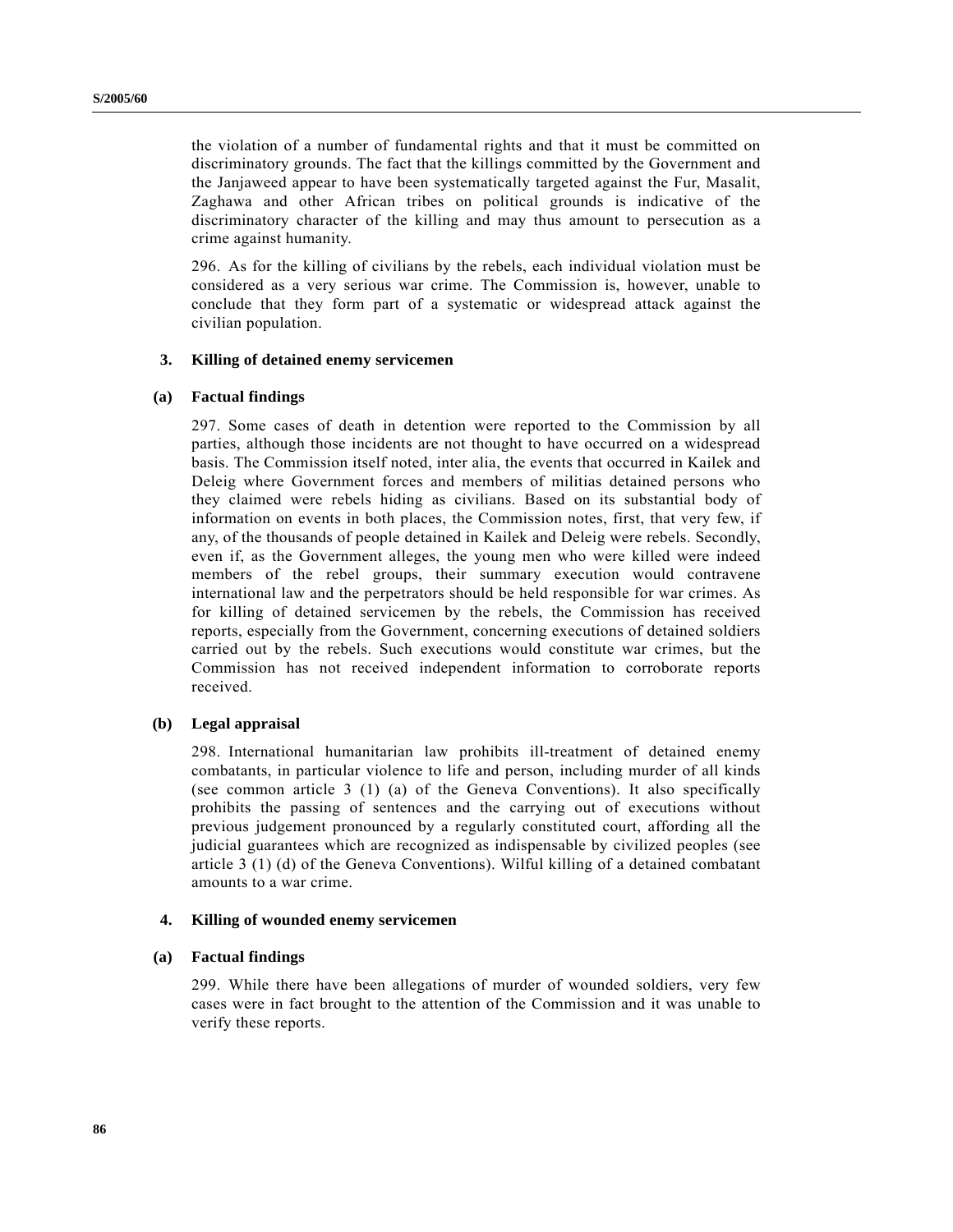the violation of a number of fundamental rights and that it must be committed on discriminatory grounds. The fact that the killings committed by the Government and the Janjaweed appear to have been systematically targeted against the Fur, Masalit, Zaghawa and other African tribes on political grounds is indicative of the discriminatory character of the killing and may thus amount to persecution as a crime against humanity.

296. As for the killing of civilians by the rebels, each individual violation must be considered as a very serious war crime. The Commission is, however, unable to conclude that they form part of a systematic or widespread attack against the civilian population.

### 3. Killing of detained enemy servicemen

#### (a) Factual findings

297. Some cases of death in detention were reported to the Commission by all parties, although those incidents are not thought to have occurred on a widespread basis. The Commission itself noted, inter alia, the events that occurred in Kailek and Deleig where Government forces and members of militias detained persons who they claimed were rebels hiding as civilians. Based on its substantial body of information on events in both places, the Commission notes, first, that very few, if any, of the thousands of people detained in Kailek and Deleig were rebels. Secondly, even if, as the Government alleges, the young men who were killed were indeed members of the rebel groups, their summary execution would contravene international law and the perpetrators should be held responsible for war crimes. As for killing of detained servicemen by the rebels, the Commission has received reports, especially from the Government, concerning executions of detained soldiers carried out by the rebels. Such executions would constitute war crimes, but the Commission has not received independent information to corroborate reports received.

#### (b) Legal appraisal

298. International humanitarian law prohibits ill-treatment of detained enemy combatants, in particular violence to life and person, including murder of all kinds (see common article 3 (1) (a) of the Geneva Conventions). It also specifically prohibits the passing of sentences and the carrying out of executions without previous judgement pronounced by a regularly constituted court, affording all the judicial guarantees which are recognized as indispensable by civilized peoples (see article 3 (1) (d) of the Geneva Conventions). Wilful killing of a detained combatant amounts to a war crime.

### 4. Killing of wounded enemy servicemen

#### (a) Factual findings

299. While there have been allegations of murder of wounded soldiers, very few cases were in fact brought to the attention of the Commission and it was unable to verify these reports.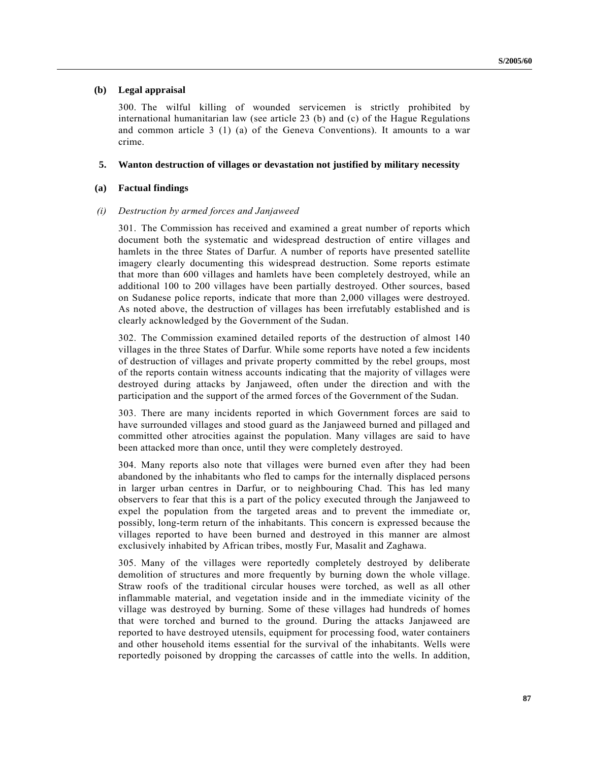### (b) Legal appraisal

300. The wilful killing of wounded servicemen is strictly prohibited by international humanitarian law (see article 23 (b) and (c) of the Hague Regulations and common article 3 (1) (a) of the Geneva Conventions). It amounts to a war crime.

## 5. Wanton destruction of villages or devastation not justified by military necessity

### (a) Factual findings

#### *(i) Destruction by armed forces and Janjaweed*

301. The Commission has received and examined a great number of reports which document both the systematic and widespread destruction of entire villages and hamlets in the three States of Darfur. A number of reports have presented satellite imagery clearly documenting this widespread destruction. Some reports estimate that more than 600 villages and hamlets have been completely destroyed, while an additional 100 to 200 villages have been partially destroyed. Other sources, based on Sudanese police reports, indicate that more than 2,000 villages were destroyed. As noted above, the destruction of villages has been irrefutably established and is clearly acknowledged by the Government of the Sudan.

302. The Commission examined detailed reports of the destruction of almost 140 villages in the three States of Darfur. While some reports have noted a few incidents of destruction of villages and private property committed by the rebel groups, most of the reports contain witness accounts indicating that the majority of villages were destroyed during attacks by Janjaweed, often under the direction and with the participation and the support of the armed forces of the Government of the Sudan.

303. There are many incidents reported in which Government forces are said to have surrounded villages and stood guard as the Janjaweed burned and pillaged and committed other atrocities against the population. Many villages are said to have been attacked more than once, until they were completely destroyed.

304. Many reports also note that villages were burned even after they had been abandoned by the inhabitants who fled to camps for the internally displaced persons in larger urban centres in Darfur, or to neighbouring Chad. This has led many observers to fear that this is a part of the policy executed through the Janjaweed to expel the population from the targeted areas and to prevent the immediate or, possibly, long-term return of the inhabitants. This concern is expressed because the villages reported to have been burned and destroyed in this manner are almost exclusively inhabited by African tribes, mostly Fur, Masalit and Zaghawa.

305. Many of the villages were reportedly completely destroyed by deliberate demolition of structures and more frequently by burning down the whole village. Straw roofs of the traditional circular houses were torched, as well as all other inflammable material, and vegetation inside and in the immediate vicinity of the village was destroyed by burning. Some of these villages had hundreds of homes that were torched and burned to the ground. During the attacks Janjaweed are reported to have destroyed utensils, equipment for processing food, water containers and other household items essential for the survival of the inhabitants. Wells were reportedly poisoned by dropping the carcasses of cattle into the wells. In addition,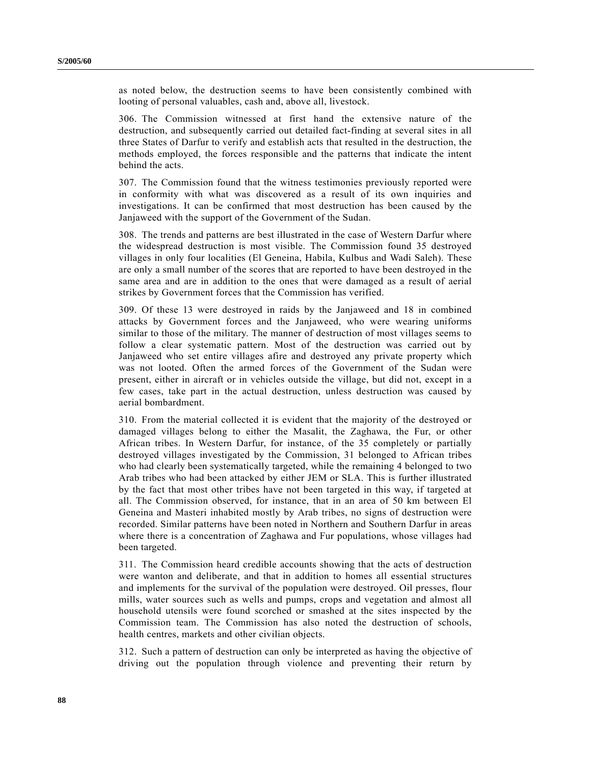as noted below, the destruction seems to have been consistently combined with looting of personal valuables, cash and, above all, livestock.

306. The Commission witnessed at first hand the extensive nature of the destruction, and subsequently carried out detailed fact-finding at several sites in all three States of Darfur to verify and establish acts that resulted in the destruction, the methods employed, the forces responsible and the patterns that indicate the intent behind the acts.

307. The Commission found that the witness testimonies previously reported were in conformity with what was discovered as a result of its own inquiries and investigations. It can be confirmed that most destruction has been caused by the Janjaweed with the support of the Government of the Sudan.

308. The trends and patterns are best illustrated in the case of Western Darfur where the widespread destruction is most visible. The Commission found 35 destroyed villages in only four localities (El Geneina, Habila, Kulbus and Wadi Saleh). These are only a small number of the scores that are reported to have been destroyed in the same area and are in addition to the ones that were damaged as a result of aerial strikes by Government forces that the Commission has verified.

309. Of these 13 were destroyed in raids by the Janjaweed and 18 in combined attacks by Government forces and the Janjaweed, who were wearing uniforms similar to those of the military. The manner of destruction of most villages seems to follow a clear systematic pattern. Most of the destruction was carried out by Janjaweed who set entire villages afire and destroyed any private property which was not looted. Often the armed forces of the Government of the Sudan were present, either in aircraft or in vehicles outside the village, but did not, except in a few cases, take part in the actual destruction, unless destruction was caused by aerial bombardment.

310. From the material collected it is evident that the majority of the destroyed or damaged villages belong to either the Masalit, the Zaghawa, the Fur, or other African tribes. In Western Darfur, for instance, of the 35 completely or partially destroyed villages investigated by the Commission, 31 belonged to African tribes who had clearly been systematically targeted, while the remaining 4 belonged to two Arab tribes who had been attacked by either JEM or SLA. This is further illustrated by the fact that most other tribes have not been targeted in this way, if targeted at all. The Commission observed, for instance, that in an area of 50 km between El Geneina and Masteri inhabited mostly by Arab tribes, no signs of destruction were recorded. Similar patterns have been noted in Northern and Southern Darfur in areas where there is a concentration of Zaghawa and Fur populations, whose villages had been targeted.

311. The Commission heard credible accounts showing that the acts of destruction were wanton and deliberate, and that in addition to homes all essential structures and implements for the survival of the population were destroyed. Oil presses, flour mills, water sources such as wells and pumps, crops and vegetation and almost all household utensils were found scorched or smashed at the sites inspected by the Commission team. The Commission has also noted the destruction of schools, health centres, markets and other civilian objects.

312. Such a pattern of destruction can only be interpreted as having the objective of driving out the population through violence and preventing their return by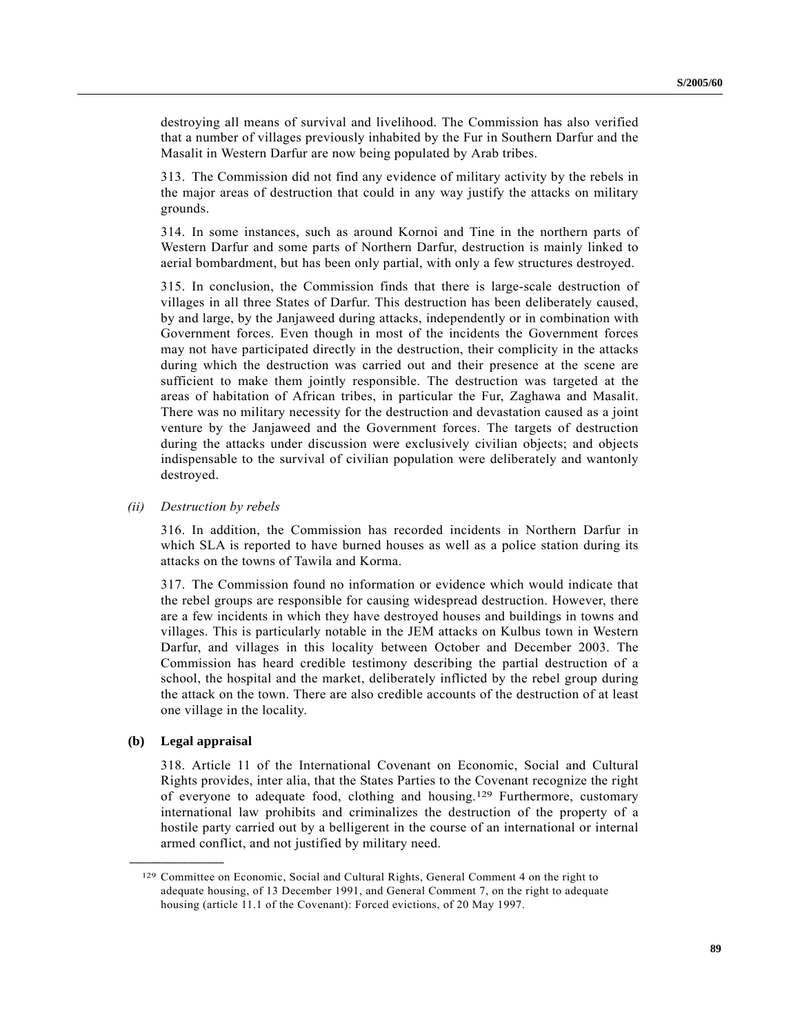destroying all means of survival and livelihood. The Commission has also verified that a number of villages previously inhabited by the Fur in Southern Darfur and the Masalit in Western Darfur are now being populated by Arab tribes.

313. The Commission did not find any evidence of military activity by the rebels in the major areas of destruction that could in any way justify the attacks on military grounds.

314. In some instances, such as around Kornoi and Tine in the northern parts of Western Darfur and some parts of Northern Darfur, destruction is mainly linked to aerial bombardment, but has been only partial, with only a few structures destroyed.

315. In conclusion, the Commission finds that there is large-scale destruction of villages in all three States of Darfur. This destruction has been deliberately caused, by and large, by the Janjaweed during attacks, independently or in combination with Government forces. Even though in most of the incidents the Government forces may not have participated directly in the destruction, their complicity in the attacks during which the destruction was carried out and their presence at the scene are sufficient to make them jointly responsible. The destruction was targeted at the areas of habitation of African tribes, in particular the Fur, Zaghawa and Masalit. There was no military necessity for the destruction and devastation caused as a joint venture by the Janjaweed and the Government forces. The targets of destruction during the attacks under discussion were exclusively civilian objects; and objects indispensable to the survival of civilian population were deliberately and wantonly destroyed.

*(ii) Destruction by rebels*

316. In addition, the Commission has recorded incidents in Northern Darfur in which SLA is reported to have burned houses as well as a police station during its attacks on the towns of Tawila and Korma.

317. The Commission found no information or evidence which would indicate that the rebel groups are responsible for causing widespread destruction. However, there are a few incidents in which they have destroyed houses and buildings in towns and villages. This is particularly notable in the JEM attacks on Kulbus town in Western Darfur, and villages in this locality between October and December 2003. The Commission has heard credible testimony describing the partial destruction of a school, the hospital and the market, deliberately inflicted by the rebel group during the attack on the town. There are also credible accounts of the destruction of at least one village in the locality.

**(b) Legal appraisal**

318. Article 11 of the International Covenant on Economic, Social and Cultural Rights provides, inter alia, that the States Parties to the Covenant recognize the right of everyone to adequate food, clothing and housing.[129] Furthermore, customary international law prohibits and criminalizes the destruction of the property of a hostile party carried out by a belligerent in the course of an international or internal armed conflict, and not justified by military need.

[129] Committee on Economic, Social and Cultural Rights, General Comment 4 on the right to adequate housing, of 13 December 1991, and General Comment 7, on the right to adequate housing (article 11.1 of the Covenant): Forced evictions, of 20 May 1997.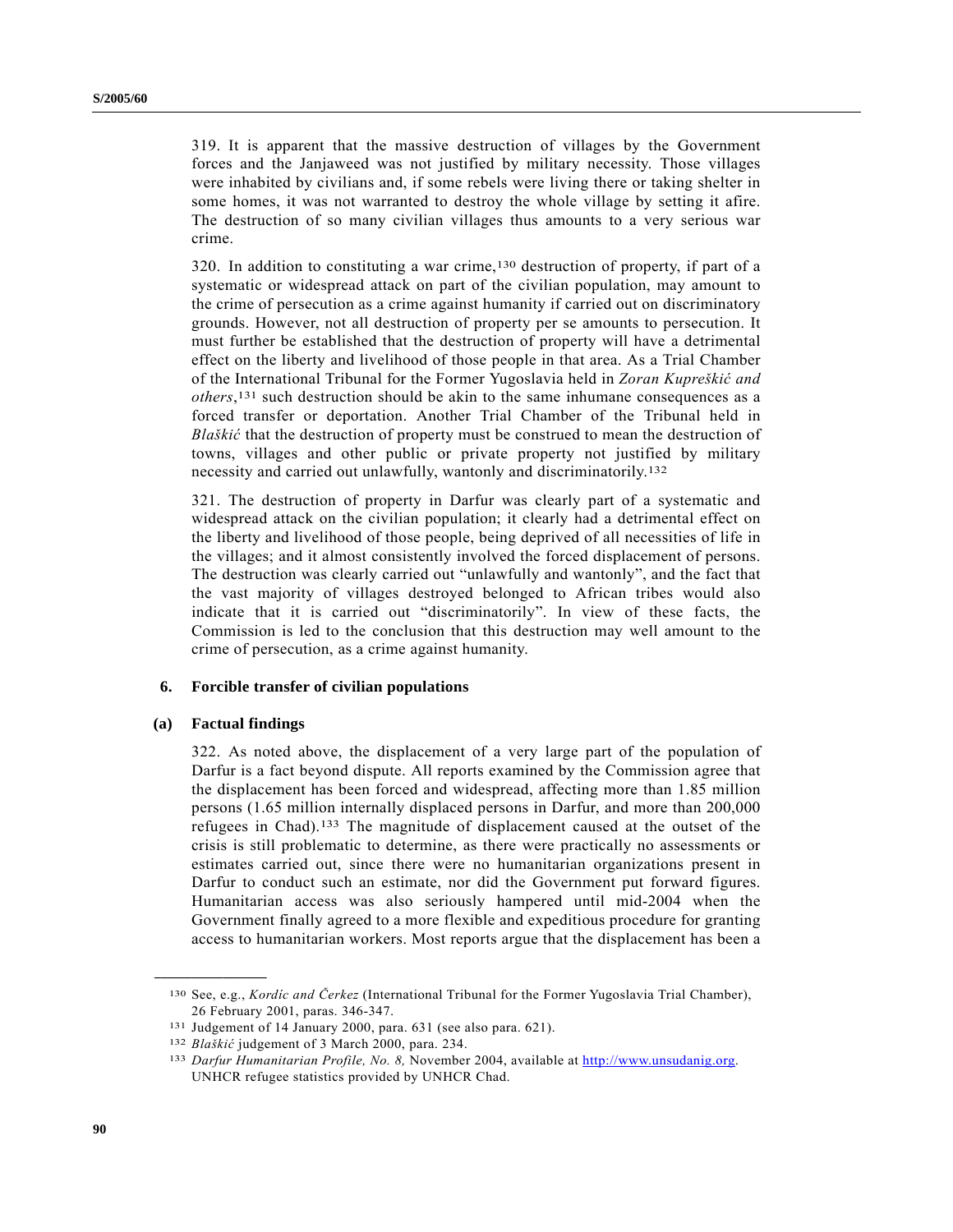319. It is apparent that the massive destruction of villages by the Government forces and the Janjaweed was not justified by military necessity. Those villages were inhabited by civilians and, if some rebels were living there or taking shelter in some homes, it was not warranted to destroy the whole village by setting it afire. The destruction of so many civilian villages thus amounts to a very serious war crime.

320. In addition to constituting a war crime,[130] destruction of property, if part of a systematic or widespread attack on part of the civilian population, may amount to the crime of persecution as a crime against humanity if carried out on discriminatory grounds. However, not all destruction of property per se amounts to persecution. It must further be established that the destruction of property will have a detrimental effect on the liberty and livelihood of those people in that area. As a Trial Chamber of the International Tribunal for the Former Yugoslavia held in *Zoran Kupreškić and others*,[131] such destruction should be akin to the same inhumane consequences as a forced transfer or deportation. Another Trial Chamber of the Tribunal held in *Blaškić* that the destruction of property must be construed to mean the destruction of towns, villages and other public or private property not justified by military necessity and carried out unlawfully, wantonly and discriminatorily.[132]

321. The destruction of property in Darfur was clearly part of a systematic and widespread attack on the civilian population; it clearly had a detrimental effect on the liberty and livelihood of those people, being deprived of all necessities of life in the villages; and it almost consistently involved the forced displacement of persons. The destruction was clearly carried out "unlawfully and wantonly", and the fact that the vast majority of villages destroyed belonged to African tribes would also indicate that it is carried out "discriminatorily". In view of these facts, the Commission is led to the conclusion that this destruction may well amount to the crime of persecution, as a crime against humanity.

### 6. Forcible transfer of civilian populations

#### (a) Factual findings

322. As noted above, the displacement of a very large part of the population of Darfur is a fact beyond dispute. All reports examined by the Commission agree that the displacement has been forced and widespread, affecting more than 1.85 million persons (1.65 million internally displaced persons in Darfur, and more than 200,000 refugees in Chad).[133] The magnitude of displacement caused at the outset of the crisis is still problematic to determine, as there were practically no assessments or estimates carried out, since there were no humanitarian organizations present in Darfur to conduct such an estimate, nor did the Government put forward figures. Humanitarian access was also seriously hampered until mid-2004 when the Government finally agreed to a more flexible and expeditious procedure for granting access to humanitarian workers. Most reports argue that the displacement has been a

---

[130] See, e.g., *Kordić and Čerkez* (International Tribunal for the Former Yugoslavia Trial Chamber), 26 February 2001, paras. 346-347.

[131] Judgement of 14 January 2000, para. 631 (see also para. 621).

[132] *Blaškić* judgement of 3 March 2000, para. 234.

[133] *Darfur Humanitarian Profile, No. 8,* November 2004, available at http://www.unsudanig.org. UNHCR refugee statistics provided by UNHCR Chad.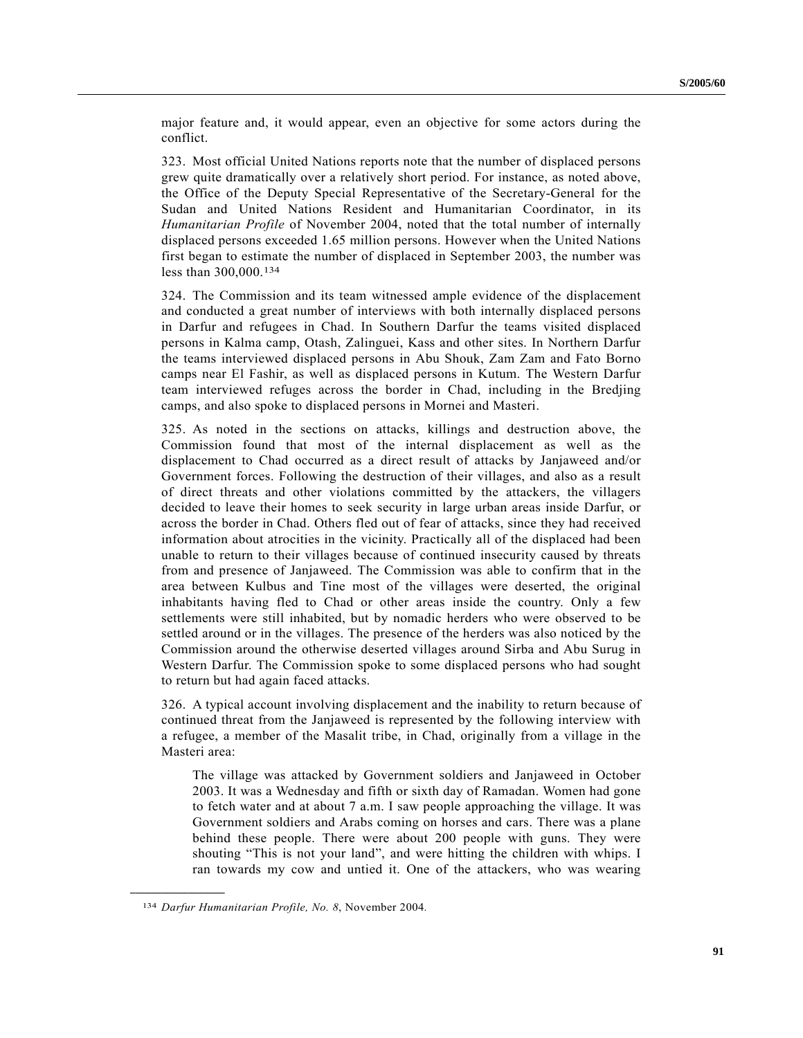major feature and, it would appear, even an objective for some actors during the conflict.

323. Most official United Nations reports note that the number of displaced persons grew quite dramatically over a relatively short period. For instance, as noted above, the Office of the Deputy Special Representative of the Secretary-General for the Sudan and United Nations Resident and Humanitarian Coordinator, in its *Humanitarian Profile* of November 2004, noted that the total number of internally displaced persons exceeded 1.65 million persons. However when the United Nations first began to estimate the number of displaced in September 2003, the number was less than 300,000.[134]

324. The Commission and its team witnessed ample evidence of the displacement and conducted a great number of interviews with both internally displaced persons in Darfur and refugees in Chad. In Southern Darfur the teams visited displaced persons in Kalma camp, Otash, Zalinguei, Kass and other sites. In Northern Darfur the teams interviewed displaced persons in Abu Shouk, Zam Zam and Fato Borno camps near El Fashir, as well as displaced persons in Kutum. The Western Darfur team interviewed refuges across the border in Chad, including in the Bredjing camps, and also spoke to displaced persons in Mornei and Masteri.

325. As noted in the sections on attacks, killings and destruction above, the Commission found that most of the internal displacement as well as the displacement to Chad occurred as a direct result of attacks by Janjaweed and/or Government forces. Following the destruction of their villages, and also as a result of direct threats and other violations committed by the attackers, the villagers decided to leave their homes to seek security in large urban areas inside Darfur, or across the border in Chad. Others fled out of fear of attacks, since they had received information about atrocities in the vicinity. Practically all of the displaced had been unable to return to their villages because of continued insecurity caused by threats from and presence of Janjaweed. The Commission was able to confirm that in the area between Kulbus and Tine most of the villages were deserted, the original inhabitants having fled to Chad or other areas inside the country. Only a few settlements were still inhabited, but by nomadic herders who were observed to be settled around or in the villages. The presence of the herders was also noticed by the Commission around the otherwise deserted villages around Sirba and Abu Surug in Western Darfur. The Commission spoke to some displaced persons who had sought to return but had again faced attacks.

326. A typical account involving displacement and the inability to return because of continued threat from the Janjaweed is represented by the following interview with a refugee, a member of the Masalit tribe, in Chad, originally from a village in the Masteri area:

> The village was attacked by Government soldiers and Janjaweed in October 2003. It was a Wednesday and fifth or sixth day of Ramadan. Women had gone to fetch water and at about 7 a.m. I saw people approaching the village. It was Government soldiers and Arabs coming on horses and cars. There was a plane behind these people. There were about 200 people with guns. They were shouting "This is not your land", and were hitting the children with whips. I ran towards my cow and untied it. One of the attackers, who was wearing

---

[134] *Darfur Humanitarian Profile, No. 8*, November 2004.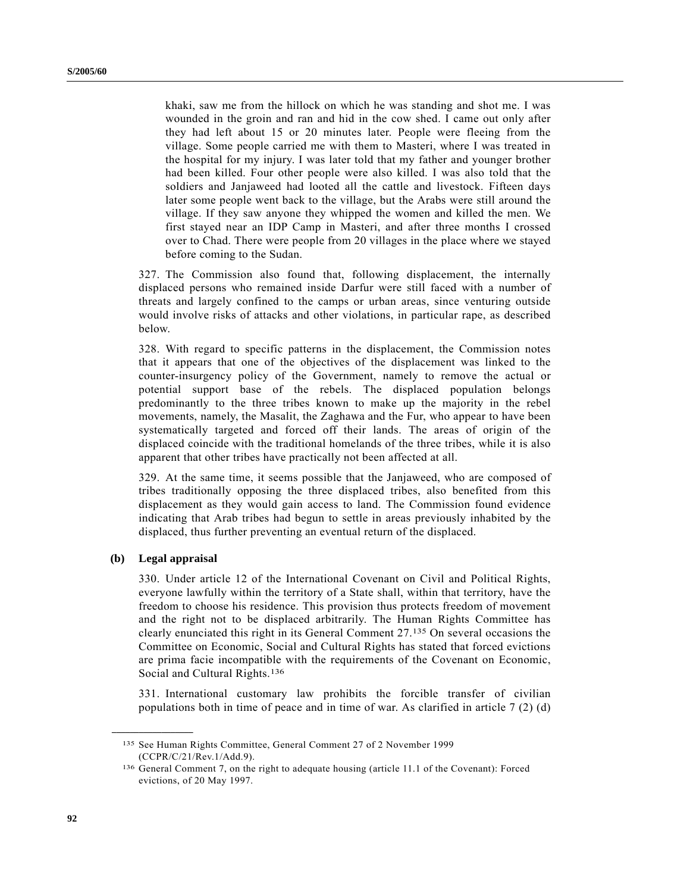khaki, saw me from the hillock on which he was standing and shot me. I was wounded in the groin and ran and hid in the cow shed. I came out only after they had left about 15 or 20 minutes later. People were fleeing from the village. Some people carried me with them to Masteri, where I was treated in the hospital for my injury. I was later told that my father and younger brother had been killed. Four other people were also killed. I was also told that the soldiers and Janjaweed had looted all the cattle and livestock. Fifteen days later some people went back to the village, but the Arabs were still around the village. If they saw anyone they whipped the women and killed the men. We first stayed near an IDP Camp in Masteri, and after three months I crossed over to Chad. There were people from 20 villages in the place where we stayed before coming to the Sudan.

327. The Commission also found that, following displacement, the internally displaced persons who remained inside Darfur were still faced with a number of threats and largely confined to the camps or urban areas, since venturing outside would involve risks of attacks and other violations, in particular rape, as described below.

328. With regard to specific patterns in the displacement, the Commission notes that it appears that one of the objectives of the displacement was linked to the counter-insurgency policy of the Government, namely to remove the actual or potential support base of the rebels. The displaced population belongs predominantly to the three tribes known to make up the majority in the rebel movements, namely, the Masalit, the Zaghawa and the Fur, who appear to have been systematically targeted and forced off their lands. The areas of origin of the displaced coincide with the traditional homelands of the three tribes, while it is also apparent that other tribes have practically not been affected at all.

329. At the same time, it seems possible that the Janjaweed, who are composed of tribes traditionally opposing the three displaced tribes, also benefited from this displacement as they would gain access to land. The Commission found evidence indicating that Arab tribes had begun to settle in areas previously inhabited by the displaced, thus further preventing an eventual return of the displaced.

**(b) Legal appraisal**

330. Under article 12 of the International Covenant on Civil and Political Rights, everyone lawfully within the territory of a State shall, within that territory, have the freedom to choose his residence. This provision thus protects freedom of movement and the right not to be displaced arbitrarily. The Human Rights Committee has clearly enunciated this right in its General Comment 27.[135] On several occasions the Committee on Economic, Social and Cultural Rights has stated that forced evictions are prima facie incompatible with the requirements of the Covenant on Economic, Social and Cultural Rights.[136]

331. International customary law prohibits the forcible transfer of civilian populations both in time of peace and in time of war. As clarified in article 7 (2) (d)

---

[135] See Human Rights Committee, General Comment 27 of 2 November 1999 (CCPR/C/21/Rev.1/Add.9).

[136] General Comment 7, on the right to adequate housing (article 11.1 of the Covenant): Forced evictions, of 20 May 1997.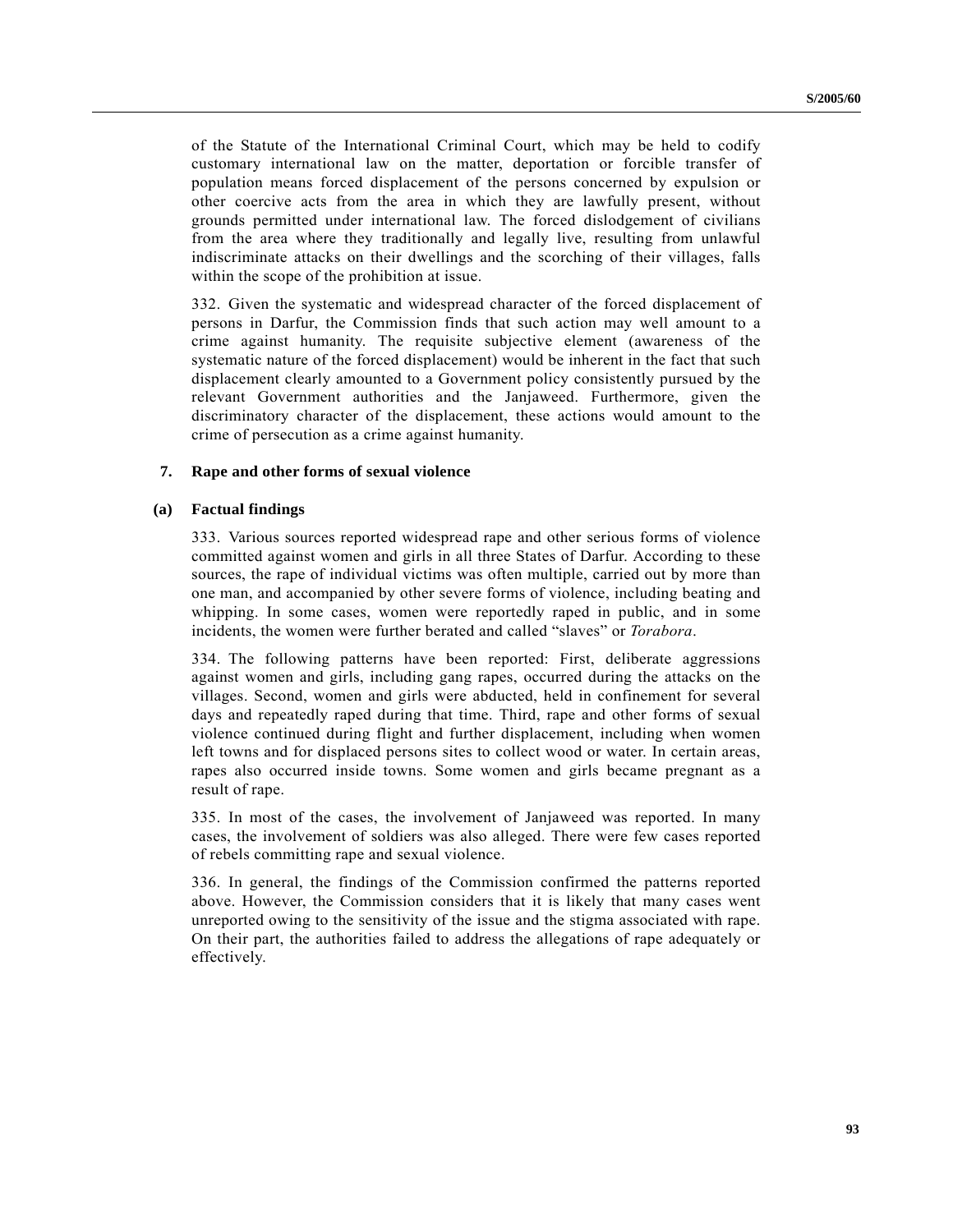of the Statute of the International Criminal Court, which may be held to codify customary international law on the matter, deportation or forcible transfer of population means forced displacement of the persons concerned by expulsion or other coercive acts from the area in which they are lawfully present, without grounds permitted under international law. The forced dislodgement of civilians from the area where they traditionally and legally live, resulting from unlawful indiscriminate attacks on their dwellings and the scorching of their villages, falls within the scope of the prohibition at issue.

332. Given the systematic and widespread character of the forced displacement of persons in Darfur, the Commission finds that such action may well amount to a crime against humanity. The requisite subjective element (awareness of the systematic nature of the forced displacement) would be inherent in the fact that such displacement clearly amounted to a Government policy consistently pursued by the relevant Government authorities and the Janjaweed. Furthermore, given the discriminatory character of the displacement, these actions would amount to the crime of persecution as a crime against humanity.

### 7. Rape and other forms of sexual violence

#### (a) Factual findings

333. Various sources reported widespread rape and other serious forms of violence committed against women and girls in all three States of Darfur. According to these sources, the rape of individual victims was often multiple, carried out by more than one man, and accompanied by other severe forms of violence, including beating and whipping. In some cases, women were reportedly raped in public, and in some incidents, the women were further berated and called "slaves" or *Torabora*.

334. The following patterns have been reported: First, deliberate aggressions against women and girls, including gang rapes, occurred during the attacks on the villages. Second, women and girls were abducted, held in confinement for several days and repeatedly raped during that time. Third, rape and other forms of sexual violence continued during flight and further displacement, including when women left towns and for displaced persons sites to collect wood or water. In certain areas, rapes also occurred inside towns. Some women and girls became pregnant as a result of rape.

335. In most of the cases, the involvement of Janjaweed was reported. In many cases, the involvement of soldiers was also alleged. There were few cases reported of rebels committing rape and sexual violence.

336. In general, the findings of the Commission confirmed the patterns reported above. However, the Commission considers that it is likely that many cases went unreported owing to the sensitivity of the issue and the stigma associated with rape. On their part, the authorities failed to address the allegations of rape adequately or effectively.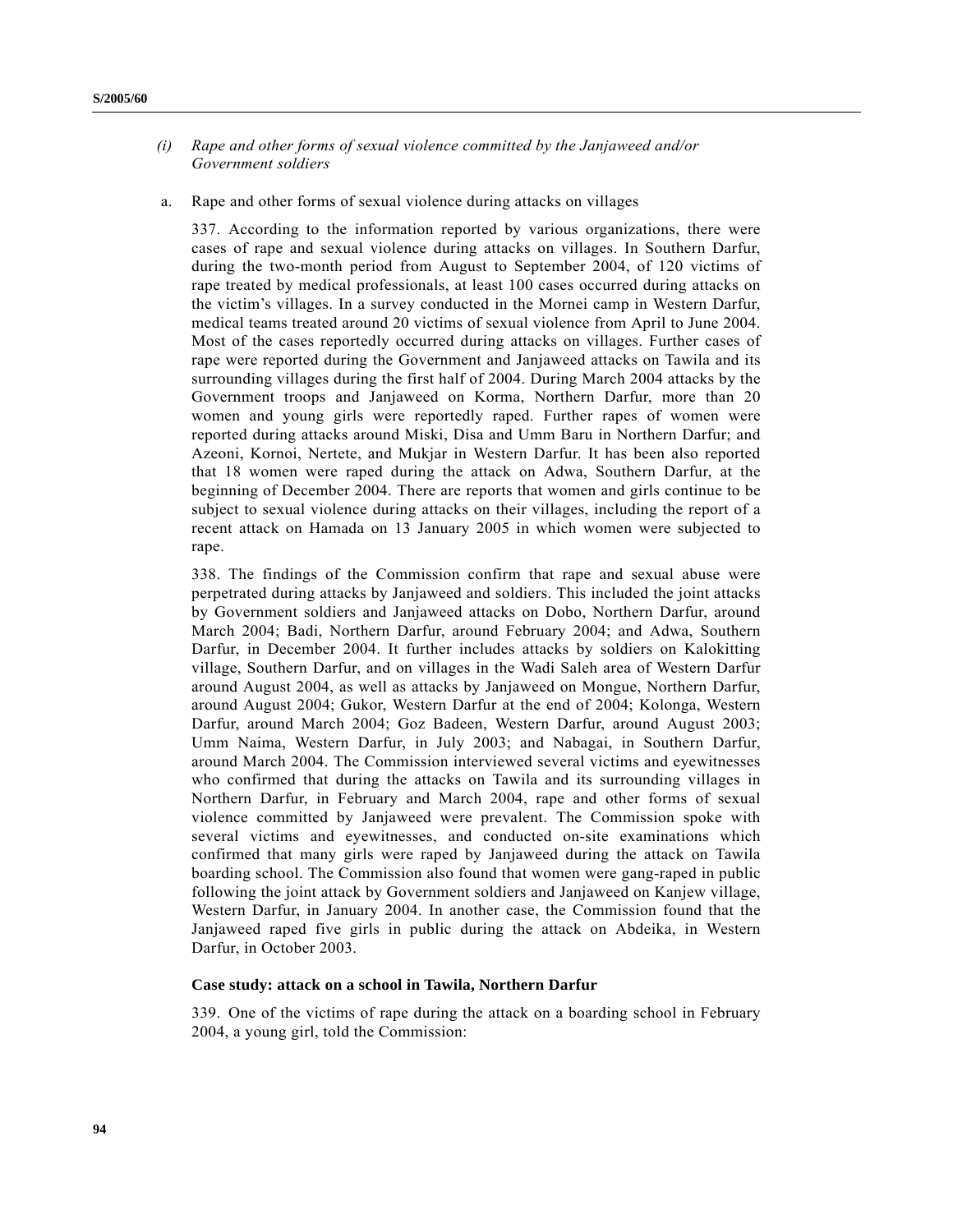*(i) Rape and other forms of sexual violence committed by the Janjaweed and/or Government soldiers*

a. Rape and other forms of sexual violence during attacks on villages

337. According to the information reported by various organizations, there were cases of rape and sexual violence during attacks on villages. In Southern Darfur, during the two-month period from August to September 2004, of 120 victims of rape treated by medical professionals, at least 100 cases occurred during attacks on the victim's villages. In a survey conducted in the Mornei camp in Western Darfur, medical teams treated around 20 victims of sexual violence from April to June 2004. Most of the cases reportedly occurred during attacks on villages. Further cases of rape were reported during the Government and Janjaweed attacks on Tawila and its surrounding villages during the first half of 2004. During March 2004 attacks by the Government troops and Janjaweed on Korma, Northern Darfur, more than 20 women and young girls were reportedly raped. Further rapes of women were reported during attacks around Miski, Disa and Umm Baru in Northern Darfur; and Azeoni, Kornoi, Nertete, and Mukjar in Western Darfur. It has been also reported that 18 women were raped during the attack on Adwa, Southern Darfur, at the beginning of December 2004. There are reports that women and girls continue to be subject to sexual violence during attacks on their villages, including the report of a recent attack on Hamada on 13 January 2005 in which women were subjected to rape.

338. The findings of the Commission confirm that rape and sexual abuse were perpetrated during attacks by Janjaweed and soldiers. This included the joint attacks by Government soldiers and Janjaweed attacks on Dobo, Northern Darfur, around March 2004; Badi, Northern Darfur, around February 2004; and Adwa, Southern Darfur, in December 2004. It further includes attacks by soldiers on Kalokitting village, Southern Darfur, and on villages in the Wadi Saleh area of Western Darfur around August 2004, as well as attacks by Janjaweed on Mongue, Northern Darfur, around August 2004; Gukor, Western Darfur at the end of 2004; Kolonga, Western Darfur, around March 2004; Goz Badeen, Western Darfur, around August 2003; Umm Naima, Western Darfur, in July 2003; and Nabagai, in Southern Darfur, around March 2004. The Commission interviewed several victims and eyewitnesses who confirmed that during the attacks on Tawila and its surrounding villages in Northern Darfur, in February and March 2004, rape and other forms of sexual violence committed by Janjaweed were prevalent. The Commission spoke with several victims and eyewitnesses, and conducted on-site examinations which confirmed that many girls were raped by Janjaweed during the attack on Tawila boarding school. The Commission also found that women were gang-raped in public following the joint attack by Government soldiers and Janjaweed on Kanjew village, Western Darfur, in January 2004. In another case, the Commission found that the Janjaweed raped five girls in public during the attack on Abdeika, in Western Darfur, in October 2003.

**Case study: attack on a school in Tawila, Northern Darfur**

339. One of the victims of rape during the attack on a boarding school in February 2004, a young girl, told the Commission: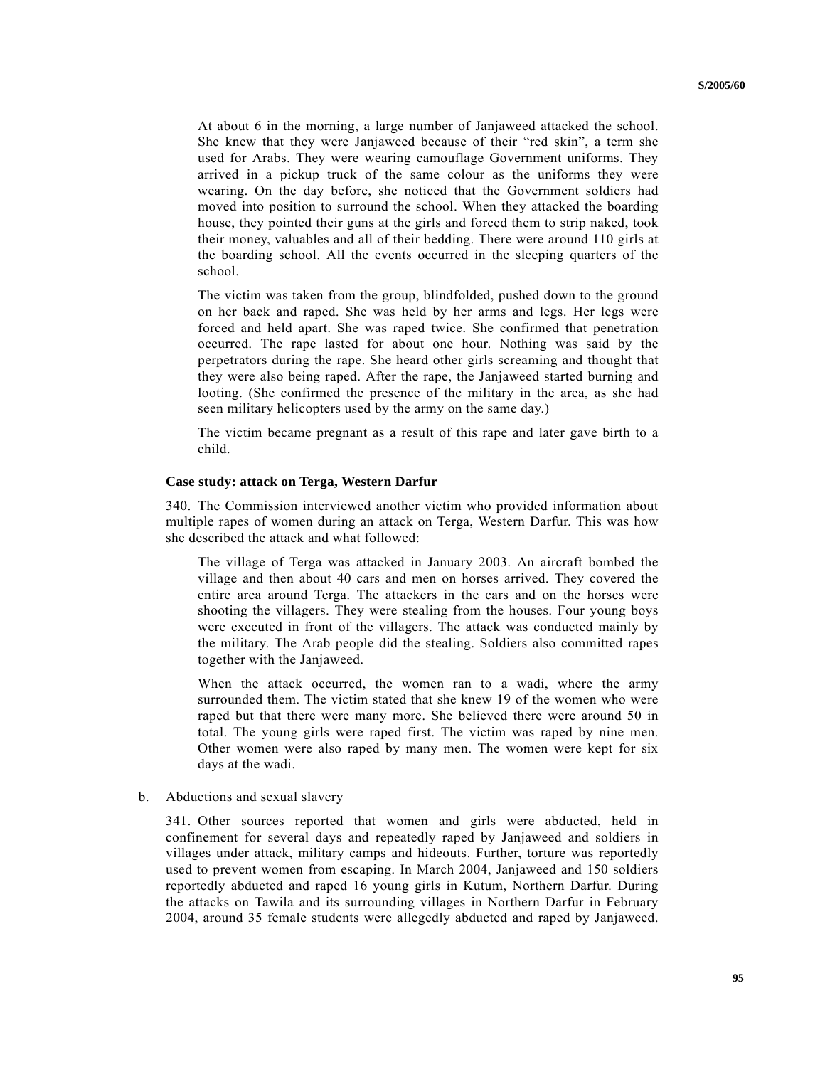At about 6 in the morning, a large number of Janjaweed attacked the school. She knew that they were Janjaweed because of their "red skin", a term she used for Arabs. They were wearing camouflage Government uniforms. They arrived in a pickup truck of the same colour as the uniforms they were wearing. On the day before, she noticed that the Government soldiers had moved into position to surround the school. When they attacked the boarding house, they pointed their guns at the girls and forced them to strip naked, took their money, valuables and all of their bedding. There were around 110 girls at the boarding school. All the events occurred in the sleeping quarters of the school.

> The victim was taken from the group, blindfolded, pushed down to the ground on her back and raped. She was held by her arms and legs. Her legs were forced and held apart. She was raped twice. She confirmed that penetration occurred. The rape lasted for about one hour. Nothing was said by the perpetrators during the rape. She heard other girls screaming and thought that they were also being raped. After the rape, the Janjaweed started burning and looting. (She confirmed the presence of the military in the area, as she had seen military helicopters used by the army on the same day.)
>
> The victim became pregnant as a result of this rape and later gave birth to a child.

**Case study: attack on Terga, Western Darfur**

340. The Commission interviewed another victim who provided information about multiple rapes of women during an attack on Terga, Western Darfur. This was how she described the attack and what followed:

> The village of Terga was attacked in January 2003. An aircraft bombed the village and then about 40 cars and men on horses arrived. They covered the entire area around Terga. The attackers in the cars and on the horses were shooting the villagers. They were stealing from the houses. Four young boys were executed in front of the villagers. The attack was conducted mainly by the military. The Arab people did the stealing. Soldiers also committed rapes together with the Janjaweed.
>
> When the attack occurred, the women ran to a wadi, where the army surrounded them. The victim stated that she knew 19 of the women who were raped but that there were many more. She believed there were around 50 in total. The young girls were raped first. The victim was raped by nine men. Other women were also raped by many men. The women were kept for six days at the wadi.

b. Abductions and sexual slavery

341. Other sources reported that women and girls were abducted, held in confinement for several days and repeatedly raped by Janjaweed and soldiers in villages under attack, military camps and hideouts. Further, torture was reportedly used to prevent women from escaping. In March 2004, Janjaweed and 150 soldiers reportedly abducted and raped 16 young girls in Kutum, Northern Darfur. During the attacks on Tawila and its surrounding villages in Northern Darfur in February 2004, around 35 female students were allegedly abducted and raped by Janjaweed.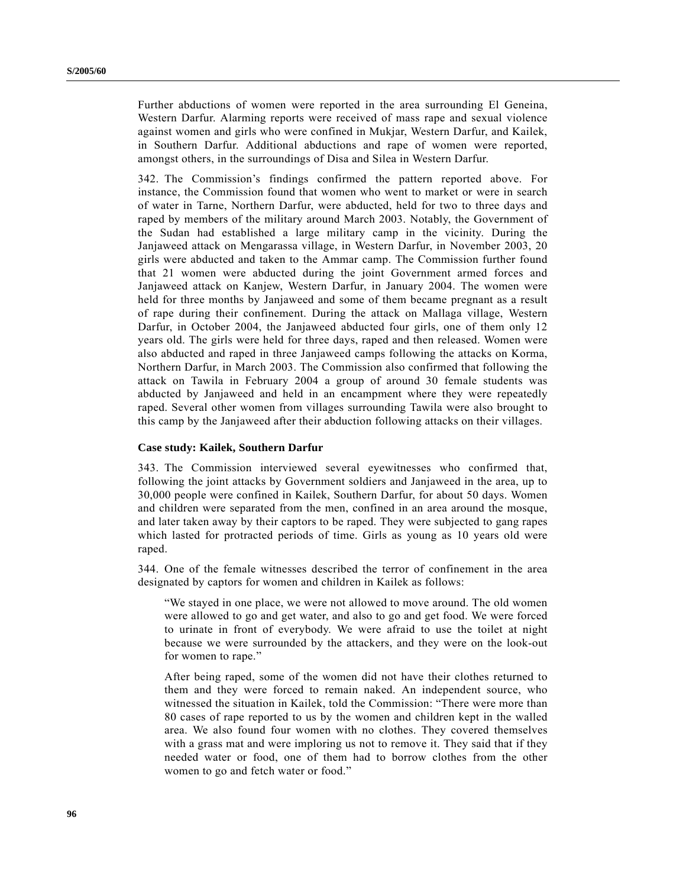Further abductions of women were reported in the area surrounding El Geneina, Western Darfur. Alarming reports were received of mass rape and sexual violence against women and girls who were confined in Mukjar, Western Darfur, and Kailek, in Southern Darfur. Additional abductions and rape of women were reported, amongst others, in the surroundings of Disa and Silea in Western Darfur.

342. The Commission's findings confirmed the pattern reported above. For instance, the Commission found that women who went to market or were in search of water in Tarne, Northern Darfur, were abducted, held for two to three days and raped by members of the military around March 2003. Notably, the Government of the Sudan had established a large military camp in the vicinity. During the Janjaweed attack on Mengarassa village, in Western Darfur, in November 2003, 20 girls were abducted and taken to the Ammar camp. The Commission further found that 21 women were abducted during the joint Government armed forces and Janjaweed attack on Kanjew, Western Darfur, in January 2004. The women were held for three months by Janjaweed and some of them became pregnant as a result of rape during their confinement. During the attack on Mallaga village, Western Darfur, in October 2004, the Janjaweed abducted four girls, one of them only 12 years old. The girls were held for three days, raped and then released. Women were also abducted and raped in three Janjaweed camps following the attacks on Korma, Northern Darfur, in March 2003. The Commission also confirmed that following the attack on Tawila in February 2004 a group of around 30 female students was abducted by Janjaweed and held in an encampment where they were repeatedly raped. Several other women from villages surrounding Tawila were also brought to this camp by the Janjaweed after their abduction following attacks on their villages.

**Case study: Kailek, Southern Darfur**

343. The Commission interviewed several eyewitnesses who confirmed that, following the joint attacks by Government soldiers and Janjaweed in the area, up to 30,000 people were confined in Kailek, Southern Darfur, for about 50 days. Women and children were separated from the men, confined in an area around the mosque, and later taken away by their captors to be raped. They were subjected to gang rapes which lasted for protracted periods of time. Girls as young as 10 years old were raped.

344. One of the female witnesses described the terror of confinement in the area designated by captors for women and children in Kailek as follows:

> "We stayed in one place, we were not allowed to move around. The old women were allowed to go and get water, and also to go and get food. We were forced to urinate in front of everybody. We were afraid to use the toilet at night because we were surrounded by the attackers, and they were on the look-out for women to rape."
>
> After being raped, some of the women did not have their clothes returned to them and they were forced to remain naked. An independent source, who witnessed the situation in Kailek, told the Commission: "There were more than 80 cases of rape reported to us by the women and children kept in the walled area. We also found four women with no clothes. They covered themselves with a grass mat and were imploring us not to remove it. They said that if they needed water or food, one of them had to borrow clothes from the other women to go and fetch water or food."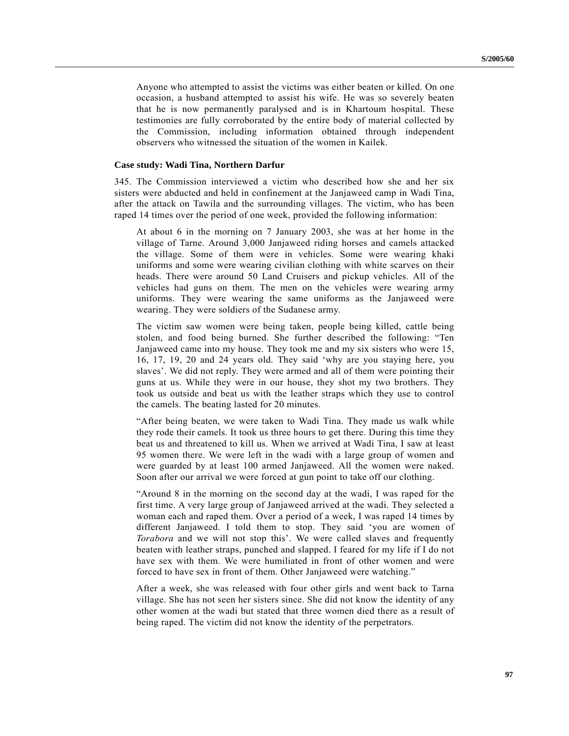> Anyone who attempted to assist the victims was either beaten or killed. On one occasion, a husband attempted to assist his wife. He was so severely beaten that he is now permanently paralysed and is in Khartoum hospital. These testimonies are fully corroborated by the entire body of material collected by the Commission, including information obtained through independent observers who witnessed the situation of the women in Kailek.

**Case study: Wadi Tina, Northern Darfur**

345. The Commission interviewed a victim who described how she and her six sisters were abducted and held in confinement at the Janjaweed camp in Wadi Tina, after the attack on Tawila and the surrounding villages. The victim, who has been raped 14 times over the period of one week, provided the following information:

> At about 6 in the morning on 7 January 2003, she was at her home in the village of Tarne. Around 3,000 Janjaweed riding horses and camels attacked the village. Some of them were in vehicles. Some were wearing khaki uniforms and some were wearing civilian clothing with white scarves on their heads. There were around 50 Land Cruisers and pickup vehicles. All of the vehicles had guns on them. The men on the vehicles were wearing army uniforms. They were wearing the same uniforms as the Janjaweed were wearing. They were soldiers of the Sudanese army.
>
> The victim saw women were being taken, people being killed, cattle being stolen, and food being burned. She further described the following: "Ten Janjaweed came into my house. They took me and my six sisters who were 15, 16, 17, 19, 20 and 24 years old. They said 'why are you staying here, you slaves'. We did not reply. They were armed and all of them were pointing their guns at us. While they were in our house, they shot my two brothers. They took us outside and beat us with the leather straps which they use to control the camels. The beating lasted for 20 minutes.
>
> "After being beaten, we were taken to Wadi Tina. They made us walk while they rode their camels. It took us three hours to get there. During this time they beat us and threatened to kill us. When we arrived at Wadi Tina, I saw at least 95 women there. We were left in the wadi with a large group of women and were guarded by at least 100 armed Janjaweed. All the women were naked. Soon after our arrival we were forced at gun point to take off our clothing.
>
> "Around 8 in the morning on the second day at the wadi, I was raped for the first time. A very large group of Janjaweed arrived at the wadi. They selected a woman each and raped them. Over a period of a week, I was raped 14 times by different Janjaweed. I told them to stop. They said 'you are women of *Torabora* and we will not stop this'. We were called slaves and frequently beaten with leather straps, punched and slapped. I feared for my life if I do not have sex with them. We were humiliated in front of other women and were forced to have sex in front of them. Other Janjaweed were watching."
>
> After a week, she was released with four other girls and went back to Tarna village. She has not seen her sisters since. She did not know the identity of any other women at the wadi but stated that three women died there as a result of being raped. The victim did not know the identity of the perpetrators.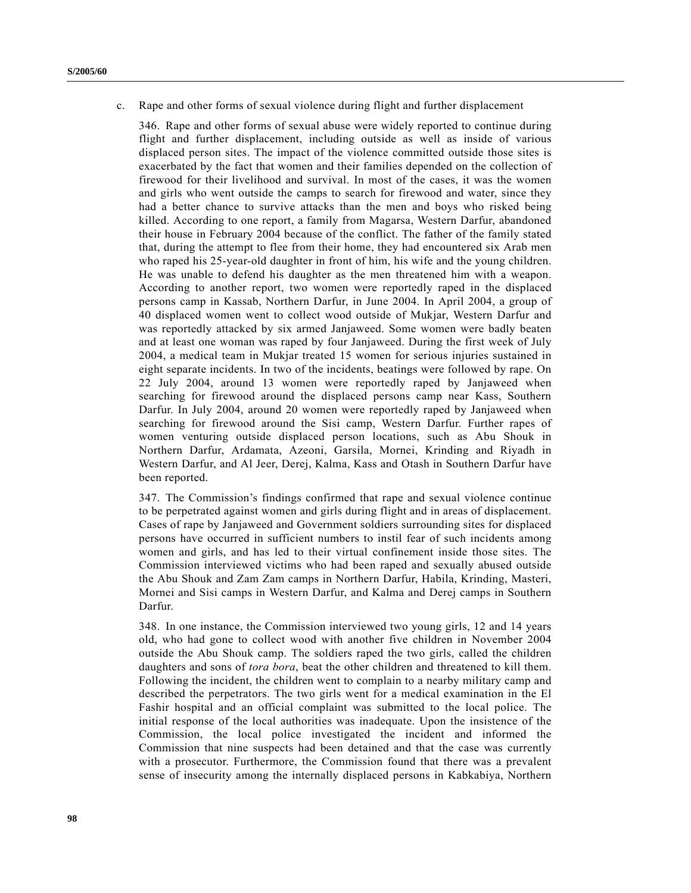c. Rape and other forms of sexual violence during flight and further displacement

346. Rape and other forms of sexual abuse were widely reported to continue during flight and further displacement, including outside as well as inside of various displaced person sites. The impact of the violence committed outside those sites is exacerbated by the fact that women and their families depended on the collection of firewood for their livelihood and survival. In most of the cases, it was the women and girls who went outside the camps to search for firewood and water, since they had a better chance to survive attacks than the men and boys who risked being killed. According to one report, a family from Magarsa, Western Darfur, abandoned their house in February 2004 because of the conflict. The father of the family stated that, during the attempt to flee from their home, they had encountered six Arab men who raped his 25-year-old daughter in front of him, his wife and the young children. He was unable to defend his daughter as the men threatened him with a weapon. According to another report, two women were reportedly raped in the displaced persons camp in Kassab, Northern Darfur, in June 2004. In April 2004, a group of 40 displaced women went to collect wood outside of Mukjar, Western Darfur and was reportedly attacked by six armed Janjaweed. Some women were badly beaten and at least one woman was raped by four Janjaweed. During the first week of July 2004, a medical team in Mukjar treated 15 women for serious injuries sustained in eight separate incidents. In two of the incidents, beatings were followed by rape. On 22 July 2004, around 13 women were reportedly raped by Janjaweed when searching for firewood around the displaced persons camp near Kass, Southern Darfur. In July 2004, around 20 women were reportedly raped by Janjaweed when searching for firewood around the Sisi camp, Western Darfur. Further rapes of women venturing outside displaced person locations, such as Abu Shouk in Northern Darfur, Ardamata, Azeoni, Garsila, Mornei, Krinding and Riyadh in Western Darfur, and Al Jeer, Derej, Kalma, Kass and Otash in Southern Darfur have been reported.

347. The Commission's findings confirmed that rape and sexual violence continue to be perpetrated against women and girls during flight and in areas of displacement. Cases of rape by Janjaweed and Government soldiers surrounding sites for displaced persons have occurred in sufficient numbers to instil fear of such incidents among women and girls, and has led to their virtual confinement inside those sites. The Commission interviewed victims who had been raped and sexually abused outside the Abu Shouk and Zam Zam camps in Northern Darfur, Habila, Krinding, Masteri, Mornei and Sisi camps in Western Darfur, and Kalma and Derej camps in Southern Darfur.

348. In one instance, the Commission interviewed two young girls, 12 and 14 years old, who had gone to collect wood with another five children in November 2004 outside the Abu Shouk camp. The soldiers raped the two girls, called the children daughters and sons of *tora bora*, beat the other children and threatened to kill them. Following the incident, the children went to complain to a nearby military camp and described the perpetrators. The two girls went for a medical examination in the El Fashir hospital and an official complaint was submitted to the local police. The initial response of the local authorities was inadequate. Upon the insistence of the Commission, the local police investigated the incident and informed the Commission that nine suspects had been detained and that the case was currently with a prosecutor. Furthermore, the Commission found that there was a prevalent sense of insecurity among the internally displaced persons in Kabkabiya, Northern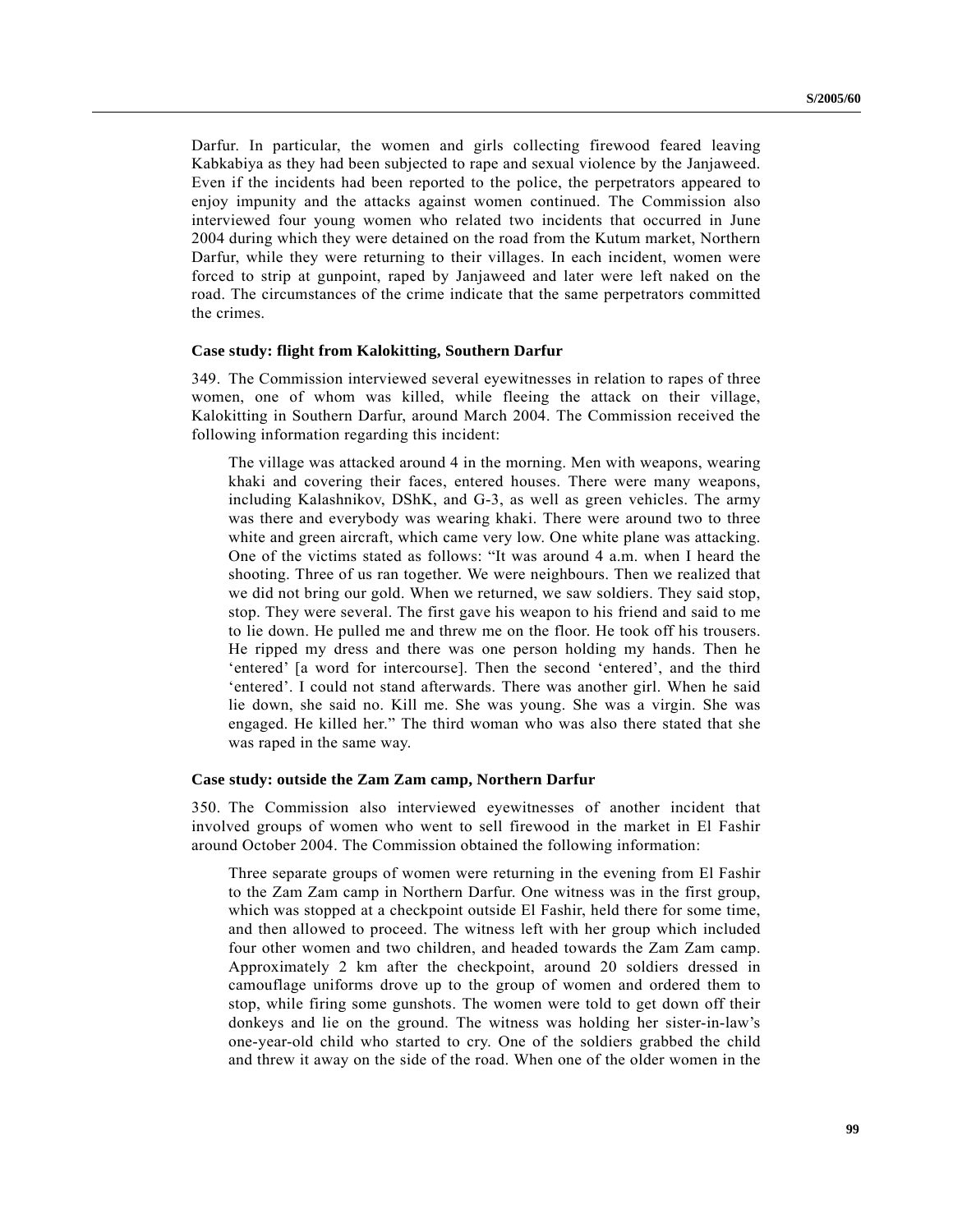Darfur. In particular, the women and girls collecting firewood feared leaving Kabkabiya as they had been subjected to rape and sexual violence by the Janjaweed. Even if the incidents had been reported to the police, the perpetrators appeared to enjoy impunity and the attacks against women continued. The Commission also interviewed four young women who related two incidents that occurred in June 2004 during which they were detained on the road from the Kutum market, Northern Darfur, while they were returning to their villages. In each incident, women were forced to strip at gunpoint, raped by Janjaweed and later were left naked on the road. The circumstances of the crime indicate that the same perpetrators committed the crimes.

#### Case study: flight from Kalokitting, Southern Darfur

349. The Commission interviewed several eyewitnesses in relation to rapes of three women, one of whom was killed, while fleeing the attack on their village, Kalokitting in Southern Darfur, around March 2004. The Commission received the following information regarding this incident:

> The village was attacked around 4 in the morning. Men with weapons, wearing khaki and covering their faces, entered houses. There were many weapons, including Kalashnikov, DShK, and G-3, as well as green vehicles. The army was there and everybody was wearing khaki. There were around two to three white and green aircraft, which came very low. One white plane was attacking. One of the victims stated as follows: "It was around 4 a.m. when I heard the shooting. Three of us ran together. We were neighbours. Then we realized that we did not bring our gold. When we returned, we saw soldiers. They said stop, stop. They were several. The first gave his weapon to his friend and said to me to lie down. He pulled me and threw me on the floor. He took off his trousers. He ripped my dress and there was one person holding my hands. Then he 'entered' [a word for intercourse]. Then the second 'entered', and the third 'entered'. I could not stand afterwards. There was another girl. When he said lie down, she said no. Kill me. She was young. She was a virgin. She was engaged. He killed her." The third woman who was also there stated that she was raped in the same way.

#### Case study: outside the Zam Zam camp, Northern Darfur

350. The Commission also interviewed eyewitnesses of another incident that involved groups of women who went to sell firewood in the market in El Fashir around October 2004. The Commission obtained the following information:

> Three separate groups of women were returning in the evening from El Fashir to the Zam Zam camp in Northern Darfur. One witness was in the first group, which was stopped at a checkpoint outside El Fashir, held there for some time, and then allowed to proceed. The witness left with her group which included four other women and two children, and headed towards the Zam Zam camp. Approximately 2 km after the checkpoint, around 20 soldiers dressed in camouflage uniforms drove up to the group of women and ordered them to stop, while firing some gunshots. The women were told to get down off their donkeys and lie on the ground. The witness was holding her sister-in-law's one-year-old child who started to cry. One of the soldiers grabbed the child and threw it away on the side of the road. When one of the older women in the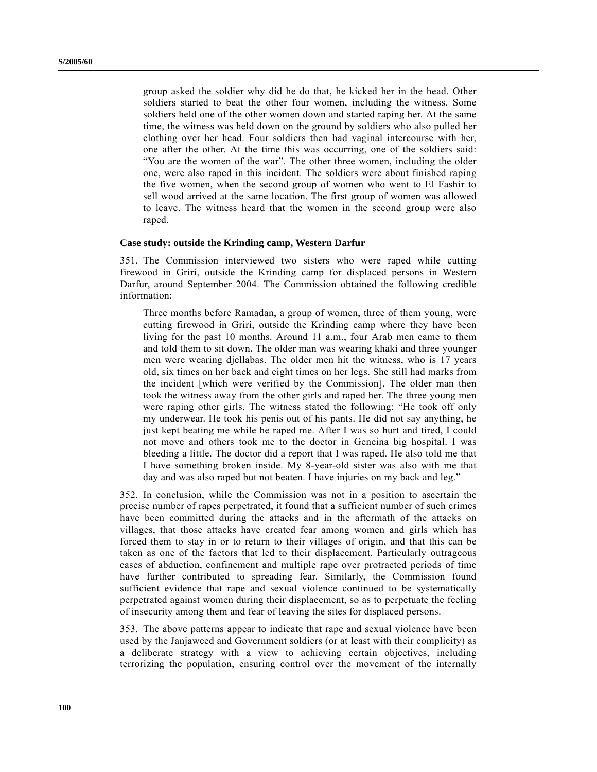group asked the soldier why did he do that, he kicked her in the head. Other soldiers started to beat the other four women, including the witness. Some soldiers held one of the other women down and started raping her. At the same time, the witness was held down on the ground by soldiers who also pulled her clothing over her head. Four soldiers then had vaginal intercourse with her, one after the other. At the time this was occurring, one of the soldiers said: "You are the women of the war". The other three women, including the older one, were also raped in this incident. The soldiers were about finished raping the five women, when the second group of women who went to El Fashir to sell wood arrived at the same location. The first group of women was allowed to leave. The witness heard that the women in the second group were also raped.

**Case study: outside the Krinding camp, Western Darfur**

351. The Commission interviewed two sisters who were raped while cutting firewood in Griri, outside the Krinding camp for displaced persons in Western Darfur, around September 2004. The Commission obtained the following credible information:

> Three months before Ramadan, a group of women, three of them young, were cutting firewood in Griri, outside the Krinding camp where they have been living for the past 10 months. Around 11 a.m., four Arab men came to them and told them to sit down. The older man was wearing khaki and three younger men were wearing djellabas. The older men hit the witness, who is 17 years old, six times on her back and eight times on her legs. She still had marks from the incident [which were verified by the Commission]. The older man then took the witness away from the other girls and raped her. The three young men were raping other girls. The witness stated the following: "He took off only my underwear. He took his penis out of his pants. He did not say anything, he just kept beating me while he raped me. After I was so hurt and tired, I could not move and others took me to the doctor in Geneina big hospital. I was bleeding a little. The doctor did a report that I was raped. He also told me that I have something broken inside. My 8-year-old sister was also with me that day and was also raped but not beaten. I have injuries on my back and leg."

352. In conclusion, while the Commission was not in a position to ascertain the precise number of rapes perpetrated, it found that a sufficient number of such crimes have been committed during the attacks and in the aftermath of the attacks on villages, that those attacks have created fear among women and girls which has forced them to stay in or to return to their villages of origin, and that this can be taken as one of the factors that led to their displacement. Particularly outrageous cases of abduction, confinement and multiple rape over protracted periods of time have further contributed to spreading fear. Similarly, the Commission found sufficient evidence that rape and sexual violence continued to be systematically perpetrated against women during their displacement, so as to perpetuate the feeling of insecurity among them and fear of leaving the sites for displaced persons.

353. The above patterns appear to indicate that rape and sexual violence have been used by the Janjaweed and Government soldiers (or at least with their complicity) as a deliberate strategy with a view to achieving certain objectives, including terrorizing the population, ensuring control over the movement of the internally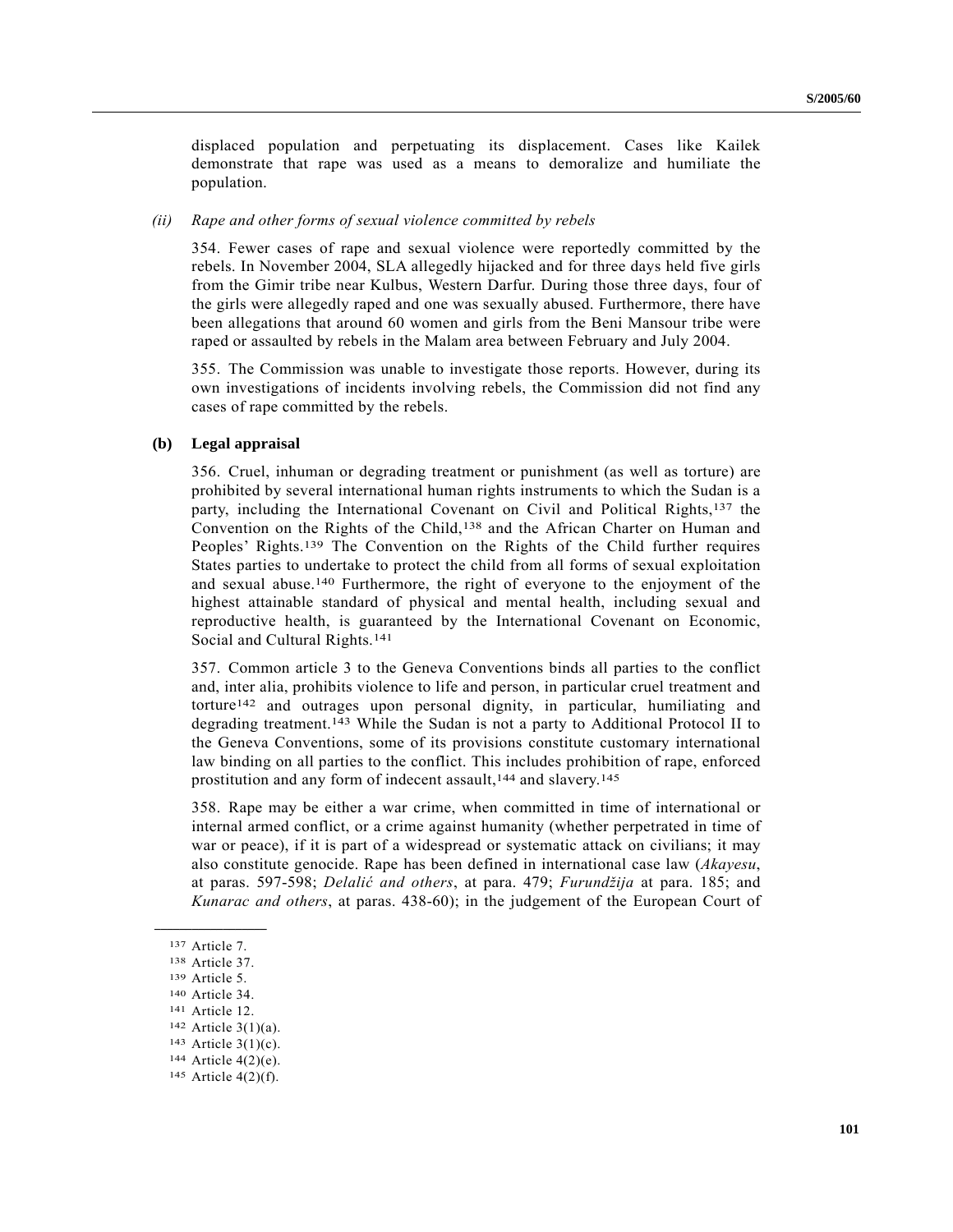displaced population and perpetuating its displacement. Cases like Kailek demonstrate that rape was used as a means to demoralize and humiliate the population.

*(ii) Rape and other forms of sexual violence committed by rebels*

354. Fewer cases of rape and sexual violence were reportedly committed by the rebels. In November 2004, SLA allegedly hijacked and for three days held five girls from the Gimir tribe near Kulbus, Western Darfur. During those three days, four of the girls were allegedly raped and one was sexually abused. Furthermore, there have been allegations that around 60 women and girls from the Beni Mansour tribe were raped or assaulted by rebels in the Malam area between February and July 2004.

355. The Commission was unable to investigate those reports. However, during its own investigations of incidents involving rebels, the Commission did not find any cases of rape committed by the rebels.

**(b) Legal appraisal**

356. Cruel, inhuman or degrading treatment or punishment (as well as torture) are prohibited by several international human rights instruments to which the Sudan is a party, including the International Covenant on Civil and Political Rights,[137] the Convention on the Rights of the Child,[138] and the African Charter on Human and Peoples' Rights.[139] The Convention on the Rights of the Child further requires States parties to undertake to protect the child from all forms of sexual exploitation and sexual abuse.[140] Furthermore, the right of everyone to the enjoyment of the highest attainable standard of physical and mental health, including sexual and reproductive health, is guaranteed by the International Covenant on Economic, Social and Cultural Rights.[141]

357. Common article 3 to the Geneva Conventions binds all parties to the conflict and, inter alia, prohibits violence to life and person, in particular cruel treatment and torture[142] and outrages upon personal dignity, in particular, humiliating and degrading treatment.[143] While the Sudan is not a party to Additional Protocol II to the Geneva Conventions, some of its provisions constitute customary international law binding on all parties to the conflict. This includes prohibition of rape, enforced prostitution and any form of indecent assault,[144] and slavery.[145]

358. Rape may be either a war crime, when committed in time of international or internal armed conflict, or a crime against humanity (whether perpetrated in time of war or peace), if it is part of a widespread or systematic attack on civilians; it may also constitute genocide. Rape has been defined in international case law (*Akayesu*, at paras. 597-598; *Delalić and others*, at para. 479; *Furundžija* at para. 185; and *Kunarac and others*, at paras. 438-60); in the judgement of the European Court of

---

[137] Article 7.

[138] Article 37.

[139] Article 5.

[140] Article 34.

[141] Article 12.

[142] Article 3(1)(a).

[143] Article 3(1)(c).

[144] Article 4(2)(e).

[145] Article 4(2)(f).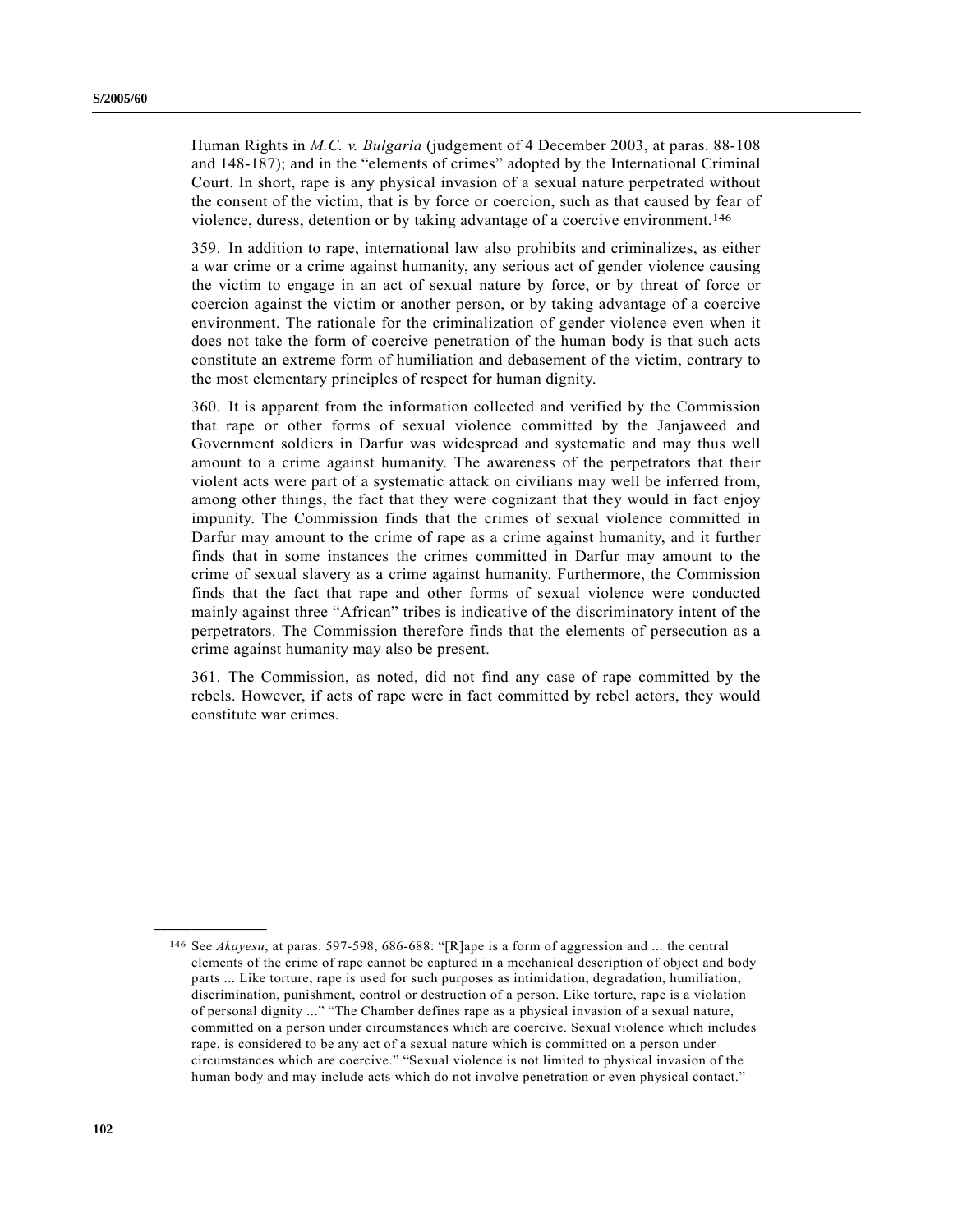Human Rights in *M.C. v. Bulgaria* (judgement of 4 December 2003, at paras. 88-108 and 148-187); and in the "elements of crimes" adopted by the International Criminal Court. In short, rape is any physical invasion of a sexual nature perpetrated without the consent of the victim, that is by force or coercion, such as that caused by fear of violence, duress, detention or by taking advantage of a coercive environment.[146]

359. In addition to rape, international law also prohibits and criminalizes, as either a war crime or a crime against humanity, any serious act of gender violence causing the victim to engage in an act of sexual nature by force, or by threat of force or coercion against the victim or another person, or by taking advantage of a coercive environment. The rationale for the criminalization of gender violence even when it does not take the form of coercive penetration of the human body is that such acts constitute an extreme form of humiliation and debasement of the victim, contrary to the most elementary principles of respect for human dignity.

360. It is apparent from the information collected and verified by the Commission that rape or other forms of sexual violence committed by the Janjaweed and Government soldiers in Darfur was widespread and systematic and may thus well amount to a crime against humanity. The awareness of the perpetrators that their violent acts were part of a systematic attack on civilians may well be inferred from, among other things, the fact that they were cognizant that they would in fact enjoy impunity. The Commission finds that the crimes of sexual violence committed in Darfur may amount to the crime of rape as a crime against humanity, and it further finds that in some instances the crimes committed in Darfur may amount to the crime of sexual slavery as a crime against humanity. Furthermore, the Commission finds that the fact that rape and other forms of sexual violence were conducted mainly against three "African" tribes is indicative of the discriminatory intent of the perpetrators. The Commission therefore finds that the elements of persecution as a crime against humanity may also be present.

361. The Commission, as noted, did not find any case of rape committed by the rebels. However, if acts of rape were in fact committed by rebel actors, they would constitute war crimes.

---

[146] See *Akayesu*, at paras. 597-598, 686-688: "[R]ape is a form of aggression and ... the central elements of the crime of rape cannot be captured in a mechanical description of object and body parts ... Like torture, rape is used for such purposes as intimidation, degradation, humiliation, discrimination, punishment, control or destruction of a person. Like torture, rape is a violation of personal dignity ..." "The Chamber defines rape as a physical invasion of a sexual nature, committed on a person under circumstances which are coercive. Sexual violence which includes rape, is considered to be any act of a sexual nature which is committed on a person under circumstances which are coercive." "Sexual violence is not limited to physical invasion of the human body and may include acts which do not involve penetration or even physical contact."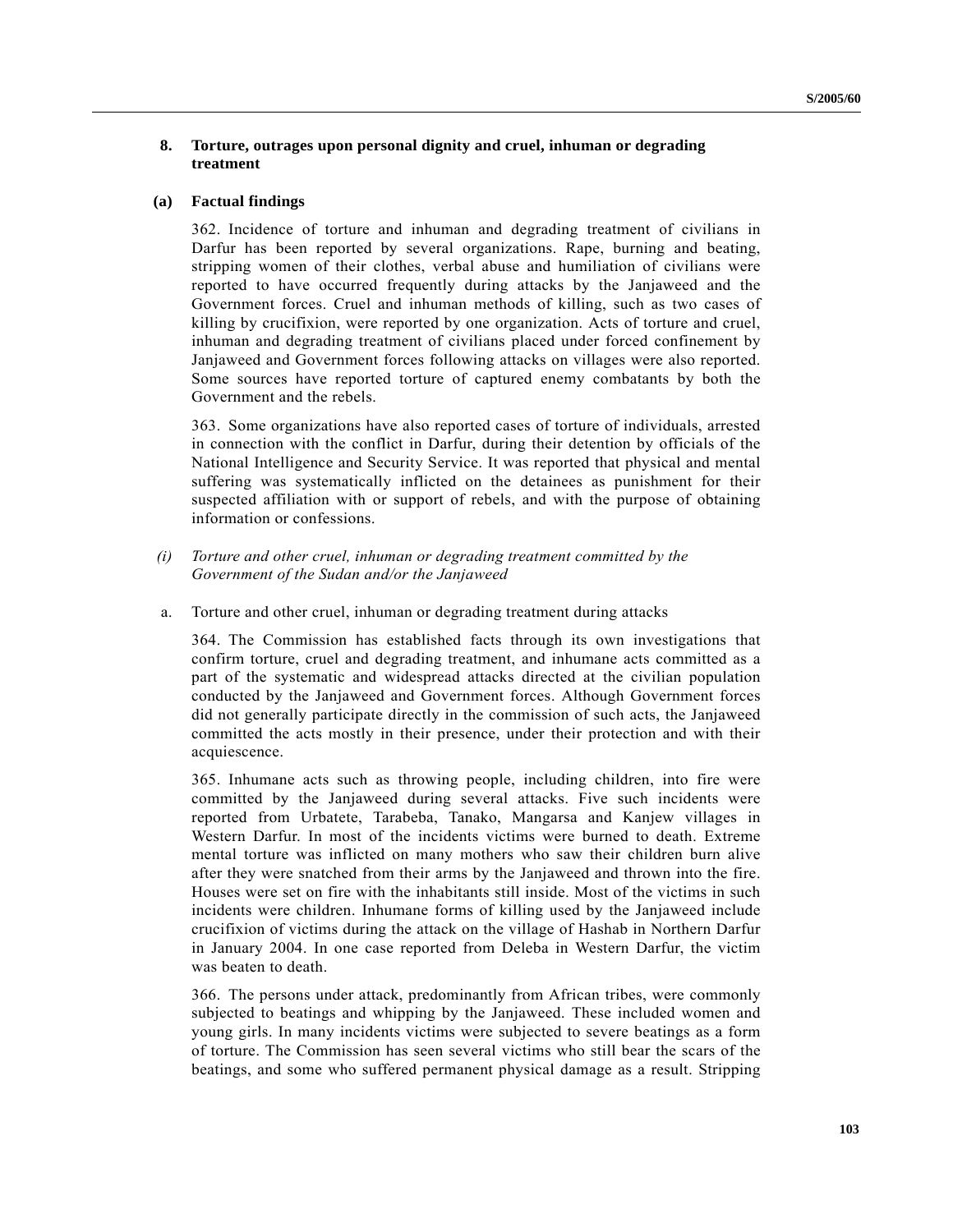### 8. Torture, outrages upon personal dignity and cruel, inhuman or degrading treatment

#### (a) Factual findings

362. Incidence of torture and inhuman and degrading treatment of civilians in Darfur has been reported by several organizations. Rape, burning and beating, stripping women of their clothes, verbal abuse and humiliation of civilians were reported to have occurred frequently during attacks by the Janjaweed and the Government forces. Cruel and inhuman methods of killing, such as two cases of killing by crucifixion, were reported by one organization. Acts of torture and cruel, inhuman and degrading treatment of civilians placed under forced confinement by Janjaweed and Government forces following attacks on villages were also reported. Some sources have reported torture of captured enemy combatants by both the Government and the rebels.

363. Some organizations have also reported cases of torture of individuals, arrested in connection with the conflict in Darfur, during their detention by officials of the National Intelligence and Security Service. It was reported that physical and mental suffering was systematically inflicted on the detainees as punishment for their suspected affiliation with or support of rebels, and with the purpose of obtaining information or confessions.

*(i) Torture and other cruel, inhuman or degrading treatment committed by the Government of the Sudan and/or the Janjaweed*

a. Torture and other cruel, inhuman or degrading treatment during attacks

364. The Commission has established facts through its own investigations that confirm torture, cruel and degrading treatment, and inhumane acts committed as a part of the systematic and widespread attacks directed at the civilian population conducted by the Janjaweed and Government forces. Although Government forces did not generally participate directly in the commission of such acts, the Janjaweed committed the acts mostly in their presence, under their protection and with their acquiescence.

365. Inhumane acts such as throwing people, including children, into fire were committed by the Janjaweed during several attacks. Five such incidents were reported from Urbatete, Tarabeba, Tanako, Mangarsa and Kanjew villages in Western Darfur. In most of the incidents victims were burned to death. Extreme mental torture was inflicted on many mothers who saw their children burn alive after they were snatched from their arms by the Janjaweed and thrown into the fire. Houses were set on fire with the inhabitants still inside. Most of the victims in such incidents were children. Inhumane forms of killing used by the Janjaweed include crucifixion of victims during the attack on the village of Hashab in Northern Darfur in January 2004. In one case reported from Deleba in Western Darfur, the victim was beaten to death.

366. The persons under attack, predominantly from African tribes, were commonly subjected to beatings and whipping by the Janjaweed. These included women and young girls. In many incidents victims were subjected to severe beatings as a form of torture. The Commission has seen several victims who still bear the scars of the beatings, and some who suffered permanent physical damage as a result. Stripping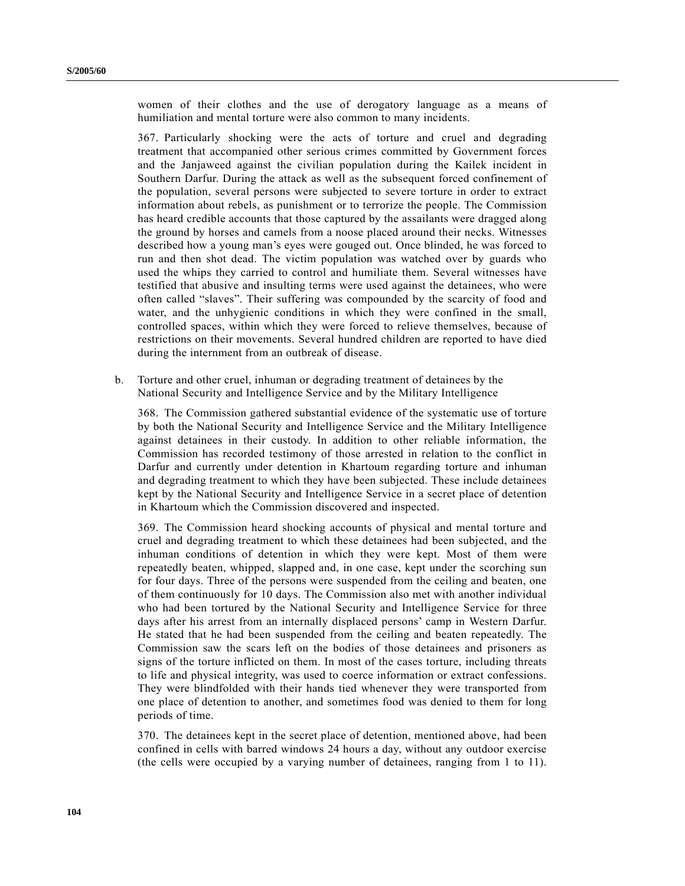women of their clothes and the use of derogatory language as a means of humiliation and mental torture were also common to many incidents.

367. Particularly shocking were the acts of torture and cruel and degrading treatment that accompanied other serious crimes committed by Government forces and the Janjaweed against the civilian population during the Kailek incident in Southern Darfur. During the attack as well as the subsequent forced confinement of the population, several persons were subjected to severe torture in order to extract information about rebels, as punishment or to terrorize the people. The Commission has heard credible accounts that those captured by the assailants were dragged along the ground by horses and camels from a noose placed around their necks. Witnesses described how a young man's eyes were gouged out. Once blinded, he was forced to run and then shot dead. The victim population was watched over by guards who used the whips they carried to control and humiliate them. Several witnesses have testified that abusive and insulting terms were used against the detainees, who were often called "slaves". Their suffering was compounded by the scarcity of food and water, and the unhygienic conditions in which they were confined in the small, controlled spaces, within which they were forced to relieve themselves, because of restrictions on their movements. Several hundred children are reported to have died during the internment from an outbreak of disease.

b. Torture and other cruel, inhuman or degrading treatment of detainees by the National Security and Intelligence Service and by the Military Intelligence

368. The Commission gathered substantial evidence of the systematic use of torture by both the National Security and Intelligence Service and the Military Intelligence against detainees in their custody. In addition to other reliable information, the Commission has recorded testimony of those arrested in relation to the conflict in Darfur and currently under detention in Khartoum regarding torture and inhuman and degrading treatment to which they have been subjected. These include detainees kept by the National Security and Intelligence Service in a secret place of detention in Khartoum which the Commission discovered and inspected.

369. The Commission heard shocking accounts of physical and mental torture and cruel and degrading treatment to which these detainees had been subjected, and the inhuman conditions of detention in which they were kept. Most of them were repeatedly beaten, whipped, slapped and, in one case, kept under the scorching sun for four days. Three of the persons were suspended from the ceiling and beaten, one of them continuously for 10 days. The Commission also met with another individual who had been tortured by the National Security and Intelligence Service for three days after his arrest from an internally displaced persons' camp in Western Darfur. He stated that he had been suspended from the ceiling and beaten repeatedly. The Commission saw the scars left on the bodies of those detainees and prisoners as signs of the torture inflicted on them. In most of the cases torture, including threats to life and physical integrity, was used to coerce information or extract confessions. They were blindfolded with their hands tied whenever they were transported from one place of detention to another, and sometimes food was denied to them for long periods of time.

370. The detainees kept in the secret place of detention, mentioned above, had been confined in cells with barred windows 24 hours a day, without any outdoor exercise (the cells were occupied by a varying number of detainees, ranging from 1 to 11).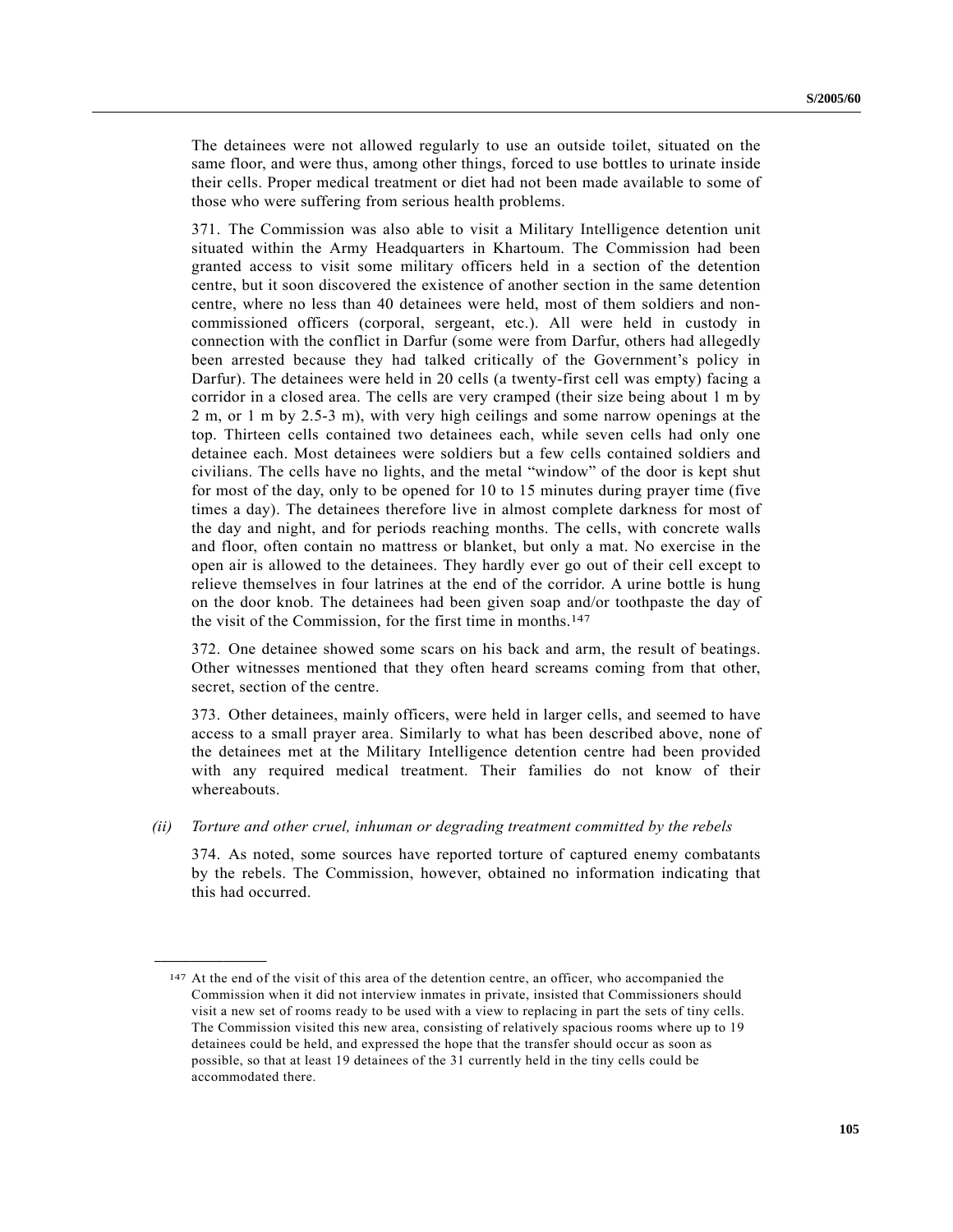The detainees were not allowed regularly to use an outside toilet, situated on the same floor, and were thus, among other things, forced to use bottles to urinate inside their cells. Proper medical treatment or diet had not been made available to some of those who were suffering from serious health problems.

371. The Commission was also able to visit a Military Intelligence detention unit situated within the Army Headquarters in Khartoum. The Commission had been granted access to visit some military officers held in a section of the detention centre, but it soon discovered the existence of another section in the same detention centre, where no less than 40 detainees were held, most of them soldiers and non-commissioned officers (corporal, sergeant, etc.). All were held in custody in connection with the conflict in Darfur (some were from Darfur, others had allegedly been arrested because they had talked critically of the Government's policy in Darfur). The detainees were held in 20 cells (a twenty-first cell was empty) facing a corridor in a closed area. The cells are very cramped (their size being about 1 m by 2 m, or 1 m by 2.5-3 m), with very high ceilings and some narrow openings at the top. Thirteen cells contained two detainees each, while seven cells had only one detainee each. Most detainees were soldiers but a few cells contained soldiers and civilians. The cells have no lights, and the metal "window" of the door is kept shut for most of the day, only to be opened for 10 to 15 minutes during prayer time (five times a day). The detainees therefore live in almost complete darkness for most of the day and night, and for periods reaching months. The cells, with concrete walls and floor, often contain no mattress or blanket, but only a mat. No exercise in the open air is allowed to the detainees. They hardly ever go out of their cell except to relieve themselves in four latrines at the end of the corridor. A urine bottle is hung on the door knob. The detainees had been given soap and/or toothpaste the day of the visit of the Commission, for the first time in months.[147]

372. One detainee showed some scars on his back and arm, the result of beatings. Other witnesses mentioned that they often heard screams coming from that other, secret, section of the centre.

373. Other detainees, mainly officers, were held in larger cells, and seemed to have access to a small prayer area. Similarly to what has been described above, none of the detainees met at the Military Intelligence detention centre had been provided with any required medical treatment. Their families do not know of their whereabouts.

*(ii) Torture and other cruel, inhuman or degrading treatment committed by the rebels*

374. As noted, some sources have reported torture of captured enemy combatants by the rebels. The Commission, however, obtained no information indicating that this had occurred.

---

[147] At the end of the visit of this area of the detention centre, an officer, who accompanied the Commission when it did not interview inmates in private, insisted that Commissioners should visit a new set of rooms ready to be used with a view to replacing in part the sets of tiny cells. The Commission visited this new area, consisting of relatively spacious rooms where up to 19 detainees could be held, and expressed the hope that the transfer should occur as soon as possible, so that at least 19 detainees of the 31 currently held in the tiny cells could be accommodated there.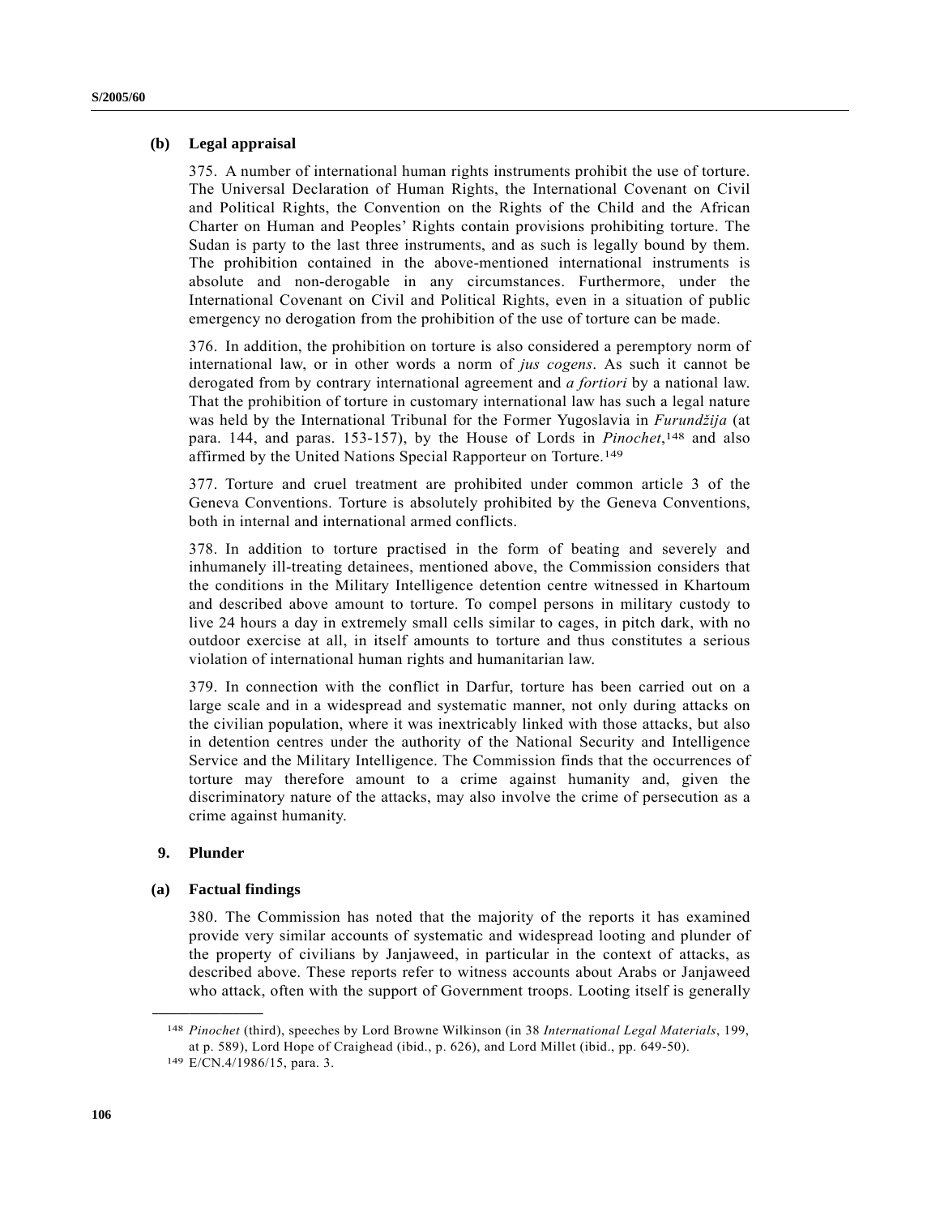### (b) Legal appraisal

375. A number of international human rights instruments prohibit the use of torture. The Universal Declaration of Human Rights, the International Covenant on Civil and Political Rights, the Convention on the Rights of the Child and the African Charter on Human and Peoples' Rights contain provisions prohibiting torture. The Sudan is party to the last three instruments, and as such is legally bound by them. The prohibition contained in the above-mentioned international instruments is absolute and non-derogable in any circumstances. Furthermore, under the International Covenant on Civil and Political Rights, even in a situation of public emergency no derogation from the prohibition of the use of torture can be made.

376. In addition, the prohibition on torture is also considered a peremptory norm of international law, or in other words a norm of *jus cogens*. As such it cannot be derogated from by contrary international agreement and *a fortiori* by a national law. That the prohibition of torture in customary international law has such a legal nature was held by the International Tribunal for the Former Yugoslavia in *Furundžija* (at para. 144, and paras. 153-157), by the House of Lords in *Pinochet*,[148] and also affirmed by the United Nations Special Rapporteur on Torture.[149]

377. Torture and cruel treatment are prohibited under common article 3 of the Geneva Conventions. Torture is absolutely prohibited by the Geneva Conventions, both in internal and international armed conflicts.

378. In addition to torture practised in the form of beating and severely and inhumanely ill-treating detainees, mentioned above, the Commission considers that the conditions in the Military Intelligence detention centre witnessed in Khartoum and described above amount to torture. To compel persons in military custody to live 24 hours a day in extremely small cells similar to cages, in pitch dark, with no outdoor exercise at all, in itself amounts to torture and thus constitutes a serious violation of international human rights and humanitarian law.

379. In connection with the conflict in Darfur, torture has been carried out on a large scale and in a widespread and systematic manner, not only during attacks on the civilian population, where it was inextricably linked with those attacks, but also in detention centres under the authority of the National Security and Intelligence Service and the Military Intelligence. The Commission finds that the occurrences of torture may therefore amount to a crime against humanity and, given the discriminatory nature of the attacks, may also involve the crime of persecution as a crime against humanity.

## 9. Plunder

### (a) Factual findings

380. The Commission has noted that the majority of the reports it has examined provide very similar accounts of systematic and widespread looting and plunder of the property of civilians by Janjaweed, in particular in the context of attacks, as described above. These reports refer to witness accounts about Arabs or Janjaweed who attack, often with the support of Government troops. Looting itself is generally

---

[148] *Pinochet* (third), speeches by Lord Browne Wilkinson (in 38 *International Legal Materials*, 199, at p. 589), Lord Hope of Craighead (ibid., p. 626), and Lord Millet (ibid., pp. 649-50).

[149] E/CN.4/1986/15, para. 3.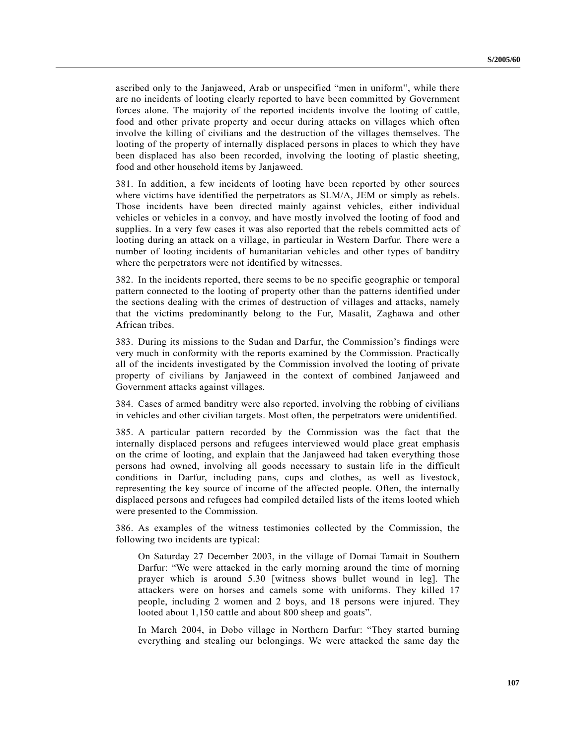ascribed only to the Janjaweed, Arab or unspecified "men in uniform", while there are no incidents of looting clearly reported to have been committed by Government forces alone. The majority of the reported incidents involve the looting of cattle, food and other private property and occur during attacks on villages which often involve the killing of civilians and the destruction of the villages themselves. The looting of the property of internally displaced persons in places to which they have been displaced has also been recorded, involving the looting of plastic sheeting, food and other household items by Janjaweed.

381. In addition, a few incidents of looting have been reported by other sources where victims have identified the perpetrators as SLM/A, JEM or simply as rebels. Those incidents have been directed mainly against vehicles, either individual vehicles or vehicles in a convoy, and have mostly involved the looting of food and supplies. In a very few cases it was also reported that the rebels committed acts of looting during an attack on a village, in particular in Western Darfur. There were a number of looting incidents of humanitarian vehicles and other types of banditry where the perpetrators were not identified by witnesses.

382. In the incidents reported, there seems to be no specific geographic or temporal pattern connected to the looting of property other than the patterns identified under the sections dealing with the crimes of destruction of villages and attacks, namely that the victims predominantly belong to the Fur, Masalit, Zaghawa and other African tribes.

383. During its missions to the Sudan and Darfur, the Commission's findings were very much in conformity with the reports examined by the Commission. Practically all of the incidents investigated by the Commission involved the looting of private property of civilians by Janjaweed in the context of combined Janjaweed and Government attacks against villages.

384. Cases of armed banditry were also reported, involving the robbing of civilians in vehicles and other civilian targets. Most often, the perpetrators were unidentified.

385. A particular pattern recorded by the Commission was the fact that the internally displaced persons and refugees interviewed would place great emphasis on the crime of looting, and explain that the Janjaweed had taken everything those persons had owned, involving all goods necessary to sustain life in the difficult conditions in Darfur, including pans, cups and clothes, as well as livestock, representing the key source of income of the affected people. Often, the internally displaced persons and refugees had compiled detailed lists of the items looted which were presented to the Commission.

386. As examples of the witness testimonies collected by the Commission, the following two incidents are typical:

> On Saturday 27 December 2003, in the village of Domai Tamait in Southern Darfur: "We were attacked in the early morning around the time of morning prayer which is around 5.30 [witness shows bullet wound in leg]. The attackers were on horses and camels some with uniforms. They killed 17 people, including 2 women and 2 boys, and 18 persons were injured. They looted about 1,150 cattle and about 800 sheep and goats".
>
> In March 2004, in Dobo village in Northern Darfur: "They started burning everything and stealing our belongings. We were attacked the same day the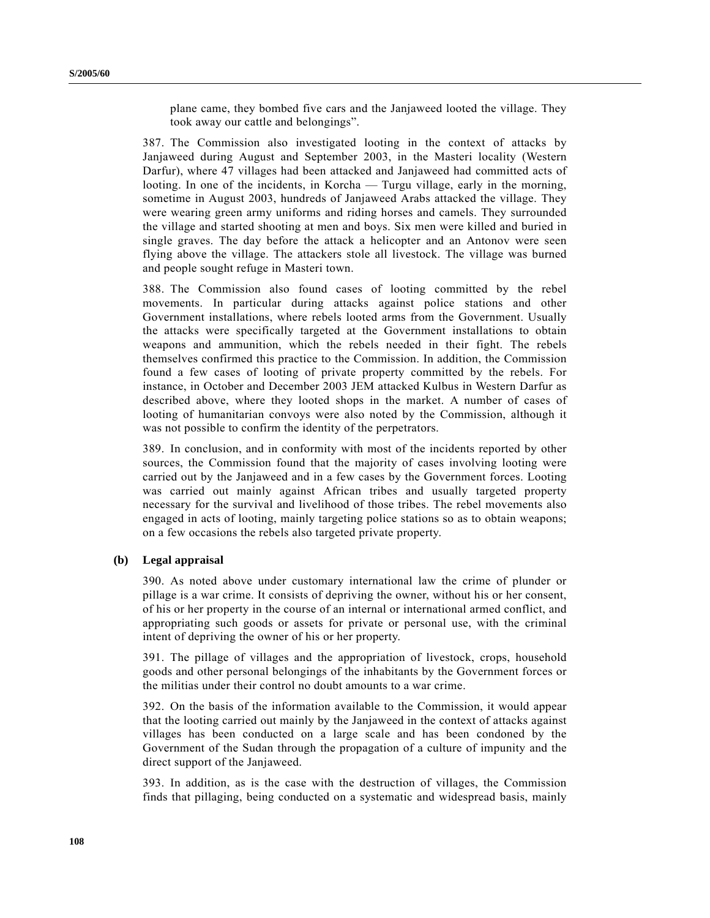plane came, they bombed five cars and the Janjaweed looted the village. They took away our cattle and belongings".

387. The Commission also investigated looting in the context of attacks by Janjaweed during August and September 2003, in the Masteri locality (Western Darfur), where 47 villages had been attacked and Janjaweed had committed acts of looting. In one of the incidents, in Korcha — Turgu village, early in the morning, sometime in August 2003, hundreds of Janjaweed Arabs attacked the village. They were wearing green army uniforms and riding horses and camels. They surrounded the village and started shooting at men and boys. Six men were killed and buried in single graves. The day before the attack a helicopter and an Antonov were seen flying above the village. The attackers stole all livestock. The village was burned and people sought refuge in Masteri town.

388. The Commission also found cases of looting committed by the rebel movements. In particular during attacks against police stations and other Government installations, where rebels looted arms from the Government. Usually the attacks were specifically targeted at the Government installations to obtain weapons and ammunition, which the rebels needed in their fight. The rebels themselves confirmed this practice to the Commission. In addition, the Commission found a few cases of looting of private property committed by the rebels. For instance, in October and December 2003 JEM attacked Kulbus in Western Darfur as described above, where they looted shops in the market. A number of cases of looting of humanitarian convoys were also noted by the Commission, although it was not possible to confirm the identity of the perpetrators.

389. In conclusion, and in conformity with most of the incidents reported by other sources, the Commission found that the majority of cases involving looting were carried out by the Janjaweed and in a few cases by the Government forces. Looting was carried out mainly against African tribes and usually targeted property necessary for the survival and livelihood of those tribes. The rebel movements also engaged in acts of looting, mainly targeting police stations so as to obtain weapons; on a few occasions the rebels also targeted private property.

### (b) Legal appraisal

390. As noted above under customary international law the crime of plunder or pillage is a war crime. It consists of depriving the owner, without his or her consent, of his or her property in the course of an internal or international armed conflict, and appropriating such goods or assets for private or personal use, with the criminal intent of depriving the owner of his or her property.

391. The pillage of villages and the appropriation of livestock, crops, household goods and other personal belongings of the inhabitants by the Government forces or the militias under their control no doubt amounts to a war crime.

392. On the basis of the information available to the Commission, it would appear that the looting carried out mainly by the Janjaweed in the context of attacks against villages has been conducted on a large scale and has been condoned by the Government of the Sudan through the propagation of a culture of impunity and the direct support of the Janjaweed.

393. In addition, as is the case with the destruction of villages, the Commission finds that pillaging, being conducted on a systematic and widespread basis, mainly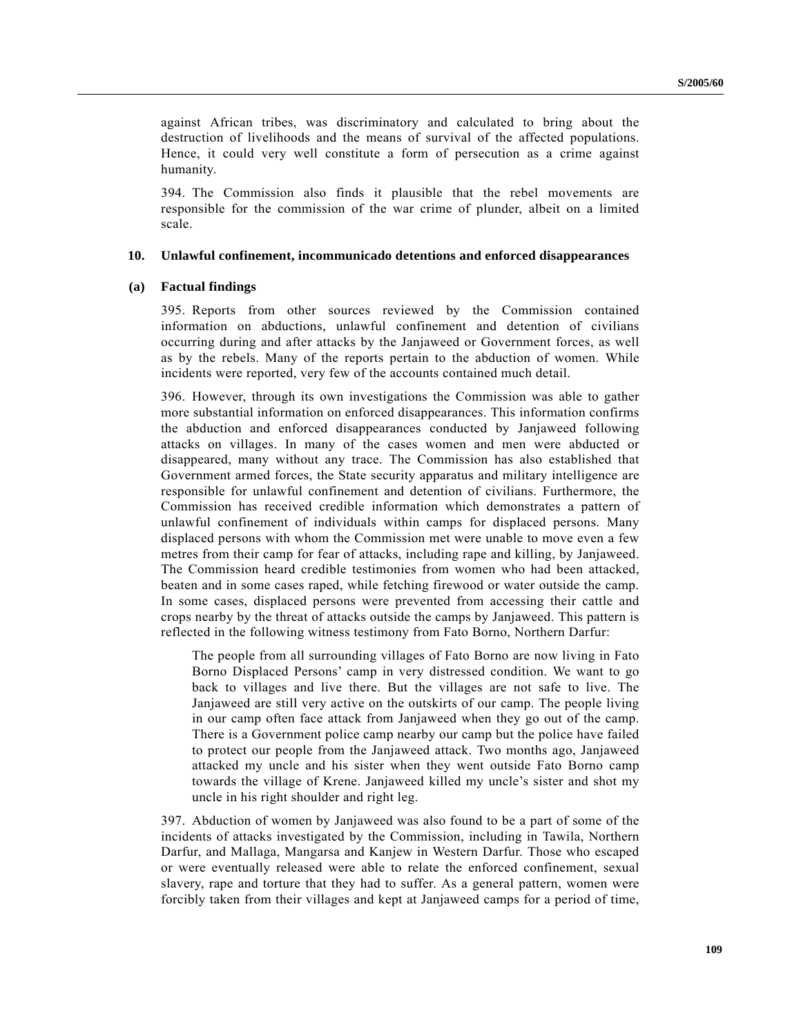against African tribes, was discriminatory and calculated to bring about the destruction of livelihoods and the means of survival of the affected populations. Hence, it could very well constitute a form of persecution as a crime against humanity.

394. The Commission also finds it plausible that the rebel movements are responsible for the commission of the war crime of plunder, albeit on a limited scale.

### 10. Unlawful confinement, incommunicado detentions and enforced disappearances

#### (a) Factual findings

395. Reports from other sources reviewed by the Commission contained information on abductions, unlawful confinement and detention of civilians occurring during and after attacks by the Janjaweed or Government forces, as well as by the rebels. Many of the reports pertain to the abduction of women. While incidents were reported, very few of the accounts contained much detail.

396. However, through its own investigations the Commission was able to gather more substantial information on enforced disappearances. This information confirms the abduction and enforced disappearances conducted by Janjaweed following attacks on villages. In many of the cases women and men were abducted or disappeared, many without any trace. The Commission has also established that Government armed forces, the State security apparatus and military intelligence are responsible for unlawful confinement and detention of civilians. Furthermore, the Commission has received credible information which demonstrates a pattern of unlawful confinement of individuals within camps for displaced persons. Many displaced persons with whom the Commission met were unable to move even a few metres from their camp for fear of attacks, including rape and killing, by Janjaweed. The Commission heard credible testimonies from women who had been attacked, beaten and in some cases raped, while fetching firewood or water outside the camp. In some cases, displaced persons were prevented from accessing their cattle and crops nearby by the threat of attacks outside the camps by Janjaweed. This pattern is reflected in the following witness testimony from Fato Borno, Northern Darfur:

> The people from all surrounding villages of Fato Borno are now living in Fato Borno Displaced Persons' camp in very distressed condition. We want to go back to villages and live there. But the villages are not safe to live. The Janjaweed are still very active on the outskirts of our camp. The people living in our camp often face attack from Janjaweed when they go out of the camp. There is a Government police camp nearby our camp but the police have failed to protect our people from the Janjaweed attack. Two months ago, Janjaweed attacked my uncle and his sister when they went outside Fato Borno camp towards the village of Krene. Janjaweed killed my uncle's sister and shot my uncle in his right shoulder and right leg.

397. Abduction of women by Janjaweed was also found to be a part of some of the incidents of attacks investigated by the Commission, including in Tawila, Northern Darfur, and Mallaga, Mangarsa and Kanjew in Western Darfur. Those who escaped or were eventually released were able to relate the enforced confinement, sexual slavery, rape and torture that they had to suffer. As a general pattern, women were forcibly taken from their villages and kept at Janjaweed camps for a period of time,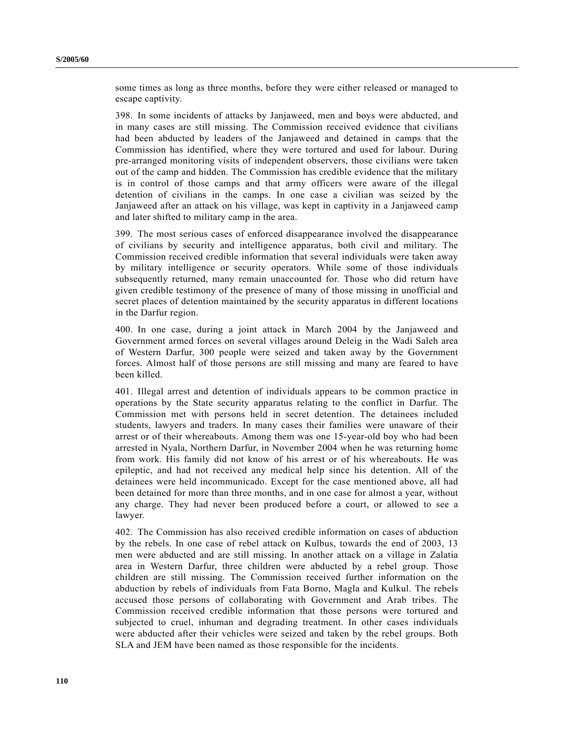some times as long as three months, before they were either released or managed to escape captivity.

398. In some incidents of attacks by Janjaweed, men and boys were abducted, and in many cases are still missing. The Commission received evidence that civilians had been abducted by leaders of the Janjaweed and detained in camps that the Commission has identified, where they were tortured and used for labour. During pre-arranged monitoring visits of independent observers, those civilians were taken out of the camp and hidden. The Commission has credible evidence that the military is in control of those camps and that army officers were aware of the illegal detention of civilians in the camps. In one case a civilian was seized by the Janjaweed after an attack on his village, was kept in captivity in a Janjaweed camp and later shifted to military camp in the area.

399. The most serious cases of enforced disappearance involved the disappearance of civilians by security and intelligence apparatus, both civil and military. The Commission received credible information that several individuals were taken away by military intelligence or security operators. While some of those individuals subsequently returned, many remain unaccounted for. Those who did return have given credible testimony of the presence of many of those missing in unofficial and secret places of detention maintained by the security apparatus in different locations in the Darfur region.

400. In one case, during a joint attack in March 2004 by the Janjaweed and Government armed forces on several villages around Deleig in the Wadi Saleh area of Western Darfur, 300 people were seized and taken away by the Government forces. Almost half of those persons are still missing and many are feared to have been killed.

401. Illegal arrest and detention of individuals appears to be common practice in operations by the State security apparatus relating to the conflict in Darfur. The Commission met with persons held in secret detention. The detainees included students, lawyers and traders. In many cases their families were unaware of their arrest or of their whereabouts. Among them was one 15-year-old boy who had been arrested in Nyala, Northern Darfur, in November 2004 when he was returning home from work. His family did not know of his arrest or of his whereabouts. He was epileptic, and had not received any medical help since his detention. All of the detainees were held incommunicado. Except for the case mentioned above, all had been detained for more than three months, and in one case for almost a year, without any charge. They had never been produced before a court, or allowed to see a lawyer.

402. The Commission has also received credible information on cases of abduction by the rebels. In one case of rebel attack on Kulbus, towards the end of 2003, 13 men were abducted and are still missing. In another attack on a village in Zalatia area in Western Darfur, three children were abducted by a rebel group. Those children are still missing. The Commission received further information on the abduction by rebels of individuals from Fata Borno, Magla and Kulkul. The rebels accused those persons of collaborating with Government and Arab tribes. The Commission received credible information that those persons were tortured and subjected to cruel, inhuman and degrading treatment. In other cases individuals were abducted after their vehicles were seized and taken by the rebel groups. Both SLA and JEM have been named as those responsible for the incidents.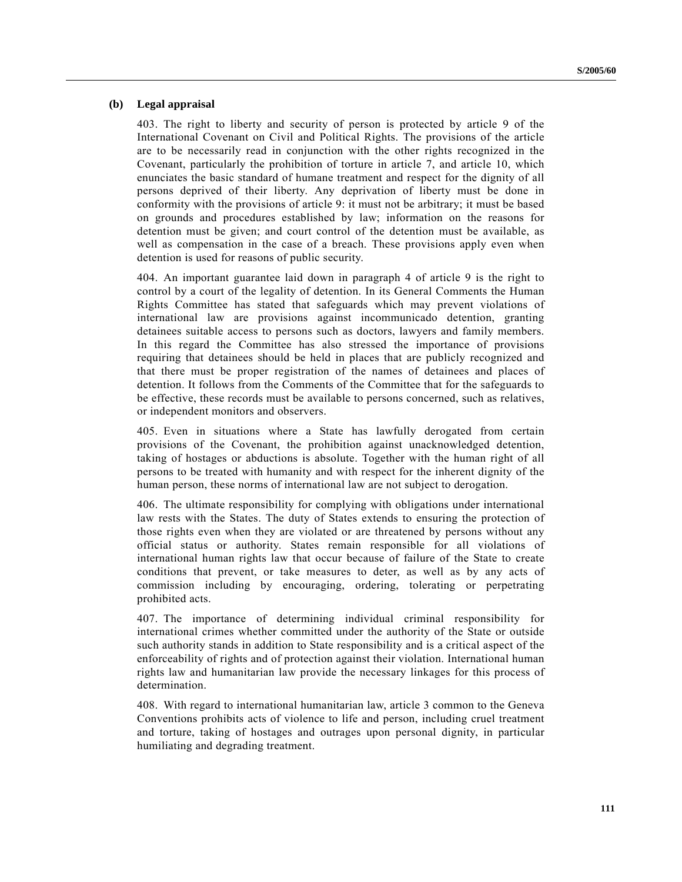### (b) Legal appraisal

403. The right to liberty and security of person is protected by article 9 of the International Covenant on Civil and Political Rights. The provisions of the article are to be necessarily read in conjunction with the other rights recognized in the Covenant, particularly the prohibition of torture in article 7, and article 10, which enunciates the basic standard of humane treatment and respect for the dignity of all persons deprived of their liberty. Any deprivation of liberty must be done in conformity with the provisions of article 9: it must not be arbitrary; it must be based on grounds and procedures established by law; information on the reasons for detention must be given; and court control of the detention must be available, as well as compensation in the case of a breach. These provisions apply even when detention is used for reasons of public security.

404. An important guarantee laid down in paragraph 4 of article 9 is the right to control by a court of the legality of detention. In its General Comments the Human Rights Committee has stated that safeguards which may prevent violations of international law are provisions against incommunicado detention, granting detainees suitable access to persons such as doctors, lawyers and family members. In this regard the Committee has also stressed the importance of provisions requiring that detainees should be held in places that are publicly recognized and that there must be proper registration of the names of detainees and places of detention. It follows from the Comments of the Committee that for the safeguards to be effective, these records must be available to persons concerned, such as relatives, or independent monitors and observers.

405. Even in situations where a State has lawfully derogated from certain provisions of the Covenant, the prohibition against unacknowledged detention, taking of hostages or abductions is absolute. Together with the human right of all persons to be treated with humanity and with respect for the inherent dignity of the human person, these norms of international law are not subject to derogation.

406. The ultimate responsibility for complying with obligations under international law rests with the States. The duty of States extends to ensuring the protection of those rights even when they are violated or are threatened by persons without any official status or authority. States remain responsible for all violations of international human rights law that occur because of failure of the State to create conditions that prevent, or take measures to deter, as well as by any acts of commission including by encouraging, ordering, tolerating or perpetrating prohibited acts.

407. The importance of determining individual criminal responsibility for international crimes whether committed under the authority of the State or outside such authority stands in addition to State responsibility and is a critical aspect of the enforceability of rights and of protection against their violation. International human rights law and humanitarian law provide the necessary linkages for this process of determination.

408. With regard to international humanitarian law, article 3 common to the Geneva Conventions prohibits acts of violence to life and person, including cruel treatment and torture, taking of hostages and outrages upon personal dignity, in particular humiliating and degrading treatment.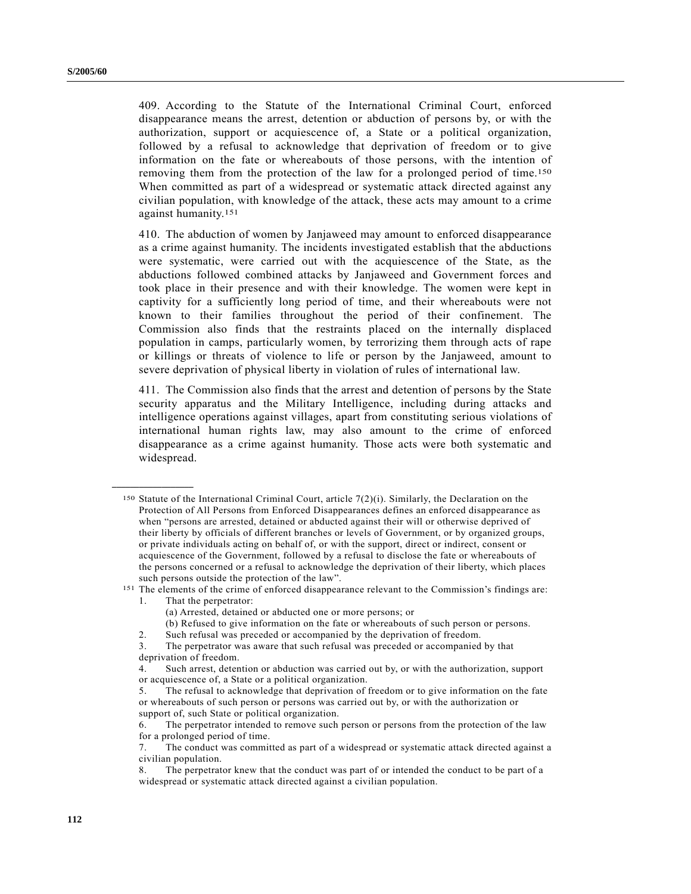409. According to the Statute of the International Criminal Court, enforced disappearance means the arrest, detention or abduction of persons by, or with the authorization, support or acquiescence of, a State or a political organization, followed by a refusal to acknowledge that deprivation of freedom or to give information on the fate or whereabouts of those persons, with the intention of removing them from the protection of the law for a prolonged period of time.[150] When committed as part of a widespread or systematic attack directed against any civilian population, with knowledge of the attack, these acts may amount to a crime against humanity.[151]

410. The abduction of women by Janjaweed may amount to enforced disappearance as a crime against humanity. The incidents investigated establish that the abductions were systematic, were carried out with the acquiescence of the State, as the abductions followed combined attacks by Janjaweed and Government forces and took place in their presence and with their knowledge. The women were kept in captivity for a sufficiently long period of time, and their whereabouts were not known to their families throughout the period of their confinement. The Commission also finds that the restraints placed on the internally displaced population in camps, particularly women, by terrorizing them through acts of rape or killings or threats of violence to life or person by the Janjaweed, amount to severe deprivation of physical liberty in violation of rules of international law.

411. The Commission also finds that the arrest and detention of persons by the State security apparatus and the Military Intelligence, including during attacks and intelligence operations against villages, apart from constituting serious violations of international human rights law, may also amount to the crime of enforced disappearance as a crime against humanity. Those acts were both systematic and widespread.

---

[150] Statute of the International Criminal Court, article 7(2)(i). Similarly, the Declaration on the Protection of All Persons from Enforced Disappearances defines an enforced disappearance as when "persons are arrested, detained or abducted against their will or otherwise deprived of their liberty by officials of different branches or levels of Government, or by organized groups, or private individuals acting on behalf of, or with the support, direct or indirect, consent or acquiescence of the Government, followed by a refusal to disclose the fate or whereabouts of the persons concerned or a refusal to acknowledge the deprivation of their liberty, which places such persons outside the protection of the law".

[151] The elements of the crime of enforced disappearance relevant to the Commission's findings are:

1. That the perpetrator:
   (a) Arrested, detained or abducted one or more persons; or
   (b) Refused to give information on the fate or whereabouts of such person or persons.
2. Such refusal was preceded or accompanied by the deprivation of freedom.
3. The perpetrator was aware that such refusal was preceded or accompanied by that deprivation of freedom.
4. Such arrest, detention or abduction was carried out by, or with the authorization, support or acquiescence of, a State or a political organization.
5. The refusal to acknowledge that deprivation of freedom or to give information on the fate or whereabouts of such person or persons was carried out by, or with the authorization or support of, such State or political organization.
6. The perpetrator intended to remove such person or persons from the protection of the law for a prolonged period of time.
7. The conduct was committed as part of a widespread or systematic attack directed against a civilian population.
8. The perpetrator knew that the conduct was part of or intended the conduct to be part of a widespread or systematic attack directed against a civilian population.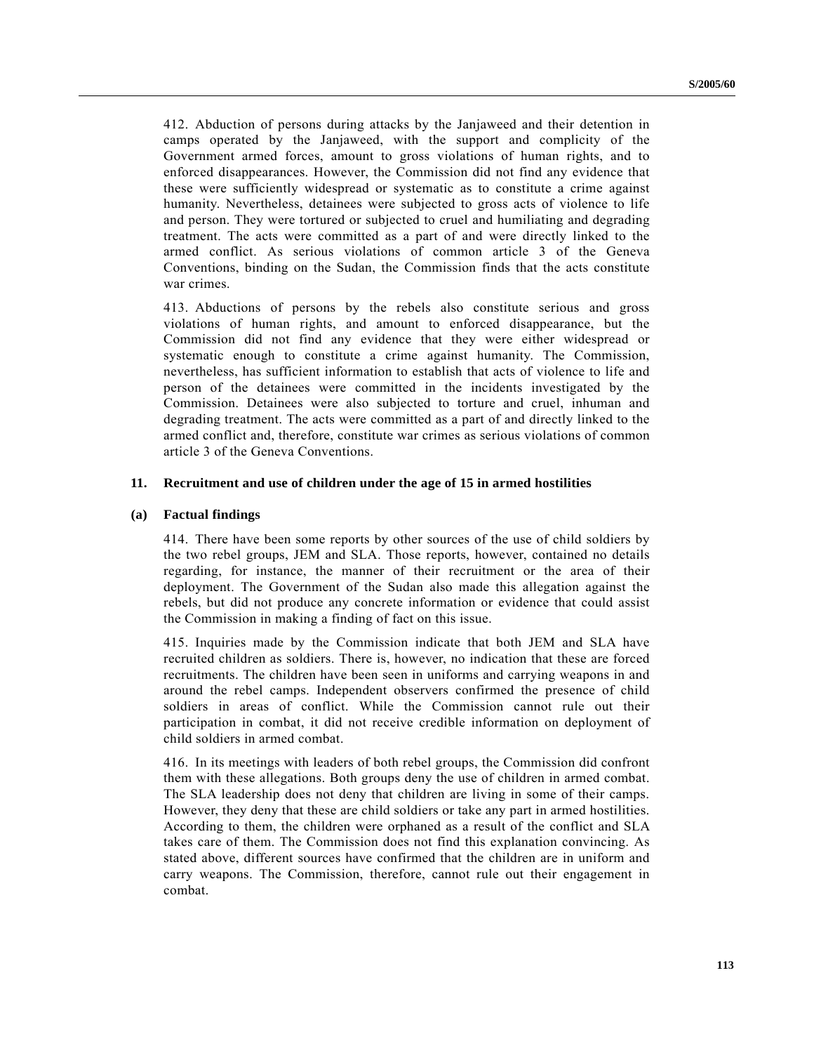412. Abduction of persons during attacks by the Janjaweed and their detention in camps operated by the Janjaweed, with the support and complicity of the Government armed forces, amount to gross violations of human rights, and to enforced disappearances. However, the Commission did not find any evidence that these were sufficiently widespread or systematic as to constitute a crime against humanity. Nevertheless, detainees were subjected to gross acts of violence to life and person. They were tortured or subjected to cruel and humiliating and degrading treatment. The acts were committed as a part of and were directly linked to the armed conflict. As serious violations of common article 3 of the Geneva Conventions, binding on the Sudan, the Commission finds that the acts constitute war crimes.

413. Abductions of persons by the rebels also constitute serious and gross violations of human rights, and amount to enforced disappearance, but the Commission did not find any evidence that they were either widespread or systematic enough to constitute a crime against humanity. The Commission, nevertheless, has sufficient information to establish that acts of violence to life and person of the detainees were committed in the incidents investigated by the Commission. Detainees were also subjected to torture and cruel, inhuman and degrading treatment. The acts were committed as a part of and directly linked to the armed conflict and, therefore, constitute war crimes as serious violations of common article 3 of the Geneva Conventions.

### 11. Recruitment and use of children under the age of 15 in armed hostilities

#### (a) Factual findings

414. There have been some reports by other sources of the use of child soldiers by the two rebel groups, JEM and SLA. Those reports, however, contained no details regarding, for instance, the manner of their recruitment or the area of their deployment. The Government of the Sudan also made this allegation against the rebels, but did not produce any concrete information or evidence that could assist the Commission in making a finding of fact on this issue.

415. Inquiries made by the Commission indicate that both JEM and SLA have recruited children as soldiers. There is, however, no indication that these are forced recruitments. The children have been seen in uniforms and carrying weapons in and around the rebel camps. Independent observers confirmed the presence of child soldiers in areas of conflict. While the Commission cannot rule out their participation in combat, it did not receive credible information on deployment of child soldiers in armed combat.

416. In its meetings with leaders of both rebel groups, the Commission did confront them with these allegations. Both groups deny the use of children in armed combat. The SLA leadership does not deny that children are living in some of their camps. However, they deny that these are child soldiers or take any part in armed hostilities. According to them, the children were orphaned as a result of the conflict and SLA takes care of them. The Commission does not find this explanation convincing. As stated above, different sources have confirmed that the children are in uniform and carry weapons. The Commission, therefore, cannot rule out their engagement in combat.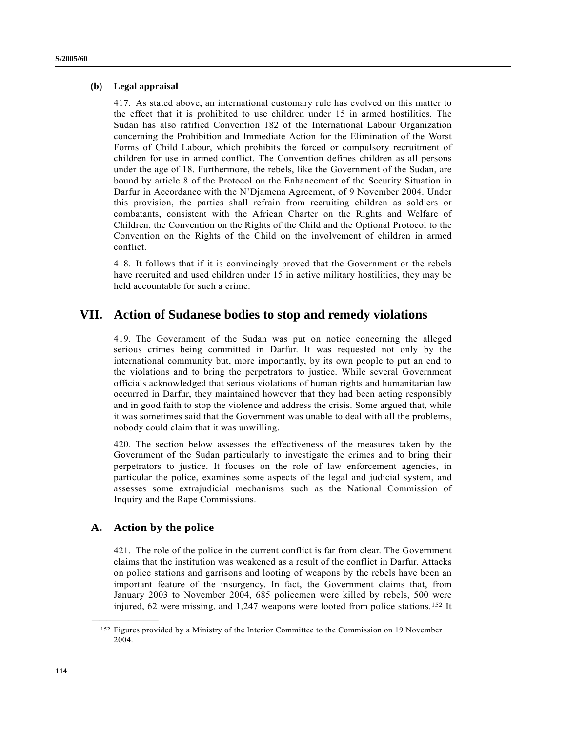### (b) Legal appraisal

417. As stated above, an international customary rule has evolved on this matter to the effect that it is prohibited to use children under 15 in armed hostilities. The Sudan has also ratified Convention 182 of the International Labour Organization concerning the Prohibition and Immediate Action for the Elimination of the Worst Forms of Child Labour, which prohibits the forced or compulsory recruitment of children for use in armed conflict. The Convention defines children as all persons under the age of 18. Furthermore, the rebels, like the Government of the Sudan, are bound by article 8 of the Protocol on the Enhancement of the Security Situation in Darfur in Accordance with the N'Djamena Agreement, of 9 November 2004. Under this provision, the parties shall refrain from recruiting children as soldiers or combatants, consistent with the African Charter on the Rights and Welfare of Children, the Convention on the Rights of the Child and the Optional Protocol to the Convention on the Rights of the Child on the involvement of children in armed conflict.

418. It follows that if it is convincingly proved that the Government or the rebels have recruited and used children under 15 in active military hostilities, they may be held accountable for such a crime.

# VII. Action of Sudanese bodies to stop and remedy violations

419. The Government of the Sudan was put on notice concerning the alleged serious crimes being committed in Darfur. It was requested not only by the international community but, more importantly, by its own people to put an end to the violations and to bring the perpetrators to justice. While several Government officials acknowledged that serious violations of human rights and humanitarian law occurred in Darfur, they maintained however that they had been acting responsibly and in good faith to stop the violence and address the crisis. Some argued that, while it was sometimes said that the Government was unable to deal with all the problems, nobody could claim that it was unwilling.

420. The section below assesses the effectiveness of the measures taken by the Government of the Sudan particularly to investigate the crimes and to bring their perpetrators to justice. It focuses on the role of law enforcement agencies, in particular the police, examines some aspects of the legal and judicial system, and assesses some extrajudicial mechanisms such as the National Commission of Inquiry and the Rape Commissions.

## A. Action by the police

421. The role of the police in the current conflict is far from clear. The Government claims that the institution was weakened as a result of the conflict in Darfur. Attacks on police stations and garrisons and looting of weapons by the rebels have been an important feature of the insurgency. In fact, the Government claims that, from January 2003 to November 2004, 685 policemen were killed by rebels, 500 were injured, 62 were missing, and 1,247 weapons were looted from police stations.[152] It

---

[152] Figures provided by a Ministry of the Interior Committee to the Commission on 19 November 2004.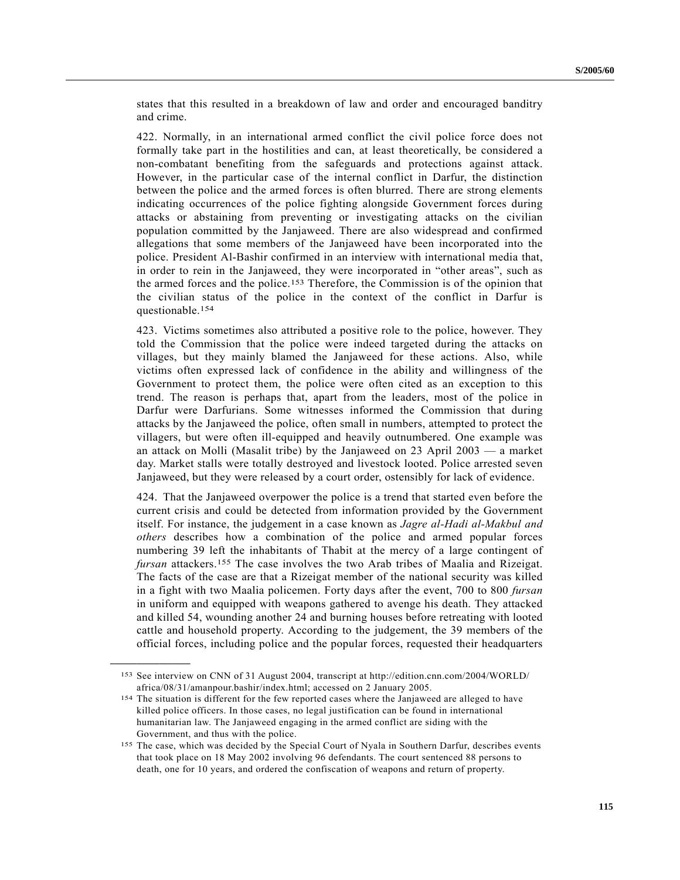states that this resulted in a breakdown of law and order and encouraged banditry and crime.

422. Normally, in an international armed conflict the civil police force does not formally take part in the hostilities and can, at least theoretically, be considered a non-combatant benefiting from the safeguards and protections against attack. However, in the particular case of the internal conflict in Darfur, the distinction between the police and the armed forces is often blurred. There are strong elements indicating occurrences of the police fighting alongside Government forces during attacks or abstaining from preventing or investigating attacks on the civilian population committed by the Janjaweed. There are also widespread and confirmed allegations that some members of the Janjaweed have been incorporated into the police. President Al-Bashir confirmed in an interview with international media that, in order to rein in the Janjaweed, they were incorporated in "other areas", such as the armed forces and the police.[153] Therefore, the Commission is of the opinion that the civilian status of the police in the context of the conflict in Darfur is questionable.[154]

423. Victims sometimes also attributed a positive role to the police, however. They told the Commission that the police were indeed targeted during the attacks on villages, but they mainly blamed the Janjaweed for these actions. Also, while victims often expressed lack of confidence in the ability and willingness of the Government to protect them, the police were often cited as an exception to this trend. The reason is perhaps that, apart from the leaders, most of the police in Darfur were Darfurians. Some witnesses informed the Commission that during attacks by the Janjaweed the police, often small in numbers, attempted to protect the villagers, but were often ill-equipped and heavily outnumbered. One example was an attack on Molli (Masalit tribe) by the Janjaweed on 23 April 2003 — a market day. Market stalls were totally destroyed and livestock looted. Police arrested seven Janjaweed, but they were released by a court order, ostensibly for lack of evidence.

424. That the Janjaweed overpower the police is a trend that started even before the current crisis and could be detected from information provided by the Government itself. For instance, the judgement in a case known as *Jagre al-Hadi al-Makbul and others* describes how a combination of the police and armed popular forces numbering 39 left the inhabitants of Thabit at the mercy of a large contingent of *fursan* attackers.[155] The case involves the two Arab tribes of Maalia and Rizeigat. The facts of the case are that a Rizeigat member of the national security was killed in a fight with two Maalia policemen. Forty days after the event, 700 to 800 *fursan* in uniform and equipped with weapons gathered to avenge his death. They attacked and killed 54, wounding another 24 and burning houses before retreating with looted cattle and household property. According to the judgement, the 39 members of the official forces, including police and the popular forces, requested their headquarters

---

[153] See interview on CNN of 31 August 2004, transcript at http://edition.cnn.com/2004/WORLD/africa/08/31/amanpour.bashir/index.html; accessed on 2 January 2005.

[154] The situation is different for the few reported cases where the Janjaweed are alleged to have killed police officers. In those cases, no legal justification can be found in international humanitarian law. The Janjaweed engaging in the armed conflict are siding with the Government, and thus with the police.

[155] The case, which was decided by the Special Court of Nyala in Southern Darfur, describes events that took place on 18 May 2002 involving 96 defendants. The court sentenced 88 persons to death, one for 10 years, and ordered the confiscation of weapons and return of property.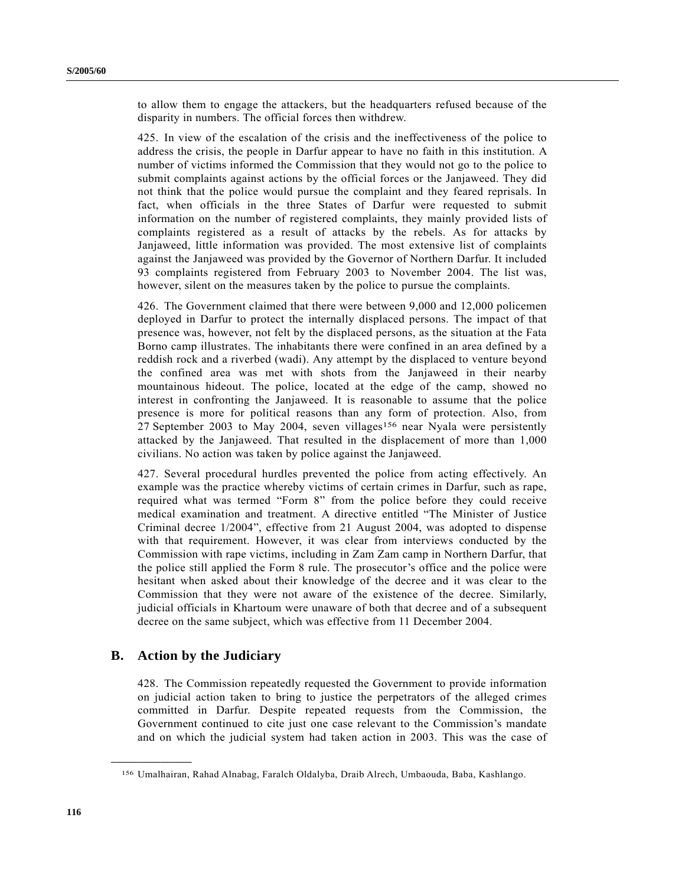to allow them to engage the attackers, but the headquarters refused because of the disparity in numbers. The official forces then withdrew.

425. In view of the escalation of the crisis and the ineffectiveness of the police to address the crisis, the people in Darfur appear to have no faith in this institution. A number of victims informed the Commission that they would not go to the police to submit complaints against actions by the official forces or the Janjaweed. They did not think that the police would pursue the complaint and they feared reprisals. In fact, when officials in the three States of Darfur were requested to submit information on the number of registered complaints, they mainly provided lists of complaints registered as a result of attacks by the rebels. As for attacks by Janjaweed, little information was provided. The most extensive list of complaints against the Janjaweed was provided by the Governor of Northern Darfur. It included 93 complaints registered from February 2003 to November 2004. The list was, however, silent on the measures taken by the police to pursue the complaints.

426. The Government claimed that there were between 9,000 and 12,000 policemen deployed in Darfur to protect the internally displaced persons. The impact of that presence was, however, not felt by the displaced persons, as the situation at the Fata Borno camp illustrates. The inhabitants there were confined in an area defined by a reddish rock and a riverbed (wadi). Any attempt by the displaced to venture beyond the confined area was met with shots from the Janjaweed in their nearby mountainous hideout. The police, located at the edge of the camp, showed no interest in confronting the Janjaweed. It is reasonable to assume that the police presence is more for political reasons than any form of protection. Also, from 27 September 2003 to May 2004, seven villages[156] near Nyala were persistently attacked by the Janjaweed. That resulted in the displacement of more than 1,000 civilians. No action was taken by police against the Janjaweed.

427. Several procedural hurdles prevented the police from acting effectively. An example was the practice whereby victims of certain crimes in Darfur, such as rape, required what was termed "Form 8" from the police before they could receive medical examination and treatment. A directive entitled "The Minister of Justice Criminal decree 1/2004", effective from 21 August 2004, was adopted to dispense with that requirement. However, it was clear from interviews conducted by the Commission with rape victims, including in Zam Zam camp in Northern Darfur, that the police still applied the Form 8 rule. The prosecutor's office and the police were hesitant when asked about their knowledge of the decree and it was clear to the Commission that they were not aware of the existence of the decree. Similarly, judicial officials in Khartoum were unaware of both that decree and of a subsequent decree on the same subject, which was effective from 11 December 2004.

## B. Action by the Judiciary

428. The Commission repeatedly requested the Government to provide information on judicial action taken to bring to justice the perpetrators of the alleged crimes committed in Darfur. Despite repeated requests from the Commission, the Government continued to cite just one case relevant to the Commission's mandate and on which the judicial system had taken action in 2003. This was the case of

---

[156] Umalhairan, Rahad Alnabag, Faralch Oldalyba, Draib Alrech, Umbaouda, Baba, Kashlango.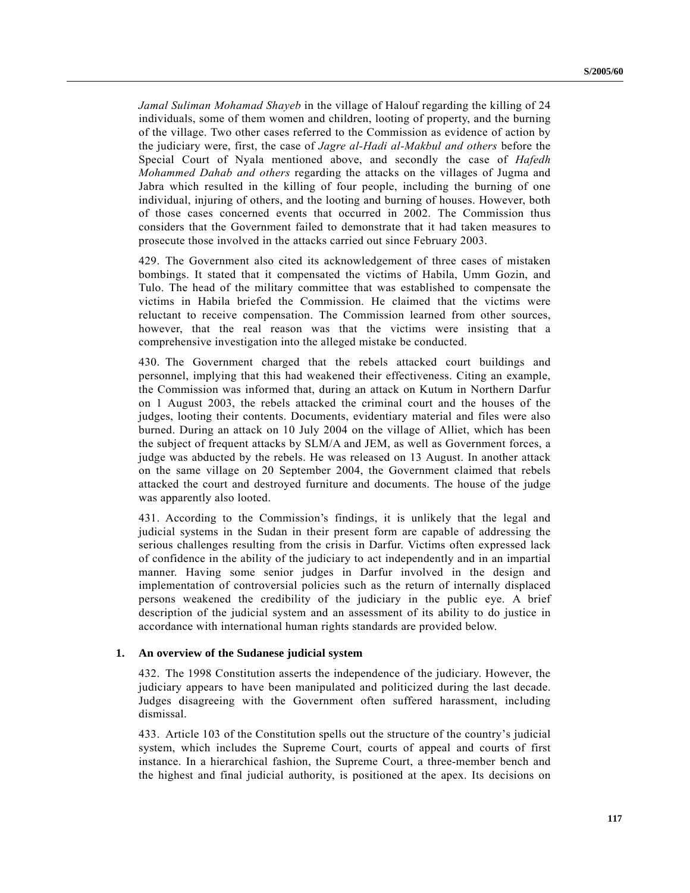*Jamal Suliman Mohamad Shayeb* in the village of Halouf regarding the killing of 24 individuals, some of them women and children, looting of property, and the burning of the village. Two other cases referred to the Commission as evidence of action by the judiciary were, first, the case of *Jagre al-Hadi al-Makbul and others* before the Special Court of Nyala mentioned above, and secondly the case of *Hafedh Mohammed Dahab and others* regarding the attacks on the villages of Jugma and Jabra which resulted in the killing of four people, including the burning of one individual, injuring of others, and the looting and burning of houses. However, both of those cases concerned events that occurred in 2002. The Commission thus considers that the Government failed to demonstrate that it had taken measures to prosecute those involved in the attacks carried out since February 2003.

429. The Government also cited its acknowledgement of three cases of mistaken bombings. It stated that it compensated the victims of Habila, Umm Gozin, and Tulo. The head of the military committee that was established to compensate the victims in Habila briefed the Commission. He claimed that the victims were reluctant to receive compensation. The Commission learned from other sources, however, that the real reason was that the victims were insisting that a comprehensive investigation into the alleged mistake be conducted.

430. The Government charged that the rebels attacked court buildings and personnel, implying that this had weakened their effectiveness. Citing an example, the Commission was informed that, during an attack on Kutum in Northern Darfur on 1 August 2003, the rebels attacked the criminal court and the houses of the judges, looting their contents. Documents, evidentiary material and files were also burned. During an attack on 10 July 2004 on the village of Alliet, which has been the subject of frequent attacks by SLM/A and JEM, as well as Government forces, a judge was abducted by the rebels. He was released on 13 August. In another attack on the same village on 20 September 2004, the Government claimed that rebels attacked the court and destroyed furniture and documents. The house of the judge was apparently also looted.

431. According to the Commission's findings, it is unlikely that the legal and judicial systems in the Sudan in their present form are capable of addressing the serious challenges resulting from the crisis in Darfur. Victims often expressed lack of confidence in the ability of the judiciary to act independently and in an impartial manner. Having some senior judges in Darfur involved in the design and implementation of controversial policies such as the return of internally displaced persons weakened the credibility of the judiciary in the public eye. A brief description of the judicial system and an assessment of its ability to do justice in accordance with international human rights standards are provided below.

### 1. An overview of the Sudanese judicial system

432. The 1998 Constitution asserts the independence of the judiciary. However, the judiciary appears to have been manipulated and politicized during the last decade. Judges disagreeing with the Government often suffered harassment, including dismissal.

433. Article 103 of the Constitution spells out the structure of the country's judicial system, which includes the Supreme Court, courts of appeal and courts of first instance. In a hierarchical fashion, the Supreme Court, a three-member bench and the highest and final judicial authority, is positioned at the apex. Its decisions on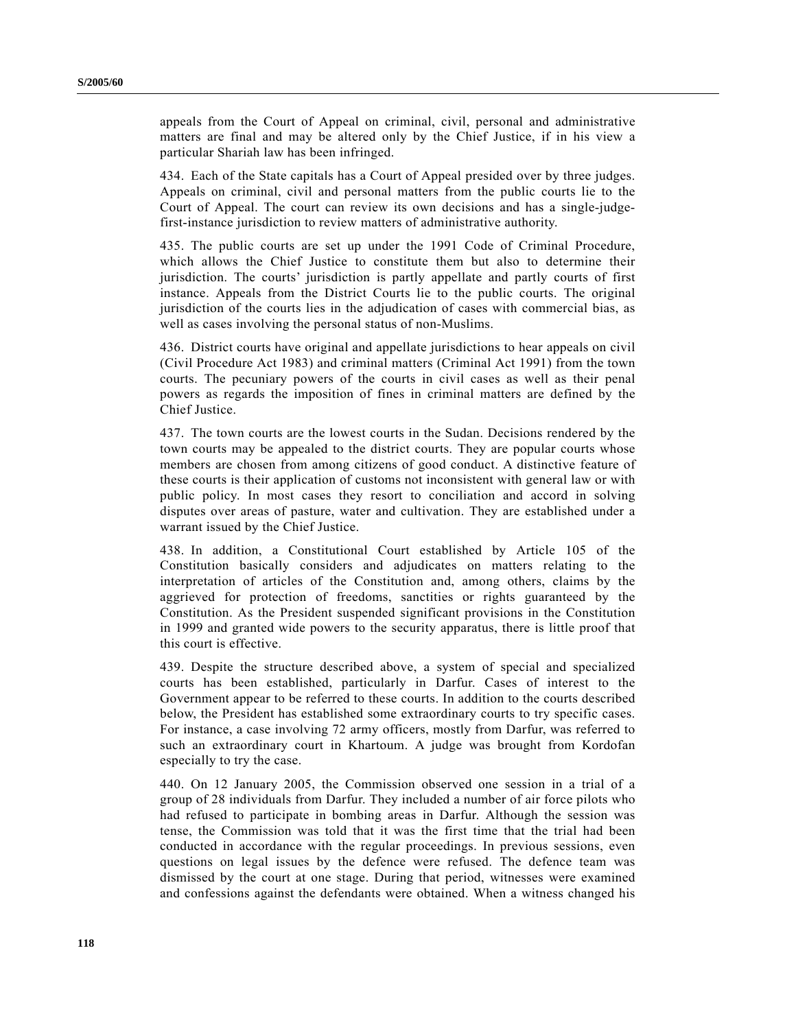appeals from the Court of Appeal on criminal, civil, personal and administrative matters are final and may be altered only by the Chief Justice, if in his view a particular Shariah law has been infringed.

434. Each of the State capitals has a Court of Appeal presided over by three judges. Appeals on criminal, civil and personal matters from the public courts lie to the Court of Appeal. The court can review its own decisions and has a single-judge-first-instance jurisdiction to review matters of administrative authority.

435. The public courts are set up under the 1991 Code of Criminal Procedure, which allows the Chief Justice to constitute them but also to determine their jurisdiction. The courts' jurisdiction is partly appellate and partly courts of first instance. Appeals from the District Courts lie to the public courts. The original jurisdiction of the courts lies in the adjudication of cases with commercial bias, as well as cases involving the personal status of non-Muslims.

436. District courts have original and appellate jurisdictions to hear appeals on civil (Civil Procedure Act 1983) and criminal matters (Criminal Act 1991) from the town courts. The pecuniary powers of the courts in civil cases as well as their penal powers as regards the imposition of fines in criminal matters are defined by the Chief Justice.

437. The town courts are the lowest courts in the Sudan. Decisions rendered by the town courts may be appealed to the district courts. They are popular courts whose members are chosen from among citizens of good conduct. A distinctive feature of these courts is their application of customs not inconsistent with general law or with public policy. In most cases they resort to conciliation and accord in solving disputes over areas of pasture, water and cultivation. They are established under a warrant issued by the Chief Justice.

438. In addition, a Constitutional Court established by Article 105 of the Constitution basically considers and adjudicates on matters relating to the interpretation of articles of the Constitution and, among others, claims by the aggrieved for protection of freedoms, sanctities or rights guaranteed by the Constitution. As the President suspended significant provisions in the Constitution in 1999 and granted wide powers to the security apparatus, there is little proof that this court is effective.

439. Despite the structure described above, a system of special and specialized courts has been established, particularly in Darfur. Cases of interest to the Government appear to be referred to these courts. In addition to the courts described below, the President has established some extraordinary courts to try specific cases. For instance, a case involving 72 army officers, mostly from Darfur, was referred to such an extraordinary court in Khartoum. A judge was brought from Kordofan especially to try the case.

440. On 12 January 2005, the Commission observed one session in a trial of a group of 28 individuals from Darfur. They included a number of air force pilots who had refused to participate in bombing areas in Darfur. Although the session was tense, the Commission was told that it was the first time that the trial had been conducted in accordance with the regular proceedings. In previous sessions, even questions on legal issues by the defence were refused. The defence team was dismissed by the court at one stage. During that period, witnesses were examined and confessions against the defendants were obtained. When a witness changed his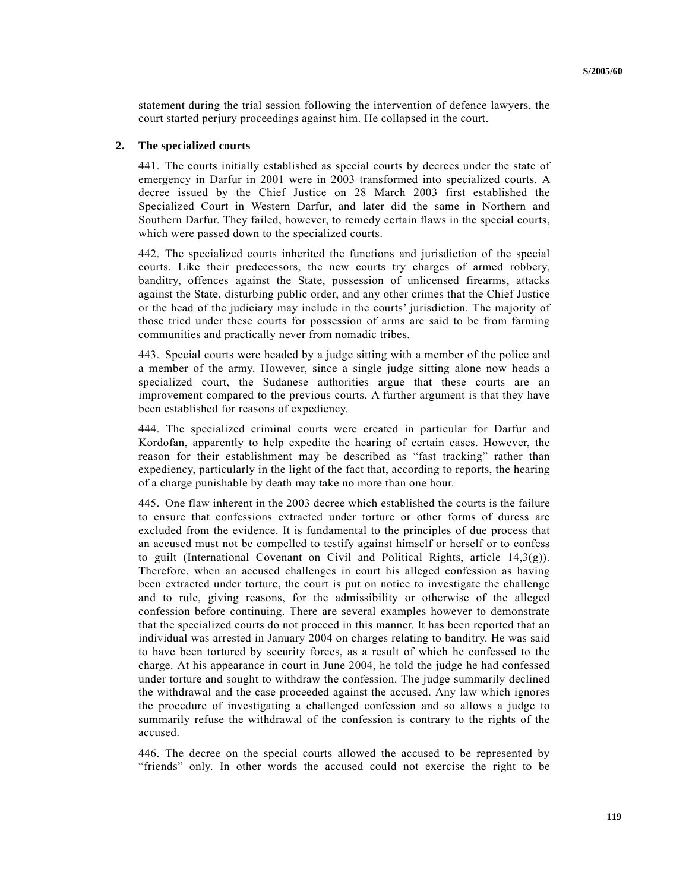statement during the trial session following the intervention of defence lawyers, the court started perjury proceedings against him. He collapsed in the court.

### 2. The specialized courts

441. The courts initially established as special courts by decrees under the state of emergency in Darfur in 2001 were in 2003 transformed into specialized courts. A decree issued by the Chief Justice on 28 March 2003 first established the Specialized Court in Western Darfur, and later did the same in Northern and Southern Darfur. They failed, however, to remedy certain flaws in the special courts, which were passed down to the specialized courts.

442. The specialized courts inherited the functions and jurisdiction of the special courts. Like their predecessors, the new courts try charges of armed robbery, banditry, offences against the State, possession of unlicensed firearms, attacks against the State, disturbing public order, and any other crimes that the Chief Justice or the head of the judiciary may include in the courts' jurisdiction. The majority of those tried under these courts for possession of arms are said to be from farming communities and practically never from nomadic tribes.

443. Special courts were headed by a judge sitting with a member of the police and a member of the army. However, since a single judge sitting alone now heads a specialized court, the Sudanese authorities argue that these courts are an improvement compared to the previous courts. A further argument is that they have been established for reasons of expediency.

444. The specialized criminal courts were created in particular for Darfur and Kordofan, apparently to help expedite the hearing of certain cases. However, the reason for their establishment may be described as "fast tracking" rather than expediency, particularly in the light of the fact that, according to reports, the hearing of a charge punishable by death may take no more than one hour.

445. One flaw inherent in the 2003 decree which established the courts is the failure to ensure that confessions extracted under torture or other forms of duress are excluded from the evidence. It is fundamental to the principles of due process that an accused must not be compelled to testify against himself or herself or to confess to guilt (International Covenant on Civil and Political Rights, article 14,3(g)). Therefore, when an accused challenges in court his alleged confession as having been extracted under torture, the court is put on notice to investigate the challenge and to rule, giving reasons, for the admissibility or otherwise of the alleged confession before continuing. There are several examples however to demonstrate that the specialized courts do not proceed in this manner. It has been reported that an individual was arrested in January 2004 on charges relating to banditry. He was said to have been tortured by security forces, as a result of which he confessed to the charge. At his appearance in court in June 2004, he told the judge he had confessed under torture and sought to withdraw the confession. The judge summarily declined the withdrawal and the case proceeded against the accused. Any law which ignores the procedure of investigating a challenged confession and so allows a judge to summarily refuse the withdrawal of the confession is contrary to the rights of the accused.

446. The decree on the special courts allowed the accused to be represented by "friends" only. In other words the accused could not exercise the right to be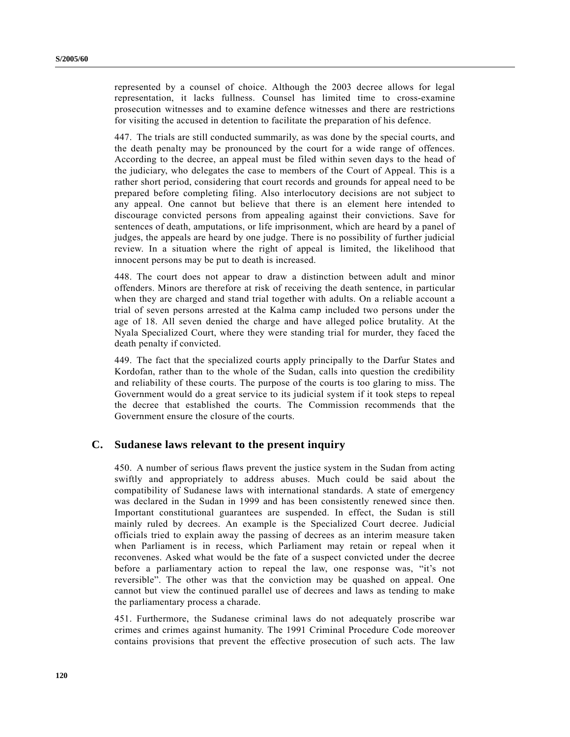represented by a counsel of choice. Although the 2003 decree allows for legal representation, it lacks fullness. Counsel has limited time to cross-examine prosecution witnesses and to examine defence witnesses and there are restrictions for visiting the accused in detention to facilitate the preparation of his defence.

447. The trials are still conducted summarily, as was done by the special courts, and the death penalty may be pronounced by the court for a wide range of offences. According to the decree, an appeal must be filed within seven days to the head of the judiciary, who delegates the case to members of the Court of Appeal. This is a rather short period, considering that court records and grounds for appeal need to be prepared before completing filing. Also interlocutory decisions are not subject to any appeal. One cannot but believe that there is an element here intended to discourage convicted persons from appealing against their convictions. Save for sentences of death, amputations, or life imprisonment, which are heard by a panel of judges, the appeals are heard by one judge. There is no possibility of further judicial review. In a situation where the right of appeal is limited, the likelihood that innocent persons may be put to death is increased.

448. The court does not appear to draw a distinction between adult and minor offenders. Minors are therefore at risk of receiving the death sentence, in particular when they are charged and stand trial together with adults. On a reliable account a trial of seven persons arrested at the Kalma camp included two persons under the age of 18. All seven denied the charge and have alleged police brutality. At the Nyala Specialized Court, where they were standing trial for murder, they faced the death penalty if convicted.

449. The fact that the specialized courts apply principally to the Darfur States and Kordofan, rather than to the whole of the Sudan, calls into question the credibility and reliability of these courts. The purpose of the courts is too glaring to miss. The Government would do a great service to its judicial system if it took steps to repeal the decree that established the courts. The Commission recommends that the Government ensure the closure of the courts.

## C. Sudanese laws relevant to the present inquiry

450. A number of serious flaws prevent the justice system in the Sudan from acting swiftly and appropriately to address abuses. Much could be said about the compatibility of Sudanese laws with international standards. A state of emergency was declared in the Sudan in 1999 and has been consistently renewed since then. Important constitutional guarantees are suspended. In effect, the Sudan is still mainly ruled by decrees. An example is the Specialized Court decree. Judicial officials tried to explain away the passing of decrees as an interim measure taken when Parliament is in recess, which Parliament may retain or repeal when it reconvenes. Asked what would be the fate of a suspect convicted under the decree before a parliamentary action to repeal the law, one response was, "it's not reversible". The other was that the conviction may be quashed on appeal. One cannot but view the continued parallel use of decrees and laws as tending to make the parliamentary process a charade.

451. Furthermore, the Sudanese criminal laws do not adequately proscribe war crimes and crimes against humanity. The 1991 Criminal Procedure Code moreover contains provisions that prevent the effective prosecution of such acts. The law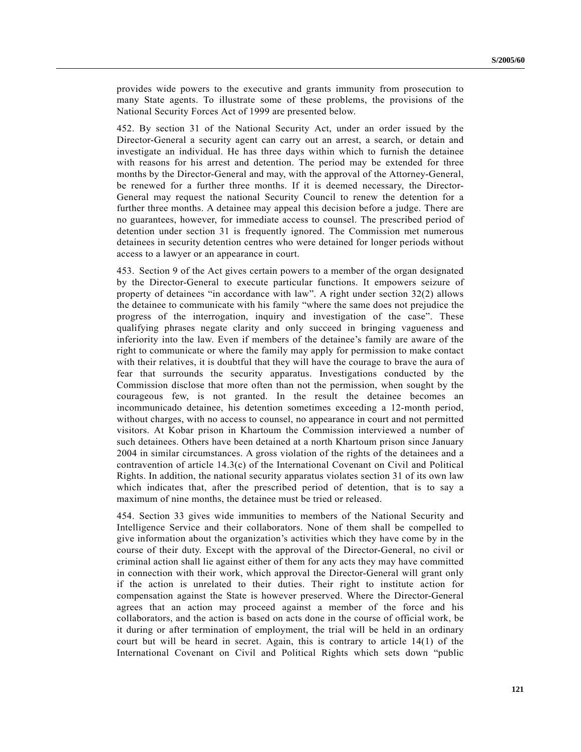provides wide powers to the executive and grants immunity from prosecution to many State agents. To illustrate some of these problems, the provisions of the National Security Forces Act of 1999 are presented below.

452. By section 31 of the National Security Act, under an order issued by the Director-General a security agent can carry out an arrest, a search, or detain and investigate an individual. He has three days within which to furnish the detainee with reasons for his arrest and detention. The period may be extended for three months by the Director-General and may, with the approval of the Attorney-General, be renewed for a further three months. If it is deemed necessary, the Director-General may request the national Security Council to renew the detention for a further three months. A detainee may appeal this decision before a judge. There are no guarantees, however, for immediate access to counsel. The prescribed period of detention under section 31 is frequently ignored. The Commission met numerous detainees in security detention centres who were detained for longer periods without access to a lawyer or an appearance in court.

453. Section 9 of the Act gives certain powers to a member of the organ designated by the Director-General to execute particular functions. It empowers seizure of property of detainees "in accordance with law". A right under section 32(2) allows the detainee to communicate with his family "where the same does not prejudice the progress of the interrogation, inquiry and investigation of the case". These qualifying phrases negate clarity and only succeed in bringing vagueness and inferiority into the law. Even if members of the detainee's family are aware of the right to communicate or where the family may apply for permission to make contact with their relatives, it is doubtful that they will have the courage to brave the aura of fear that surrounds the security apparatus. Investigations conducted by the Commission disclose that more often than not the permission, when sought by the courageous few, is not granted. In the result the detainee becomes an incommunicado detainee, his detention sometimes exceeding a 12-month period, without charges, with no access to counsel, no appearance in court and not permitted visitors. At Kobar prison in Khartoum the Commission interviewed a number of such detainees. Others have been detained at a north Khartoum prison since January 2004 in similar circumstances. A gross violation of the rights of the detainees and a contravention of article 14.3(c) of the International Covenant on Civil and Political Rights. In addition, the national security apparatus violates section 31 of its own law which indicates that, after the prescribed period of detention, that is to say a maximum of nine months, the detainee must be tried or released.

454. Section 33 gives wide immunities to members of the National Security and Intelligence Service and their collaborators. None of them shall be compelled to give information about the organization's activities which they have come by in the course of their duty. Except with the approval of the Director-General, no civil or criminal action shall lie against either of them for any acts they may have committed in connection with their work, which approval the Director-General will grant only if the action is unrelated to their duties. Their right to institute action for compensation against the State is however preserved. Where the Director-General agrees that an action may proceed against a member of the force and his collaborators, and the action is based on acts done in the course of official work, be it during or after termination of employment, the trial will be held in an ordinary court but will be heard in secret. Again, this is contrary to article 14(1) of the International Covenant on Civil and Political Rights which sets down "public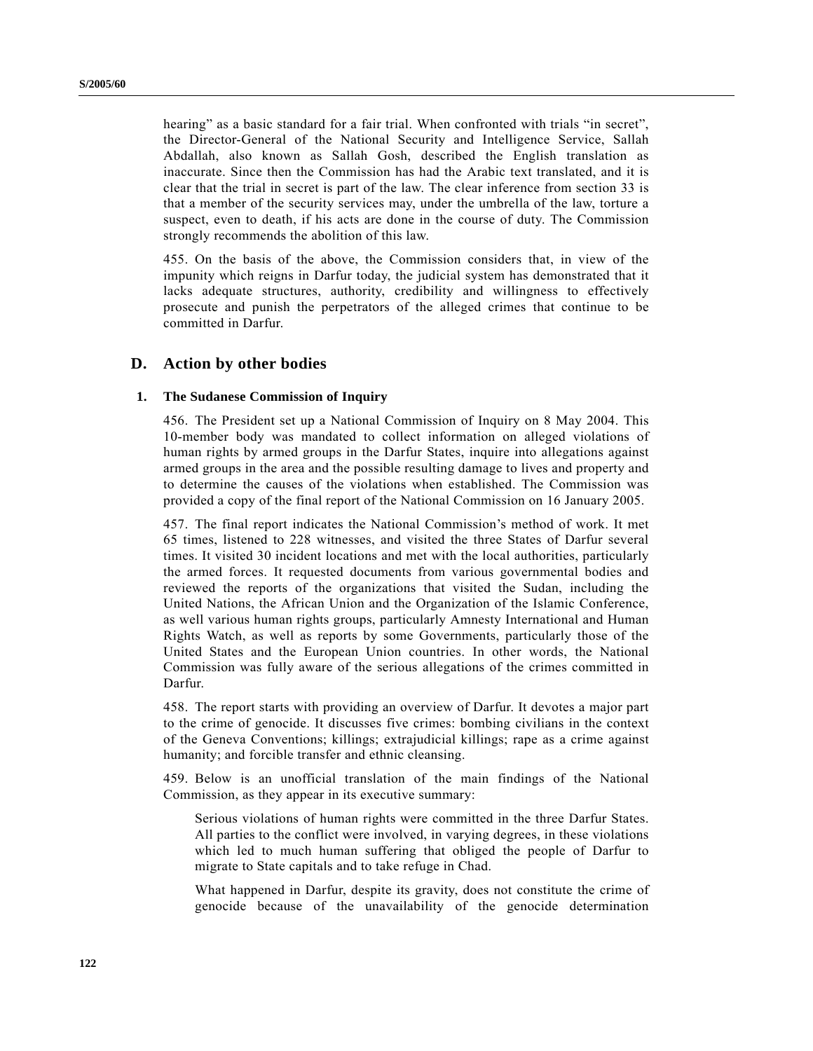hearing" as a basic standard for a fair trial. When confronted with trials "in secret", the Director-General of the National Security and Intelligence Service, Sallah Abdallah, also known as Sallah Gosh, described the English translation as inaccurate. Since then the Commission has had the Arabic text translated, and it is clear that the trial in secret is part of the law. The clear inference from section 33 is that a member of the security services may, under the umbrella of the law, torture a suspect, even to death, if his acts are done in the course of duty. The Commission strongly recommends the abolition of this law.

455. On the basis of the above, the Commission considers that, in view of the impunity which reigns in Darfur today, the judicial system has demonstrated that it lacks adequate structures, authority, credibility and willingness to effectively prosecute and punish the perpetrators of the alleged crimes that continue to be committed in Darfur.

## D. Action by other bodies

### 1. The Sudanese Commission of Inquiry

456. The President set up a National Commission of Inquiry on 8 May 2004. This 10-member body was mandated to collect information on alleged violations of human rights by armed groups in the Darfur States, inquire into allegations against armed groups in the area and the possible resulting damage to lives and property and to determine the causes of the violations when established. The Commission was provided a copy of the final report of the National Commission on 16 January 2005.

457. The final report indicates the National Commission's method of work. It met 65 times, listened to 228 witnesses, and visited the three States of Darfur several times. It visited 30 incident locations and met with the local authorities, particularly the armed forces. It requested documents from various governmental bodies and reviewed the reports of the organizations that visited the Sudan, including the United Nations, the African Union and the Organization of the Islamic Conference, as well various human rights groups, particularly Amnesty International and Human Rights Watch, as well as reports by some Governments, particularly those of the United States and the European Union countries. In other words, the National Commission was fully aware of the serious allegations of the crimes committed in Darfur.

458. The report starts with providing an overview of Darfur. It devotes a major part to the crime of genocide. It discusses five crimes: bombing civilians in the context of the Geneva Conventions; killings; extrajudicial killings; rape as a crime against humanity; and forcible transfer and ethnic cleansing.

459. Below is an unofficial translation of the main findings of the National Commission, as they appear in its executive summary:

> Serious violations of human rights were committed in the three Darfur States. All parties to the conflict were involved, in varying degrees, in these violations which led to much human suffering that obliged the people of Darfur to migrate to State capitals and to take refuge in Chad.
>
> What happened in Darfur, despite its gravity, does not constitute the crime of genocide because of the unavailability of the genocide determination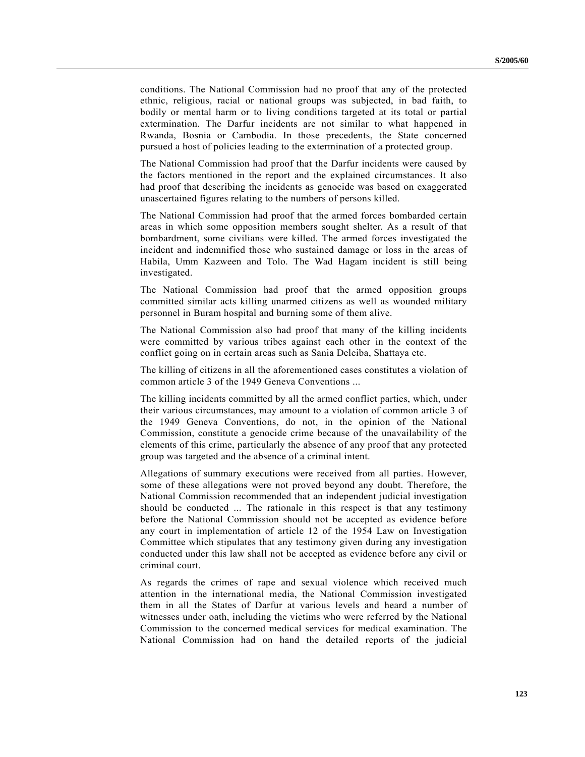conditions. The National Commission had no proof that any of the protected ethnic, religious, racial or national groups was subjected, in bad faith, to bodily or mental harm or to living conditions targeted at its total or partial extermination. The Darfur incidents are not similar to what happened in Rwanda, Bosnia or Cambodia. In those precedents, the State concerned pursued a host of policies leading to the extermination of a protected group.

The National Commission had proof that the Darfur incidents were caused by the factors mentioned in the report and the explained circumstances. It also had proof that describing the incidents as genocide was based on exaggerated unascertained figures relating to the numbers of persons killed.

The National Commission had proof that the armed forces bombarded certain areas in which some opposition members sought shelter. As a result of that bombardment, some civilians were killed. The armed forces investigated the incident and indemnified those who sustained damage or loss in the areas of Habila, Umm Kazween and Tolo. The Wad Hagam incident is still being investigated.

The National Commission had proof that the armed opposition groups committed similar acts killing unarmed citizens as well as wounded military personnel in Buram hospital and burning some of them alive.

The National Commission also had proof that many of the killing incidents were committed by various tribes against each other in the context of the conflict going on in certain areas such as Sania Deleiba, Shattaya etc.

The killing of citizens in all the aforementioned cases constitutes a violation of common article 3 of the 1949 Geneva Conventions ...

The killing incidents committed by all the armed conflict parties, which, under their various circumstances, may amount to a violation of common article 3 of the 1949 Geneva Conventions, do not, in the opinion of the National Commission, constitute a genocide crime because of the unavailability of the elements of this crime, particularly the absence of any proof that any protected group was targeted and the absence of a criminal intent.

Allegations of summary executions were received from all parties. However, some of these allegations were not proved beyond any doubt. Therefore, the National Commission recommended that an independent judicial investigation should be conducted ... The rationale in this respect is that any testimony before the National Commission should not be accepted as evidence before any court in implementation of article 12 of the 1954 Law on Investigation Committee which stipulates that any testimony given during any investigation conducted under this law shall not be accepted as evidence before any civil or criminal court.

As regards the crimes of rape and sexual violence which received much attention in the international media, the National Commission investigated them in all the States of Darfur at various levels and heard a number of witnesses under oath, including the victims who were referred by the National Commission to the concerned medical services for medical examination. The National Commission had on hand the detailed reports of the judicial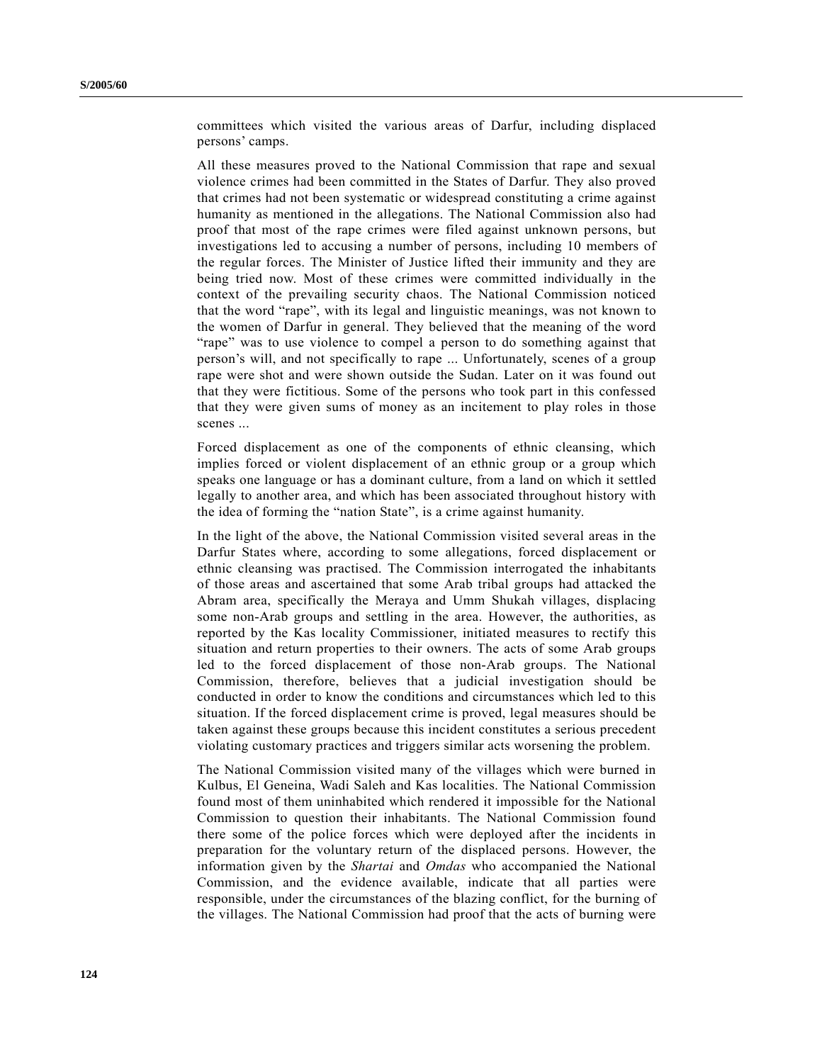committees which visited the various areas of Darfur, including displaced persons' camps.

All these measures proved to the National Commission that rape and sexual violence crimes had been committed in the States of Darfur. They also proved that crimes had not been systematic or widespread constituting a crime against humanity as mentioned in the allegations. The National Commission also had proof that most of the rape crimes were filed against unknown persons, but investigations led to accusing a number of persons, including 10 members of the regular forces. The Minister of Justice lifted their immunity and they are being tried now. Most of these crimes were committed individually in the context of the prevailing security chaos. The National Commission noticed that the word "rape", with its legal and linguistic meanings, was not known to the women of Darfur in general. They believed that the meaning of the word "rape" was to use violence to compel a person to do something against that person's will, and not specifically to rape ... Unfortunately, scenes of a group rape were shot and were shown outside the Sudan. Later on it was found out that they were fictitious. Some of the persons who took part in this confessed that they were given sums of money as an incitement to play roles in those scenes ...

Forced displacement as one of the components of ethnic cleansing, which implies forced or violent displacement of an ethnic group or a group which speaks one language or has a dominant culture, from a land on which it settled legally to another area, and which has been associated throughout history with the idea of forming the "nation State", is a crime against humanity.

In the light of the above, the National Commission visited several areas in the Darfur States where, according to some allegations, forced displacement or ethnic cleansing was practised. The Commission interrogated the inhabitants of those areas and ascertained that some Arab tribal groups had attacked the Abram area, specifically the Meraya and Umm Shukah villages, displacing some non-Arab groups and settling in the area. However, the authorities, as reported by the Kas locality Commissioner, initiated measures to rectify this situation and return properties to their owners. The acts of some Arab groups led to the forced displacement of those non-Arab groups. The National Commission, therefore, believes that a judicial investigation should be conducted in order to know the conditions and circumstances which led to this situation. If the forced displacement crime is proved, legal measures should be taken against these groups because this incident constitutes a serious precedent violating customary practices and triggers similar acts worsening the problem.

The National Commission visited many of the villages which were burned in Kulbus, El Geneina, Wadi Saleh and Kas localities. The National Commission found most of them uninhabited which rendered it impossible for the National Commission to question their inhabitants. The National Commission found there some of the police forces which were deployed after the incidents in preparation for the voluntary return of the displaced persons. However, the information given by the *Shartai* and *Omdas* who accompanied the National Commission, and the evidence available, indicate that all parties were responsible, under the circumstances of the blazing conflict, for the burning of the villages. The National Commission had proof that the acts of burning were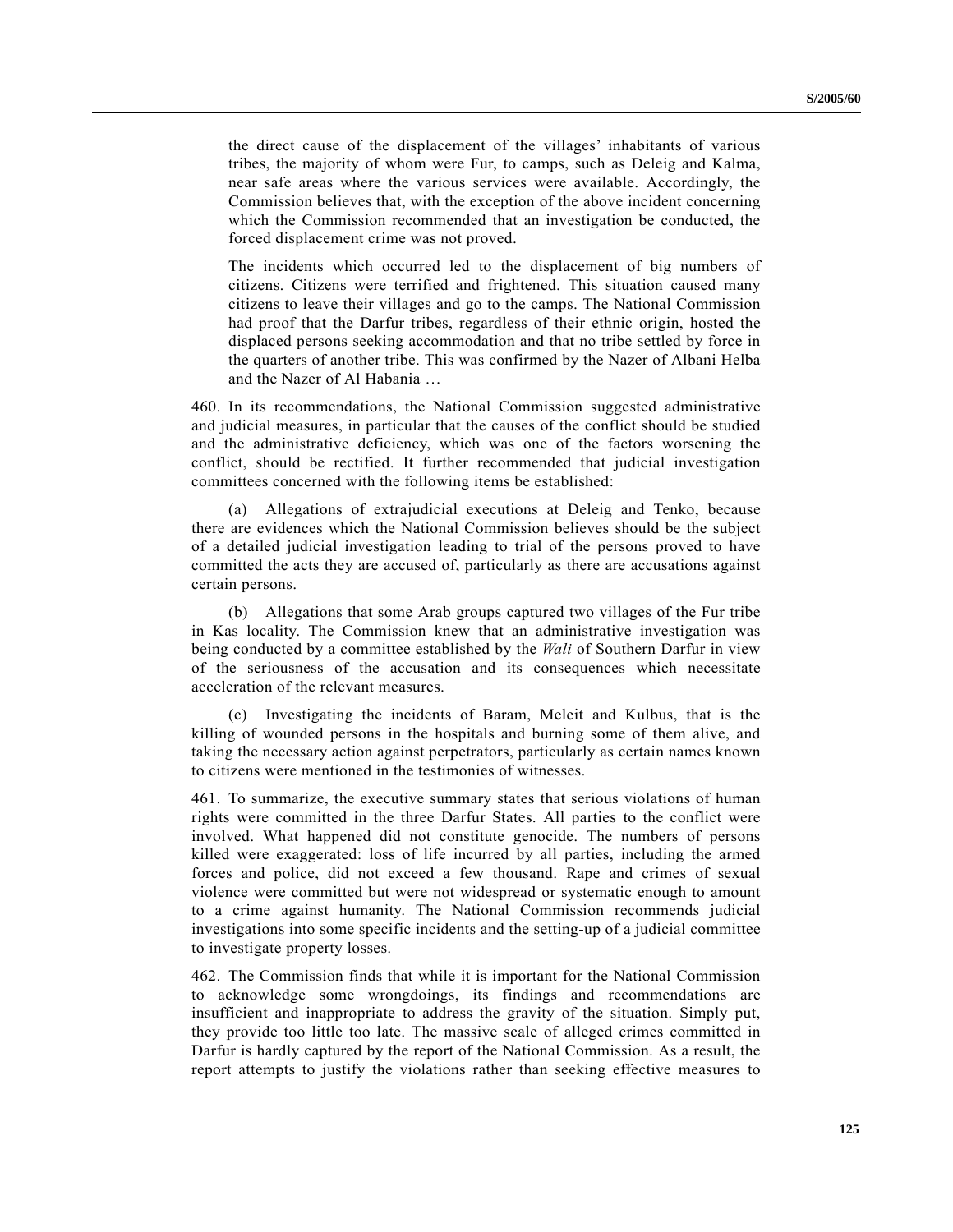> the direct cause of the displacement of the villages' inhabitants of various tribes, the majority of whom were Fur, to camps, such as Deleig and Kalma, near safe areas where the various services were available. Accordingly, the Commission believes that, with the exception of the above incident concerning which the Commission recommended that an investigation be conducted, the forced displacement crime was not proved.
>
> The incidents which occurred led to the displacement of big numbers of citizens. Citizens were terrified and frightened. This situation caused many citizens to leave their villages and go to the camps. The National Commission had proof that the Darfur tribes, regardless of their ethnic origin, hosted the displaced persons seeking accommodation and that no tribe settled by force in the quarters of another tribe. This was confirmed by the Nazer of Albani Helba and the Nazer of Al Habania …

460. In its recommendations, the National Commission suggested administrative and judicial measures, in particular that the causes of the conflict should be studied and the administrative deficiency, which was one of the factors worsening the conflict, should be rectified. It further recommended that judicial investigation committees concerned with the following items be established:

(a) Allegations of extrajudicial executions at Deleig and Tenko, because there are evidences which the National Commission believes should be the subject of a detailed judicial investigation leading to trial of the persons proved to have committed the acts they are accused of, particularly as there are accusations against certain persons.

(b) Allegations that some Arab groups captured two villages of the Fur tribe in Kas locality. The Commission knew that an administrative investigation was being conducted by a committee established by the *Wali* of Southern Darfur in view of the seriousness of the accusation and its consequences which necessitate acceleration of the relevant measures.

(c) Investigating the incidents of Baram, Meleit and Kulbus, that is the killing of wounded persons in the hospitals and burning some of them alive, and taking the necessary action against perpetrators, particularly as certain names known to citizens were mentioned in the testimonies of witnesses.

461. To summarize, the executive summary states that serious violations of human rights were committed in the three Darfur States. All parties to the conflict were involved. What happened did not constitute genocide. The numbers of persons killed were exaggerated: loss of life incurred by all parties, including the armed forces and police, did not exceed a few thousand. Rape and crimes of sexual violence were committed but were not widespread or systematic enough to amount to a crime against humanity. The National Commission recommends judicial investigations into some specific incidents and the setting-up of a judicial committee to investigate property losses.

462. The Commission finds that while it is important for the National Commission to acknowledge some wrongdoings, its findings and recommendations are insufficient and inappropriate to address the gravity of the situation. Simply put, they provide too little too late. The massive scale of alleged crimes committed in Darfur is hardly captured by the report of the National Commission. As a result, the report attempts to justify the violations rather than seeking effective measures to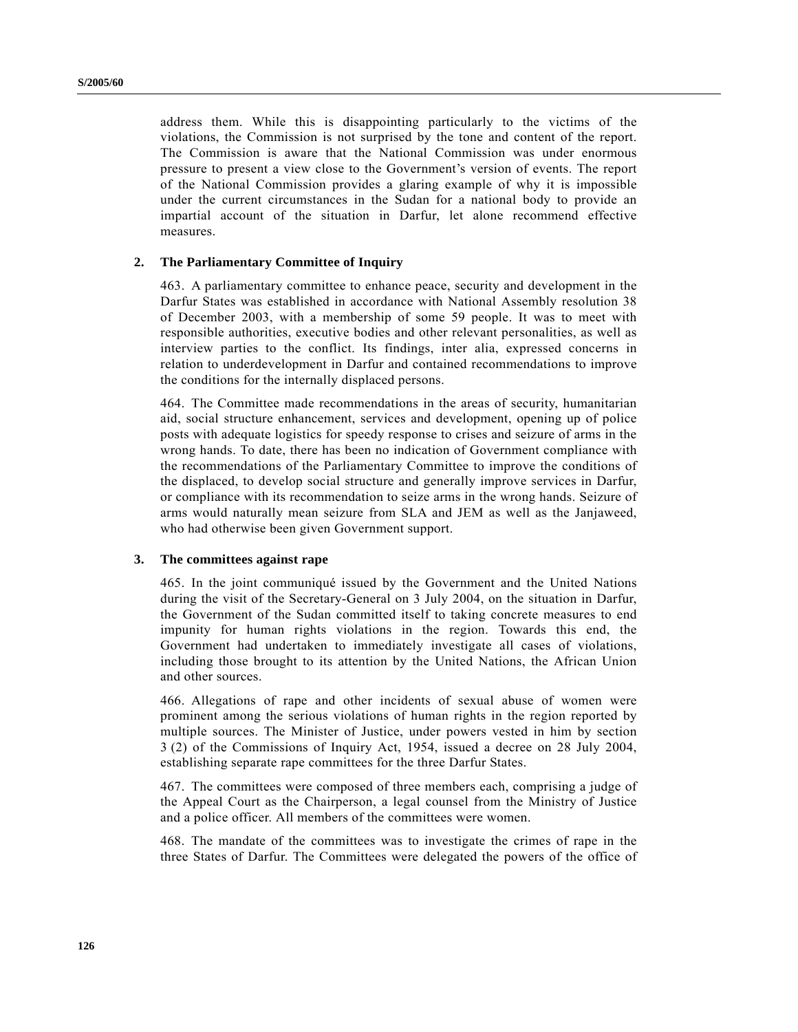address them. While this is disappointing particularly to the victims of the violations, the Commission is not surprised by the tone and content of the report. The Commission is aware that the National Commission was under enormous pressure to present a view close to the Government's version of events. The report of the National Commission provides a glaring example of why it is impossible under the current circumstances in the Sudan for a national body to provide an impartial account of the situation in Darfur, let alone recommend effective measures.

### 2. The Parliamentary Committee of Inquiry

463. A parliamentary committee to enhance peace, security and development in the Darfur States was established in accordance with National Assembly resolution 38 of December 2003, with a membership of some 59 people. It was to meet with responsible authorities, executive bodies and other relevant personalities, as well as interview parties to the conflict. Its findings, inter alia, expressed concerns in relation to underdevelopment in Darfur and contained recommendations to improve the conditions for the internally displaced persons.

464. The Committee made recommendations in the areas of security, humanitarian aid, social structure enhancement, services and development, opening up of police posts with adequate logistics for speedy response to crises and seizure of arms in the wrong hands. To date, there has been no indication of Government compliance with the recommendations of the Parliamentary Committee to improve the conditions of the displaced, to develop social structure and generally improve services in Darfur, or compliance with its recommendation to seize arms in the wrong hands. Seizure of arms would naturally mean seizure from SLA and JEM as well as the Janjaweed, who had otherwise been given Government support.

### 3. The committees against rape

465. In the joint communiqué issued by the Government and the United Nations during the visit of the Secretary-General on 3 July 2004, on the situation in Darfur, the Government of the Sudan committed itself to taking concrete measures to end impunity for human rights violations in the region. Towards this end, the Government had undertaken to immediately investigate all cases of violations, including those brought to its attention by the United Nations, the African Union and other sources.

466. Allegations of rape and other incidents of sexual abuse of women were prominent among the serious violations of human rights in the region reported by multiple sources. The Minister of Justice, under powers vested in him by section 3 (2) of the Commissions of Inquiry Act, 1954, issued a decree on 28 July 2004, establishing separate rape committees for the three Darfur States.

467. The committees were composed of three members each, comprising a judge of the Appeal Court as the Chairperson, a legal counsel from the Ministry of Justice and a police officer. All members of the committees were women.

468. The mandate of the committees was to investigate the crimes of rape in the three States of Darfur. The Committees were delegated the powers of the office of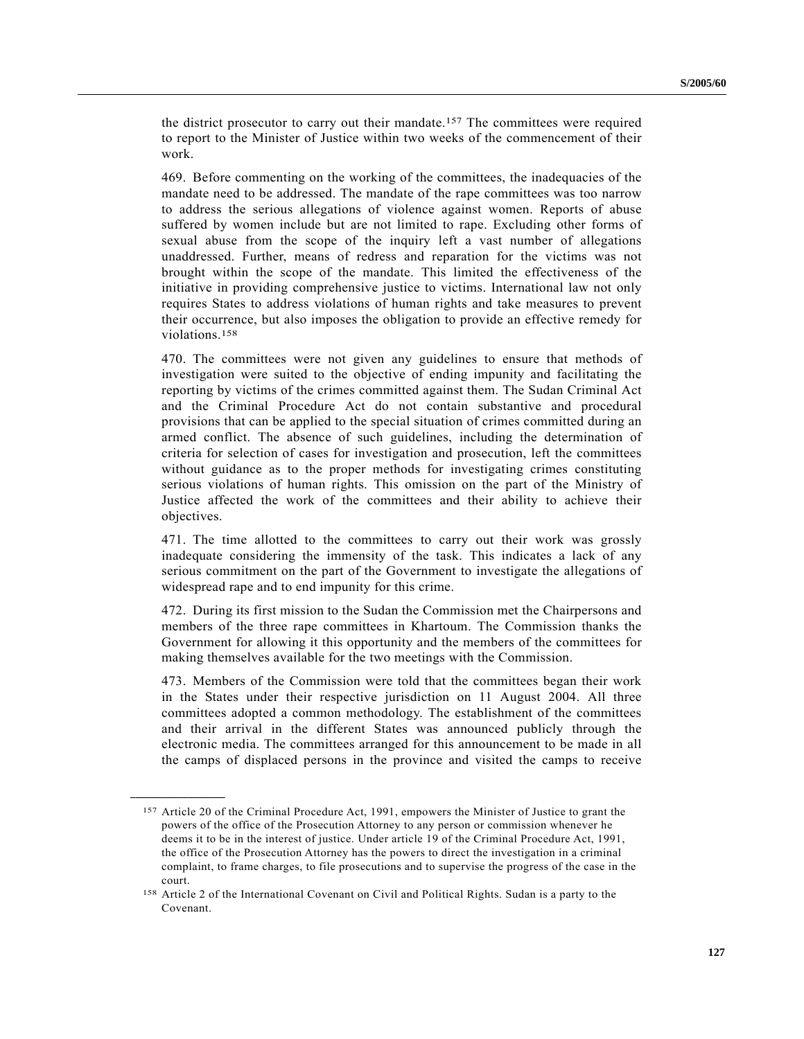the district prosecutor to carry out their mandate.[157] The committees were required to report to the Minister of Justice within two weeks of the commencement of their work.

469. Before commenting on the working of the committees, the inadequacies of the mandate need to be addressed. The mandate of the rape committees was too narrow to address the serious allegations of violence against women. Reports of abuse suffered by women include but are not limited to rape. Excluding other forms of sexual abuse from the scope of the inquiry left a vast number of allegations unaddressed. Further, means of redress and reparation for the victims was not brought within the scope of the mandate. This limited the effectiveness of the initiative in providing comprehensive justice to victims. International law not only requires States to address violations of human rights and take measures to prevent their occurrence, but also imposes the obligation to provide an effective remedy for violations.[158]

470. The committees were not given any guidelines to ensure that methods of investigation were suited to the objective of ending impunity and facilitating the reporting by victims of the crimes committed against them. The Sudan Criminal Act and the Criminal Procedure Act do not contain substantive and procedural provisions that can be applied to the special situation of crimes committed during an armed conflict. The absence of such guidelines, including the determination of criteria for selection of cases for investigation and prosecution, left the committees without guidance as to the proper methods for investigating crimes constituting serious violations of human rights. This omission on the part of the Ministry of Justice affected the work of the committees and their ability to achieve their objectives.

471. The time allotted to the committees to carry out their work was grossly inadequate considering the immensity of the task. This indicates a lack of any serious commitment on the part of the Government to investigate the allegations of widespread rape and to end impunity for this crime.

472. During its first mission to the Sudan the Commission met the Chairpersons and members of the three rape committees in Khartoum. The Commission thanks the Government for allowing it this opportunity and the members of the committees for making themselves available for the two meetings with the Commission.

473. Members of the Commission were told that the committees began their work in the States under their respective jurisdiction on 11 August 2004. All three committees adopted a common methodology. The establishment of the committees and their arrival in the different States was announced publicly through the electronic media. The committees arranged for this announcement to be made in all the camps of displaced persons in the province and visited the camps to receive

---

[157] Article 20 of the Criminal Procedure Act, 1991, empowers the Minister of Justice to grant the powers of the office of the Prosecution Attorney to any person or commission whenever he deems it to be in the interest of justice. Under article 19 of the Criminal Procedure Act, 1991, the office of the Prosecution Attorney has the powers to direct the investigation in a criminal complaint, to frame charges, to file prosecutions and to supervise the progress of the case in the court.

[158] Article 2 of the International Covenant on Civil and Political Rights. Sudan is a party to the Covenant.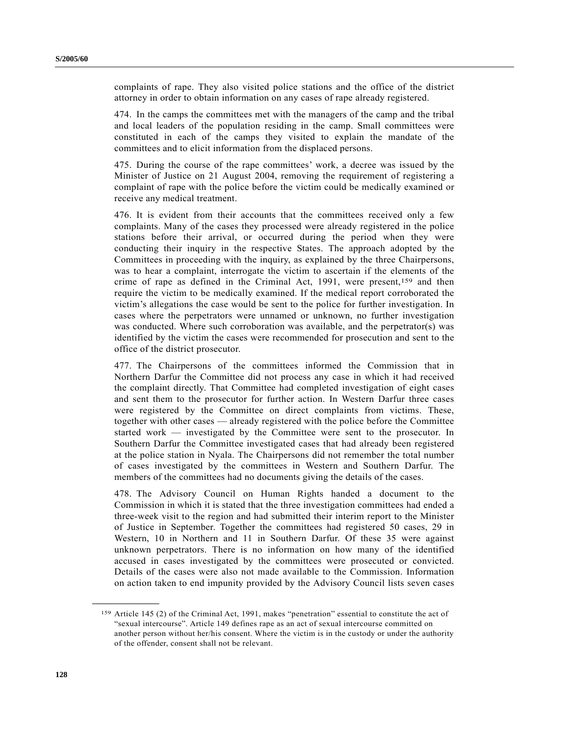complaints of rape. They also visited police stations and the office of the district attorney in order to obtain information on any cases of rape already registered.

474. In the camps the committees met with the managers of the camp and the tribal and local leaders of the population residing in the camp. Small committees were constituted in each of the camps they visited to explain the mandate of the committees and to elicit information from the displaced persons.

475. During the course of the rape committees' work, a decree was issued by the Minister of Justice on 21 August 2004, removing the requirement of registering a complaint of rape with the police before the victim could be medically examined or receive any medical treatment.

476. It is evident from their accounts that the committees received only a few complaints. Many of the cases they processed were already registered in the police stations before their arrival, or occurred during the period when they were conducting their inquiry in the respective States. The approach adopted by the Committees in proceeding with the inquiry, as explained by the three Chairpersons, was to hear a complaint, interrogate the victim to ascertain if the elements of the crime of rape as defined in the Criminal Act, 1991, were present,[159] and then require the victim to be medically examined. If the medical report corroborated the victim's allegations the case would be sent to the police for further investigation. In cases where the perpetrators were unnamed or unknown, no further investigation was conducted. Where such corroboration was available, and the perpetrator(s) was identified by the victim the cases were recommended for prosecution and sent to the office of the district prosecutor.

477. The Chairpersons of the committees informed the Commission that in Northern Darfur the Committee did not process any case in which it had received the complaint directly. That Committee had completed investigation of eight cases and sent them to the prosecutor for further action. In Western Darfur three cases were registered by the Committee on direct complaints from victims. These, together with other cases — already registered with the police before the Committee started work — investigated by the Committee were sent to the prosecutor. In Southern Darfur the Committee investigated cases that had already been registered at the police station in Nyala. The Chairpersons did not remember the total number of cases investigated by the committees in Western and Southern Darfur. The members of the committees had no documents giving the details of the cases.

478. The Advisory Council on Human Rights handed a document to the Commission in which it is stated that the three investigation committees had ended a three-week visit to the region and had submitted their interim report to the Minister of Justice in September. Together the committees had registered 50 cases, 29 in Western, 10 in Northern and 11 in Southern Darfur. Of these 35 were against unknown perpetrators. There is no information on how many of the identified accused in cases investigated by the committees were prosecuted or convicted. Details of the cases were also not made available to the Commission. Information on action taken to end impunity provided by the Advisory Council lists seven cases

---

[159] Article 145 (2) of the Criminal Act, 1991, makes "penetration" essential to constitute the act of "sexual intercourse". Article 149 defines rape as an act of sexual intercourse committed on another person without her/his consent. Where the victim is in the custody or under the authority of the offender, consent shall not be relevant.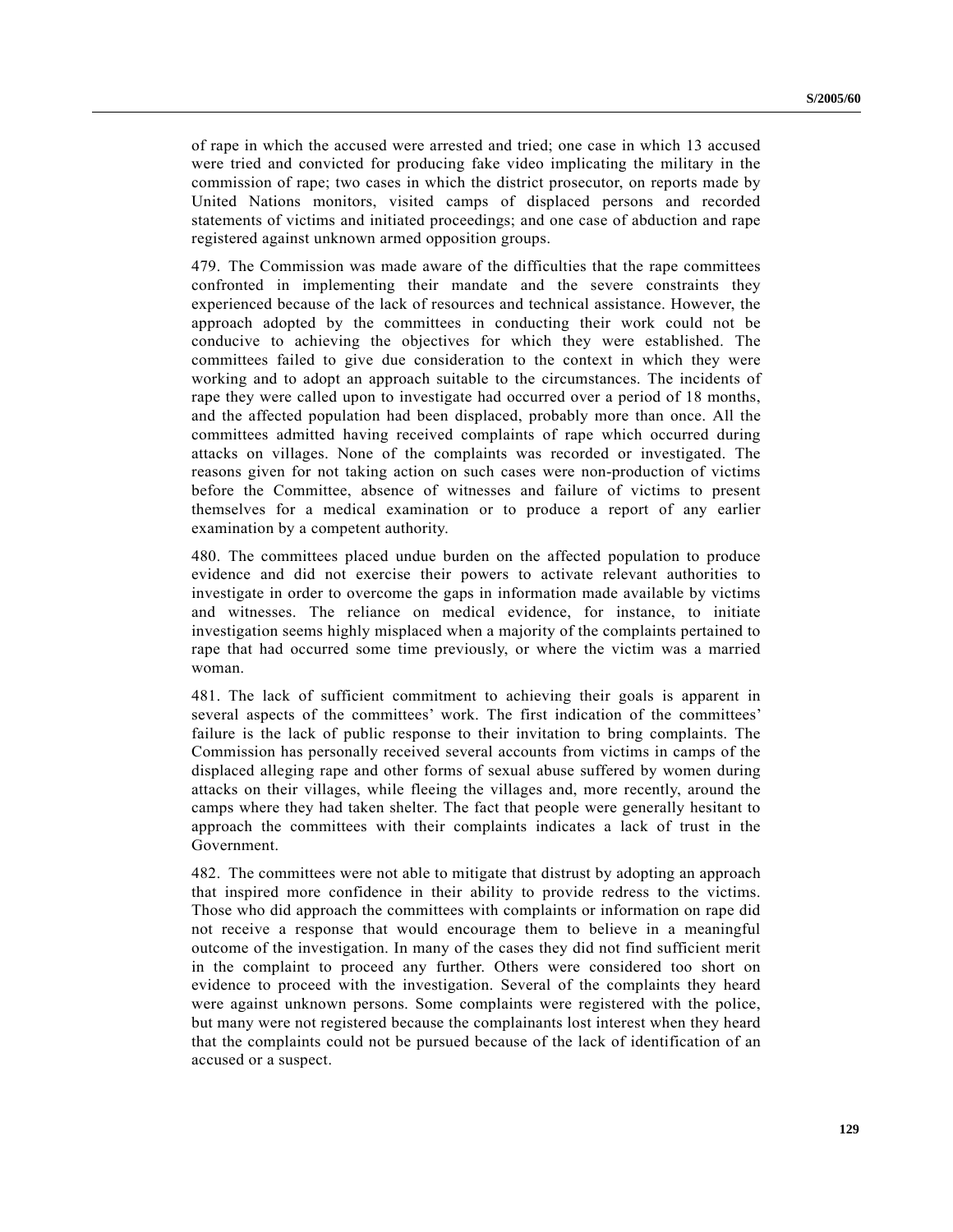of rape in which the accused were arrested and tried; one case in which 13 accused were tried and convicted for producing fake video implicating the military in the commission of rape; two cases in which the district prosecutor, on reports made by United Nations monitors, visited camps of displaced persons and recorded statements of victims and initiated proceedings; and one case of abduction and rape registered against unknown armed opposition groups.

479. The Commission was made aware of the difficulties that the rape committees confronted in implementing their mandate and the severe constraints they experienced because of the lack of resources and technical assistance. However, the approach adopted by the committees in conducting their work could not be conducive to achieving the objectives for which they were established. The committees failed to give due consideration to the context in which they were working and to adopt an approach suitable to the circumstances. The incidents of rape they were called upon to investigate had occurred over a period of 18 months, and the affected population had been displaced, probably more than once. All the committees admitted having received complaints of rape which occurred during attacks on villages. None of the complaints was recorded or investigated. The reasons given for not taking action on such cases were non-production of victims before the Committee, absence of witnesses and failure of victims to present themselves for a medical examination or to produce a report of any earlier examination by a competent authority.

480. The committees placed undue burden on the affected population to produce evidence and did not exercise their powers to activate relevant authorities to investigate in order to overcome the gaps in information made available by victims and witnesses. The reliance on medical evidence, for instance, to initiate investigation seems highly misplaced when a majority of the complaints pertained to rape that had occurred some time previously, or where the victim was a married woman.

481. The lack of sufficient commitment to achieving their goals is apparent in several aspects of the committees' work. The first indication of the committees' failure is the lack of public response to their invitation to bring complaints. The Commission has personally received several accounts from victims in camps of the displaced alleging rape and other forms of sexual abuse suffered by women during attacks on their villages, while fleeing the villages and, more recently, around the camps where they had taken shelter. The fact that people were generally hesitant to approach the committees with their complaints indicates a lack of trust in the Government.

482. The committees were not able to mitigate that distrust by adopting an approach that inspired more confidence in their ability to provide redress to the victims. Those who did approach the committees with complaints or information on rape did not receive a response that would encourage them to believe in a meaningful outcome of the investigation. In many of the cases they did not find sufficient merit in the complaint to proceed any further. Others were considered too short on evidence to proceed with the investigation. Several of the complaints they heard were against unknown persons. Some complaints were registered with the police, but many were not registered because the complainants lost interest when they heard that the complaints could not be pursued because of the lack of identification of an accused or a suspect.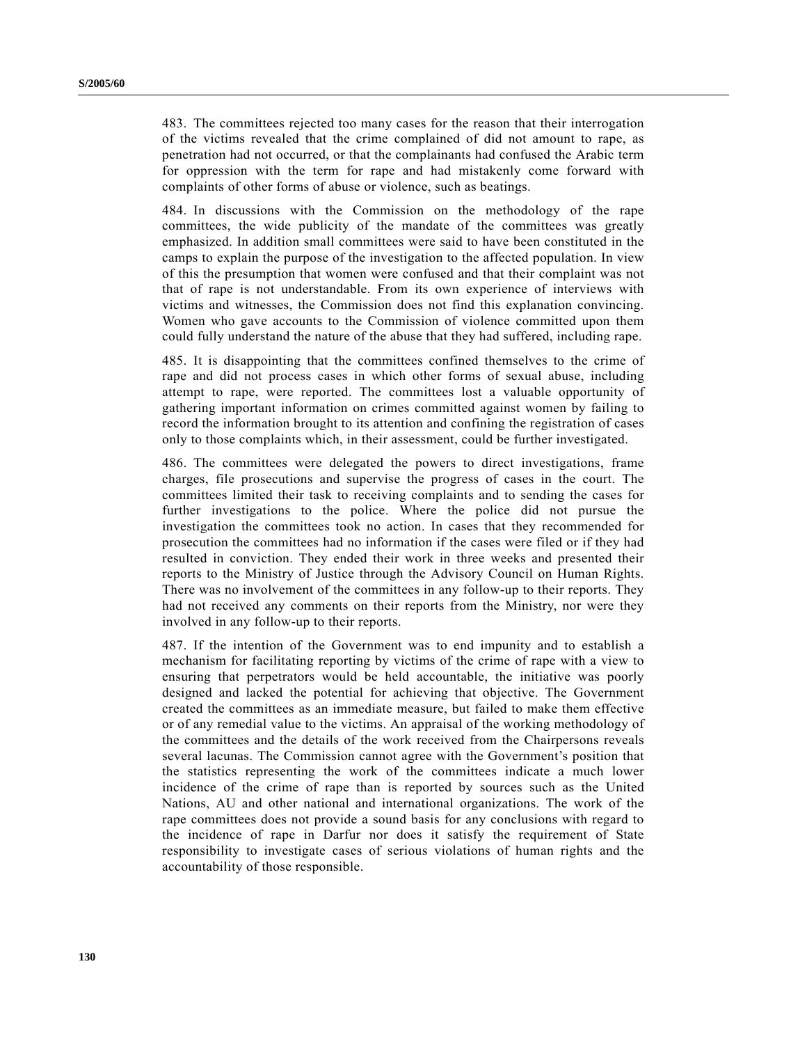483. The committees rejected too many cases for the reason that their interrogation of the victims revealed that the crime complained of did not amount to rape, as penetration had not occurred, or that the complainants had confused the Arabic term for oppression with the term for rape and had mistakenly come forward with complaints of other forms of abuse or violence, such as beatings.

484. In discussions with the Commission on the methodology of the rape committees, the wide publicity of the mandate of the committees was greatly emphasized. In addition small committees were said to have been constituted in the camps to explain the purpose of the investigation to the affected population. In view of this the presumption that women were confused and that their complaint was not that of rape is not understandable. From its own experience of interviews with victims and witnesses, the Commission does not find this explanation convincing. Women who gave accounts to the Commission of violence committed upon them could fully understand the nature of the abuse that they had suffered, including rape.

485. It is disappointing that the committees confined themselves to the crime of rape and did not process cases in which other forms of sexual abuse, including attempt to rape, were reported. The committees lost a valuable opportunity of gathering important information on crimes committed against women by failing to record the information brought to its attention and confining the registration of cases only to those complaints which, in their assessment, could be further investigated.

486. The committees were delegated the powers to direct investigations, frame charges, file prosecutions and supervise the progress of cases in the court. The committees limited their task to receiving complaints and to sending the cases for further investigations to the police. Where the police did not pursue the investigation the committees took no action. In cases that they recommended for prosecution the committees had no information if the cases were filed or if they had resulted in conviction. They ended their work in three weeks and presented their reports to the Ministry of Justice through the Advisory Council on Human Rights. There was no involvement of the committees in any follow-up to their reports. They had not received any comments on their reports from the Ministry, nor were they involved in any follow-up to their reports.

487. If the intention of the Government was to end impunity and to establish a mechanism for facilitating reporting by victims of the crime of rape with a view to ensuring that perpetrators would be held accountable, the initiative was poorly designed and lacked the potential for achieving that objective. The Government created the committees as an immediate measure, but failed to make them effective or of any remedial value to the victims. An appraisal of the working methodology of the committees and the details of the work received from the Chairpersons reveals several lacunas. The Commission cannot agree with the Government's position that the statistics representing the work of the committees indicate a much lower incidence of the crime of rape than is reported by sources such as the United Nations, AU and other national and international organizations. The work of the rape committees does not provide a sound basis for any conclusions with regard to the incidence of rape in Darfur nor does it satisfy the requirement of State responsibility to investigate cases of serious violations of human rights and the accountability of those responsible.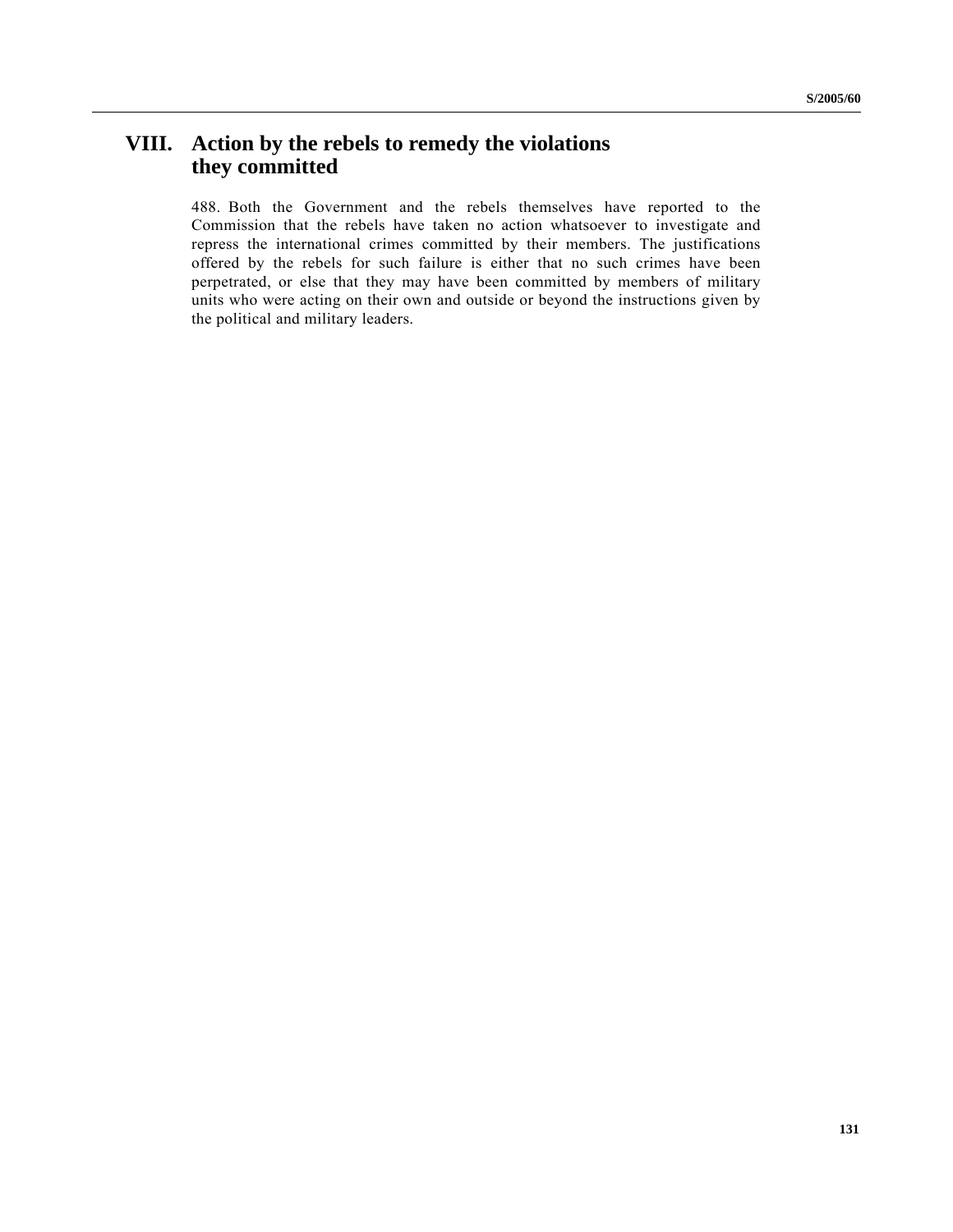# VIII. Action by the rebels to remedy the violations they committed

488. Both the Government and the rebels themselves have reported to the Commission that the rebels have taken no action whatsoever to investigate and repress the international crimes committed by their members. The justifications offered by the rebels for such failure is either that no such crimes have been perpetrated, or else that they may have been committed by members of military units who were acting on their own and outside or beyond the instructions given by the political and military leaders.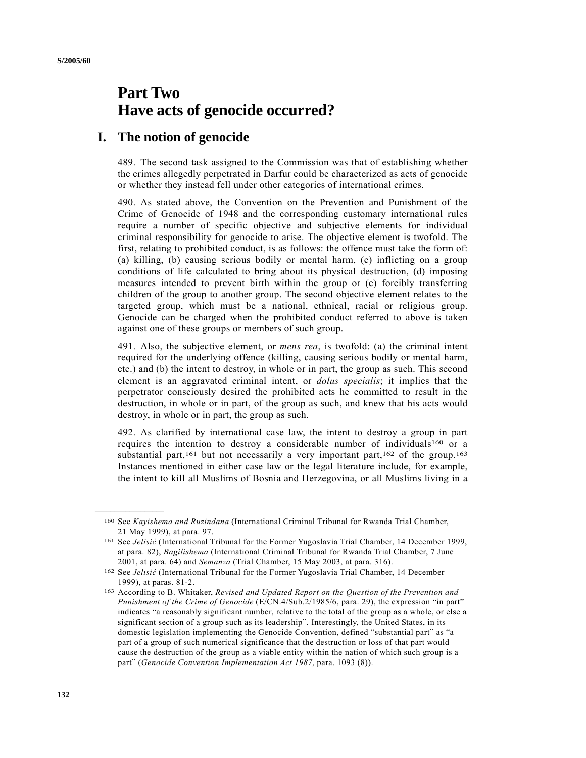# Part Two
# Have acts of genocide occurred?

## I. The notion of genocide

489. The second task assigned to the Commission was that of establishing whether the crimes allegedly perpetrated in Darfur could be characterized as acts of genocide or whether they instead fell under other categories of international crimes.

490. As stated above, the Convention on the Prevention and Punishment of the Crime of Genocide of 1948 and the corresponding customary international rules require a number of specific objective and subjective elements for individual criminal responsibility for genocide to arise. The objective element is twofold. The first, relating to prohibited conduct, is as follows: the offence must take the form of: (a) killing, (b) causing serious bodily or mental harm, (c) inflicting on a group conditions of life calculated to bring about its physical destruction, (d) imposing measures intended to prevent birth within the group or (e) forcibly transferring children of the group to another group. The second objective element relates to the targeted group, which must be a national, ethnical, racial or religious group. Genocide can be charged when the prohibited conduct referred to above is taken against one of these groups or members of such group.

491. Also, the subjective element, or *mens rea*, is twofold: (a) the criminal intent required for the underlying offence (killing, causing serious bodily or mental harm, etc.) and (b) the intent to destroy, in whole or in part, the group as such. This second element is an aggravated criminal intent, or *dolus specialis*; it implies that the perpetrator consciously desired the prohibited acts he committed to result in the destruction, in whole or in part, of the group as such, and knew that his acts would destroy, in whole or in part, the group as such.

492. As clarified by international case law, the intent to destroy a group in part requires the intention to destroy a considerable number of individuals[160] or a substantial part,[161] but not necessarily a very important part,[162] of the group.[163] Instances mentioned in either case law or the legal literature include, for example, the intent to kill all Muslims of Bosnia and Herzegovina, or all Muslims living in a

---

[160] See *Kayishema and Ruzindana* (International Criminal Tribunal for Rwanda Trial Chamber, 21 May 1999), at para. 97.

[161] See *Jelisić* (International Tribunal for the Former Yugoslavia Trial Chamber, 14 December 1999, at para. 82), *Bagilishema* (International Criminal Tribunal for Rwanda Trial Chamber, 7 June 2001, at para. 64) and *Semanza* (Trial Chamber, 15 May 2003, at para. 316).

[162] See *Jelisić* (International Tribunal for the Former Yugoslavia Trial Chamber, 14 December 1999), at paras. 81-2.

[163] According to B. Whitaker, *Revised and Updated Report on the Question of the Prevention and Punishment of the Crime of Genocide* (E/CN.4/Sub.2/1985/6, para. 29), the expression "in part" indicates "a reasonably significant number, relative to the total of the group as a whole, or else a significant section of a group such as its leadership". Interestingly, the United States, in its domestic legislation implementing the Genocide Convention, defined "substantial part" as "a part of a group of such numerical significance that the destruction or loss of that part would cause the destruction of the group as a viable entity within the nation of which such group is a part" (*Genocide Convention Implementation Act 1987*, para. 1093 (8)).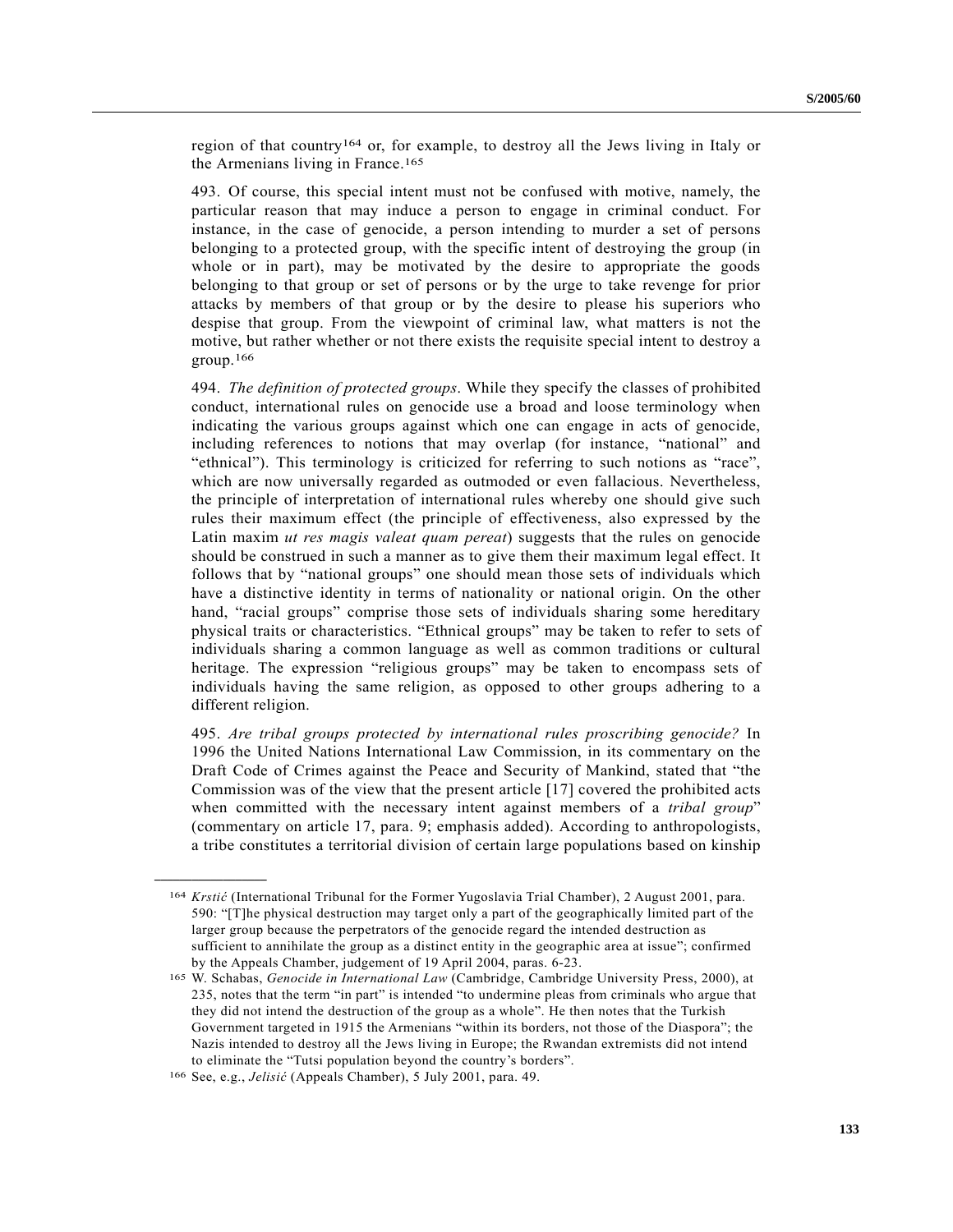region of that country[164] or, for example, to destroy all the Jews living in Italy or the Armenians living in France.[165]

493. Of course, this special intent must not be confused with motive, namely, the particular reason that may induce a person to engage in criminal conduct. For instance, in the case of genocide, a person intending to murder a set of persons belonging to a protected group, with the specific intent of destroying the group (in whole or in part), may be motivated by the desire to appropriate the goods belonging to that group or set of persons or by the urge to take revenge for prior attacks by members of that group or by the desire to please his superiors who despise that group. From the viewpoint of criminal law, what matters is not the motive, but rather whether or not there exists the requisite special intent to destroy a group.[166]

494. *The definition of protected groups*. While they specify the classes of prohibited conduct, international rules on genocide use a broad and loose terminology when indicating the various groups against which one can engage in acts of genocide, including references to notions that may overlap (for instance, "national" and "ethnical"). This terminology is criticized for referring to such notions as "race", which are now universally regarded as outmoded or even fallacious. Nevertheless, the principle of interpretation of international rules whereby one should give such rules their maximum effect (the principle of effectiveness, also expressed by the Latin maxim *ut res magis valeat quam pereat*) suggests that the rules on genocide should be construed in such a manner as to give them their maximum legal effect. It follows that by "national groups" one should mean those sets of individuals which have a distinctive identity in terms of nationality or national origin. On the other hand, "racial groups" comprise those sets of individuals sharing some hereditary physical traits or characteristics. "Ethnical groups" may be taken to refer to sets of individuals sharing a common language as well as common traditions or cultural heritage. The expression "religious groups" may be taken to encompass sets of individuals having the same religion, as opposed to other groups adhering to a different religion.

495. *Are tribal groups protected by international rules proscribing genocide?* In 1996 the United Nations International Law Commission, in its commentary on the Draft Code of Crimes against the Peace and Security of Mankind, stated that "the Commission was of the view that the present article [17] covered the prohibited acts when committed with the necessary intent against members of a *tribal group*" (commentary on article 17, para. 9; emphasis added). According to anthropologists, a tribe constitutes a territorial division of certain large populations based on kinship

---

[164] *Krstić* (International Tribunal for the Former Yugoslavia Trial Chamber), 2 August 2001, para. 590: "[T]he physical destruction may target only a part of the geographically limited part of the larger group because the perpetrators of the genocide regard the intended destruction as sufficient to annihilate the group as a distinct entity in the geographic area at issue"; confirmed by the Appeals Chamber, judgement of 19 April 2004, paras. 6-23.

[165] W. Schabas, *Genocide in International Law* (Cambridge, Cambridge University Press, 2000), at 235, notes that the term "in part" is intended "to undermine pleas from criminals who argue that they did not intend the destruction of the group as a whole". He then notes that the Turkish Government targeted in 1915 the Armenians "within its borders, not those of the Diaspora"; the Nazis intended to destroy all the Jews living in Europe; the Rwandan extremists did not intend to eliminate the "Tutsi population beyond the country's borders".

[166] See, e.g., *Jelisić* (Appeals Chamber), 5 July 2001, para. 49.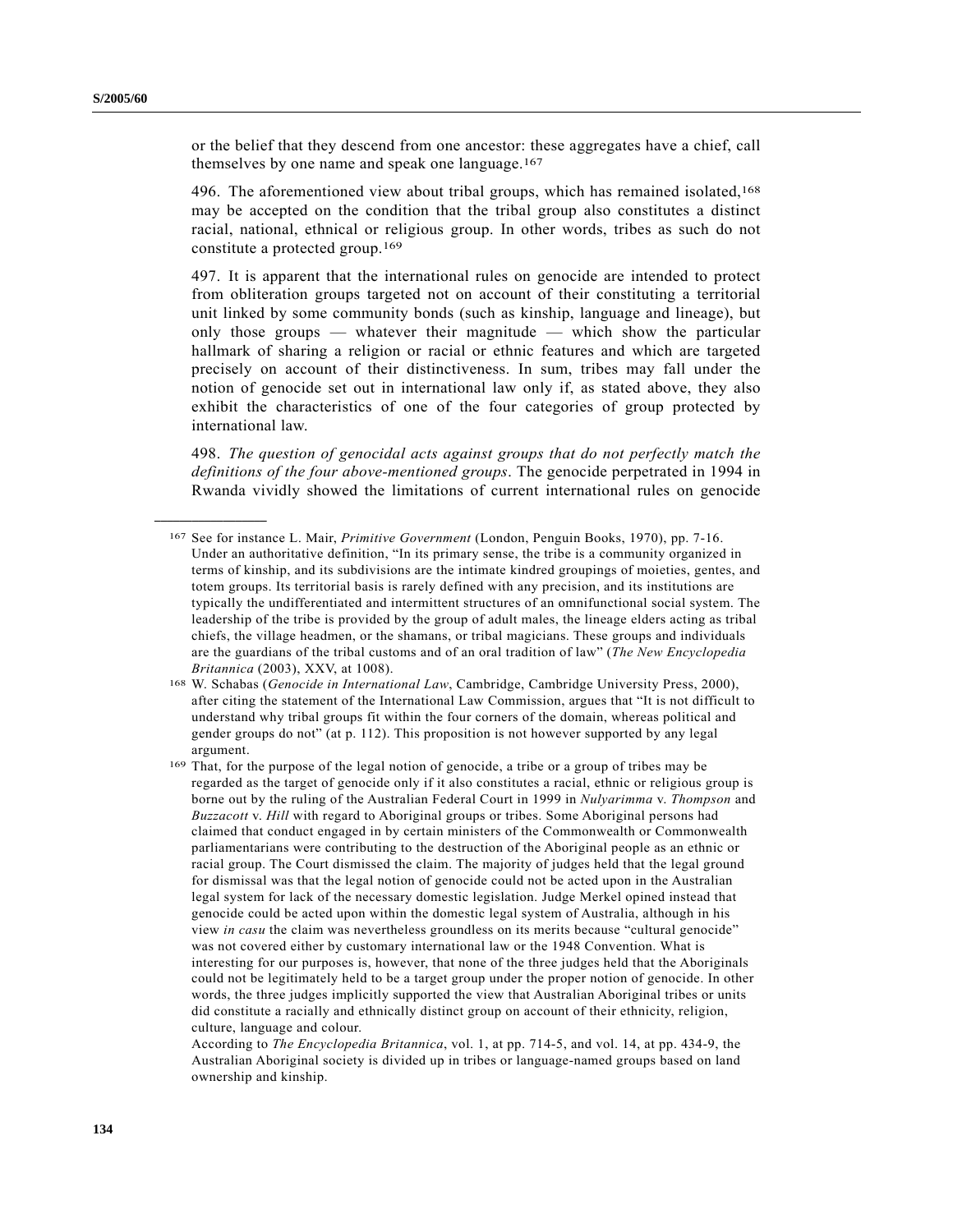or the belief that they descend from one ancestor: these aggregates have a chief, call themselves by one name and speak one language.[167]

496. The aforementioned view about tribal groups, which has remained isolated,[168] may be accepted on the condition that the tribal group also constitutes a distinct racial, national, ethnical or religious group. In other words, tribes as such do not constitute a protected group.[169]

497. It is apparent that the international rules on genocide are intended to protect from obliteration groups targeted not on account of their constituting a territorial unit linked by some community bonds (such as kinship, language and lineage), but only those groups — whatever their magnitude — which show the particular hallmark of sharing a religion or racial or ethnic features and which are targeted precisely on account of their distinctiveness. In sum, tribes may fall under the notion of genocide set out in international law only if, as stated above, they also exhibit the characteristics of one of the four categories of group protected by international law.

498. *The question of genocidal acts against groups that do not perfectly match the definitions of the four above-mentioned groups*. The genocide perpetrated in 1994 in Rwanda vividly showed the limitations of current international rules on genocide

---

[167] See for instance L. Mair, *Primitive Government* (London, Penguin Books, 1970), pp. 7-16. Under an authoritative definition, "In its primary sense, the tribe is a community organized in terms of kinship, and its subdivisions are the intimate kindred groupings of moieties, gentes, and totem groups. Its territorial basis is rarely defined with any precision, and its institutions are typically the undifferentiated and intermittent structures of an omnifunctional social system. The leadership of the tribe is provided by the group of adult males, the lineage elders acting as tribal chiefs, the village headmen, or the shamans, or tribal magicians. These groups and individuals are the guardians of the tribal customs and of an oral tradition of law" (*The New Encyclopedia Britannica* (2003), XXV, at 1008).

[168] W. Schabas (*Genocide in International Law*, Cambridge, Cambridge University Press, 2000), after citing the statement of the International Law Commission, argues that "It is not difficult to understand why tribal groups fit within the four corners of the domain, whereas political and gender groups do not" (at p. 112). This proposition is not however supported by any legal argument.

[169] That, for the purpose of the legal notion of genocide, a tribe or a group of tribes may be regarded as the target of genocide only if it also constitutes a racial, ethnic or religious group is borne out by the ruling of the Australian Federal Court in 1999 in *Nulyarimma* v. *Thompson* and *Buzzacott* v. *Hill* with regard to Aboriginal groups or tribes. Some Aboriginal persons had claimed that conduct engaged in by certain ministers of the Commonwealth or Commonwealth parliamentarians were contributing to the destruction of the Aboriginal people as an ethnic or racial group. The Court dismissed the claim. The majority of judges held that the legal ground for dismissal was that the legal notion of genocide could not be acted upon in the Australian legal system for lack of the necessary domestic legislation. Judge Merkel opined instead that genocide could be acted upon within the domestic legal system of Australia, although in his view *in casu* the claim was nevertheless groundless on its merits because "cultural genocide" was not covered either by customary international law or the 1948 Convention. What is interesting for our purposes is, however, that none of the three judges held that the Aboriginals could not be legitimately held to be a target group under the proper notion of genocide. In other words, the three judges implicitly supported the view that Australian Aboriginal tribes or units did constitute a racially and ethnically distinct group on account of their ethnicity, religion, culture, language and colour.

According to *The Encyclopedia Britannica*, vol. 1, at pp. 714-5, and vol. 14, at pp. 434-9, the Australian Aboriginal society is divided up in tribes or language-named groups based on land ownership and kinship.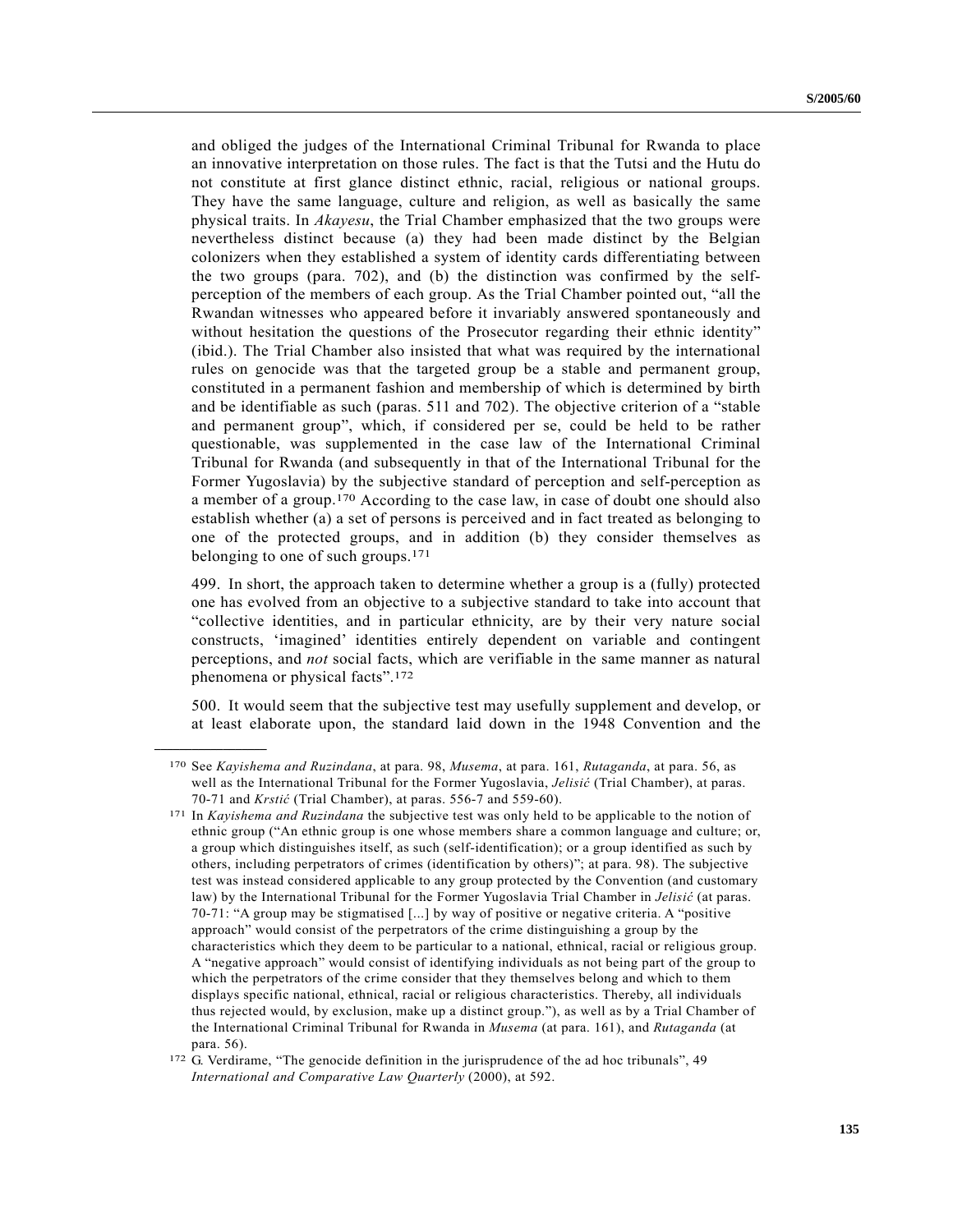and obliged the judges of the International Criminal Tribunal for Rwanda to place an innovative interpretation on those rules. The fact is that the Tutsi and the Hutu do not constitute at first glance distinct ethnic, racial, religious or national groups. They have the same language, culture and religion, as well as basically the same physical traits. In *Akayesu*, the Trial Chamber emphasized that the two groups were nevertheless distinct because (a) they had been made distinct by the Belgian colonizers when they established a system of identity cards differentiating between the two groups (para. 702), and (b) the distinction was confirmed by the self-perception of the members of each group. As the Trial Chamber pointed out, "all the Rwandan witnesses who appeared before it invariably answered spontaneously and without hesitation the questions of the Prosecutor regarding their ethnic identity" (ibid.). The Trial Chamber also insisted that what was required by the international rules on genocide was that the targeted group be a stable and permanent group, constituted in a permanent fashion and membership of which is determined by birth and be identifiable as such (paras. 511 and 702). The objective criterion of a "stable and permanent group", which, if considered per se, could be held to be rather questionable, was supplemented in the case law of the International Criminal Tribunal for Rwanda (and subsequently in that of the International Tribunal for the Former Yugoslavia) by the subjective standard of perception and self-perception as a member of a group.[170] According to the case law, in case of doubt one should also establish whether (a) a set of persons is perceived and in fact treated as belonging to one of the protected groups, and in addition (b) they consider themselves as belonging to one of such groups.[171]

499. In short, the approach taken to determine whether a group is a (fully) protected one has evolved from an objective to a subjective standard to take into account that "collective identities, and in particular ethnicity, are by their very nature social constructs, 'imagined' identities entirely dependent on variable and contingent perceptions, and *not* social facts, which are verifiable in the same manner as natural phenomena or physical facts".[172]

500. It would seem that the subjective test may usefully supplement and develop, or at least elaborate upon, the standard laid down in the 1948 Convention and the

---

[170] See *Kayishema and Ruzindana*, at para. 98, *Musema*, at para. 161, *Rutaganda*, at para. 56, as well as the International Tribunal for the Former Yugoslavia, *Jelisić* (Trial Chamber), at paras. 70-71 and *Krstić* (Trial Chamber), at paras. 556-7 and 559-60).

[171] In *Kayishema and Ruzindana* the subjective test was only held to be applicable to the notion of ethnic group ("An ethnic group is one whose members share a common language and culture; or, a group which distinguishes itself, as such (self-identification); or a group identified as such by others, including perpetrators of crimes (identification by others)"; at para. 98). The subjective test was instead considered applicable to any group protected by the Convention (and customary law) by the International Tribunal for the Former Yugoslavia Trial Chamber in *Jelisić* (at paras. 70-71: "A group may be stigmatised [...] by way of positive or negative criteria. A "positive approach" would consist of the perpetrators of the crime distinguishing a group by the characteristics which they deem to be particular to a national, ethnical, racial or religious group. A "negative approach" would consist of identifying individuals as not being part of the group to which the perpetrators of the crime consider that they themselves belong and which to them displays specific national, ethnical, racial or religious characteristics. Thereby, all individuals thus rejected would, by exclusion, make up a distinct group."), as well as by a Trial Chamber of the International Criminal Tribunal for Rwanda in *Musema* (at para. 161), and *Rutaganda* (at para. 56).

[172] G. Verdirame, "The genocide definition in the jurisprudence of the ad hoc tribunals", 49 *International and Comparative Law Quarterly* (2000), at 592.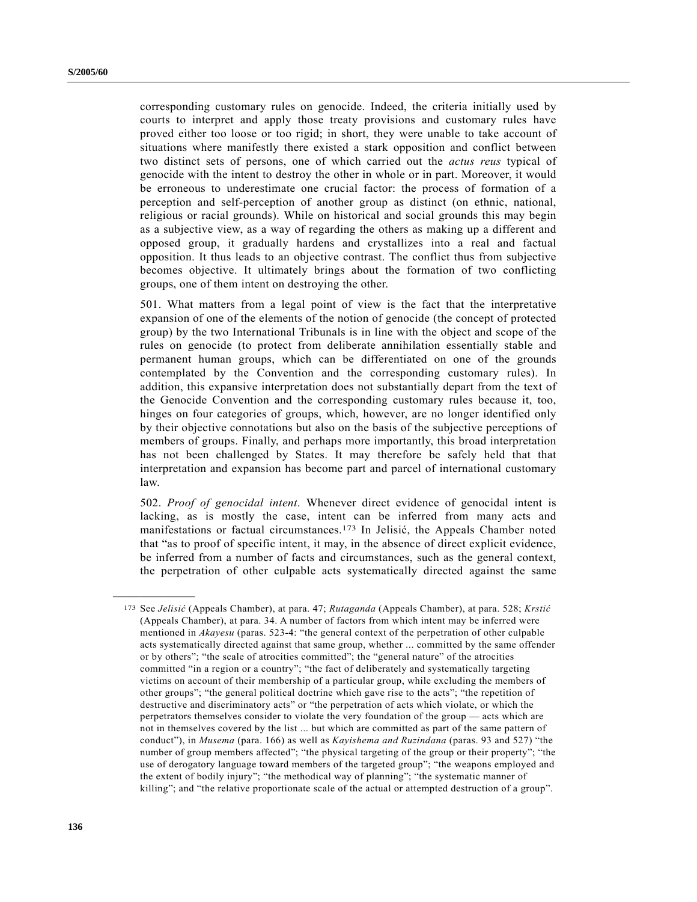corresponding customary rules on genocide. Indeed, the criteria initially used by courts to interpret and apply those treaty provisions and customary rules have proved either too loose or too rigid; in short, they were unable to take account of situations where manifestly there existed a stark opposition and conflict between two distinct sets of persons, one of which carried out the *actus reus* typical of genocide with the intent to destroy the other in whole or in part. Moreover, it would be erroneous to underestimate one crucial factor: the process of formation of a perception and self-perception of another group as distinct (on ethnic, national, religious or racial grounds). While on historical and social grounds this may begin as a subjective view, as a way of regarding the others as making up a different and opposed group, it gradually hardens and crystallizes into a real and factual opposition. It thus leads to an objective contrast. The conflict thus from subjective becomes objective. It ultimately brings about the formation of two conflicting groups, one of them intent on destroying the other.

501. What matters from a legal point of view is the fact that the interpretative expansion of one of the elements of the notion of genocide (the concept of protected group) by the two International Tribunals is in line with the object and scope of the rules on genocide (to protect from deliberate annihilation essentially stable and permanent human groups, which can be differentiated on one of the grounds contemplated by the Convention and the corresponding customary rules). In addition, this expansive interpretation does not substantially depart from the text of the Genocide Convention and the corresponding customary rules because it, too, hinges on four categories of groups, which, however, are no longer identified only by their objective connotations but also on the basis of the subjective perceptions of members of groups. Finally, and perhaps more importantly, this broad interpretation has not been challenged by States. It may therefore be safely held that that interpretation and expansion has become part and parcel of international customary law.

502. *Proof of genocidal intent*. Whenever direct evidence of genocidal intent is lacking, as is mostly the case, intent can be inferred from many acts and manifestations or factual circumstances.[173] In Jelisić, the Appeals Chamber noted that "as to proof of specific intent, it may, in the absence of direct explicit evidence, be inferred from a number of facts and circumstances, such as the general context, the perpetration of other culpable acts systematically directed against the same

---

[173] See *Jelisić* (Appeals Chamber), at para. 47; *Rutaganda* (Appeals Chamber), at para. 528; *Krstić* (Appeals Chamber), at para. 34. A number of factors from which intent may be inferred were mentioned in *Akayesu* (paras. 523-4: "the general context of the perpetration of other culpable acts systematically directed against that same group, whether ... committed by the same offender or by others"; "the scale of atrocities committed"; the "general nature" of the atrocities committed "in a region or a country"; "the fact of deliberately and systematically targeting victims on account of their membership of a particular group, while excluding the members of other groups"; "the general political doctrine which gave rise to the acts"; "the repetition of destructive and discriminatory acts" or "the perpetration of acts which violate, or which the perpetrators themselves consider to violate the very foundation of the group — acts which are not in themselves covered by the list ... but which are committed as part of the same pattern of conduct"), in *Musema* (para. 166) as well as *Kayishema and Ruzindana* (paras. 93 and 527) "the number of group members affected"; "the physical targeting of the group or their property"; "the use of derogatory language toward members of the targeted group"; "the weapons employed and the extent of bodily injury"; "the methodical way of planning"; "the systematic manner of killing"; and "the relative proportionate scale of the actual or attempted destruction of a group".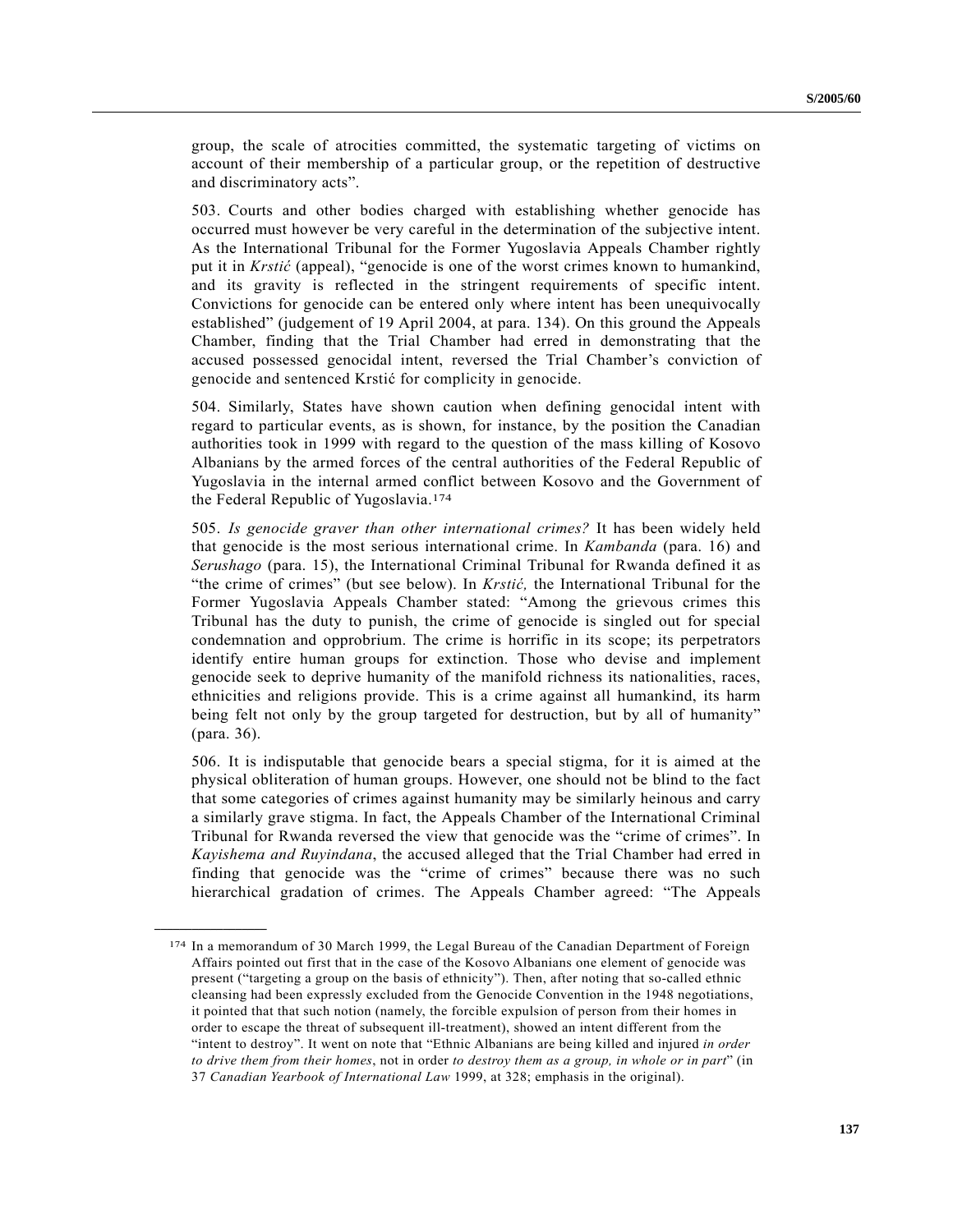group, the scale of atrocities committed, the systematic targeting of victims on account of their membership of a particular group, or the repetition of destructive and discriminatory acts".

503. Courts and other bodies charged with establishing whether genocide has occurred must however be very careful in the determination of the subjective intent. As the International Tribunal for the Former Yugoslavia Appeals Chamber rightly put it in *Krstić* (appeal), "genocide is one of the worst crimes known to humankind, and its gravity is reflected in the stringent requirements of specific intent. Convictions for genocide can be entered only where intent has been unequivocally established" (judgement of 19 April 2004, at para. 134). On this ground the Appeals Chamber, finding that the Trial Chamber had erred in demonstrating that the accused possessed genocidal intent, reversed the Trial Chamber's conviction of genocide and sentenced Krstić for complicity in genocide.

504. Similarly, States have shown caution when defining genocidal intent with regard to particular events, as is shown, for instance, by the position the Canadian authorities took in 1999 with regard to the question of the mass killing of Kosovo Albanians by the armed forces of the central authorities of the Federal Republic of Yugoslavia in the internal armed conflict between Kosovo and the Government of the Federal Republic of Yugoslavia.[174]

505. *Is genocide graver than other international crimes?* It has been widely held that genocide is the most serious international crime. In *Kambanda* (para. 16) and *Serushago* (para. 15), the International Criminal Tribunal for Rwanda defined it as "the crime of crimes" (but see below). In *Krstić,* the International Tribunal for the Former Yugoslavia Appeals Chamber stated: "Among the grievous crimes this Tribunal has the duty to punish, the crime of genocide is singled out for special condemnation and opprobrium. The crime is horrific in its scope; its perpetrators identify entire human groups for extinction. Those who devise and implement genocide seek to deprive humanity of the manifold richness its nationalities, races, ethnicities and religions provide. This is a crime against all humankind, its harm being felt not only by the group targeted for destruction, but by all of humanity" (para. 36).

506. It is indisputable that genocide bears a special stigma, for it is aimed at the physical obliteration of human groups. However, one should not be blind to the fact that some categories of crimes against humanity may be similarly heinous and carry a similarly grave stigma. In fact, the Appeals Chamber of the International Criminal Tribunal for Rwanda reversed the view that genocide was the "crime of crimes". In *Kayishema and Ruyindana*, the accused alleged that the Trial Chamber had erred in finding that genocide was the "crime of crimes" because there was no such hierarchical gradation of crimes. The Appeals Chamber agreed: "The Appeals

---

[174] In a memorandum of 30 March 1999, the Legal Bureau of the Canadian Department of Foreign Affairs pointed out first that in the case of the Kosovo Albanians one element of genocide was present ("targeting a group on the basis of ethnicity"). Then, after noting that so-called ethnic cleansing had been expressly excluded from the Genocide Convention in the 1948 negotiations, it pointed that that such notion (namely, the forcible expulsion of person from their homes in order to escape the threat of subsequent ill-treatment), showed an intent different from the "intent to destroy". It went on note that "Ethnic Albanians are being killed and injured *in order to drive them from their homes*, not in order *to destroy them as a group, in whole or in part*" (in 37 *Canadian Yearbook of International Law* 1999, at 328; emphasis in the original).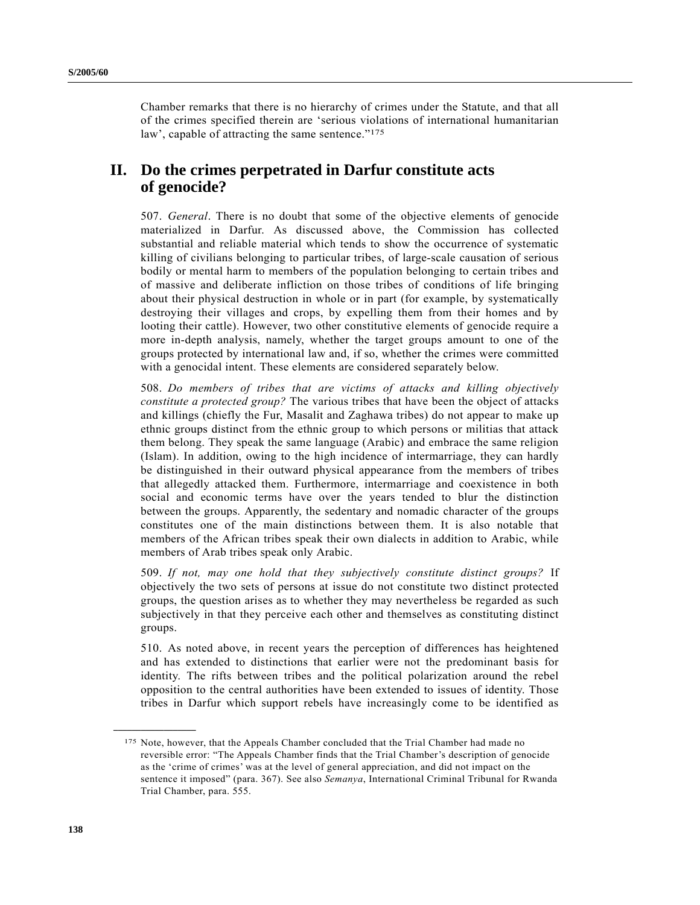Chamber remarks that there is no hierarchy of crimes under the Statute, and that all of the crimes specified therein are 'serious violations of international humanitarian law', capable of attracting the same sentence."[175]

## II. Do the crimes perpetrated in Darfur constitute acts of genocide?

507. *General*. There is no doubt that some of the objective elements of genocide materialized in Darfur. As discussed above, the Commission has collected substantial and reliable material which tends to show the occurrence of systematic killing of civilians belonging to particular tribes, of large-scale causation of serious bodily or mental harm to members of the population belonging to certain tribes and of massive and deliberate infliction on those tribes of conditions of life bringing about their physical destruction in whole or in part (for example, by systematically destroying their villages and crops, by expelling them from their homes and by looting their cattle). However, two other constitutive elements of genocide require a more in-depth analysis, namely, whether the target groups amount to one of the groups protected by international law and, if so, whether the crimes were committed with a genocidal intent. These elements are considered separately below.

508. *Do members of tribes that are victims of attacks and killing objectively constitute a protected group?* The various tribes that have been the object of attacks and killings (chiefly the Fur, Masalit and Zaghawa tribes) do not appear to make up ethnic groups distinct from the ethnic group to which persons or militias that attack them belong. They speak the same language (Arabic) and embrace the same religion (Islam). In addition, owing to the high incidence of intermarriage, they can hardly be distinguished in their outward physical appearance from the members of tribes that allegedly attacked them. Furthermore, intermarriage and coexistence in both social and economic terms have over the years tended to blur the distinction between the groups. Apparently, the sedentary and nomadic character of the groups constitutes one of the main distinctions between them. It is also notable that members of the African tribes speak their own dialects in addition to Arabic, while members of Arab tribes speak only Arabic.

509. *If not, may one hold that they subjectively constitute distinct groups?* If objectively the two sets of persons at issue do not constitute two distinct protected groups, the question arises as to whether they may nevertheless be regarded as such subjectively in that they perceive each other and themselves as constituting distinct groups.

510. As noted above, in recent years the perception of differences has heightened and has extended to distinctions that earlier were not the predominant basis for identity. The rifts between tribes and the political polarization around the rebel opposition to the central authorities have been extended to issues of identity. Those tribes in Darfur which support rebels have increasingly come to be identified as

---

[175] Note, however, that the Appeals Chamber concluded that the Trial Chamber had made no reversible error: "The Appeals Chamber finds that the Trial Chamber's description of genocide as the 'crime of crimes' was at the level of general appreciation, and did not impact on the sentence it imposed" (para. 367). See also *Semanya*, International Criminal Tribunal for Rwanda Trial Chamber, para. 555.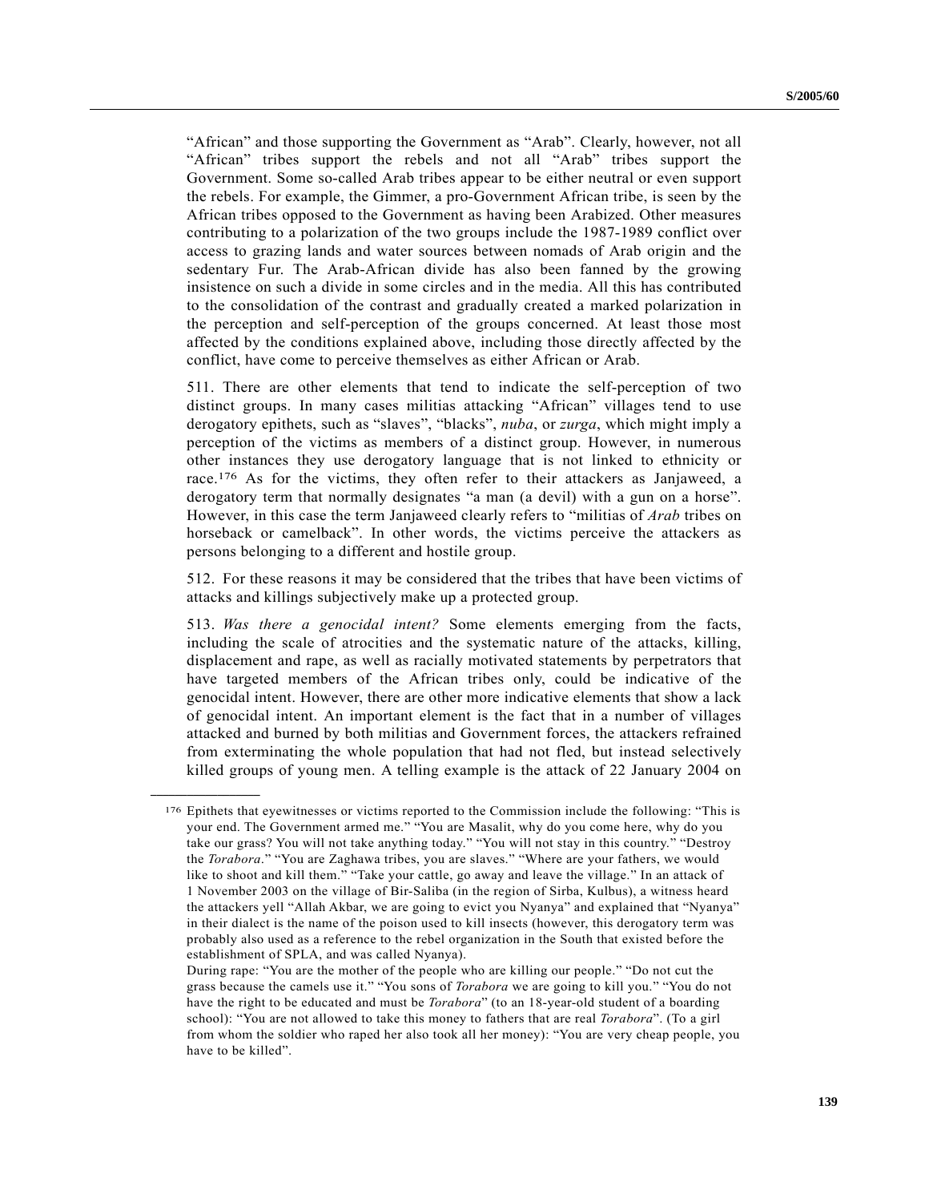"African" and those supporting the Government as "Arab". Clearly, however, not all "African" tribes support the rebels and not all "Arab" tribes support the Government. Some so-called Arab tribes appear to be either neutral or even support the rebels. For example, the Gimmer, a pro-Government African tribe, is seen by the African tribes opposed to the Government as having been Arabized. Other measures contributing to a polarization of the two groups include the 1987-1989 conflict over access to grazing lands and water sources between nomads of Arab origin and the sedentary Fur. The Arab-African divide has also been fanned by the growing insistence on such a divide in some circles and in the media. All this has contributed to the consolidation of the contrast and gradually created a marked polarization in the perception and self-perception of the groups concerned. At least those most affected by the conditions explained above, including those directly affected by the conflict, have come to perceive themselves as either African or Arab.

511. There are other elements that tend to indicate the self-perception of two distinct groups. In many cases militias attacking "African" villages tend to use derogatory epithets, such as "slaves", "blacks", *nuba*, or *zurga*, which might imply a perception of the victims as members of a distinct group. However, in numerous other instances they use derogatory language that is not linked to ethnicity or race.[176] As for the victims, they often refer to their attackers as Janjaweed, a derogatory term that normally designates "a man (a devil) with a gun on a horse". However, in this case the term Janjaweed clearly refers to "militias of *Arab* tribes on horseback or camelback". In other words, the victims perceive the attackers as persons belonging to a different and hostile group.

512. For these reasons it may be considered that the tribes that have been victims of attacks and killings subjectively make up a protected group.

513. *Was there a genocidal intent?* Some elements emerging from the facts, including the scale of atrocities and the systematic nature of the attacks, killing, displacement and rape, as well as racially motivated statements by perpetrators that have targeted members of the African tribes only, could be indicative of the genocidal intent. However, there are other more indicative elements that show a lack of genocidal intent. An important element is the fact that in a number of villages attacked and burned by both militias and Government forces, the attackers refrained from exterminating the whole population that had not fled, but instead selectively killed groups of young men. A telling example is the attack of 22 January 2004 on

---

[176] Epithets that eyewitnesses or victims reported to the Commission include the following: "This is your end. The Government armed me." "You are Masalit, why do you come here, why do you take our grass? You will not take anything today." "You will not stay in this country." "Destroy the *Torabora*." "You are Zaghawa tribes, you are slaves." "Where are your fathers, we would like to shoot and kill them." "Take your cattle, go away and leave the village." In an attack of 1 November 2003 on the village of Bir-Saliba (in the region of Sirba, Kulbus), a witness heard the attackers yell "Allah Akbar, we are going to evict you Nyanya" and explained that "Nyanya" in their dialect is the name of the poison used to kill insects (however, this derogatory term was probably also used as a reference to the rebel organization in the South that existed before the establishment of SPLA, and was called Nyanya).

During rape: "You are the mother of the people who are killing our people." "Do not cut the grass because the camels use it." "You sons of *Torabora* we are going to kill you." "You do not have the right to be educated and must be *Torabora*" (to an 18-year-old student of a boarding school): "You are not allowed to take this money to fathers that are real *Torabora*". (To a girl from whom the soldier who raped her also took all her money): "You are very cheap people, you have to be killed".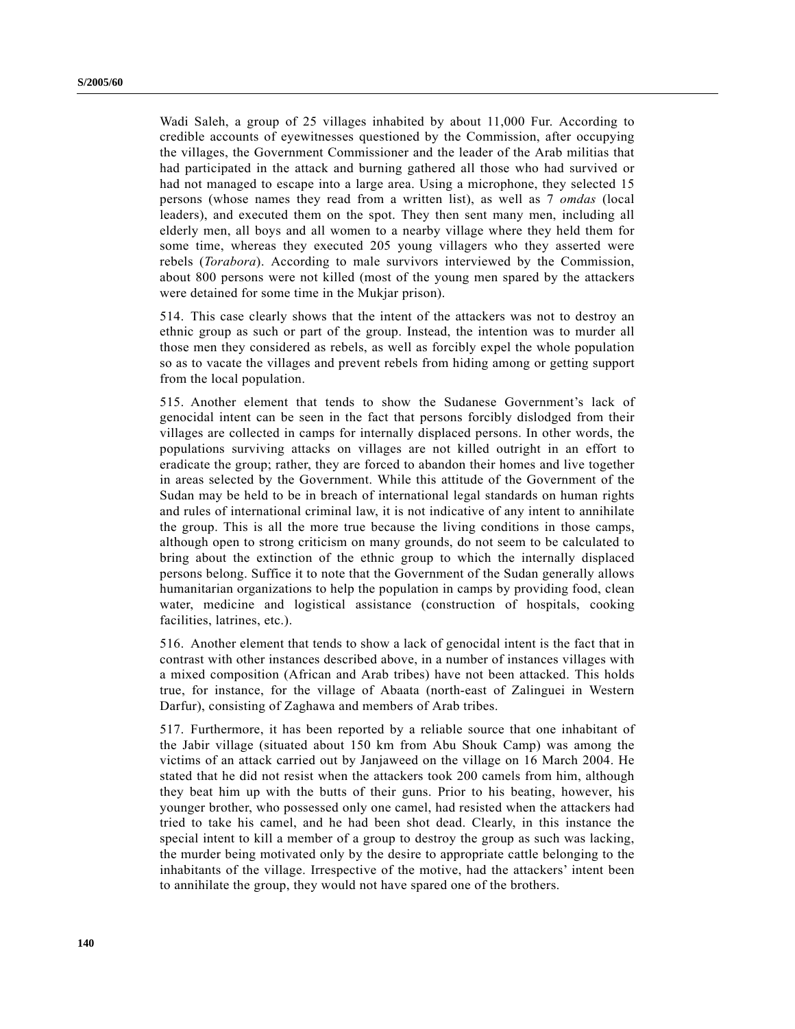Wadi Saleh, a group of 25 villages inhabited by about 11,000 Fur. According to credible accounts of eyewitnesses questioned by the Commission, after occupying the villages, the Government Commissioner and the leader of the Arab militias that had participated in the attack and burning gathered all those who had survived or had not managed to escape into a large area. Using a microphone, they selected 15 persons (whose names they read from a written list), as well as 7 *omdas* (local leaders), and executed them on the spot. They then sent many men, including all elderly men, all boys and all women to a nearby village where they held them for some time, whereas they executed 205 young villagers who they asserted were rebels (*Torabora*). According to male survivors interviewed by the Commission, about 800 persons were not killed (most of the young men spared by the attackers were detained for some time in the Mukjar prison).

514. This case clearly shows that the intent of the attackers was not to destroy an ethnic group as such or part of the group. Instead, the intention was to murder all those men they considered as rebels, as well as forcibly expel the whole population so as to vacate the villages and prevent rebels from hiding among or getting support from the local population.

515. Another element that tends to show the Sudanese Government's lack of genocidal intent can be seen in the fact that persons forcibly dislodged from their villages are collected in camps for internally displaced persons. In other words, the populations surviving attacks on villages are not killed outright in an effort to eradicate the group; rather, they are forced to abandon their homes and live together in areas selected by the Government. While this attitude of the Government of the Sudan may be held to be in breach of international legal standards on human rights and rules of international criminal law, it is not indicative of any intent to annihilate the group. This is all the more true because the living conditions in those camps, although open to strong criticism on many grounds, do not seem to be calculated to bring about the extinction of the ethnic group to which the internally displaced persons belong. Suffice it to note that the Government of the Sudan generally allows humanitarian organizations to help the population in camps by providing food, clean water, medicine and logistical assistance (construction of hospitals, cooking facilities, latrines, etc.).

516. Another element that tends to show a lack of genocidal intent is the fact that in contrast with other instances described above, in a number of instances villages with a mixed composition (African and Arab tribes) have not been attacked. This holds true, for instance, for the village of Abaata (north-east of Zalinguei in Western Darfur), consisting of Zaghawa and members of Arab tribes.

517. Furthermore, it has been reported by a reliable source that one inhabitant of the Jabir village (situated about 150 km from Abu Shouk Camp) was among the victims of an attack carried out by Janjaweed on the village on 16 March 2004. He stated that he did not resist when the attackers took 200 camels from him, although they beat him up with the butts of their guns. Prior to his beating, however, his younger brother, who possessed only one camel, had resisted when the attackers had tried to take his camel, and he had been shot dead. Clearly, in this instance the special intent to kill a member of a group to destroy the group as such was lacking, the murder being motivated only by the desire to appropriate cattle belonging to the inhabitants of the village. Irrespective of the motive, had the attackers' intent been to annihilate the group, they would not have spared one of the brothers.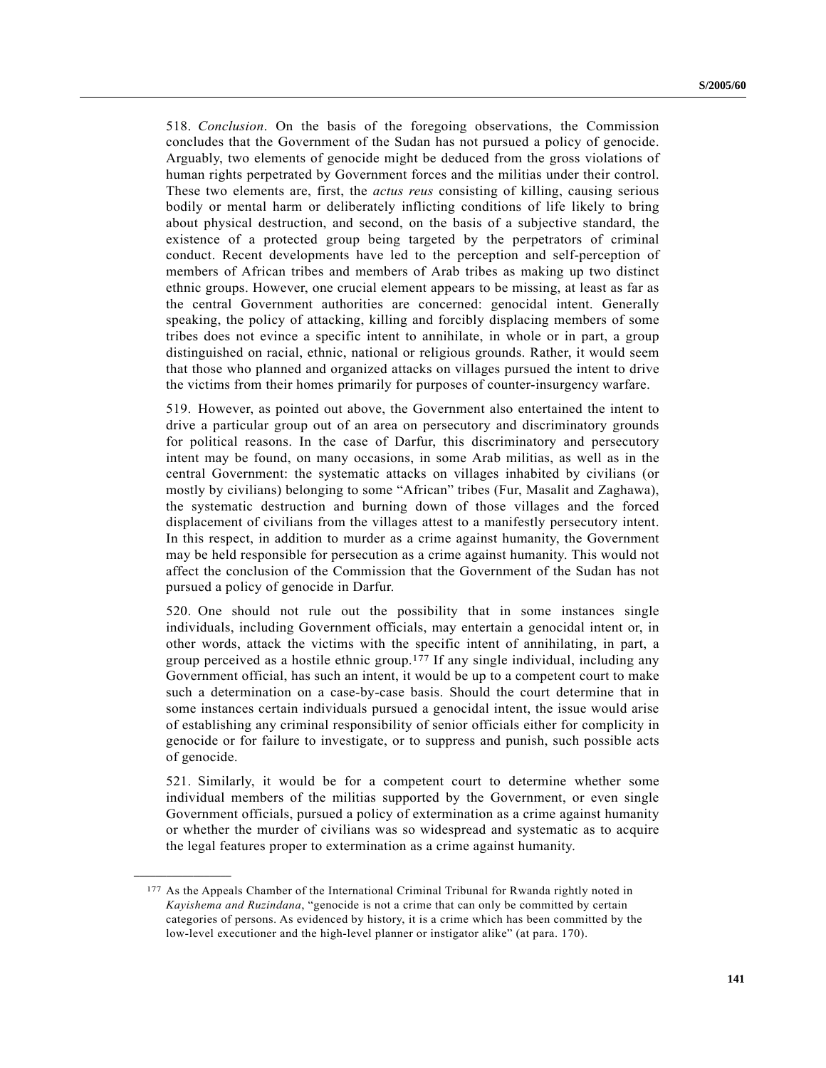518. *Conclusion*. On the basis of the foregoing observations, the Commission concludes that the Government of the Sudan has not pursued a policy of genocide. Arguably, two elements of genocide might be deduced from the gross violations of human rights perpetrated by Government forces and the militias under their control. These two elements are, first, the *actus reus* consisting of killing, causing serious bodily or mental harm or deliberately inflicting conditions of life likely to bring about physical destruction, and second, on the basis of a subjective standard, the existence of a protected group being targeted by the perpetrators of criminal conduct. Recent developments have led to the perception and self-perception of members of African tribes and members of Arab tribes as making up two distinct ethnic groups. However, one crucial element appears to be missing, at least as far as the central Government authorities are concerned: genocidal intent. Generally speaking, the policy of attacking, killing and forcibly displacing members of some tribes does not evince a specific intent to annihilate, in whole or in part, a group distinguished on racial, ethnic, national or religious grounds. Rather, it would seem that those who planned and organized attacks on villages pursued the intent to drive the victims from their homes primarily for purposes of counter-insurgency warfare.

519. However, as pointed out above, the Government also entertained the intent to drive a particular group out of an area on persecutory and discriminatory grounds for political reasons. In the case of Darfur, this discriminatory and persecutory intent may be found, on many occasions, in some Arab militias, as well as in the central Government: the systematic attacks on villages inhabited by civilians (or mostly by civilians) belonging to some "African" tribes (Fur, Masalit and Zaghawa), the systematic destruction and burning down of those villages and the forced displacement of civilians from the villages attest to a manifestly persecutory intent. In this respect, in addition to murder as a crime against humanity, the Government may be held responsible for persecution as a crime against humanity. This would not affect the conclusion of the Commission that the Government of the Sudan has not pursued a policy of genocide in Darfur.

520. One should not rule out the possibility that in some instances single individuals, including Government officials, may entertain a genocidal intent or, in other words, attack the victims with the specific intent of annihilating, in part, a group perceived as a hostile ethnic group.[177] If any single individual, including any Government official, has such an intent, it would be up to a competent court to make such a determination on a case-by-case basis. Should the court determine that in some instances certain individuals pursued a genocidal intent, the issue would arise of establishing any criminal responsibility of senior officials either for complicity in genocide or for failure to investigate, or to suppress and punish, such possible acts of genocide.

521. Similarly, it would be for a competent court to determine whether some individual members of the militias supported by the Government, or even single Government officials, pursued a policy of extermination as a crime against humanity or whether the murder of civilians was so widespread and systematic as to acquire the legal features proper to extermination as a crime against humanity.

---

[177] As the Appeals Chamber of the International Criminal Tribunal for Rwanda rightly noted in *Kayishema and Ruzindana*, "genocide is not a crime that can only be committed by certain categories of persons. As evidenced by history, it is a crime which has been committed by the low-level executioner and the high-level planner or instigator alike" (at para. 170).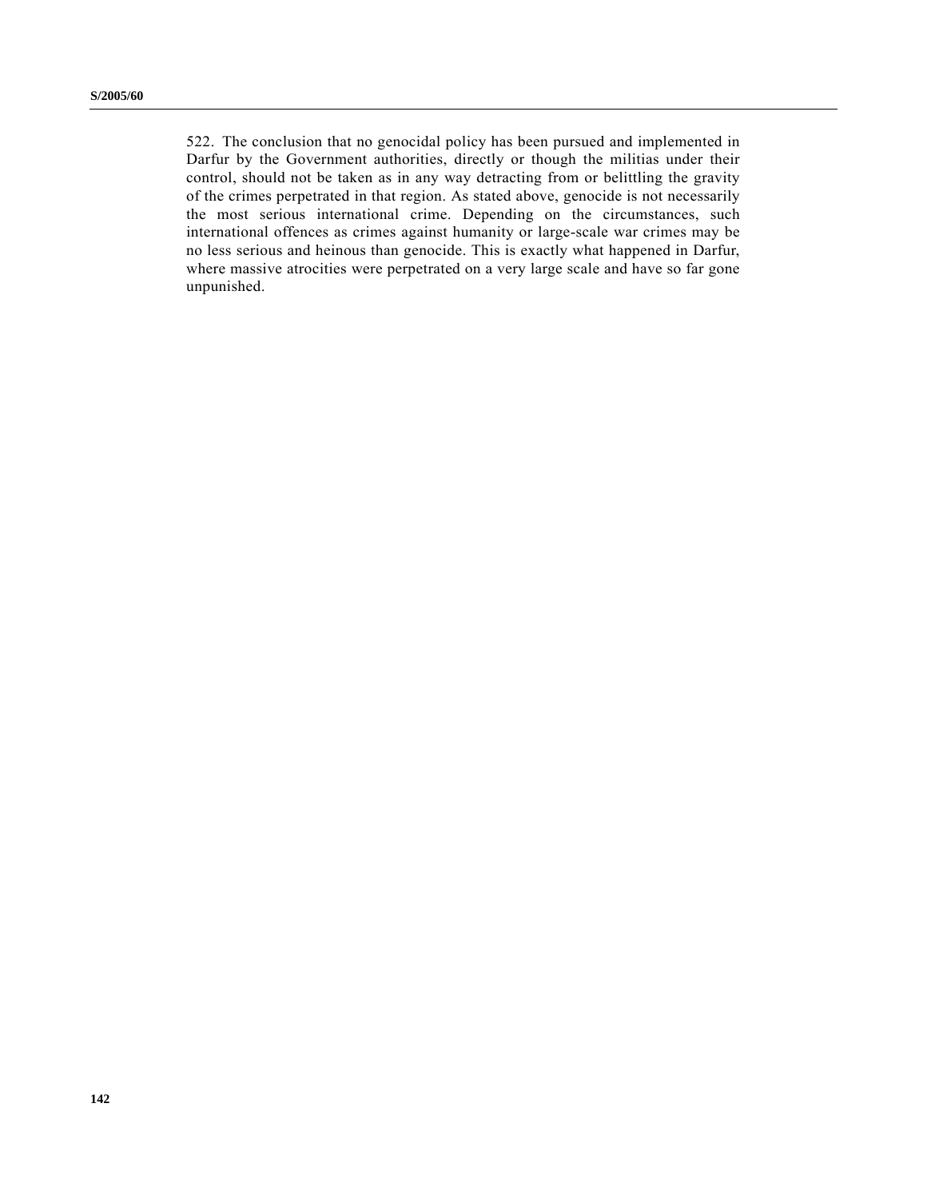522. The conclusion that no genocidal policy has been pursued and implemented in Darfur by the Government authorities, directly or though the militias under their control, should not be taken as in any way detracting from or belittling the gravity of the crimes perpetrated in that region. As stated above, genocide is not necessarily the most serious international crime. Depending on the circumstances, such international offences as crimes against humanity or large-scale war crimes may be no less serious and heinous than genocide. This is exactly what happened in Darfur, where massive atrocities were perpetrated on a very large scale and have so far gone unpunished.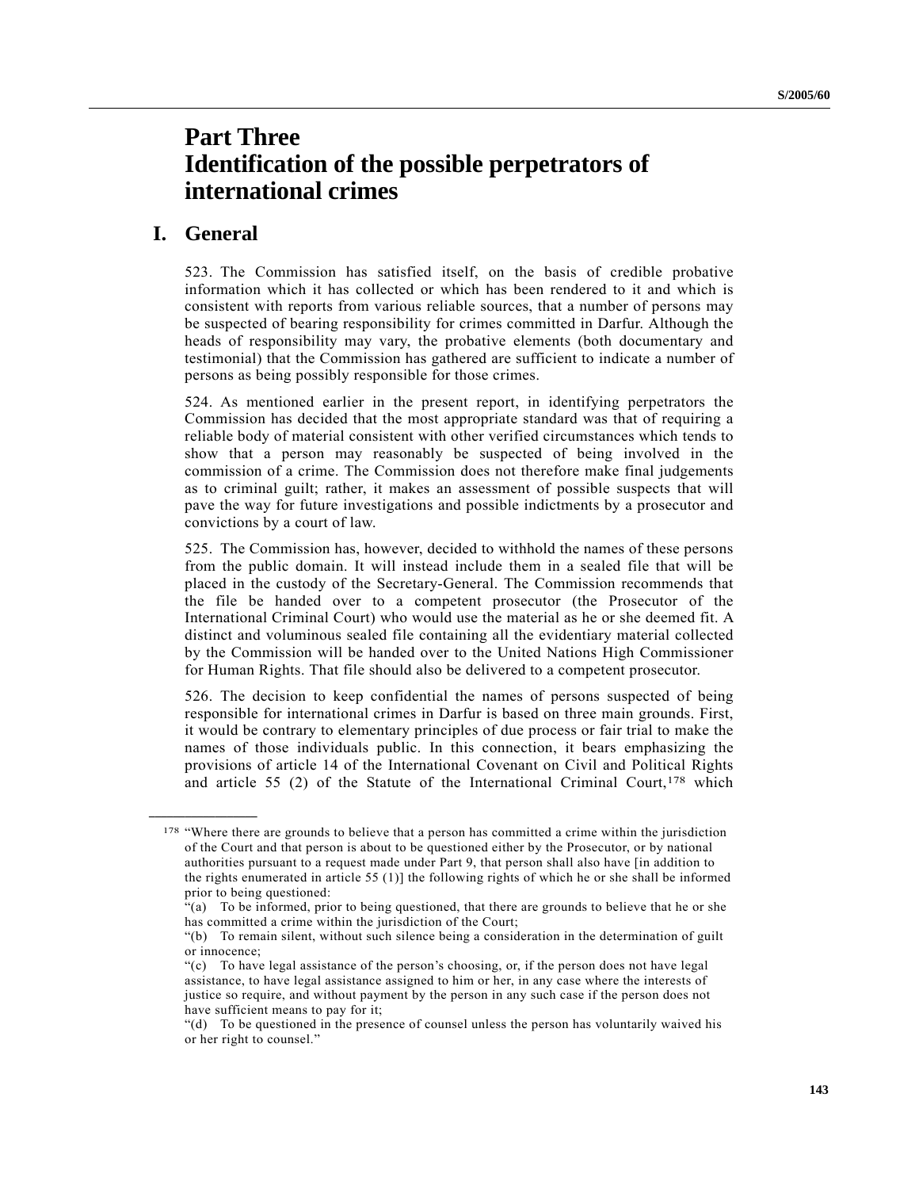# Part Three
# Identification of the possible perpetrators of international crimes

## I. General

523. The Commission has satisfied itself, on the basis of credible probative information which it has collected or which has been rendered to it and which is consistent with reports from various reliable sources, that a number of persons may be suspected of bearing responsibility for crimes committed in Darfur. Although the heads of responsibility may vary, the probative elements (both documentary and testimonial) that the Commission has gathered are sufficient to indicate a number of persons as being possibly responsible for those crimes.

524. As mentioned earlier in the present report, in identifying perpetrators the Commission has decided that the most appropriate standard was that of requiring a reliable body of material consistent with other verified circumstances which tends to show that a person may reasonably be suspected of being involved in the commission of a crime. The Commission does not therefore make final judgements as to criminal guilt; rather, it makes an assessment of possible suspects that will pave the way for future investigations and possible indictments by a prosecutor and convictions by a court of law.

525. The Commission has, however, decided to withhold the names of these persons from the public domain. It will instead include them in a sealed file that will be placed in the custody of the Secretary-General. The Commission recommends that the file be handed over to a competent prosecutor (the Prosecutor of the International Criminal Court) who would use the material as he or she deemed fit. A distinct and voluminous sealed file containing all the evidentiary material collected by the Commission will be handed over to the United Nations High Commissioner for Human Rights. That file should also be delivered to a competent prosecutor.

526. The decision to keep confidential the names of persons suspected of being responsible for international crimes in Darfur is based on three main grounds. First, it would be contrary to elementary principles of due process or fair trial to make the names of those individuals public. In this connection, it bears emphasizing the provisions of article 14 of the International Covenant on Civil and Political Rights and article 55 (2) of the Statute of the International Criminal Court,[178] which

---

[178] "Where there are grounds to believe that a person has committed a crime within the jurisdiction of the Court and that person is about to be questioned either by the Prosecutor, or by national authorities pursuant to a request made under Part 9, that person shall also have [in addition to the rights enumerated in article 55 (1)] the following rights of which he or she shall be informed prior to being questioned:

"(a) To be informed, prior to being questioned, that there are grounds to believe that he or she has committed a crime within the jurisdiction of the Court;

"(b) To remain silent, without such silence being a consideration in the determination of guilt or innocence;

"(c) To have legal assistance of the person's choosing, or, if the person does not have legal assistance, to have legal assistance assigned to him or her, in any case where the interests of justice so require, and without payment by the person in any such case if the person does not have sufficient means to pay for it;

"(d) To be questioned in the presence of counsel unless the person has voluntarily waived his or her right to counsel."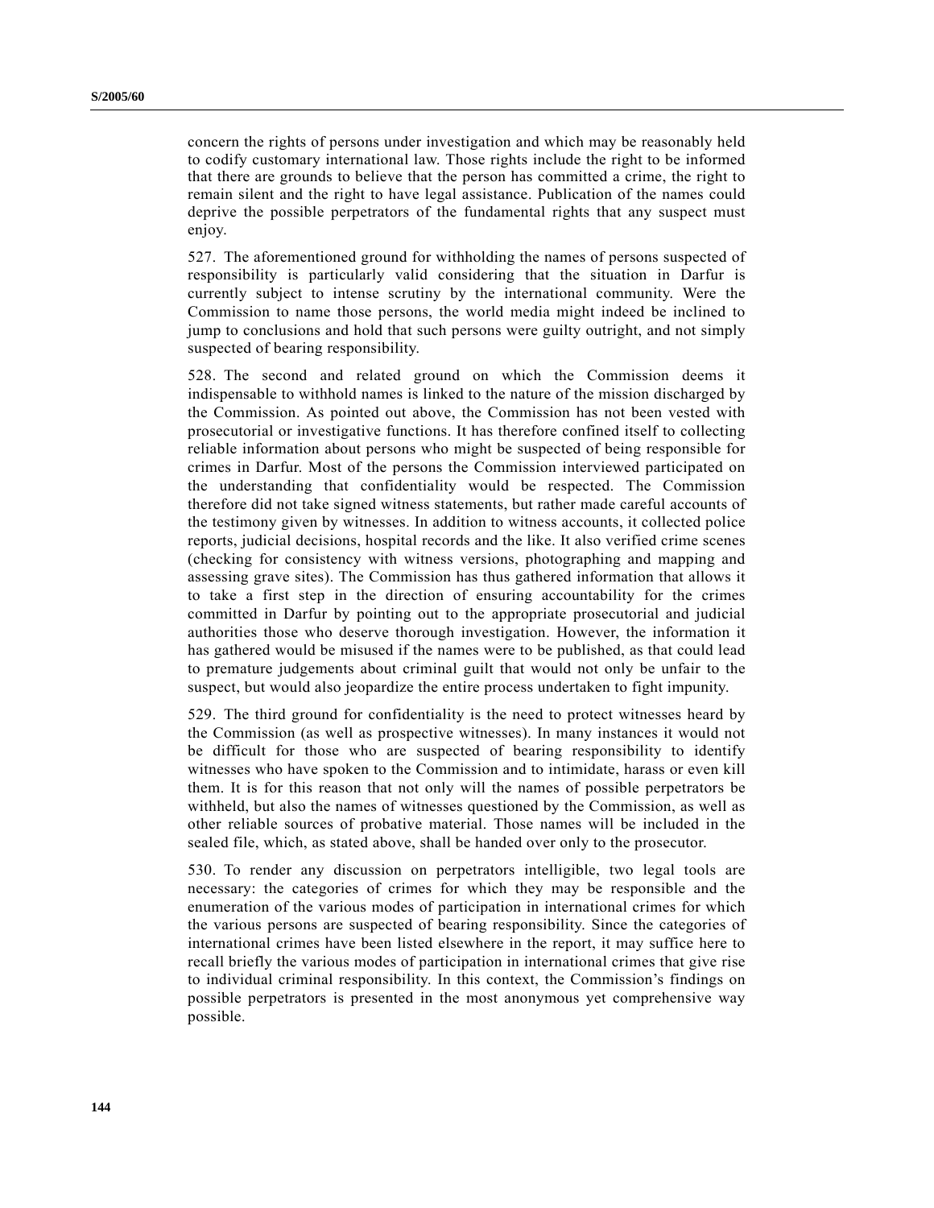concern the rights of persons under investigation and which may be reasonably held to codify customary international law. Those rights include the right to be informed that there are grounds to believe that the person has committed a crime, the right to remain silent and the right to have legal assistance. Publication of the names could deprive the possible perpetrators of the fundamental rights that any suspect must enjoy.

527. The aforementioned ground for withholding the names of persons suspected of responsibility is particularly valid considering that the situation in Darfur is currently subject to intense scrutiny by the international community. Were the Commission to name those persons, the world media might indeed be inclined to jump to conclusions and hold that such persons were guilty outright, and not simply suspected of bearing responsibility.

528. The second and related ground on which the Commission deems it indispensable to withhold names is linked to the nature of the mission discharged by the Commission. As pointed out above, the Commission has not been vested with prosecutorial or investigative functions. It has therefore confined itself to collecting reliable information about persons who might be suspected of being responsible for crimes in Darfur. Most of the persons the Commission interviewed participated on the understanding that confidentiality would be respected. The Commission therefore did not take signed witness statements, but rather made careful accounts of the testimony given by witnesses. In addition to witness accounts, it collected police reports, judicial decisions, hospital records and the like. It also verified crime scenes (checking for consistency with witness versions, photographing and mapping and assessing grave sites). The Commission has thus gathered information that allows it to take a first step in the direction of ensuring accountability for the crimes committed in Darfur by pointing out to the appropriate prosecutorial and judicial authorities those who deserve thorough investigation. However, the information it has gathered would be misused if the names were to be published, as that could lead to premature judgements about criminal guilt that would not only be unfair to the suspect, but would also jeopardize the entire process undertaken to fight impunity.

529. The third ground for confidentiality is the need to protect witnesses heard by the Commission (as well as prospective witnesses). In many instances it would not be difficult for those who are suspected of bearing responsibility to identify witnesses who have spoken to the Commission and to intimidate, harass or even kill them. It is for this reason that not only will the names of possible perpetrators be withheld, but also the names of witnesses questioned by the Commission, as well as other reliable sources of probative material. Those names will be included in the sealed file, which, as stated above, shall be handed over only to the prosecutor.

530. To render any discussion on perpetrators intelligible, two legal tools are necessary: the categories of crimes for which they may be responsible and the enumeration of the various modes of participation in international crimes for which the various persons are suspected of bearing responsibility. Since the categories of international crimes have been listed elsewhere in the report, it may suffice here to recall briefly the various modes of participation in international crimes that give rise to individual criminal responsibility. In this context, the Commission's findings on possible perpetrators is presented in the most anonymous yet comprehensive way possible.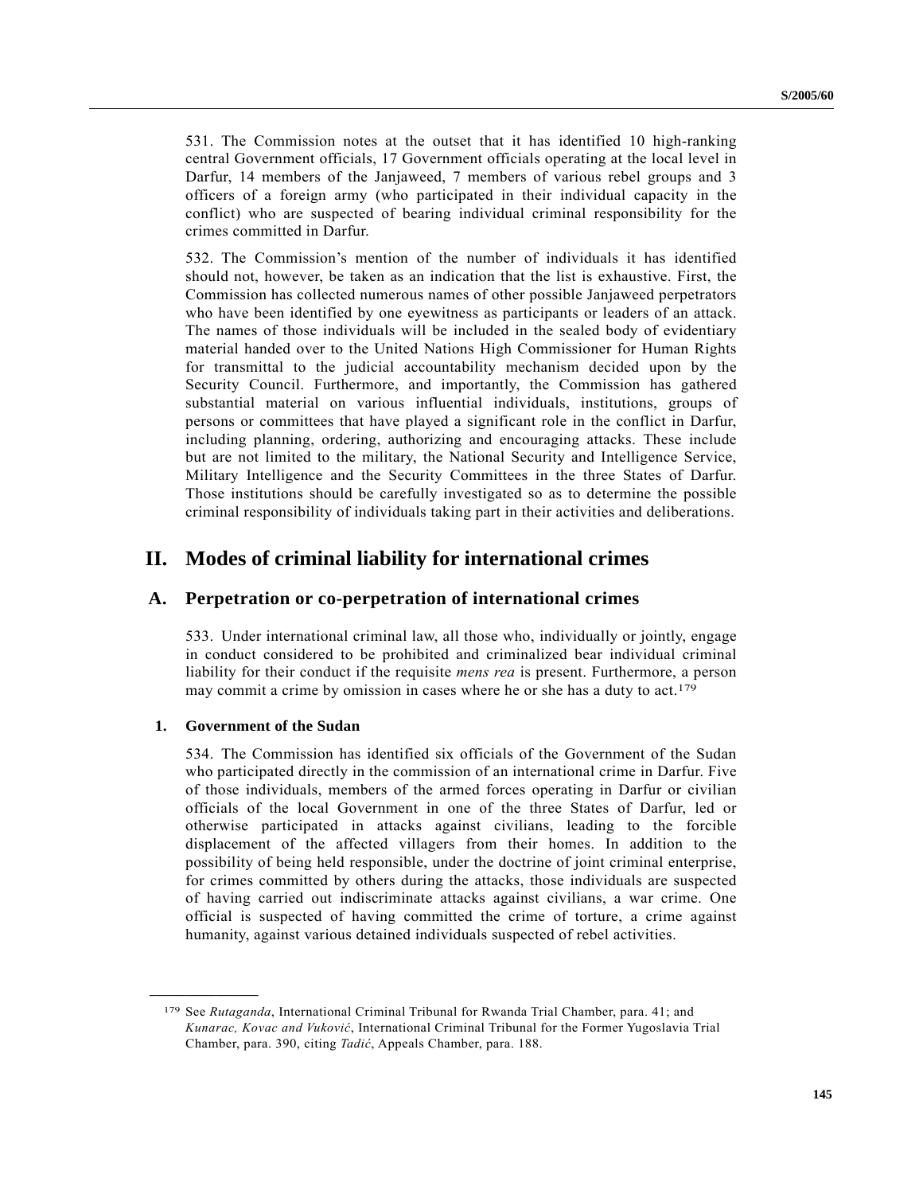531. The Commission notes at the outset that it has identified 10 high-ranking central Government officials, 17 Government officials operating at the local level in Darfur, 14 members of the Janjaweed, 7 members of various rebel groups and 3 officers of a foreign army (who participated in their individual capacity in the conflict) who are suspected of bearing individual criminal responsibility for the crimes committed in Darfur.

532. The Commission's mention of the number of individuals it has identified should not, however, be taken as an indication that the list is exhaustive. First, the Commission has collected numerous names of other possible Janjaweed perpetrators who have been identified by one eyewitness as participants or leaders of an attack. The names of those individuals will be included in the sealed body of evidentiary material handed over to the United Nations High Commissioner for Human Rights for transmittal to the judicial accountability mechanism decided upon by the Security Council. Furthermore, and importantly, the Commission has gathered substantial material on various influential individuals, institutions, groups of persons or committees that have played a significant role in the conflict in Darfur, including planning, ordering, authorizing and encouraging attacks. These include but are not limited to the military, the National Security and Intelligence Service, Military Intelligence and the Security Committees in the three States of Darfur. Those institutions should be carefully investigated so as to determine the possible criminal responsibility of individuals taking part in their activities and deliberations.

# II. Modes of criminal liability for international crimes

## A. Perpetration or co-perpetration of international crimes

533. Under international criminal law, all those who, individually or jointly, engage in conduct considered to be prohibited and criminalized bear individual criminal liability for their conduct if the requisite *mens rea* is present. Furthermore, a person may commit a crime by omission in cases where he or she has a duty to act.[179]

### 1. Government of the Sudan

534. The Commission has identified six officials of the Government of the Sudan who participated directly in the commission of an international crime in Darfur. Five of those individuals, members of the armed forces operating in Darfur or civilian officials of the local Government in one of the three States of Darfur, led or otherwise participated in attacks against civilians, leading to the forcible displacement of the affected villagers from their homes. In addition to the possibility of being held responsible, under the doctrine of joint criminal enterprise, for crimes committed by others during the attacks, those individuals are suspected of having carried out indiscriminate attacks against civilians, a war crime. One official is suspected of having committed the crime of torture, a crime against humanity, against various detained individuals suspected of rebel activities.

---

[179] See *Rutaganda*, International Criminal Tribunal for Rwanda Trial Chamber, para. 41; and *Kunarac, Kovac and Vuković*, International Criminal Tribunal for the Former Yugoslavia Trial Chamber, para. 390, citing *Tadić*, Appeals Chamber, para. 188.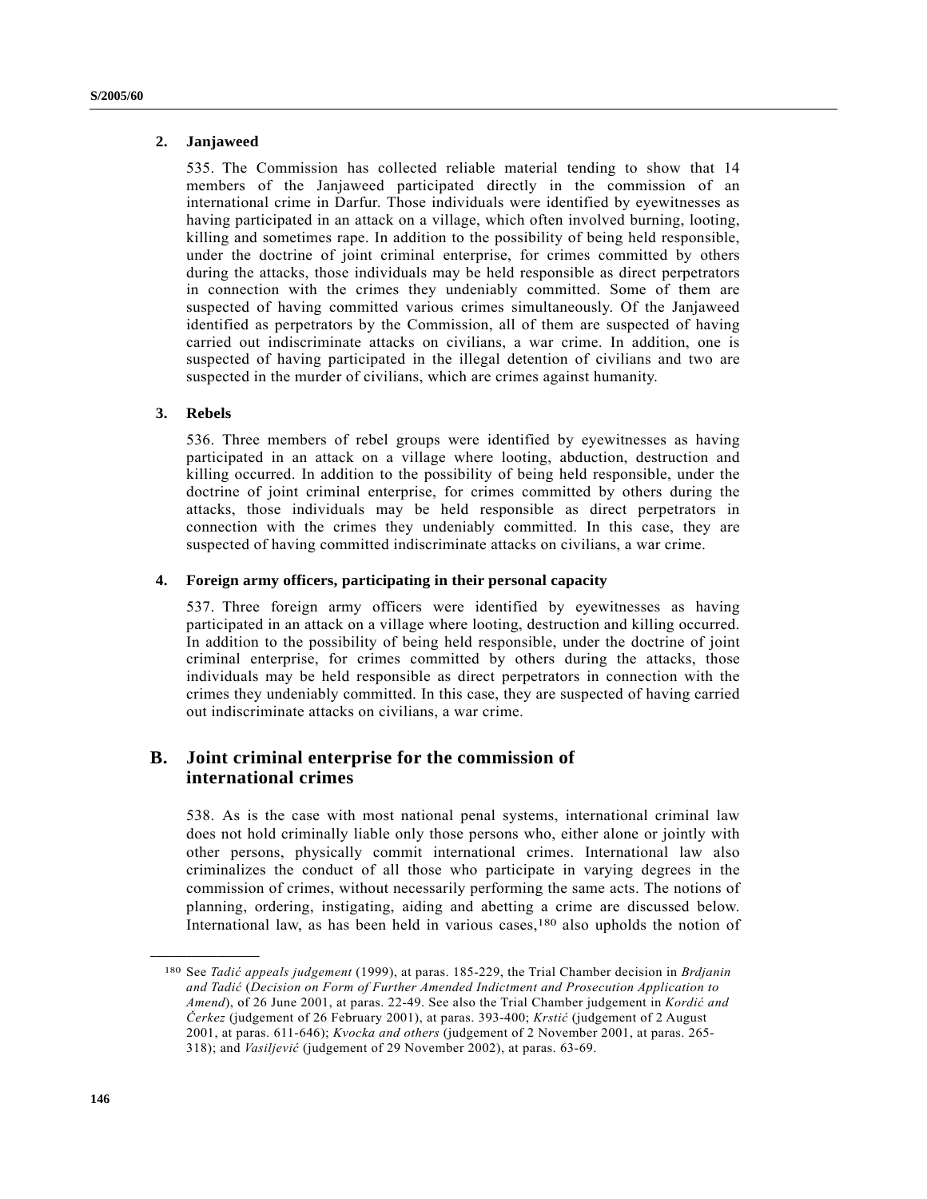### 2. Janjaweed

535. The Commission has collected reliable material tending to show that 14 members of the Janjaweed participated directly in the commission of an international crime in Darfur. Those individuals were identified by eyewitnesses as having participated in an attack on a village, which often involved burning, looting, killing and sometimes rape. In addition to the possibility of being held responsible, under the doctrine of joint criminal enterprise, for crimes committed by others during the attacks, those individuals may be held responsible as direct perpetrators in connection with the crimes they undeniably committed. Some of them are suspected of having committed various crimes simultaneously. Of the Janjaweed identified as perpetrators by the Commission, all of them are suspected of having carried out indiscriminate attacks on civilians, a war crime. In addition, one is suspected of having participated in the illegal detention of civilians and two are suspected in the murder of civilians, which are crimes against humanity.

### 3. Rebels

536. Three members of rebel groups were identified by eyewitnesses as having participated in an attack on a village where looting, abduction, destruction and killing occurred. In addition to the possibility of being held responsible, under the doctrine of joint criminal enterprise, for crimes committed by others during the attacks, those individuals may be held responsible as direct perpetrators in connection with the crimes they undeniably committed. In this case, they are suspected of having committed indiscriminate attacks on civilians, a war crime.

### 4. Foreign army officers, participating in their personal capacity

537. Three foreign army officers were identified by eyewitnesses as having participated in an attack on a village where looting, destruction and killing occurred. In addition to the possibility of being held responsible, under the doctrine of joint criminal enterprise, for crimes committed by others during the attacks, those individuals may be held responsible as direct perpetrators in connection with the crimes they undeniably committed. In this case, they are suspected of having carried out indiscriminate attacks on civilians, a war crime.

## B. Joint criminal enterprise for the commission of international crimes

538. As is the case with most national penal systems, international criminal law does not hold criminally liable only those persons who, either alone or jointly with other persons, physically commit international crimes. International law also criminalizes the conduct of all those who participate in varying degrees in the commission of crimes, without necessarily performing the same acts. The notions of planning, ordering, instigating, aiding and abetting a crime are discussed below. International law, as has been held in various cases,[180] also upholds the notion of

---

[180] See *Tadić appeals judgement* (1999), at paras. 185-229, the Trial Chamber decision in *Brdjanin and Tadić* (*Decision on Form of Further Amended Indictment and Prosecution Application to Amend*), of 26 June 2001, at paras. 22-49. See also the Trial Chamber judgement in *Kordić and Čerkez* (judgement of 26 February 2001), at paras. 393-400; *Krstić* (judgement of 2 August 2001, at paras. 611-646); *Kvocka and others* (judgement of 2 November 2001, at paras. 265-318); and *Vasiljević* (judgement of 29 November 2002), at paras. 63-69.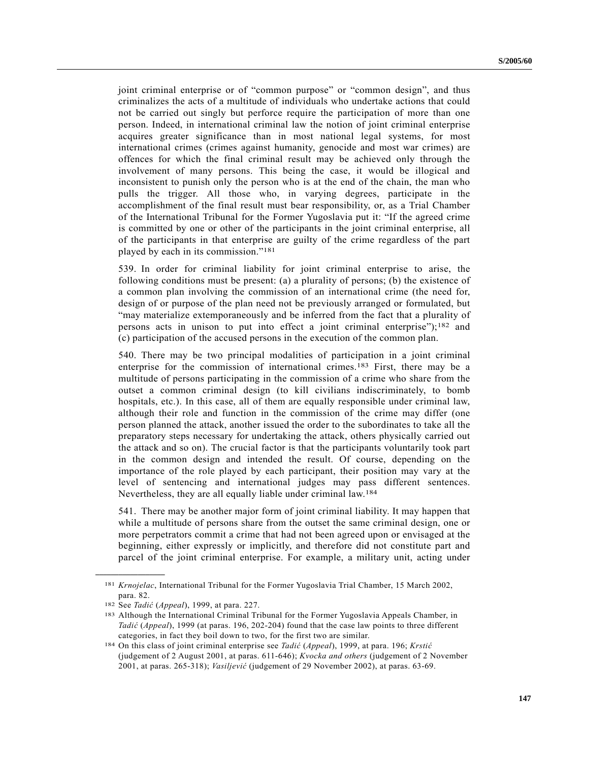joint criminal enterprise or of "common purpose" or "common design", and thus criminalizes the acts of a multitude of individuals who undertake actions that could not be carried out singly but perforce require the participation of more than one person. Indeed, in international criminal law the notion of joint criminal enterprise acquires greater significance than in most national legal systems, for most international crimes (crimes against humanity, genocide and most war crimes) are offences for which the final criminal result may be achieved only through the involvement of many persons. This being the case, it would be illogical and inconsistent to punish only the person who is at the end of the chain, the man who pulls the trigger. All those who, in varying degrees, participate in the accomplishment of the final result must bear responsibility, or, as a Trial Chamber of the International Tribunal for the Former Yugoslavia put it: "If the agreed crime is committed by one or other of the participants in the joint criminal enterprise, all of the participants in that enterprise are guilty of the crime regardless of the part played by each in its commission."[181]

539. In order for criminal liability for joint criminal enterprise to arise, the following conditions must be present: (a) a plurality of persons; (b) the existence of a common plan involving the commission of an international crime (the need for, design of or purpose of the plan need not be previously arranged or formulated, but "may materialize extemporaneously and be inferred from the fact that a plurality of persons acts in unison to put into effect a joint criminal enterprise");[182] and (c) participation of the accused persons in the execution of the common plan.

540. There may be two principal modalities of participation in a joint criminal enterprise for the commission of international crimes.[183] First, there may be a multitude of persons participating in the commission of a crime who share from the outset a common criminal design (to kill civilians indiscriminately, to bomb hospitals, etc.). In this case, all of them are equally responsible under criminal law, although their role and function in the commission of the crime may differ (one person planned the attack, another issued the order to the subordinates to take all the preparatory steps necessary for undertaking the attack, others physically carried out the attack and so on). The crucial factor is that the participants voluntarily took part in the common design and intended the result. Of course, depending on the importance of the role played by each participant, their position may vary at the level of sentencing and international judges may pass different sentences. Nevertheless, they are all equally liable under criminal law.[184]

541. There may be another major form of joint criminal liability. It may happen that while a multitude of persons share from the outset the same criminal design, one or more perpetrators commit a crime that had not been agreed upon or envisaged at the beginning, either expressly or implicitly, and therefore did not constitute part and parcel of the joint criminal enterprise. For example, a military unit, acting under

---

[181] *Krnojelac*, International Tribunal for the Former Yugoslavia Trial Chamber, 15 March 2002, para. 82.

[182] See *Tadić* (*Appeal*), 1999, at para. 227.

[183] Although the International Criminal Tribunal for the Former Yugoslavia Appeals Chamber, in *Tadić* (*Appeal*), 1999 (at paras. 196, 202-204) found that the case law points to three different categories, in fact they boil down to two, for the first two are similar.

[184] On this class of joint criminal enterprise see *Tadić* (*Appeal*), 1999, at para. 196; *Krstić* (judgement of 2 August 2001, at paras. 611-646); *Kvocka and others* (judgement of 2 November 2001, at paras. 265-318); *Vasiljević* (judgement of 29 November 2002), at paras. 63-69.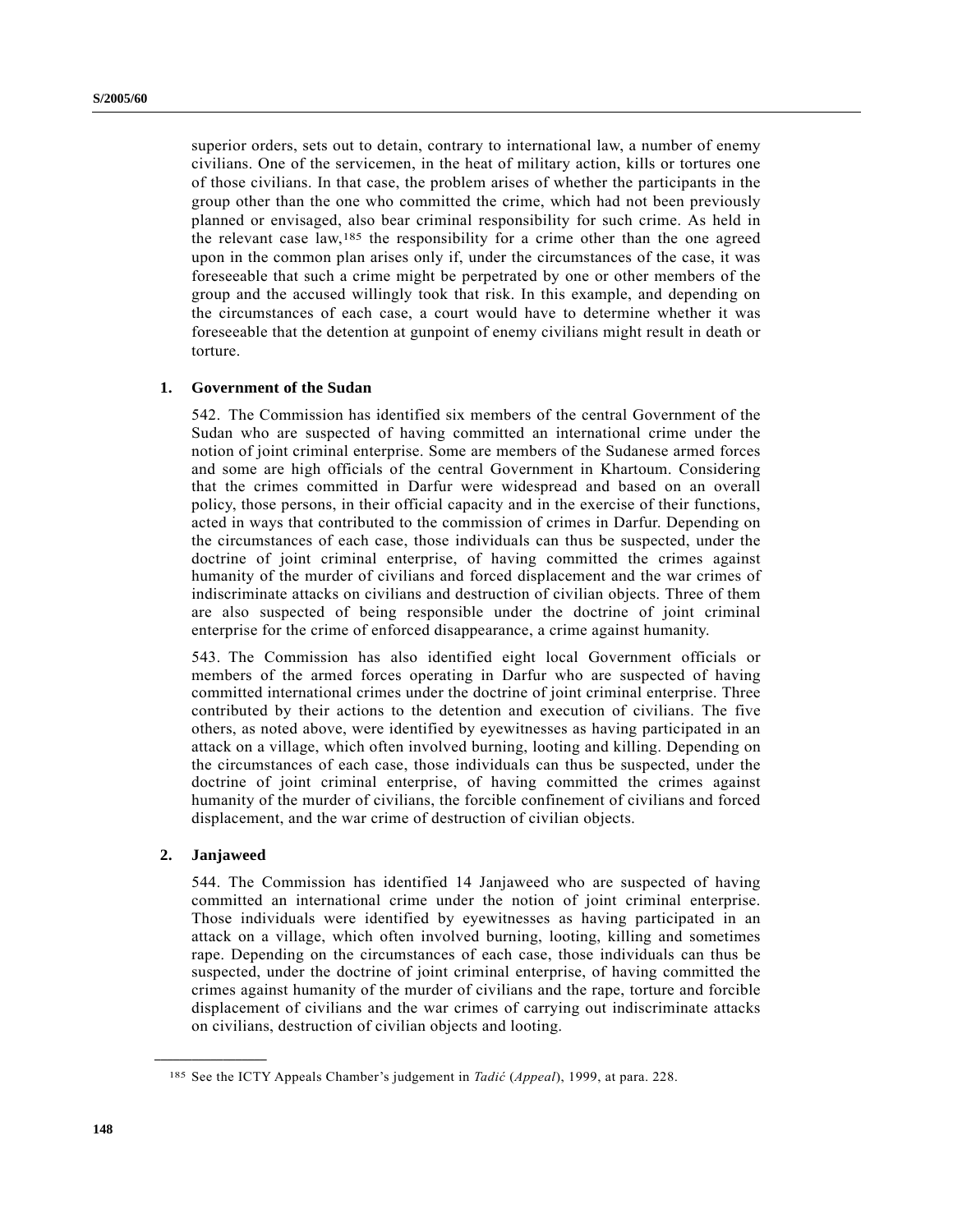superior orders, sets out to detain, contrary to international law, a number of enemy civilians. One of the servicemen, in the heat of military action, kills or tortures one of those civilians. In that case, the problem arises of whether the participants in the group other than the one who committed the crime, which had not been previously planned or envisaged, also bear criminal responsibility for such crime. As held in the relevant case law,[185] the responsibility for a crime other than the one agreed upon in the common plan arises only if, under the circumstances of the case, it was foreseeable that such a crime might be perpetrated by one or other members of the group and the accused willingly took that risk. In this example, and depending on the circumstances of each case, a court would have to determine whether it was foreseeable that the detention at gunpoint of enemy civilians might result in death or torture.

### 1. Government of the Sudan

542. The Commission has identified six members of the central Government of the Sudan who are suspected of having committed an international crime under the notion of joint criminal enterprise. Some are members of the Sudanese armed forces and some are high officials of the central Government in Khartoum. Considering that the crimes committed in Darfur were widespread and based on an overall policy, those persons, in their official capacity and in the exercise of their functions, acted in ways that contributed to the commission of crimes in Darfur. Depending on the circumstances of each case, those individuals can thus be suspected, under the doctrine of joint criminal enterprise, of having committed the crimes against humanity of the murder of civilians and forced displacement and the war crimes of indiscriminate attacks on civilians and destruction of civilian objects. Three of them are also suspected of being responsible under the doctrine of joint criminal enterprise for the crime of enforced disappearance, a crime against humanity.

543. The Commission has also identified eight local Government officials or members of the armed forces operating in Darfur who are suspected of having committed international crimes under the doctrine of joint criminal enterprise. Three contributed by their actions to the detention and execution of civilians. The five others, as noted above, were identified by eyewitnesses as having participated in an attack on a village, which often involved burning, looting and killing. Depending on the circumstances of each case, those individuals can thus be suspected, under the doctrine of joint criminal enterprise, of having committed the crimes against humanity of the murder of civilians, the forcible confinement of civilians and forced displacement, and the war crime of destruction of civilian objects.

### 2. Janjaweed

544. The Commission has identified 14 Janjaweed who are suspected of having committed an international crime under the notion of joint criminal enterprise. Those individuals were identified by eyewitnesses as having participated in an attack on a village, which often involved burning, looting, killing and sometimes rape. Depending on the circumstances of each case, those individuals can thus be suspected, under the doctrine of joint criminal enterprise, of having committed the crimes against humanity of the murder of civilians and the rape, torture and forcible displacement of civilians and the war crimes of carrying out indiscriminate attacks on civilians, destruction of civilian objects and looting.

---

[185] See the ICTY Appeals Chamber's judgement in *Tadić* (*Appeal*), 1999, at para. 228.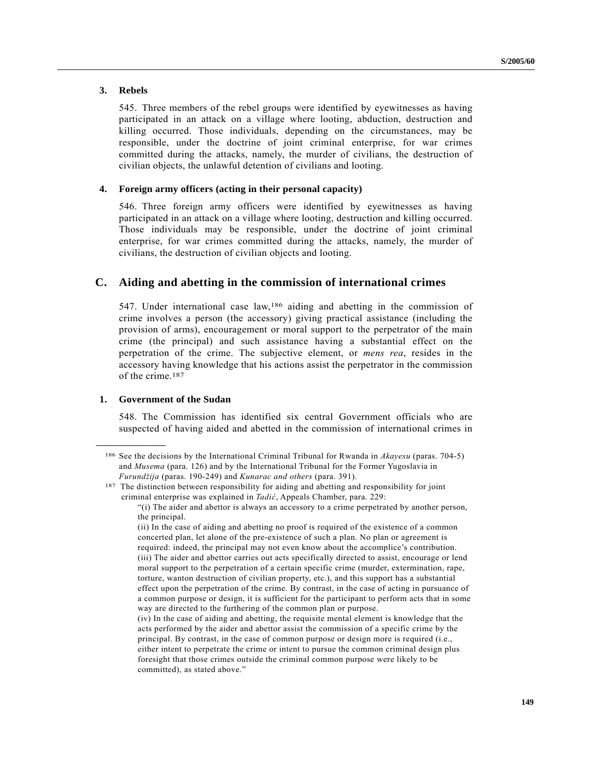### 3. Rebels

545. Three members of the rebel groups were identified by eyewitnesses as having participated in an attack on a village where looting, abduction, destruction and killing occurred. Those individuals, depending on the circumstances, may be responsible, under the doctrine of joint criminal enterprise, for war crimes committed during the attacks, namely, the murder of civilians, the destruction of civilian objects, the unlawful detention of civilians and looting.

### 4. Foreign army officers (acting in their personal capacity)

546. Three foreign army officers were identified by eyewitnesses as having participated in an attack on a village where looting, destruction and killing occurred. Those individuals may be responsible, under the doctrine of joint criminal enterprise, for war crimes committed during the attacks, namely, the murder of civilians, the destruction of civilian objects and looting.

## C. Aiding and abetting in the commission of international crimes

547. Under international case law,[186] aiding and abetting in the commission of crime involves a person (the accessory) giving practical assistance (including the provision of arms), encouragement or moral support to the perpetrator of the main crime (the principal) and such assistance having a substantial effect on the perpetration of the crime. The subjective element, or *mens rea*, resides in the accessory having knowledge that his actions assist the perpetrator in the commission of the crime.[187]

### 1. Government of the Sudan

548. The Commission has identified six central Government officials who are suspected of having aided and abetted in the commission of international crimes in

---

[186] See the decisions by the International Criminal Tribunal for Rwanda in *Akayesu* (paras. 704-5) and *Musema* (para. 126) and by the International Tribunal for the Former Yugoslavia in *Furundžija* (paras. 190-249) and *Kunarac and others* (para. 391).

[187] The distinction between responsibility for aiding and abetting and responsibility for joint criminal enterprise was explained in *Tadić*, Appeals Chamber, para. 229:

"(i) The aider and abettor is always an accessory to a crime perpetrated by another person, the principal.
(ii) In the case of aiding and abetting no proof is required of the existence of a common concerted plan, let alone of the pre-existence of such a plan. No plan or agreement is required: indeed, the principal may not even know about the accomplice's contribution.
(iii) The aider and abettor carries out acts specifically directed to assist, encourage or lend moral support to the perpetration of a certain specific crime (murder, extermination, rape, torture, wanton destruction of civilian property, etc.), and this support has a substantial effect upon the perpetration of the crime. By contrast, in the case of acting in pursuance of a common purpose or design, it is sufficient for the participant to perform acts that in some way are directed to the furthering of the common plan or purpose.
(iv) In the case of aiding and abetting, the requisite mental element is knowledge that the acts performed by the aider and abettor assist the commission of a specific crime by the principal. By contrast, in the case of common purpose or design more is required (i.e., either intent to perpetrate the crime or intent to pursue the common criminal design plus foresight that those crimes outside the criminal common purpose were likely to be committed), as stated above."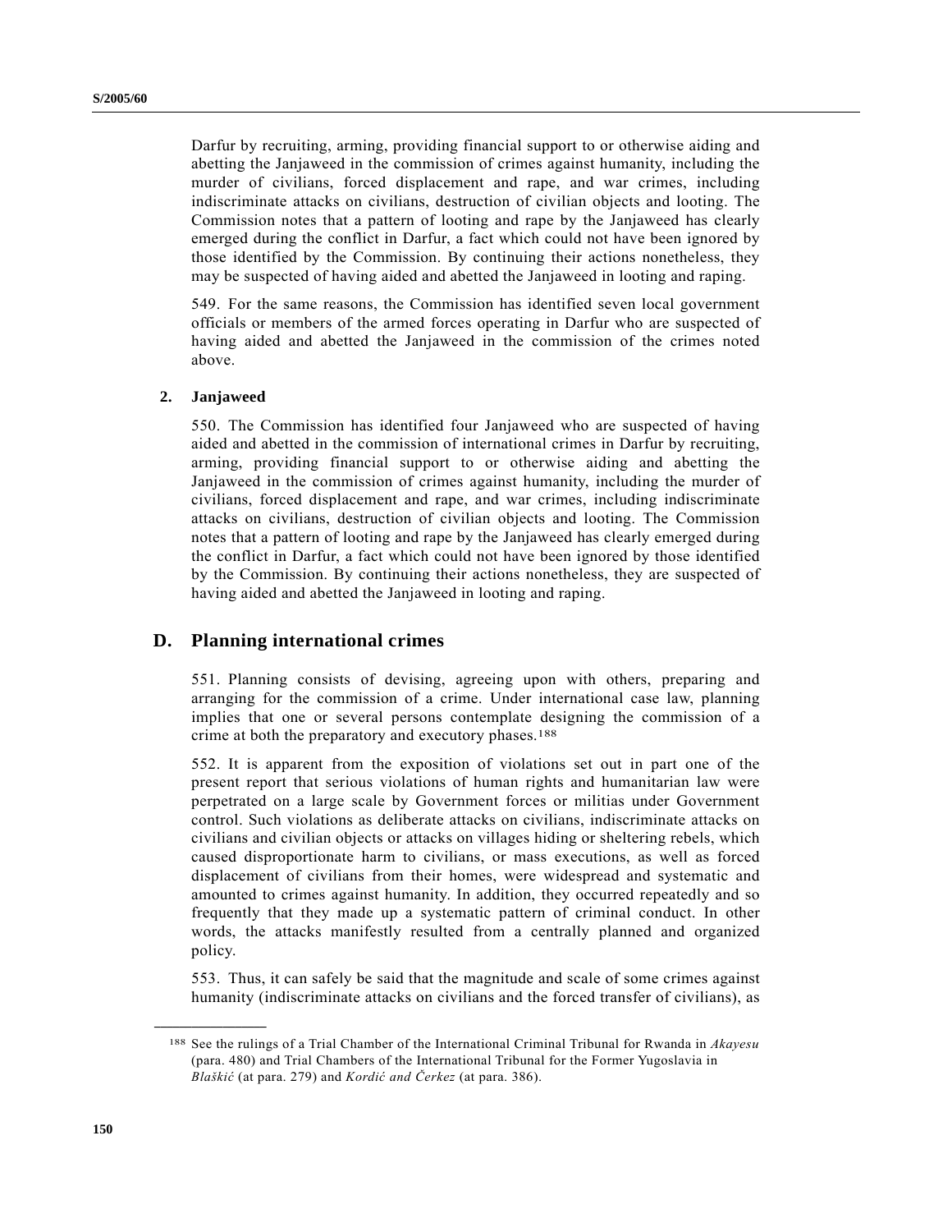Darfur by recruiting, arming, providing financial support to or otherwise aiding and abetting the Janjaweed in the commission of crimes against humanity, including the murder of civilians, forced displacement and rape, and war crimes, including indiscriminate attacks on civilians, destruction of civilian objects and looting. The Commission notes that a pattern of looting and rape by the Janjaweed has clearly emerged during the conflict in Darfur, a fact which could not have been ignored by those identified by the Commission. By continuing their actions nonetheless, they may be suspected of having aided and abetted the Janjaweed in looting and raping.

549. For the same reasons, the Commission has identified seven local government officials or members of the armed forces operating in Darfur who are suspected of having aided and abetted the Janjaweed in the commission of the crimes noted above.

### 2. Janjaweed

550. The Commission has identified four Janjaweed who are suspected of having aided and abetted in the commission of international crimes in Darfur by recruiting, arming, providing financial support to or otherwise aiding and abetting the Janjaweed in the commission of crimes against humanity, including the murder of civilians, forced displacement and rape, and war crimes, including indiscriminate attacks on civilians, destruction of civilian objects and looting. The Commission notes that a pattern of looting and rape by the Janjaweed has clearly emerged during the conflict in Darfur, a fact which could not have been ignored by those identified by the Commission. By continuing their actions nonetheless, they are suspected of having aided and abetted the Janjaweed in looting and raping.

## D. Planning international crimes

551. Planning consists of devising, agreeing upon with others, preparing and arranging for the commission of a crime. Under international case law, planning implies that one or several persons contemplate designing the commission of a crime at both the preparatory and executory phases.[188]

552. It is apparent from the exposition of violations set out in part one of the present report that serious violations of human rights and humanitarian law were perpetrated on a large scale by Government forces or militias under Government control. Such violations as deliberate attacks on civilians, indiscriminate attacks on civilians and civilian objects or attacks on villages hiding or sheltering rebels, which caused disproportionate harm to civilians, or mass executions, as well as forced displacement of civilians from their homes, were widespread and systematic and amounted to crimes against humanity. In addition, they occurred repeatedly and so frequently that they made up a systematic pattern of criminal conduct. In other words, the attacks manifestly resulted from a centrally planned and organized policy.

553. Thus, it can safely be said that the magnitude and scale of some crimes against humanity (indiscriminate attacks on civilians and the forced transfer of civilians), as

---

[188] See the rulings of a Trial Chamber of the International Criminal Tribunal for Rwanda in *Akayesu* (para. 480) and Trial Chambers of the International Tribunal for the Former Yugoslavia in *Blaškić* (at para. 279) and *Kordić and Čerkez* (at para. 386).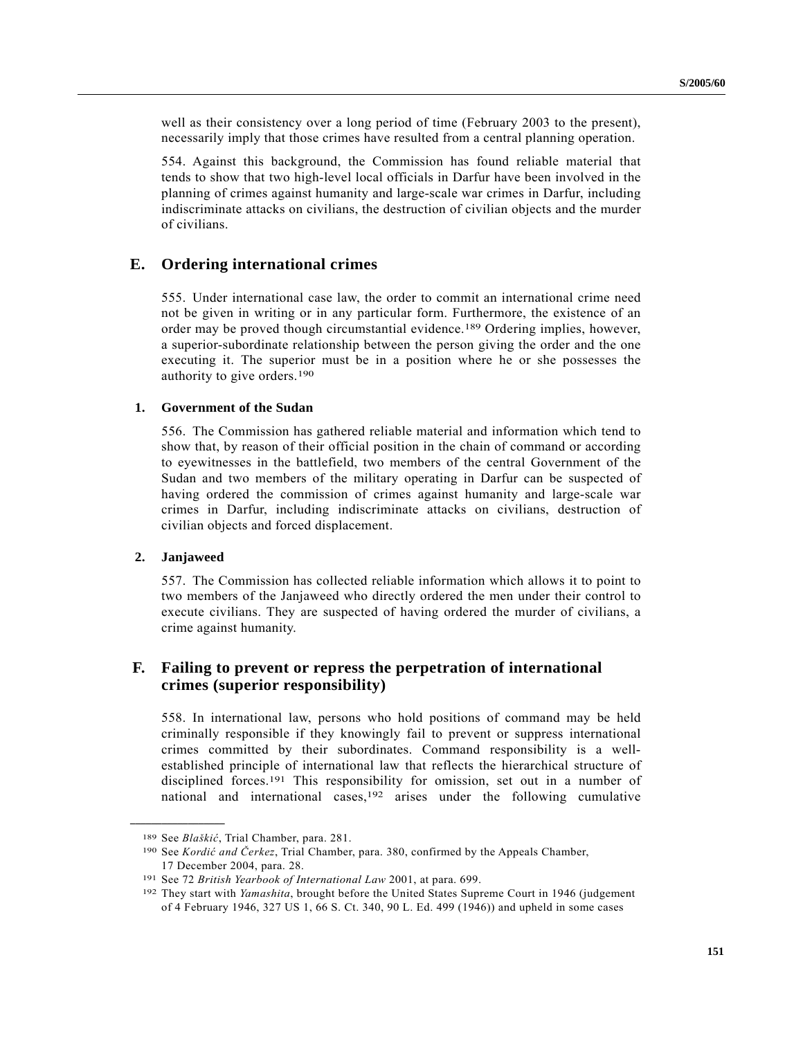well as their consistency over a long period of time (February 2003 to the present), necessarily imply that those crimes have resulted from a central planning operation.

554. Against this background, the Commission has found reliable material that tends to show that two high-level local officials in Darfur have been involved in the planning of crimes against humanity and large-scale war crimes in Darfur, including indiscriminate attacks on civilians, the destruction of civilian objects and the murder of civilians.

## E. Ordering international crimes

555. Under international case law, the order to commit an international crime need not be given in writing or in any particular form. Furthermore, the existence of an order may be proved though circumstantial evidence.[189] Ordering implies, however, a superior-subordinate relationship between the person giving the order and the one executing it. The superior must be in a position where he or she possesses the authority to give orders.[190]

### 1. Government of the Sudan

556. The Commission has gathered reliable material and information which tend to show that, by reason of their official position in the chain of command or according to eyewitnesses in the battlefield, two members of the central Government of the Sudan and two members of the military operating in Darfur can be suspected of having ordered the commission of crimes against humanity and large-scale war crimes in Darfur, including indiscriminate attacks on civilians, destruction of civilian objects and forced displacement.

### 2. Janjaweed

557. The Commission has collected reliable information which allows it to point to two members of the Janjaweed who directly ordered the men under their control to execute civilians. They are suspected of having ordered the murder of civilians, a crime against humanity.

## F. Failing to prevent or repress the perpetration of international crimes (superior responsibility)

558. In international law, persons who hold positions of command may be held criminally responsible if they knowingly fail to prevent or suppress international crimes committed by their subordinates. Command responsibility is a well-established principle of international law that reflects the hierarchical structure of disciplined forces.[191] This responsibility for omission, set out in a number of national and international cases,[192] arises under the following cumulative

---

[189] See *Blaškić*, Trial Chamber, para. 281.

[190] See *Kordić and Čerkez*, Trial Chamber, para. 380, confirmed by the Appeals Chamber, 17 December 2004, para. 28.

[191] See 72 *British Yearbook of International Law* 2001, at para. 699.

[192] They start with *Yamashita*, brought before the United States Supreme Court in 1946 (judgement of 4 February 1946, 327 US 1, 66 S. Ct. 340, 90 L. Ed. 499 (1946)) and upheld in some cases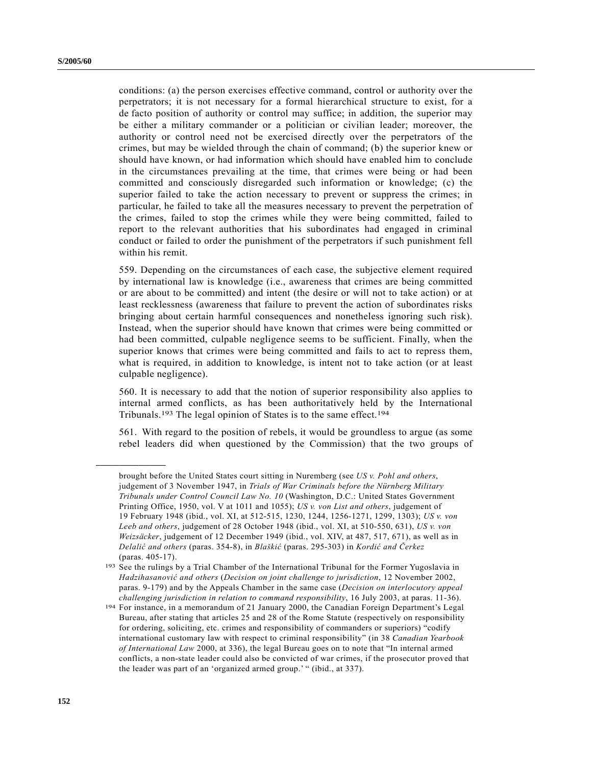conditions: (a) the person exercises effective command, control or authority over the perpetrators; it is not necessary for a formal hierarchical structure to exist, for a de facto position of authority or control may suffice; in addition, the superior may be either a military commander or a politician or civilian leader; moreover, the authority or control need not be exercised directly over the perpetrators of the crimes, but may be wielded through the chain of command; (b) the superior knew or should have known, or had information which should have enabled him to conclude in the circumstances prevailing at the time, that crimes were being or had been committed and consciously disregarded such information or knowledge; (c) the superior failed to take the action necessary to prevent or suppress the crimes; in particular, he failed to take all the measures necessary to prevent the perpetration of the crimes, failed to stop the crimes while they were being committed, failed to report to the relevant authorities that his subordinates had engaged in criminal conduct or failed to order the punishment of the perpetrators if such punishment fell within his remit.

559. Depending on the circumstances of each case, the subjective element required by international law is knowledge (i.e., awareness that crimes are being committed or are about to be committed) and intent (the desire or will not to take action) or at least recklessness (awareness that failure to prevent the action of subordinates risks bringing about certain harmful consequences and nonetheless ignoring such risk). Instead, when the superior should have known that crimes were being committed or had been committed, culpable negligence seems to be sufficient. Finally, when the superior knows that crimes were being committed and fails to act to repress them, what is required, in addition to knowledge, is intent not to take action (or at least culpable negligence).

560. It is necessary to add that the notion of superior responsibility also applies to internal armed conflicts, as has been authoritatively held by the International Tribunals.[193] The legal opinion of States is to the same effect.[194]

561. With regard to the position of rebels, it would be groundless to argue (as some rebel leaders did when questioned by the Commission) that the two groups of

---

brought before the United States court sitting in Nuremberg (see *US v. Pohl and others*, judgement of 3 November 1947, in *Trials of War Criminals before the Nürnberg Military Tribunals under Control Council Law No. 10* (Washington, D.C.: United States Government Printing Office, 1950, vol. V at 1011 and 1055); *US v. von List and others*, judgement of 19 February 1948 (ibid., vol. XI, at 512-515, 1230, 1244, 1256-1271, 1299, 1303); *US v. von Leeb and others*, judgement of 28 October 1948 (ibid., vol. XI, at 510-550, 631), *US v. von Weizsäcker*, judgement of 12 December 1949 (ibid., vol. XIV, at 487, 517, 671), as well as in *Delalić and others* (paras. 354-8), in *Blaškić* (paras. 295-303) in *Kordić and Čerkez* (paras. 405-17).

[193] See the rulings by a Trial Chamber of the International Tribunal for the Former Yugoslavia in *Hadzihasanović and others* (*Decision on joint challenge to jurisdiction*, 12 November 2002, paras. 9-179) and by the Appeals Chamber in the same case (*Decision on interlocutory appeal challenging jurisdiction in relation to command responsibility*, 16 July 2003, at paras. 11-36).

[194] For instance, in a memorandum of 21 January 2000, the Canadian Foreign Department's Legal Bureau, after stating that articles 25 and 28 of the Rome Statute (respectively on responsibility for ordering, soliciting, etc. crimes and responsibility of commanders or superiors) "codify international customary law with respect to criminal responsibility" (in 38 *Canadian Yearbook of International Law* 2000, at 336), the legal Bureau goes on to note that "In internal armed conflicts, a non-state leader could also be convicted of war crimes, if the prosecutor proved that the leader was part of an 'organized armed group.' " (ibid., at 337).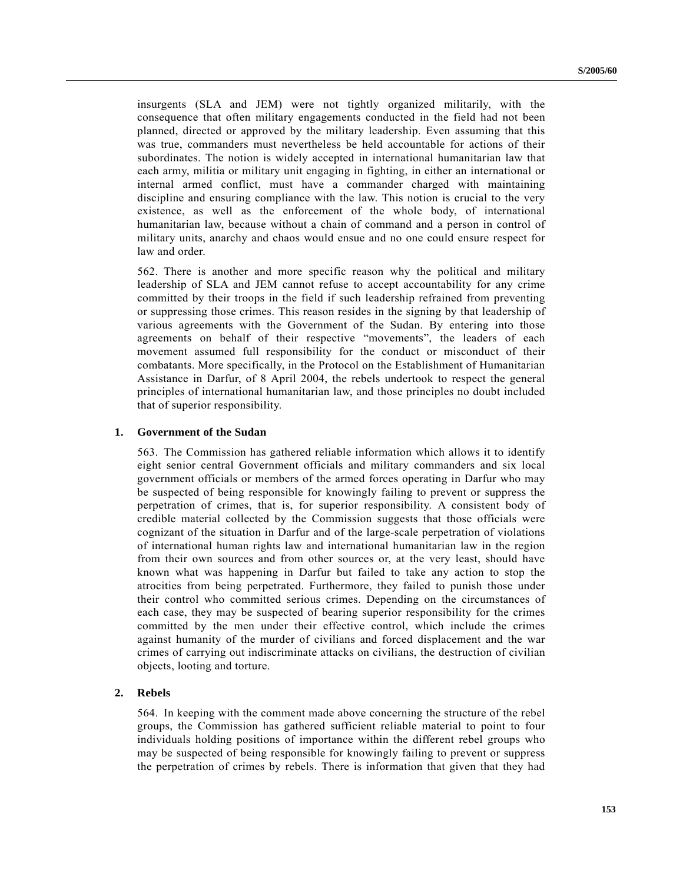insurgents (SLA and JEM) were not tightly organized militarily, with the consequence that often military engagements conducted in the field had not been planned, directed or approved by the military leadership. Even assuming that this was true, commanders must nevertheless be held accountable for actions of their subordinates. The notion is widely accepted in international humanitarian law that each army, militia or military unit engaging in fighting, in either an international or internal armed conflict, must have a commander charged with maintaining discipline and ensuring compliance with the law. This notion is crucial to the very existence, as well as the enforcement of the whole body, of international humanitarian law, because without a chain of command and a person in control of military units, anarchy and chaos would ensue and no one could ensure respect for law and order.

562. There is another and more specific reason why the political and military leadership of SLA and JEM cannot refuse to accept accountability for any crime committed by their troops in the field if such leadership refrained from preventing or suppressing those crimes. This reason resides in the signing by that leadership of various agreements with the Government of the Sudan. By entering into those agreements on behalf of their respective "movements", the leaders of each movement assumed full responsibility for the conduct or misconduct of their combatants. More specifically, in the Protocol on the Establishment of Humanitarian Assistance in Darfur, of 8 April 2004, the rebels undertook to respect the general principles of international humanitarian law, and those principles no doubt included that of superior responsibility.

### 1. Government of the Sudan

563. The Commission has gathered reliable information which allows it to identify eight senior central Government officials and military commanders and six local government officials or members of the armed forces operating in Darfur who may be suspected of being responsible for knowingly failing to prevent or suppress the perpetration of crimes, that is, for superior responsibility. A consistent body of credible material collected by the Commission suggests that those officials were cognizant of the situation in Darfur and of the large-scale perpetration of violations of international human rights law and international humanitarian law in the region from their own sources and from other sources or, at the very least, should have known what was happening in Darfur but failed to take any action to stop the atrocities from being perpetrated. Furthermore, they failed to punish those under their control who committed serious crimes. Depending on the circumstances of each case, they may be suspected of bearing superior responsibility for the crimes committed by the men under their effective control, which include the crimes against humanity of the murder of civilians and forced displacement and the war crimes of carrying out indiscriminate attacks on civilians, the destruction of civilian objects, looting and torture.

### 2. Rebels

564. In keeping with the comment made above concerning the structure of the rebel groups, the Commission has gathered sufficient reliable material to point to four individuals holding positions of importance within the different rebel groups who may be suspected of being responsible for knowingly failing to prevent or suppress the perpetration of crimes by rebels. There is information that given that they had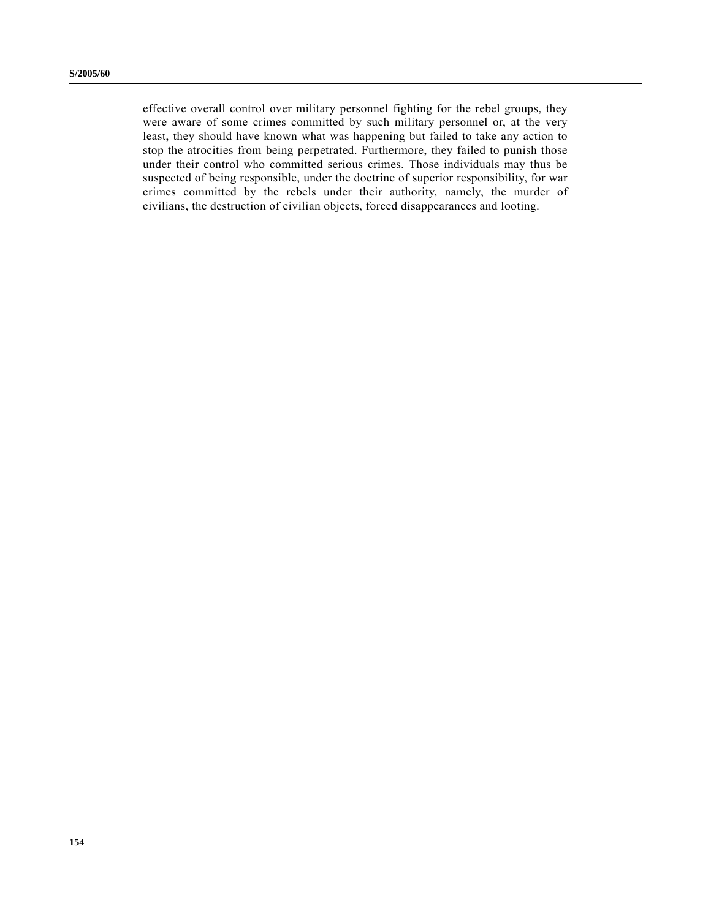effective overall control over military personnel fighting for the rebel groups, they were aware of some crimes committed by such military personnel or, at the very least, they should have known what was happening but failed to take any action to stop the atrocities from being perpetrated. Furthermore, they failed to punish those under their control who committed serious crimes. Those individuals may thus be suspected of being responsible, under the doctrine of superior responsibility, for war crimes committed by the rebels under their authority, namely, the murder of civilians, the destruction of civilian objects, forced disappearances and looting.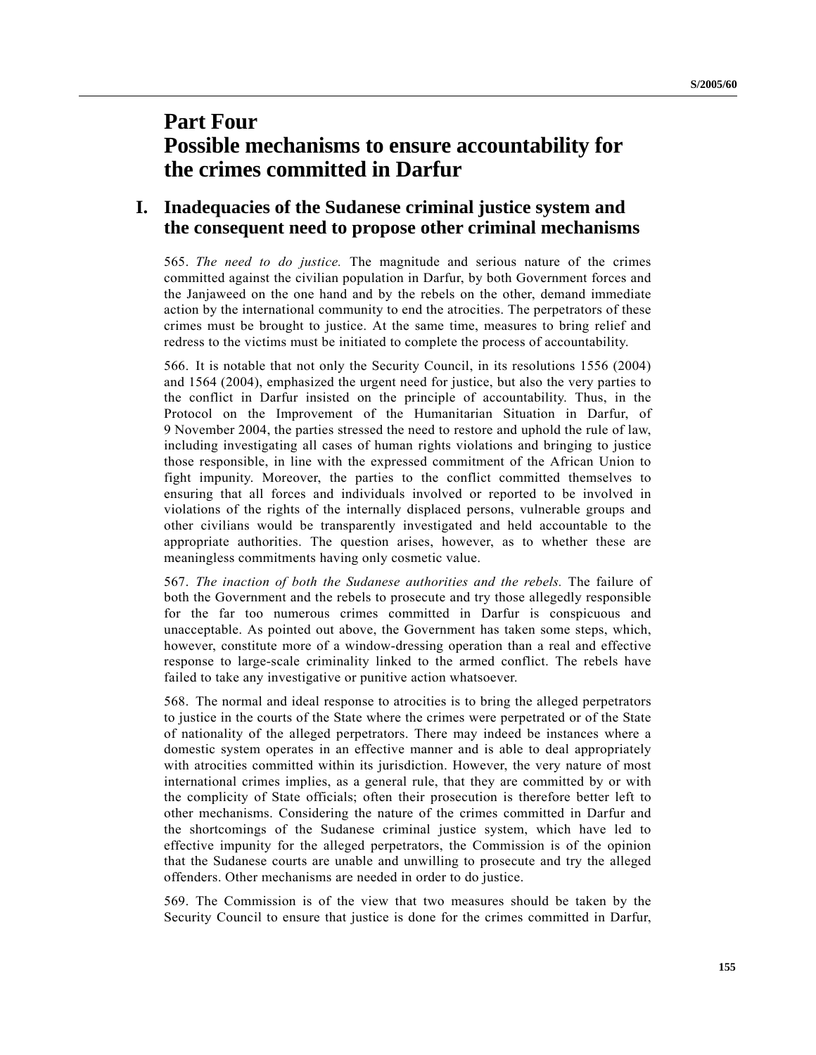# Part Four
# Possible mechanisms to ensure accountability for the crimes committed in Darfur

## I. Inadequacies of the Sudanese criminal justice system and the consequent need to propose other criminal mechanisms

565. *The need to do justice.* The magnitude and serious nature of the crimes committed against the civilian population in Darfur, by both Government forces and the Janjaweed on the one hand and by the rebels on the other, demand immediate action by the international community to end the atrocities. The perpetrators of these crimes must be brought to justice. At the same time, measures to bring relief and redress to the victims must be initiated to complete the process of accountability.

566. It is notable that not only the Security Council, in its resolutions 1556 (2004) and 1564 (2004), emphasized the urgent need for justice, but also the very parties to the conflict in Darfur insisted on the principle of accountability. Thus, in the Protocol on the Improvement of the Humanitarian Situation in Darfur, of 9 November 2004, the parties stressed the need to restore and uphold the rule of law, including investigating all cases of human rights violations and bringing to justice those responsible, in line with the expressed commitment of the African Union to fight impunity. Moreover, the parties to the conflict committed themselves to ensuring that all forces and individuals involved or reported to be involved in violations of the rights of the internally displaced persons, vulnerable groups and other civilians would be transparently investigated and held accountable to the appropriate authorities. The question arises, however, as to whether these are meaningless commitments having only cosmetic value.

567. *The inaction of both the Sudanese authorities and the rebels.* The failure of both the Government and the rebels to prosecute and try those allegedly responsible for the far too numerous crimes committed in Darfur is conspicuous and unacceptable. As pointed out above, the Government has taken some steps, which, however, constitute more of a window-dressing operation than a real and effective response to large-scale criminality linked to the armed conflict. The rebels have failed to take any investigative or punitive action whatsoever.

568. The normal and ideal response to atrocities is to bring the alleged perpetrators to justice in the courts of the State where the crimes were perpetrated or of the State of nationality of the alleged perpetrators. There may indeed be instances where a domestic system operates in an effective manner and is able to deal appropriately with atrocities committed within its jurisdiction. However, the very nature of most international crimes implies, as a general rule, that they are committed by or with the complicity of State officials; often their prosecution is therefore better left to other mechanisms. Considering the nature of the crimes committed in Darfur and the shortcomings of the Sudanese criminal justice system, which have led to effective impunity for the alleged perpetrators, the Commission is of the opinion that the Sudanese courts are unable and unwilling to prosecute and try the alleged offenders. Other mechanisms are needed in order to do justice.

569. The Commission is of the view that two measures should be taken by the Security Council to ensure that justice is done for the crimes committed in Darfur,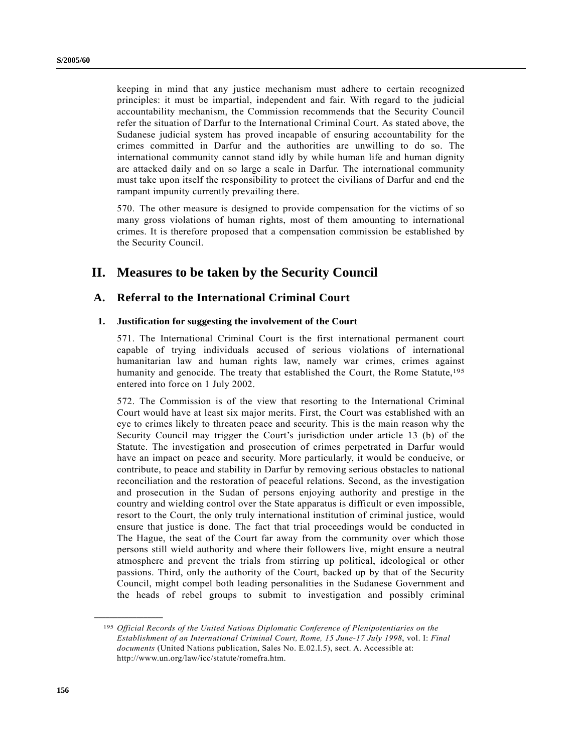keeping in mind that any justice mechanism must adhere to certain recognized principles: it must be impartial, independent and fair. With regard to the judicial accountability mechanism, the Commission recommends that the Security Council refer the situation of Darfur to the International Criminal Court. As stated above, the Sudanese judicial system has proved incapable of ensuring accountability for the crimes committed in Darfur and the authorities are unwilling to do so. The international community cannot stand idly by while human life and human dignity are attacked daily and on so large a scale in Darfur. The international community must take upon itself the responsibility to protect the civilians of Darfur and end the rampant impunity currently prevailing there.

570. The other measure is designed to provide compensation for the victims of so many gross violations of human rights, most of them amounting to international crimes. It is therefore proposed that a compensation commission be established by the Security Council.

# II. Measures to be taken by the Security Council

## A. Referral to the International Criminal Court

### 1. Justification for suggesting the involvement of the Court

571. The International Criminal Court is the first international permanent court capable of trying individuals accused of serious violations of international humanitarian law and human rights law, namely war crimes, crimes against humanity and genocide. The treaty that established the Court, the Rome Statute,[195] entered into force on 1 July 2002.

572. The Commission is of the view that resorting to the International Criminal Court would have at least six major merits. First, the Court was established with an eye to crimes likely to threaten peace and security. This is the main reason why the Security Council may trigger the Court's jurisdiction under article 13 (b) of the Statute. The investigation and prosecution of crimes perpetrated in Darfur would have an impact on peace and security. More particularly, it would be conducive, or contribute, to peace and stability in Darfur by removing serious obstacles to national reconciliation and the restoration of peaceful relations. Second, as the investigation and prosecution in the Sudan of persons enjoying authority and prestige in the country and wielding control over the State apparatus is difficult or even impossible, resort to the Court, the only truly international institution of criminal justice, would ensure that justice is done. The fact that trial proceedings would be conducted in The Hague, the seat of the Court far away from the community over which those persons still wield authority and where their followers live, might ensure a neutral atmosphere and prevent the trials from stirring up political, ideological or other passions. Third, only the authority of the Court, backed up by that of the Security Council, might compel both leading personalities in the Sudanese Government and the heads of rebel groups to submit to investigation and possibly criminal

---

[195] *Official Records of the United Nations Diplomatic Conference of Plenipotentiaries on the Establishment of an International Criminal Court, Rome, 15 June-17 July 1998*, vol. I: *Final documents* (United Nations publication, Sales No. E.02.I.5), sect. A. Accessible at: http://www.un.org/law/icc/statute/romefra.htm.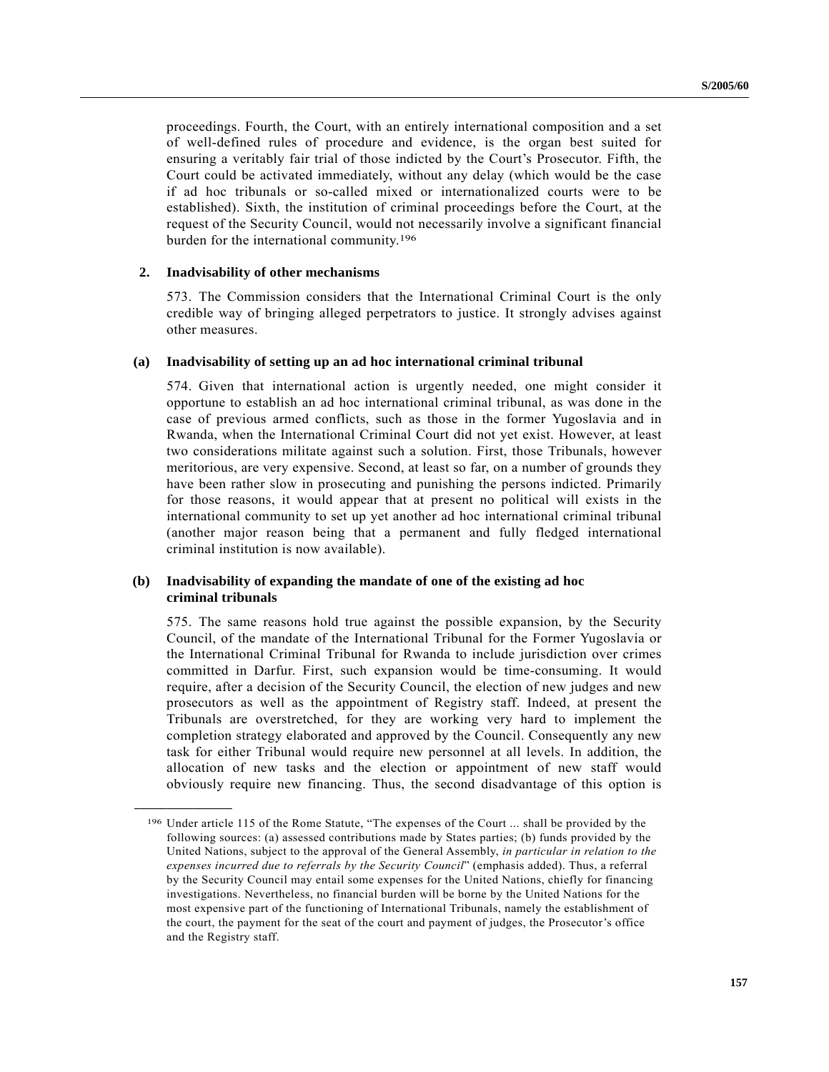proceedings. Fourth, the Court, with an entirely international composition and a set of well-defined rules of procedure and evidence, is the organ best suited for ensuring a veritably fair trial of those indicted by the Court's Prosecutor. Fifth, the Court could be activated immediately, without any delay (which would be the case if ad hoc tribunals or so-called mixed or internationalized courts were to be established). Sixth, the institution of criminal proceedings before the Court, at the request of the Security Council, would not necessarily involve a significant financial burden for the international community.[196]

### 2. Inadvisability of other mechanisms

573. The Commission considers that the International Criminal Court is the only credible way of bringing alleged perpetrators to justice. It strongly advises against other measures.

#### (a) Inadvisability of setting up an ad hoc international criminal tribunal

574. Given that international action is urgently needed, one might consider it opportune to establish an ad hoc international criminal tribunal, as was done in the case of previous armed conflicts, such as those in the former Yugoslavia and in Rwanda, when the International Criminal Court did not yet exist. However, at least two considerations militate against such a solution. First, those Tribunals, however meritorious, are very expensive. Second, at least so far, on a number of grounds they have been rather slow in prosecuting and punishing the persons indicted. Primarily for those reasons, it would appear that at present no political will exists in the international community to set up yet another ad hoc international criminal tribunal (another major reason being that a permanent and fully fledged international criminal institution is now available).

#### (b) Inadvisability of expanding the mandate of one of the existing ad hoc criminal tribunals

575. The same reasons hold true against the possible expansion, by the Security Council, of the mandate of the International Tribunal for the Former Yugoslavia or the International Criminal Tribunal for Rwanda to include jurisdiction over crimes committed in Darfur. First, such expansion would be time-consuming. It would require, after a decision of the Security Council, the election of new judges and new prosecutors as well as the appointment of Registry staff. Indeed, at present the Tribunals are overstretched, for they are working very hard to implement the completion strategy elaborated and approved by the Council. Consequently any new task for either Tribunal would require new personnel at all levels. In addition, the allocation of new tasks and the election or appointment of new staff would obviously require new financing. Thus, the second disadvantage of this option is

---

[196] Under article 115 of the Rome Statute, "The expenses of the Court ... shall be provided by the following sources: (a) assessed contributions made by States parties; (b) funds provided by the United Nations, subject to the approval of the General Assembly, *in particular in relation to the expenses incurred due to referrals by the Security Council*" (emphasis added). Thus, a referral by the Security Council may entail some expenses for the United Nations, chiefly for financing investigations. Nevertheless, no financial burden will be borne by the United Nations for the most expensive part of the functioning of International Tribunals, namely the establishment of the court, the payment for the seat of the court and payment of judges, the Prosecutor's office and the Registry staff.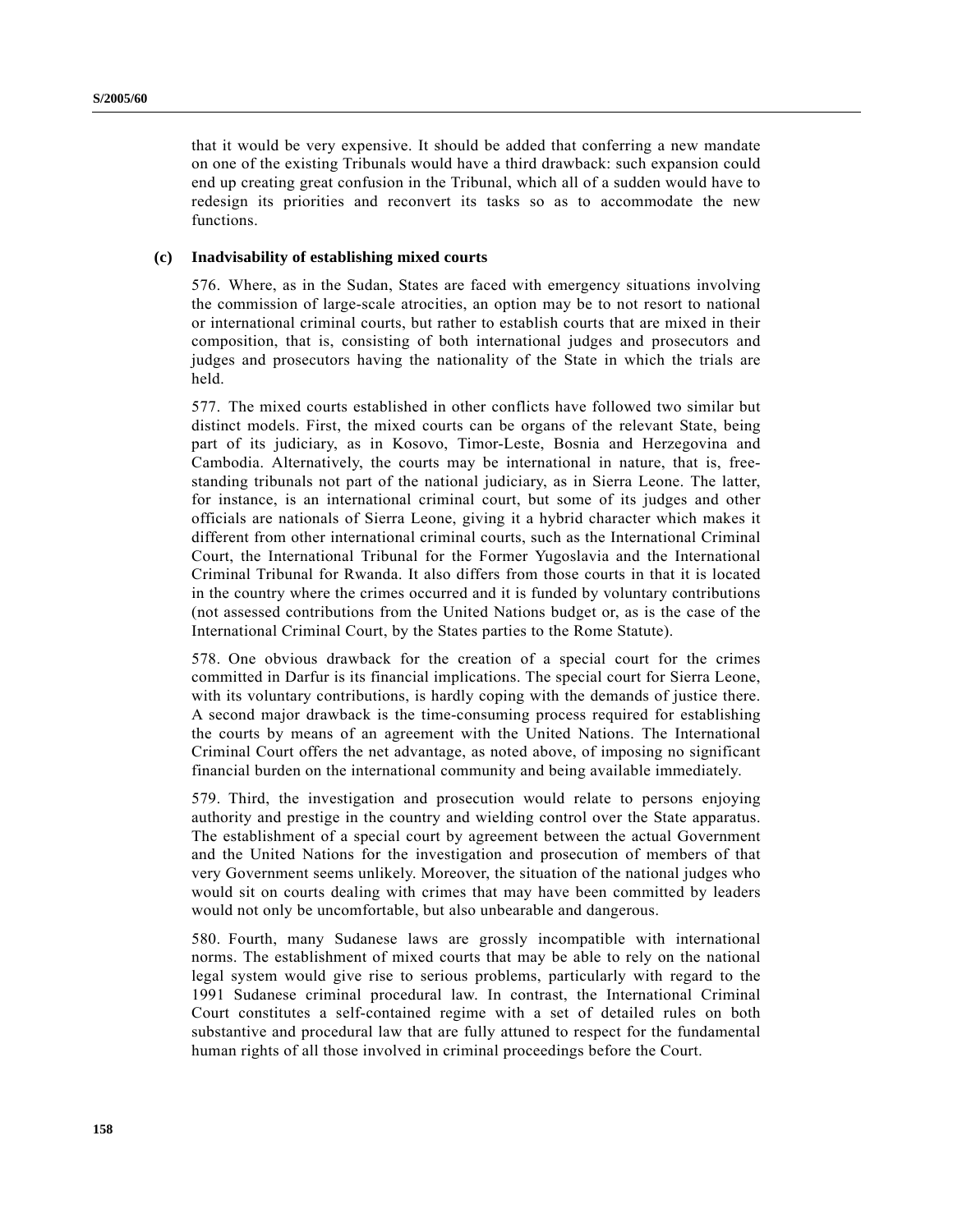that it would be very expensive. It should be added that conferring a new mandate on one of the existing Tribunals would have a third drawback: such expansion could end up creating great confusion in the Tribunal, which all of a sudden would have to redesign its priorities and reconvert its tasks so as to accommodate the new functions.

**(c) Inadvisability of establishing mixed courts**

576. Where, as in the Sudan, States are faced with emergency situations involving the commission of large-scale atrocities, an option may be to not resort to national or international criminal courts, but rather to establish courts that are mixed in their composition, that is, consisting of both international judges and prosecutors and judges and prosecutors having the nationality of the State in which the trials are held.

577. The mixed courts established in other conflicts have followed two similar but distinct models. First, the mixed courts can be organs of the relevant State, being part of its judiciary, as in Kosovo, Timor-Leste, Bosnia and Herzegovina and Cambodia. Alternatively, the courts may be international in nature, that is, free-standing tribunals not part of the national judiciary, as in Sierra Leone. The latter, for instance, is an international criminal court, but some of its judges and other officials are nationals of Sierra Leone, giving it a hybrid character which makes it different from other international criminal courts, such as the International Criminal Court, the International Tribunal for the Former Yugoslavia and the International Criminal Tribunal for Rwanda. It also differs from those courts in that it is located in the country where the crimes occurred and it is funded by voluntary contributions (not assessed contributions from the United Nations budget or, as is the case of the International Criminal Court, by the States parties to the Rome Statute).

578. One obvious drawback for the creation of a special court for the crimes committed in Darfur is its financial implications. The special court for Sierra Leone, with its voluntary contributions, is hardly coping with the demands of justice there. A second major drawback is the time-consuming process required for establishing the courts by means of an agreement with the United Nations. The International Criminal Court offers the net advantage, as noted above, of imposing no significant financial burden on the international community and being available immediately.

579. Third, the investigation and prosecution would relate to persons enjoying authority and prestige in the country and wielding control over the State apparatus. The establishment of a special court by agreement between the actual Government and the United Nations for the investigation and prosecution of members of that very Government seems unlikely. Moreover, the situation of the national judges who would sit on courts dealing with crimes that may have been committed by leaders would not only be uncomfortable, but also unbearable and dangerous.

580. Fourth, many Sudanese laws are grossly incompatible with international norms. The establishment of mixed courts that may be able to rely on the national legal system would give rise to serious problems, particularly with regard to the 1991 Sudanese criminal procedural law. In contrast, the International Criminal Court constitutes a self-contained regime with a set of detailed rules on both substantive and procedural law that are fully attuned to respect for the fundamental human rights of all those involved in criminal proceedings before the Court.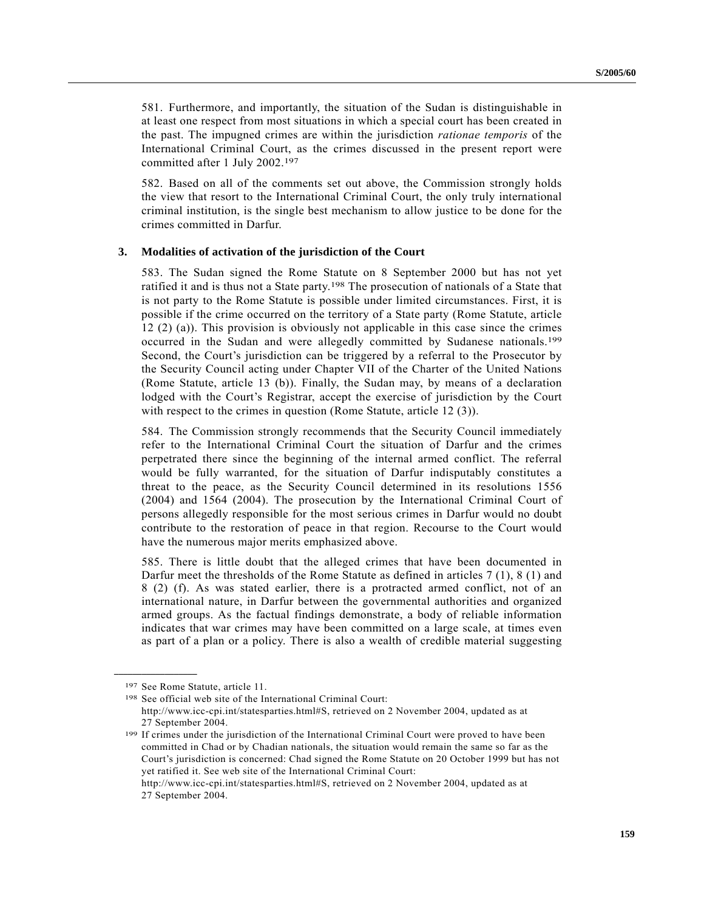581. Furthermore, and importantly, the situation of the Sudan is distinguishable in at least one respect from most situations in which a special court has been created in the past. The impugned crimes are within the jurisdiction *rationae temporis* of the International Criminal Court, as the crimes discussed in the present report were committed after 1 July 2002.[197]

582. Based on all of the comments set out above, the Commission strongly holds the view that resort to the International Criminal Court, the only truly international criminal institution, is the single best mechanism to allow justice to be done for the crimes committed in Darfur.

### 3. Modalities of activation of the jurisdiction of the Court

583. The Sudan signed the Rome Statute on 8 September 2000 but has not yet ratified it and is thus not a State party.[198] The prosecution of nationals of a State that is not party to the Rome Statute is possible under limited circumstances. First, it is possible if the crime occurred on the territory of a State party (Rome Statute, article 12 (2) (a)). This provision is obviously not applicable in this case since the crimes occurred in the Sudan and were allegedly committed by Sudanese nationals.[199] Second, the Court's jurisdiction can be triggered by a referral to the Prosecutor by the Security Council acting under Chapter VII of the Charter of the United Nations (Rome Statute, article 13 (b)). Finally, the Sudan may, by means of a declaration lodged with the Court's Registrar, accept the exercise of jurisdiction by the Court with respect to the crimes in question (Rome Statute, article 12 (3)).

584. The Commission strongly recommends that the Security Council immediately refer to the International Criminal Court the situation of Darfur and the crimes perpetrated there since the beginning of the internal armed conflict. The referral would be fully warranted, for the situation of Darfur indisputably constitutes a threat to the peace, as the Security Council determined in its resolutions 1556 (2004) and 1564 (2004). The prosecution by the International Criminal Court of persons allegedly responsible for the most serious crimes in Darfur would no doubt contribute to the restoration of peace in that region. Recourse to the Court would have the numerous major merits emphasized above.

585. There is little doubt that the alleged crimes that have been documented in Darfur meet the thresholds of the Rome Statute as defined in articles 7 (1), 8 (1) and 8 (2) (f). As was stated earlier, there is a protracted armed conflict, not of an international nature, in Darfur between the governmental authorities and organized armed groups. As the factual findings demonstrate, a body of reliable information indicates that war crimes may have been committed on a large scale, at times even as part of a plan or a policy. There is also a wealth of credible material suggesting

---

[197] See Rome Statute, article 11.

[198] See official web site of the International Criminal Court: http://www.icc-cpi.int/statesparties.html#S, retrieved on 2 November 2004, updated as at 27 September 2004.

[199] If crimes under the jurisdiction of the International Criminal Court were proved to have been committed in Chad or by Chadian nationals, the situation would remain the same so far as the Court's jurisdiction is concerned: Chad signed the Rome Statute on 20 October 1999 but has not yet ratified it. See web site of the International Criminal Court: http://www.icc-cpi.int/statesparties.html#S, retrieved on 2 November 2004, updated as at 27 September 2004.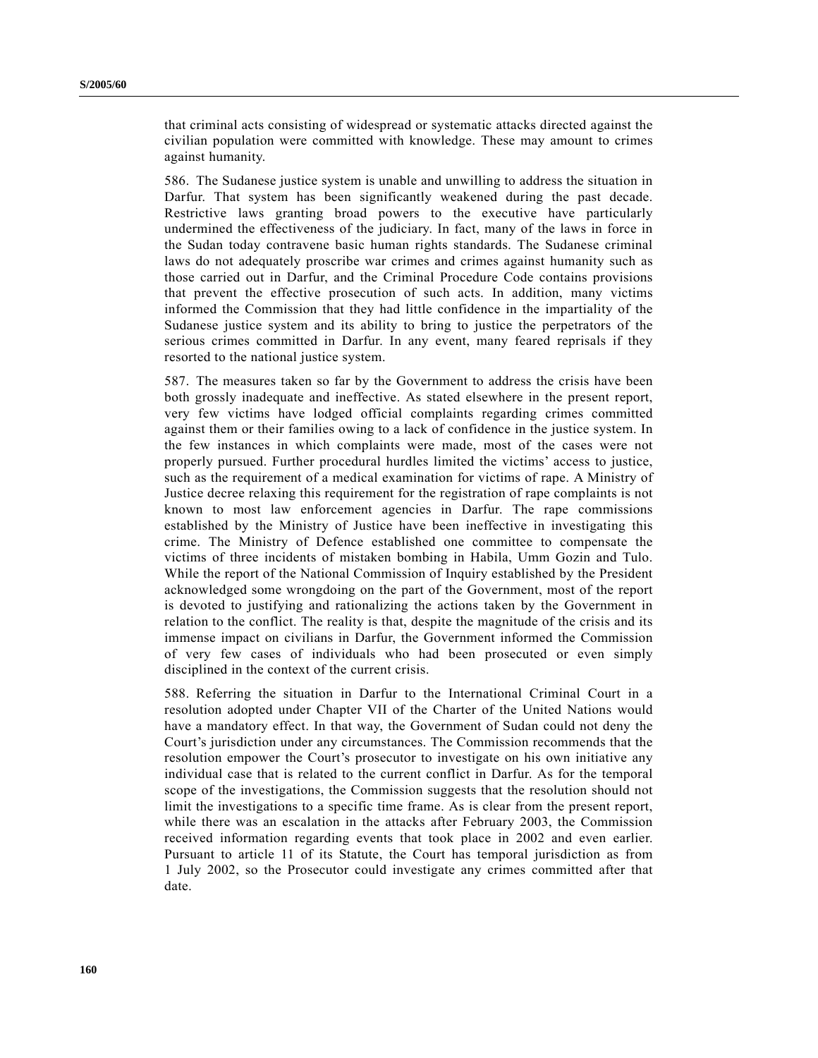that criminal acts consisting of widespread or systematic attacks directed against the civilian population were committed with knowledge. These may amount to crimes against humanity.

586. The Sudanese justice system is unable and unwilling to address the situation in Darfur. That system has been significantly weakened during the past decade. Restrictive laws granting broad powers to the executive have particularly undermined the effectiveness of the judiciary. In fact, many of the laws in force in the Sudan today contravene basic human rights standards. The Sudanese criminal laws do not adequately proscribe war crimes and crimes against humanity such as those carried out in Darfur, and the Criminal Procedure Code contains provisions that prevent the effective prosecution of such acts. In addition, many victims informed the Commission that they had little confidence in the impartiality of the Sudanese justice system and its ability to bring to justice the perpetrators of the serious crimes committed in Darfur. In any event, many feared reprisals if they resorted to the national justice system.

587. The measures taken so far by the Government to address the crisis have been both grossly inadequate and ineffective. As stated elsewhere in the present report, very few victims have lodged official complaints regarding crimes committed against them or their families owing to a lack of confidence in the justice system. In the few instances in which complaints were made, most of the cases were not properly pursued. Further procedural hurdles limited the victims' access to justice, such as the requirement of a medical examination for victims of rape. A Ministry of Justice decree relaxing this requirement for the registration of rape complaints is not known to most law enforcement agencies in Darfur. The rape commissions established by the Ministry of Justice have been ineffective in investigating this crime. The Ministry of Defence established one committee to compensate the victims of three incidents of mistaken bombing in Habila, Umm Gozin and Tulo. While the report of the National Commission of Inquiry established by the President acknowledged some wrongdoing on the part of the Government, most of the report is devoted to justifying and rationalizing the actions taken by the Government in relation to the conflict. The reality is that, despite the magnitude of the crisis and its immense impact on civilians in Darfur, the Government informed the Commission of very few cases of individuals who had been prosecuted or even simply disciplined in the context of the current crisis.

588. Referring the situation in Darfur to the International Criminal Court in a resolution adopted under Chapter VII of the Charter of the United Nations would have a mandatory effect. In that way, the Government of Sudan could not deny the Court's jurisdiction under any circumstances. The Commission recommends that the resolution empower the Court's prosecutor to investigate on his own initiative any individual case that is related to the current conflict in Darfur. As for the temporal scope of the investigations, the Commission suggests that the resolution should not limit the investigations to a specific time frame. As is clear from the present report, while there was an escalation in the attacks after February 2003, the Commission received information regarding events that took place in 2002 and even earlier. Pursuant to article 11 of its Statute, the Court has temporal jurisdiction as from 1 July 2002, so the Prosecutor could investigate any crimes committed after that date.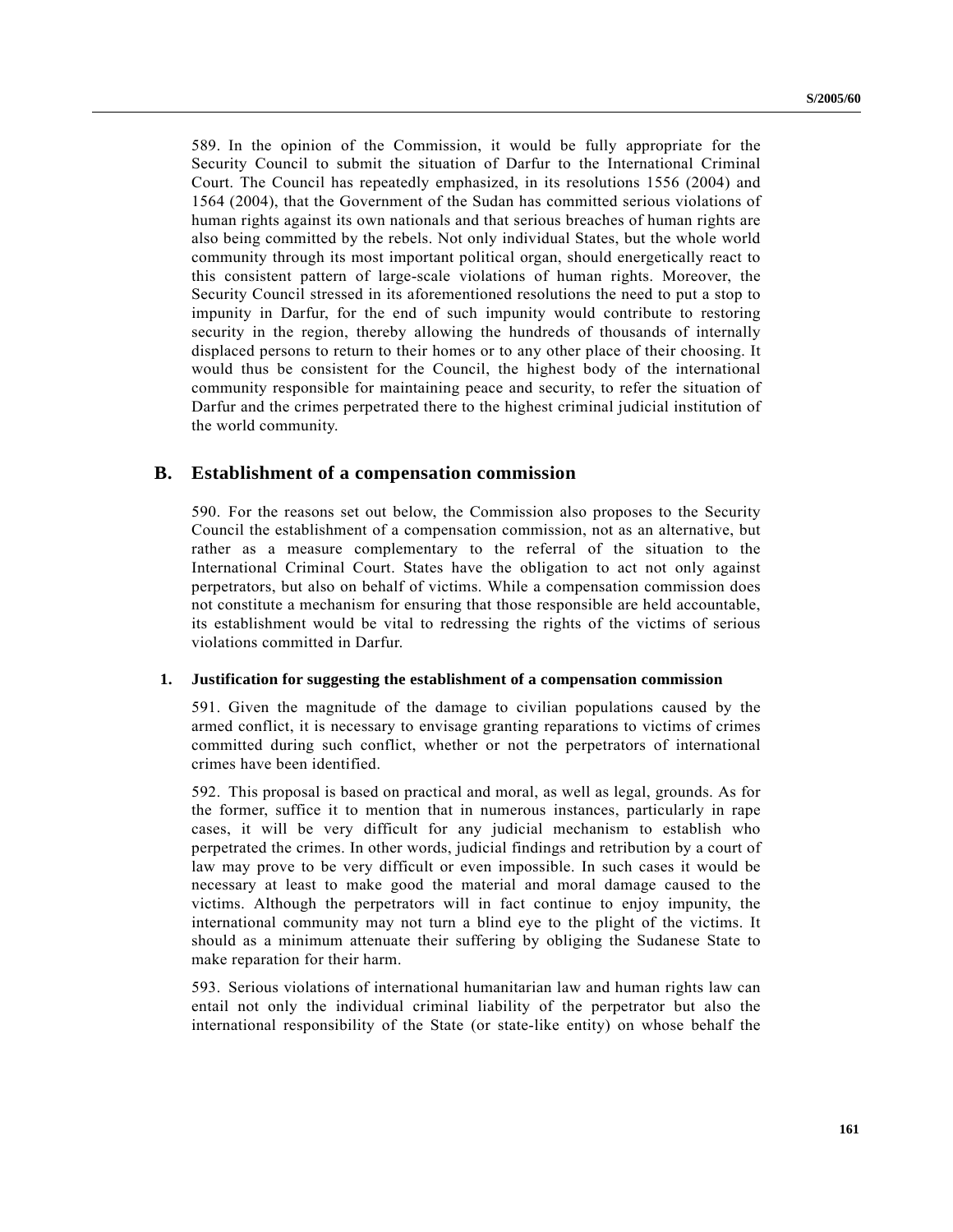589. In the opinion of the Commission, it would be fully appropriate for the Security Council to submit the situation of Darfur to the International Criminal Court. The Council has repeatedly emphasized, in its resolutions 1556 (2004) and 1564 (2004), that the Government of the Sudan has committed serious violations of human rights against its own nationals and that serious breaches of human rights are also being committed by the rebels. Not only individual States, but the whole world community through its most important political organ, should energetically react to this consistent pattern of large-scale violations of human rights. Moreover, the Security Council stressed in its aforementioned resolutions the need to put a stop to impunity in Darfur, for the end of such impunity would contribute to restoring security in the region, thereby allowing the hundreds of thousands of internally displaced persons to return to their homes or to any other place of their choosing. It would thus be consistent for the Council, the highest body of the international community responsible for maintaining peace and security, to refer the situation of Darfur and the crimes perpetrated there to the highest criminal judicial institution of the world community.

## B. Establishment of a compensation commission

590. For the reasons set out below, the Commission also proposes to the Security Council the establishment of a compensation commission, not as an alternative, but rather as a measure complementary to the referral of the situation to the International Criminal Court. States have the obligation to act not only against perpetrators, but also on behalf of victims. While a compensation commission does not constitute a mechanism for ensuring that those responsible are held accountable, its establishment would be vital to redressing the rights of the victims of serious violations committed in Darfur.

### 1. Justification for suggesting the establishment of a compensation commission

591. Given the magnitude of the damage to civilian populations caused by the armed conflict, it is necessary to envisage granting reparations to victims of crimes committed during such conflict, whether or not the perpetrators of international crimes have been identified.

592. This proposal is based on practical and moral, as well as legal, grounds. As for the former, suffice it to mention that in numerous instances, particularly in rape cases, it will be very difficult for any judicial mechanism to establish who perpetrated the crimes. In other words, judicial findings and retribution by a court of law may prove to be very difficult or even impossible. In such cases it would be necessary at least to make good the material and moral damage caused to the victims. Although the perpetrators will in fact continue to enjoy impunity, the international community may not turn a blind eye to the plight of the victims. It should as a minimum attenuate their suffering by obliging the Sudanese State to make reparation for their harm.

593. Serious violations of international humanitarian law and human rights law can entail not only the individual criminal liability of the perpetrator but also the international responsibility of the State (or state-like entity) on whose behalf the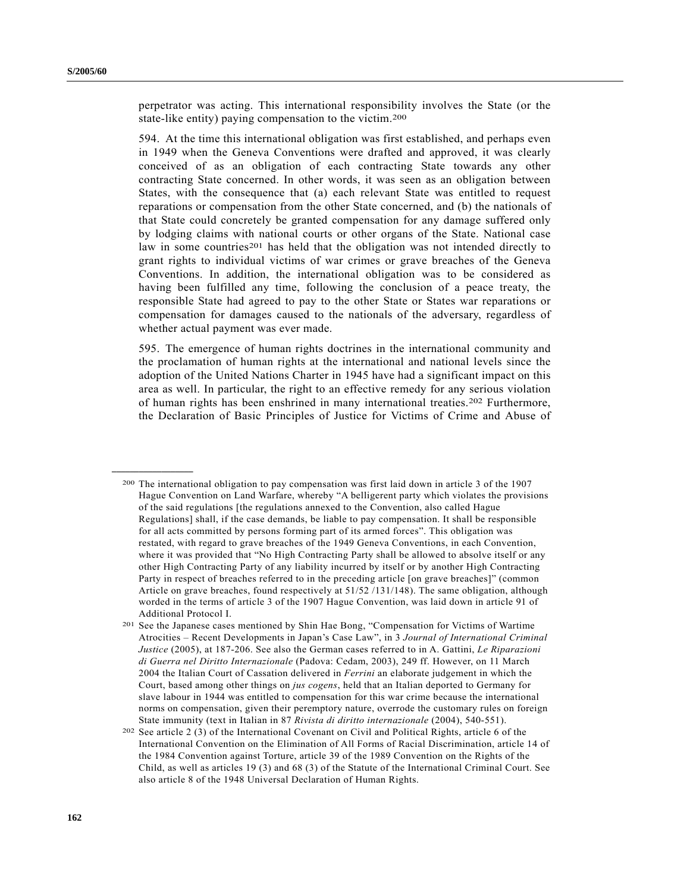perpetrator was acting. This international responsibility involves the State (or the state-like entity) paying compensation to the victim.[200]

594. At the time this international obligation was first established, and perhaps even in 1949 when the Geneva Conventions were drafted and approved, it was clearly conceived of as an obligation of each contracting State towards any other contracting State concerned. In other words, it was seen as an obligation between States, with the consequence that (a) each relevant State was entitled to request reparations or compensation from the other State concerned, and (b) the nationals of that State could concretely be granted compensation for any damage suffered only by lodging claims with national courts or other organs of the State. National case law in some countries[201] has held that the obligation was not intended directly to grant rights to individual victims of war crimes or grave breaches of the Geneva Conventions. In addition, the international obligation was to be considered as having been fulfilled any time, following the conclusion of a peace treaty, the responsible State had agreed to pay to the other State or States war reparations or compensation for damages caused to the nationals of the adversary, regardless of whether actual payment was ever made.

595. The emergence of human rights doctrines in the international community and the proclamation of human rights at the international and national levels since the adoption of the United Nations Charter in 1945 have had a significant impact on this area as well. In particular, the right to an effective remedy for any serious violation of human rights has been enshrined in many international treaties.[202] Furthermore, the Declaration of Basic Principles of Justice for Victims of Crime and Abuse of

---

[200] The international obligation to pay compensation was first laid down in article 3 of the 1907 Hague Convention on Land Warfare, whereby "A belligerent party which violates the provisions of the said regulations [the regulations annexed to the Convention, also called Hague Regulations] shall, if the case demands, be liable to pay compensation. It shall be responsible for all acts committed by persons forming part of its armed forces". This obligation was restated, with regard to grave breaches of the 1949 Geneva Conventions, in each Convention, where it was provided that "No High Contracting Party shall be allowed to absolve itself or any other High Contracting Party of any liability incurred by itself or by another High Contracting Party in respect of breaches referred to in the preceding article [on grave breaches]" (common Article on grave breaches, found respectively at 51/52 /131/148). The same obligation, although worded in the terms of article 3 of the 1907 Hague Convention, was laid down in article 91 of Additional Protocol I.

[201] See the Japanese cases mentioned by Shin Hae Bong, "Compensation for Victims of Wartime Atrocities – Recent Developments in Japan's Case Law", in 3 *Journal of International Criminal Justice* (2005), at 187-206. See also the German cases referred to in A. Gattini, *Le Riparazioni di Guerra nel Diritto Internazionale* (Padova: Cedam, 2003), 249 ff. However, on 11 March 2004 the Italian Court of Cassation delivered in *Ferrini* an elaborate judgement in which the Court, based among other things on *jus cogens*, held that an Italian deported to Germany for slave labour in 1944 was entitled to compensation for this war crime because the international norms on compensation, given their peremptory nature, overrode the customary rules on foreign State immunity (text in Italian in 87 *Rivista di diritto internazionale* (2004), 540-551).

[202] See article 2 (3) of the International Covenant on Civil and Political Rights, article 6 of the International Convention on the Elimination of All Forms of Racial Discrimination, article 14 of the 1984 Convention against Torture, article 39 of the 1989 Convention on the Rights of the Child, as well as articles 19 (3) and 68 (3) of the Statute of the International Criminal Court. See also article 8 of the 1948 Universal Declaration of Human Rights.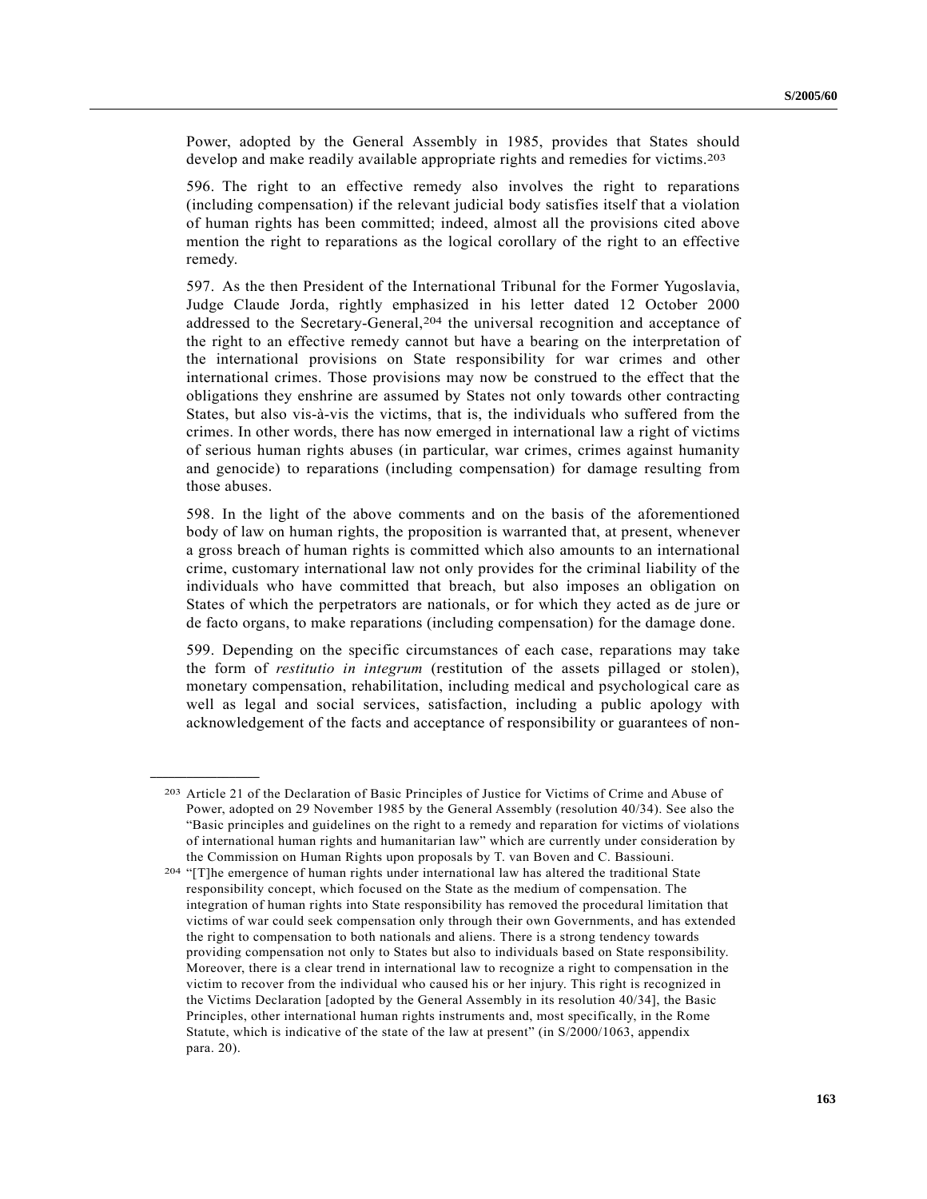Power, adopted by the General Assembly in 1985, provides that States should develop and make readily available appropriate rights and remedies for victims.[203]

596. The right to an effective remedy also involves the right to reparations (including compensation) if the relevant judicial body satisfies itself that a violation of human rights has been committed; indeed, almost all the provisions cited above mention the right to reparations as the logical corollary of the right to an effective remedy.

597. As the then President of the International Tribunal for the Former Yugoslavia, Judge Claude Jorda, rightly emphasized in his letter dated 12 October 2000 addressed to the Secretary-General,[204] the universal recognition and acceptance of the right to an effective remedy cannot but have a bearing on the interpretation of the international provisions on State responsibility for war crimes and other international crimes. Those provisions may now be construed to the effect that the obligations they enshrine are assumed by States not only towards other contracting States, but also vis-à-vis the victims, that is, the individuals who suffered from the crimes. In other words, there has now emerged in international law a right of victims of serious human rights abuses (in particular, war crimes, crimes against humanity and genocide) to reparations (including compensation) for damage resulting from those abuses.

598. In the light of the above comments and on the basis of the aforementioned body of law on human rights, the proposition is warranted that, at present, whenever a gross breach of human rights is committed which also amounts to an international crime, customary international law not only provides for the criminal liability of the individuals who have committed that breach, but also imposes an obligation on States of which the perpetrators are nationals, or for which they acted as de jure or de facto organs, to make reparations (including compensation) for the damage done.

599. Depending on the specific circumstances of each case, reparations may take the form of *restitutio in integrum* (restitution of the assets pillaged or stolen), monetary compensation, rehabilitation, including medical and psychological care as well as legal and social services, satisfaction, including a public apology with acknowledgement of the facts and acceptance of responsibility or guarantees of non-

---

[203] Article 21 of the Declaration of Basic Principles of Justice for Victims of Crime and Abuse of Power, adopted on 29 November 1985 by the General Assembly (resolution 40/34). See also the "Basic principles and guidelines on the right to a remedy and reparation for victims of violations of international human rights and humanitarian law" which are currently under consideration by the Commission on Human Rights upon proposals by T. van Boven and C. Bassiouni.

[204] "[T]he emergence of human rights under international law has altered the traditional State responsibility concept, which focused on the State as the medium of compensation. The integration of human rights into State responsibility has removed the procedural limitation that victims of war could seek compensation only through their own Governments, and has extended the right to compensation to both nationals and aliens. There is a strong tendency towards providing compensation not only to States but also to individuals based on State responsibility. Moreover, there is a clear trend in international law to recognize a right to compensation in the victim to recover from the individual who caused his or her injury. This right is recognized in the Victims Declaration [adopted by the General Assembly in its resolution 40/34], the Basic Principles, other international human rights instruments and, most specifically, in the Rome Statute, which is indicative of the state of the law at present" (in S/2000/1063, appendix para. 20).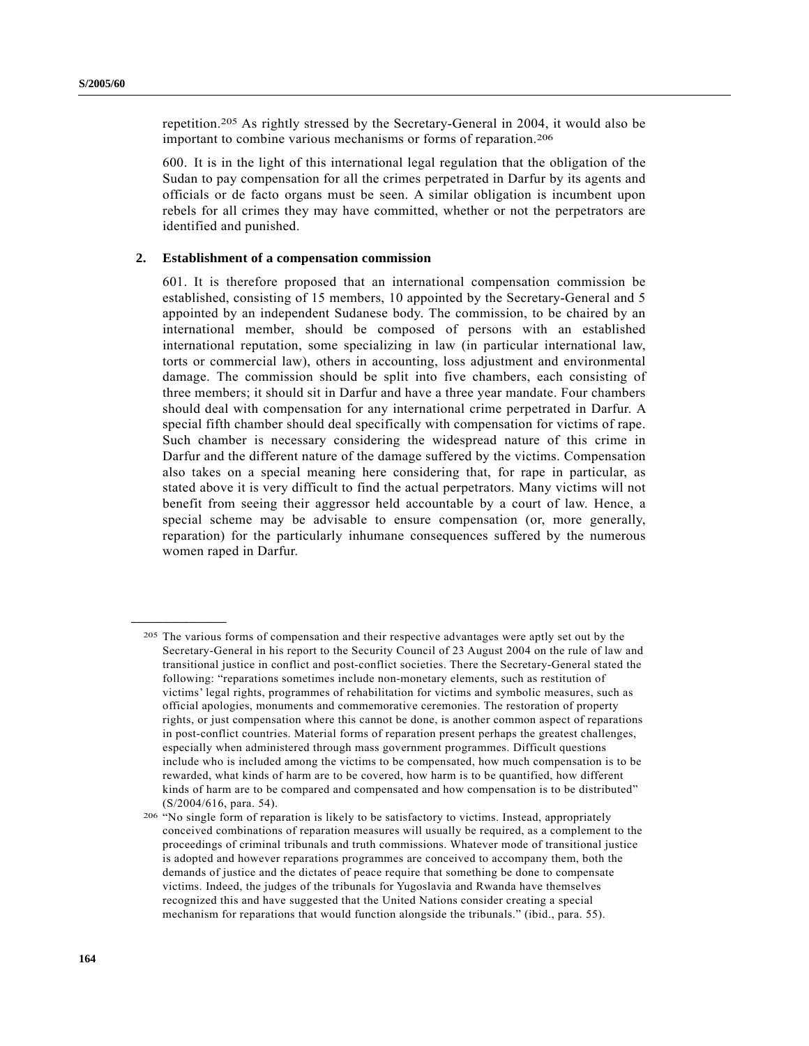repetition.[205] As rightly stressed by the Secretary-General in 2004, it would also be important to combine various mechanisms or forms of reparation.[206]

600. It is in the light of this international legal regulation that the obligation of the Sudan to pay compensation for all the crimes perpetrated in Darfur by its agents and officials or de facto organs must be seen. A similar obligation is incumbent upon rebels for all crimes they may have committed, whether or not the perpetrators are identified and punished.

### 2. Establishment of a compensation commission

601. It is therefore proposed that an international compensation commission be established, consisting of 15 members, 10 appointed by the Secretary-General and 5 appointed by an independent Sudanese body. The commission, to be chaired by an international member, should be composed of persons with an established international reputation, some specializing in law (in particular international law, torts or commercial law), others in accounting, loss adjustment and environmental damage. The commission should be split into five chambers, each consisting of three members; it should sit in Darfur and have a three year mandate. Four chambers should deal with compensation for any international crime perpetrated in Darfur. A special fifth chamber should deal specifically with compensation for victims of rape. Such chamber is necessary considering the widespread nature of this crime in Darfur and the different nature of the damage suffered by the victims. Compensation also takes on a special meaning here considering that, for rape in particular, as stated above it is very difficult to find the actual perpetrators. Many victims will not benefit from seeing their aggressor held accountable by a court of law. Hence, a special scheme may be advisable to ensure compensation (or, more generally, reparation) for the particularly inhumane consequences suffered by the numerous women raped in Darfur.

---

[205] The various forms of compensation and their respective advantages were aptly set out by the Secretary-General in his report to the Security Council of 23 August 2004 on the rule of law and transitional justice in conflict and post-conflict societies. There the Secretary-General stated the following: "reparations sometimes include non-monetary elements, such as restitution of victims' legal rights, programmes of rehabilitation for victims and symbolic measures, such as official apologies, monuments and commemorative ceremonies. The restoration of property rights, or just compensation where this cannot be done, is another common aspect of reparations in post-conflict countries. Material forms of reparation present perhaps the greatest challenges, especially when administered through mass government programmes. Difficult questions include who is included among the victims to be compensated, how much compensation is to be rewarded, what kinds of harm are to be covered, how harm is to be quantified, how different kinds of harm are to be compared and compensated and how compensation is to be distributed" (S/2004/616, para. 54).

[206] "No single form of reparation is likely to be satisfactory to victims. Instead, appropriately conceived combinations of reparation measures will usually be required, as a complement to the proceedings of criminal tribunals and truth commissions. Whatever mode of transitional justice is adopted and however reparations programmes are conceived to accompany them, both the demands of justice and the dictates of peace require that something be done to compensate victims. Indeed, the judges of the tribunals for Yugoslavia and Rwanda have themselves recognized this and have suggested that the United Nations consider creating a special mechanism for reparations that would function alongside the tribunals." (ibid., para. 55).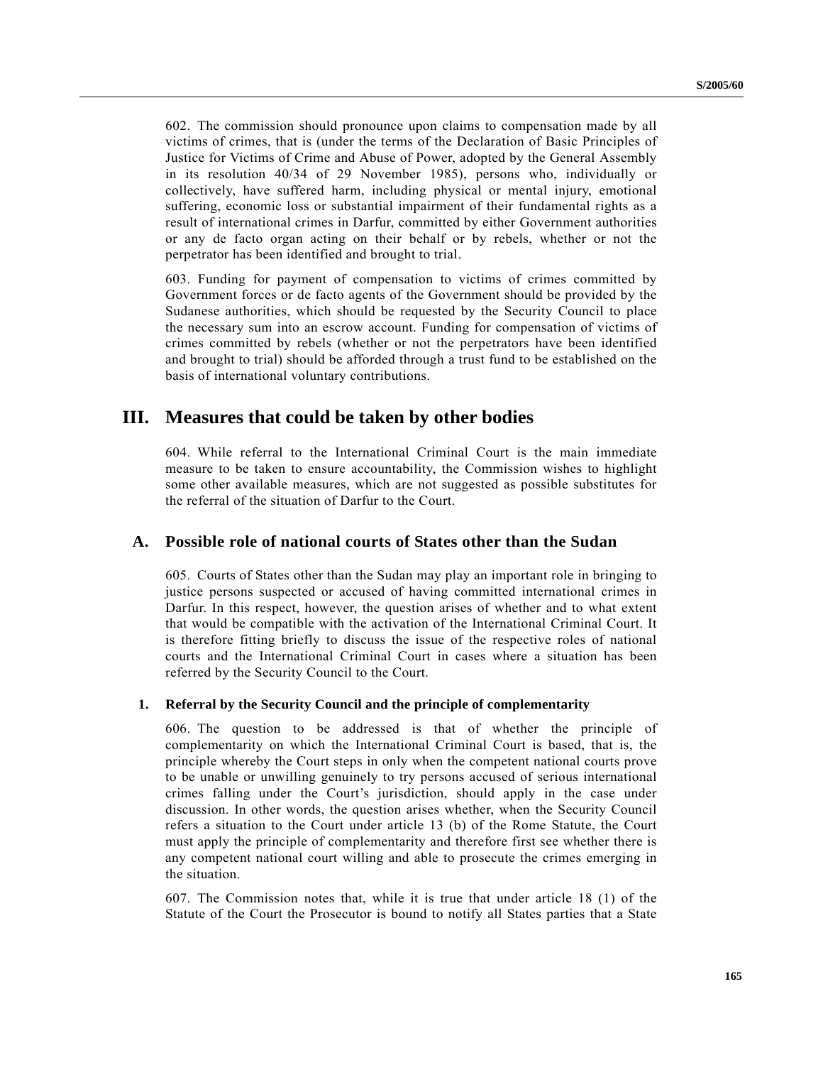602. The commission should pronounce upon claims to compensation made by all victims of crimes, that is (under the terms of the Declaration of Basic Principles of Justice for Victims of Crime and Abuse of Power, adopted by the General Assembly in its resolution 40/34 of 29 November 1985), persons who, individually or collectively, have suffered harm, including physical or mental injury, emotional suffering, economic loss or substantial impairment of their fundamental rights as a result of international crimes in Darfur, committed by either Government authorities or any de facto organ acting on their behalf or by rebels, whether or not the perpetrator has been identified and brought to trial.

603. Funding for payment of compensation to victims of crimes committed by Government forces or de facto agents of the Government should be provided by the Sudanese authorities, which should be requested by the Security Council to place the necessary sum into an escrow account. Funding for compensation of victims of crimes committed by rebels (whether or not the perpetrators have been identified and brought to trial) should be afforded through a trust fund to be established on the basis of international voluntary contributions.

# III. Measures that could be taken by other bodies

604. While referral to the International Criminal Court is the main immediate measure to be taken to ensure accountability, the Commission wishes to highlight some other available measures, which are not suggested as possible substitutes for the referral of the situation of Darfur to the Court.

## A. Possible role of national courts of States other than the Sudan

605. Courts of States other than the Sudan may play an important role in bringing to justice persons suspected or accused of having committed international crimes in Darfur. In this respect, however, the question arises of whether and to what extent that would be compatible with the activation of the International Criminal Court. It is therefore fitting briefly to discuss the issue of the respective roles of national courts and the International Criminal Court in cases where a situation has been referred by the Security Council to the Court.

### 1. Referral by the Security Council and the principle of complementarity

606. The question to be addressed is that of whether the principle of complementarity on which the International Criminal Court is based, that is, the principle whereby the Court steps in only when the competent national courts prove to be unable or unwilling genuinely to try persons accused of serious international crimes falling under the Court's jurisdiction, should apply in the case under discussion. In other words, the question arises whether, when the Security Council refers a situation to the Court under article 13 (b) of the Rome Statute, the Court must apply the principle of complementarity and therefore first see whether there is any competent national court willing and able to prosecute the crimes emerging in the situation.

607. The Commission notes that, while it is true that under article 18 (1) of the Statute of the Court the Prosecutor is bound to notify all States parties that a State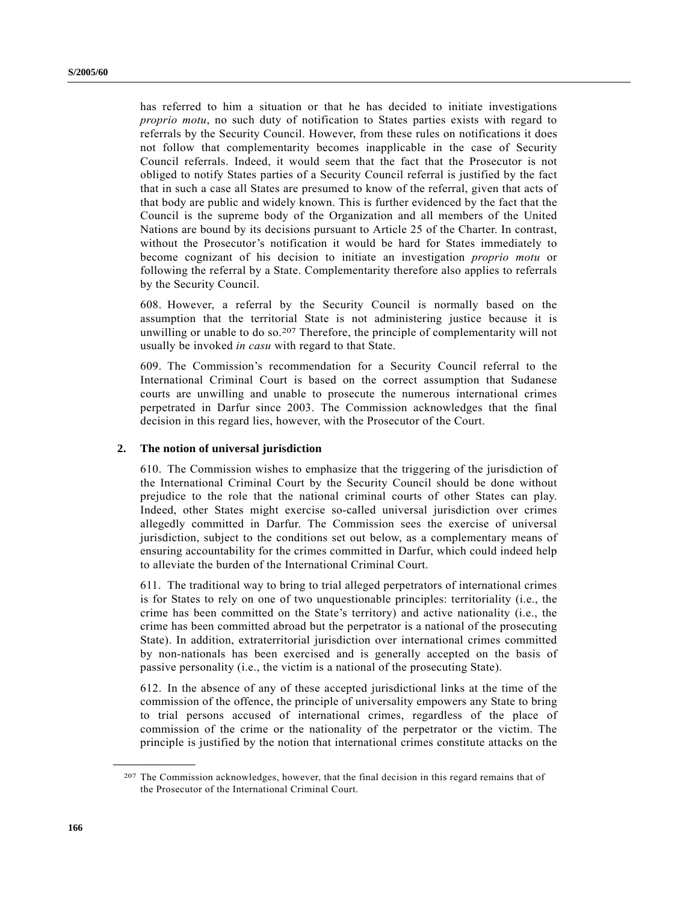has referred to him a situation or that he has decided to initiate investigations *proprio motu*, no such duty of notification to States parties exists with regard to referrals by the Security Council. However, from these rules on notifications it does not follow that complementarity becomes inapplicable in the case of Security Council referrals. Indeed, it would seem that the fact that the Prosecutor is not obliged to notify States parties of a Security Council referral is justified by the fact that in such a case all States are presumed to know of the referral, given that acts of that body are public and widely known. This is further evidenced by the fact that the Council is the supreme body of the Organization and all members of the United Nations are bound by its decisions pursuant to Article 25 of the Charter. In contrast, without the Prosecutor's notification it would be hard for States immediately to become cognizant of his decision to initiate an investigation *proprio motu* or following the referral by a State. Complementarity therefore also applies to referrals by the Security Council.

608. However, a referral by the Security Council is normally based on the assumption that the territorial State is not administering justice because it is unwilling or unable to do so.[207] Therefore, the principle of complementarity will not usually be invoked *in casu* with regard to that State.

609. The Commission's recommendation for a Security Council referral to the International Criminal Court is based on the correct assumption that Sudanese courts are unwilling and unable to prosecute the numerous international crimes perpetrated in Darfur since 2003. The Commission acknowledges that the final decision in this regard lies, however, with the Prosecutor of the Court.

## 2. The notion of universal jurisdiction

610. The Commission wishes to emphasize that the triggering of the jurisdiction of the International Criminal Court by the Security Council should be done without prejudice to the role that the national criminal courts of other States can play. Indeed, other States might exercise so-called universal jurisdiction over crimes allegedly committed in Darfur. The Commission sees the exercise of universal jurisdiction, subject to the conditions set out below, as a complementary means of ensuring accountability for the crimes committed in Darfur, which could indeed help to alleviate the burden of the International Criminal Court.

611. The traditional way to bring to trial alleged perpetrators of international crimes is for States to rely on one of two unquestionable principles: territoriality (i.e., the crime has been committed on the State's territory) and active nationality (i.e., the crime has been committed abroad but the perpetrator is a national of the prosecuting State). In addition, extraterritorial jurisdiction over international crimes committed by non-nationals has been exercised and is generally accepted on the basis of passive personality (i.e., the victim is a national of the prosecuting State).

612. In the absence of any of these accepted jurisdictional links at the time of the commission of the offence, the principle of universality empowers any State to bring to trial persons accused of international crimes, regardless of the place of commission of the crime or the nationality of the perpetrator or the victim. The principle is justified by the notion that international crimes constitute attacks on the

---

[207] The Commission acknowledges, however, that the final decision in this regard remains that of the Prosecutor of the International Criminal Court.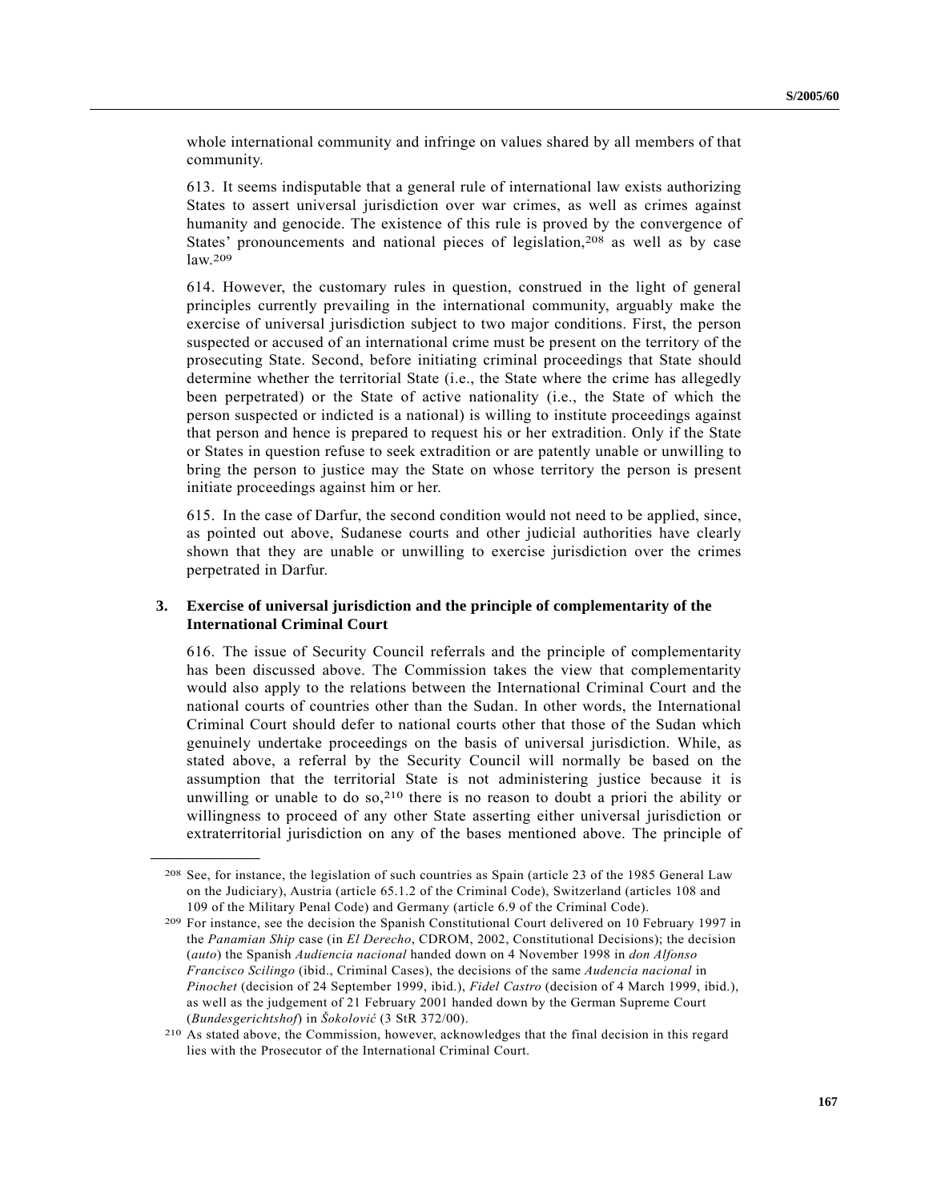whole international community and infringe on values shared by all members of that community.

613. It seems indisputable that a general rule of international law exists authorizing States to assert universal jurisdiction over war crimes, as well as crimes against humanity and genocide. The existence of this rule is proved by the convergence of States' pronouncements and national pieces of legislation,[208] as well as by case law.[209]

614. However, the customary rules in question, construed in the light of general principles currently prevailing in the international community, arguably make the exercise of universal jurisdiction subject to two major conditions. First, the person suspected or accused of an international crime must be present on the territory of the prosecuting State. Second, before initiating criminal proceedings that State should determine whether the territorial State (i.e., the State where the crime has allegedly been perpetrated) or the State of active nationality (i.e., the State of which the person suspected or indicted is a national) is willing to institute proceedings against that person and hence is prepared to request his or her extradition. Only if the State or States in question refuse to seek extradition or are patently unable or unwilling to bring the person to justice may the State on whose territory the person is present initiate proceedings against him or her.

615. In the case of Darfur, the second condition would not need to be applied, since, as pointed out above, Sudanese courts and other judicial authorities have clearly shown that they are unable or unwilling to exercise jurisdiction over the crimes perpetrated in Darfur.

### 3. Exercise of universal jurisdiction and the principle of complementarity of the International Criminal Court

616. The issue of Security Council referrals and the principle of complementarity has been discussed above. The Commission takes the view that complementarity would also apply to the relations between the International Criminal Court and the national courts of countries other than the Sudan. In other words, the International Criminal Court should defer to national courts other that those of the Sudan which genuinely undertake proceedings on the basis of universal jurisdiction. While, as stated above, a referral by the Security Council will normally be based on the assumption that the territorial State is not administering justice because it is unwilling or unable to do so,[210] there is no reason to doubt a priori the ability or willingness to proceed of any other State asserting either universal jurisdiction or extraterritorial jurisdiction on any of the bases mentioned above. The principle of

---

[208] See, for instance, the legislation of such countries as Spain (article 23 of the 1985 General Law on the Judiciary), Austria (article 65.1.2 of the Criminal Code), Switzerland (articles 108 and 109 of the Military Penal Code) and Germany (article 6.9 of the Criminal Code).

[209] For instance, see the decision the Spanish Constitutional Court delivered on 10 February 1997 in the *Panamian Ship* case (in *El Derecho*, CDROM, 2002, Constitutional Decisions); the decision (*auto*) the Spanish *Audiencia nacional* handed down on 4 November 1998 in *don Alfonso Francisco Scilingo* (ibid., Criminal Cases), the decisions of the same *Audiencia nacional* in *Pinochet* (decision of 24 September 1999, ibid.), *Fidel Castro* (decision of 4 March 1999, ibid.), as well as the judgement of 21 February 2001 handed down by the German Supreme Court (*Bundesgerichtshof*) in *Šokolović* (3 StR 372/00).

[210] As stated above, the Commission, however, acknowledges that the final decision in this regard lies with the Prosecutor of the International Criminal Court.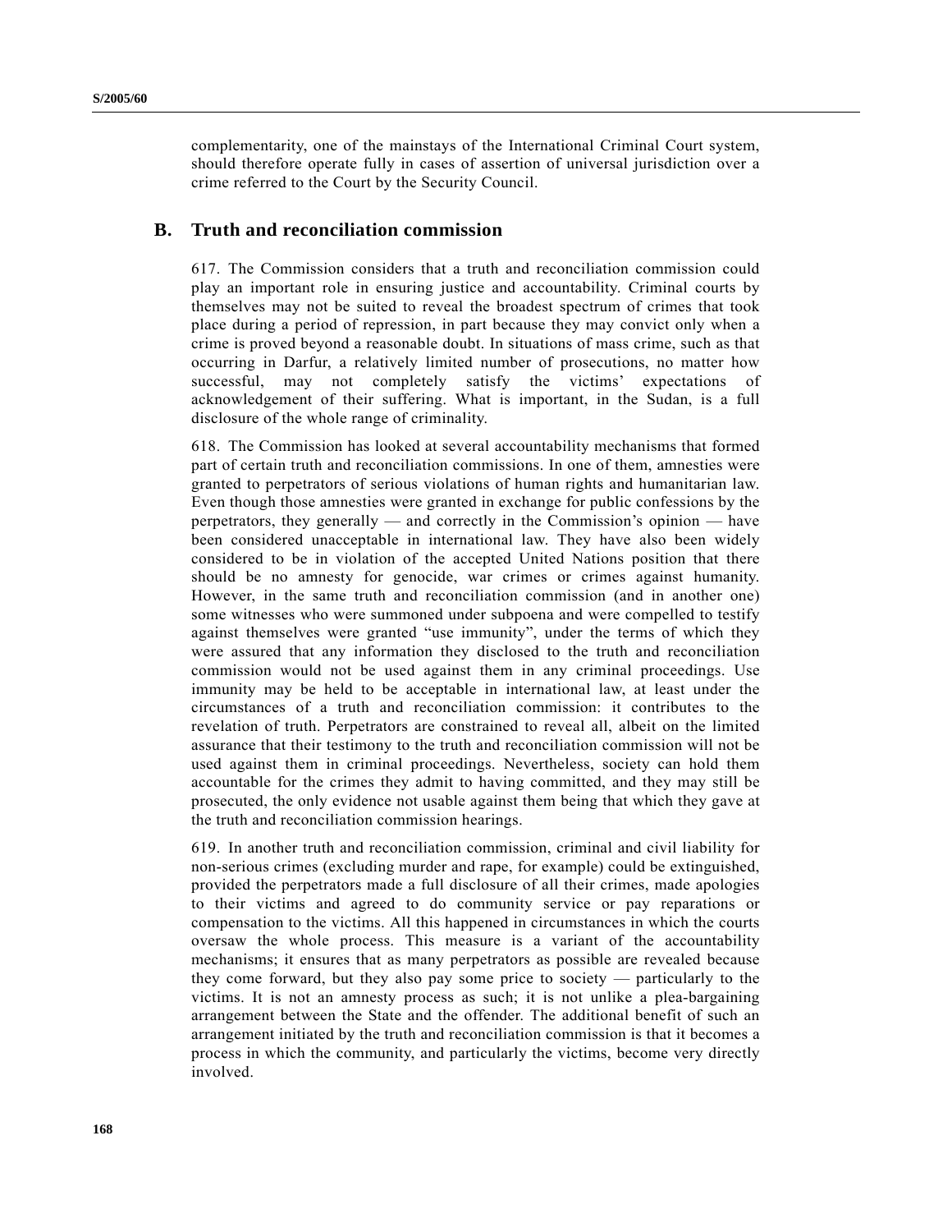complementarity, one of the mainstays of the International Criminal Court system, should therefore operate fully in cases of assertion of universal jurisdiction over a crime referred to the Court by the Security Council.

## B. Truth and reconciliation commission

617. The Commission considers that a truth and reconciliation commission could play an important role in ensuring justice and accountability. Criminal courts by themselves may not be suited to reveal the broadest spectrum of crimes that took place during a period of repression, in part because they may convict only when a crime is proved beyond a reasonable doubt. In situations of mass crime, such as that occurring in Darfur, a relatively limited number of prosecutions, no matter how successful, may not completely satisfy the victims' expectations of acknowledgement of their suffering. What is important, in the Sudan, is a full disclosure of the whole range of criminality.

618. The Commission has looked at several accountability mechanisms that formed part of certain truth and reconciliation commissions. In one of them, amnesties were granted to perpetrators of serious violations of human rights and humanitarian law. Even though those amnesties were granted in exchange for public confessions by the perpetrators, they generally — and correctly in the Commission's opinion — have been considered unacceptable in international law. They have also been widely considered to be in violation of the accepted United Nations position that there should be no amnesty for genocide, war crimes or crimes against humanity. However, in the same truth and reconciliation commission (and in another one) some witnesses who were summoned under subpoena and were compelled to testify against themselves were granted "use immunity", under the terms of which they were assured that any information they disclosed to the truth and reconciliation commission would not be used against them in any criminal proceedings. Use immunity may be held to be acceptable in international law, at least under the circumstances of a truth and reconciliation commission: it contributes to the revelation of truth. Perpetrators are constrained to reveal all, albeit on the limited assurance that their testimony to the truth and reconciliation commission will not be used against them in criminal proceedings. Nevertheless, society can hold them accountable for the crimes they admit to having committed, and they may still be prosecuted, the only evidence not usable against them being that which they gave at the truth and reconciliation commission hearings.

619. In another truth and reconciliation commission, criminal and civil liability for non-serious crimes (excluding murder and rape, for example) could be extinguished, provided the perpetrators made a full disclosure of all their crimes, made apologies to their victims and agreed to do community service or pay reparations or compensation to the victims. All this happened in circumstances in which the courts oversaw the whole process. This measure is a variant of the accountability mechanisms; it ensures that as many perpetrators as possible are revealed because they come forward, but they also pay some price to society — particularly to the victims. It is not an amnesty process as such; it is not unlike a plea-bargaining arrangement between the State and the offender. The additional benefit of such an arrangement initiated by the truth and reconciliation commission is that it becomes a process in which the community, and particularly the victims, become very directly involved.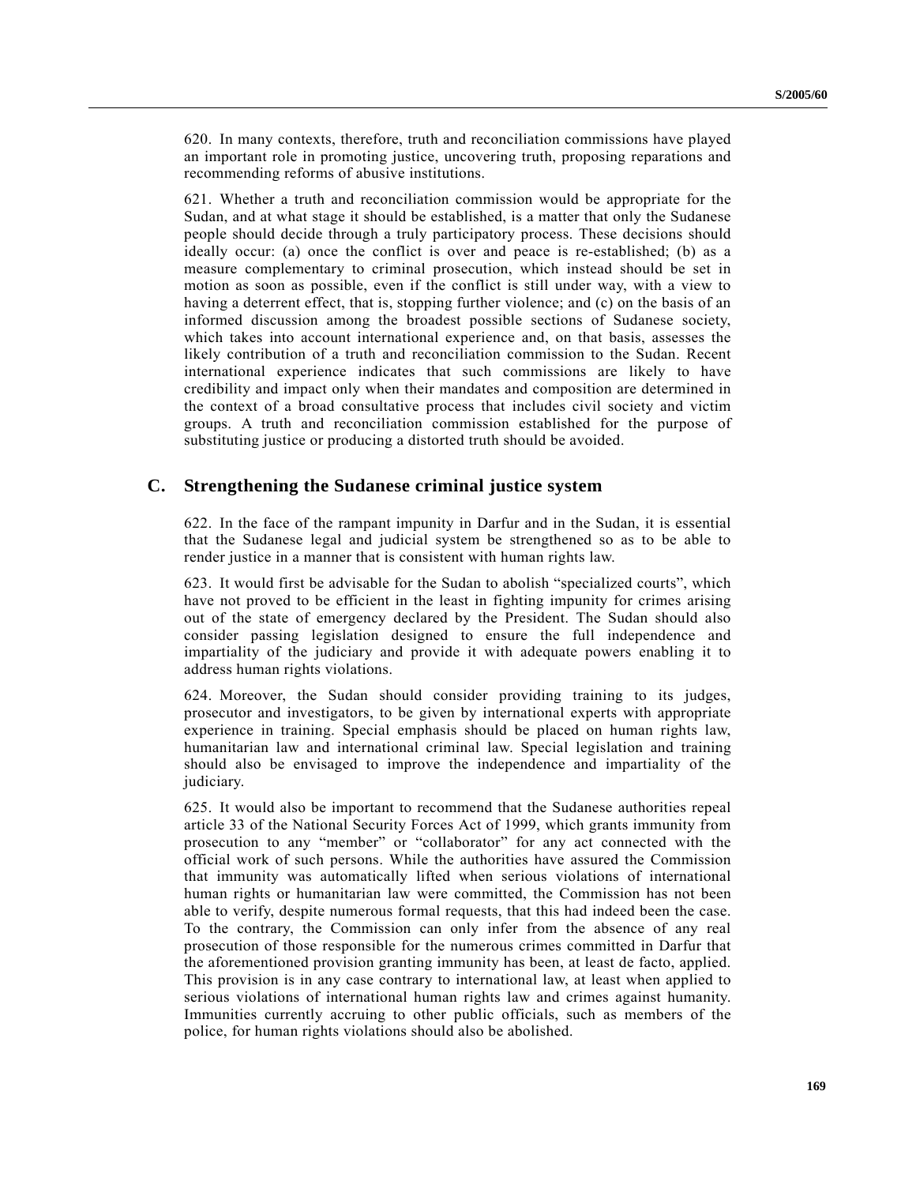620. In many contexts, therefore, truth and reconciliation commissions have played an important role in promoting justice, uncovering truth, proposing reparations and recommending reforms of abusive institutions.

621. Whether a truth and reconciliation commission would be appropriate for the Sudan, and at what stage it should be established, is a matter that only the Sudanese people should decide through a truly participatory process. These decisions should ideally occur: (a) once the conflict is over and peace is re-established; (b) as a measure complementary to criminal prosecution, which instead should be set in motion as soon as possible, even if the conflict is still under way, with a view to having a deterrent effect, that is, stopping further violence; and (c) on the basis of an informed discussion among the broadest possible sections of Sudanese society, which takes into account international experience and, on that basis, assesses the likely contribution of a truth and reconciliation commission to the Sudan. Recent international experience indicates that such commissions are likely to have credibility and impact only when their mandates and composition are determined in the context of a broad consultative process that includes civil society and victim groups. A truth and reconciliation commission established for the purpose of substituting justice or producing a distorted truth should be avoided.

## C. Strengthening the Sudanese criminal justice system

622. In the face of the rampant impunity in Darfur and in the Sudan, it is essential that the Sudanese legal and judicial system be strengthened so as to be able to render justice in a manner that is consistent with human rights law.

623. It would first be advisable for the Sudan to abolish "specialized courts", which have not proved to be efficient in the least in fighting impunity for crimes arising out of the state of emergency declared by the President. The Sudan should also consider passing legislation designed to ensure the full independence and impartiality of the judiciary and provide it with adequate powers enabling it to address human rights violations.

624. Moreover, the Sudan should consider providing training to its judges, prosecutor and investigators, to be given by international experts with appropriate experience in training. Special emphasis should be placed on human rights law, humanitarian law and international criminal law. Special legislation and training should also be envisaged to improve the independence and impartiality of the judiciary.

625. It would also be important to recommend that the Sudanese authorities repeal article 33 of the National Security Forces Act of 1999, which grants immunity from prosecution to any "member" or "collaborator" for any act connected with the official work of such persons. While the authorities have assured the Commission that immunity was automatically lifted when serious violations of international human rights or humanitarian law were committed, the Commission has not been able to verify, despite numerous formal requests, that this had indeed been the case. To the contrary, the Commission can only infer from the absence of any real prosecution of those responsible for the numerous crimes committed in Darfur that the aforementioned provision granting immunity has been, at least de facto, applied. This provision is in any case contrary to international law, at least when applied to serious violations of international human rights law and crimes against humanity. Immunities currently accruing to other public officials, such as members of the police, for human rights violations should also be abolished.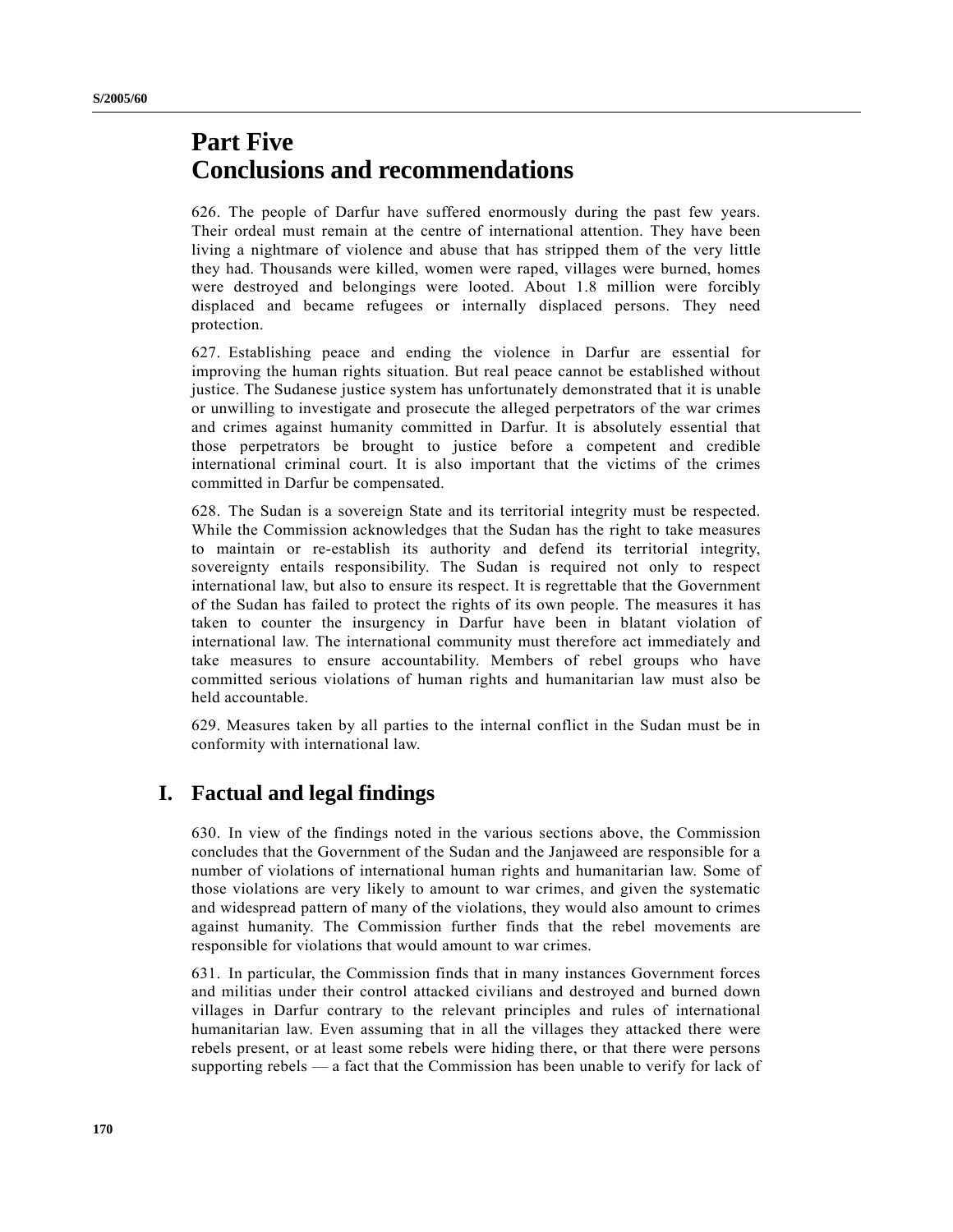# Part Five
# Conclusions and recommendations

626. The people of Darfur have suffered enormously during the past few years. Their ordeal must remain at the centre of international attention. They have been living a nightmare of violence and abuse that has stripped them of the very little they had. Thousands were killed, women were raped, villages were burned, homes were destroyed and belongings were looted. About 1.8 million were forcibly displaced and became refugees or internally displaced persons. They need protection.

627. Establishing peace and ending the violence in Darfur are essential for improving the human rights situation. But real peace cannot be established without justice. The Sudanese justice system has unfortunately demonstrated that it is unable or unwilling to investigate and prosecute the alleged perpetrators of the war crimes and crimes against humanity committed in Darfur. It is absolutely essential that those perpetrators be brought to justice before a competent and credible international criminal court. It is also important that the victims of the crimes committed in Darfur be compensated.

628. The Sudan is a sovereign State and its territorial integrity must be respected. While the Commission acknowledges that the Sudan has the right to take measures to maintain or re-establish its authority and defend its territorial integrity, sovereignty entails responsibility. The Sudan is required not only to respect international law, but also to ensure its respect. It is regrettable that the Government of the Sudan has failed to protect the rights of its own people. The measures it has taken to counter the insurgency in Darfur have been in blatant violation of international law. The international community must therefore act immediately and take measures to ensure accountability. Members of rebel groups who have committed serious violations of human rights and humanitarian law must also be held accountable.

629. Measures taken by all parties to the internal conflict in the Sudan must be in conformity with international law.

## I. Factual and legal findings

630. In view of the findings noted in the various sections above, the Commission concludes that the Government of the Sudan and the Janjaweed are responsible for a number of violations of international human rights and humanitarian law. Some of those violations are very likely to amount to war crimes, and given the systematic and widespread pattern of many of the violations, they would also amount to crimes against humanity. The Commission further finds that the rebel movements are responsible for violations that would amount to war crimes.

631. In particular, the Commission finds that in many instances Government forces and militias under their control attacked civilians and destroyed and burned down villages in Darfur contrary to the relevant principles and rules of international humanitarian law. Even assuming that in all the villages they attacked there were rebels present, or at least some rebels were hiding there, or that there were persons supporting rebels — a fact that the Commission has been unable to verify for lack of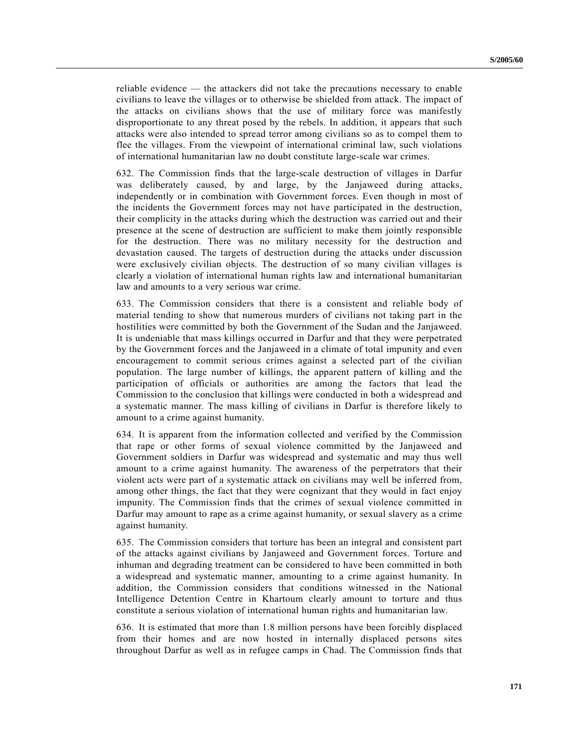reliable evidence — the attackers did not take the precautions necessary to enable civilians to leave the villages or to otherwise be shielded from attack. The impact of the attacks on civilians shows that the use of military force was manifestly disproportionate to any threat posed by the rebels. In addition, it appears that such attacks were also intended to spread terror among civilians so as to compel them to flee the villages. From the viewpoint of international criminal law, such violations of international humanitarian law no doubt constitute large-scale war crimes.

632. The Commission finds that the large-scale destruction of villages in Darfur was deliberately caused, by and large, by the Janjaweed during attacks, independently or in combination with Government forces. Even though in most of the incidents the Government forces may not have participated in the destruction, their complicity in the attacks during which the destruction was carried out and their presence at the scene of destruction are sufficient to make them jointly responsible for the destruction. There was no military necessity for the destruction and devastation caused. The targets of destruction during the attacks under discussion were exclusively civilian objects. The destruction of so many civilian villages is clearly a violation of international human rights law and international humanitarian law and amounts to a very serious war crime.

633. The Commission considers that there is a consistent and reliable body of material tending to show that numerous murders of civilians not taking part in the hostilities were committed by both the Government of the Sudan and the Janjaweed. It is undeniable that mass killings occurred in Darfur and that they were perpetrated by the Government forces and the Janjaweed in a climate of total impunity and even encouragement to commit serious crimes against a selected part of the civilian population. The large number of killings, the apparent pattern of killing and the participation of officials or authorities are among the factors that lead the Commission to the conclusion that killings were conducted in both a widespread and a systematic manner. The mass killing of civilians in Darfur is therefore likely to amount to a crime against humanity.

634. It is apparent from the information collected and verified by the Commission that rape or other forms of sexual violence committed by the Janjaweed and Government soldiers in Darfur was widespread and systematic and may thus well amount to a crime against humanity. The awareness of the perpetrators that their violent acts were part of a systematic attack on civilians may well be inferred from, among other things, the fact that they were cognizant that they would in fact enjoy impunity. The Commission finds that the crimes of sexual violence committed in Darfur may amount to rape as a crime against humanity, or sexual slavery as a crime against humanity.

635. The Commission considers that torture has been an integral and consistent part of the attacks against civilians by Janjaweed and Government forces. Torture and inhuman and degrading treatment can be considered to have been committed in both a widespread and systematic manner, amounting to a crime against humanity. In addition, the Commission considers that conditions witnessed in the National Intelligence Detention Centre in Khartoum clearly amount to torture and thus constitute a serious violation of international human rights and humanitarian law.

636. It is estimated that more than 1.8 million persons have been forcibly displaced from their homes and are now hosted in internally displaced persons sites throughout Darfur as well as in refugee camps in Chad. The Commission finds that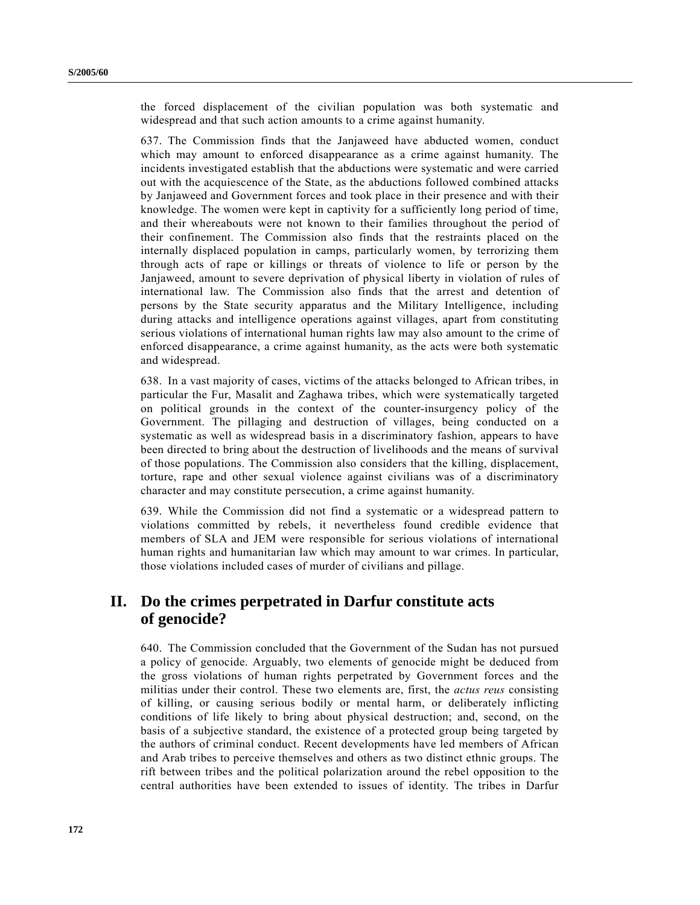the forced displacement of the civilian population was both systematic and widespread and that such action amounts to a crime against humanity.

637. The Commission finds that the Janjaweed have abducted women, conduct which may amount to enforced disappearance as a crime against humanity. The incidents investigated establish that the abductions were systematic and were carried out with the acquiescence of the State, as the abductions followed combined attacks by Janjaweed and Government forces and took place in their presence and with their knowledge. The women were kept in captivity for a sufficiently long period of time, and their whereabouts were not known to their families throughout the period of their confinement. The Commission also finds that the restraints placed on the internally displaced population in camps, particularly women, by terrorizing them through acts of rape or killings or threats of violence to life or person by the Janjaweed, amount to severe deprivation of physical liberty in violation of rules of international law. The Commission also finds that the arrest and detention of persons by the State security apparatus and the Military Intelligence, including during attacks and intelligence operations against villages, apart from constituting serious violations of international human rights law may also amount to the crime of enforced disappearance, a crime against humanity, as the acts were both systematic and widespread.

638. In a vast majority of cases, victims of the attacks belonged to African tribes, in particular the Fur, Masalit and Zaghawa tribes, which were systematically targeted on political grounds in the context of the counter-insurgency policy of the Government. The pillaging and destruction of villages, being conducted on a systematic as well as widespread basis in a discriminatory fashion, appears to have been directed to bring about the destruction of livelihoods and the means of survival of those populations. The Commission also considers that the killing, displacement, torture, rape and other sexual violence against civilians was of a discriminatory character and may constitute persecution, a crime against humanity.

639. While the Commission did not find a systematic or a widespread pattern to violations committed by rebels, it nevertheless found credible evidence that members of SLA and JEM were responsible for serious violations of international human rights and humanitarian law which may amount to war crimes. In particular, those violations included cases of murder of civilians and pillage.

## II. Do the crimes perpetrated in Darfur constitute acts of genocide?

640. The Commission concluded that the Government of the Sudan has not pursued a policy of genocide. Arguably, two elements of genocide might be deduced from the gross violations of human rights perpetrated by Government forces and the militias under their control. These two elements are, first, the *actus reus* consisting of killing, or causing serious bodily or mental harm, or deliberately inflicting conditions of life likely to bring about physical destruction; and, second, on the basis of a subjective standard, the existence of a protected group being targeted by the authors of criminal conduct. Recent developments have led members of African and Arab tribes to perceive themselves and others as two distinct ethnic groups. The rift between tribes and the political polarization around the rebel opposition to the central authorities have been extended to issues of identity. The tribes in Darfur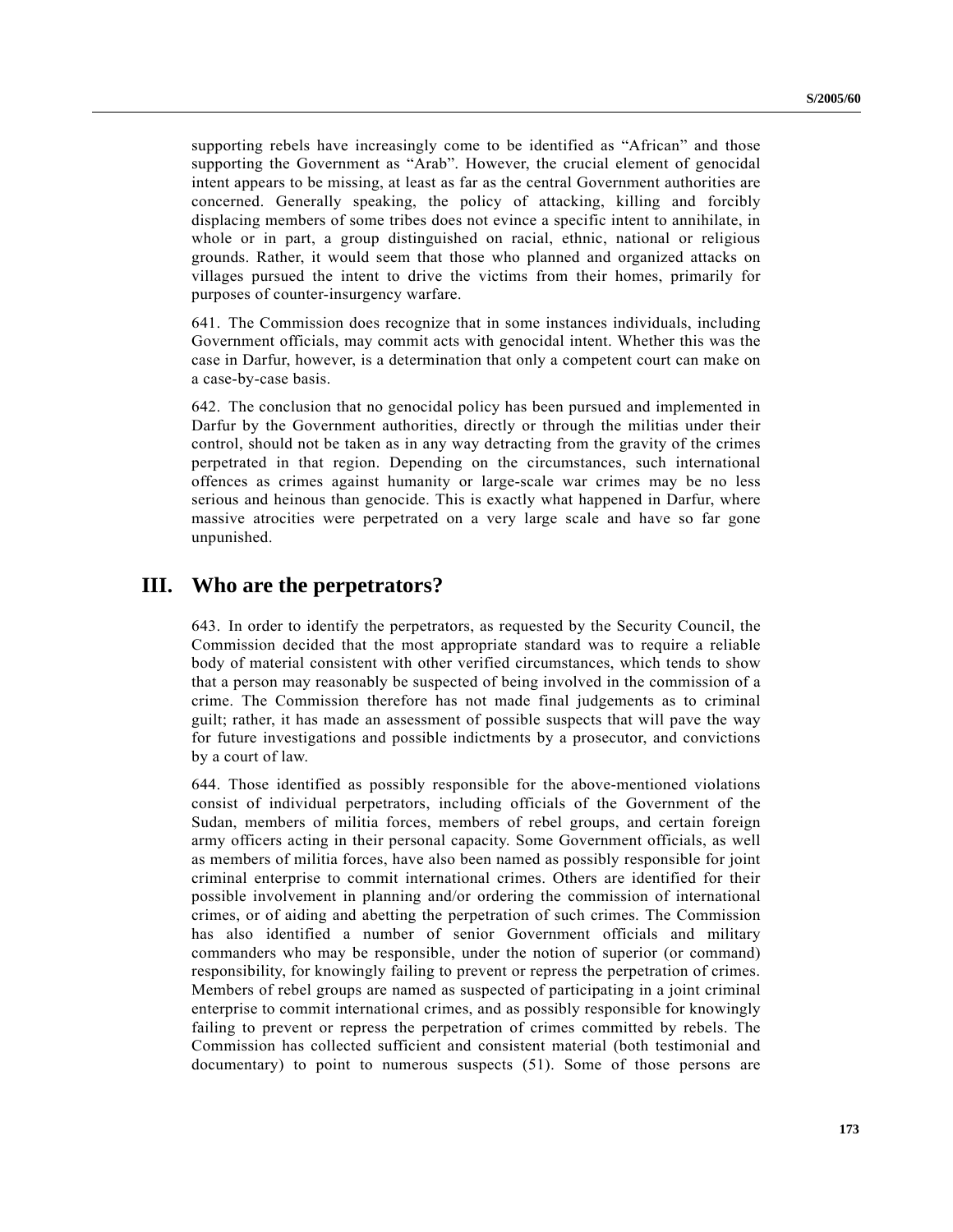supporting rebels have increasingly come to be identified as "African" and those supporting the Government as "Arab". However, the crucial element of genocidal intent appears to be missing, at least as far as the central Government authorities are concerned. Generally speaking, the policy of attacking, killing and forcibly displacing members of some tribes does not evince a specific intent to annihilate, in whole or in part, a group distinguished on racial, ethnic, national or religious grounds. Rather, it would seem that those who planned and organized attacks on villages pursued the intent to drive the victims from their homes, primarily for purposes of counter-insurgency warfare.

641. The Commission does recognize that in some instances individuals, including Government officials, may commit acts with genocidal intent. Whether this was the case in Darfur, however, is a determination that only a competent court can make on a case-by-case basis.

642. The conclusion that no genocidal policy has been pursued and implemented in Darfur by the Government authorities, directly or through the militias under their control, should not be taken as in any way detracting from the gravity of the crimes perpetrated in that region. Depending on the circumstances, such international offences as crimes against humanity or large-scale war crimes may be no less serious and heinous than genocide. This is exactly what happened in Darfur, where massive atrocities were perpetrated on a very large scale and have so far gone unpunished.

## III. Who are the perpetrators?

643. In order to identify the perpetrators, as requested by the Security Council, the Commission decided that the most appropriate standard was to require a reliable body of material consistent with other verified circumstances, which tends to show that a person may reasonably be suspected of being involved in the commission of a crime. The Commission therefore has not made final judgements as to criminal guilt; rather, it has made an assessment of possible suspects that will pave the way for future investigations and possible indictments by a prosecutor, and convictions by a court of law.

644. Those identified as possibly responsible for the above-mentioned violations consist of individual perpetrators, including officials of the Government of the Sudan, members of militia forces, members of rebel groups, and certain foreign army officers acting in their personal capacity. Some Government officials, as well as members of militia forces, have also been named as possibly responsible for joint criminal enterprise to commit international crimes. Others are identified for their possible involvement in planning and/or ordering the commission of international crimes, or of aiding and abetting the perpetration of such crimes. The Commission has also identified a number of senior Government officials and military commanders who may be responsible, under the notion of superior (or command) responsibility, for knowingly failing to prevent or repress the perpetration of crimes. Members of rebel groups are named as suspected of participating in a joint criminal enterprise to commit international crimes, and as possibly responsible for knowingly failing to prevent or repress the perpetration of crimes committed by rebels. The Commission has collected sufficient and consistent material (both testimonial and documentary) to point to numerous suspects (51). Some of those persons are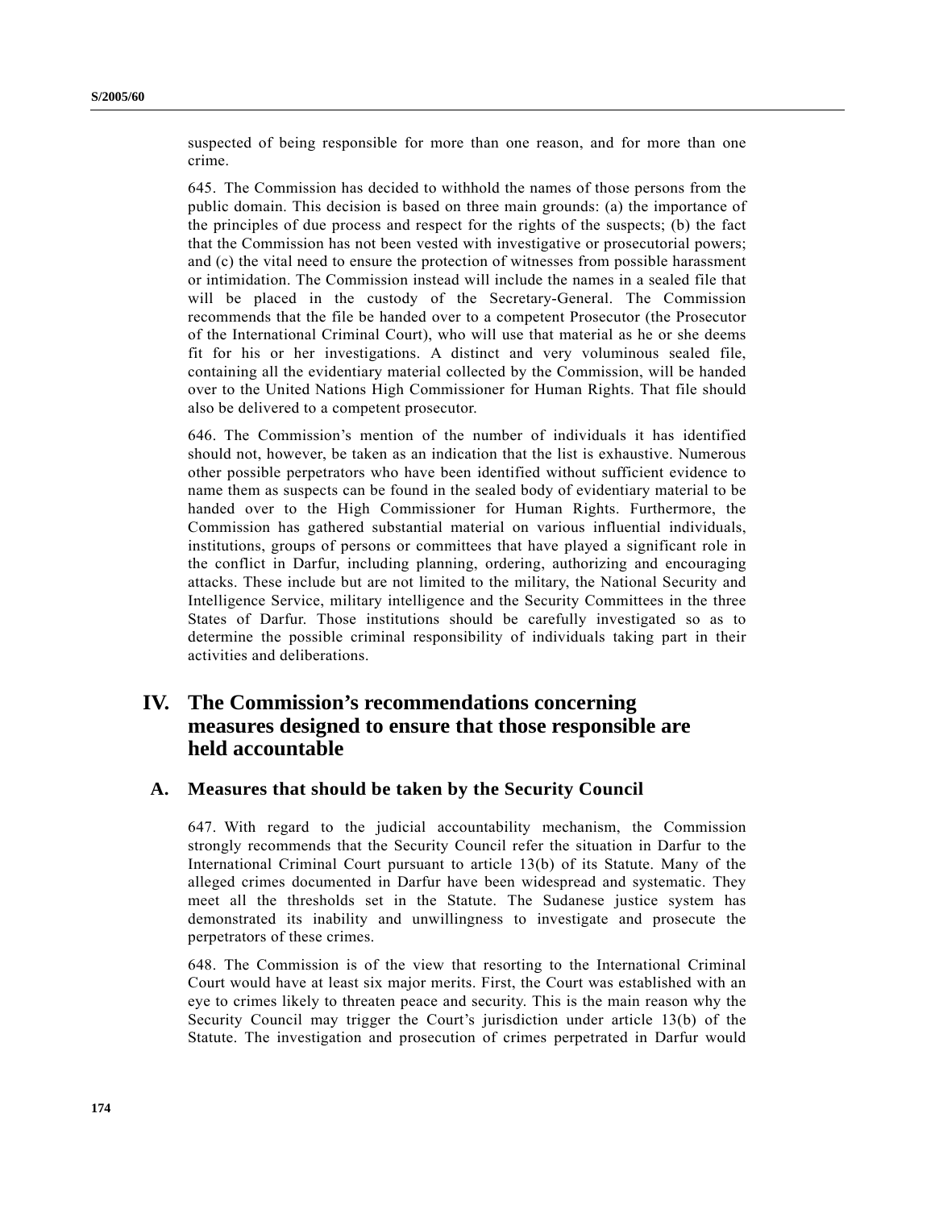suspected of being responsible for more than one reason, and for more than one crime.

645. The Commission has decided to withhold the names of those persons from the public domain. This decision is based on three main grounds: (a) the importance of the principles of due process and respect for the rights of the suspects; (b) the fact that the Commission has not been vested with investigative or prosecutorial powers; and (c) the vital need to ensure the protection of witnesses from possible harassment or intimidation. The Commission instead will include the names in a sealed file that will be placed in the custody of the Secretary-General. The Commission recommends that the file be handed over to a competent Prosecutor (the Prosecutor of the International Criminal Court), who will use that material as he or she deems fit for his or her investigations. A distinct and very voluminous sealed file, containing all the evidentiary material collected by the Commission, will be handed over to the United Nations High Commissioner for Human Rights. That file should also be delivered to a competent prosecutor.

646. The Commission's mention of the number of individuals it has identified should not, however, be taken as an indication that the list is exhaustive. Numerous other possible perpetrators who have been identified without sufficient evidence to name them as suspects can be found in the sealed body of evidentiary material to be handed over to the High Commissioner for Human Rights. Furthermore, the Commission has gathered substantial material on various influential individuals, institutions, groups of persons or committees that have played a significant role in the conflict in Darfur, including planning, ordering, authorizing and encouraging attacks. These include but are not limited to the military, the National Security and Intelligence Service, military intelligence and the Security Committees in the three States of Darfur. Those institutions should be carefully investigated so as to determine the possible criminal responsibility of individuals taking part in their activities and deliberations.

# IV. The Commission's recommendations concerning measures designed to ensure that those responsible are held accountable

## A. Measures that should be taken by the Security Council

647. With regard to the judicial accountability mechanism, the Commission strongly recommends that the Security Council refer the situation in Darfur to the International Criminal Court pursuant to article 13(b) of its Statute. Many of the alleged crimes documented in Darfur have been widespread and systematic. They meet all the thresholds set in the Statute. The Sudanese justice system has demonstrated its inability and unwillingness to investigate and prosecute the perpetrators of these crimes.

648. The Commission is of the view that resorting to the International Criminal Court would have at least six major merits. First, the Court was established with an eye to crimes likely to threaten peace and security. This is the main reason why the Security Council may trigger the Court's jurisdiction under article 13(b) of the Statute. The investigation and prosecution of crimes perpetrated in Darfur would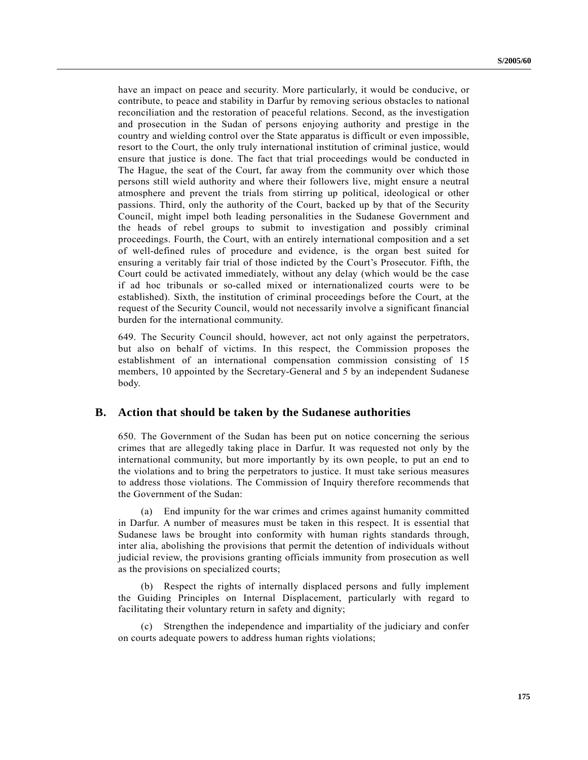have an impact on peace and security. More particularly, it would be conducive, or contribute, to peace and stability in Darfur by removing serious obstacles to national reconciliation and the restoration of peaceful relations. Second, as the investigation and prosecution in the Sudan of persons enjoying authority and prestige in the country and wielding control over the State apparatus is difficult or even impossible, resort to the Court, the only truly international institution of criminal justice, would ensure that justice is done. The fact that trial proceedings would be conducted in The Hague, the seat of the Court, far away from the community over which those persons still wield authority and where their followers live, might ensure a neutral atmosphere and prevent the trials from stirring up political, ideological or other passions. Third, only the authority of the Court, backed up by that of the Security Council, might impel both leading personalities in the Sudanese Government and the heads of rebel groups to submit to investigation and possibly criminal proceedings. Fourth, the Court, with an entirely international composition and a set of well-defined rules of procedure and evidence, is the organ best suited for ensuring a veritably fair trial of those indicted by the Court's Prosecutor. Fifth, the Court could be activated immediately, without any delay (which would be the case if ad hoc tribunals or so-called mixed or internationalized courts were to be established). Sixth, the institution of criminal proceedings before the Court, at the request of the Security Council, would not necessarily involve a significant financial burden for the international community.

649. The Security Council should, however, act not only against the perpetrators, but also on behalf of victims. In this respect, the Commission proposes the establishment of an international compensation commission consisting of 15 members, 10 appointed by the Secretary-General and 5 by an independent Sudanese body.

## B. Action that should be taken by the Sudanese authorities

650. The Government of the Sudan has been put on notice concerning the serious crimes that are allegedly taking place in Darfur. It was requested not only by the international community, but more importantly by its own people, to put an end to the violations and to bring the perpetrators to justice. It must take serious measures to address those violations. The Commission of Inquiry therefore recommends that the Government of the Sudan:

(a) End impunity for the war crimes and crimes against humanity committed in Darfur. A number of measures must be taken in this respect. It is essential that Sudanese laws be brought into conformity with human rights standards through, inter alia, abolishing the provisions that permit the detention of individuals without judicial review, the provisions granting officials immunity from prosecution as well as the provisions on specialized courts;

(b) Respect the rights of internally displaced persons and fully implement the Guiding Principles on Internal Displacement, particularly with regard to facilitating their voluntary return in safety and dignity;

(c) Strengthen the independence and impartiality of the judiciary and confer on courts adequate powers to address human rights violations;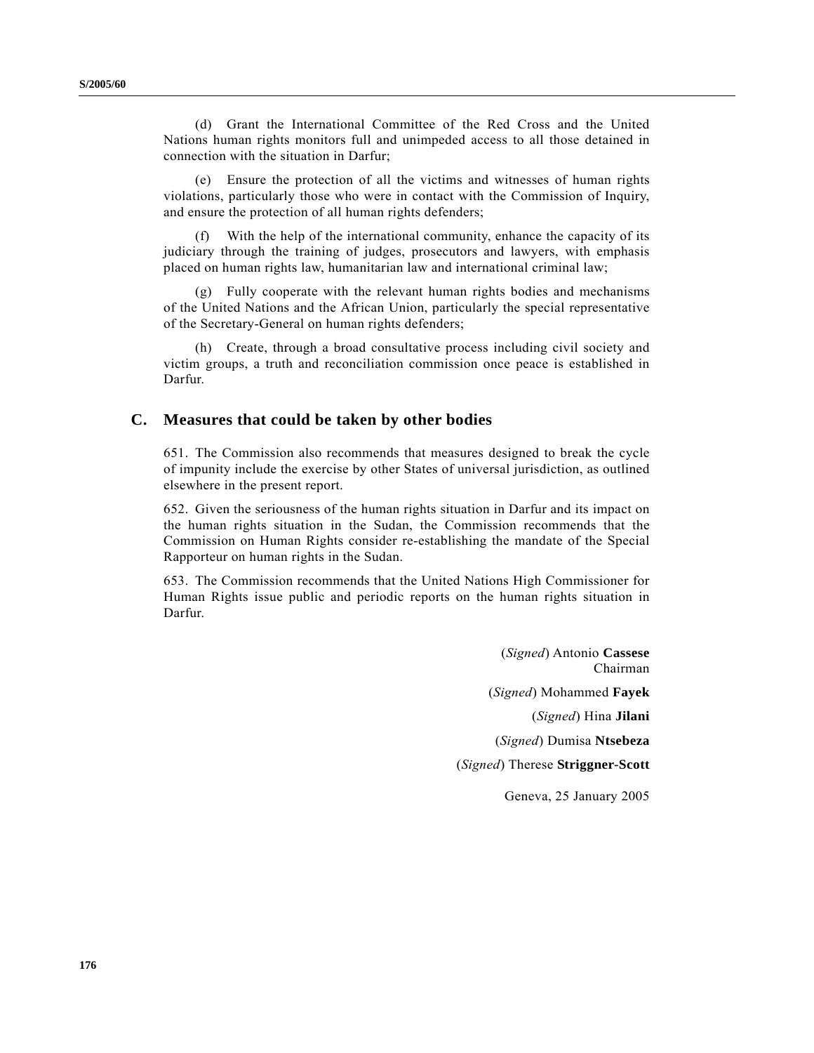(d) Grant the International Committee of the Red Cross and the United Nations human rights monitors full and unimpeded access to all those detained in connection with the situation in Darfur;

(e) Ensure the protection of all the victims and witnesses of human rights violations, particularly those who were in contact with the Commission of Inquiry, and ensure the protection of all human rights defenders;

(f) With the help of the international community, enhance the capacity of its judiciary through the training of judges, prosecutors and lawyers, with emphasis placed on human rights law, humanitarian law and international criminal law;

(g) Fully cooperate with the relevant human rights bodies and mechanisms of the United Nations and the African Union, particularly the special representative of the Secretary-General on human rights defenders;

(h) Create, through a broad consultative process including civil society and victim groups, a truth and reconciliation commission once peace is established in Darfur.

## C. Measures that could be taken by other bodies

651. The Commission also recommends that measures designed to break the cycle of impunity include the exercise by other States of universal jurisdiction, as outlined elsewhere in the present report.

652. Given the seriousness of the human rights situation in Darfur and its impact on the human rights situation in the Sudan, the Commission recommends that the Commission on Human Rights consider re-establishing the mandate of the Special Rapporteur on human rights in the Sudan.

653. The Commission recommends that the United Nations High Commissioner for Human Rights issue public and periodic reports on the human rights situation in Darfur.

(*Signed*) Antonio **Cassese**
Chairman

(*Signed*) Mohammed **Fayek**

(*Signed*) Hina **Jilani**

(*Signed*) Dumisa **Ntsebeza**

(*Signed*) Therese **Striggner-Scott**

Geneva, 25 January 2005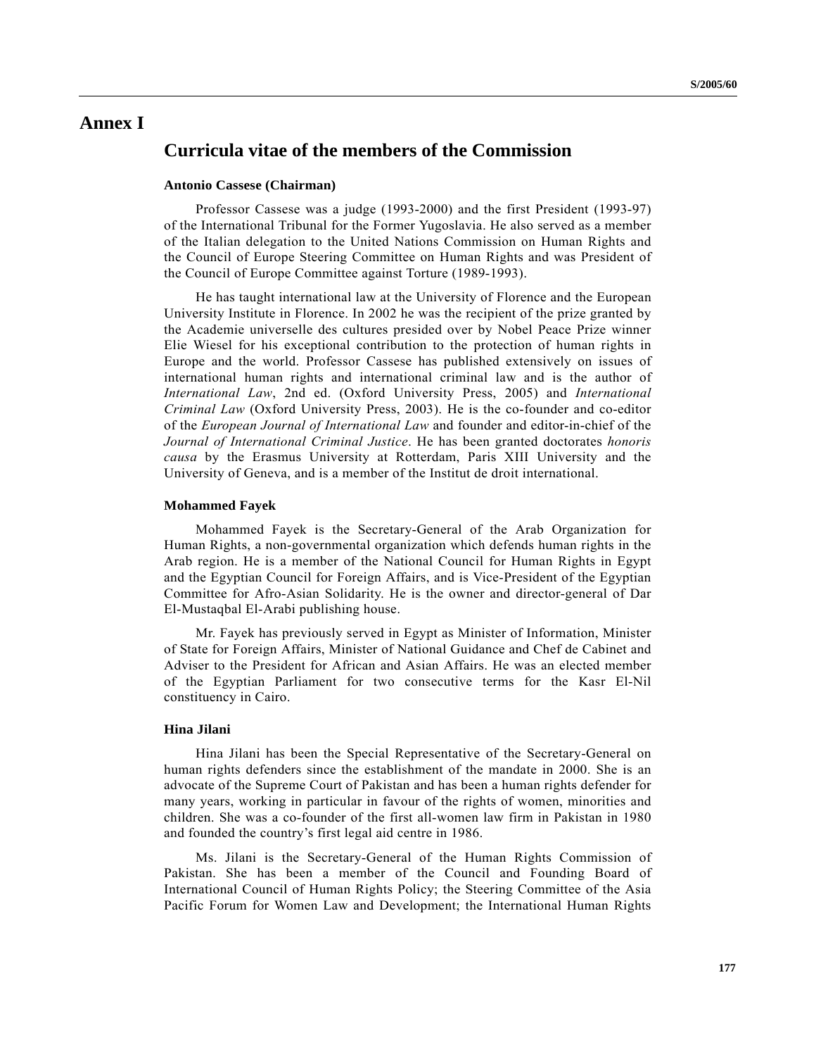# Annex I

## Curricula vitae of the members of the Commission

### Antonio Cassese (Chairman)

Professor Cassese was a judge (1993-2000) and the first President (1993-97) of the International Tribunal for the Former Yugoslavia. He also served as a member of the Italian delegation to the United Nations Commission on Human Rights and the Council of Europe Steering Committee on Human Rights and was President of the Council of Europe Committee against Torture (1989-1993).

He has taught international law at the University of Florence and the European University Institute in Florence. In 2002 he was the recipient of the prize granted by the Academie universelle des cultures presided over by Nobel Peace Prize winner Elie Wiesel for his exceptional contribution to the protection of human rights in Europe and the world. Professor Cassese has published extensively on issues of international human rights and international criminal law and is the author of *International Law*, 2nd ed. (Oxford University Press, 2005) and *International Criminal Law* (Oxford University Press, 2003). He is the co-founder and co-editor of the *European Journal of International Law* and founder and editor-in-chief of the *Journal of International Criminal Justice*. He has been granted doctorates *honoris causa* by the Erasmus University at Rotterdam, Paris XIII University and the University of Geneva, and is a member of the Institut de droit international.

### Mohammed Fayek

Mohammed Fayek is the Secretary-General of the Arab Organization for Human Rights, a non-governmental organization which defends human rights in the Arab region. He is a member of the National Council for Human Rights in Egypt and the Egyptian Council for Foreign Affairs, and is Vice-President of the Egyptian Committee for Afro-Asian Solidarity. He is the owner and director-general of Dar El-Mustaqbal El-Arabi publishing house.

Mr. Fayek has previously served in Egypt as Minister of Information, Minister of State for Foreign Affairs, Minister of National Guidance and Chef de Cabinet and Adviser to the President for African and Asian Affairs. He was an elected member of the Egyptian Parliament for two consecutive terms for the Kasr El-Nil constituency in Cairo.

### Hina Jilani

Hina Jilani has been the Special Representative of the Secretary-General on human rights defenders since the establishment of the mandate in 2000. She is an advocate of the Supreme Court of Pakistan and has been a human rights defender for many years, working in particular in favour of the rights of women, minorities and children. She was a co-founder of the first all-women law firm in Pakistan in 1980 and founded the country's first legal aid centre in 1986.

Ms. Jilani is the Secretary-General of the Human Rights Commission of Pakistan. She has been a member of the Council and Founding Board of International Council of Human Rights Policy; the Steering Committee of the Asia Pacific Forum for Women Law and Development; the International Human Rights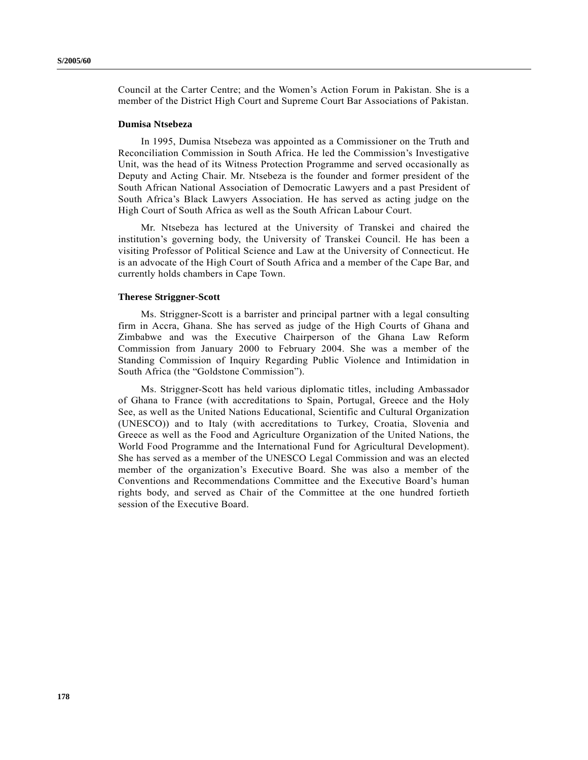Council at the Carter Centre; and the Women's Action Forum in Pakistan. She is a member of the District High Court and Supreme Court Bar Associations of Pakistan.

**Dumisa Ntsebeza**

In 1995, Dumisa Ntsebeza was appointed as a Commissioner on the Truth and Reconciliation Commission in South Africa. He led the Commission's Investigative Unit, was the head of its Witness Protection Programme and served occasionally as Deputy and Acting Chair. Mr. Ntsebeza is the founder and former president of the South African National Association of Democratic Lawyers and a past President of South Africa's Black Lawyers Association. He has served as acting judge on the High Court of South Africa as well as the South African Labour Court.

Mr. Ntsebeza has lectured at the University of Transkei and chaired the institution's governing body, the University of Transkei Council. He has been a visiting Professor of Political Science and Law at the University of Connecticut. He is an advocate of the High Court of South Africa and a member of the Cape Bar, and currently holds chambers in Cape Town.

**Therese Striggner-Scott**

Ms. Striggner-Scott is a barrister and principal partner with a legal consulting firm in Accra, Ghana. She has served as judge of the High Courts of Ghana and Zimbabwe and was the Executive Chairperson of the Ghana Law Reform Commission from January 2000 to February 2004. She was a member of the Standing Commission of Inquiry Regarding Public Violence and Intimidation in South Africa (the "Goldstone Commission").

Ms. Striggner-Scott has held various diplomatic titles, including Ambassador of Ghana to France (with accreditations to Spain, Portugal, Greece and the Holy See, as well as the United Nations Educational, Scientific and Cultural Organization (UNESCO)) and to Italy (with accreditations to Turkey, Croatia, Slovenia and Greece as well as the Food and Agriculture Organization of the United Nations, the World Food Programme and the International Fund for Agricultural Development). She has served as a member of the UNESCO Legal Commission and was an elected member of the organization's Executive Board. She was also a member of the Conventions and Recommendations Committee and the Executive Board's human rights body, and served as Chair of the Committee at the one hundred fortieth session of the Executive Board.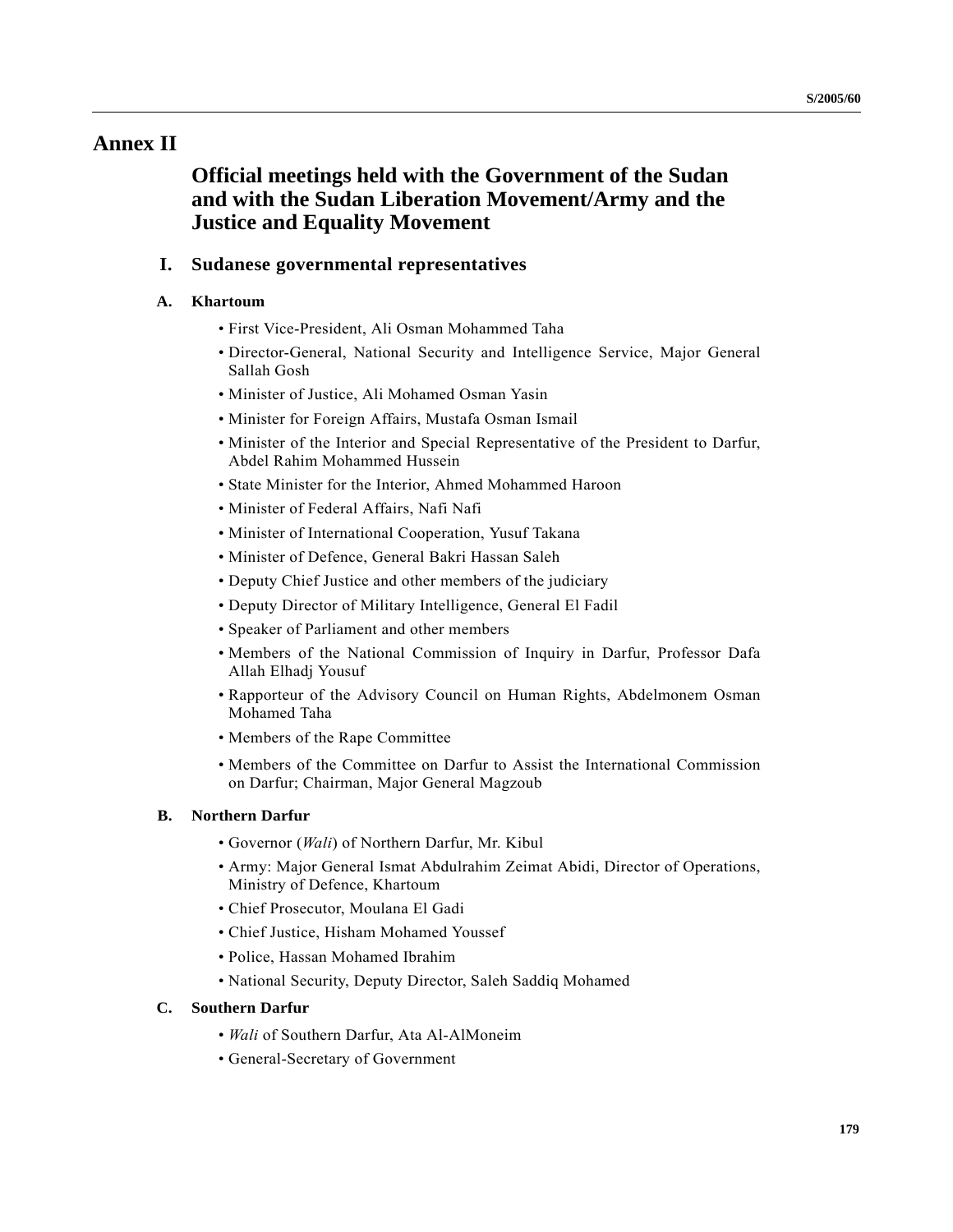# Annex II

## Official meetings held with the Government of the Sudan and with the Sudan Liberation Movement/Army and the Justice and Equality Movement

### I. Sudanese governmental representatives

#### A. Khartoum

- First Vice-President, Ali Osman Mohammed Taha
- Director-General, National Security and Intelligence Service, Major General Sallah Gosh
- Minister of Justice, Ali Mohamed Osman Yasin
- Minister for Foreign Affairs, Mustafa Osman Ismail
- Minister of the Interior and Special Representative of the President to Darfur, Abdel Rahim Mohammed Hussein
- State Minister for the Interior, Ahmed Mohammed Haroon
- Minister of Federal Affairs, Nafi Nafi
- Minister of International Cooperation, Yusuf Takana
- Minister of Defence, General Bakri Hassan Saleh
- Deputy Chief Justice and other members of the judiciary
- Deputy Director of Military Intelligence, General El Fadil
- Speaker of Parliament and other members
- Members of the National Commission of Inquiry in Darfur, Professor Dafa Allah Elhadj Yousuf
- Rapporteur of the Advisory Council on Human Rights, Abdelmonem Osman Mohamed Taha
- Members of the Rape Committee
- Members of the Committee on Darfur to Assist the International Commission on Darfur; Chairman, Major General Magzoub

#### B. Northern Darfur

- Governor (*Wali*) of Northern Darfur, Mr. Kibul
- Army: Major General Ismat Abdulrahim Zeimat Abidi, Director of Operations, Ministry of Defence, Khartoum
- Chief Prosecutor, Moulana El Gadi
- Chief Justice, Hisham Mohamed Youssef
- Police, Hassan Mohamed Ibrahim
- National Security, Deputy Director, Saleh Saddiq Mohamed

#### C. Southern Darfur

- *Wali* of Southern Darfur, Ata Al-AlMoneim
- General-Secretary of Government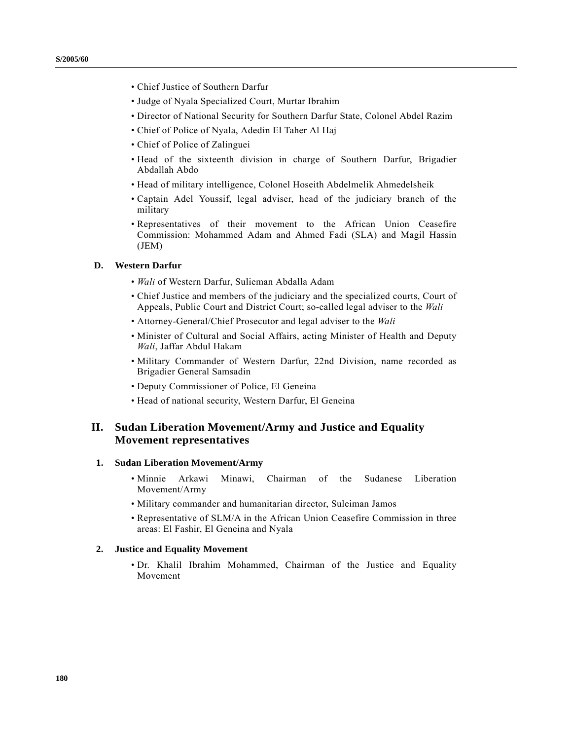- Chief Justice of Southern Darfur
- Judge of Nyala Specialized Court, Murtar Ibrahim
- Director of National Security for Southern Darfur State, Colonel Abdel Razim
- Chief of Police of Nyala, Adedin El Taher Al Haj
- Chief of Police of Zalinguei
- Head of the sixteenth division in charge of Southern Darfur, Brigadier Abdallah Abdo
- Head of military intelligence, Colonel Hoseith Abdelmelik Ahmedelsheik
- Captain Adel Youssif, legal adviser, head of the judiciary branch of the military
- Representatives of their movement to the African Union Ceasefire Commission: Mohammed Adam and Ahmed Fadi (SLA) and Magil Hassin (JEM)

### D. Western Darfur

- *Wali* of Western Darfur, Sulieman Abdalla Adam
- Chief Justice and members of the judiciary and the specialized courts, Court of Appeals, Public Court and District Court; so-called legal adviser to the *Wali*
- Attorney-General/Chief Prosecutor and legal adviser to the *Wali*
- Minister of Cultural and Social Affairs, acting Minister of Health and Deputy *Wali*, Jaffar Abdul Hakam
- Military Commander of Western Darfur, 22nd Division, name recorded as Brigadier General Samsadin
- Deputy Commissioner of Police, El Geneina
- Head of national security, Western Darfur, El Geneina

## II. Sudan Liberation Movement/Army and Justice and Equality Movement representatives

### 1. Sudan Liberation Movement/Army

- Minnie Arkawi Minawi, Chairman of the Sudanese Liberation Movement/Army
- Military commander and humanitarian director, Suleiman Jamos
- Representative of SLM/A in the African Union Ceasefire Commission in three areas: El Fashir, El Geneina and Nyala

### 2. Justice and Equality Movement

- Dr. Khalil Ibrahim Mohammed, Chairman of the Justice and Equality Movement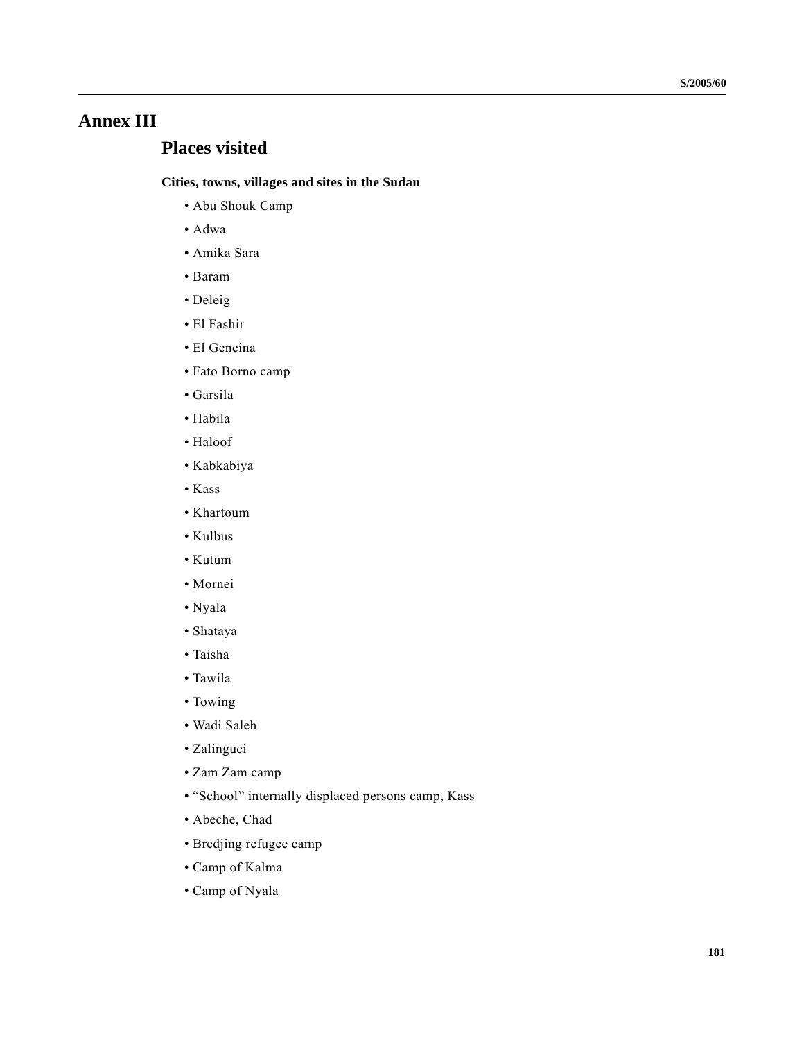# Annex III

## Places visited

**Cities, towns, villages and sites in the Sudan**

- Abu Shouk Camp
- Adwa
- Amika Sara
- Baram
- Deleig
- El Fashir
- El Geneina
- Fato Borno camp
- Garsila
- Habila
- Haloof
- Kabkabiya
- Kass
- Khartoum
- Kulbus
- Kutum
- Mornei
- Nyala
- Shataya
- Taisha
- Tawila
- Towing
- Wadi Saleh
- Zalinguei
- Zam Zam camp
- "School" internally displaced persons camp, Kass
- Abeche, Chad
- Bredjing refugee camp
- Camp of Kalma
- Camp of Nyala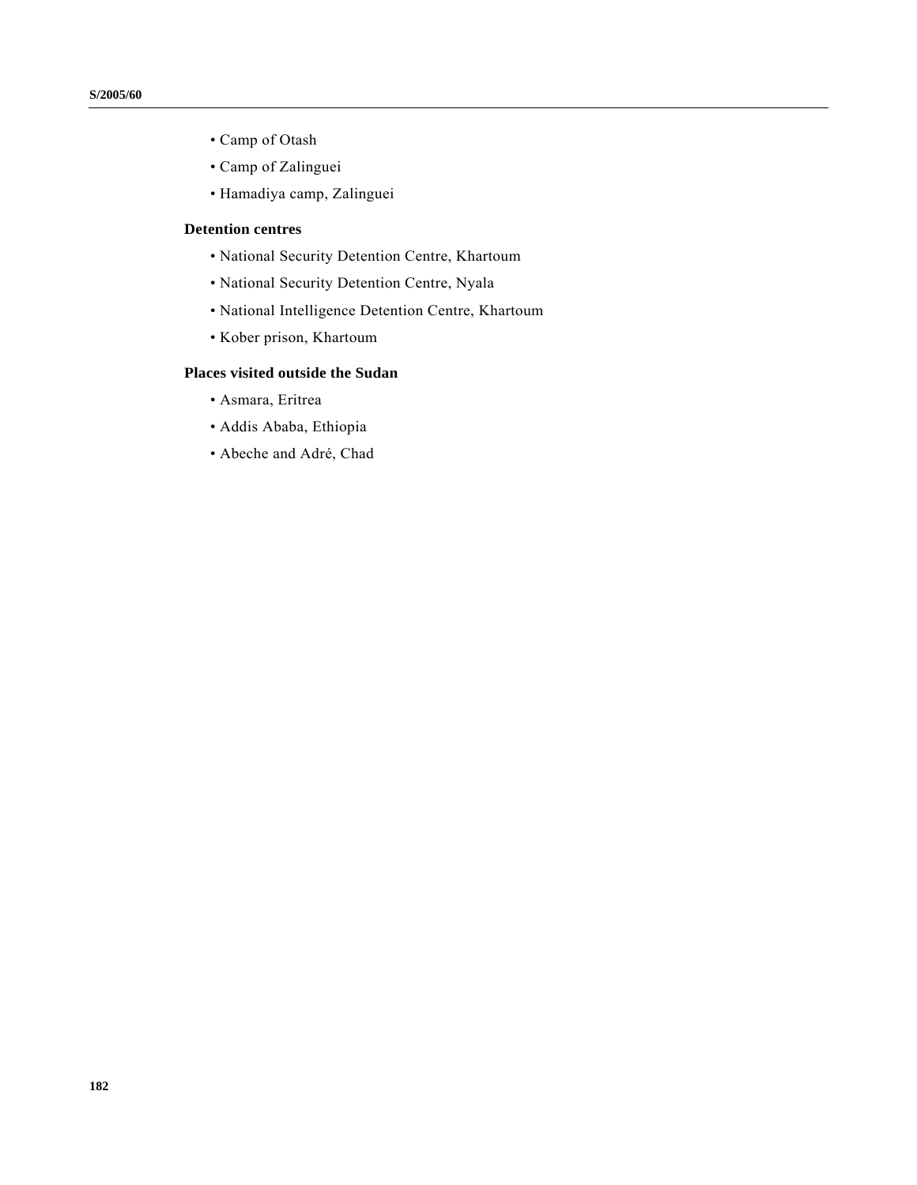- Camp of Otash
- Camp of Zalinguei
- Hamadiya camp, Zalinguei

**Detention centres**

- National Security Detention Centre, Khartoum
- National Security Detention Centre, Nyala
- National Intelligence Detention Centre, Khartoum
- Kober prison, Khartoum

**Places visited outside the Sudan**

- Asmara, Eritrea
- Addis Ababa, Ethiopia
- Abeche and Adré, Chad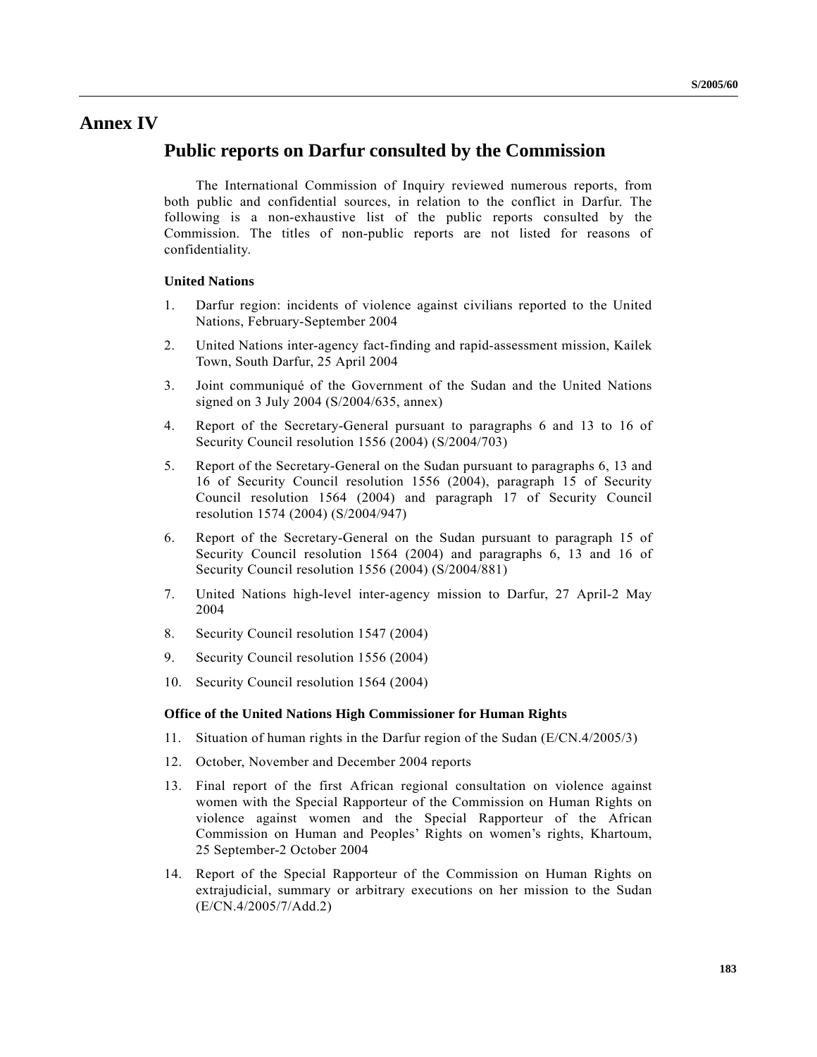# Annex IV

## Public reports on Darfur consulted by the Commission

The International Commission of Inquiry reviewed numerous reports, from both public and confidential sources, in relation to the conflict in Darfur. The following is a non-exhaustive list of the public reports consulted by the Commission. The titles of non-public reports are not listed for reasons of confidentiality.

**United Nations**

1. Darfur region: incidents of violence against civilians reported to the United Nations, February-September 2004
2. United Nations inter-agency fact-finding and rapid-assessment mission, Kailek Town, South Darfur, 25 April 2004
3. Joint communiqué of the Government of the Sudan and the United Nations signed on 3 July 2004 (S/2004/635, annex)
4. Report of the Secretary-General pursuant to paragraphs 6 and 13 to 16 of Security Council resolution 1556 (2004) (S/2004/703)
5. Report of the Secretary-General on the Sudan pursuant to paragraphs 6, 13 and 16 of Security Council resolution 1556 (2004), paragraph 15 of Security Council resolution 1564 (2004) and paragraph 17 of Security Council resolution 1574 (2004) (S/2004/947)
6. Report of the Secretary-General on the Sudan pursuant to paragraph 15 of Security Council resolution 1564 (2004) and paragraphs 6, 13 and 16 of Security Council resolution 1556 (2004) (S/2004/881)
7. United Nations high-level inter-agency mission to Darfur, 27 April-2 May 2004
8. Security Council resolution 1547 (2004)
9. Security Council resolution 1556 (2004)
10. Security Council resolution 1564 (2004)

**Office of the United Nations High Commissioner for Human Rights**

11. Situation of human rights in the Darfur region of the Sudan (E/CN.4/2005/3)
12. October, November and December 2004 reports
13. Final report of the first African regional consultation on violence against women with the Special Rapporteur of the Commission on Human Rights on violence against women and the Special Rapporteur of the African Commission on Human and Peoples' Rights on women's rights, Khartoum, 25 September-2 October 2004
14. Report of the Special Rapporteur of the Commission on Human Rights on extrajudicial, summary or arbitrary executions on her mission to the Sudan (E/CN.4/2005/7/Add.2)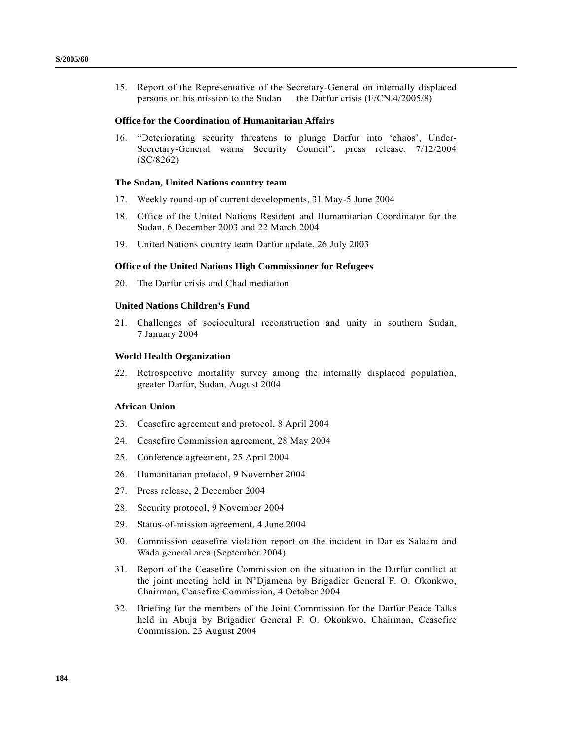15. Report of the Representative of the Secretary-General on internally displaced persons on his mission to the Sudan — the Darfur crisis (E/CN.4/2005/8)

**Office for the Coordination of Humanitarian Affairs**

16. "Deteriorating security threatens to plunge Darfur into 'chaos', Under-Secretary-General warns Security Council", press release, 7/12/2004 (SC/8262)

**The Sudan, United Nations country team**

17. Weekly round-up of current developments, 31 May-5 June 2004
18. Office of the United Nations Resident and Humanitarian Coordinator for the Sudan, 6 December 2003 and 22 March 2004
19. United Nations country team Darfur update, 26 July 2003

**Office of the United Nations High Commissioner for Refugees**

20. The Darfur crisis and Chad mediation

**United Nations Children's Fund**

21. Challenges of sociocultural reconstruction and unity in southern Sudan, 7 January 2004

**World Health Organization**

22. Retrospective mortality survey among the internally displaced population, greater Darfur, Sudan, August 2004

**African Union**

23. Ceasefire agreement and protocol, 8 April 2004
24. Ceasefire Commission agreement, 28 May 2004
25. Conference agreement, 25 April 2004
26. Humanitarian protocol, 9 November 2004
27. Press release, 2 December 2004
28. Security protocol, 9 November 2004
29. Status-of-mission agreement, 4 June 2004
30. Commission ceasefire violation report on the incident in Dar es Salaam and Wada general area (September 2004)
31. Report of the Ceasefire Commission on the situation in the Darfur conflict at the joint meeting held in N'Djamena by Brigadier General F. O. Okonkwo, Chairman, Ceasefire Commission, 4 October 2004
32. Briefing for the members of the Joint Commission for the Darfur Peace Talks held in Abuja by Brigadier General F. O. Okonkwo, Chairman, Ceasefire Commission, 23 August 2004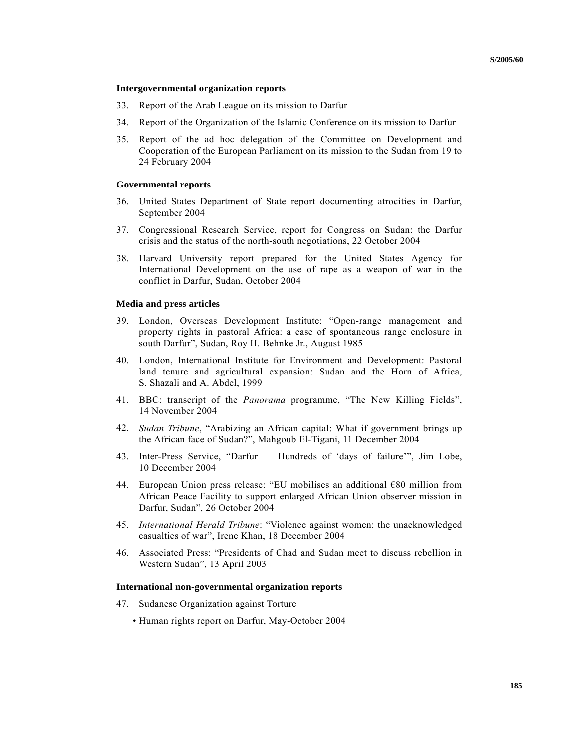**Intergovernmental organization reports**

33. Report of the Arab League on its mission to Darfur

34. Report of the Organization of the Islamic Conference on its mission to Darfur

35. Report of the ad hoc delegation of the Committee on Development and Cooperation of the European Parliament on its mission to the Sudan from 19 to 24 February 2004

**Governmental reports**

36. United States Department of State report documenting atrocities in Darfur, September 2004

37. Congressional Research Service, report for Congress on Sudan: the Darfur crisis and the status of the north-south negotiations, 22 October 2004

38. Harvard University report prepared for the United States Agency for International Development on the use of rape as a weapon of war in the conflict in Darfur, Sudan, October 2004

**Media and press articles**

39. London, Overseas Development Institute: "Open-range management and property rights in pastoral Africa: a case of spontaneous range enclosure in south Darfur", Sudan, Roy H. Behnke Jr., August 1985

40. London, International Institute for Environment and Development: Pastoral land tenure and agricultural expansion: Sudan and the Horn of Africa, S. Shazali and A. Abdel, 1999

41. BBC: transcript of the *Panorama* programme, "The New Killing Fields", 14 November 2004

42. *Sudan Tribune*, "Arabizing an African capital: What if government brings up the African face of Sudan?", Mahgoub El-Tigani, 11 December 2004

43. Inter-Press Service, "Darfur — Hundreds of 'days of failure'", Jim Lobe, 10 December 2004

44. European Union press release: "EU mobilises an additional €80 million from African Peace Facility to support enlarged African Union observer mission in Darfur, Sudan", 26 October 2004

45. *International Herald Tribune*: "Violence against women: the unacknowledged casualties of war", Irene Khan, 18 December 2004

46. Associated Press: "Presidents of Chad and Sudan meet to discuss rebellion in Western Sudan", 13 April 2003

**International non-governmental organization reports**

47. Sudanese Organization against Torture

    - Human rights report on Darfur, May-October 2004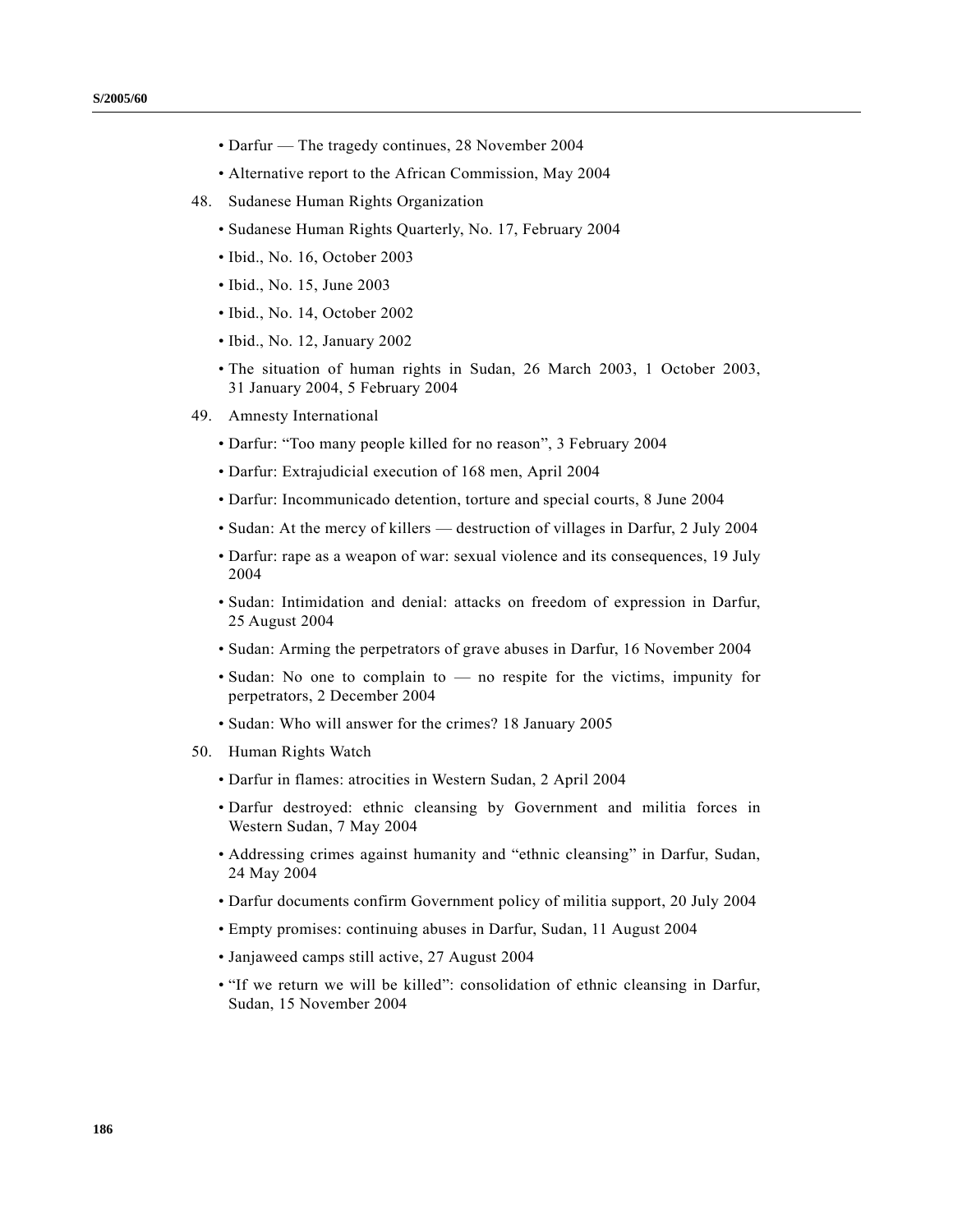- Darfur — The tragedy continues, 28 November 2004
- Alternative report to the African Commission, May 2004

48. Sudanese Human Rights Organization

    - Sudanese Human Rights Quarterly, No. 17, February 2004
    - Ibid., No. 16, October 2003
    - Ibid., No. 15, June 2003
    - Ibid., No. 14, October 2002
    - Ibid., No. 12, January 2002
    - The situation of human rights in Sudan, 26 March 2003, 1 October 2003, 31 January 2004, 5 February 2004

49. Amnesty International

    - Darfur: "Too many people killed for no reason", 3 February 2004
    - Darfur: Extrajudicial execution of 168 men, April 2004
    - Darfur: Incommunicado detention, torture and special courts, 8 June 2004
    - Sudan: At the mercy of killers — destruction of villages in Darfur, 2 July 2004
    - Darfur: rape as a weapon of war: sexual violence and its consequences, 19 July 2004
    - Sudan: Intimidation and denial: attacks on freedom of expression in Darfur, 25 August 2004
    - Sudan: Arming the perpetrators of grave abuses in Darfur, 16 November 2004
    - Sudan: No one to complain to — no respite for the victims, impunity for perpetrators, 2 December 2004
    - Sudan: Who will answer for the crimes? 18 January 2005

50. Human Rights Watch

    - Darfur in flames: atrocities in Western Sudan, 2 April 2004
    - Darfur destroyed: ethnic cleansing by Government and militia forces in Western Sudan, 7 May 2004
    - Addressing crimes against humanity and "ethnic cleansing" in Darfur, Sudan, 24 May 2004
    - Darfur documents confirm Government policy of militia support, 20 July 2004
    - Empty promises: continuing abuses in Darfur, Sudan, 11 August 2004
    - Janjaweed camps still active, 27 August 2004
    - "If we return we will be killed": consolidation of ethnic cleansing in Darfur, Sudan, 15 November 2004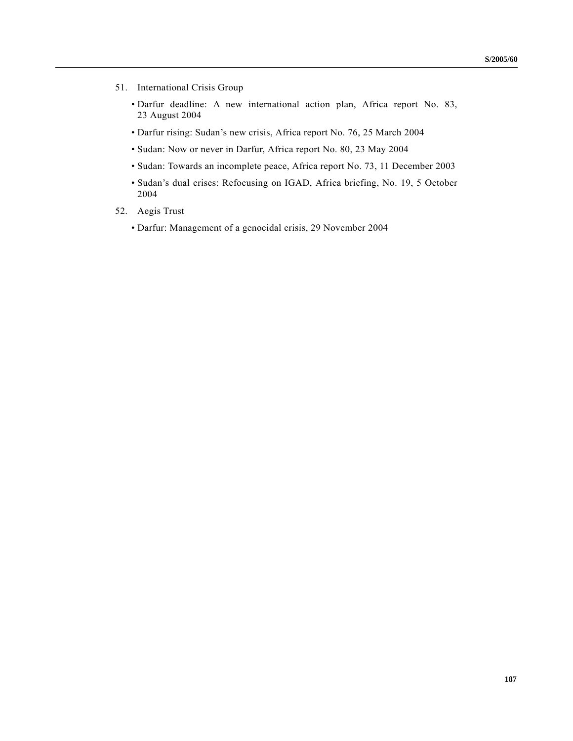51. International Crisis Group

    - Darfur deadline: A new international action plan, Africa report No. 83, 23 August 2004
    - Darfur rising: Sudan's new crisis, Africa report No. 76, 25 March 2004
    - Sudan: Now or never in Darfur, Africa report No. 80, 23 May 2004
    - Sudan: Towards an incomplete peace, Africa report No. 73, 11 December 2003
    - Sudan's dual crises: Refocusing on IGAD, Africa briefing, No. 19, 5 October 2004

52. Aegis Trust

    - Darfur: Management of a genocidal crisis, 29 November 2004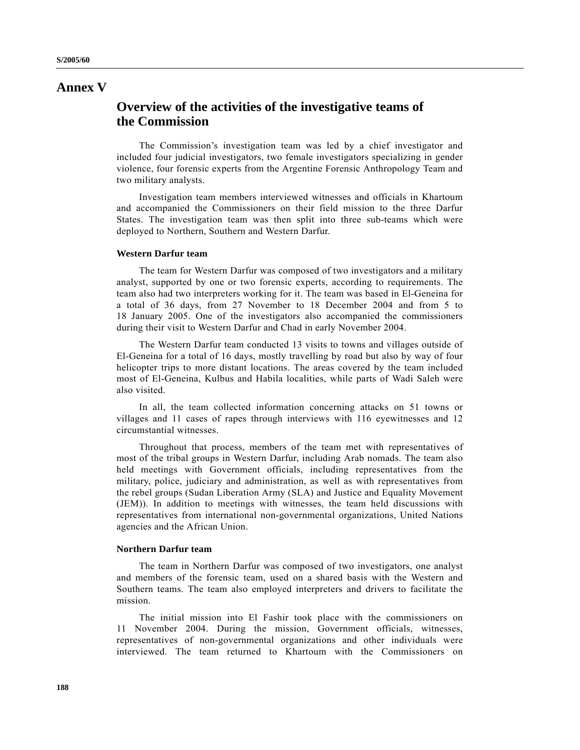# Annex V

## Overview of the activities of the investigative teams of the Commission

The Commission's investigation team was led by a chief investigator and included four judicial investigators, two female investigators specializing in gender violence, four forensic experts from the Argentine Forensic Anthropology Team and two military analysts.

Investigation team members interviewed witnesses and officials in Khartoum and accompanied the Commissioners on their field mission to the three Darfur States. The investigation team was then split into three sub-teams which were deployed to Northern, Southern and Western Darfur.

### Western Darfur team

The team for Western Darfur was composed of two investigators and a military analyst, supported by one or two forensic experts, according to requirements. The team also had two interpreters working for it. The team was based in El-Geneina for a total of 36 days, from 27 November to 18 December 2004 and from 5 to 18 January 2005. One of the investigators also accompanied the commissioners during their visit to Western Darfur and Chad in early November 2004.

The Western Darfur team conducted 13 visits to towns and villages outside of El-Geneina for a total of 16 days, mostly travelling by road but also by way of four helicopter trips to more distant locations. The areas covered by the team included most of El-Geneina, Kulbus and Habila localities, while parts of Wadi Saleh were also visited.

In all, the team collected information concerning attacks on 51 towns or villages and 11 cases of rapes through interviews with 116 eyewitnesses and 12 circumstantial witnesses.

Throughout that process, members of the team met with representatives of most of the tribal groups in Western Darfur, including Arab nomads. The team also held meetings with Government officials, including representatives from the military, police, judiciary and administration, as well as with representatives from the rebel groups (Sudan Liberation Army (SLA) and Justice and Equality Movement (JEM)). In addition to meetings with witnesses, the team held discussions with representatives from international non-governmental organizations, United Nations agencies and the African Union.

### Northern Darfur team

The team in Northern Darfur was composed of two investigators, one analyst and members of the forensic team, used on a shared basis with the Western and Southern teams. The team also employed interpreters and drivers to facilitate the mission.

The initial mission into El Fashir took place with the commissioners on 11 November 2004. During the mission, Government officials, witnesses, representatives of non-governmental organizations and other individuals were interviewed. The team returned to Khartoum with the Commissioners on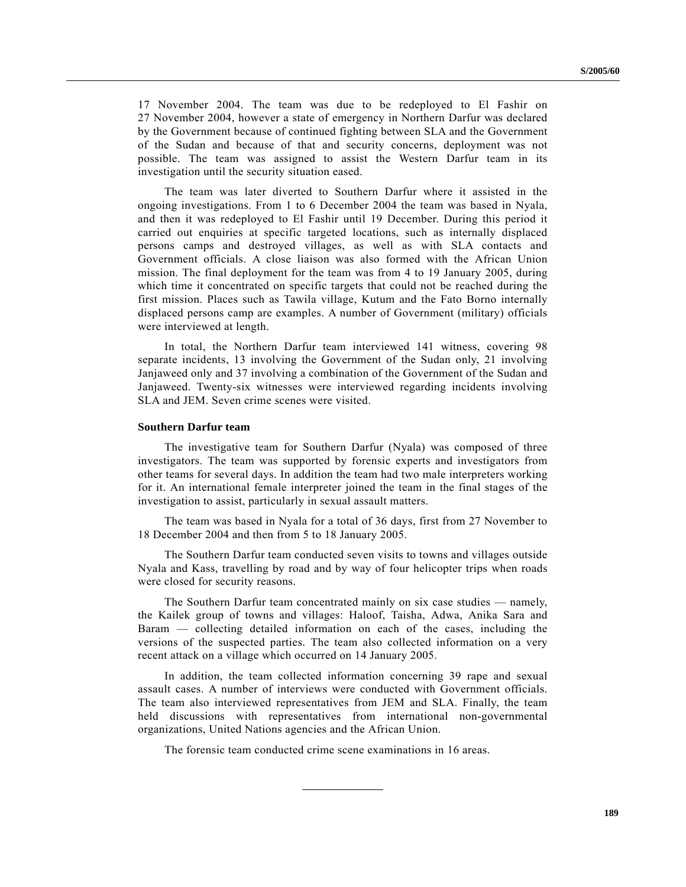17 November 2004. The team was due to be redeployed to El Fashir on 27 November 2004, however a state of emergency in Northern Darfur was declared by the Government because of continued fighting between SLA and the Government of the Sudan and because of that and security concerns, deployment was not possible. The team was assigned to assist the Western Darfur team in its investigation until the security situation eased.

The team was later diverted to Southern Darfur where it assisted in the ongoing investigations. From 1 to 6 December 2004 the team was based in Nyala, and then it was redeployed to El Fashir until 19 December. During this period it carried out enquiries at specific targeted locations, such as internally displaced persons camps and destroyed villages, as well as with SLA contacts and Government officials. A close liaison was also formed with the African Union mission. The final deployment for the team was from 4 to 19 January 2005, during which time it concentrated on specific targets that could not be reached during the first mission. Places such as Tawila village, Kutum and the Fato Borno internally displaced persons camp are examples. A number of Government (military) officials were interviewed at length.

In total, the Northern Darfur team interviewed 141 witness, covering 98 separate incidents, 13 involving the Government of the Sudan only, 21 involving Janjaweed only and 37 involving a combination of the Government of the Sudan and Janjaweed. Twenty-six witnesses were interviewed regarding incidents involving SLA and JEM. Seven crime scenes were visited.

**Southern Darfur team**

The investigative team for Southern Darfur (Nyala) was composed of three investigators. The team was supported by forensic experts and investigators from other teams for several days. In addition the team had two male interpreters working for it. An international female interpreter joined the team in the final stages of the investigation to assist, particularly in sexual assault matters.

The team was based in Nyala for a total of 36 days, first from 27 November to 18 December 2004 and then from 5 to 18 January 2005.

The Southern Darfur team conducted seven visits to towns and villages outside Nyala and Kass, travelling by road and by way of four helicopter trips when roads were closed for security reasons.

The Southern Darfur team concentrated mainly on six case studies — namely, the Kailek group of towns and villages: Haloof, Taisha, Adwa, Anika Sara and Baram — collecting detailed information on each of the cases, including the versions of the suspected parties. The team also collected information on a very recent attack on a village which occurred on 14 January 2005.

In addition, the team collected information concerning 39 rape and sexual assault cases. A number of interviews were conducted with Government officials. The team also interviewed representatives from JEM and SLA. Finally, the team held discussions with representatives from international non-governmental organizations, United Nations agencies and the African Union.

The forensic team conducted crime scene examinations in 16 areas.